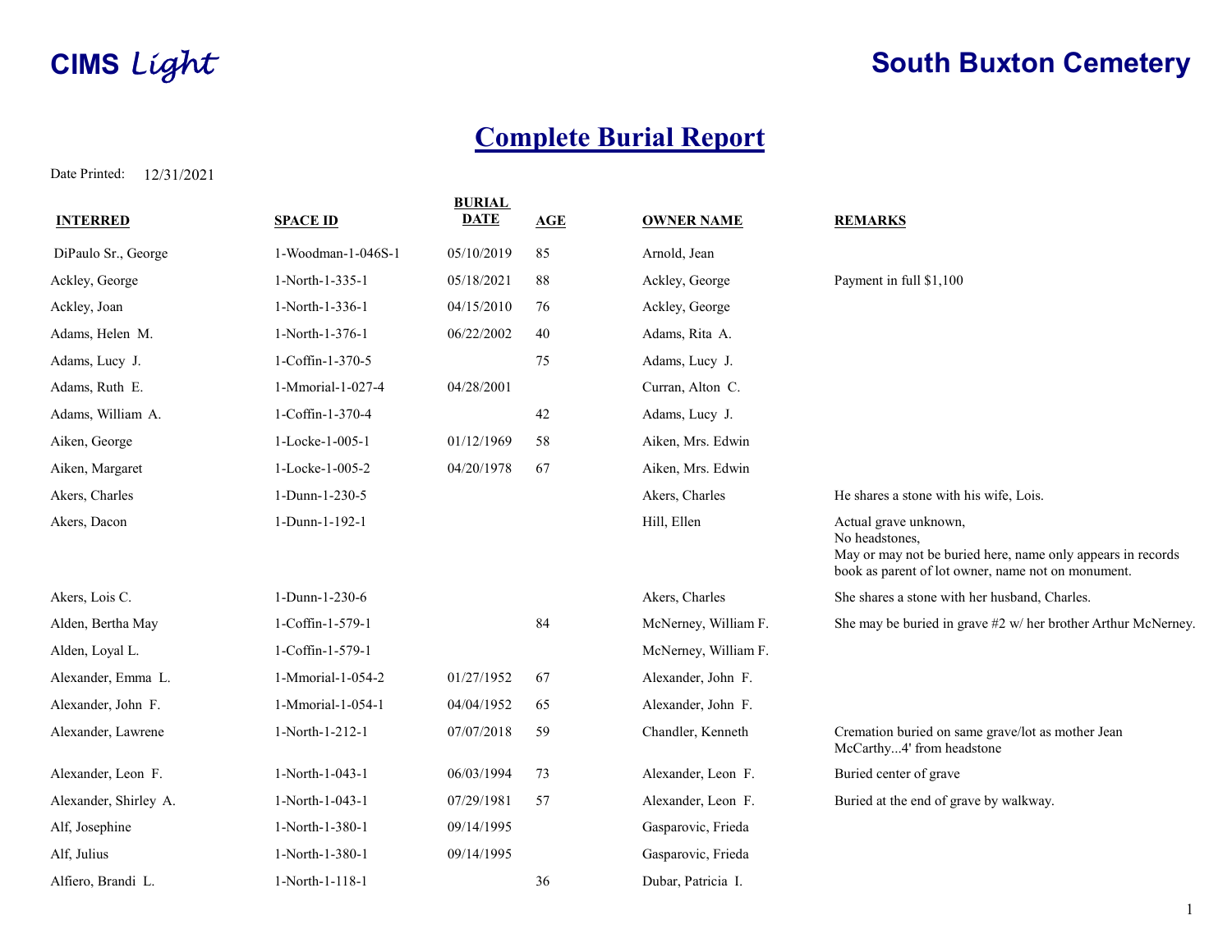**CIMS** *Light*

# South Buxton Cemetery

## Complete Burial Report

Date Printed: 12/31/2021

| INTERRED | SPACE ID | BURIAL DATE | AGE | OWNER NAME | REMARKS |
|---|---|---|---|---|---|
| DiPaulo Sr., George | 1-Woodman-1-046S-1 | 05/10/2019 | 85 | Arnold, Jean | |
| Ackley, George | 1-North-1-335-1 | 05/18/2021 | 88 | Ackley, George | Payment in full $1,100 |
| Ackley, Joan | 1-North-1-336-1 | 04/15/2010 | 76 | Ackley, George | |
| Adams, Helen M. | 1-North-1-376-1 | 06/22/2002 | 40 | Adams, Rita A. | |
| Adams, Lucy J. | 1-Coffin-1-370-5 | | 75 | Adams, Lucy J. | |
| Adams, Ruth E. | 1-Mmorial-1-027-4 | 04/28/2001 | | Curran, Alton C. | |
| Adams, William A. | 1-Coffin-1-370-4 | | 42 | Adams, Lucy J. | |
| Aiken, George | 1-Locke-1-005-1 | 01/12/1969 | 58 | Aiken, Mrs. Edwin | |
| Aiken, Margaret | 1-Locke-1-005-2 | 04/20/1978 | 67 | Aiken, Mrs. Edwin | |
| Akers, Charles | 1-Dunn-1-230-5 | | | Akers, Charles | He shares a stone with his wife, Lois. |
| Akers, Dacon | 1-Dunn-1-192-1 | | | Hill, Ellen | Actual grave unknown, No headstones, May or may not be buried here, name only appears in records book as parent of lot owner, name not on monument. |
| Akers, Lois C. | 1-Dunn-1-230-6 | | | Akers, Charles | She shares a stone with her husband, Charles. |
| Alden, Bertha May | 1-Coffin-1-579-1 | | 84 | McNerney, William F. | She may be buried in grave #2 w/ her brother Arthur McNerney. |
| Alden, Loyal L. | 1-Coffin-1-579-1 | | | McNerney, William F. | |
| Alexander, Emma L. | 1-Mmorial-1-054-2 | 01/27/1952 | 67 | Alexander, John F. | |
| Alexander, John F. | 1-Mmorial-1-054-1 | 04/04/1952 | 65 | Alexander, John F. | |
| Alexander, Lawrene | 1-North-1-212-1 | 07/07/2018 | 59 | Chandler, Kenneth | Cremation buried on same grave/lot as mother Jean McCarthy...4' from headstone |
| Alexander, Leon F. | 1-North-1-043-1 | 06/03/1994 | 73 | Alexander, Leon F. | Buried center of grave |
| Alexander, Shirley A. | 1-North-1-043-1 | 07/29/1981 | 57 | Alexander, Leon F. | Buried at the end of grave by walkway. |
| Alf, Josephine | 1-North-1-380-1 | 09/14/1995 | | Gasparovic, Frieda | |
| Alf, Julius | 1-North-1-380-1 | 09/14/1995 | | Gasparovic, Frieda | |
| Alfiero, Brandi L. | 1-North-1-118-1 | | 36 | Dubar, Patricia I. | |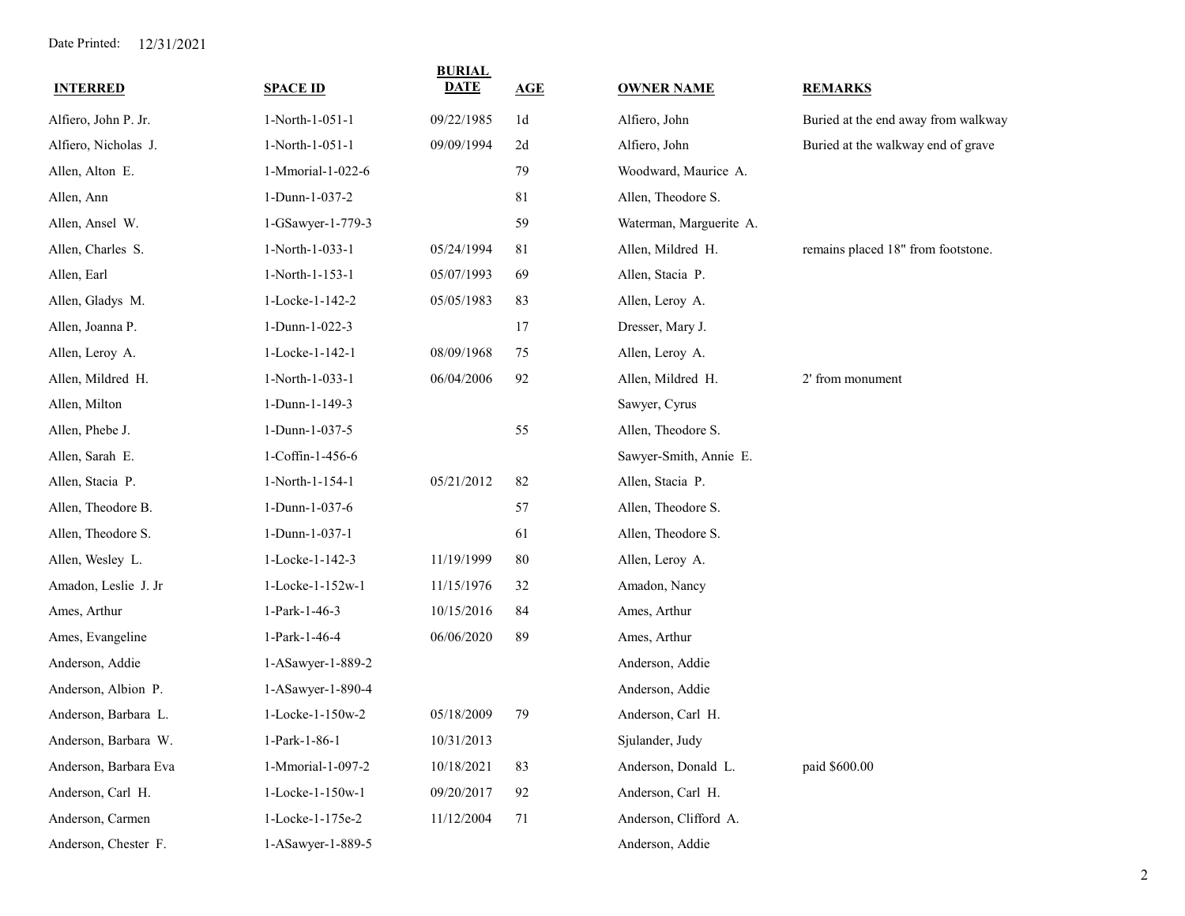Date Printed: 12/31/2021

| INTERRED | SPACE ID | BURIAL DATE | AGE | OWNER NAME | REMARKS |
|---|---|---|---|---|---|
| Alfiero, John P. Jr. | 1-North-1-051-1 | 09/22/1985 | 1d | Alfiero, John | Buried at the end away from walkway |
| Alfiero, Nicholas J. | 1-North-1-051-1 | 09/09/1994 | 2d | Alfiero, John | Buried at the walkway end of grave |
| Allen, Alton E. | 1-Mmorial-1-022-6 | | 79 | Woodward, Maurice A. | |
| Allen, Ann | 1-Dunn-1-037-2 | | 81 | Allen, Theodore S. | |
| Allen, Ansel W. | 1-GSawyer-1-779-3 | | 59 | Waterman, Marguerite A. | |
| Allen, Charles S. | 1-North-1-033-1 | 05/24/1994 | 81 | Allen, Mildred H. | remains placed 18" from footstone. |
| Allen, Earl | 1-North-1-153-1 | 05/07/1993 | 69 | Allen, Stacia P. | |
| Allen, Gladys M. | 1-Locke-1-142-2 | 05/05/1983 | 83 | Allen, Leroy A. | |
| Allen, Joanna P. | 1-Dunn-1-022-3 | | 17 | Dresser, Mary J. | |
| Allen, Leroy A. | 1-Locke-1-142-1 | 08/09/1968 | 75 | Allen, Leroy A. | |
| Allen, Mildred H. | 1-North-1-033-1 | 06/04/2006 | 92 | Allen, Mildred H. | 2' from monument |
| Allen, Milton | 1-Dunn-1-149-3 | | | Sawyer, Cyrus | |
| Allen, Phebe J. | 1-Dunn-1-037-5 | | 55 | Allen, Theodore S. | |
| Allen, Sarah E. | 1-Coffin-1-456-6 | | | Sawyer-Smith, Annie E. | |
| Allen, Stacia P. | 1-North-1-154-1 | 05/21/2012 | 82 | Allen, Stacia P. | |
| Allen, Theodore B. | 1-Dunn-1-037-6 | | 57 | Allen, Theodore S. | |
| Allen, Theodore S. | 1-Dunn-1-037-1 | | 61 | Allen, Theodore S. | |
| Allen, Wesley L. | 1-Locke-1-142-3 | 11/19/1999 | 80 | Allen, Leroy A. | |
| Amadon, Leslie J. Jr | 1-Locke-1-152w-1 | 11/15/1976 | 32 | Amadon, Nancy | |
| Ames, Arthur | 1-Park-1-46-3 | 10/15/2016 | 84 | Ames, Arthur | |
| Ames, Evangeline | 1-Park-1-46-4 | 06/06/2020 | 89 | Ames, Arthur | |
| Anderson, Addie | 1-ASawyer-1-889-2 | | | Anderson, Addie | |
| Anderson, Albion P. | 1-ASawyer-1-890-4 | | | Anderson, Addie | |
| Anderson, Barbara L. | 1-Locke-1-150w-2 | 05/18/2009 | 79 | Anderson, Carl H. | |
| Anderson, Barbara W. | 1-Park-1-86-1 | 10/31/2013 | | Sjulander, Judy | |
| Anderson, Barbara Eva | 1-Mmorial-1-097-2 | 10/18/2021 | 83 | Anderson, Donald L. | paid $600.00 |
| Anderson, Carl H. | 1-Locke-1-150w-1 | 09/20/2017 | 92 | Anderson, Carl H. | |
| Anderson, Carmen | 1-Locke-1-175e-2 | 11/12/2004 | 71 | Anderson, Clifford A. | |
| Anderson, Chester F. | 1-ASawyer-1-889-5 | | | Anderson, Addie | |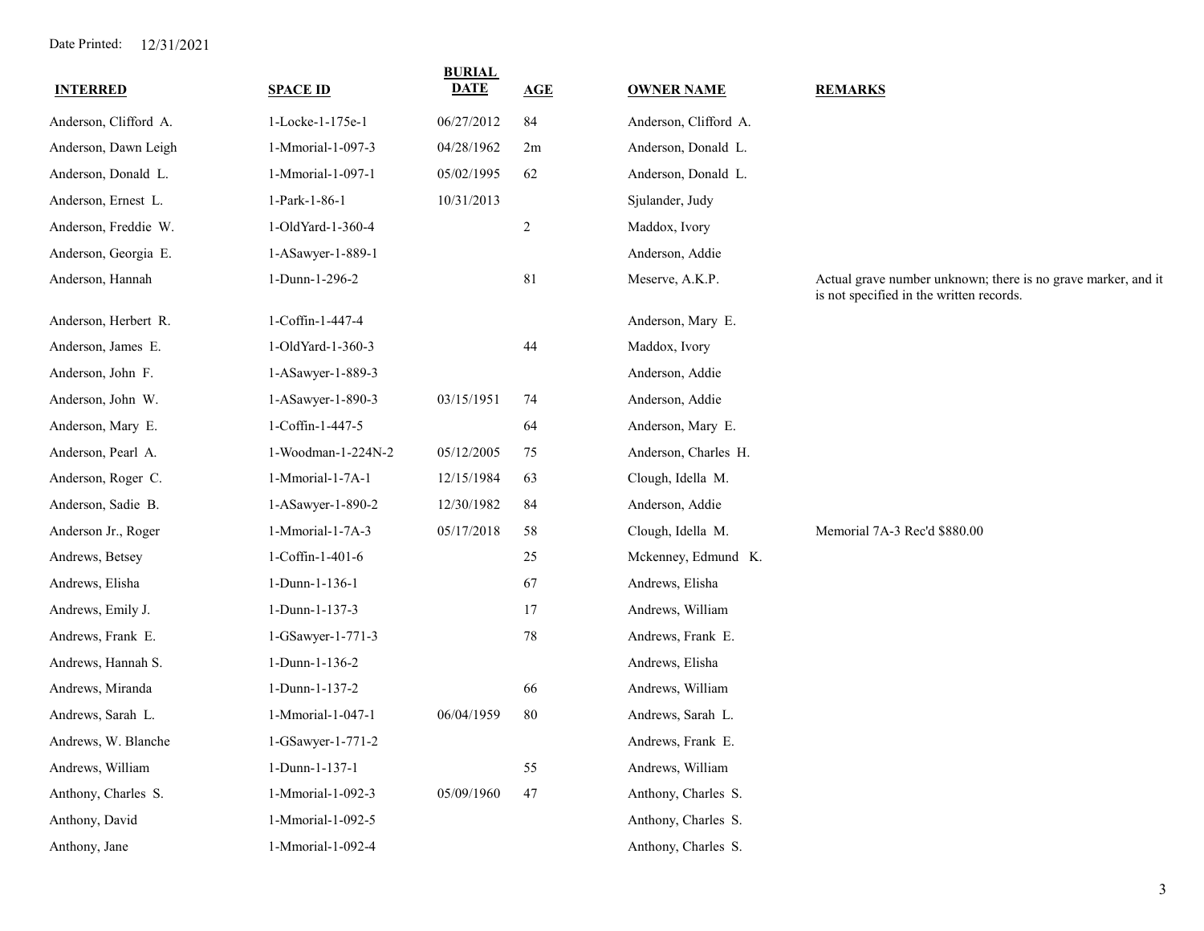Date Printed: 12/31/2021

| INTERRED | SPACE ID | BURIAL DATE | AGE | OWNER NAME | REMARKS |
|---|---|---|---|---|---|
| Anderson, Clifford A. | 1-Locke-1-175e-1 | 06/27/2012 | 84 | Anderson, Clifford A. | |
| Anderson, Dawn Leigh | 1-Mmorial-1-097-3 | 04/28/1962 | 2m | Anderson, Donald L. | |
| Anderson, Donald L. | 1-Mmorial-1-097-1 | 05/02/1995 | 62 | Anderson, Donald L. | |
| Anderson, Ernest L. | 1-Park-1-86-1 | 10/31/2013 | | Sjulander, Judy | |
| Anderson, Freddie W. | 1-OldYard-1-360-4 | | 2 | Maddox, Ivory | |
| Anderson, Georgia E. | 1-ASawyer-1-889-1 | | | Anderson, Addie | |
| Anderson, Hannah | 1-Dunn-1-296-2 | | 81 | Meserve, A.K.P. | Actual grave number unknown; there is no grave marker, and it is not specified in the written records. |
| Anderson, Herbert R. | 1-Coffin-1-447-4 | | | Anderson, Mary E. | |
| Anderson, James E. | 1-OldYard-1-360-3 | | 44 | Maddox, Ivory | |
| Anderson, John F. | 1-ASawyer-1-889-3 | | | Anderson, Addie | |
| Anderson, John W. | 1-ASawyer-1-890-3 | 03/15/1951 | 74 | Anderson, Addie | |
| Anderson, Mary E. | 1-Coffin-1-447-5 | | 64 | Anderson, Mary E. | |
| Anderson, Pearl A. | 1-Woodman-1-224N-2 | 05/12/2005 | 75 | Anderson, Charles H. | |
| Anderson, Roger C. | 1-Mmorial-1-7A-1 | 12/15/1984 | 63 | Clough, Idella M. | |
| Anderson, Sadie B. | 1-ASawyer-1-890-2 | 12/30/1982 | 84 | Anderson, Addie | |
| Anderson Jr., Roger | 1-Mmorial-1-7A-3 | 05/17/2018 | 58 | Clough, Idella M. | Memorial 7A-3 Rec'd $880.00 |
| Andrews, Betsey | 1-Coffin-1-401-6 | | 25 | Mckenney, Edmund K. | |
| Andrews, Elisha | 1-Dunn-1-136-1 | | 67 | Andrews, Elisha | |
| Andrews, Emily J. | 1-Dunn-1-137-3 | | 17 | Andrews, William | |
| Andrews, Frank E. | 1-GSawyer-1-771-3 | | 78 | Andrews, Frank E. | |
| Andrews, Hannah S. | 1-Dunn-1-136-2 | | | Andrews, Elisha | |
| Andrews, Miranda | 1-Dunn-1-137-2 | | 66 | Andrews, William | |
| Andrews, Sarah L. | 1-Mmorial-1-047-1 | 06/04/1959 | 80 | Andrews, Sarah L. | |
| Andrews, W. Blanche | 1-GSawyer-1-771-2 | | | Andrews, Frank E. | |
| Andrews, William | 1-Dunn-1-137-1 | | 55 | Andrews, William | |
| Anthony, Charles S. | 1-Mmorial-1-092-3 | 05/09/1960 | 47 | Anthony, Charles S. | |
| Anthony, David | 1-Mmorial-1-092-5 | | | Anthony, Charles S. | |
| Anthony, Jane | 1-Mmorial-1-092-4 | | | Anthony, Charles S. | |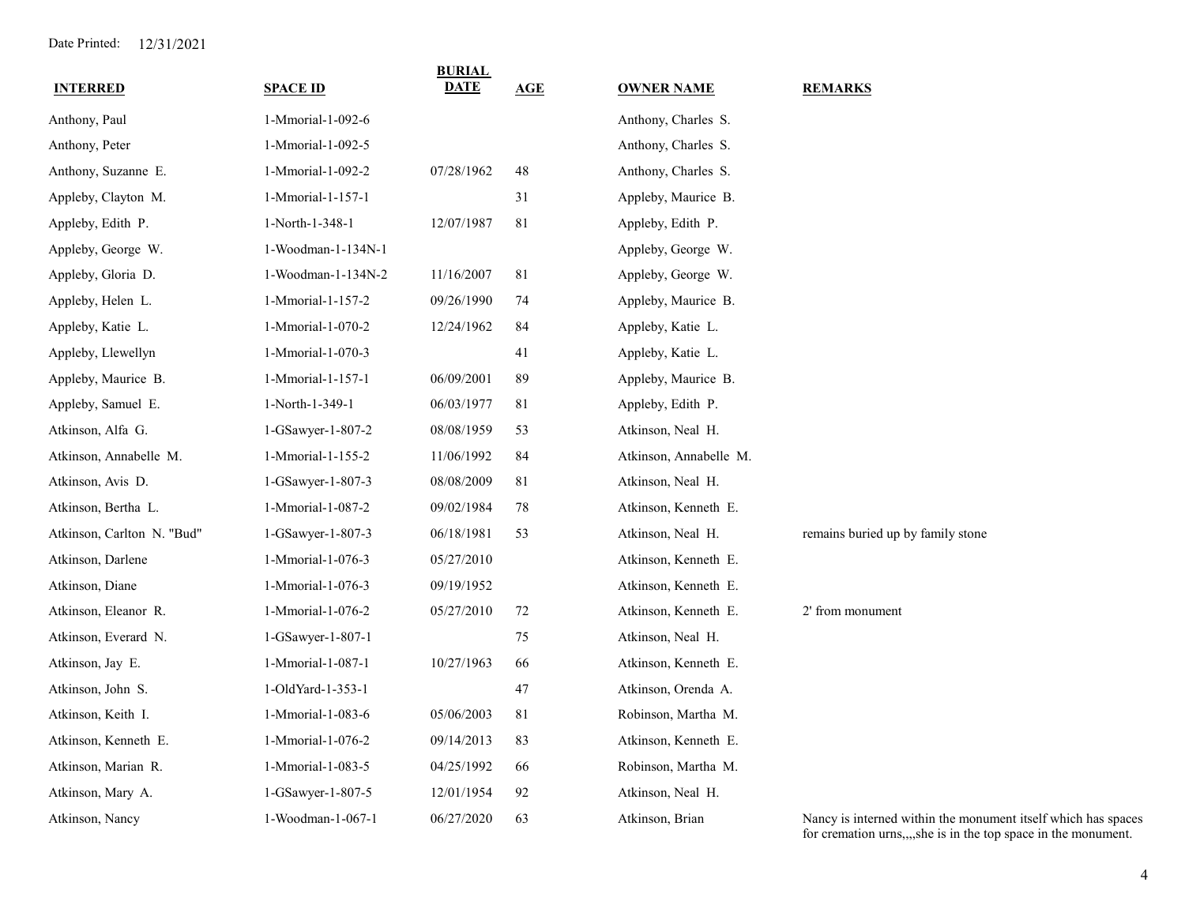Date Printed: 12/31/2021

| INTERRED | SPACE ID | BURIAL DATE | AGE | OWNER NAME | REMARKS |
|---|---|---|---|---|---|
| Anthony, Paul | 1-Mmorial-1-092-6 | | | Anthony, Charles S. | |
| Anthony, Peter | 1-Mmorial-1-092-5 | | | Anthony, Charles S. | |
| Anthony, Suzanne E. | 1-Mmorial-1-092-2 | 07/28/1962 | 48 | Anthony, Charles S. | |
| Appleby, Clayton M. | 1-Mmorial-1-157-1 | | 31 | Appleby, Maurice B. | |
| Appleby, Edith P. | 1-North-1-348-1 | 12/07/1987 | 81 | Appleby, Edith P. | |
| Appleby, George W. | 1-Woodman-1-134N-1 | | | Appleby, George W. | |
| Appleby, Gloria D. | 1-Woodman-1-134N-2 | 11/16/2007 | 81 | Appleby, George W. | |
| Appleby, Helen L. | 1-Mmorial-1-157-2 | 09/26/1990 | 74 | Appleby, Maurice B. | |
| Appleby, Katie L. | 1-Mmorial-1-070-2 | 12/24/1962 | 84 | Appleby, Katie L. | |
| Appleby, Llewellyn | 1-Mmorial-1-070-3 | | 41 | Appleby, Katie L. | |
| Appleby, Maurice B. | 1-Mmorial-1-157-1 | 06/09/2001 | 89 | Appleby, Maurice B. | |
| Appleby, Samuel E. | 1-North-1-349-1 | 06/03/1977 | 81 | Appleby, Edith P. | |
| Atkinson, Alfa G. | 1-GSawyer-1-807-2 | 08/08/1959 | 53 | Atkinson, Neal H. | |
| Atkinson, Annabelle M. | 1-Mmorial-1-155-2 | 11/06/1992 | 84 | Atkinson, Annabelle M. | |
| Atkinson, Avis D. | 1-GSawyer-1-807-3 | 08/08/2009 | 81 | Atkinson, Neal H. | |
| Atkinson, Bertha L. | 1-Mmorial-1-087-2 | 09/02/1984 | 78 | Atkinson, Kenneth E. | |
| Atkinson, Carlton N. "Bud" | 1-GSawyer-1-807-3 | 06/18/1981 | 53 | Atkinson, Neal H. | remains buried up by family stone |
| Atkinson, Darlene | 1-Mmorial-1-076-3 | 05/27/2010 | | Atkinson, Kenneth E. | |
| Atkinson, Diane | 1-Mmorial-1-076-3 | 09/19/1952 | | Atkinson, Kenneth E. | |
| Atkinson, Eleanor R. | 1-Mmorial-1-076-2 | 05/27/2010 | 72 | Atkinson, Kenneth E. | 2' from monument |
| Atkinson, Everard N. | 1-GSawyer-1-807-1 | | 75 | Atkinson, Neal H. | |
| Atkinson, Jay E. | 1-Mmorial-1-087-1 | 10/27/1963 | 66 | Atkinson, Kenneth E. | |
| Atkinson, John S. | 1-OldYard-1-353-1 | | 47 | Atkinson, Orenda A. | |
| Atkinson, Keith I. | 1-Mmorial-1-083-6 | 05/06/2003 | 81 | Robinson, Martha M. | |
| Atkinson, Kenneth E. | 1-Mmorial-1-076-2 | 09/14/2013 | 83 | Atkinson, Kenneth E. | |
| Atkinson, Marian R. | 1-Mmorial-1-083-5 | 04/25/1992 | 66 | Robinson, Martha M. | |
| Atkinson, Mary A. | 1-GSawyer-1-807-5 | 12/01/1954 | 92 | Atkinson, Neal H. | |
| Atkinson, Nancy | 1-Woodman-1-067-1 | 06/27/2020 | 63 | Atkinson, Brian | Nancy is interned within the monument itself which has spaces for cremation urns,,,,she is in the top space in the monument. |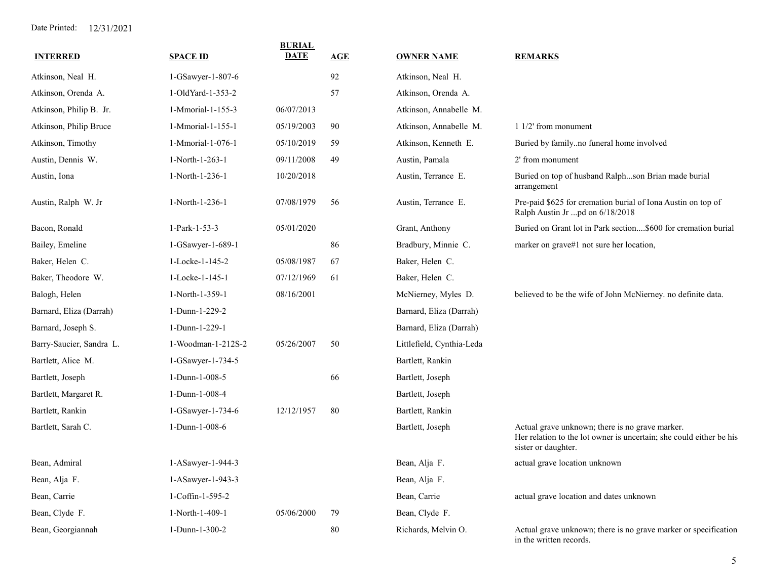Date Printed: 12/31/2021

| INTERRED | SPACE ID | BURIAL DATE | AGE | OWNER NAME | REMARKS |
|---|---|---|---|---|---|
| Atkinson, Neal H. | 1-GSawyer-1-807-6 | | 92 | Atkinson, Neal H. | |
| Atkinson, Orenda A. | 1-OldYard-1-353-2 | | 57 | Atkinson, Orenda A. | |
| Atkinson, Philip B. Jr. | 1-Mmorial-1-155-3 | 06/07/2013 | | Atkinson, Annabelle M. | |
| Atkinson, Philip Bruce | 1-Mmorial-1-155-1 | 05/19/2003 | 90 | Atkinson, Annabelle M. | 1 1/2' from monument |
| Atkinson, Timothy | 1-Mmorial-1-076-1 | 05/10/2019 | 59 | Atkinson, Kenneth E. | Buried by family..no funeral home involved |
| Austin, Dennis W. | 1-North-1-263-1 | 09/11/2008 | 49 | Austin, Pamala | 2' from monument |
| Austin, Iona | 1-North-1-236-1 | 10/20/2018 | | Austin, Terrance E. | Buried on top of husband Ralph...son Brian made burial arrangement |
| Austin, Ralph W. Jr | 1-North-1-236-1 | 07/08/1979 | 56 | Austin, Terrance E. | Pre-paid $625 for cremation burial of Iona Austin on top of Ralph Austin Jr ...pd on 6/18/2018 |
| Bacon, Ronald | 1-Park-1-53-3 | 05/01/2020 | | Grant, Anthony | Buried on Grant lot in Park section....$600 for cremation burial |
| Bailey, Emeline | 1-GSawyer-1-689-1 | | 86 | Bradbury, Minnie C. | marker on grave#1 not sure her location, |
| Baker, Helen C. | 1-Locke-1-145-2 | 05/08/1987 | 67 | Baker, Helen C. | |
| Baker, Theodore W. | 1-Locke-1-145-1 | 07/12/1969 | 61 | Baker, Helen C. | |
| Balogh, Helen | 1-North-1-359-1 | 08/16/2001 | | McNierney, Myles D. | believed to be the wife of John McNierney. no definite data. |
| Barnard, Eliza (Darrah) | 1-Dunn-1-229-2 | | | Barnard, Eliza (Darrah) | |
| Barnard, Joseph S. | 1-Dunn-1-229-1 | | | Barnard, Eliza (Darrah) | |
| Barry-Saucier, Sandra L. | 1-Woodman-1-212S-2 | 05/26/2007 | 50 | Littlefield, Cynthia-Leda | |
| Bartlett, Alice M. | 1-GSawyer-1-734-5 | | | Bartlett, Rankin | |
| Bartlett, Joseph | 1-Dunn-1-008-5 | | 66 | Bartlett, Joseph | |
| Bartlett, Margaret R. | 1-Dunn-1-008-4 | | | Bartlett, Joseph | |
| Bartlett, Rankin | 1-GSawyer-1-734-6 | 12/12/1957 | 80 | Bartlett, Rankin | |
| Bartlett, Sarah C. | 1-Dunn-1-008-6 | | | Bartlett, Joseph | Actual grave unknown; there is no grave marker. Her relation to the lot owner is uncertain; she could either be his sister or daughter. |
| Bean, Admiral | 1-ASawyer-1-944-3 | | | Bean, Alja F. | actual grave location unknown |
| Bean, Alja F. | 1-ASawyer-1-943-3 | | | Bean, Alja F. | |
| Bean, Carrie | 1-Coffin-1-595-2 | | | Bean, Carrie | actual grave location and dates unknown |
| Bean, Clyde F. | 1-North-1-409-1 | 05/06/2000 | 79 | Bean, Clyde F. | |
| Bean, Georgiannah | 1-Dunn-1-300-2 | | 80 | Richards, Melvin O. | Actual grave unknown; there is no grave marker or specification in the written records. |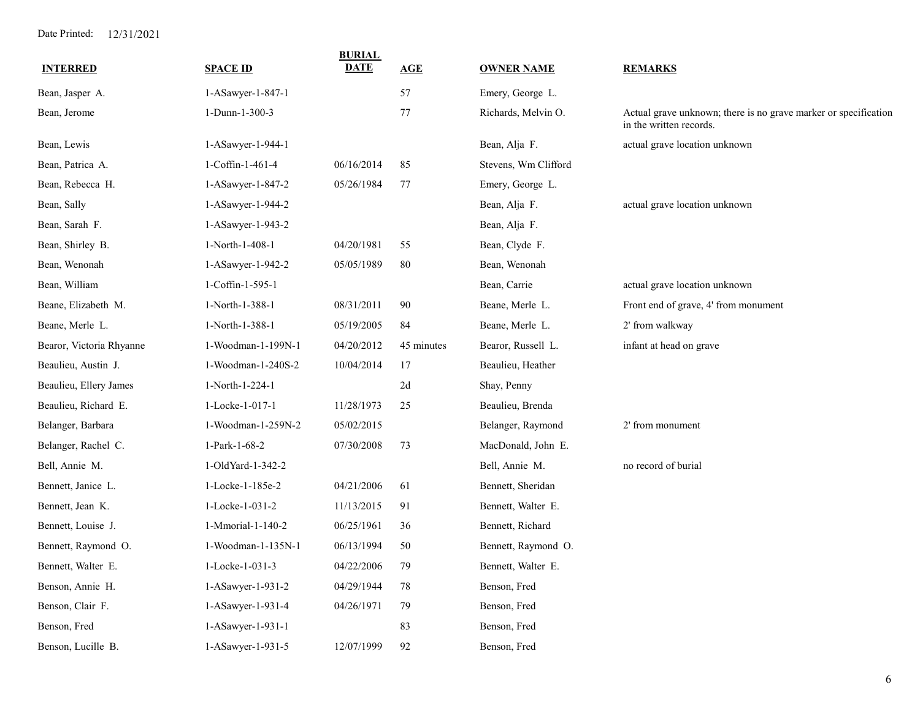Date Printed: 12/31/2021

| INTERRED | SPACE ID | BURIAL DATE | AGE | OWNER NAME | REMARKS |
|---|---|---|---|---|---|
| Bean, Jasper A. | 1-ASawyer-1-847-1 | | 57 | Emery, George L. | |
| Bean, Jerome | 1-Dunn-1-300-3 | | 77 | Richards, Melvin O. | Actual grave unknown; there is no grave marker or specification in the written records. |
| Bean, Lewis | 1-ASawyer-1-944-1 | | | Bean, Alja F. | actual grave location unknown |
| Bean, Patrica A. | 1-Coffin-1-461-4 | 06/16/2014 | 85 | Stevens, Wm Clifford | |
| Bean, Rebecca H. | 1-ASawyer-1-847-2 | 05/26/1984 | 77 | Emery, George L. | |
| Bean, Sally | 1-ASawyer-1-944-2 | | | Bean, Alja F. | actual grave location unknown |
| Bean, Sarah F. | 1-ASawyer-1-943-2 | | | Bean, Alja F. | |
| Bean, Shirley B. | 1-North-1-408-1 | 04/20/1981 | 55 | Bean, Clyde F. | |
| Bean, Wenonah | 1-ASawyer-1-942-2 | 05/05/1989 | 80 | Bean, Wenonah | |
| Bean, William | 1-Coffin-1-595-1 | | | Bean, Carrie | actual grave location unknown |
| Beane, Elizabeth M. | 1-North-1-388-1 | 08/31/2011 | 90 | Beane, Merle L. | Front end of grave, 4' from monument |
| Beane, Merle L. | 1-North-1-388-1 | 05/19/2005 | 84 | Beane, Merle L. | 2' from walkway |
| Bearor, Victoria Rhyanne | 1-Woodman-1-199N-1 | 04/20/2012 | 45 minutes | Bearor, Russell L. | infant at head on grave |
| Beaulieu, Austin J. | 1-Woodman-1-240S-2 | 10/04/2014 | 17 | Beaulieu, Heather | |
| Beaulieu, Ellery James | 1-North-1-224-1 | | 2d | Shay, Penny | |
| Beaulieu, Richard E. | 1-Locke-1-017-1 | 11/28/1973 | 25 | Beaulieu, Brenda | |
| Belanger, Barbara | 1-Woodman-1-259N-2 | 05/02/2015 | | Belanger, Raymond | 2' from monument |
| Belanger, Rachel C. | 1-Park-1-68-2 | 07/30/2008 | 73 | MacDonald, John E. | |
| Bell, Annie M. | 1-OldYard-1-342-2 | | | Bell, Annie M. | no record of burial |
| Bennett, Janice L. | 1-Locke-1-185e-2 | 04/21/2006 | 61 | Bennett, Sheridan | |
| Bennett, Jean K. | 1-Locke-1-031-2 | 11/13/2015 | 91 | Bennett, Walter E. | |
| Bennett, Louise J. | 1-Mmorial-1-140-2 | 06/25/1961 | 36 | Bennett, Richard | |
| Bennett, Raymond O. | 1-Woodman-1-135N-1 | 06/13/1994 | 50 | Bennett, Raymond O. | |
| Bennett, Walter E. | 1-Locke-1-031-3 | 04/22/2006 | 79 | Bennett, Walter E. | |
| Benson, Annie H. | 1-ASawyer-1-931-2 | 04/29/1944 | 78 | Benson, Fred | |
| Benson, Clair F. | 1-ASawyer-1-931-4 | 04/26/1971 | 79 | Benson, Fred | |
| Benson, Fred | 1-ASawyer-1-931-1 | | 83 | Benson, Fred | |
| Benson, Lucille B. | 1-ASawyer-1-931-5 | 12/07/1999 | 92 | Benson, Fred | |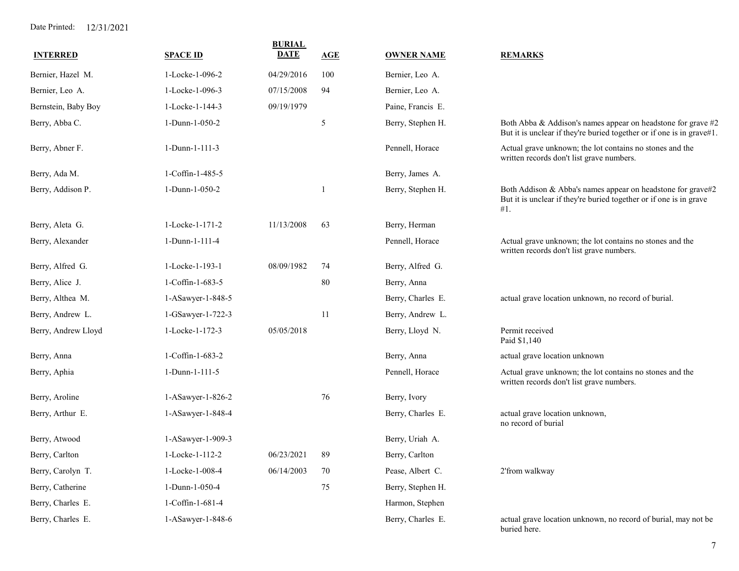Date Printed: 12/31/2021

| INTERRED | SPACE ID | BURIAL DATE | AGE | OWNER NAME | REMARKS |
|---|---|---|---|---|---|
| Bernier, Hazel M. | 1-Locke-1-096-2 | 04/29/2016 | 100 | Bernier, Leo A. | |
| Bernier, Leo A. | 1-Locke-1-096-3 | 07/15/2008 | 94 | Bernier, Leo A. | |
| Bernstein, Baby Boy | 1-Locke-1-144-3 | 09/19/1979 | | Paine, Francis E. | |
| Berry, Abba C. | 1-Dunn-1-050-2 | | 5 | Berry, Stephen H. | Both Abba & Addison's names appear on headstone for grave #2 But it is unclear if they're buried together or if one is in grave#1. |
| Berry, Abner F. | 1-Dunn-1-111-3 | | | Pennell, Horace | Actual grave unknown; the lot contains no stones and the written records don't list grave numbers. |
| Berry, Ada M. | 1-Coffin-1-485-5 | | | Berry, James A. | |
| Berry, Addison P. | 1-Dunn-1-050-2 | | 1 | Berry, Stephen H. | Both Addison & Abba's names appear on headstone for grave#2 But it is unclear if they're buried together or if one is in grave #1. |
| Berry, Aleta G. | 1-Locke-1-171-2 | 11/13/2008 | 63 | Berry, Herman | |
| Berry, Alexander | 1-Dunn-1-111-4 | | | Pennell, Horace | Actual grave unknown; the lot contains no stones and the written records don't list grave numbers. |
| Berry, Alfred G. | 1-Locke-1-193-1 | 08/09/1982 | 74 | Berry, Alfred G. | |
| Berry, Alice J. | 1-Coffin-1-683-5 | | 80 | Berry, Anna | |
| Berry, Althea M. | 1-ASawyer-1-848-5 | | | Berry, Charles E. | actual grave location unknown, no record of burial. |
| Berry, Andrew L. | 1-GSawyer-1-722-3 | | 11 | Berry, Andrew L. | |
| Berry, Andrew Lloyd | 1-Locke-1-172-3 | 05/05/2018 | | Berry, Lloyd N. | Permit received Paid $1,140 |
| Berry, Anna | 1-Coffin-1-683-2 | | | Berry, Anna | actual grave location unknown |
| Berry, Aphia | 1-Dunn-1-111-5 | | | Pennell, Horace | Actual grave unknown; the lot contains no stones and the written records don't list grave numbers. |
| Berry, Aroline | 1-ASawyer-1-826-2 | | 76 | Berry, Ivory | |
| Berry, Arthur E. | 1-ASawyer-1-848-4 | | | Berry, Charles E. | actual grave location unknown, no record of burial |
| Berry, Atwood | 1-ASawyer-1-909-3 | | | Berry, Uriah A. | |
| Berry, Carlton | 1-Locke-1-112-2 | 06/23/2021 | 89 | Berry, Carlton | |
| Berry, Carolyn T. | 1-Locke-1-008-4 | 06/14/2003 | 70 | Pease, Albert C. | 2'from walkway |
| Berry, Catherine | 1-Dunn-1-050-4 | | 75 | Berry, Stephen H. | |
| Berry, Charles E. | 1-Coffin-1-681-4 | | | Harmon, Stephen | |
| Berry, Charles E. | 1-ASawyer-1-848-6 | | | Berry, Charles E. | actual grave location unknown, no record of burial, may not be buried here. |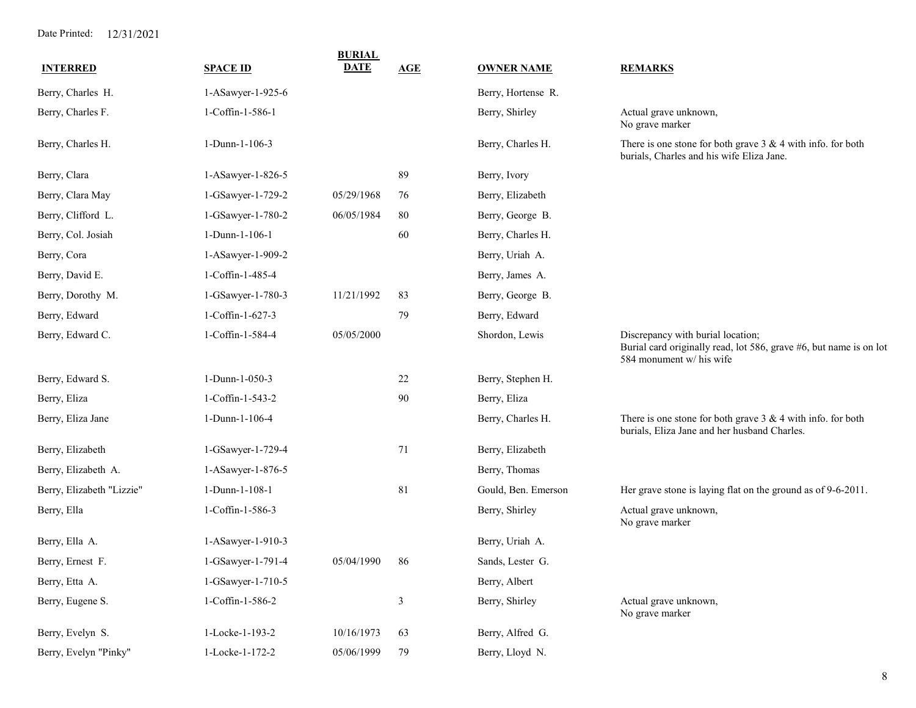Date Printed: 12/31/2021

| INTERRED | SPACE ID | BURIAL DATE | AGE | OWNER NAME | REMARKS |
|---|---|---|---|---|---|
| Berry, Charles H. | 1-ASawyer-1-925-6 | | | Berry, Hortense R. | |
| Berry, Charles F. | 1-Coffin-1-586-1 | | | Berry, Shirley | Actual grave unknown, No grave marker |
| Berry, Charles H. | 1-Dunn-1-106-3 | | | Berry, Charles H. | There is one stone for both grave 3 & 4 with info. for both burials, Charles and his wife Eliza Jane. |
| Berry, Clara | 1-ASawyer-1-826-5 | | 89 | Berry, Ivory | |
| Berry, Clara May | 1-GSawyer-1-729-2 | 05/29/1968 | 76 | Berry, Elizabeth | |
| Berry, Clifford L. | 1-GSawyer-1-780-2 | 06/05/1984 | 80 | Berry, George B. | |
| Berry, Col. Josiah | 1-Dunn-1-106-1 | | 60 | Berry, Charles H. | |
| Berry, Cora | 1-ASawyer-1-909-2 | | | Berry, Uriah A. | |
| Berry, David E. | 1-Coffin-1-485-4 | | | Berry, James A. | |
| Berry, Dorothy M. | 1-GSawyer-1-780-3 | 11/21/1992 | 83 | Berry, George B. | |
| Berry, Edward | 1-Coffin-1-627-3 | | 79 | Berry, Edward | |
| Berry, Edward C. | 1-Coffin-1-584-4 | 05/05/2000 | | Shordon, Lewis | Discrepancy with burial location; Burial card originally read, lot 586, grave #6, but name is on lot 584 monument w/ his wife |
| Berry, Edward S. | 1-Dunn-1-050-3 | | 22 | Berry, Stephen H. | |
| Berry, Eliza | 1-Coffin-1-543-2 | | 90 | Berry, Eliza | |
| Berry, Eliza Jane | 1-Dunn-1-106-4 | | | Berry, Charles H. | There is one stone for both grave 3 & 4 with info. for both burials, Eliza Jane and her husband Charles. |
| Berry, Elizabeth | 1-GSawyer-1-729-4 | | 71 | Berry, Elizabeth | |
| Berry, Elizabeth A. | 1-ASawyer-1-876-5 | | | Berry, Thomas | |
| Berry, Elizabeth "Lizzie" | 1-Dunn-1-108-1 | | 81 | Gould, Ben. Emerson | Her grave stone is laying flat on the ground as of 9-6-2011. |
| Berry, Ella | 1-Coffin-1-586-3 | | | Berry, Shirley | Actual grave unknown, No grave marker |
| Berry, Ella A. | 1-ASawyer-1-910-3 | | | Berry, Uriah A. | |
| Berry, Ernest F. | 1-GSawyer-1-791-4 | 05/04/1990 | 86 | Sands, Lester G. | |
| Berry, Etta A. | 1-GSawyer-1-710-5 | | | Berry, Albert | |
| Berry, Eugene S. | 1-Coffin-1-586-2 | | 3 | Berry, Shirley | Actual grave unknown, No grave marker |
| Berry, Evelyn S. | 1-Locke-1-193-2 | 10/16/1973 | 63 | Berry, Alfred G. | |
| Berry, Evelyn "Pinky" | 1-Locke-1-172-2 | 05/06/1999 | 79 | Berry, Lloyd N. | |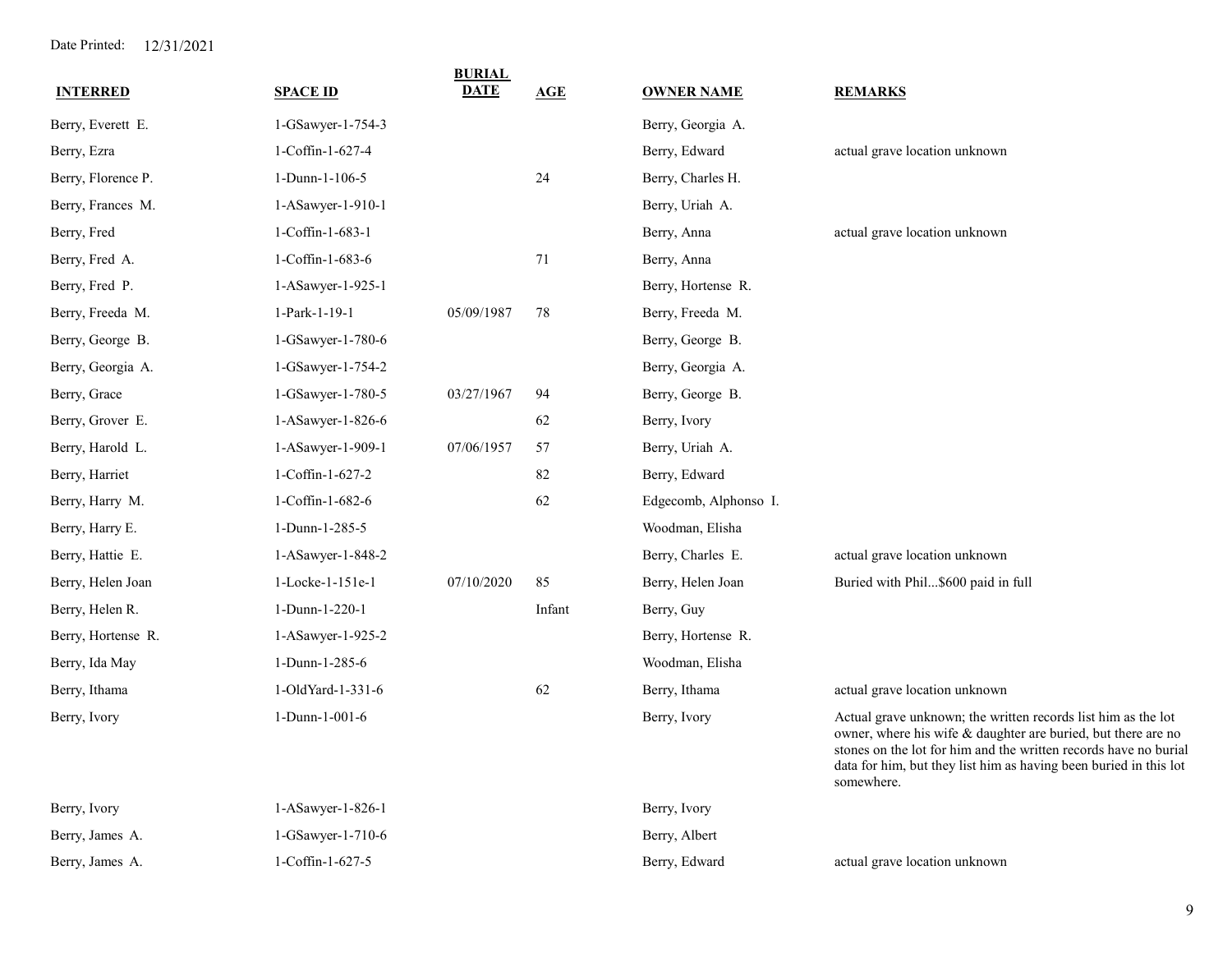Date Printed: 12/31/2021

| INTERRED | SPACE ID | BURIAL DATE | AGE | OWNER NAME | REMARKS |
|---|---|---|---|---|---|
| Berry, Everett E. | 1-GSawyer-1-754-3 | | | Berry, Georgia A. | |
| Berry, Ezra | 1-Coffin-1-627-4 | | | Berry, Edward | actual grave location unknown |
| Berry, Florence P. | 1-Dunn-1-106-5 | | 24 | Berry, Charles H. | |
| Berry, Frances M. | 1-ASawyer-1-910-1 | | | Berry, Uriah A. | |
| Berry, Fred | 1-Coffin-1-683-1 | | | Berry, Anna | actual grave location unknown |
| Berry, Fred A. | 1-Coffin-1-683-6 | | 71 | Berry, Anna | |
| Berry, Fred P. | 1-ASawyer-1-925-1 | | | Berry, Hortense R. | |
| Berry, Freeda M. | 1-Park-1-19-1 | 05/09/1987 | 78 | Berry, Freeda M. | |
| Berry, George B. | 1-GSawyer-1-780-6 | | | Berry, George B. | |
| Berry, Georgia A. | 1-GSawyer-1-754-2 | | | Berry, Georgia A. | |
| Berry, Grace | 1-GSawyer-1-780-5 | 03/27/1967 | 94 | Berry, George B. | |
| Berry, Grover E. | 1-ASawyer-1-826-6 | | 62 | Berry, Ivory | |
| Berry, Harold L. | 1-ASawyer-1-909-1 | 07/06/1957 | 57 | Berry, Uriah A. | |
| Berry, Harriet | 1-Coffin-1-627-2 | | 82 | Berry, Edward | |
| Berry, Harry M. | 1-Coffin-1-682-6 | | 62 | Edgecomb, Alphonso I. | |
| Berry, Harry E. | 1-Dunn-1-285-5 | | | Woodman, Elisha | |
| Berry, Hattie E. | 1-ASawyer-1-848-2 | | | Berry, Charles E. | actual grave location unknown |
| Berry, Helen Joan | 1-Locke-1-151e-1 | 07/10/2020 | 85 | Berry, Helen Joan | Buried with Phil...$600 paid in full |
| Berry, Helen R. | 1-Dunn-1-220-1 | | Infant | Berry, Guy | |
| Berry, Hortense R. | 1-ASawyer-1-925-2 | | | Berry, Hortense R. | |
| Berry, Ida May | 1-Dunn-1-285-6 | | | Woodman, Elisha | |
| Berry, Ithama | 1-OldYard-1-331-6 | | 62 | Berry, Ithama | actual grave location unknown |
| Berry, Ivory | 1-Dunn-1-001-6 | | | Berry, Ivory | Actual grave unknown; the written records list him as the lot owner, where his wife & daughter are buried, but there are no stones on the lot for him and the written records have no burial data for him, but they list him as having been buried in this lot somewhere. |
| Berry, Ivory | 1-ASawyer-1-826-1 | | | Berry, Ivory | |
| Berry, James A. | 1-GSawyer-1-710-6 | | | Berry, Albert | |
| Berry, James A. | 1-Coffin-1-627-5 | | | Berry, Edward | actual grave location unknown |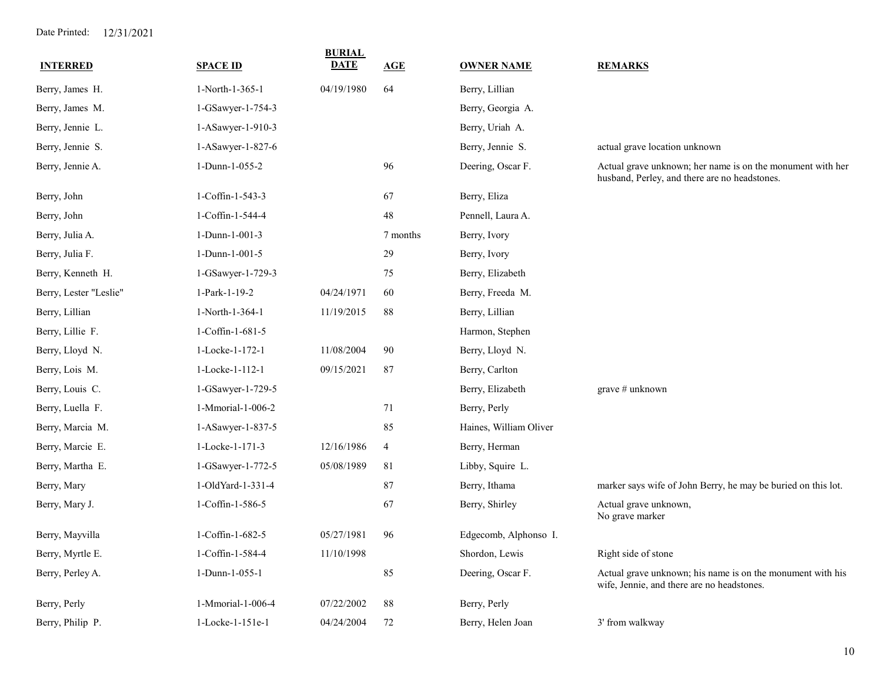Date Printed: 12/31/2021

| INTERRED | SPACE ID | BURIAL DATE | AGE | OWNER NAME | REMARKS |
|---|---|---|---|---|---|
| Berry, James H. | 1-North-1-365-1 | 04/19/1980 | 64 | Berry, Lillian | |
| Berry, James M. | 1-GSawyer-1-754-3 | | | Berry, Georgia A. | |
| Berry, Jennie L. | 1-ASawyer-1-910-3 | | | Berry, Uriah A. | |
| Berry, Jennie S. | 1-ASawyer-1-827-6 | | | Berry, Jennie S. | actual grave location unknown |
| Berry, Jennie A. | 1-Dunn-1-055-2 | | 96 | Deering, Oscar F. | Actual grave unknown; her name is on the monument with her husband, Perley, and there are no headstones. |
| Berry, John | 1-Coffin-1-543-3 | | 67 | Berry, Eliza | |
| Berry, John | 1-Coffin-1-544-4 | | 48 | Pennell, Laura A. | |
| Berry, Julia A. | 1-Dunn-1-001-3 | | 7 months | Berry, Ivory | |
| Berry, Julia F. | 1-Dunn-1-001-5 | | 29 | Berry, Ivory | |
| Berry, Kenneth H. | 1-GSawyer-1-729-3 | | 75 | Berry, Elizabeth | |
| Berry, Lester "Leslie" | 1-Park-1-19-2 | 04/24/1971 | 60 | Berry, Freeda M. | |
| Berry, Lillian | 1-North-1-364-1 | 11/19/2015 | 88 | Berry, Lillian | |
| Berry, Lillie F. | 1-Coffin-1-681-5 | | | Harmon, Stephen | |
| Berry, Lloyd N. | 1-Locke-1-172-1 | 11/08/2004 | 90 | Berry, Lloyd N. | |
| Berry, Lois M. | 1-Locke-1-112-1 | 09/15/2021 | 87 | Berry, Carlton | |
| Berry, Louis C. | 1-GSawyer-1-729-5 | | | Berry, Elizabeth | grave # unknown |
| Berry, Luella F. | 1-Mmorial-1-006-2 | | 71 | Berry, Perly | |
| Berry, Marcia M. | 1-ASawyer-1-837-5 | | 85 | Haines, William Oliver | |
| Berry, Marcie E. | 1-Locke-1-171-3 | 12/16/1986 | 4 | Berry, Herman | |
| Berry, Martha E. | 1-GSawyer-1-772-5 | 05/08/1989 | 81 | Libby, Squire L. | |
| Berry, Mary | 1-OldYard-1-331-4 | | 87 | Berry, Ithama | marker says wife of John Berry, he may be buried on this lot. |
| Berry, Mary J. | 1-Coffin-1-586-5 | | 67 | Berry, Shirley | Actual grave unknown, No grave marker |
| Berry, Mayvilla | 1-Coffin-1-682-5 | 05/27/1981 | 96 | Edgecomb, Alphonso I. | |
| Berry, Myrtle E. | 1-Coffin-1-584-4 | 11/10/1998 | | Shordon, Lewis | Right side of stone |
| Berry, Perley A. | 1-Dunn-1-055-1 | | 85 | Deering, Oscar F. | Actual grave unknown; his name is on the monument with his wife, Jennie, and there are no headstones. |
| Berry, Perly | 1-Mmorial-1-006-4 | 07/22/2002 | 88 | Berry, Perly | |
| Berry, Philip P. | 1-Locke-1-151e-1 | 04/24/2004 | 72 | Berry, Helen Joan | 3' from walkway |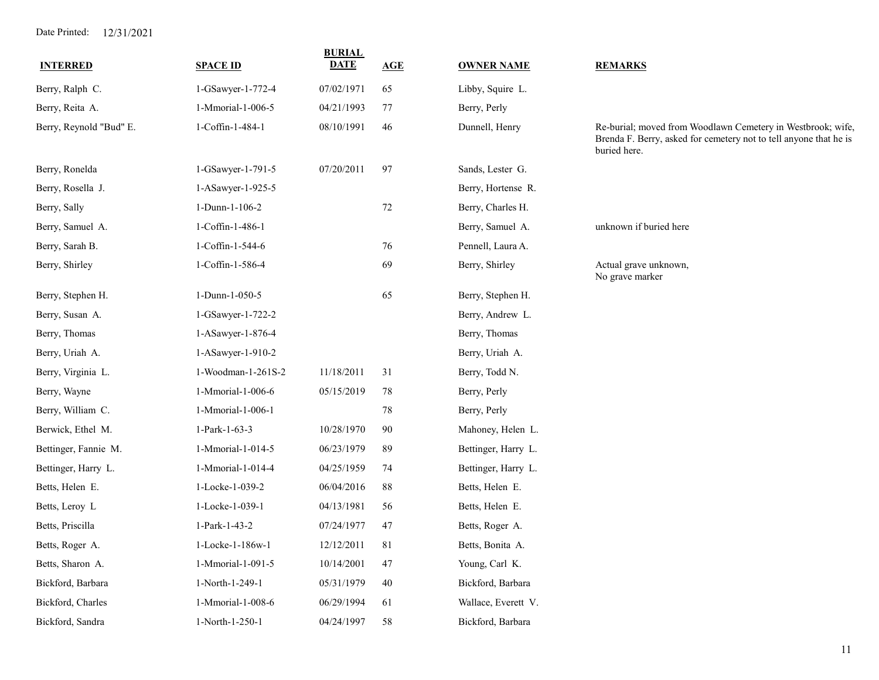Date Printed: 12/31/2021

| INTERRED | SPACE ID | BURIAL DATE | AGE | OWNER NAME | REMARKS |
|---|---|---|---|---|---|
| Berry, Ralph C. | 1-GSawyer-1-772-4 | 07/02/1971 | 65 | Libby, Squire L. | |
| Berry, Reita A. | 1-Mmorial-1-006-5 | 04/21/1993 | 77 | Berry, Perly | |
| Berry, Reynold "Bud" E. | 1-Coffin-1-484-1 | 08/10/1991 | 46 | Dunnell, Henry | Re-burial; moved from Woodlawn Cemetery in Westbrook; wife, Brenda F. Berry, asked for cemetery not to tell anyone that he is buried here. |
| Berry, Ronelda | 1-GSawyer-1-791-5 | 07/20/2011 | 97 | Sands, Lester G. | |
| Berry, Rosella J. | 1-ASawyer-1-925-5 | | | Berry, Hortense R. | |
| Berry, Sally | 1-Dunn-1-106-2 | | 72 | Berry, Charles H. | |
| Berry, Samuel A. | 1-Coffin-1-486-1 | | | Berry, Samuel A. | unknown if buried here |
| Berry, Sarah B. | 1-Coffin-1-544-6 | | 76 | Pennell, Laura A. | |
| Berry, Shirley | 1-Coffin-1-586-4 | | 69 | Berry, Shirley | Actual grave unknown, No grave marker |
| Berry, Stephen H. | 1-Dunn-1-050-5 | | 65 | Berry, Stephen H. | |
| Berry, Susan A. | 1-GSawyer-1-722-2 | | | Berry, Andrew L. | |
| Berry, Thomas | 1-ASawyer-1-876-4 | | | Berry, Thomas | |
| Berry, Uriah A. | 1-ASawyer-1-910-2 | | | Berry, Uriah A. | |
| Berry, Virginia L. | 1-Woodman-1-261S-2 | 11/18/2011 | 31 | Berry, Todd N. | |
| Berry, Wayne | 1-Mmorial-1-006-6 | 05/15/2019 | 78 | Berry, Perly | |
| Berry, William C. | 1-Mmorial-1-006-1 | | 78 | Berry, Perly | |
| Berwick, Ethel M. | 1-Park-1-63-3 | 10/28/1970 | 90 | Mahoney, Helen L. | |
| Bettinger, Fannie M. | 1-Mmorial-1-014-5 | 06/23/1979 | 89 | Bettinger, Harry L. | |
| Bettinger, Harry L. | 1-Mmorial-1-014-4 | 04/25/1959 | 74 | Bettinger, Harry L. | |
| Betts, Helen E. | 1-Locke-1-039-2 | 06/04/2016 | 88 | Betts, Helen E. | |
| Betts, Leroy L | 1-Locke-1-039-1 | 04/13/1981 | 56 | Betts, Helen E. | |
| Betts, Priscilla | 1-Park-1-43-2 | 07/24/1977 | 47 | Betts, Roger A. | |
| Betts, Roger A. | 1-Locke-1-186w-1 | 12/12/2011 | 81 | Betts, Bonita A. | |
| Betts, Sharon A. | 1-Mmorial-1-091-5 | 10/14/2001 | 47 | Young, Carl K. | |
| Bickford, Barbara | 1-North-1-249-1 | 05/31/1979 | 40 | Bickford, Barbara | |
| Bickford, Charles | 1-Mmorial-1-008-6 | 06/29/1994 | 61 | Wallace, Everett V. | |
| Bickford, Sandra | 1-North-1-250-1 | 04/24/1997 | 58 | Bickford, Barbara | |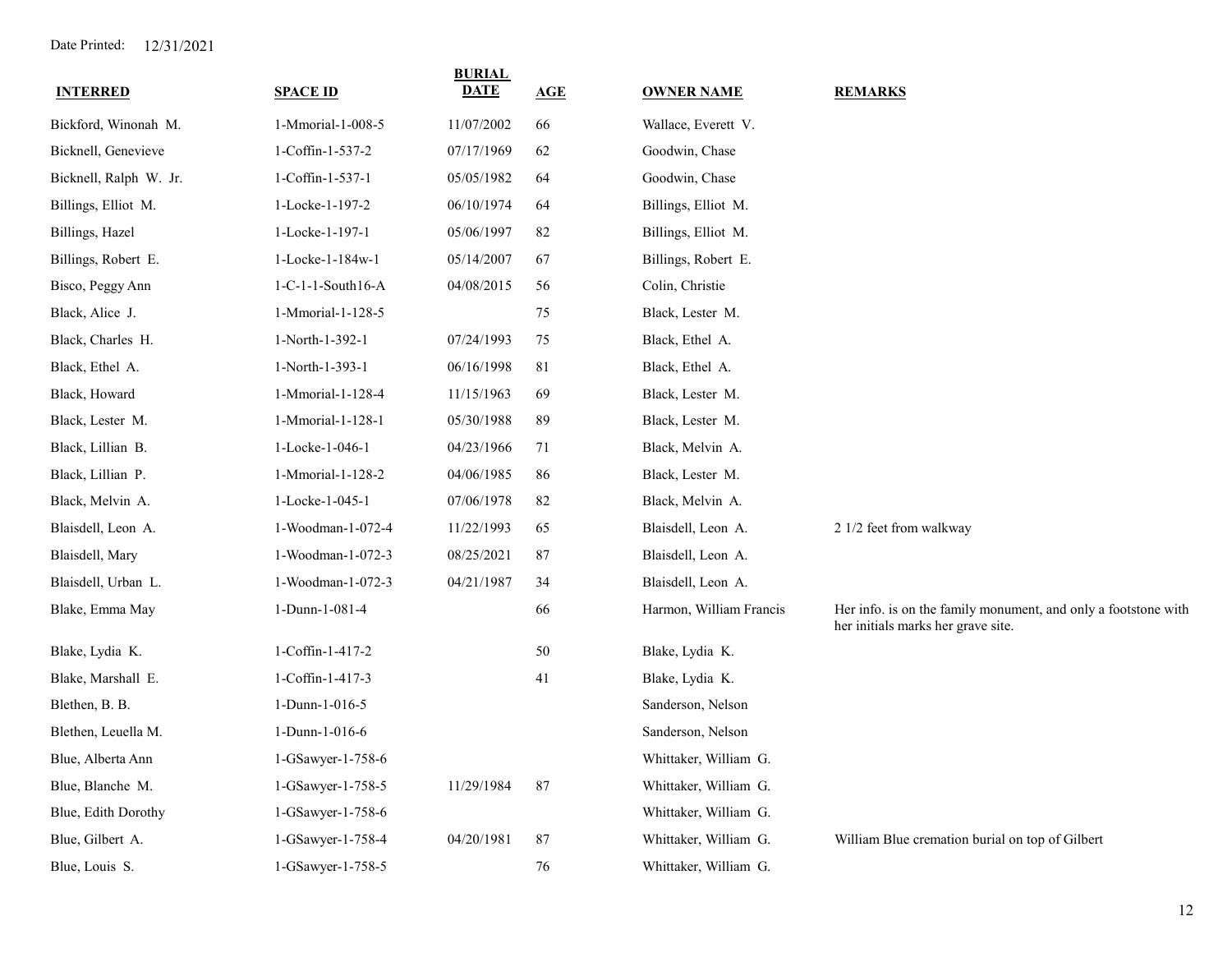Date Printed: 12/31/2021

| INTERRED | SPACE ID | BURIAL DATE | AGE | OWNER NAME | REMARKS |
|---|---|---|---|---|---|
| Bickford, Winonah M. | 1-Mmorial-1-008-5 | 11/07/2002 | 66 | Wallace, Everett V. | |
| Bicknell, Genevieve | 1-Coffin-1-537-2 | 07/17/1969 | 62 | Goodwin, Chase | |
| Bicknell, Ralph W. Jr. | 1-Coffin-1-537-1 | 05/05/1982 | 64 | Goodwin, Chase | |
| Billings, Elliot M. | 1-Locke-1-197-2 | 06/10/1974 | 64 | Billings, Elliot M. | |
| Billings, Hazel | 1-Locke-1-197-1 | 05/06/1997 | 82 | Billings, Elliot M. | |
| Billings, Robert E. | 1-Locke-1-184w-1 | 05/14/2007 | 67 | Billings, Robert E. | |
| Bisco, Peggy Ann | 1-C-1-1-South16-A | 04/08/2015 | 56 | Colin, Christie | |
| Black, Alice J. | 1-Mmorial-1-128-5 | | 75 | Black, Lester M. | |
| Black, Charles H. | 1-North-1-392-1 | 07/24/1993 | 75 | Black, Ethel A. | |
| Black, Ethel A. | 1-North-1-393-1 | 06/16/1998 | 81 | Black, Ethel A. | |
| Black, Howard | 1-Mmorial-1-128-4 | 11/15/1963 | 69 | Black, Lester M. | |
| Black, Lester M. | 1-Mmorial-1-128-1 | 05/30/1988 | 89 | Black, Lester M. | |
| Black, Lillian B. | 1-Locke-1-046-1 | 04/23/1966 | 71 | Black, Melvin A. | |
| Black, Lillian P. | 1-Mmorial-1-128-2 | 04/06/1985 | 86 | Black, Lester M. | |
| Black, Melvin A. | 1-Locke-1-045-1 | 07/06/1978 | 82 | Black, Melvin A. | |
| Blaisdell, Leon A. | 1-Woodman-1-072-4 | 11/22/1993 | 65 | Blaisdell, Leon A. | 2 1/2 feet from walkway |
| Blaisdell, Mary | 1-Woodman-1-072-3 | 08/25/2021 | 87 | Blaisdell, Leon A. | |
| Blaisdell, Urban L. | 1-Woodman-1-072-3 | 04/21/1987 | 34 | Blaisdell, Leon A. | |
| Blake, Emma May | 1-Dunn-1-081-4 | | 66 | Harmon, William Francis | Her info. is on the family monument, and only a footstone with her initials marks her grave site. |
| Blake, Lydia K. | 1-Coffin-1-417-2 | | 50 | Blake, Lydia K. | |
| Blake, Marshall E. | 1-Coffin-1-417-3 | | 41 | Blake, Lydia K. | |
| Blethen, B. B. | 1-Dunn-1-016-5 | | | Sanderson, Nelson | |
| Blethen, Leuella M. | 1-Dunn-1-016-6 | | | Sanderson, Nelson | |
| Blue, Alberta Ann | 1-GSawyer-1-758-6 | | | Whittaker, William G. | |
| Blue, Blanche M. | 1-GSawyer-1-758-5 | 11/29/1984 | 87 | Whittaker, William G. | |
| Blue, Edith Dorothy | 1-GSawyer-1-758-6 | | | Whittaker, William G. | |
| Blue, Gilbert A. | 1-GSawyer-1-758-4 | 04/20/1981 | 87 | Whittaker, William G. | William Blue cremation burial on top of Gilbert |
| Blue, Louis S. | 1-GSawyer-1-758-5 | | 76 | Whittaker, William G. | |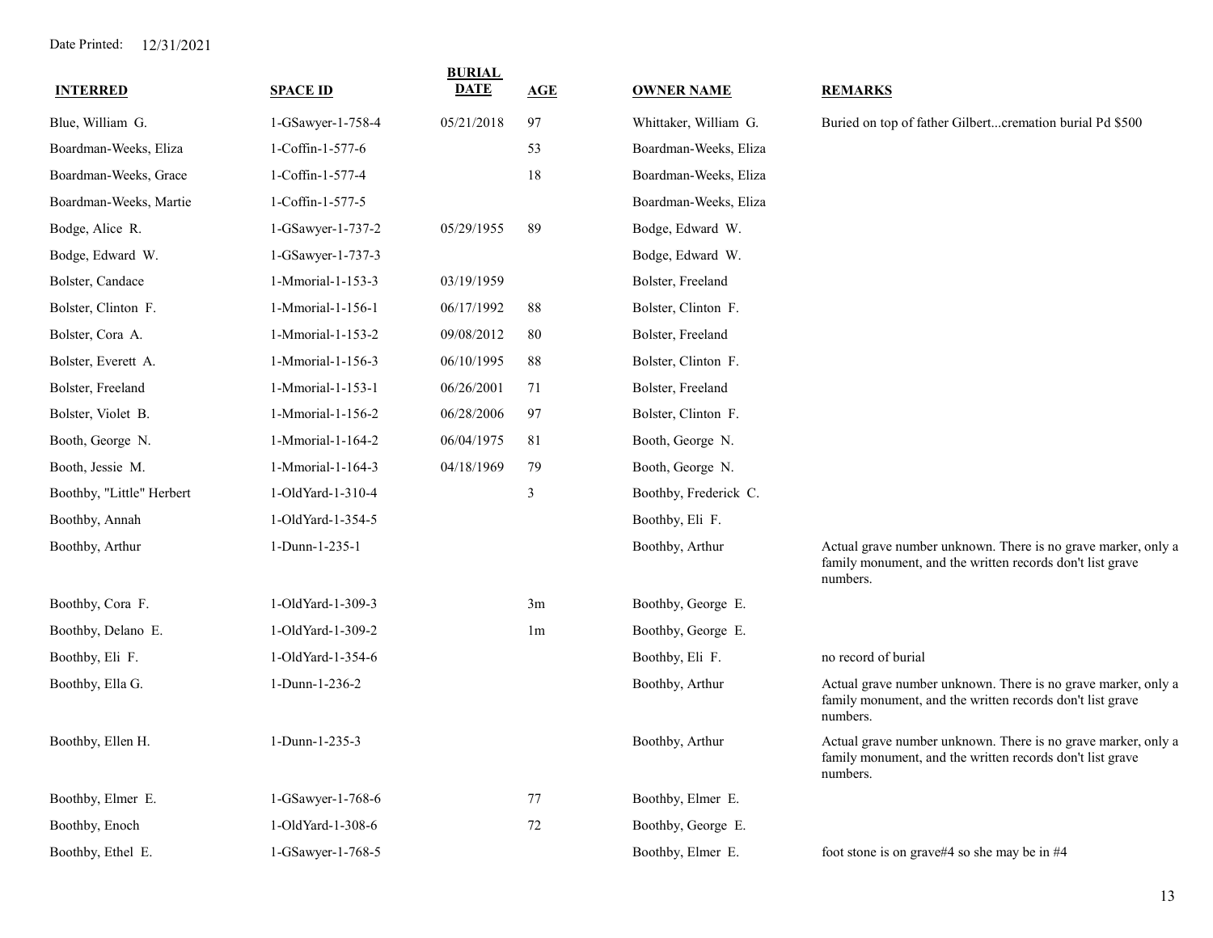Date Printed: 12/31/2021

| INTERRED | SPACE ID | BURIAL DATE | AGE | OWNER NAME | REMARKS |
|---|---|---|---|---|---|
| Blue, William G. | 1-GSawyer-1-758-4 | 05/21/2018 | 97 | Whittaker, William G. | Buried on top of father Gilbert...cremation burial Pd $500 |
| Boardman-Weeks, Eliza | 1-Coffin-1-577-6 | | 53 | Boardman-Weeks, Eliza | |
| Boardman-Weeks, Grace | 1-Coffin-1-577-4 | | 18 | Boardman-Weeks, Eliza | |
| Boardman-Weeks, Martie | 1-Coffin-1-577-5 | | | Boardman-Weeks, Eliza | |
| Bodge, Alice R. | 1-GSawyer-1-737-2 | 05/29/1955 | 89 | Bodge, Edward W. | |
| Bodge, Edward W. | 1-GSawyer-1-737-3 | | | Bodge, Edward W. | |
| Bolster, Candace | 1-Mmorial-1-153-3 | 03/19/1959 | | Bolster, Freeland | |
| Bolster, Clinton F. | 1-Mmorial-1-156-1 | 06/17/1992 | 88 | Bolster, Clinton F. | |
| Bolster, Cora A. | 1-Mmorial-1-153-2 | 09/08/2012 | 80 | Bolster, Freeland | |
| Bolster, Everett A. | 1-Mmorial-1-156-3 | 06/10/1995 | 88 | Bolster, Clinton F. | |
| Bolster, Freeland | 1-Mmorial-1-153-1 | 06/26/2001 | 71 | Bolster, Freeland | |
| Bolster, Violet B. | 1-Mmorial-1-156-2 | 06/28/2006 | 97 | Bolster, Clinton F. | |
| Booth, George N. | 1-Mmorial-1-164-2 | 06/04/1975 | 81 | Booth, George N. | |
| Booth, Jessie M. | 1-Mmorial-1-164-3 | 04/18/1969 | 79 | Booth, George N. | |
| Boothby, "Little" Herbert | 1-OldYard-1-310-4 | | 3 | Boothby, Frederick C. | |
| Boothby, Annah | 1-OldYard-1-354-5 | | | Boothby, Eli F. | |
| Boothby, Arthur | 1-Dunn-1-235-1 | | | Boothby, Arthur | Actual grave number unknown. There is no grave marker, only a family monument, and the written records don't list grave numbers. |
| Boothby, Cora F. | 1-OldYard-1-309-3 | | 3m | Boothby, George E. | |
| Boothby, Delano E. | 1-OldYard-1-309-2 | | 1m | Boothby, George E. | |
| Boothby, Eli F. | 1-OldYard-1-354-6 | | | Boothby, Eli F. | no record of burial |
| Boothby, Ella G. | 1-Dunn-1-236-2 | | | Boothby, Arthur | Actual grave number unknown. There is no grave marker, only a family monument, and the written records don't list grave numbers. |
| Boothby, Ellen H. | 1-Dunn-1-235-3 | | | Boothby, Arthur | Actual grave number unknown. There is no grave marker, only a family monument, and the written records don't list grave numbers. |
| Boothby, Elmer E. | 1-GSawyer-1-768-6 | | 77 | Boothby, Elmer E. | |
| Boothby, Enoch | 1-OldYard-1-308-6 | | 72 | Boothby, George E. | |
| Boothby, Ethel E. | 1-GSawyer-1-768-5 | | | Boothby, Elmer E. | foot stone is on grave#4 so she may be in #4 |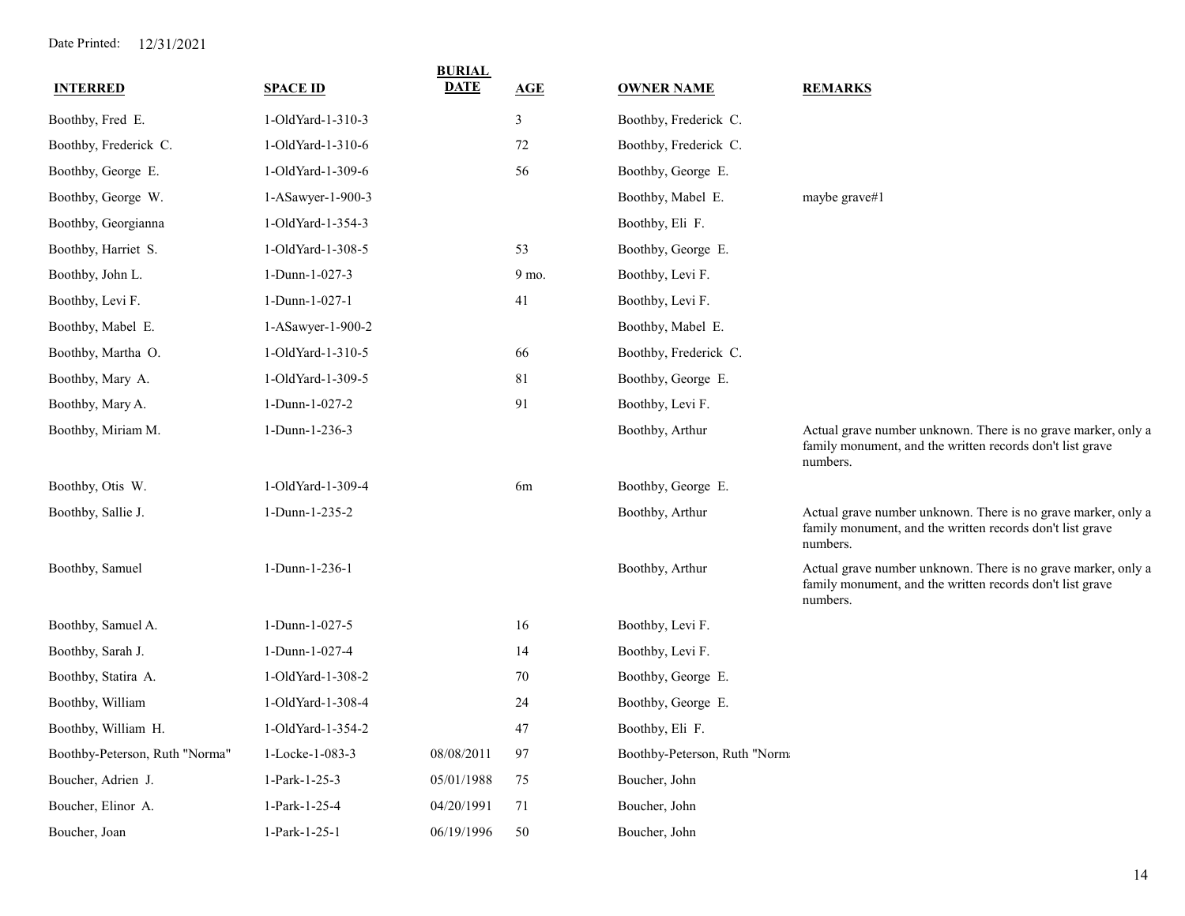Date Printed: 12/31/2021

| INTERRED | SPACE ID | BURIAL DATE | AGE | OWNER NAME | REMARKS |
|---|---|---|---|---|---|
| Boothby, Fred E. | 1-OldYard-1-310-3 | | 3 | Boothby, Frederick C. | |
| Boothby, Frederick C. | 1-OldYard-1-310-6 | | 72 | Boothby, Frederick C. | |
| Boothby, George E. | 1-OldYard-1-309-6 | | 56 | Boothby, George E. | |
| Boothby, George W. | 1-ASawyer-1-900-3 | | | Boothby, Mabel E. | maybe grave#1 |
| Boothby, Georgianna | 1-OldYard-1-354-3 | | | Boothby, Eli F. | |
| Boothby, Harriet S. | 1-OldYard-1-308-5 | | 53 | Boothby, George E. | |
| Boothby, John L. | 1-Dunn-1-027-3 | | 9 mo. | Boothby, Levi F. | |
| Boothby, Levi F. | 1-Dunn-1-027-1 | | 41 | Boothby, Levi F. | |
| Boothby, Mabel E. | 1-ASawyer-1-900-2 | | | Boothby, Mabel E. | |
| Boothby, Martha O. | 1-OldYard-1-310-5 | | 66 | Boothby, Frederick C. | |
| Boothby, Mary A. | 1-OldYard-1-309-5 | | 81 | Boothby, George E. | |
| Boothby, Mary A. | 1-Dunn-1-027-2 | | 91 | Boothby, Levi F. | |
| Boothby, Miriam M. | 1-Dunn-1-236-3 | | | Boothby, Arthur | Actual grave number unknown. There is no grave marker, only a family monument, and the written records don't list grave numbers. |
| Boothby, Otis W. | 1-OldYard-1-309-4 | | 6m | Boothby, George E. | |
| Boothby, Sallie J. | 1-Dunn-1-235-2 | | | Boothby, Arthur | Actual grave number unknown. There is no grave marker, only a family monument, and the written records don't list grave numbers. |
| Boothby, Samuel | 1-Dunn-1-236-1 | | | Boothby, Arthur | Actual grave number unknown. There is no grave marker, only a family monument, and the written records don't list grave numbers. |
| Boothby, Samuel A. | 1-Dunn-1-027-5 | | 16 | Boothby, Levi F. | |
| Boothby, Sarah J. | 1-Dunn-1-027-4 | | 14 | Boothby, Levi F. | |
| Boothby, Statira A. | 1-OldYard-1-308-2 | | 70 | Boothby, George E. | |
| Boothby, William | 1-OldYard-1-308-4 | | 24 | Boothby, George E. | |
| Boothby, William H. | 1-OldYard-1-354-2 | | 47 | Boothby, Eli F. | |
| Boothby-Peterson, Ruth "Norma" | 1-Locke-1-083-3 | 08/08/2011 | 97 | Boothby-Peterson, Ruth "Norma | |
| Boucher, Adrien J. | 1-Park-1-25-3 | 05/01/1988 | 75 | Boucher, John | |
| Boucher, Elinor A. | 1-Park-1-25-4 | 04/20/1991 | 71 | Boucher, John | |
| Boucher, Joan | 1-Park-1-25-1 | 06/19/1996 | 50 | Boucher, John | |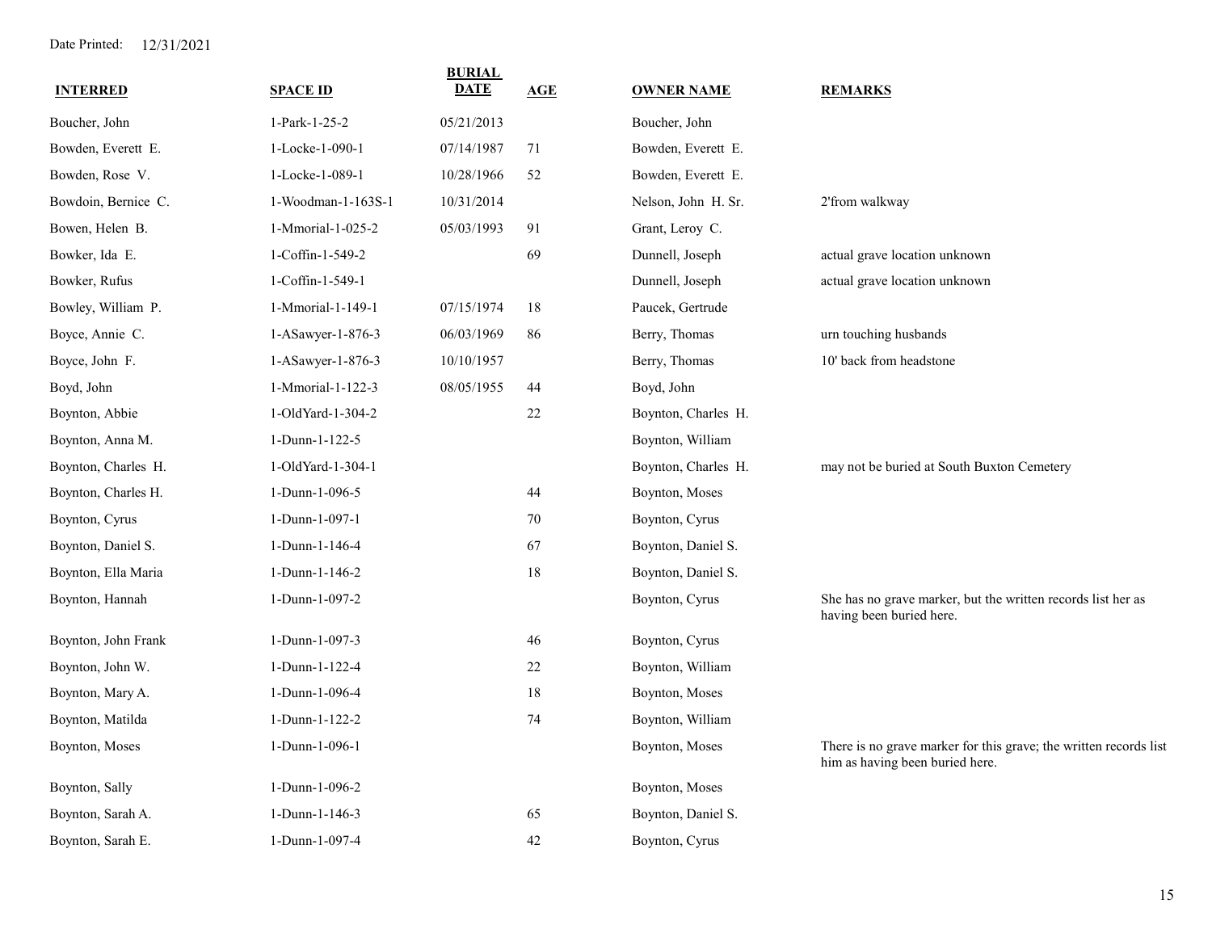Date Printed: 12/31/2021

| INTERRED | SPACE ID | BURIAL DATE | AGE | OWNER NAME | REMARKS |
|---|---|---|---|---|---|
| Boucher, John | 1-Park-1-25-2 | 05/21/2013 | | Boucher, John | |
| Bowden, Everett E. | 1-Locke-1-090-1 | 07/14/1987 | 71 | Bowden, Everett E. | |
| Bowden, Rose V. | 1-Locke-1-089-1 | 10/28/1966 | 52 | Bowden, Everett E. | |
| Bowdoin, Bernice C. | 1-Woodman-1-163S-1 | 10/31/2014 | | Nelson, John H. Sr. | 2'from walkway |
| Bowen, Helen B. | 1-Mmorial-1-025-2 | 05/03/1993 | 91 | Grant, Leroy C. | |
| Bowker, Ida E. | 1-Coffin-1-549-2 | | 69 | Dunnell, Joseph | actual grave location unknown |
| Bowker, Rufus | 1-Coffin-1-549-1 | | | Dunnell, Joseph | actual grave location unknown |
| Bowley, William P. | 1-Mmorial-1-149-1 | 07/15/1974 | 18 | Paucek, Gertrude | |
| Boyce, Annie C. | 1-ASawyer-1-876-3 | 06/03/1969 | 86 | Berry, Thomas | urn touching husbands |
| Boyce, John F. | 1-ASawyer-1-876-3 | 10/10/1957 | | Berry, Thomas | 10' back from headstone |
| Boyd, John | 1-Mmorial-1-122-3 | 08/05/1955 | 44 | Boyd, John | |
| Boynton, Abbie | 1-OldYard-1-304-2 | | 22 | Boynton, Charles H. | |
| Boynton, Anna M. | 1-Dunn-1-122-5 | | | Boynton, William | |
| Boynton, Charles H. | 1-OldYard-1-304-1 | | | Boynton, Charles H. | may not be buried at South Buxton Cemetery |
| Boynton, Charles H. | 1-Dunn-1-096-5 | | 44 | Boynton, Moses | |
| Boynton, Cyrus | 1-Dunn-1-097-1 | | 70 | Boynton, Cyrus | |
| Boynton, Daniel S. | 1-Dunn-1-146-4 | | 67 | Boynton, Daniel S. | |
| Boynton, Ella Maria | 1-Dunn-1-146-2 | | 18 | Boynton, Daniel S. | |
| Boynton, Hannah | 1-Dunn-1-097-2 | | | Boynton, Cyrus | She has no grave marker, but the written records list her as having been buried here. |
| Boynton, John Frank | 1-Dunn-1-097-3 | | 46 | Boynton, Cyrus | |
| Boynton, John W. | 1-Dunn-1-122-4 | | 22 | Boynton, William | |
| Boynton, Mary A. | 1-Dunn-1-096-4 | | 18 | Boynton, Moses | |
| Boynton, Matilda | 1-Dunn-1-122-2 | | 74 | Boynton, William | |
| Boynton, Moses | 1-Dunn-1-096-1 | | | Boynton, Moses | There is no grave marker for this grave; the written records list him as having been buried here. |
| Boynton, Sally | 1-Dunn-1-096-2 | | | Boynton, Moses | |
| Boynton, Sarah A. | 1-Dunn-1-146-3 | | 65 | Boynton, Daniel S. | |
| Boynton, Sarah E. | 1-Dunn-1-097-4 | | 42 | Boynton, Cyrus | |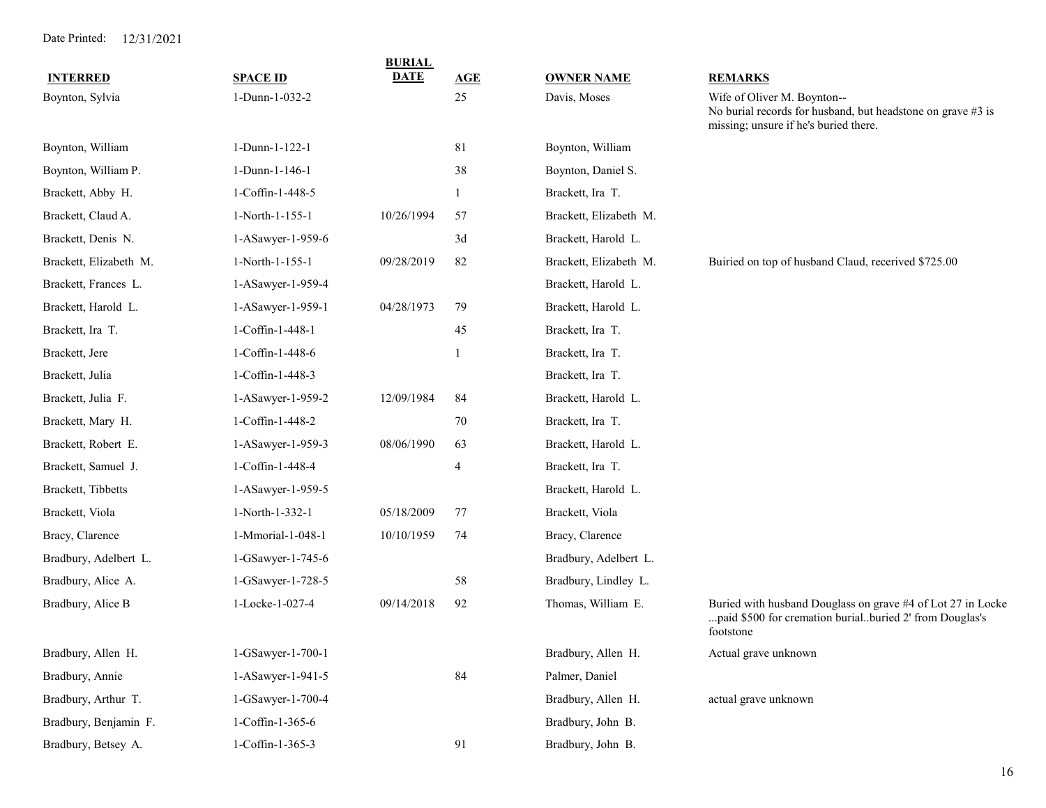Date Printed: 12/31/2021

| INTERRED | SPACE ID | BURIAL DATE | AGE | OWNER NAME | REMARKS |
|---|---|---|---|---|---|
| Boynton, Sylvia | 1-Dunn-1-032-2 | | 25 | Davis, Moses | Wife of Oliver M. Boynton-- No burial records for husband, but headstone on grave #3 is missing; unsure if he's buried there. |
| Boynton, William | 1-Dunn-1-122-1 | | 81 | Boynton, William | |
| Boynton, William P. | 1-Dunn-1-146-1 | | 38 | Boynton, Daniel S. | |
| Brackett, Abby H. | 1-Coffin-1-448-5 | | 1 | Brackett, Ira T. | |
| Brackett, Claud A. | 1-North-1-155-1 | 10/26/1994 | 57 | Brackett, Elizabeth M. | |
| Brackett, Denis N. | 1-ASawyer-1-959-6 | | 3d | Brackett, Harold L. | |
| Brackett, Elizabeth M. | 1-North-1-155-1 | 09/28/2019 | 82 | Brackett, Elizabeth M. | Buiried on top of husband Claud, received $725.00 |
| Brackett, Frances L. | 1-ASawyer-1-959-4 | | | Brackett, Harold L. | |
| Brackett, Harold L. | 1-ASawyer-1-959-1 | 04/28/1973 | 79 | Brackett, Harold L. | |
| Brackett, Ira T. | 1-Coffin-1-448-1 | | 45 | Brackett, Ira T. | |
| Brackett, Jere | 1-Coffin-1-448-6 | | 1 | Brackett, Ira T. | |
| Brackett, Julia | 1-Coffin-1-448-3 | | | Brackett, Ira T. | |
| Brackett, Julia F. | 1-ASawyer-1-959-2 | 12/09/1984 | 84 | Brackett, Harold L. | |
| Brackett, Mary H. | 1-Coffin-1-448-2 | | 70 | Brackett, Ira T. | |
| Brackett, Robert E. | 1-ASawyer-1-959-3 | 08/06/1990 | 63 | Brackett, Harold L. | |
| Brackett, Samuel J. | 1-Coffin-1-448-4 | | 4 | Brackett, Ira T. | |
| Brackett, Tibbetts | 1-ASawyer-1-959-5 | | | Brackett, Harold L. | |
| Brackett, Viola | 1-North-1-332-1 | 05/18/2009 | 77 | Brackett, Viola | |
| Bracy, Clarence | 1-Mmorial-1-048-1 | 10/10/1959 | 74 | Bracy, Clarence | |
| Bradbury, Adelbert L. | 1-GSawyer-1-745-6 | | | Bradbury, Adelbert L. | |
| Bradbury, Alice A. | 1-GSawyer-1-728-5 | | 58 | Bradbury, Lindley L. | |
| Bradbury, Alice B | 1-Locke-1-027-4 | 09/14/2018 | 92 | Thomas, William E. | Buried with husband Douglass on grave #4 of Lot 27 in Locke ...paid $500 for cremation burial..buried 2' from Douglas's footstone |
| Bradbury, Allen H. | 1-GSawyer-1-700-1 | | | Bradbury, Allen H. | Actual grave unknown |
| Bradbury, Annie | 1-ASawyer-1-941-5 | | 84 | Palmer, Daniel | |
| Bradbury, Arthur T. | 1-GSawyer-1-700-4 | | | Bradbury, Allen H. | actual grave unknown |
| Bradbury, Benjamin F. | 1-Coffin-1-365-6 | | | Bradbury, John B. | |
| Bradbury, Betsey A. | 1-Coffin-1-365-3 | | 91 | Bradbury, John B. | |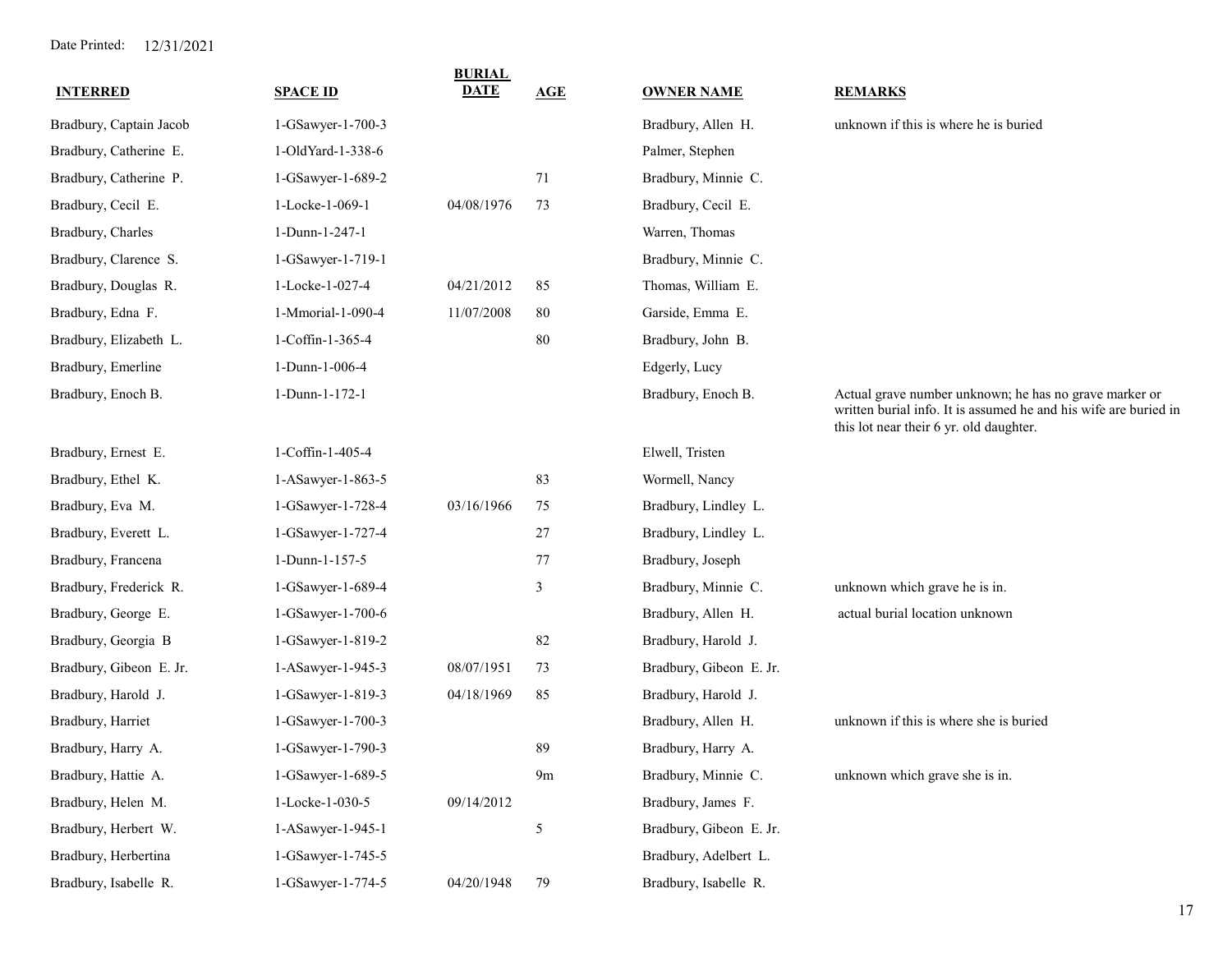Date Printed: 12/31/2021

| INTERRED | SPACE ID | BURIAL DATE | AGE | OWNER NAME | REMARKS |
|---|---|---|---|---|---|
| Bradbury, Captain Jacob | 1-GSawyer-1-700-3 | | | Bradbury, Allen H. | unknown if this is where he is buried |
| Bradbury, Catherine E. | 1-OldYard-1-338-6 | | | Palmer, Stephen | |
| Bradbury, Catherine P. | 1-GSawyer-1-689-2 | | 71 | Bradbury, Minnie C. | |
| Bradbury, Cecil E. | 1-Locke-1-069-1 | 04/08/1976 | 73 | Bradbury, Cecil E. | |
| Bradbury, Charles | 1-Dunn-1-247-1 | | | Warren, Thomas | |
| Bradbury, Clarence S. | 1-GSawyer-1-719-1 | | | Bradbury, Minnie C. | |
| Bradbury, Douglas R. | 1-Locke-1-027-4 | 04/21/2012 | 85 | Thomas, William E. | |
| Bradbury, Edna F. | 1-Mmorial-1-090-4 | 11/07/2008 | 80 | Garside, Emma E. | |
| Bradbury, Elizabeth L. | 1-Coffin-1-365-4 | | 80 | Bradbury, John B. | |
| Bradbury, Emerline | 1-Dunn-1-006-4 | | | Edgerly, Lucy | |
| Bradbury, Enoch B. | 1-Dunn-1-172-1 | | | Bradbury, Enoch B. | Actual grave number unknown; he has no grave marker or written burial info. It is assumed he and his wife are buried in this lot near their 6 yr. old daughter. |
| Bradbury, Ernest E. | 1-Coffin-1-405-4 | | | Elwell, Tristen | |
| Bradbury, Ethel K. | 1-ASawyer-1-863-5 | | 83 | Wormell, Nancy | |
| Bradbury, Eva M. | 1-GSawyer-1-728-4 | 03/16/1966 | 75 | Bradbury, Lindley L. | |
| Bradbury, Everett L. | 1-GSawyer-1-727-4 | | 27 | Bradbury, Lindley L. | |
| Bradbury, Francena | 1-Dunn-1-157-5 | | 77 | Bradbury, Joseph | |
| Bradbury, Frederick R. | 1-GSawyer-1-689-4 | | 3 | Bradbury, Minnie C. | unknown which grave he is in. |
| Bradbury, George E. | 1-GSawyer-1-700-6 | | | Bradbury, Allen H. | actual burial location unknown |
| Bradbury, Georgia B | 1-GSawyer-1-819-2 | | 82 | Bradbury, Harold J. | |
| Bradbury, Gibeon E. Jr. | 1-ASawyer-1-945-3 | 08/07/1951 | 73 | Bradbury, Gibeon E. Jr. | |
| Bradbury, Harold J. | 1-GSawyer-1-819-3 | 04/18/1969 | 85 | Bradbury, Harold J. | |
| Bradbury, Harriet | 1-GSawyer-1-700-3 | | | Bradbury, Allen H. | unknown if this is where she is buried |
| Bradbury, Harry A. | 1-GSawyer-1-790-3 | | 89 | Bradbury, Harry A. | |
| Bradbury, Hattie A. | 1-GSawyer-1-689-5 | | 9m | Bradbury, Minnie C. | unknown which grave she is in. |
| Bradbury, Helen M. | 1-Locke-1-030-5 | 09/14/2012 | | Bradbury, James F. | |
| Bradbury, Herbert W. | 1-ASawyer-1-945-1 | | 5 | Bradbury, Gibeon E. Jr. | |
| Bradbury, Herbertina | 1-GSawyer-1-745-5 | | | Bradbury, Adelbert L. | |
| Bradbury, Isabelle R. | 1-GSawyer-1-774-5 | 04/20/1948 | 79 | Bradbury, Isabelle R. | |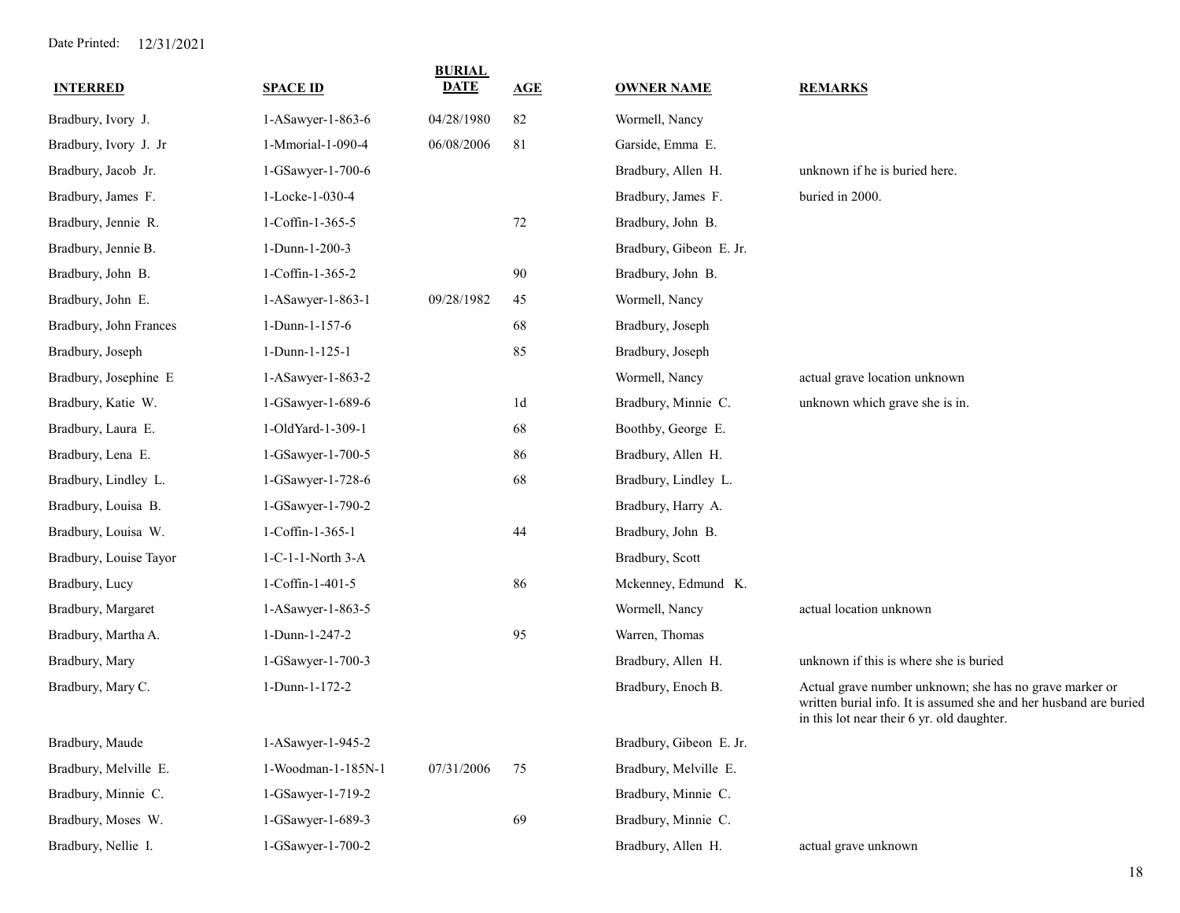Date Printed: 12/31/2021

| INTERRED | SPACE ID | BURIAL DATE | AGE | OWNER NAME | REMARKS |
|---|---|---|---|---|---|
| Bradbury, Ivory J. | 1-ASawyer-1-863-6 | 04/28/1980 | 82 | Wormell, Nancy | |
| Bradbury, Ivory J. Jr | 1-Mmorial-1-090-4 | 06/08/2006 | 81 | Garside, Emma E. | |
| Bradbury, Jacob Jr. | 1-GSawyer-1-700-6 | | | Bradbury, Allen H. | unknown if he is buried here. |
| Bradbury, James F. | 1-Locke-1-030-4 | | | Bradbury, James F. | buried in 2000. |
| Bradbury, Jennie R. | 1-Coffin-1-365-5 | | 72 | Bradbury, John B. | |
| Bradbury, Jennie B. | 1-Dunn-1-200-3 | | | Bradbury, Gibeon E. Jr. | |
| Bradbury, John B. | 1-Coffin-1-365-2 | | 90 | Bradbury, John B. | |
| Bradbury, John E. | 1-ASawyer-1-863-1 | 09/28/1982 | 45 | Wormell, Nancy | |
| Bradbury, John Frances | 1-Dunn-1-157-6 | | 68 | Bradbury, Joseph | |
| Bradbury, Joseph | 1-Dunn-1-125-1 | | 85 | Bradbury, Joseph | |
| Bradbury, Josephine E | 1-ASawyer-1-863-2 | | | Wormell, Nancy | actual grave location unknown |
| Bradbury, Katie W. | 1-GSawyer-1-689-6 | | 1d | Bradbury, Minnie C. | unknown which grave she is in. |
| Bradbury, Laura E. | 1-OldYard-1-309-1 | | 68 | Boothby, George E. | |
| Bradbury, Lena E. | 1-GSawyer-1-700-5 | | 86 | Bradbury, Allen H. | |
| Bradbury, Lindley L. | 1-GSawyer-1-728-6 | | 68 | Bradbury, Lindley L. | |
| Bradbury, Louisa B. | 1-GSawyer-1-790-2 | | | Bradbury, Harry A. | |
| Bradbury, Louisa W. | 1-Coffin-1-365-1 | | 44 | Bradbury, John B. | |
| Bradbury, Louise Tayor | 1-C-1-1-North 3-A | | | Bradbury, Scott | |
| Bradbury, Lucy | 1-Coffin-1-401-5 | | 86 | Mckenney, Edmund K. | |
| Bradbury, Margaret | 1-ASawyer-1-863-5 | | | Wormell, Nancy | actual location unknown |
| Bradbury, Martha A. | 1-Dunn-1-247-2 | | 95 | Warren, Thomas | |
| Bradbury, Mary | 1-GSawyer-1-700-3 | | | Bradbury, Allen H. | unknown if this is where she is buried |
| Bradbury, Mary C. | 1-Dunn-1-172-2 | | | Bradbury, Enoch B. | Actual grave number unknown; she has no grave marker or written burial info. It is assumed she and her husband are buried in this lot near their 6 yr. old daughter. |
| Bradbury, Maude | 1-ASawyer-1-945-2 | | | Bradbury, Gibeon E. Jr. | |
| Bradbury, Melville E. | 1-Woodman-1-185N-1 | 07/31/2006 | 75 | Bradbury, Melville E. | |
| Bradbury, Minnie C. | 1-GSawyer-1-719-2 | | | Bradbury, Minnie C. | |
| Bradbury, Moses W. | 1-GSawyer-1-689-3 | | 69 | Bradbury, Minnie C. | |
| Bradbury, Nellie I. | 1-GSawyer-1-700-2 | | | Bradbury, Allen H. | actual grave unknown |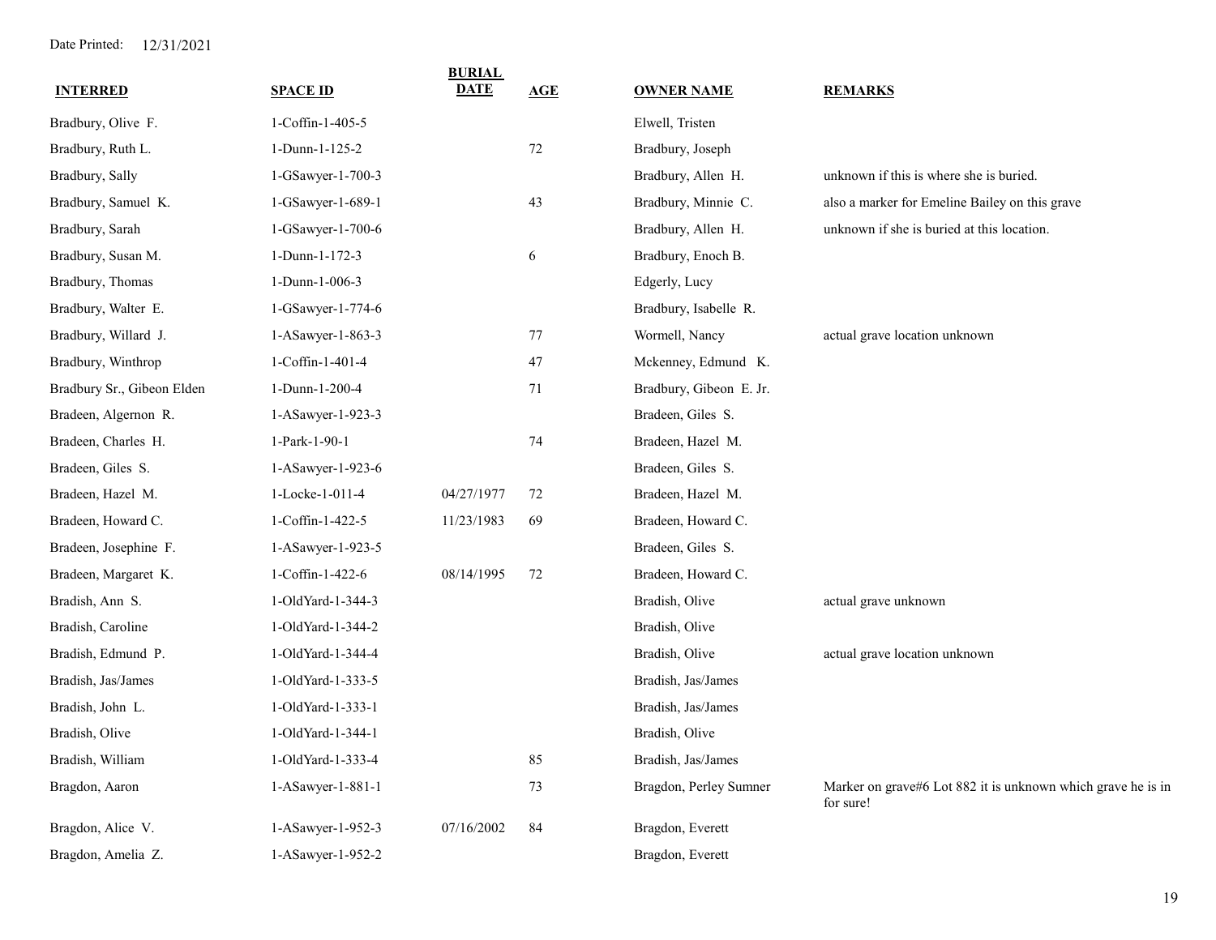Date Printed: 12/31/2021

| INTERRED | SPACE ID | BURIAL DATE | AGE | OWNER NAME | REMARKS |
|---|---|---|---|---|---|
| Bradbury, Olive F. | 1-Coffin-1-405-5 | | | Elwell, Tristen | |
| Bradbury, Ruth L. | 1-Dunn-1-125-2 | | 72 | Bradbury, Joseph | |
| Bradbury, Sally | 1-GSawyer-1-700-3 | | | Bradbury, Allen H. | unknown if this is where she is buried. |
| Bradbury, Samuel K. | 1-GSawyer-1-689-1 | | 43 | Bradbury, Minnie C. | also a marker for Emeline Bailey on this grave |
| Bradbury, Sarah | 1-GSawyer-1-700-6 | | | Bradbury, Allen H. | unknown if she is buried at this location. |
| Bradbury, Susan M. | 1-Dunn-1-172-3 | | 6 | Bradbury, Enoch B. | |
| Bradbury, Thomas | 1-Dunn-1-006-3 | | | Edgerly, Lucy | |
| Bradbury, Walter E. | 1-GSawyer-1-774-6 | | | Bradbury, Isabelle R. | |
| Bradbury, Willard J. | 1-ASawyer-1-863-3 | | 77 | Wormell, Nancy | actual grave location unknown |
| Bradbury, Winthrop | 1-Coffin-1-401-4 | | 47 | Mckenney, Edmund K. | |
| Bradbury Sr., Gibeon Elden | 1-Dunn-1-200-4 | | 71 | Bradbury, Gibeon E. Jr. | |
| Bradeen, Algernon R. | 1-ASawyer-1-923-3 | | | Bradeen, Giles S. | |
| Bradeen, Charles H. | 1-Park-1-90-1 | | 74 | Bradeen, Hazel M. | |
| Bradeen, Giles S. | 1-ASawyer-1-923-6 | | | Bradeen, Giles S. | |
| Bradeen, Hazel M. | 1-Locke-1-011-4 | 04/27/1977 | 72 | Bradeen, Hazel M. | |
| Bradeen, Howard C. | 1-Coffin-1-422-5 | 11/23/1983 | 69 | Bradeen, Howard C. | |
| Bradeen, Josephine F. | 1-ASawyer-1-923-5 | | | Bradeen, Giles S. | |
| Bradeen, Margaret K. | 1-Coffin-1-422-6 | 08/14/1995 | 72 | Bradeen, Howard C. | |
| Bradish, Ann S. | 1-OldYard-1-344-3 | | | Bradish, Olive | actual grave unknown |
| Bradish, Caroline | 1-OldYard-1-344-2 | | | Bradish, Olive | |
| Bradish, Edmund P. | 1-OldYard-1-344-4 | | | Bradish, Olive | actual grave location unknown |
| Bradish, Jas/James | 1-OldYard-1-333-5 | | | Bradish, Jas/James | |
| Bradish, John L. | 1-OldYard-1-333-1 | | | Bradish, Jas/James | |
| Bradish, Olive | 1-OldYard-1-344-1 | | | Bradish, Olive | |
| Bradish, William | 1-OldYard-1-333-4 | | 85 | Bradish, Jas/James | |
| Bragdon, Aaron | 1-ASawyer-1-881-1 | | 73 | Bragdon, Perley Sumner | Marker on grave#6 Lot 882 it is unknown which grave he is in for sure! |
| Bragdon, Alice V. | 1-ASawyer-1-952-3 | 07/16/2002 | 84 | Bragdon, Everett | |
| Bragdon, Amelia Z. | 1-ASawyer-1-952-2 | | | Bragdon, Everett | |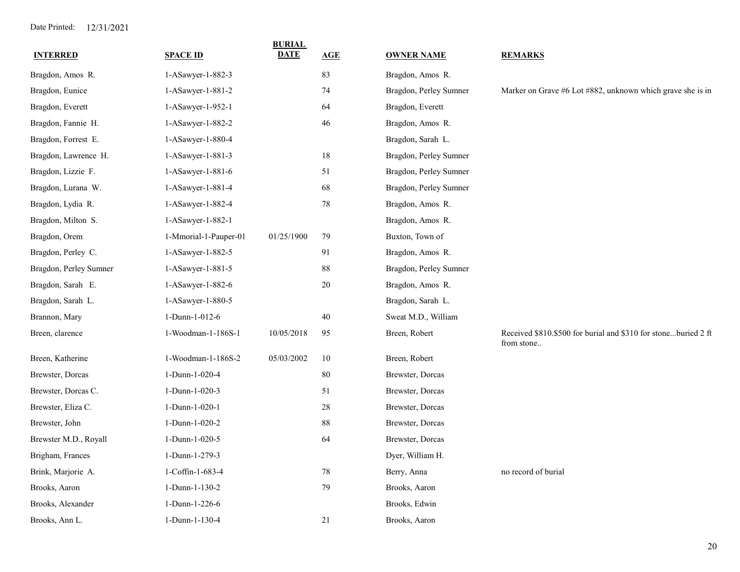Date Printed: 12/31/2021

| INTERRED | SPACE ID | BURIAL DATE | AGE | OWNER NAME | REMARKS |
|---|---|---|---|---|---|
| Bragdon, Amos R. | 1-ASawyer-1-882-3 | | 83 | Bragdon, Amos R. | |
| Bragdon, Eunice | 1-ASawyer-1-881-2 | | 74 | Bragdon, Perley Sumner | Marker on Grave #6 Lot #882, unknown which grave she is in |
| Bragdon, Everett | 1-ASawyer-1-952-1 | | 64 | Bragdon, Everett | |
| Bragdon, Fannie H. | 1-ASawyer-1-882-2 | | 46 | Bragdon, Amos R. | |
| Bragdon, Forrest E. | 1-ASawyer-1-880-4 | | | Bragdon, Sarah L. | |
| Bragdon, Lawrence H. | 1-ASawyer-1-881-3 | | 18 | Bragdon, Perley Sumner | |
| Bragdon, Lizzie F. | 1-ASawyer-1-881-6 | | 51 | Bragdon, Perley Sumner | |
| Bragdon, Lurana W. | 1-ASawyer-1-881-4 | | 68 | Bragdon, Perley Sumner | |
| Bragdon, Lydia R. | 1-ASawyer-1-882-4 | | 78 | Bragdon, Amos R. | |
| Bragdon, Milton S. | 1-ASawyer-1-882-1 | | | Bragdon, Amos R. | |
| Bragdon, Orem | 1-Mmorial-1-Pauper-01 | 01/25/1900 | 79 | Buxton, Town of | |
| Bragdon, Perley C. | 1-ASawyer-1-882-5 | | 91 | Bragdon, Amos R. | |
| Bragdon, Perley Sumner | 1-ASawyer-1-881-5 | | 88 | Bragdon, Perley Sumner | |
| Bragdon, Sarah E. | 1-ASawyer-1-882-6 | | 20 | Bragdon, Amos R. | |
| Bragdon, Sarah L. | 1-ASawyer-1-880-5 | | | Bragdon, Sarah L. | |
| Brannon, Mary | 1-Dunn-1-012-6 | | 40 | Sweat M.D., William | |
| Breen, clarence | 1-Woodman-1-186S-1 | 10/05/2018 | 95 | Breen, Robert | Received $810.$500 for burial and $310 for stone...buried 2 ft from stone.. |
| Breen, Katherine | 1-Woodman-1-186S-2 | 05/03/2002 | 10 | Breen, Robert | |
| Brewster, Dorcas | 1-Dunn-1-020-4 | | 80 | Brewster, Dorcas | |
| Brewster, Dorcas C. | 1-Dunn-1-020-3 | | 51 | Brewster, Dorcas | |
| Brewster, Eliza C. | 1-Dunn-1-020-1 | | 28 | Brewster, Dorcas | |
| Brewster, John | 1-Dunn-1-020-2 | | 88 | Brewster, Dorcas | |
| Brewster M.D., Royall | 1-Dunn-1-020-5 | | 64 | Brewster, Dorcas | |
| Brigham, Frances | 1-Dunn-1-279-3 | | | Dyer, William H. | |
| Brink, Marjorie A. | 1-Coffin-1-683-4 | | 78 | Berry, Anna | no record of burial |
| Brooks, Aaron | 1-Dunn-1-130-2 | | 79 | Brooks, Aaron | |
| Brooks, Alexander | 1-Dunn-1-226-6 | | | Brooks, Edwin | |
| Brooks, Ann L. | 1-Dunn-1-130-4 | | 21 | Brooks, Aaron | |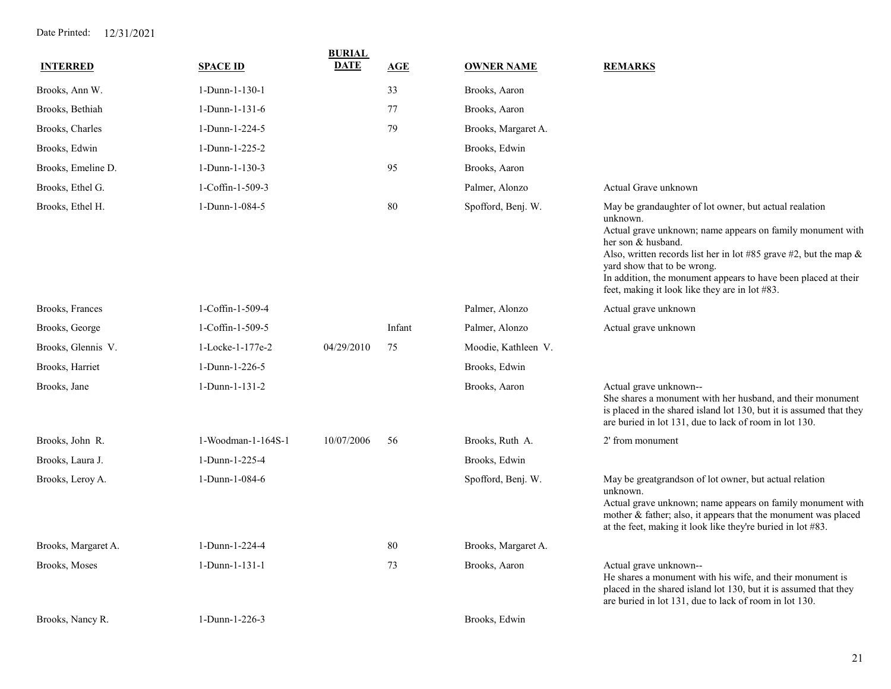Date Printed: 12/31/2021

| INTERRED | SPACE ID | BURIAL DATE | AGE | OWNER NAME | REMARKS |
|---|---|---|---|---|---|
| Brooks, Ann W. | 1-Dunn-1-130-1 | | 33 | Brooks, Aaron | |
| Brooks, Bethiah | 1-Dunn-1-131-6 | | 77 | Brooks, Aaron | |
| Brooks, Charles | 1-Dunn-1-224-5 | | 79 | Brooks, Margaret A. | |
| Brooks, Edwin | 1-Dunn-1-225-2 | | | Brooks, Edwin | |
| Brooks, Emeline D. | 1-Dunn-1-130-3 | | 95 | Brooks, Aaron | |
| Brooks, Ethel G. | 1-Coffin-1-509-3 | | | Palmer, Alonzo | Actual Grave unknown |
| Brooks, Ethel H. | 1-Dunn-1-084-5 | | 80 | Spofford, Benj. W. | May be grandaughter of lot owner, but actual realation unknown. Actual grave unknown; name appears on family monument with her son & husband. Also, written records list her in lot #85 grave #2, but the map & yard show that to be wrong. In addition, the monument appears to have been placed at their feet, making it look like they are in lot #83. |
| Brooks, Frances | 1-Coffin-1-509-4 | | | Palmer, Alonzo | Actual grave unknown |
| Brooks, George | 1-Coffin-1-509-5 | | Infant | Palmer, Alonzo | Actual grave unknown |
| Brooks, Glennis V. | 1-Locke-1-177e-2 | 04/29/2010 | 75 | Moodie, Kathleen V. | |
| Brooks, Harriet | 1-Dunn-1-226-5 | | | Brooks, Edwin | |
| Brooks, Jane | 1-Dunn-1-131-2 | | | Brooks, Aaron | Actual grave unknown-- She shares a monument with her husband, and their monument is placed in the shared island lot 130, but it is assumed that they are buried in lot 131, due to lack of room in lot 130. |
| Brooks, John R. | 1-Woodman-1-164S-1 | 10/07/2006 | 56 | Brooks, Ruth A. | 2' from monument |
| Brooks, Laura J. | 1-Dunn-1-225-4 | | | Brooks, Edwin | |
| Brooks, Leroy A. | 1-Dunn-1-084-6 | | | Spofford, Benj. W. | May be greatgrandson of lot owner, but actual relation unknown. Actual grave unknown; name appears on family monument with mother & father; also, it appears that the monument was placed at the feet, making it look like they're buried in lot #83. |
| Brooks, Margaret A. | 1-Dunn-1-224-4 | | 80 | Brooks, Margaret A. | |
| Brooks, Moses | 1-Dunn-1-131-1 | | 73 | Brooks, Aaron | Actual grave unknown-- He shares a monument with his wife, and their monument is placed in the shared island lot 130, but it is assumed that they are buried in lot 131, due to lack of room in lot 130. |
| Brooks, Nancy R. | 1-Dunn-1-226-3 | | | Brooks, Edwin | |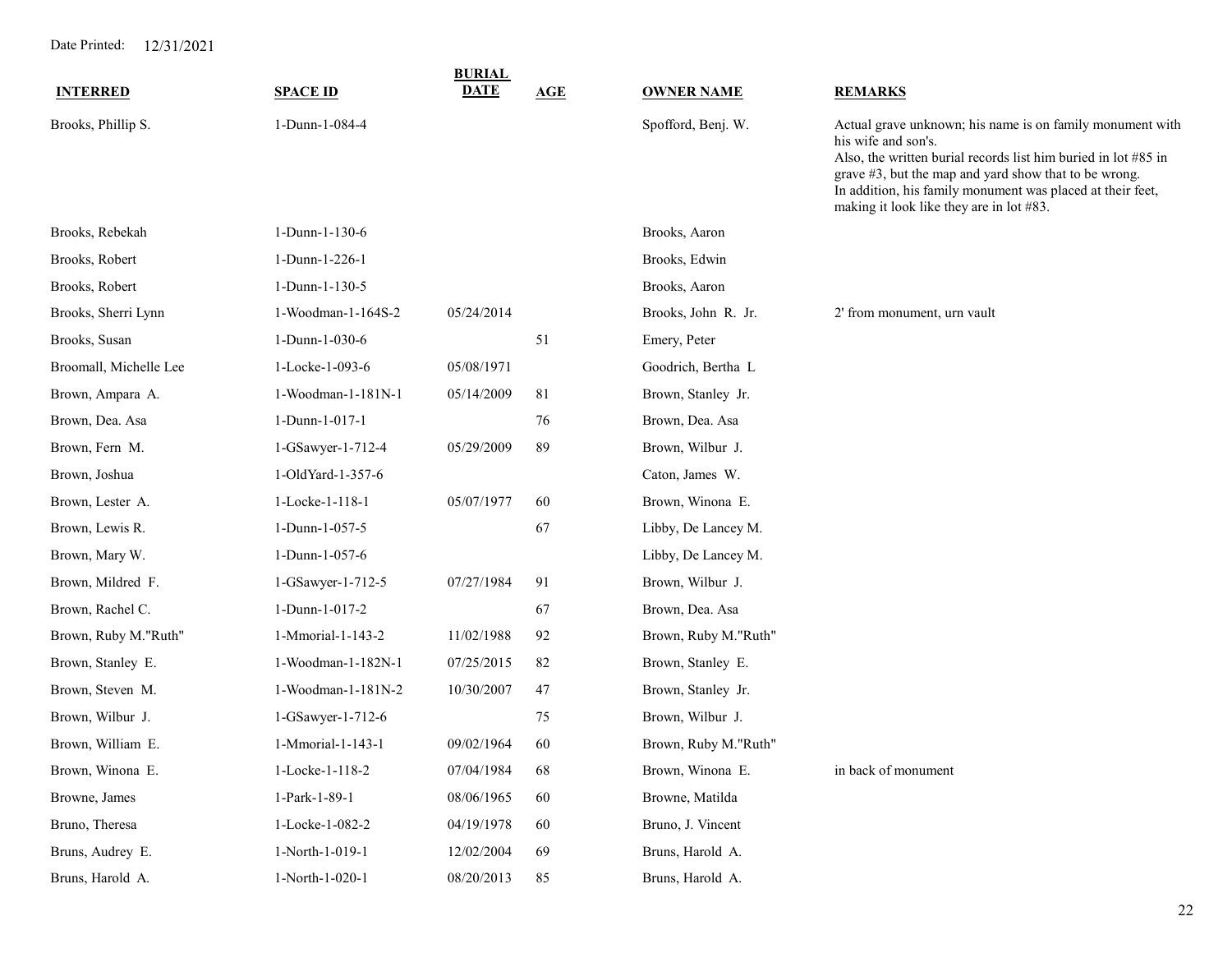| INTERRED | SPACE ID | BURIAL DATE | AGE | OWNER NAME | REMARKS |
|---|---|---|---|---|---|
| Brooks, Phillip S. | 1-Dunn-1-084-4 | | | Spofford, Benj. W. | Actual grave unknown; his name is on family monument with his wife and son's. Also, the written burial records list him buried in lot #85 in grave #3, but the map and yard show that to be wrong. In addition, his family monument was placed at their feet, making it look like they are in lot #83. |
| Brooks, Rebekah | 1-Dunn-1-130-6 | | | Brooks, Aaron | |
| Brooks, Robert | 1-Dunn-1-226-1 | | | Brooks, Edwin | |
| Brooks, Robert | 1-Dunn-1-130-5 | | | Brooks, Aaron | |
| Brooks, Sherri Lynn | 1-Woodman-1-164S-2 | 05/24/2014 | | Brooks, John R. Jr. | 2' from monument, urn vault |
| Brooks, Susan | 1-Dunn-1-030-6 | | 51 | Emery, Peter | |
| Broomall, Michelle Lee | 1-Locke-1-093-6 | 05/08/1971 | | Goodrich, Bertha L | |
| Brown, Ampara A. | 1-Woodman-1-181N-1 | 05/14/2009 | 81 | Brown, Stanley Jr. | |
| Brown, Dea. Asa | 1-Dunn-1-017-1 | | 76 | Brown, Dea. Asa | |
| Brown, Fern M. | 1-GSawyer-1-712-4 | 05/29/2009 | 89 | Brown, Wilbur J. | |
| Brown, Joshua | 1-OldYard-1-357-6 | | | Caton, James W. | |
| Brown, Lester A. | 1-Locke-1-118-1 | 05/07/1977 | 60 | Brown, Winona E. | |
| Brown, Lewis R. | 1-Dunn-1-057-5 | | 67 | Libby, De Lancey M. | |
| Brown, Mary W. | 1-Dunn-1-057-6 | | | Libby, De Lancey M. | |
| Brown, Mildred F. | 1-GSawyer-1-712-5 | 07/27/1984 | 91 | Brown, Wilbur J. | |
| Brown, Rachel C. | 1-Dunn-1-017-2 | | 67 | Brown, Dea. Asa | |
| Brown, Ruby M."Ruth" | 1-Mmorial-1-143-2 | 11/02/1988 | 92 | Brown, Ruby M."Ruth" | |
| Brown, Stanley E. | 1-Woodman-1-182N-1 | 07/25/2015 | 82 | Brown, Stanley E. | |
| Brown, Steven M. | 1-Woodman-1-181N-2 | 10/30/2007 | 47 | Brown, Stanley Jr. | |
| Brown, Wilbur J. | 1-GSawyer-1-712-6 | | 75 | Brown, Wilbur J. | |
| Brown, William E. | 1-Mmorial-1-143-1 | 09/02/1964 | 60 | Brown, Ruby M."Ruth" | |
| Brown, Winona E. | 1-Locke-1-118-2 | 07/04/1984 | 68 | Brown, Winona E. | in back of monument |
| Browne, James | 1-Park-1-89-1 | 08/06/1965 | 60 | Browne, Matilda | |
| Bruno, Theresa | 1-Locke-1-082-2 | 04/19/1978 | 60 | Bruno, J. Vincent | |
| Bruns, Audrey E. | 1-North-1-019-1 | 12/02/2004 | 69 | Bruns, Harold A. | |
| Bruns, Harold A. | 1-North-1-020-1 | 08/20/2013 | 85 | Bruns, Harold A. | |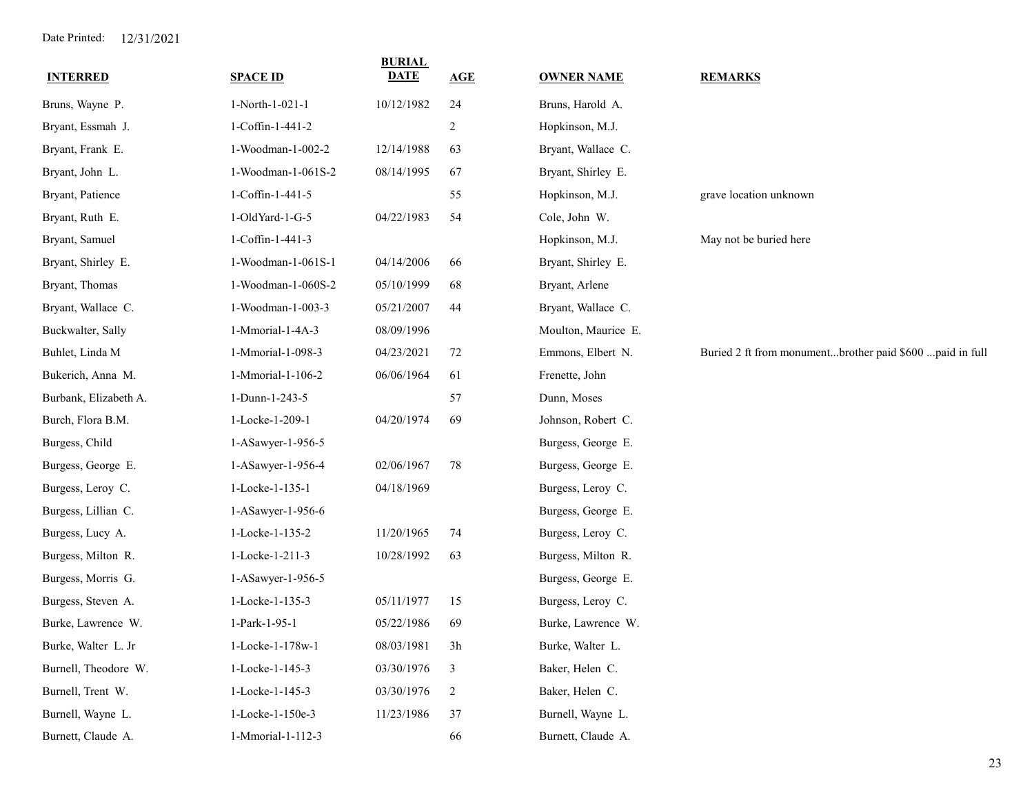Date Printed: 12/31/2021

| INTERRED | SPACE ID | BURIAL DATE | AGE | OWNER NAME | REMARKS |
|---|---|---|---|---|---|
| Bruns, Wayne P. | 1-North-1-021-1 | 10/12/1982 | 24 | Bruns, Harold A. | |
| Bryant, Essmah J. | 1-Coffin-1-441-2 | | 2 | Hopkinson, M.J. | |
| Bryant, Frank E. | 1-Woodman-1-002-2 | 12/14/1988 | 63 | Bryant, Wallace C. | |
| Bryant, John L. | 1-Woodman-1-061S-2 | 08/14/1995 | 67 | Bryant, Shirley E. | |
| Bryant, Patience | 1-Coffin-1-441-5 | | 55 | Hopkinson, M.J. | grave location unknown |
| Bryant, Ruth E. | 1-OldYard-1-G-5 | 04/22/1983 | 54 | Cole, John W. | |
| Bryant, Samuel | 1-Coffin-1-441-3 | | | Hopkinson, M.J. | May not be buried here |
| Bryant, Shirley E. | 1-Woodman-1-061S-1 | 04/14/2006 | 66 | Bryant, Shirley E. | |
| Bryant, Thomas | 1-Woodman-1-060S-2 | 05/10/1999 | 68 | Bryant, Arlene | |
| Bryant, Wallace C. | 1-Woodman-1-003-3 | 05/21/2007 | 44 | Bryant, Wallace C. | |
| Buckwalter, Sally | 1-Mmorial-1-4A-3 | 08/09/1996 | | Moulton, Maurice E. | |
| Buhlet, Linda M | 1-Mmorial-1-098-3 | 04/23/2021 | 72 | Emmons, Elbert N. | Buried 2 ft from monument...brother paid $600 ...paid in full |
| Bukerich, Anna M. | 1-Mmorial-1-106-2 | 06/06/1964 | 61 | Frenette, John | |
| Burbank, Elizabeth A. | 1-Dunn-1-243-5 | | 57 | Dunn, Moses | |
| Burch, Flora B.M. | 1-Locke-1-209-1 | 04/20/1974 | 69 | Johnson, Robert C. | |
| Burgess, Child | 1-ASawyer-1-956-5 | | | Burgess, George E. | |
| Burgess, George E. | 1-ASawyer-1-956-4 | 02/06/1967 | 78 | Burgess, George E. | |
| Burgess, Leroy C. | 1-Locke-1-135-1 | 04/18/1969 | | Burgess, Leroy C. | |
| Burgess, Lillian C. | 1-ASawyer-1-956-6 | | | Burgess, George E. | |
| Burgess, Lucy A. | 1-Locke-1-135-2 | 11/20/1965 | 74 | Burgess, Leroy C. | |
| Burgess, Milton R. | 1-Locke-1-211-3 | 10/28/1992 | 63 | Burgess, Milton R. | |
| Burgess, Morris G. | 1-ASawyer-1-956-5 | | | Burgess, George E. | |
| Burgess, Steven A. | 1-Locke-1-135-3 | 05/11/1977 | 15 | Burgess, Leroy C. | |
| Burke, Lawrence W. | 1-Park-1-95-1 | 05/22/1986 | 69 | Burke, Lawrence W. | |
| Burke, Walter L. Jr | 1-Locke-1-178w-1 | 08/03/1981 | 3h | Burke, Walter L. | |
| Burnell, Theodore W. | 1-Locke-1-145-3 | 03/30/1976 | 3 | Baker, Helen C. | |
| Burnell, Trent W. | 1-Locke-1-145-3 | 03/30/1976 | 2 | Baker, Helen C. | |
| Burnell, Wayne L. | 1-Locke-1-150e-3 | 11/23/1986 | 37 | Burnell, Wayne L. | |
| Burnett, Claude A. | 1-Mmorial-1-112-3 | | 66 | Burnett, Claude A. | |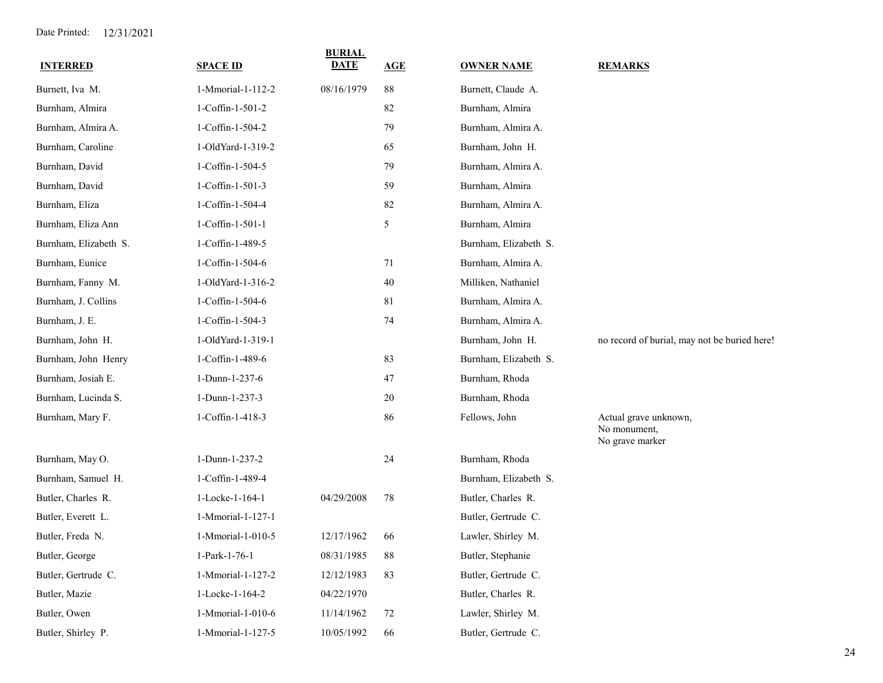Date Printed: 12/31/2021

| INTERRED | SPACE ID | BURIAL DATE | AGE | OWNER NAME | REMARKS |
|---|---|---|---|---|---|
| Burnett, Iva M. | 1-Mmorial-1-112-2 | 08/16/1979 | 88 | Burnett, Claude A. | |
| Burnham, Almira | 1-Coffin-1-501-2 | | 82 | Burnham, Almira | |
| Burnham, Almira A. | 1-Coffin-1-504-2 | | 79 | Burnham, Almira A. | |
| Burnham, Caroline | 1-OldYard-1-319-2 | | 65 | Burnham, John H. | |
| Burnham, David | 1-Coffin-1-504-5 | | 79 | Burnham, Almira A. | |
| Burnham, David | 1-Coffin-1-501-3 | | 59 | Burnham, Almira | |
| Burnham, Eliza | 1-Coffin-1-504-4 | | 82 | Burnham, Almira A. | |
| Burnham, Eliza Ann | 1-Coffin-1-501-1 | | 5 | Burnham, Almira | |
| Burnham, Elizabeth S. | 1-Coffin-1-489-5 | | | Burnham, Elizabeth S. | |
| Burnham, Eunice | 1-Coffin-1-504-6 | | 71 | Burnham, Almira A. | |
| Burnham, Fanny M. | 1-OldYard-1-316-2 | | 40 | Milliken, Nathaniel | |
| Burnham, J. Collins | 1-Coffin-1-504-6 | | 81 | Burnham, Almira A. | |
| Burnham, J. E. | 1-Coffin-1-504-3 | | 74 | Burnham, Almira A. | |
| Burnham, John H. | 1-OldYard-1-319-1 | | | Burnham, John H. | no record of burial, may not be buried here! |
| Burnham, John Henry | 1-Coffin-1-489-6 | | 83 | Burnham, Elizabeth S. | |
| Burnham, Josiah E. | 1-Dunn-1-237-6 | | 47 | Burnham, Rhoda | |
| Burnham, Lucinda S. | 1-Dunn-1-237-3 | | 20 | Burnham, Rhoda | |
| Burnham, Mary F. | 1-Coffin-1-418-3 | | 86 | Fellows, John | Actual grave unknown, No monument, No grave marker |
| Burnham, May O. | 1-Dunn-1-237-2 | | 24 | Burnham, Rhoda | |
| Burnham, Samuel H. | 1-Coffin-1-489-4 | | | Burnham, Elizabeth S. | |
| Butler, Charles R. | 1-Locke-1-164-1 | 04/29/2008 | 78 | Butler, Charles R. | |
| Butler, Everett L. | 1-Mmorial-1-127-1 | | | Butler, Gertrude C. | |
| Butler, Freda N. | 1-Mmorial-1-010-5 | 12/17/1962 | 66 | Lawler, Shirley M. | |
| Butler, George | 1-Park-1-76-1 | 08/31/1985 | 88 | Butler, Stephanie | |
| Butler, Gertrude C. | 1-Mmorial-1-127-2 | 12/12/1983 | 83 | Butler, Gertrude C. | |
| Butler, Mazie | 1-Locke-1-164-2 | 04/22/1970 | | Butler, Charles R. | |
| Butler, Owen | 1-Mmorial-1-010-6 | 11/14/1962 | 72 | Lawler, Shirley M. | |
| Butler, Shirley P. | 1-Mmorial-1-127-5 | 10/05/1992 | 66 | Butler, Gertrude C. | |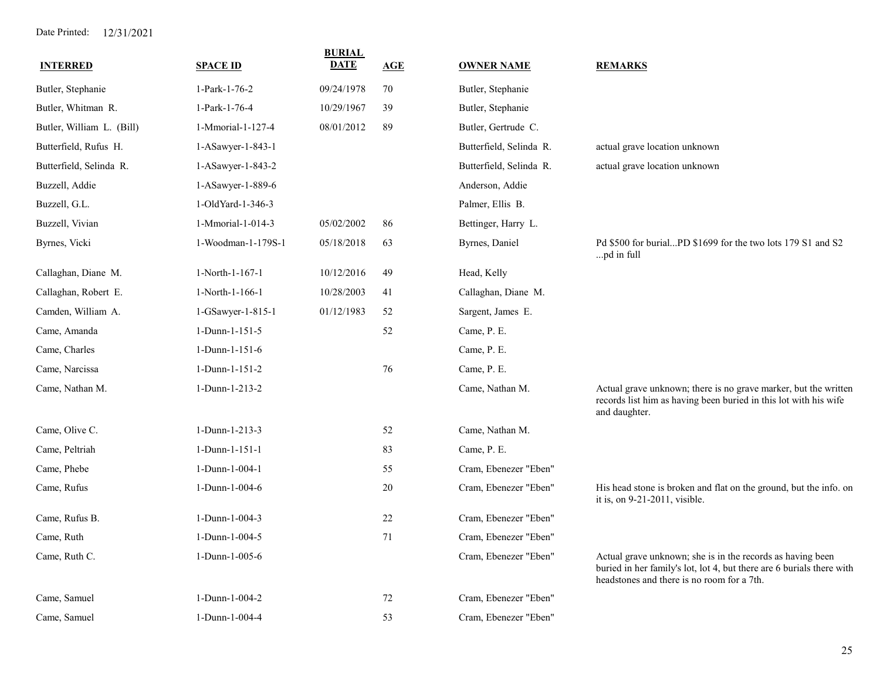Date Printed: 12/31/2021

| INTERRED | SPACE ID | BURIAL DATE | AGE | OWNER NAME | REMARKS |
|---|---|---|---|---|---|
| Butler, Stephanie | 1-Park-1-76-2 | 09/24/1978 | 70 | Butler, Stephanie | |
| Butler, Whitman R. | 1-Park-1-76-4 | 10/29/1967 | 39 | Butler, Stephanie | |
| Butler, William L. (Bill) | 1-Mmorial-1-127-4 | 08/01/2012 | 89 | Butler, Gertrude C. | |
| Butterfield, Rufus H. | 1-ASawyer-1-843-1 | | | Butterfield, Selinda R. | actual grave location unknown |
| Butterfield, Selinda R. | 1-ASawyer-1-843-2 | | | Butterfield, Selinda R. | actual grave location unknown |
| Buzzell, Addie | 1-ASawyer-1-889-6 | | | Anderson, Addie | |
| Buzzell, G.L. | 1-OldYard-1-346-3 | | | Palmer, Ellis B. | |
| Buzzell, Vivian | 1-Mmorial-1-014-3 | 05/02/2002 | 86 | Bettinger, Harry L. | |
| Byrnes, Vicki | 1-Woodman-1-179S-1 | 05/18/2018 | 63 | Byrnes, Daniel | Pd $500 for burial...PD $1699 for the two lots 179 S1 and S2 ...pd in full |
| Callaghan, Diane M. | 1-North-1-167-1 | 10/12/2016 | 49 | Head, Kelly | |
| Callaghan, Robert E. | 1-North-1-166-1 | 10/28/2003 | 41 | Callaghan, Diane M. | |
| Camden, William A. | 1-GSawyer-1-815-1 | 01/12/1983 | 52 | Sargent, James E. | |
| Came, Amanda | 1-Dunn-1-151-5 | | 52 | Came, P. E. | |
| Came, Charles | 1-Dunn-1-151-6 | | | Came, P. E. | |
| Came, Narcissa | 1-Dunn-1-151-2 | | 76 | Came, P. E. | |
| Came, Nathan M. | 1-Dunn-1-213-2 | | | Came, Nathan M. | Actual grave unknown; there is no grave marker, but the written records list him as having been buried in this lot with his wife and daughter. |
| Came, Olive C. | 1-Dunn-1-213-3 | | 52 | Came, Nathan M. | |
| Came, Peltriah | 1-Dunn-1-151-1 | | 83 | Came, P. E. | |
| Came, Phebe | 1-Dunn-1-004-1 | | 55 | Cram, Ebenezer "Eben" | |
| Came, Rufus | 1-Dunn-1-004-6 | | 20 | Cram, Ebenezer "Eben" | His head stone is broken and flat on the ground, but the info. on it is, on 9-21-2011, visible. |
| Came, Rufus B. | 1-Dunn-1-004-3 | | 22 | Cram, Ebenezer "Eben" | |
| Came, Ruth | 1-Dunn-1-004-5 | | 71 | Cram, Ebenezer "Eben" | |
| Came, Ruth C. | 1-Dunn-1-005-6 | | | Cram, Ebenezer "Eben" | Actual grave unknown; she is in the records as having been buried in her family's lot, lot 4, but there are 6 burials there with headstones and there is no room for a 7th. |
| Came, Samuel | 1-Dunn-1-004-2 | | 72 | Cram, Ebenezer "Eben" | |
| Came, Samuel | 1-Dunn-1-004-4 | | 53 | Cram, Ebenezer "Eben" | |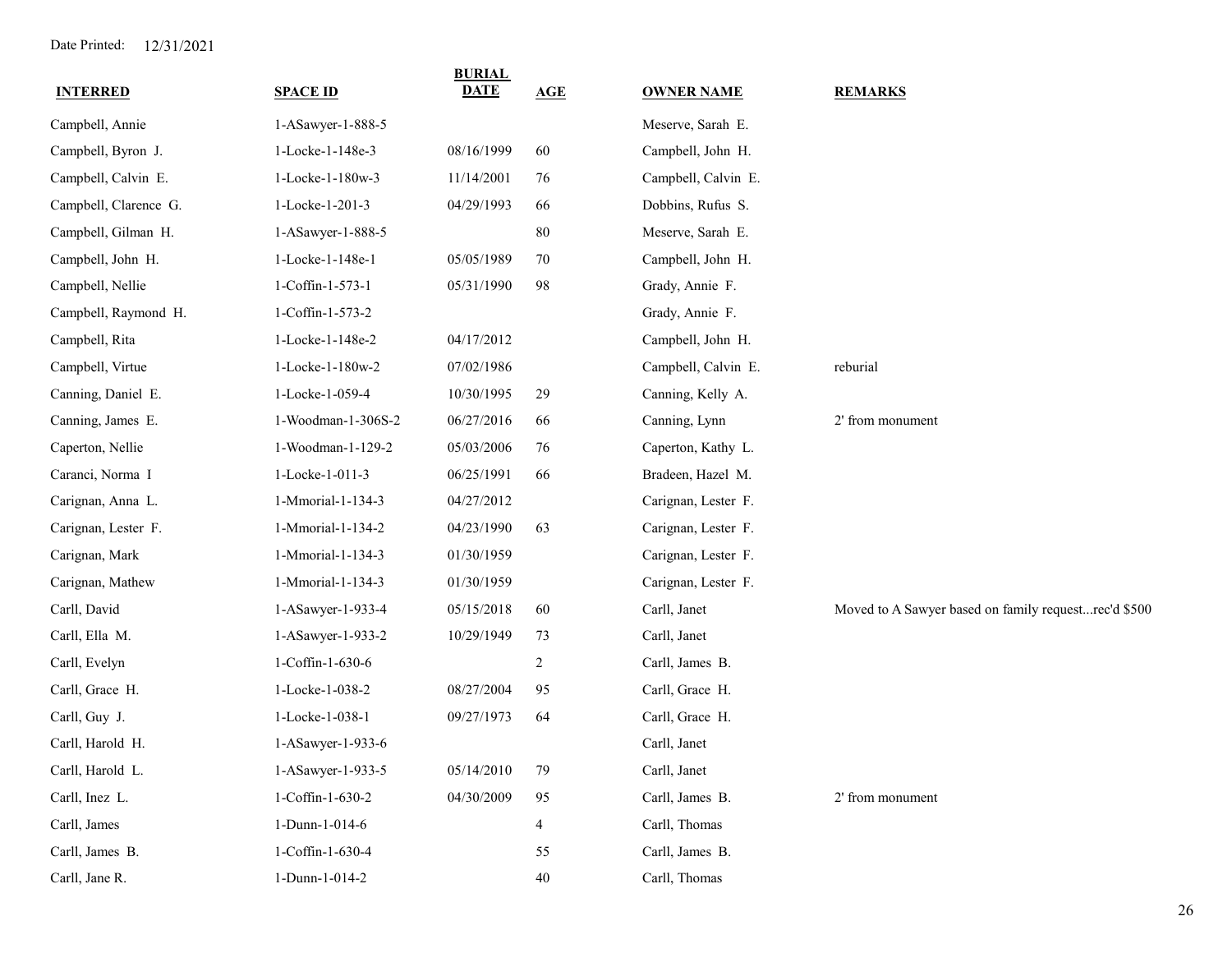Date Printed: 12/31/2021

| INTERRED | SPACE ID | BURIAL DATE | AGE | OWNER NAME | REMARKS |
| --- | --- | --- | --- | --- | --- |
| Campbell, Annie | 1-ASawyer-1-888-5 | | | Meserve, Sarah E. | |
| Campbell, Byron J. | 1-Locke-1-148e-3 | 08/16/1999 | 60 | Campbell, John H. | |
| Campbell, Calvin E. | 1-Locke-1-180w-3 | 11/14/2001 | 76 | Campbell, Calvin E. | |
| Campbell, Clarence G. | 1-Locke-1-201-3 | 04/29/1993 | 66 | Dobbins, Rufus S. | |
| Campbell, Gilman H. | 1-ASawyer-1-888-5 | | 80 | Meserve, Sarah E. | |
| Campbell, John H. | 1-Locke-1-148e-1 | 05/05/1989 | 70 | Campbell, John H. | |
| Campbell, Nellie | 1-Coffin-1-573-1 | 05/31/1990 | 98 | Grady, Annie F. | |
| Campbell, Raymond H. | 1-Coffin-1-573-2 | | | Grady, Annie F. | |
| Campbell, Rita | 1-Locke-1-148e-2 | 04/17/2012 | | Campbell, John H. | |
| Campbell, Virtue | 1-Locke-1-180w-2 | 07/02/1986 | | Campbell, Calvin E. | reburial |
| Canning, Daniel E. | 1-Locke-1-059-4 | 10/30/1995 | 29 | Canning, Kelly A. | |
| Canning, James E. | 1-Woodman-1-306S-2 | 06/27/2016 | 66 | Canning, Lynn | 2' from monument |
| Caperton, Nellie | 1-Woodman-1-129-2 | 05/03/2006 | 76 | Caperton, Kathy L. | |
| Caranci, Norma I | 1-Locke-1-011-3 | 06/25/1991 | 66 | Bradeen, Hazel M. | |
| Carignan, Anna L. | 1-Mmorial-1-134-3 | 04/27/2012 | | Carignan, Lester F. | |
| Carignan, Lester F. | 1-Mmorial-1-134-2 | 04/23/1990 | 63 | Carignan, Lester F. | |
| Carignan, Mark | 1-Mmorial-1-134-3 | 01/30/1959 | | Carignan, Lester F. | |
| Carignan, Mathew | 1-Mmorial-1-134-3 | 01/30/1959 | | Carignan, Lester F. | |
| Carll, David | 1-ASawyer-1-933-4 | 05/15/2018 | 60 | Carll, Janet | Moved to A Sawyer based on family request...rec'd $500 |
| Carll, Ella M. | 1-ASawyer-1-933-2 | 10/29/1949 | 73 | Carll, Janet | |
| Carll, Evelyn | 1-Coffin-1-630-6 | | 2 | Carll, James B. | |
| Carll, Grace H. | 1-Locke-1-038-2 | 08/27/2004 | 95 | Carll, Grace H. | |
| Carll, Guy J. | 1-Locke-1-038-1 | 09/27/1973 | 64 | Carll, Grace H. | |
| Carll, Harold H. | 1-ASawyer-1-933-6 | | | Carll, Janet | |
| Carll, Harold L. | 1-ASawyer-1-933-5 | 05/14/2010 | 79 | Carll, Janet | |
| Carll, Inez L. | 1-Coffin-1-630-2 | 04/30/2009 | 95 | Carll, James B. | 2' from monument |
| Carll, James | 1-Dunn-1-014-6 | | 4 | Carll, Thomas | |
| Carll, James B. | 1-Coffin-1-630-4 | | 55 | Carll, James B. | |
| Carll, Jane R. | 1-Dunn-1-014-2 | | 40 | Carll, Thomas | |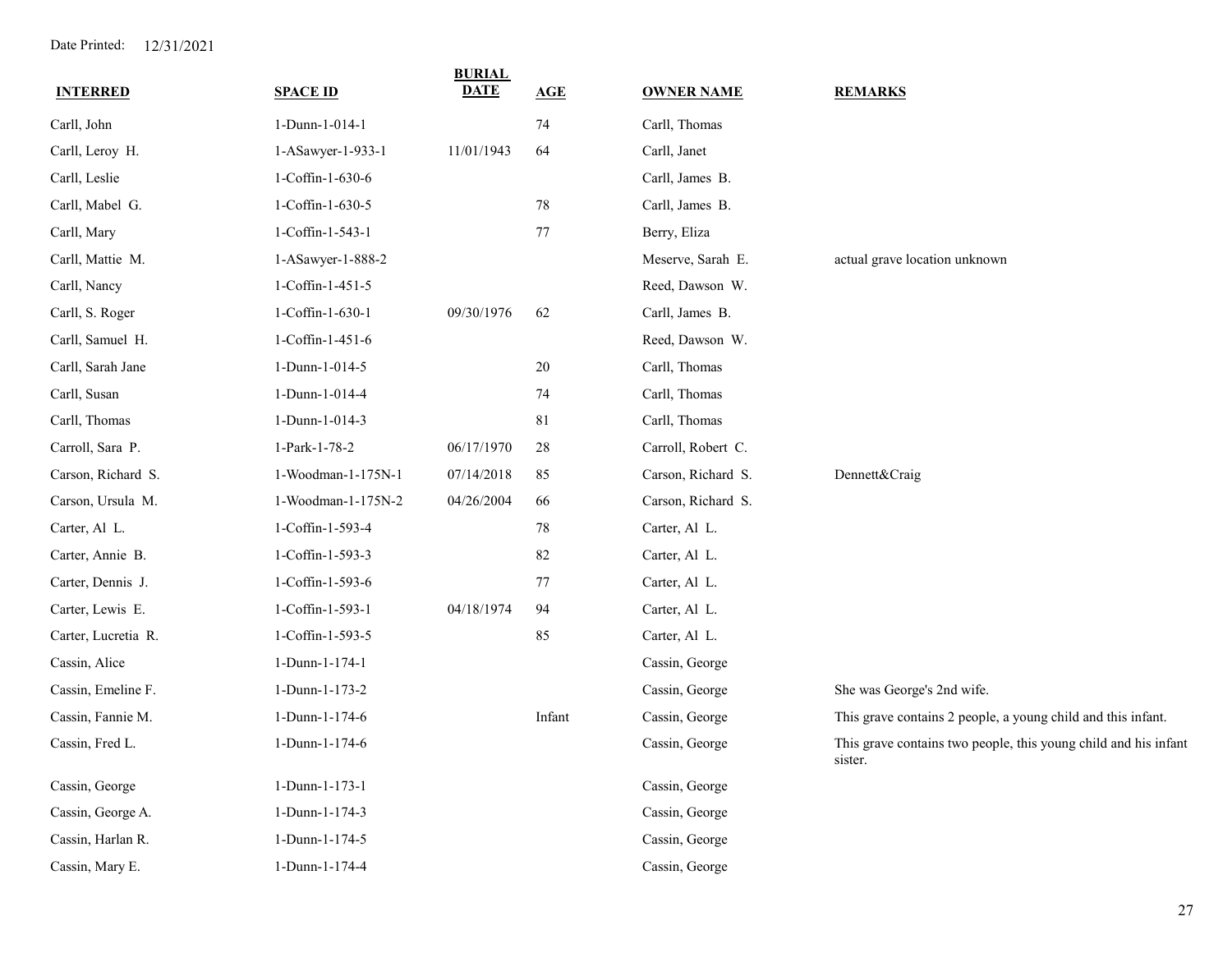Date Printed: 12/31/2021

| INTERRED | SPACE ID | BURIAL DATE | AGE | OWNER NAME | REMARKS |
|---|---|---|---|---|---|
| Carll, John | 1-Dunn-1-014-1 | | 74 | Carll, Thomas | |
| Carll, Leroy H. | 1-ASawyer-1-933-1 | 11/01/1943 | 64 | Carll, Janet | |
| Carll, Leslie | 1-Coffin-1-630-6 | | | Carll, James B. | |
| Carll, Mabel G. | 1-Coffin-1-630-5 | | 78 | Carll, James B. | |
| Carll, Mary | 1-Coffin-1-543-1 | | 77 | Berry, Eliza | |
| Carll, Mattie M. | 1-ASawyer-1-888-2 | | | Meserve, Sarah E. | actual grave location unknown |
| Carll, Nancy | 1-Coffin-1-451-5 | | | Reed, Dawson W. | |
| Carll, S. Roger | 1-Coffin-1-630-1 | 09/30/1976 | 62 | Carll, James B. | |
| Carll, Samuel H. | 1-Coffin-1-451-6 | | | Reed, Dawson W. | |
| Carll, Sarah Jane | 1-Dunn-1-014-5 | | 20 | Carll, Thomas | |
| Carll, Susan | 1-Dunn-1-014-4 | | 74 | Carll, Thomas | |
| Carll, Thomas | 1-Dunn-1-014-3 | | 81 | Carll, Thomas | |
| Carroll, Sara P. | 1-Park-1-78-2 | 06/17/1970 | 28 | Carroll, Robert C. | |
| Carson, Richard S. | 1-Woodman-1-175N-1 | 07/14/2018 | 85 | Carson, Richard S. | Dennett&Craig |
| Carson, Ursula M. | 1-Woodman-1-175N-2 | 04/26/2004 | 66 | Carson, Richard S. | |
| Carter, Al L. | 1-Coffin-1-593-4 | | 78 | Carter, Al L. | |
| Carter, Annie B. | 1-Coffin-1-593-3 | | 82 | Carter, Al L. | |
| Carter, Dennis J. | 1-Coffin-1-593-6 | | 77 | Carter, Al L. | |
| Carter, Lewis E. | 1-Coffin-1-593-1 | 04/18/1974 | 94 | Carter, Al L. | |
| Carter, Lucretia R. | 1-Coffin-1-593-5 | | 85 | Carter, Al L. | |
| Cassin, Alice | 1-Dunn-1-174-1 | | | Cassin, George | |
| Cassin, Emeline F. | 1-Dunn-1-173-2 | | | Cassin, George | She was George's 2nd wife. |
| Cassin, Fannie M. | 1-Dunn-1-174-6 | | Infant | Cassin, George | This grave contains 2 people, a young child and this infant. |
| Cassin, Fred L. | 1-Dunn-1-174-6 | | | Cassin, George | This grave contains two people, this young child and his infant sister. |
| Cassin, George | 1-Dunn-1-173-1 | | | Cassin, George | |
| Cassin, George A. | 1-Dunn-1-174-3 | | | Cassin, George | |
| Cassin, Harlan R. | 1-Dunn-1-174-5 | | | Cassin, George | |
| Cassin, Mary E. | 1-Dunn-1-174-4 | | | Cassin, George | |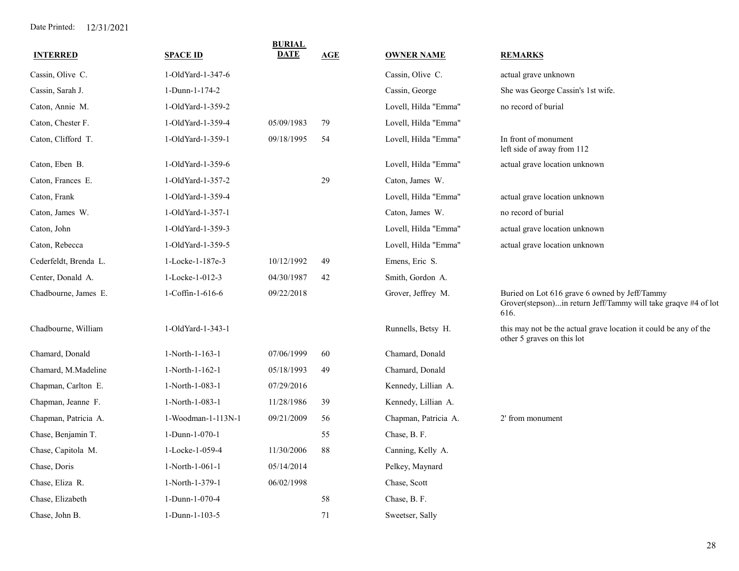Date Printed: 12/31/2021

| INTERRED | SPACE ID | BURIAL DATE | AGE | OWNER NAME | REMARKS |
|---|---|---|---|---|---|
| Cassin, Olive C. | 1-OldYard-1-347-6 | | | Cassin, Olive C. | actual grave unknown |
| Cassin, Sarah J. | 1-Dunn-1-174-2 | | | Cassin, George | She was George Cassin's 1st wife. |
| Caton, Annie M. | 1-OldYard-1-359-2 | | | Lovell, Hilda "Emma" | no record of burial |
| Caton, Chester F. | 1-OldYard-1-359-4 | 05/09/1983 | 79 | Lovell, Hilda "Emma" | |
| Caton, Clifford T. | 1-OldYard-1-359-1 | 09/18/1995 | 54 | Lovell, Hilda "Emma" | In front of monument left side of away from 112 |
| Caton, Eben B. | 1-OldYard-1-359-6 | | | Lovell, Hilda "Emma" | actual grave location unknown |
| Caton, Frances E. | 1-OldYard-1-357-2 | | 29 | Caton, James W. | |
| Caton, Frank | 1-OldYard-1-359-4 | | | Lovell, Hilda "Emma" | actual grave location unknown |
| Caton, James W. | 1-OldYard-1-357-1 | | | Caton, James W. | no record of burial |
| Caton, John | 1-OldYard-1-359-3 | | | Lovell, Hilda "Emma" | actual grave location unknown |
| Caton, Rebecca | 1-OldYard-1-359-5 | | | Lovell, Hilda "Emma" | actual grave location unknown |
| Cederfeldt, Brenda L. | 1-Locke-1-187e-3 | 10/12/1992 | 49 | Emens, Eric S. | |
| Center, Donald A. | 1-Locke-1-012-3 | 04/30/1987 | 42 | Smith, Gordon A. | |
| Chadbourne, James E. | 1-Coffin-1-616-6 | 09/22/2018 | | Grover, Jeffrey M. | Buried on Lot 616 grave 6 owned by Jeff/Tammy Grover(stepson)...in return Jeff/Tammy will take graqve #4 of lot 616. |
| Chadbourne, William | 1-OldYard-1-343-1 | | | Runnells, Betsy H. | this may not be the actual grave location it could be any of the other 5 graves on this lot |
| Chamard, Donald | 1-North-1-163-1 | 07/06/1999 | 60 | Chamard, Donald | |
| Chamard, M.Madeline | 1-North-1-162-1 | 05/18/1993 | 49 | Chamard, Donald | |
| Chapman, Carlton E. | 1-North-1-083-1 | 07/29/2016 | | Kennedy, Lillian A. | |
| Chapman, Jeanne F. | 1-North-1-083-1 | 11/28/1986 | 39 | Kennedy, Lillian A. | |
| Chapman, Patricia A. | 1-Woodman-1-113N-1 | 09/21/2009 | 56 | Chapman, Patricia A. | 2' from monument |
| Chase, Benjamin T. | 1-Dunn-1-070-1 | | 55 | Chase, B. F. | |
| Chase, Capitola M. | 1-Locke-1-059-4 | 11/30/2006 | 88 | Canning, Kelly A. | |
| Chase, Doris | 1-North-1-061-1 | 05/14/2014 | | Pelkey, Maynard | |
| Chase, Eliza R. | 1-North-1-379-1 | 06/02/1998 | | Chase, Scott | |
| Chase, Elizabeth | 1-Dunn-1-070-4 | | 58 | Chase, B. F. | |
| Chase, John B. | 1-Dunn-1-103-5 | | 71 | Sweetser, Sally | |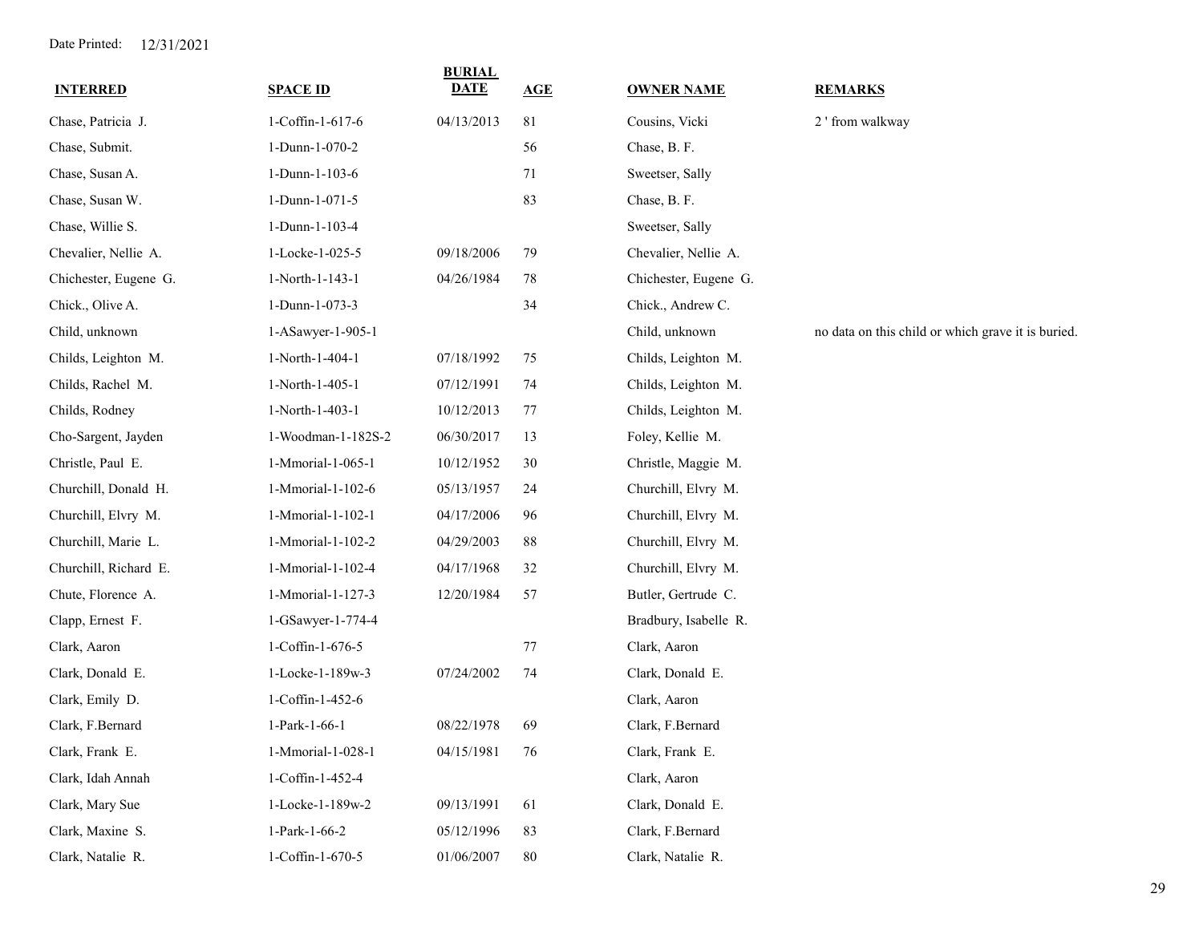Date Printed: 12/31/2021

| INTERRED | SPACE ID | BURIAL DATE | AGE | OWNER NAME | REMARKS |
|---|---|---|---|---|---|
| Chase, Patricia J. | 1-Coffin-1-617-6 | 04/13/2013 | 81 | Cousins, Vicki | 2 ' from walkway |
| Chase, Submit. | 1-Dunn-1-070-2 | | 56 | Chase, B. F. | |
| Chase, Susan A. | 1-Dunn-1-103-6 | | 71 | Sweetser, Sally | |
| Chase, Susan W. | 1-Dunn-1-071-5 | | 83 | Chase, B. F. | |
| Chase, Willie S. | 1-Dunn-1-103-4 | | | Sweetser, Sally | |
| Chevalier, Nellie A. | 1-Locke-1-025-5 | 09/18/2006 | 79 | Chevalier, Nellie A. | |
| Chichester, Eugene G. | 1-North-1-143-1 | 04/26/1984 | 78 | Chichester, Eugene G. | |
| Chick., Olive A. | 1-Dunn-1-073-3 | | 34 | Chick., Andrew C. | |
| Child, unknown | 1-ASawyer-1-905-1 | | | Child, unknown | no data on this child or which grave it is buried. |
| Childs, Leighton M. | 1-North-1-404-1 | 07/18/1992 | 75 | Childs, Leighton M. | |
| Childs, Rachel M. | 1-North-1-405-1 | 07/12/1991 | 74 | Childs, Leighton M. | |
| Childs, Rodney | 1-North-1-403-1 | 10/12/2013 | 77 | Childs, Leighton M. | |
| Cho-Sargent, Jayden | 1-Woodman-1-182S-2 | 06/30/2017 | 13 | Foley, Kellie M. | |
| Christle, Paul E. | 1-Mmorial-1-065-1 | 10/12/1952 | 30 | Christle, Maggie M. | |
| Churchill, Donald H. | 1-Mmorial-1-102-6 | 05/13/1957 | 24 | Churchill, Elvry M. | |
| Churchill, Elvry M. | 1-Mmorial-1-102-1 | 04/17/2006 | 96 | Churchill, Elvry M. | |
| Churchill, Marie L. | 1-Mmorial-1-102-2 | 04/29/2003 | 88 | Churchill, Elvry M. | |
| Churchill, Richard E. | 1-Mmorial-1-102-4 | 04/17/1968 | 32 | Churchill, Elvry M. | |
| Chute, Florence A. | 1-Mmorial-1-127-3 | 12/20/1984 | 57 | Butler, Gertrude C. | |
| Clapp, Ernest F. | 1-GSawyer-1-774-4 | | | Bradbury, Isabelle R. | |
| Clark, Aaron | 1-Coffin-1-676-5 | | 77 | Clark, Aaron | |
| Clark, Donald E. | 1-Locke-1-189w-3 | 07/24/2002 | 74 | Clark, Donald E. | |
| Clark, Emily D. | 1-Coffin-1-452-6 | | | Clark, Aaron | |
| Clark, F.Bernard | 1-Park-1-66-1 | 08/22/1978 | 69 | Clark, F.Bernard | |
| Clark, Frank E. | 1-Mmorial-1-028-1 | 04/15/1981 | 76 | Clark, Frank E. | |
| Clark, Idah Annah | 1-Coffin-1-452-4 | | | Clark, Aaron | |
| Clark, Mary Sue | 1-Locke-1-189w-2 | 09/13/1991 | 61 | Clark, Donald E. | |
| Clark, Maxine S. | 1-Park-1-66-2 | 05/12/1996 | 83 | Clark, F.Bernard | |
| Clark, Natalie R. | 1-Coffin-1-670-5 | 01/06/2007 | 80 | Clark, Natalie R. | |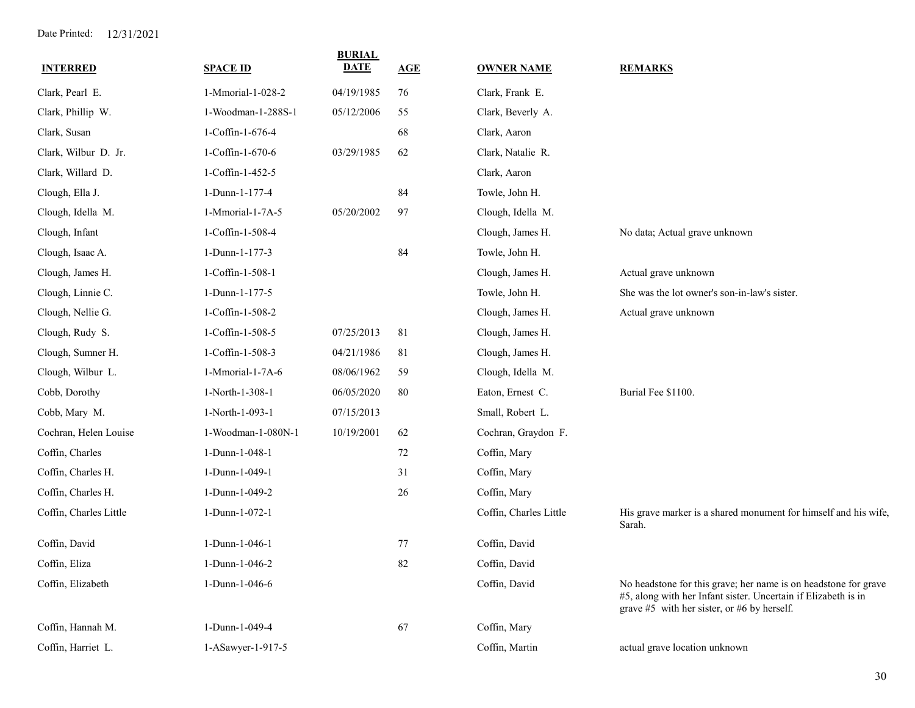Date Printed: 12/31/2021

| INTERRED | SPACE ID | BURIAL DATE | AGE | OWNER NAME | REMARKS |
|---|---|---|---|---|---|
| Clark, Pearl E. | 1-Mmorial-1-028-2 | 04/19/1985 | 76 | Clark, Frank E. | |
| Clark, Phillip W. | 1-Woodman-1-288S-1 | 05/12/2006 | 55 | Clark, Beverly A. | |
| Clark, Susan | 1-Coffin-1-676-4 | | 68 | Clark, Aaron | |
| Clark, Wilbur D. Jr. | 1-Coffin-1-670-6 | 03/29/1985 | 62 | Clark, Natalie R. | |
| Clark, Willard D. | 1-Coffin-1-452-5 | | | Clark, Aaron | |
| Clough, Ella J. | 1-Dunn-1-177-4 | | 84 | Towle, John H. | |
| Clough, Idella M. | 1-Mmorial-1-7A-5 | 05/20/2002 | 97 | Clough, Idella M. | |
| Clough, Infant | 1-Coffin-1-508-4 | | | Clough, James H. | No data; Actual grave unknown |
| Clough, Isaac A. | 1-Dunn-1-177-3 | | 84 | Towle, John H. | |
| Clough, James H. | 1-Coffin-1-508-1 | | | Clough, James H. | Actual grave unknown |
| Clough, Linnie C. | 1-Dunn-1-177-5 | | | Towle, John H. | She was the lot owner's son-in-law's sister. |
| Clough, Nellie G. | 1-Coffin-1-508-2 | | | Clough, James H. | Actual grave unknown |
| Clough, Rudy S. | 1-Coffin-1-508-5 | 07/25/2013 | 81 | Clough, James H. | |
| Clough, Sumner H. | 1-Coffin-1-508-3 | 04/21/1986 | 81 | Clough, James H. | |
| Clough, Wilbur L. | 1-Mmorial-1-7A-6 | 08/06/1962 | 59 | Clough, Idella M. | |
| Cobb, Dorothy | 1-North-1-308-1 | 06/05/2020 | 80 | Eaton, Ernest C. | Burial Fee $1100. |
| Cobb, Mary M. | 1-North-1-093-1 | 07/15/2013 | | Small, Robert L. | |
| Cochran, Helen Louise | 1-Woodman-1-080N-1 | 10/19/2001 | 62 | Cochran, Graydon F. | |
| Coffin, Charles | 1-Dunn-1-048-1 | | 72 | Coffin, Mary | |
| Coffin, Charles H. | 1-Dunn-1-049-1 | | 31 | Coffin, Mary | |
| Coffin, Charles H. | 1-Dunn-1-049-2 | | 26 | Coffin, Mary | |
| Coffin, Charles Little | 1-Dunn-1-072-1 | | | Coffin, Charles Little | His grave marker is a shared monument for himself and his wife, Sarah. |
| Coffin, David | 1-Dunn-1-046-1 | | 77 | Coffin, David | |
| Coffin, Eliza | 1-Dunn-1-046-2 | | 82 | Coffin, David | |
| Coffin, Elizabeth | 1-Dunn-1-046-6 | | | Coffin, David | No headstone for this grave; her name is on headstone for grave #5, along with her Infant sister. Uncertain if Elizabeth is in grave #5 with her sister, or #6 by herself. |
| Coffin, Hannah M. | 1-Dunn-1-049-4 | | 67 | Coffin, Mary | |
| Coffin, Harriet L. | 1-ASawyer-1-917-5 | | | Coffin, Martin | actual grave location unknown |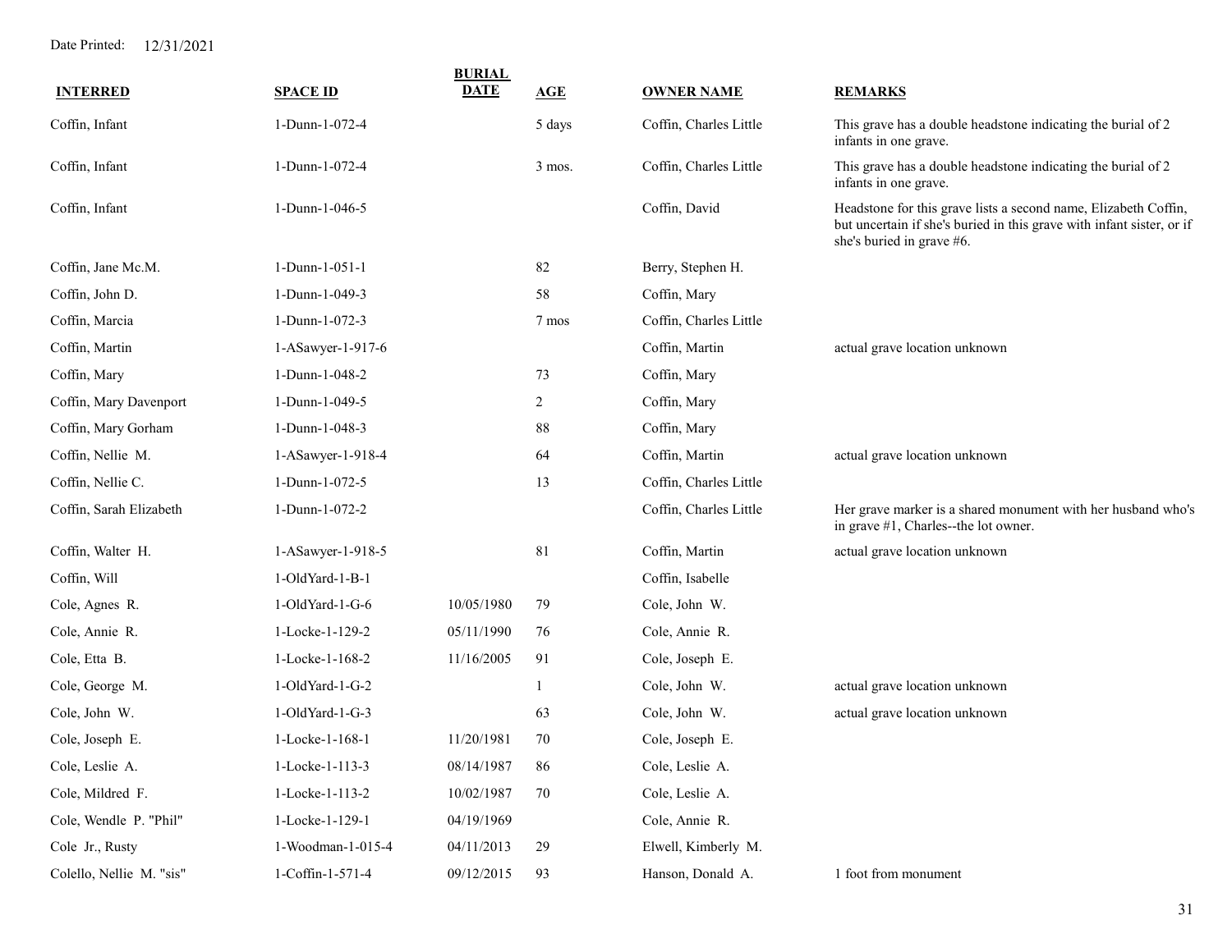Date Printed: 12/31/2021

| INTERRED | SPACE ID | BURIAL DATE | AGE | OWNER NAME | REMARKS |
|---|---|---|---|---|---|
| Coffin, Infant | 1-Dunn-1-072-4 | | 5 days | Coffin, Charles Little | This grave has a double headstone indicating the burial of 2 infants in one grave. |
| Coffin, Infant | 1-Dunn-1-072-4 | | 3 mos. | Coffin, Charles Little | This grave has a double headstone indicating the burial of 2 infants in one grave. |
| Coffin, Infant | 1-Dunn-1-046-5 | | | Coffin, David | Headstone for this grave lists a second name, Elizabeth Coffin, but uncertain if she's buried in this grave with infant sister, or if she's buried in grave #6. |
| Coffin, Jane Mc.M. | 1-Dunn-1-051-1 | | 82 | Berry, Stephen H. | |
| Coffin, John D. | 1-Dunn-1-049-3 | | 58 | Coffin, Mary | |
| Coffin, Marcia | 1-Dunn-1-072-3 | | 7 mos | Coffin, Charles Little | |
| Coffin, Martin | 1-ASawyer-1-917-6 | | | Coffin, Martin | actual grave location unknown |
| Coffin, Mary | 1-Dunn-1-048-2 | | 73 | Coffin, Mary | |
| Coffin, Mary Davenport | 1-Dunn-1-049-5 | | 2 | Coffin, Mary | |
| Coffin, Mary Gorham | 1-Dunn-1-048-3 | | 88 | Coffin, Mary | |
| Coffin, Nellie M. | 1-ASawyer-1-918-4 | | 64 | Coffin, Martin | actual grave location unknown |
| Coffin, Nellie C. | 1-Dunn-1-072-5 | | 13 | Coffin, Charles Little | |
| Coffin, Sarah Elizabeth | 1-Dunn-1-072-2 | | | Coffin, Charles Little | Her grave marker is a shared monument with her husband who's in grave #1, Charles--the lot owner. |
| Coffin, Walter H. | 1-ASawyer-1-918-5 | | 81 | Coffin, Martin | actual grave location unknown |
| Coffin, Will | 1-OldYard-1-B-1 | | | Coffin, Isabelle | |
| Cole, Agnes R. | 1-OldYard-1-G-6 | 10/05/1980 | 79 | Cole, John W. | |
| Cole, Annie R. | 1-Locke-1-129-2 | 05/11/1990 | 76 | Cole, Annie R. | |
| Cole, Etta B. | 1-Locke-1-168-2 | 11/16/2005 | 91 | Cole, Joseph E. | |
| Cole, George M. | 1-OldYard-1-G-2 | | 1 | Cole, John W. | actual grave location unknown |
| Cole, John W. | 1-OldYard-1-G-3 | | 63 | Cole, John W. | actual grave location unknown |
| Cole, Joseph E. | 1-Locke-1-168-1 | 11/20/1981 | 70 | Cole, Joseph E. | |
| Cole, Leslie A. | 1-Locke-1-113-3 | 08/14/1987 | 86 | Cole, Leslie A. | |
| Cole, Mildred F. | 1-Locke-1-113-2 | 10/02/1987 | 70 | Cole, Leslie A. | |
| Cole, Wendle P. "Phil" | 1-Locke-1-129-1 | 04/19/1969 | | Cole, Annie R. | |
| Cole Jr., Rusty | 1-Woodman-1-015-4 | 04/11/2013 | 29 | Elwell, Kimberly M. | |
| Colello, Nellie M. "sis" | 1-Coffin-1-571-4 | 09/12/2015 | 93 | Hanson, Donald A. | 1 foot from monument |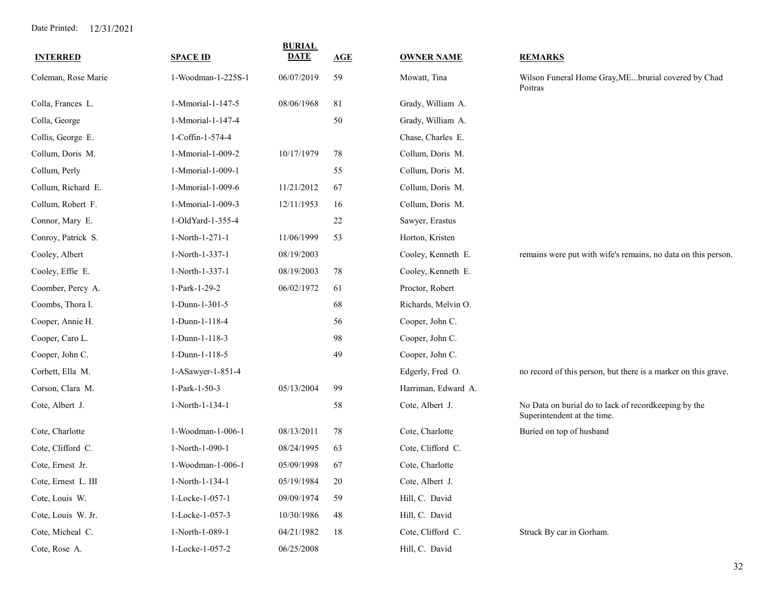Date Printed: 12/31/2021

| INTERRED | SPACE ID | BURIAL DATE | AGE | OWNER NAME | REMARKS |
|---|---|---|---|---|---|
| Coleman, Rose Marie | 1-Woodman-1-225S-1 | 06/07/2019 | 59 | Mowatt, Tina | Wilson Funeral Home Gray,ME...brurial covered by Chad Poitras |
| Colla, Frances L. | 1-Mmorial-1-147-5 | 08/06/1968 | 81 | Grady, William A. | |
| Colla, George | 1-Mmorial-1-147-4 | | 50 | Grady, William A. | |
| Collis, George E. | 1-Coffin-1-574-4 | | | Chase, Charles E. | |
| Collum, Doris M. | 1-Mmorial-1-009-2 | 10/17/1979 | 78 | Collum, Doris M. | |
| Collum, Perly | 1-Mmorial-1-009-1 | | 55 | Collum, Doris M. | |
| Collum, Richard E. | 1-Mmorial-1-009-6 | 11/21/2012 | 67 | Collum, Doris M. | |
| Collum, Robert F. | 1-Mmorial-1-009-3 | 12/11/1953 | 16 | Collum, Doris M. | |
| Connor, Mary E. | 1-OldYard-1-355-4 | | 22 | Sawyer, Erastus | |
| Conroy, Patrick S. | 1-North-1-271-1 | 11/06/1999 | 53 | Horton, Kristen | |
| Cooley, Albert | 1-North-1-337-1 | 08/19/2003 | | Cooley, Kenneth E. | remains were put with wife's remains, no data on this person. |
| Cooley, Effie E. | 1-North-1-337-1 | 08/19/2003 | 78 | Cooley, Kenneth E. | |
| Coomber, Percy A. | 1-Park-1-29-2 | 06/02/1972 | 61 | Proctor, Robert | |
| Coombs, Thora I. | 1-Dunn-1-301-5 | | 68 | Richards, Melvin O. | |
| Cooper, Annie H. | 1-Dunn-1-118-4 | | 56 | Cooper, John C. | |
| Cooper, Caro L. | 1-Dunn-1-118-3 | | 98 | Cooper, John C. | |
| Cooper, John C. | 1-Dunn-1-118-5 | | 49 | Cooper, John C. | |
| Corbett, Ella M. | 1-ASawyer-1-851-4 | | | Edgerly, Fred O. | no record of this person, but there is a marker on this grave. |
| Corson, Clara M. | 1-Park-1-50-3 | 05/13/2004 | 99 | Harriman, Edward A. | |
| Cote, Albert J. | 1-North-1-134-1 | | 58 | Cote, Albert J. | No Data on burial do to lack of recordkeeping by the Superintendent at the time. |
| Cote, Charlotte | 1-Woodman-1-006-1 | 08/13/2011 | 78 | Cote, Charlotte | Buried on top of husband |
| Cote, Clifford C. | 1-North-1-090-1 | 08/24/1995 | 63 | Cote, Clifford C. | |
| Cote, Ernest Jr. | 1-Woodman-1-006-1 | 05/09/1998 | 67 | Cote, Charlotte | |
| Cote, Ernest L. III | 1-North-1-134-1 | 05/19/1984 | 20 | Cote, Albert J. | |
| Cote, Louis W. | 1-Locke-1-057-1 | 09/09/1974 | 59 | Hill, C. David | |
| Cote, Louis W. Jr. | 1-Locke-1-057-3 | 10/30/1986 | 48 | Hill, C. David | |
| Cote, Micheal C. | 1-North-1-089-1 | 04/21/1982 | 18 | Cote, Clifford C. | Struck By car in Gorham. |
| Cote, Rose A. | 1-Locke-1-057-2 | 06/25/2008 | | Hill, C. David | |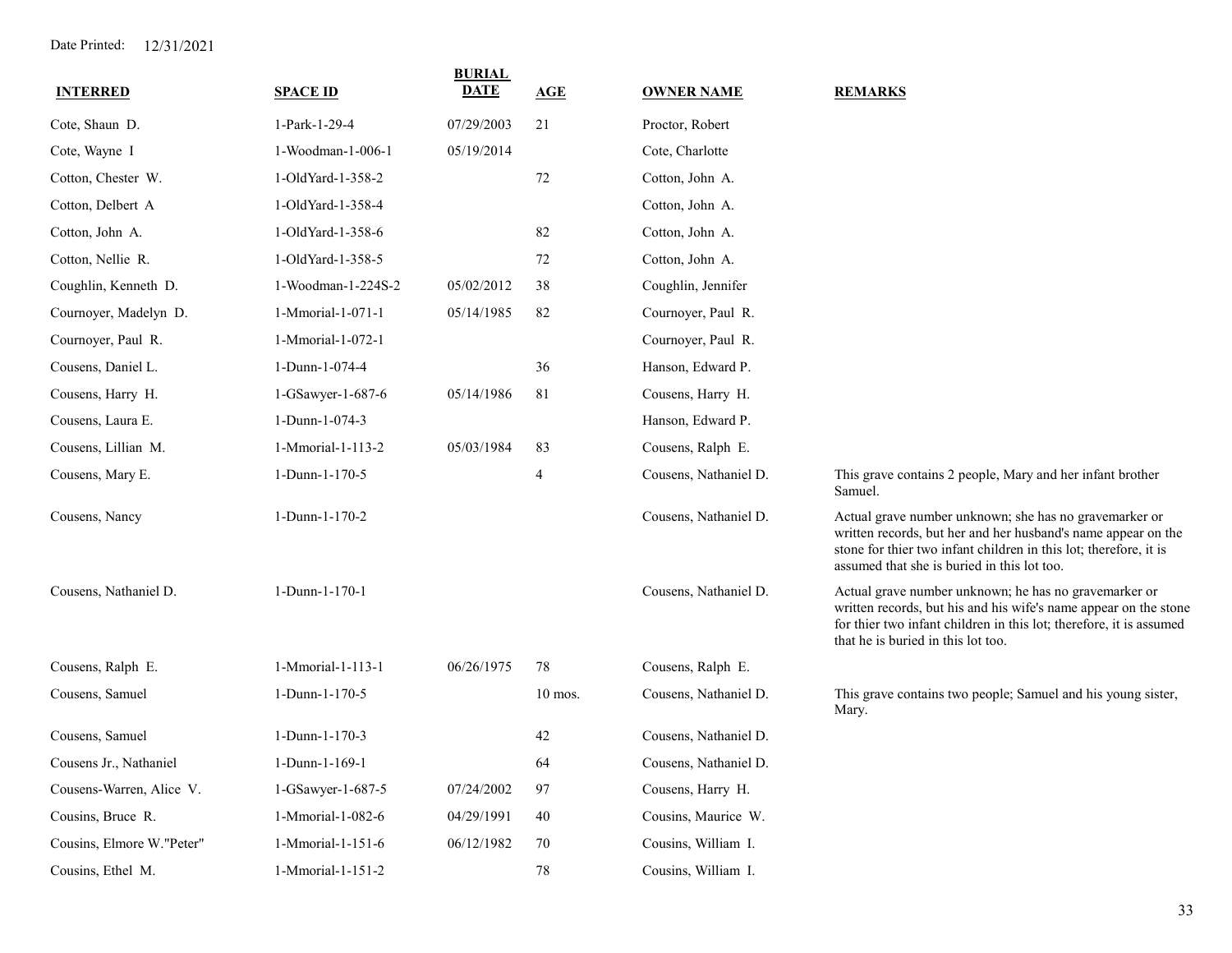Date Printed: 12/31/2021

| INTERRED | SPACE ID | BURIAL DATE | AGE | OWNER NAME | REMARKS |
|---|---|---|---|---|---|
| Cote, Shaun D. | 1-Park-1-29-4 | 07/29/2003 | 21 | Proctor, Robert | |
| Cote, Wayne I | 1-Woodman-1-006-1 | 05/19/2014 | | Cote, Charlotte | |
| Cotton, Chester W. | 1-OldYard-1-358-2 | | 72 | Cotton, John A. | |
| Cotton, Delbert A | 1-OldYard-1-358-4 | | | Cotton, John A. | |
| Cotton, John A. | 1-OldYard-1-358-6 | | 82 | Cotton, John A. | |
| Cotton, Nellie R. | 1-OldYard-1-358-5 | | 72 | Cotton, John A. | |
| Coughlin, Kenneth D. | 1-Woodman-1-224S-2 | 05/02/2012 | 38 | Coughlin, Jennifer | |
| Cournoyer, Madelyn D. | 1-Mmorial-1-071-1 | 05/14/1985 | 82 | Cournoyer, Paul R. | |
| Cournoyer, Paul R. | 1-Mmorial-1-072-1 | | | Cournoyer, Paul R. | |
| Cousens, Daniel L. | 1-Dunn-1-074-4 | | 36 | Hanson, Edward P. | |
| Cousens, Harry H. | 1-GSawyer-1-687-6 | 05/14/1986 | 81 | Cousens, Harry H. | |
| Cousens, Laura E. | 1-Dunn-1-074-3 | | | Hanson, Edward P. | |
| Cousens, Lillian M. | 1-Mmorial-1-113-2 | 05/03/1984 | 83 | Cousens, Ralph E. | |
| Cousens, Mary E. | 1-Dunn-1-170-5 | | 4 | Cousens, Nathaniel D. | This grave contains 2 people, Mary and her infant brother Samuel. |
| Cousens, Nancy | 1-Dunn-1-170-2 | | | Cousens, Nathaniel D. | Actual grave number unknown; she has no gravemarker or written records, but her and her husband's name appear on the stone for thier two infant children in this lot; therefore, it is assumed that she is buried in this lot too. |
| Cousens, Nathaniel D. | 1-Dunn-1-170-1 | | | Cousens, Nathaniel D. | Actual grave number unknown; he has no gravemarker or written records, but his and his wife's name appear on the stone for thier two infant children in this lot; therefore, it is assumed that he is buried in this lot too. |
| Cousens, Ralph E. | 1-Mmorial-1-113-1 | 06/26/1975 | 78 | Cousens, Ralph E. | |
| Cousens, Samuel | 1-Dunn-1-170-5 | | 10 mos. | Cousens, Nathaniel D. | This grave contains two people; Samuel and his young sister, Mary. |
| Cousens, Samuel | 1-Dunn-1-170-3 | | 42 | Cousens, Nathaniel D. | |
| Cousens Jr., Nathaniel | 1-Dunn-1-169-1 | | 64 | Cousens, Nathaniel D. | |
| Cousens-Warren, Alice V. | 1-GSawyer-1-687-5 | 07/24/2002 | 97 | Cousens, Harry H. | |
| Cousins, Bruce R. | 1-Mmorial-1-082-6 | 04/29/1991 | 40 | Cousins, Maurice W. | |
| Cousins, Elmore W."Peter" | 1-Mmorial-1-151-6 | 06/12/1982 | 70 | Cousins, William I. | |
| Cousins, Ethel M. | 1-Mmorial-1-151-2 | | 78 | Cousins, William I. | |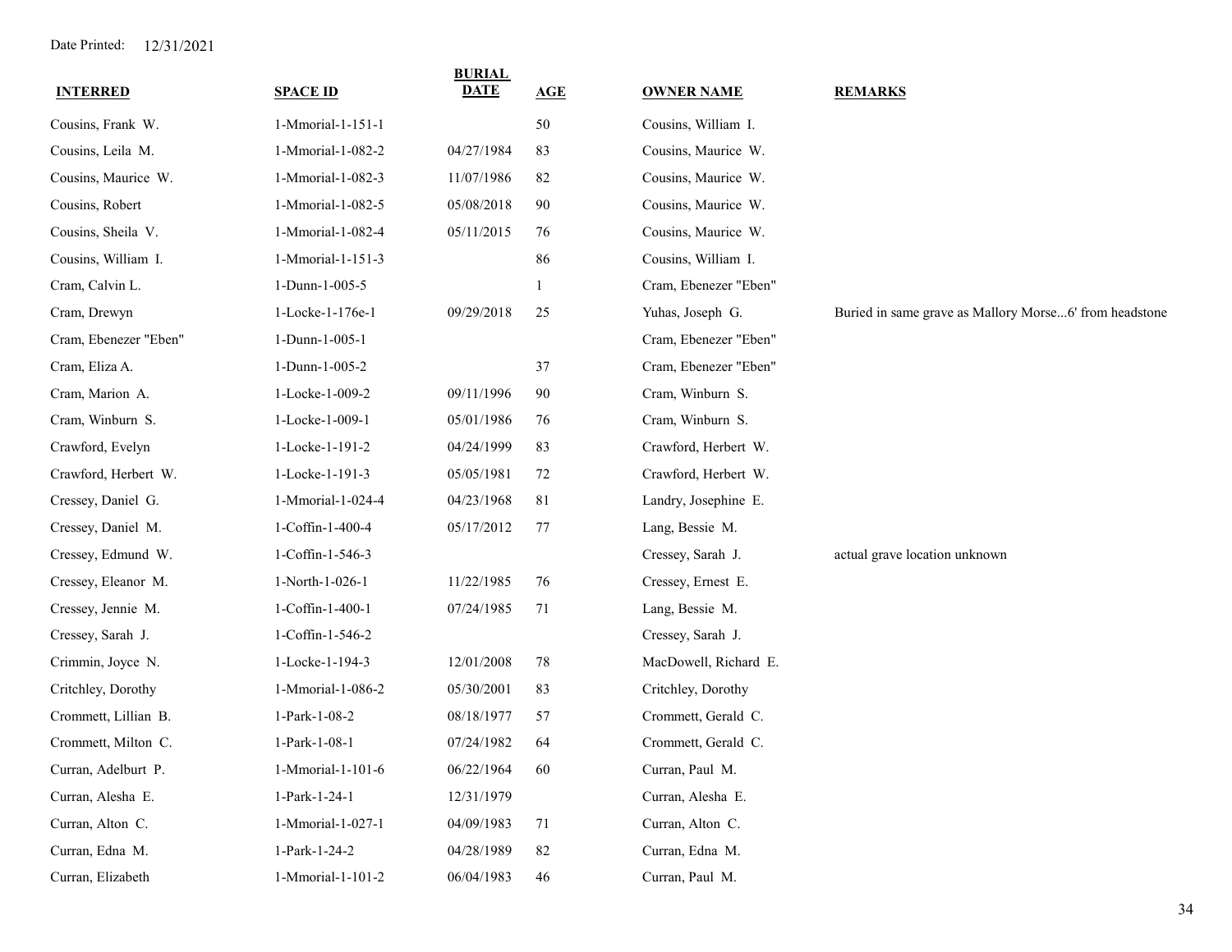Date Printed: 12/31/2021

| INTERRED | SPACE ID | BURIAL DATE | AGE | OWNER NAME | REMARKS |
|---|---|---|---|---|---|
| Cousins, Frank W. | 1-Mmorial-1-151-1 | | 50 | Cousins, William I. | |
| Cousins, Leila M. | 1-Mmorial-1-082-2 | 04/27/1984 | 83 | Cousins, Maurice W. | |
| Cousins, Maurice W. | 1-Mmorial-1-082-3 | 11/07/1986 | 82 | Cousins, Maurice W. | |
| Cousins, Robert | 1-Mmorial-1-082-5 | 05/08/2018 | 90 | Cousins, Maurice W. | |
| Cousins, Sheila V. | 1-Mmorial-1-082-4 | 05/11/2015 | 76 | Cousins, Maurice W. | |
| Cousins, William I. | 1-Mmorial-1-151-3 | | 86 | Cousins, William I. | |
| Cram, Calvin L. | 1-Dunn-1-005-5 | | 1 | Cram, Ebenezer "Eben" | |
| Cram, Drewyn | 1-Locke-1-176e-1 | 09/29/2018 | 25 | Yuhas, Joseph G. | Buried in same grave as Mallory Morse...6' from headstone |
| Cram, Ebenezer "Eben" | 1-Dunn-1-005-1 | | | Cram, Ebenezer "Eben" | |
| Cram, Eliza A. | 1-Dunn-1-005-2 | | 37 | Cram, Ebenezer "Eben" | |
| Cram, Marion A. | 1-Locke-1-009-2 | 09/11/1996 | 90 | Cram, Winburn S. | |
| Cram, Winburn S. | 1-Locke-1-009-1 | 05/01/1986 | 76 | Cram, Winburn S. | |
| Crawford, Evelyn | 1-Locke-1-191-2 | 04/24/1999 | 83 | Crawford, Herbert W. | |
| Crawford, Herbert W. | 1-Locke-1-191-3 | 05/05/1981 | 72 | Crawford, Herbert W. | |
| Cressey, Daniel G. | 1-Mmorial-1-024-4 | 04/23/1968 | 81 | Landry, Josephine E. | |
| Cressey, Daniel M. | 1-Coffin-1-400-4 | 05/17/2012 | 77 | Lang, Bessie M. | |
| Cressey, Edmund W. | 1-Coffin-1-546-3 | | | Cressey, Sarah J. | actual grave location unknown |
| Cressey, Eleanor M. | 1-North-1-026-1 | 11/22/1985 | 76 | Cressey, Ernest E. | |
| Cressey, Jennie M. | 1-Coffin-1-400-1 | 07/24/1985 | 71 | Lang, Bessie M. | |
| Cressey, Sarah J. | 1-Coffin-1-546-2 | | | Cressey, Sarah J. | |
| Crimmin, Joyce N. | 1-Locke-1-194-3 | 12/01/2008 | 78 | MacDowell, Richard E. | |
| Critchley, Dorothy | 1-Mmorial-1-086-2 | 05/30/2001 | 83 | Critchley, Dorothy | |
| Crommett, Lillian B. | 1-Park-1-08-2 | 08/18/1977 | 57 | Crommett, Gerald C. | |
| Crommett, Milton C. | 1-Park-1-08-1 | 07/24/1982 | 64 | Crommett, Gerald C. | |
| Curran, Adelburt P. | 1-Mmorial-1-101-6 | 06/22/1964 | 60 | Curran, Paul M. | |
| Curran, Alesha E. | 1-Park-1-24-1 | 12/31/1979 | | Curran, Alesha E. | |
| Curran, Alton C. | 1-Mmorial-1-027-1 | 04/09/1983 | 71 | Curran, Alton C. | |
| Curran, Edna M. | 1-Park-1-24-2 | 04/28/1989 | 82 | Curran, Edna M. | |
| Curran, Elizabeth | 1-Mmorial-1-101-2 | 06/04/1983 | 46 | Curran, Paul M. | |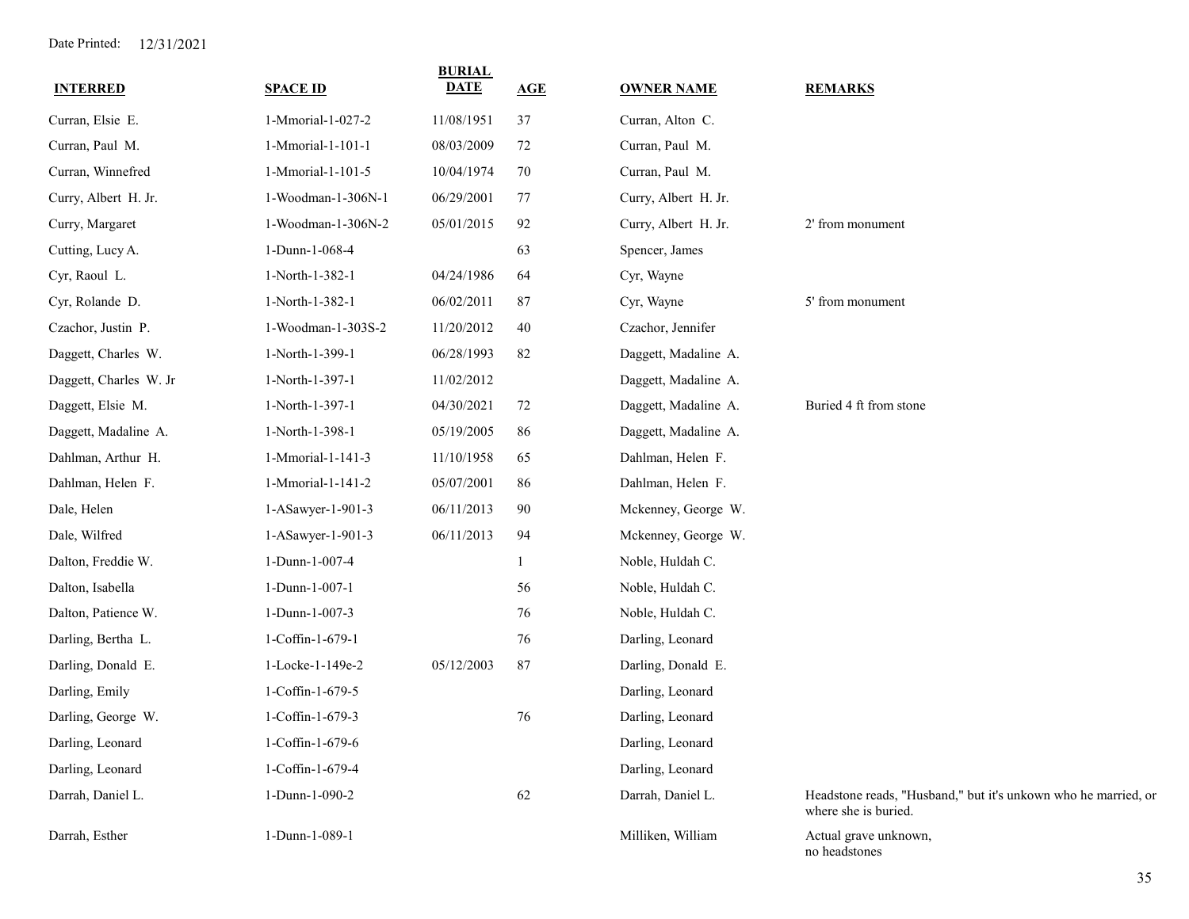Date Printed: 12/31/2021

| INTERRED | SPACE ID | BURIAL DATE | AGE | OWNER NAME | REMARKS |
|---|---|---|---|---|---|
| Curran, Elsie E. | 1-Mmorial-1-027-2 | 11/08/1951 | 37 | Curran, Alton C. | |
| Curran, Paul M. | 1-Mmorial-1-101-1 | 08/03/2009 | 72 | Curran, Paul M. | |
| Curran, Winnefred | 1-Mmorial-1-101-5 | 10/04/1974 | 70 | Curran, Paul M. | |
| Curry, Albert H. Jr. | 1-Woodman-1-306N-1 | 06/29/2001 | 77 | Curry, Albert H. Jr. | |
| Curry, Margaret | 1-Woodman-1-306N-2 | 05/01/2015 | 92 | Curry, Albert H. Jr. | 2' from monument |
| Cutting, Lucy A. | 1-Dunn-1-068-4 | | 63 | Spencer, James | |
| Cyr, Raoul L. | 1-North-1-382-1 | 04/24/1986 | 64 | Cyr, Wayne | |
| Cyr, Rolande D. | 1-North-1-382-1 | 06/02/2011 | 87 | Cyr, Wayne | 5' from monument |
| Czachor, Justin P. | 1-Woodman-1-303S-2 | 11/20/2012 | 40 | Czachor, Jennifer | |
| Daggett, Charles W. | 1-North-1-399-1 | 06/28/1993 | 82 | Daggett, Madaline A. | |
| Daggett, Charles W. Jr | 1-North-1-397-1 | 11/02/2012 | | Daggett, Madaline A. | |
| Daggett, Elsie M. | 1-North-1-397-1 | 04/30/2021 | 72 | Daggett, Madaline A. | Buried 4 ft from stone |
| Daggett, Madaline A. | 1-North-1-398-1 | 05/19/2005 | 86 | Daggett, Madaline A. | |
| Dahlman, Arthur H. | 1-Mmorial-1-141-3 | 11/10/1958 | 65 | Dahlman, Helen F. | |
| Dahlman, Helen F. | 1-Mmorial-1-141-2 | 05/07/2001 | 86 | Dahlman, Helen F. | |
| Dale, Helen | 1-ASawyer-1-901-3 | 06/11/2013 | 90 | Mckenney, George W. | |
| Dale, Wilfred | 1-ASawyer-1-901-3 | 06/11/2013 | 94 | Mckenney, George W. | |
| Dalton, Freddie W. | 1-Dunn-1-007-4 | | 1 | Noble, Huldah C. | |
| Dalton, Isabella | 1-Dunn-1-007-1 | | 56 | Noble, Huldah C. | |
| Dalton, Patience W. | 1-Dunn-1-007-3 | | 76 | Noble, Huldah C. | |
| Darling, Bertha L. | 1-Coffin-1-679-1 | | 76 | Darling, Leonard | |
| Darling, Donald E. | 1-Locke-1-149e-2 | 05/12/2003 | 87 | Darling, Donald E. | |
| Darling, Emily | 1-Coffin-1-679-5 | | | Darling, Leonard | |
| Darling, George W. | 1-Coffin-1-679-3 | | 76 | Darling, Leonard | |
| Darling, Leonard | 1-Coffin-1-679-6 | | | Darling, Leonard | |
| Darling, Leonard | 1-Coffin-1-679-4 | | | Darling, Leonard | |
| Darrah, Daniel L. | 1-Dunn-1-090-2 | | 62 | Darrah, Daniel L. | Headstone reads, "Husband," but it's unkown who he married, or where she is buried. |
| Darrah, Esther | 1-Dunn-1-089-1 | | | Milliken, William | Actual grave unknown, no headstones |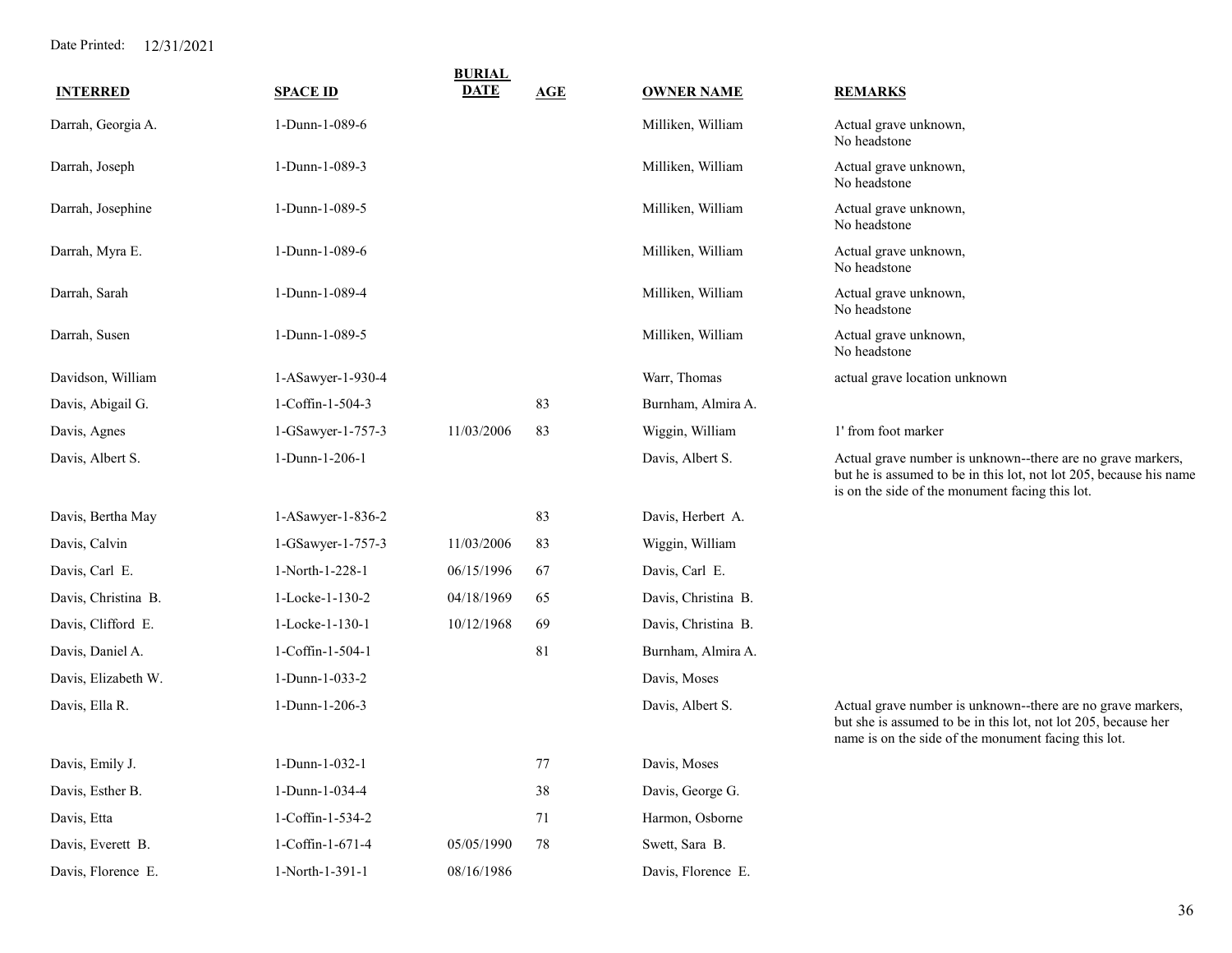Date Printed: 12/31/2021

| INTERRED | SPACE ID | BURIAL DATE | AGE | OWNER NAME | REMARKS |
|---|---|---|---|---|---|
| Darrah, Georgia A. | 1-Dunn-1-089-6 | | | Milliken, William | Actual grave unknown, No headstone |
| Darrah, Joseph | 1-Dunn-1-089-3 | | | Milliken, William | Actual grave unknown, No headstone |
| Darrah, Josephine | 1-Dunn-1-089-5 | | | Milliken, William | Actual grave unknown, No headstone |
| Darrah, Myra E. | 1-Dunn-1-089-6 | | | Milliken, William | Actual grave unknown, No headstone |
| Darrah, Sarah | 1-Dunn-1-089-4 | | | Milliken, William | Actual grave unknown, No headstone |
| Darrah, Susen | 1-Dunn-1-089-5 | | | Milliken, William | Actual grave unknown, No headstone |
| Davidson, William | 1-ASawyer-1-930-4 | | | Warr, Thomas | actual grave location unknown |
| Davis, Abigail G. | 1-Coffin-1-504-3 | | 83 | Burnham, Almira A. | |
| Davis, Agnes | 1-GSawyer-1-757-3 | 11/03/2006 | 83 | Wiggin, William | 1' from foot marker |
| Davis, Albert S. | 1-Dunn-1-206-1 | | | Davis, Albert S. | Actual grave number is unknown--there are no grave markers, but he is assumed to be in this lot, not lot 205, because his name is on the side of the monument facing this lot. |
| Davis, Bertha May | 1-ASawyer-1-836-2 | | 83 | Davis, Herbert A. | |
| Davis, Calvin | 1-GSawyer-1-757-3 | 11/03/2006 | 83 | Wiggin, William | |
| Davis, Carl E. | 1-North-1-228-1 | 06/15/1996 | 67 | Davis, Carl E. | |
| Davis, Christina B. | 1-Locke-1-130-2 | 04/18/1969 | 65 | Davis, Christina B. | |
| Davis, Clifford E. | 1-Locke-1-130-1 | 10/12/1968 | 69 | Davis, Christina B. | |
| Davis, Daniel A. | 1-Coffin-1-504-1 | | 81 | Burnham, Almira A. | |
| Davis, Elizabeth W. | 1-Dunn-1-033-2 | | | Davis, Moses | |
| Davis, Ella R. | 1-Dunn-1-206-3 | | | Davis, Albert S. | Actual grave number is unknown--there are no grave markers, but she is assumed to be in this lot, not lot 205, because her name is on the side of the monument facing this lot. |
| Davis, Emily J. | 1-Dunn-1-032-1 | | 77 | Davis, Moses | |
| Davis, Esther B. | 1-Dunn-1-034-4 | | 38 | Davis, George G. | |
| Davis, Etta | 1-Coffin-1-534-2 | | 71 | Harmon, Osborne | |
| Davis, Everett B. | 1-Coffin-1-671-4 | 05/05/1990 | 78 | Swett, Sara B. | |
| Davis, Florence E. | 1-North-1-391-1 | 08/16/1986 | | Davis, Florence E. | |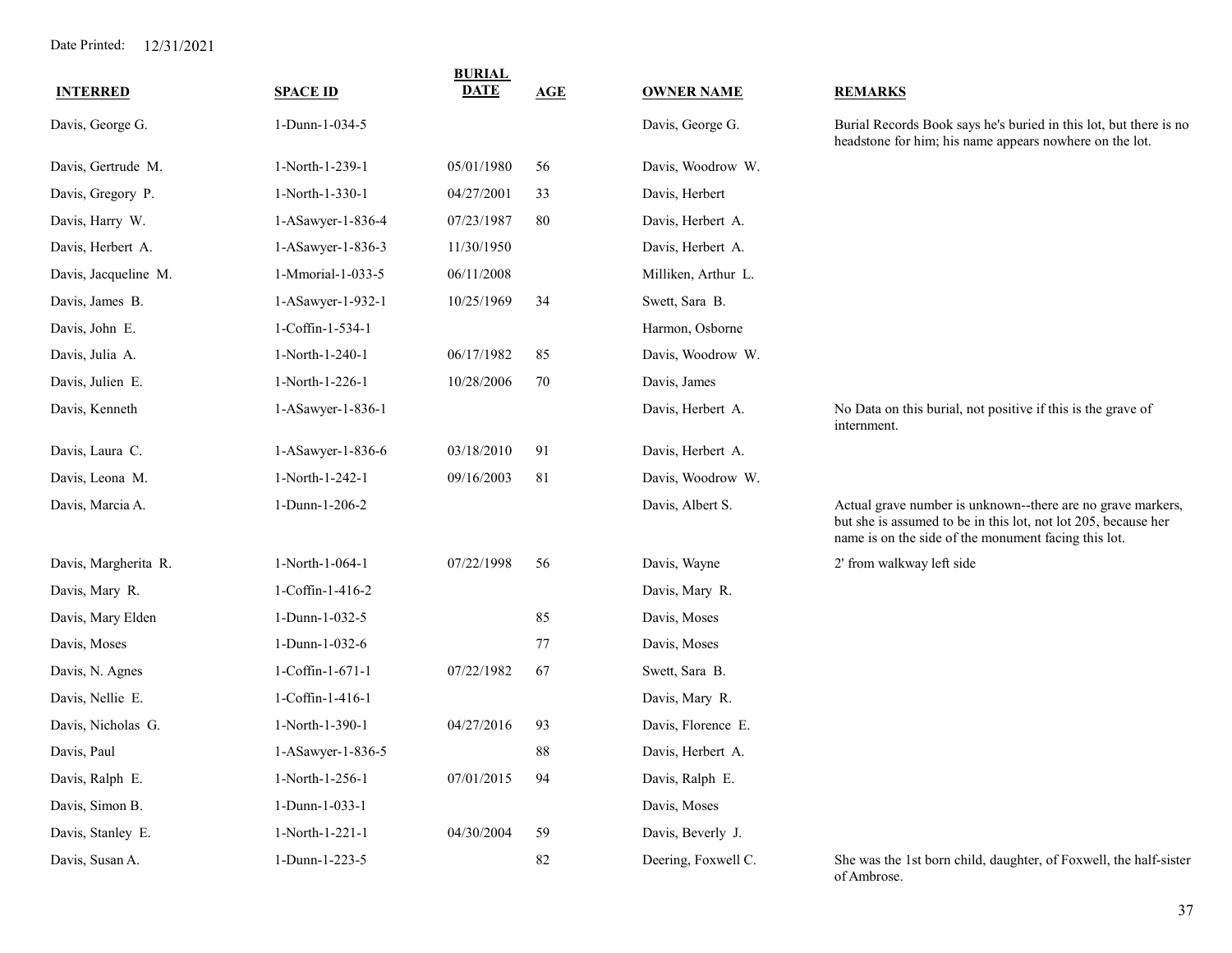Date Printed: 12/31/2021

| INTERRED | SPACE ID | BURIAL DATE | AGE | OWNER NAME | REMARKS |
|---|---|---|---|---|---|
| Davis, George G. | 1-Dunn-1-034-5 | | | Davis, George G. | Burial Records Book says he's buried in this lot, but there is no headstone for him; his name appears nowhere on the lot. |
| Davis, Gertrude M. | 1-North-1-239-1 | 05/01/1980 | 56 | Davis, Woodrow W. | |
| Davis, Gregory P. | 1-North-1-330-1 | 04/27/2001 | 33 | Davis, Herbert | |
| Davis, Harry W. | 1-ASawyer-1-836-4 | 07/23/1987 | 80 | Davis, Herbert A. | |
| Davis, Herbert A. | 1-ASawyer-1-836-3 | 11/30/1950 | | Davis, Herbert A. | |
| Davis, Jacqueline M. | 1-Mmorial-1-033-5 | 06/11/2008 | | Milliken, Arthur L. | |
| Davis, James B. | 1-ASawyer-1-932-1 | 10/25/1969 | 34 | Swett, Sara B. | |
| Davis, John E. | 1-Coffin-1-534-1 | | | Harmon, Osborne | |
| Davis, Julia A. | 1-North-1-240-1 | 06/17/1982 | 85 | Davis, Woodrow W. | |
| Davis, Julien E. | 1-North-1-226-1 | 10/28/2006 | 70 | Davis, James | |
| Davis, Kenneth | 1-ASawyer-1-836-1 | | | Davis, Herbert A. | No Data on this burial, not positive if this is the grave of internment. |
| Davis, Laura C. | 1-ASawyer-1-836-6 | 03/18/2010 | 91 | Davis, Herbert A. | |
| Davis, Leona M. | 1-North-1-242-1 | 09/16/2003 | 81 | Davis, Woodrow W. | |
| Davis, Marcia A. | 1-Dunn-1-206-2 | | | Davis, Albert S. | Actual grave number is unknown--there are no grave markers, but she is assumed to be in this lot, not lot 205, because her name is on the side of the monument facing this lot. |
| Davis, Margherita R. | 1-North-1-064-1 | 07/22/1998 | 56 | Davis, Wayne | 2' from walkway left side |
| Davis, Mary R. | 1-Coffin-1-416-2 | | | Davis, Mary R. | |
| Davis, Mary Elden | 1-Dunn-1-032-5 | | 85 | Davis, Moses | |
| Davis, Moses | 1-Dunn-1-032-6 | | 77 | Davis, Moses | |
| Davis, N. Agnes | 1-Coffin-1-671-1 | 07/22/1982 | 67 | Swett, Sara B. | |
| Davis, Nellie E. | 1-Coffin-1-416-1 | | | Davis, Mary R. | |
| Davis, Nicholas G. | 1-North-1-390-1 | 04/27/2016 | 93 | Davis, Florence E. | |
| Davis, Paul | 1-ASawyer-1-836-5 | | 88 | Davis, Herbert A. | |
| Davis, Ralph E. | 1-North-1-256-1 | 07/01/2015 | 94 | Davis, Ralph E. | |
| Davis, Simon B. | 1-Dunn-1-033-1 | | | Davis, Moses | |
| Davis, Stanley E. | 1-North-1-221-1 | 04/30/2004 | 59 | Davis, Beverly J. | |
| Davis, Susan A. | 1-Dunn-1-223-5 | | 82 | Deering, Foxwell C. | She was the 1st born child, daughter, of Foxwell, the half-sister of Ambrose. |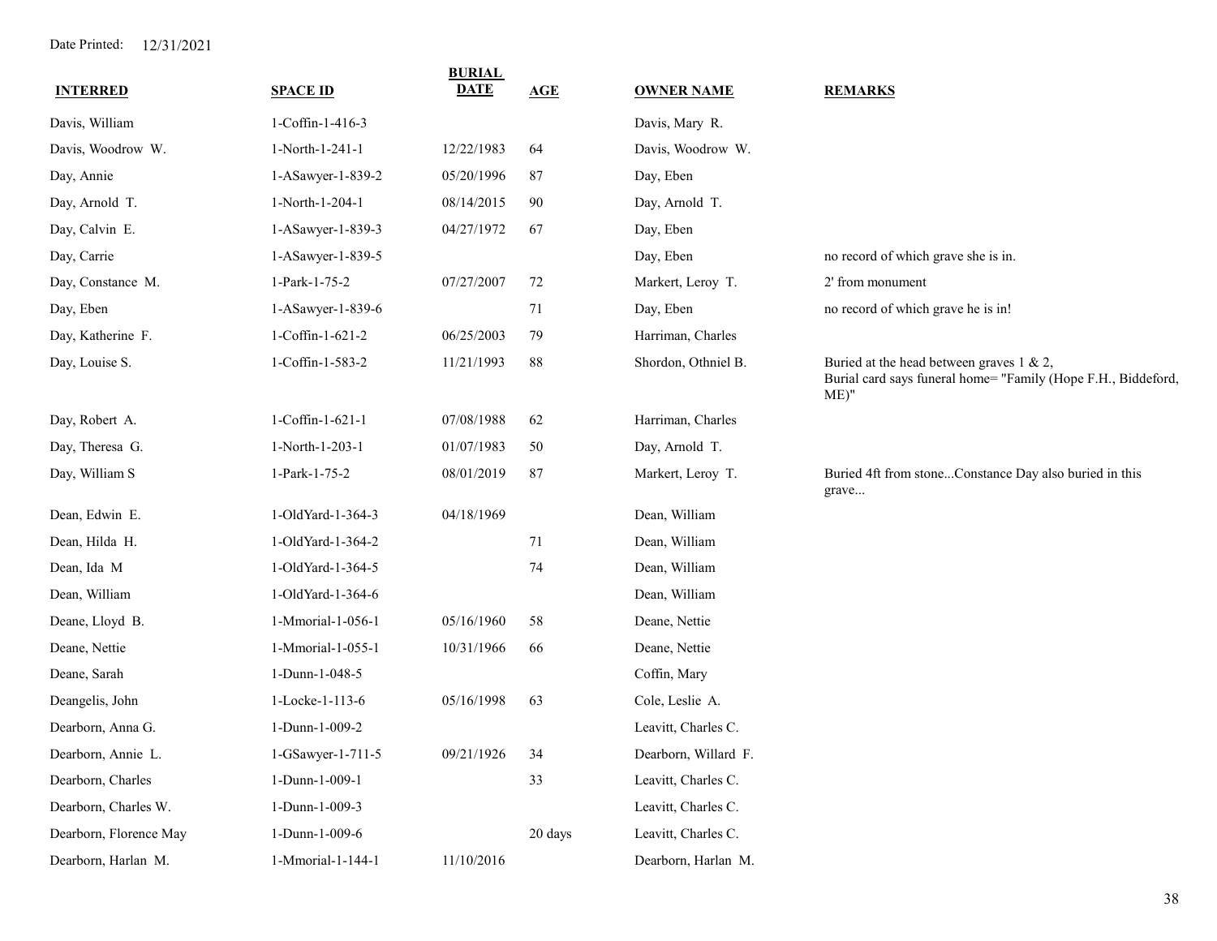Date Printed: 12/31/2021

| INTERRED | SPACE ID | BURIAL DATE | AGE | OWNER NAME | REMARKS |
|---|---|---|---|---|---|
| Davis, William | 1-Coffin-1-416-3 | | | Davis, Mary R. | |
| Davis, Woodrow W. | 1-North-1-241-1 | 12/22/1983 | 64 | Davis, Woodrow W. | |
| Day, Annie | 1-ASawyer-1-839-2 | 05/20/1996 | 87 | Day, Eben | |
| Day, Arnold T. | 1-North-1-204-1 | 08/14/2015 | 90 | Day, Arnold T. | |
| Day, Calvin E. | 1-ASawyer-1-839-3 | 04/27/1972 | 67 | Day, Eben | |
| Day, Carrie | 1-ASawyer-1-839-5 | | | Day, Eben | no record of which grave she is in. |
| Day, Constance M. | 1-Park-1-75-2 | 07/27/2007 | 72 | Markert, Leroy T. | 2' from monument |
| Day, Eben | 1-ASawyer-1-839-6 | | 71 | Day, Eben | no record of which grave he is in! |
| Day, Katherine F. | 1-Coffin-1-621-2 | 06/25/2003 | 79 | Harriman, Charles | |
| Day, Louise S. | 1-Coffin-1-583-2 | 11/21/1993 | 88 | Shordon, Othniel B. | Buried at the head between graves 1 & 2, Burial card says funeral home= "Family (Hope F.H., Biddeford, ME)" |
| Day, Robert A. | 1-Coffin-1-621-1 | 07/08/1988 | 62 | Harriman, Charles | |
| Day, Theresa G. | 1-North-1-203-1 | 01/07/1983 | 50 | Day, Arnold T. | |
| Day, William S | 1-Park-1-75-2 | 08/01/2019 | 87 | Markert, Leroy T. | Buried 4ft from stone...Constance Day also buried in this grave... |
| Dean, Edwin E. | 1-OldYard-1-364-3 | 04/18/1969 | | Dean, William | |
| Dean, Hilda H. | 1-OldYard-1-364-2 | | 71 | Dean, William | |
| Dean, Ida M | 1-OldYard-1-364-5 | | 74 | Dean, William | |
| Dean, William | 1-OldYard-1-364-6 | | | Dean, William | |
| Deane, Lloyd B. | 1-Mmorial-1-056-1 | 05/16/1960 | 58 | Deane, Nettie | |
| Deane, Nettie | 1-Mmorial-1-055-1 | 10/31/1966 | 66 | Deane, Nettie | |
| Deane, Sarah | 1-Dunn-1-048-5 | | | Coffin, Mary | |
| Deangelis, John | 1-Locke-1-113-6 | 05/16/1998 | 63 | Cole, Leslie A. | |
| Dearborn, Anna G. | 1-Dunn-1-009-2 | | | Leavitt, Charles C. | |
| Dearborn, Annie L. | 1-GSawyer-1-711-5 | 09/21/1926 | 34 | Dearborn, Willard F. | |
| Dearborn, Charles | 1-Dunn-1-009-1 | | 33 | Leavitt, Charles C. | |
| Dearborn, Charles W. | 1-Dunn-1-009-3 | | | Leavitt, Charles C. | |
| Dearborn, Florence May | 1-Dunn-1-009-6 | | 20 days | Leavitt, Charles C. | |
| Dearborn, Harlan M. | 1-Mmorial-1-144-1 | 11/10/2016 | | Dearborn, Harlan M. | |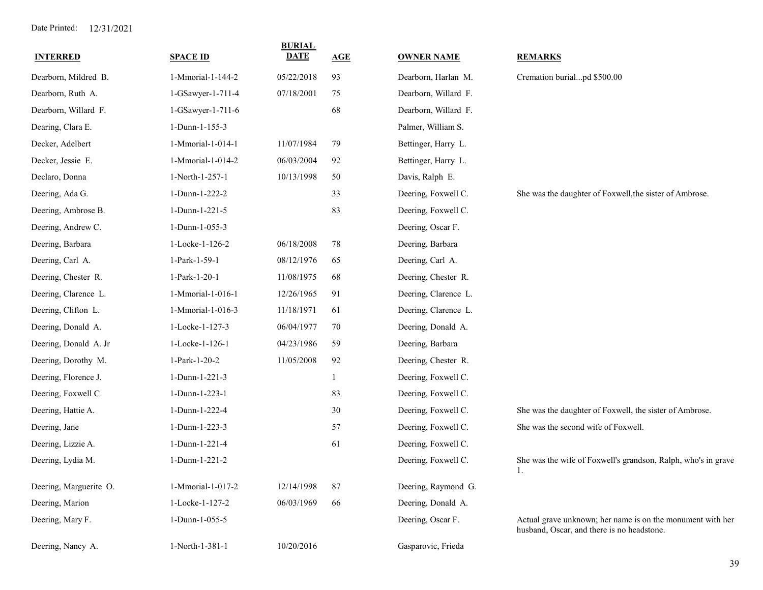Date Printed: 12/31/2021

| INTERRED | SPACE ID | BURIAL DATE | AGE | OWNER NAME | REMARKS |
|---|---|---|---|---|---|
| Dearborn, Mildred B. | 1-Mmorial-1-144-2 | 05/22/2018 | 93 | Dearborn, Harlan M. | Cremation burial...pd $500.00 |
| Dearborn, Ruth A. | 1-GSawyer-1-711-4 | 07/18/2001 | 75 | Dearborn, Willard F. | |
| Dearborn, Willard F. | 1-GSawyer-1-711-6 | | 68 | Dearborn, Willard F. | |
| Dearing, Clara E. | 1-Dunn-1-155-3 | | | Palmer, William S. | |
| Decker, Adelbert | 1-Mmorial-1-014-1 | 11/07/1984 | 79 | Bettinger, Harry L. | |
| Decker, Jessie E. | 1-Mmorial-1-014-2 | 06/03/2004 | 92 | Bettinger, Harry L. | |
| Declaro, Donna | 1-North-1-257-1 | 10/13/1998 | 50 | Davis, Ralph E. | |
| Deering, Ada G. | 1-Dunn-1-222-2 | | 33 | Deering, Foxwell C. | She was the daughter of Foxwell,the sister of Ambrose. |
| Deering, Ambrose B. | 1-Dunn-1-221-5 | | 83 | Deering, Foxwell C. | |
| Deering, Andrew C. | 1-Dunn-1-055-3 | | | Deering, Oscar F. | |
| Deering, Barbara | 1-Locke-1-126-2 | 06/18/2008 | 78 | Deering, Barbara | |
| Deering, Carl A. | 1-Park-1-59-1 | 08/12/1976 | 65 | Deering, Carl A. | |
| Deering, Chester R. | 1-Park-1-20-1 | 11/08/1975 | 68 | Deering, Chester R. | |
| Deering, Clarence L. | 1-Mmorial-1-016-1 | 12/26/1965 | 91 | Deering, Clarence L. | |
| Deering, Clifton L. | 1-Mmorial-1-016-3 | 11/18/1971 | 61 | Deering, Clarence L. | |
| Deering, Donald A. | 1-Locke-1-127-3 | 06/04/1977 | 70 | Deering, Donald A. | |
| Deering, Donald A. Jr | 1-Locke-1-126-1 | 04/23/1986 | 59 | Deering, Barbara | |
| Deering, Dorothy M. | 1-Park-1-20-2 | 11/05/2008 | 92 | Deering, Chester R. | |
| Deering, Florence J. | 1-Dunn-1-221-3 | | 1 | Deering, Foxwell C. | |
| Deering, Foxwell C. | 1-Dunn-1-223-1 | | 83 | Deering, Foxwell C. | |
| Deering, Hattie A. | 1-Dunn-1-222-4 | | 30 | Deering, Foxwell C. | She was the daughter of Foxwell, the sister of Ambrose. |
| Deering, Jane | 1-Dunn-1-223-3 | | 57 | Deering, Foxwell C. | She was the second wife of Foxwell. |
| Deering, Lizzie A. | 1-Dunn-1-221-4 | | 61 | Deering, Foxwell C. | |
| Deering, Lydia M. | 1-Dunn-1-221-2 | | | Deering, Foxwell C. | She was the wife of Foxwell's grandson, Ralph, who's in grave 1. |
| Deering, Marguerite O. | 1-Mmorial-1-017-2 | 12/14/1998 | 87 | Deering, Raymond G. | |
| Deering, Marion | 1-Locke-1-127-2 | 06/03/1969 | 66 | Deering, Donald A. | |
| Deering, Mary F. | 1-Dunn-1-055-5 | | | Deering, Oscar F. | Actual grave unknown; her name is on the monument with her husband, Oscar, and there is no headstone. |
| Deering, Nancy A. | 1-North-1-381-1 | 10/20/2016 | | Gasparovic, Frieda | |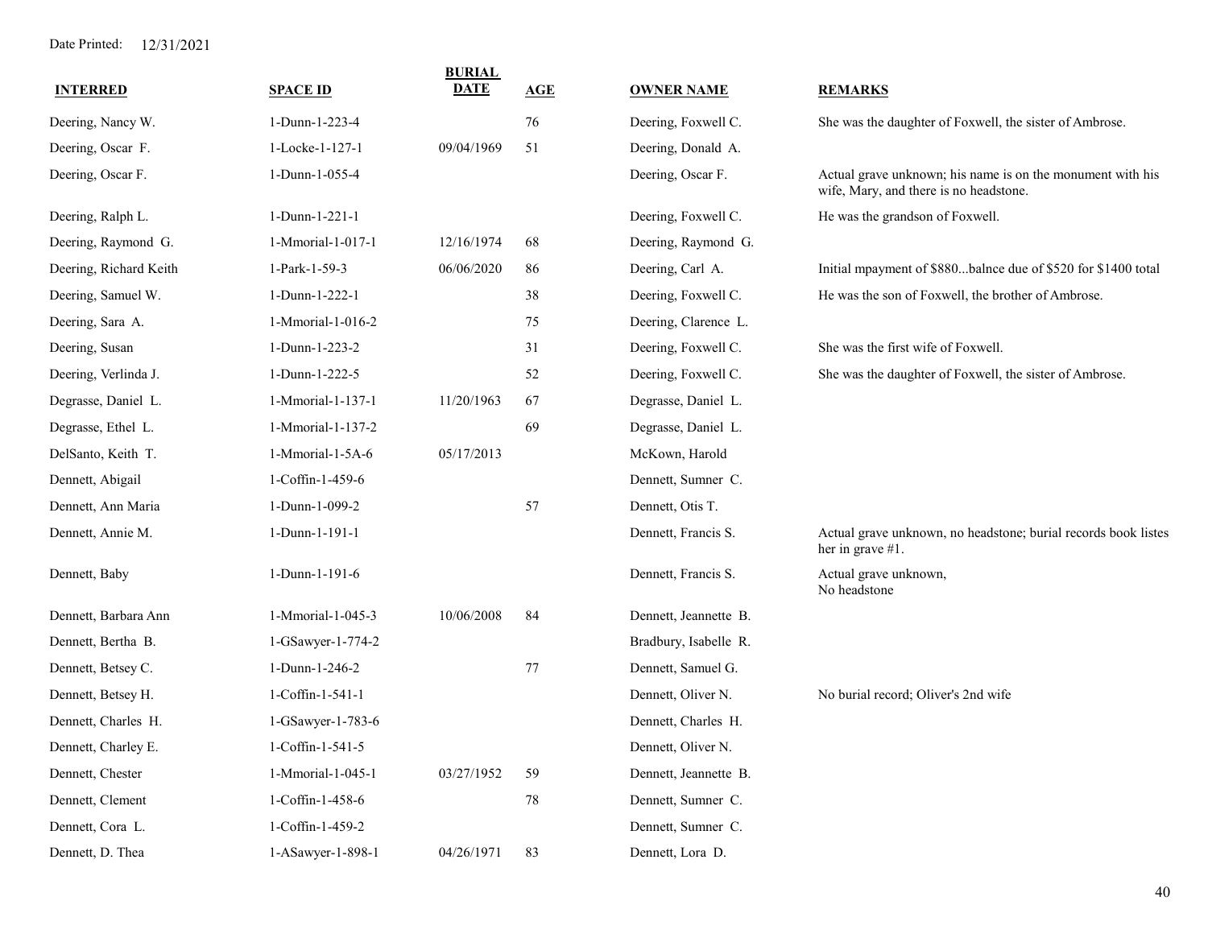Date Printed: 12/31/2021

| INTERRED | SPACE ID | BURIAL DATE | AGE | OWNER NAME | REMARKS |
|---|---|---|---|---|---|
| Deering, Nancy W. | 1-Dunn-1-223-4 | | 76 | Deering, Foxwell C. | She was the daughter of Foxwell, the sister of Ambrose. |
| Deering, Oscar F. | 1-Locke-1-127-1 | 09/04/1969 | 51 | Deering, Donald A. | |
| Deering, Oscar F. | 1-Dunn-1-055-4 | | | Deering, Oscar F. | Actual grave unknown; his name is on the monument with his wife, Mary, and there is no headstone. |
| Deering, Ralph L. | 1-Dunn-1-221-1 | | | Deering, Foxwell C. | He was the grandson of Foxwell. |
| Deering, Raymond G. | 1-Mmorial-1-017-1 | 12/16/1974 | 68 | Deering, Raymond G. | |
| Deering, Richard Keith | 1-Park-1-59-3 | 06/06/2020 | 86 | Deering, Carl A. | Initial mpayment of $880...balnce due of $520 for $1400 total |
| Deering, Samuel W. | 1-Dunn-1-222-1 | | 38 | Deering, Foxwell C. | He was the son of Foxwell, the brother of Ambrose. |
| Deering, Sara A. | 1-Mmorial-1-016-2 | | 75 | Deering, Clarence L. | |
| Deering, Susan | 1-Dunn-1-223-2 | | 31 | Deering, Foxwell C. | She was the first wife of Foxwell. |
| Deering, Verlinda J. | 1-Dunn-1-222-5 | | 52 | Deering, Foxwell C. | She was the daughter of Foxwell, the sister of Ambrose. |
| Degrasse, Daniel L. | 1-Mmorial-1-137-1 | 11/20/1963 | 67 | Degrasse, Daniel L. | |
| Degrasse, Ethel L. | 1-Mmorial-1-137-2 | | 69 | Degrasse, Daniel L. | |
| DelSanto, Keith T. | 1-Mmorial-1-5A-6 | 05/17/2013 | | McKown, Harold | |
| Dennett, Abigail | 1-Coffin-1-459-6 | | | Dennett, Sumner C. | |
| Dennett, Ann Maria | 1-Dunn-1-099-2 | | 57 | Dennett, Otis T. | |
| Dennett, Annie M. | 1-Dunn-1-191-1 | | | Dennett, Francis S. | Actual grave unknown, no headstone; burial records book listes her in grave #1. |
| Dennett, Baby | 1-Dunn-1-191-6 | | | Dennett, Francis S. | Actual grave unknown, No headstone |
| Dennett, Barbara Ann | 1-Mmorial-1-045-3 | 10/06/2008 | 84 | Dennett, Jeannette B. | |
| Dennett, Bertha B. | 1-GSawyer-1-774-2 | | | Bradbury, Isabelle R. | |
| Dennett, Betsey C. | 1-Dunn-1-246-2 | | 77 | Dennett, Samuel G. | |
| Dennett, Betsey H. | 1-Coffin-1-541-1 | | | Dennett, Oliver N. | No burial record; Oliver's 2nd wife |
| Dennett, Charles H. | 1-GSawyer-1-783-6 | | | Dennett, Charles H. | |
| Dennett, Charley E. | 1-Coffin-1-541-5 | | | Dennett, Oliver N. | |
| Dennett, Chester | 1-Mmorial-1-045-1 | 03/27/1952 | 59 | Dennett, Jeannette B. | |
| Dennett, Clement | 1-Coffin-1-458-6 | | 78 | Dennett, Sumner C. | |
| Dennett, Cora L. | 1-Coffin-1-459-2 | | | Dennett, Sumner C. | |
| Dennett, D. Thea | 1-ASawyer-1-898-1 | 04/26/1971 | 83 | Dennett, Lora D. | |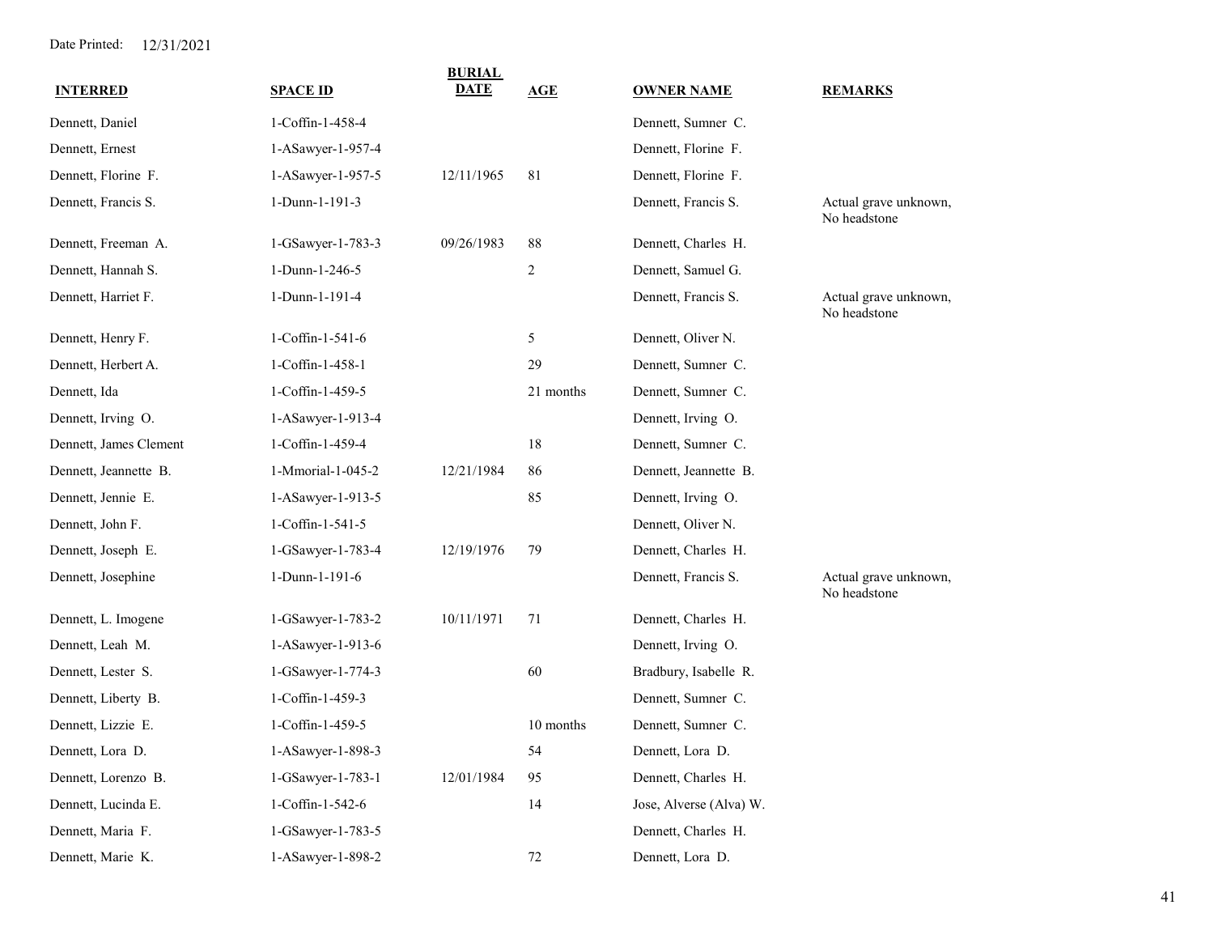Date Printed: 12/31/2021

| INTERRED | SPACE ID | BURIAL DATE | AGE | OWNER NAME | REMARKS |
| --- | --- | --- | --- | --- | --- |
| Dennett, Daniel | 1-Coffin-1-458-4 | | | Dennett, Sumner C. | |
| Dennett, Ernest | 1-ASawyer-1-957-4 | | | Dennett, Florine F. | |
| Dennett, Florine F. | 1-ASawyer-1-957-5 | 12/11/1965 | 81 | Dennett, Florine F. | |
| Dennett, Francis S. | 1-Dunn-1-191-3 | | | Dennett, Francis S. | Actual grave unknown, No headstone |
| Dennett, Freeman A. | 1-GSawyer-1-783-3 | 09/26/1983 | 88 | Dennett, Charles H. | |
| Dennett, Hannah S. | 1-Dunn-1-246-5 | | 2 | Dennett, Samuel G. | |
| Dennett, Harriet F. | 1-Dunn-1-191-4 | | | Dennett, Francis S. | Actual grave unknown, No headstone |
| Dennett, Henry F. | 1-Coffin-1-541-6 | | 5 | Dennett, Oliver N. | |
| Dennett, Herbert A. | 1-Coffin-1-458-1 | | 29 | Dennett, Sumner C. | |
| Dennett, Ida | 1-Coffin-1-459-5 | | 21 months | Dennett, Sumner C. | |
| Dennett, Irving O. | 1-ASawyer-1-913-4 | | | Dennett, Irving O. | |
| Dennett, James Clement | 1-Coffin-1-459-4 | | 18 | Dennett, Sumner C. | |
| Dennett, Jeannette B. | 1-Mmorial-1-045-2 | 12/21/1984 | 86 | Dennett, Jeannette B. | |
| Dennett, Jennie E. | 1-ASawyer-1-913-5 | | 85 | Dennett, Irving O. | |
| Dennett, John F. | 1-Coffin-1-541-5 | | | Dennett, Oliver N. | |
| Dennett, Joseph E. | 1-GSawyer-1-783-4 | 12/19/1976 | 79 | Dennett, Charles H. | |
| Dennett, Josephine | 1-Dunn-1-191-6 | | | Dennett, Francis S. | Actual grave unknown, No headstone |
| Dennett, L. Imogene | 1-GSawyer-1-783-2 | 10/11/1971 | 71 | Dennett, Charles H. | |
| Dennett, Leah M. | 1-ASawyer-1-913-6 | | | Dennett, Irving O. | |
| Dennett, Lester S. | 1-GSawyer-1-774-3 | | 60 | Bradbury, Isabelle R. | |
| Dennett, Liberty B. | 1-Coffin-1-459-3 | | | Dennett, Sumner C. | |
| Dennett, Lizzie E. | 1-Coffin-1-459-5 | | 10 months | Dennett, Sumner C. | |
| Dennett, Lora D. | 1-ASawyer-1-898-3 | | 54 | Dennett, Lora D. | |
| Dennett, Lorenzo B. | 1-GSawyer-1-783-1 | 12/01/1984 | 95 | Dennett, Charles H. | |
| Dennett, Lucinda E. | 1-Coffin-1-542-6 | | 14 | Jose, Alverse (Alva) W. | |
| Dennett, Maria F. | 1-GSawyer-1-783-5 | | | Dennett, Charles H. | |
| Dennett, Marie K. | 1-ASawyer-1-898-2 | | 72 | Dennett, Lora D. | |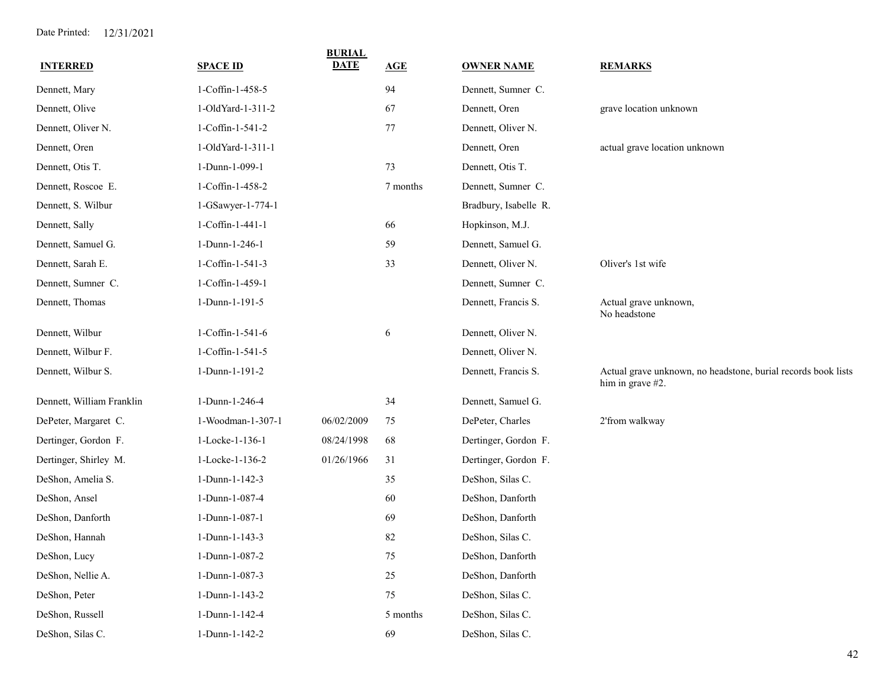Date Printed: 12/31/2021

| INTERRED | SPACE ID | BURIAL DATE | AGE | OWNER NAME | REMARKS |
|---|---|---|---|---|---|
| Dennett, Mary | 1-Coffin-1-458-5 | | 94 | Dennett, Sumner C. | |
| Dennett, Olive | 1-OldYard-1-311-2 | | 67 | Dennett, Oren | grave location unknown |
| Dennett, Oliver N. | 1-Coffin-1-541-2 | | 77 | Dennett, Oliver N. | |
| Dennett, Oren | 1-OldYard-1-311-1 | | | Dennett, Oren | actual grave location unknown |
| Dennett, Otis T. | 1-Dunn-1-099-1 | | 73 | Dennett, Otis T. | |
| Dennett, Roscoe E. | 1-Coffin-1-458-2 | | 7 months | Dennett, Sumner C. | |
| Dennett, S. Wilbur | 1-GSawyer-1-774-1 | | | Bradbury, Isabelle R. | |
| Dennett, Sally | 1-Coffin-1-441-1 | | 66 | Hopkinson, M.J. | |
| Dennett, Samuel G. | 1-Dunn-1-246-1 | | 59 | Dennett, Samuel G. | |
| Dennett, Sarah E. | 1-Coffin-1-541-3 | | 33 | Dennett, Oliver N. | Oliver's 1st wife |
| Dennett, Sumner C. | 1-Coffin-1-459-1 | | | Dennett, Sumner C. | |
| Dennett, Thomas | 1-Dunn-1-191-5 | | | Dennett, Francis S. | Actual grave unknown, No headstone |
| Dennett, Wilbur | 1-Coffin-1-541-6 | | 6 | Dennett, Oliver N. | |
| Dennett, Wilbur F. | 1-Coffin-1-541-5 | | | Dennett, Oliver N. | |
| Dennett, Wilbur S. | 1-Dunn-1-191-2 | | | Dennett, Francis S. | Actual grave unknown, no headstone, burial records book lists him in grave #2. |
| Dennett, William Franklin | 1-Dunn-1-246-4 | | 34 | Dennett, Samuel G. | |
| DePeter, Margaret C. | 1-Woodman-1-307-1 | 06/02/2009 | 75 | DePeter, Charles | 2'from walkway |
| Dertinger, Gordon F. | 1-Locke-1-136-1 | 08/24/1998 | 68 | Dertinger, Gordon F. | |
| Dertinger, Shirley M. | 1-Locke-1-136-2 | 01/26/1966 | 31 | Dertinger, Gordon F. | |
| DeShon, Amelia S. | 1-Dunn-1-142-3 | | 35 | DeShon, Silas C. | |
| DeShon, Ansel | 1-Dunn-1-087-4 | | 60 | DeShon, Danforth | |
| DeShon, Danforth | 1-Dunn-1-087-1 | | 69 | DeShon, Danforth | |
| DeShon, Hannah | 1-Dunn-1-143-3 | | 82 | DeShon, Silas C. | |
| DeShon, Lucy | 1-Dunn-1-087-2 | | 75 | DeShon, Danforth | |
| DeShon, Nellie A. | 1-Dunn-1-087-3 | | 25 | DeShon, Danforth | |
| DeShon, Peter | 1-Dunn-1-143-2 | | 75 | DeShon, Silas C. | |
| DeShon, Russell | 1-Dunn-1-142-4 | | 5 months | DeShon, Silas C. | |
| DeShon, Silas C. | 1-Dunn-1-142-2 | | 69 | DeShon, Silas C. | |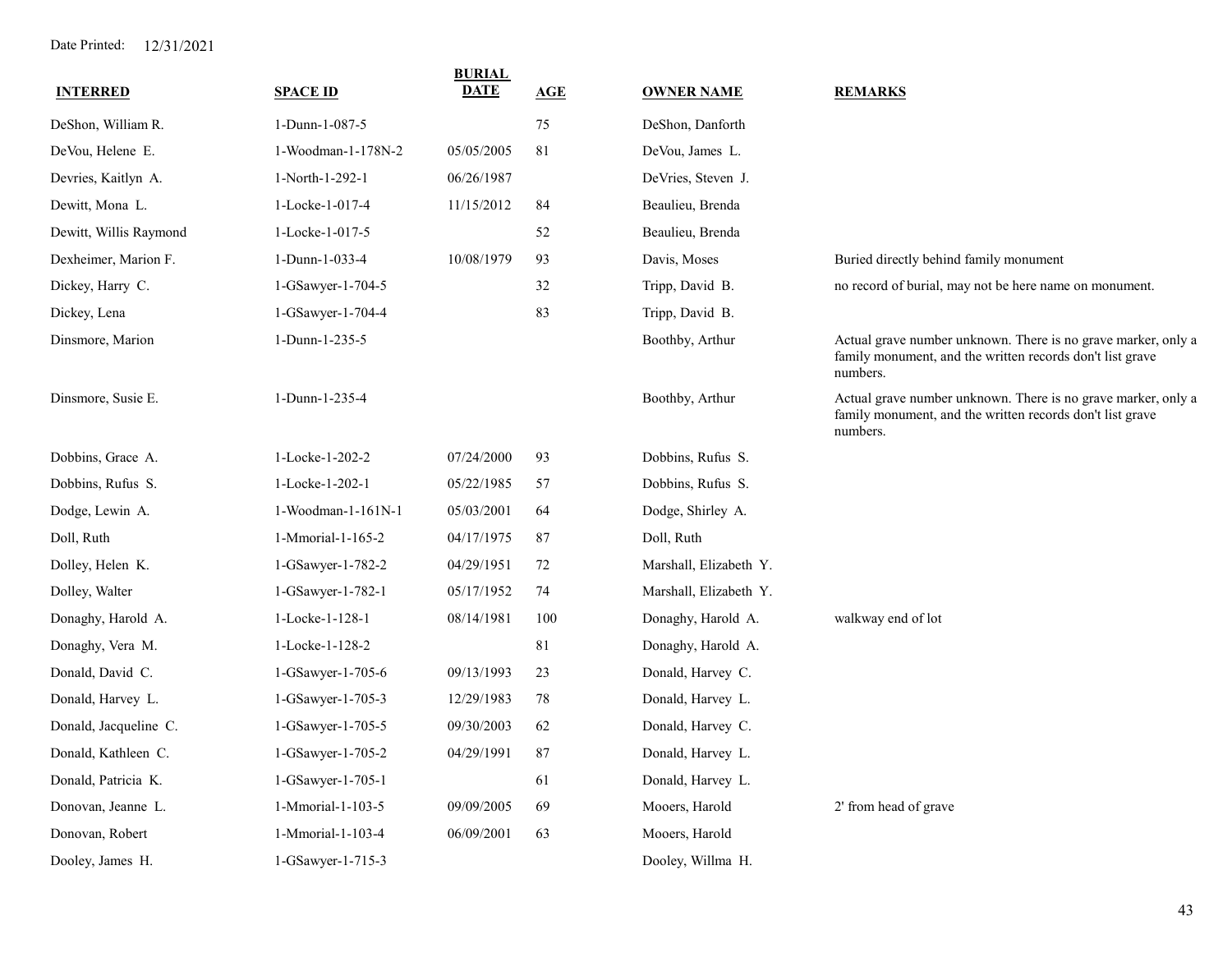Date Printed: 12/31/2021

| INTERRED | SPACE ID | BURIAL DATE | AGE | OWNER NAME | REMARKS |
|---|---|---|---|---|---|
| DeShon, William R. | 1-Dunn-1-087-5 | | 75 | DeShon, Danforth | |
| DeVou, Helene E. | 1-Woodman-1-178N-2 | 05/05/2005 | 81 | DeVou, James L. | |
| Devries, Kaitlyn A. | 1-North-1-292-1 | 06/26/1987 | | DeVries, Steven J. | |
| Dewitt, Mona L. | 1-Locke-1-017-4 | 11/15/2012 | 84 | Beaulieu, Brenda | |
| Dewitt, Willis Raymond | 1-Locke-1-017-5 | | 52 | Beaulieu, Brenda | |
| Dexheimer, Marion F. | 1-Dunn-1-033-4 | 10/08/1979 | 93 | Davis, Moses | Buried directly behind family monument |
| Dickey, Harry C. | 1-GSawyer-1-704-5 | | 32 | Tripp, David B. | no record of burial, may not be here name on monument. |
| Dickey, Lena | 1-GSawyer-1-704-4 | | 83 | Tripp, David B. | |
| Dinsmore, Marion | 1-Dunn-1-235-5 | | | Boothby, Arthur | Actual grave number unknown. There is no grave marker, only a family monument, and the written records don't list grave numbers. |
| Dinsmore, Susie E. | 1-Dunn-1-235-4 | | | Boothby, Arthur | Actual grave number unknown. There is no grave marker, only a family monument, and the written records don't list grave numbers. |
| Dobbins, Grace A. | 1-Locke-1-202-2 | 07/24/2000 | 93 | Dobbins, Rufus S. | |
| Dobbins, Rufus S. | 1-Locke-1-202-1 | 05/22/1985 | 57 | Dobbins, Rufus S. | |
| Dodge, Lewin A. | 1-Woodman-1-161N-1 | 05/03/2001 | 64 | Dodge, Shirley A. | |
| Doll, Ruth | 1-Mmorial-1-165-2 | 04/17/1975 | 87 | Doll, Ruth | |
| Dolley, Helen K. | 1-GSawyer-1-782-2 | 04/29/1951 | 72 | Marshall, Elizabeth Y. | |
| Dolley, Walter | 1-GSawyer-1-782-1 | 05/17/1952 | 74 | Marshall, Elizabeth Y. | |
| Donaghy, Harold A. | 1-Locke-1-128-1 | 08/14/1981 | 100 | Donaghy, Harold A. | walkway end of lot |
| Donaghy, Vera M. | 1-Locke-1-128-2 | | 81 | Donaghy, Harold A. | |
| Donald, David C. | 1-GSawyer-1-705-6 | 09/13/1993 | 23 | Donald, Harvey C. | |
| Donald, Harvey L. | 1-GSawyer-1-705-3 | 12/29/1983 | 78 | Donald, Harvey L. | |
| Donald, Jacqueline C. | 1-GSawyer-1-705-5 | 09/30/2003 | 62 | Donald, Harvey C. | |
| Donald, Kathleen C. | 1-GSawyer-1-705-2 | 04/29/1991 | 87 | Donald, Harvey L. | |
| Donald, Patricia K. | 1-GSawyer-1-705-1 | | 61 | Donald, Harvey L. | |
| Donovan, Jeanne L. | 1-Mmorial-1-103-5 | 09/09/2005 | 69 | Mooers, Harold | 2' from head of grave |
| Donovan, Robert | 1-Mmorial-1-103-4 | 06/09/2001 | 63 | Mooers, Harold | |
| Dooley, James H. | 1-GSawyer-1-715-3 | | | Dooley, Willma H. | |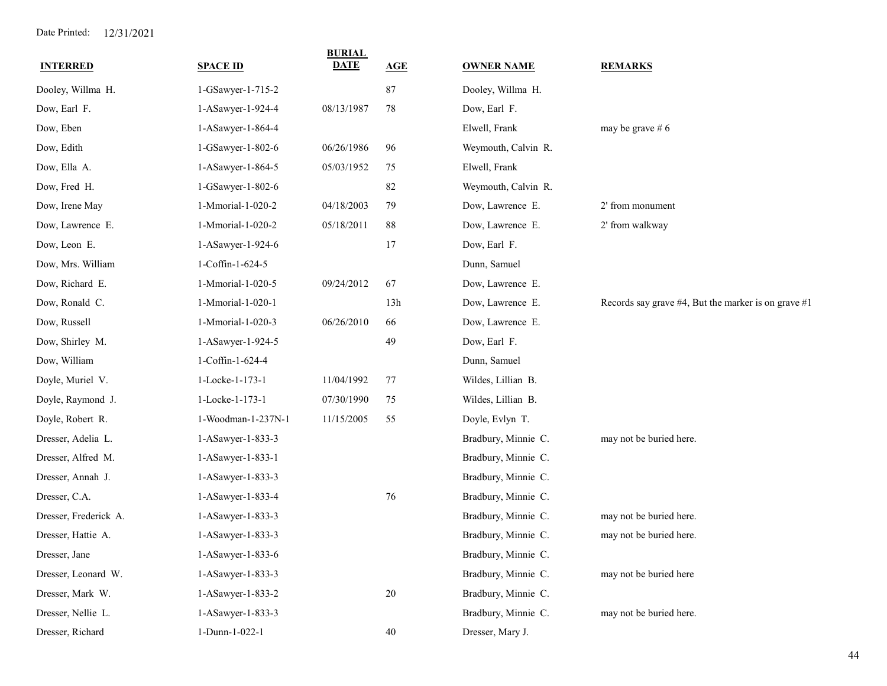Date Printed: 12/31/2021

| INTERRED | SPACE ID | BURIAL DATE | AGE | OWNER NAME | REMARKS |
|---|---|---|---|---|---|
| Dooley, Willma H. | 1-GSawyer-1-715-2 | | 87 | Dooley, Willma H. | |
| Dow, Earl F. | 1-ASawyer-1-924-4 | 08/13/1987 | 78 | Dow, Earl F. | |
| Dow, Eben | 1-ASawyer-1-864-4 | | | Elwell, Frank | may be grave # 6 |
| Dow, Edith | 1-GSawyer-1-802-6 | 06/26/1986 | 96 | Weymouth, Calvin R. | |
| Dow, Ella A. | 1-ASawyer-1-864-5 | 05/03/1952 | 75 | Elwell, Frank | |
| Dow, Fred H. | 1-GSawyer-1-802-6 | | 82 | Weymouth, Calvin R. | |
| Dow, Irene May | 1-Mmorial-1-020-2 | 04/18/2003 | 79 | Dow, Lawrence E. | 2' from monument |
| Dow, Lawrence E. | 1-Mmorial-1-020-2 | 05/18/2011 | 88 | Dow, Lawrence E. | 2' from walkway |
| Dow, Leon E. | 1-ASawyer-1-924-6 | | 17 | Dow, Earl F. | |
| Dow, Mrs. William | 1-Coffin-1-624-5 | | | Dunn, Samuel | |
| Dow, Richard E. | 1-Mmorial-1-020-5 | 09/24/2012 | 67 | Dow, Lawrence E. | |
| Dow, Ronald C. | 1-Mmorial-1-020-1 | | 13h | Dow, Lawrence E. | Records say grave #4, But the marker is on grave #1 |
| Dow, Russell | 1-Mmorial-1-020-3 | 06/26/2010 | 66 | Dow, Lawrence E. | |
| Dow, Shirley M. | 1-ASawyer-1-924-5 | | 49 | Dow, Earl F. | |
| Dow, William | 1-Coffin-1-624-4 | | | Dunn, Samuel | |
| Doyle, Muriel V. | 1-Locke-1-173-1 | 11/04/1992 | 77 | Wildes, Lillian B. | |
| Doyle, Raymond J. | 1-Locke-1-173-1 | 07/30/1990 | 75 | Wildes, Lillian B. | |
| Doyle, Robert R. | 1-Woodman-1-237N-1 | 11/15/2005 | 55 | Doyle, Evlyn T. | |
| Dresser, Adelia L. | 1-ASawyer-1-833-3 | | | Bradbury, Minnie C. | may not be buried here. |
| Dresser, Alfred M. | 1-ASawyer-1-833-1 | | | Bradbury, Minnie C. | |
| Dresser, Annah J. | 1-ASawyer-1-833-3 | | | Bradbury, Minnie C. | |
| Dresser, C.A. | 1-ASawyer-1-833-4 | | 76 | Bradbury, Minnie C. | |
| Dresser, Frederick A. | 1-ASawyer-1-833-3 | | | Bradbury, Minnie C. | may not be buried here. |
| Dresser, Hattie A. | 1-ASawyer-1-833-3 | | | Bradbury, Minnie C. | may not be buried here. |
| Dresser, Jane | 1-ASawyer-1-833-6 | | | Bradbury, Minnie C. | |
| Dresser, Leonard W. | 1-ASawyer-1-833-3 | | | Bradbury, Minnie C. | may not be buried here |
| Dresser, Mark W. | 1-ASawyer-1-833-2 | | 20 | Bradbury, Minnie C. | |
| Dresser, Nellie L. | 1-ASawyer-1-833-3 | | | Bradbury, Minnie C. | may not be buried here. |
| Dresser, Richard | 1-Dunn-1-022-1 | | 40 | Dresser, Mary J. | |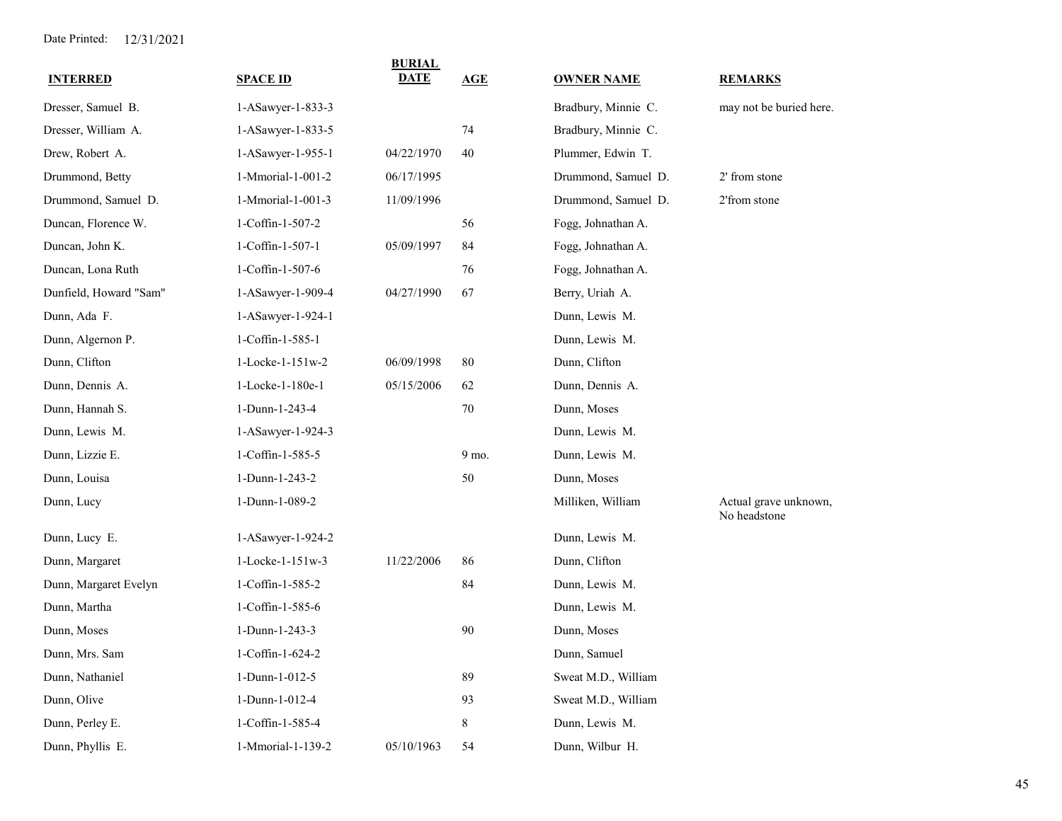Date Printed: 12/31/2021

| INTERRED | SPACE ID | BURIAL DATE | AGE | OWNER NAME | REMARKS |
|---|---|---|---|---|---|
| Dresser, Samuel B. | 1-ASawyer-1-833-3 | | | Bradbury, Minnie C. | may not be buried here. |
| Dresser, William A. | 1-ASawyer-1-833-5 | | 74 | Bradbury, Minnie C. | |
| Drew, Robert A. | 1-ASawyer-1-955-1 | 04/22/1970 | 40 | Plummer, Edwin T. | |
| Drummond, Betty | 1-Mmorial-1-001-2 | 06/17/1995 | | Drummond, Samuel D. | 2' from stone |
| Drummond, Samuel D. | 1-Mmorial-1-001-3 | 11/09/1996 | | Drummond, Samuel D. | 2'from stone |
| Duncan, Florence W. | 1-Coffin-1-507-2 | | 56 | Fogg, Johnathan A. | |
| Duncan, John K. | 1-Coffin-1-507-1 | 05/09/1997 | 84 | Fogg, Johnathan A. | |
| Duncan, Lona Ruth | 1-Coffin-1-507-6 | | 76 | Fogg, Johnathan A. | |
| Dunfield, Howard "Sam" | 1-ASawyer-1-909-4 | 04/27/1990 | 67 | Berry, Uriah A. | |
| Dunn, Ada F. | 1-ASawyer-1-924-1 | | | Dunn, Lewis M. | |
| Dunn, Algernon P. | 1-Coffin-1-585-1 | | | Dunn, Lewis M. | |
| Dunn, Clifton | 1-Locke-1-151w-2 | 06/09/1998 | 80 | Dunn, Clifton | |
| Dunn, Dennis A. | 1-Locke-1-180e-1 | 05/15/2006 | 62 | Dunn, Dennis A. | |
| Dunn, Hannah S. | 1-Dunn-1-243-4 | | 70 | Dunn, Moses | |
| Dunn, Lewis M. | 1-ASawyer-1-924-3 | | | Dunn, Lewis M. | |
| Dunn, Lizzie E. | 1-Coffin-1-585-5 | | 9 mo. | Dunn, Lewis M. | |
| Dunn, Louisa | 1-Dunn-1-243-2 | | 50 | Dunn, Moses | |
| Dunn, Lucy | 1-Dunn-1-089-2 | | | Milliken, William | Actual grave unknown, No headstone |
| Dunn, Lucy E. | 1-ASawyer-1-924-2 | | | Dunn, Lewis M. | |
| Dunn, Margaret | 1-Locke-1-151w-3 | 11/22/2006 | 86 | Dunn, Clifton | |
| Dunn, Margaret Evelyn | 1-Coffin-1-585-2 | | 84 | Dunn, Lewis M. | |
| Dunn, Martha | 1-Coffin-1-585-6 | | | Dunn, Lewis M. | |
| Dunn, Moses | 1-Dunn-1-243-3 | | 90 | Dunn, Moses | |
| Dunn, Mrs. Sam | 1-Coffin-1-624-2 | | | Dunn, Samuel | |
| Dunn, Nathaniel | 1-Dunn-1-012-5 | | 89 | Sweat M.D., William | |
| Dunn, Olive | 1-Dunn-1-012-4 | | 93 | Sweat M.D., William | |
| Dunn, Perley E. | 1-Coffin-1-585-4 | | 8 | Dunn, Lewis M. | |
| Dunn, Phyllis E. | 1-Mmorial-1-139-2 | 05/10/1963 | 54 | Dunn, Wilbur H. | |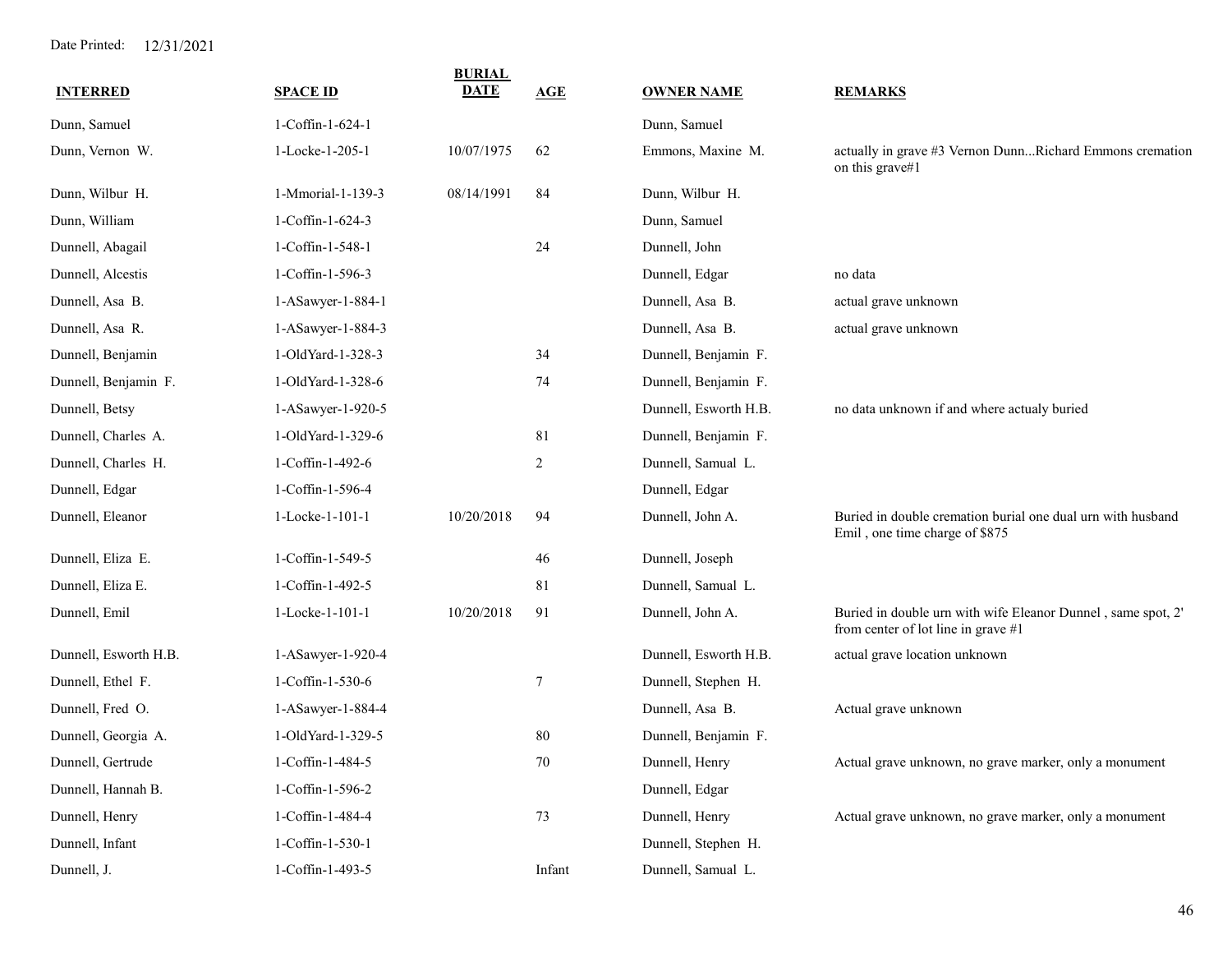Date Printed: 12/31/2021

| INTERRED | SPACE ID | BURIAL DATE | AGE | OWNER NAME | REMARKS |
|---|---|---|---|---|---|
| Dunn, Samuel | 1-Coffin-1-624-1 | | | Dunn, Samuel | |
| Dunn, Vernon W. | 1-Locke-1-205-1 | 10/07/1975 | 62 | Emmons, Maxine M. | actually in grave #3 Vernon Dunn...Richard Emmons cremation on this grave#1 |
| Dunn, Wilbur H. | 1-Mmorial-1-139-3 | 08/14/1991 | 84 | Dunn, Wilbur H. | |
| Dunn, William | 1-Coffin-1-624-3 | | | Dunn, Samuel | |
| Dunnell, Abagail | 1-Coffin-1-548-1 | | 24 | Dunnell, John | |
| Dunnell, Alcestis | 1-Coffin-1-596-3 | | | Dunnell, Edgar | no data |
| Dunnell, Asa B. | 1-ASawyer-1-884-1 | | | Dunnell, Asa B. | actual grave unknown |
| Dunnell, Asa R. | 1-ASawyer-1-884-3 | | | Dunnell, Asa B. | actual grave unknown |
| Dunnell, Benjamin | 1-OldYard-1-328-3 | | 34 | Dunnell, Benjamin F. | |
| Dunnell, Benjamin F. | 1-OldYard-1-328-6 | | 74 | Dunnell, Benjamin F. | |
| Dunnell, Betsy | 1-ASawyer-1-920-5 | | | Dunnell, Esworth H.B. | no data unknown if and where actualy buried |
| Dunnell, Charles A. | 1-OldYard-1-329-6 | | 81 | Dunnell, Benjamin F. | |
| Dunnell, Charles H. | 1-Coffin-1-492-6 | | 2 | Dunnell, Samual L. | |
| Dunnell, Edgar | 1-Coffin-1-596-4 | | | Dunnell, Edgar | |
| Dunnell, Eleanor | 1-Locke-1-101-1 | 10/20/2018 | 94 | Dunnell, John A. | Buried in double cremation burial one dual urn with husband Emil , one time charge of $875 |
| Dunnell, Eliza E. | 1-Coffin-1-549-5 | | 46 | Dunnell, Joseph | |
| Dunnell, Eliza E. | 1-Coffin-1-492-5 | | 81 | Dunnell, Samual L. | |
| Dunnell, Emil | 1-Locke-1-101-1 | 10/20/2018 | 91 | Dunnell, John A. | Buried in double urn with wife Eleanor Dunnel , same spot, 2' from center of lot line in grave #1 |
| Dunnell, Esworth H.B. | 1-ASawyer-1-920-4 | | | Dunnell, Esworth H.B. | actual grave location unknown |
| Dunnell, Ethel F. | 1-Coffin-1-530-6 | | 7 | Dunnell, Stephen H. | |
| Dunnell, Fred O. | 1-ASawyer-1-884-4 | | | Dunnell, Asa B. | Actual grave unknown |
| Dunnell, Georgia A. | 1-OldYard-1-329-5 | | 80 | Dunnell, Benjamin F. | |
| Dunnell, Gertrude | 1-Coffin-1-484-5 | | 70 | Dunnell, Henry | Actual grave unknown, no grave marker, only a monument |
| Dunnell, Hannah B. | 1-Coffin-1-596-2 | | | Dunnell, Edgar | |
| Dunnell, Henry | 1-Coffin-1-484-4 | | 73 | Dunnell, Henry | Actual grave unknown, no grave marker, only a monument |
| Dunnell, Infant | 1-Coffin-1-530-1 | | | Dunnell, Stephen H. | |
| Dunnell, J. | 1-Coffin-1-493-5 | | Infant | Dunnell, Samual L. | |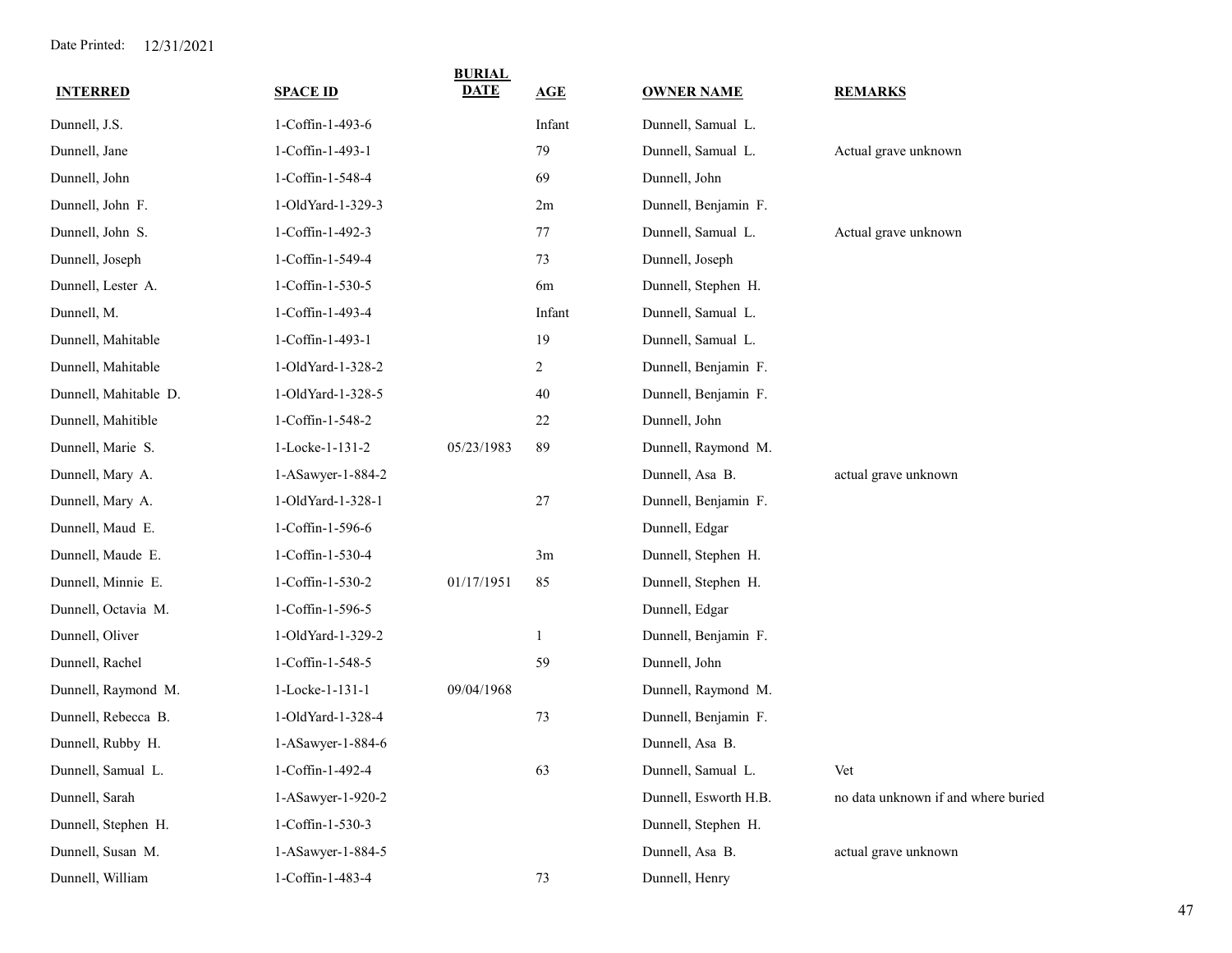Date Printed: 12/31/2021

| INTERRED | SPACE ID | BURIAL DATE | AGE | OWNER NAME | REMARKS |
|---|---|---|---|---|---|
| Dunnell, J.S. | 1-Coffin-1-493-6 | | Infant | Dunnell, Samual L. | |
| Dunnell, Jane | 1-Coffin-1-493-1 | | 79 | Dunnell, Samual L. | Actual grave unknown |
| Dunnell, John | 1-Coffin-1-548-4 | | 69 | Dunnell, John | |
| Dunnell, John F. | 1-OldYard-1-329-3 | | 2m | Dunnell, Benjamin F. | |
| Dunnell, John S. | 1-Coffin-1-492-3 | | 77 | Dunnell, Samual L. | Actual grave unknown |
| Dunnell, Joseph | 1-Coffin-1-549-4 | | 73 | Dunnell, Joseph | |
| Dunnell, Lester A. | 1-Coffin-1-530-5 | | 6m | Dunnell, Stephen H. | |
| Dunnell, M. | 1-Coffin-1-493-4 | | Infant | Dunnell, Samual L. | |
| Dunnell, Mahitable | 1-Coffin-1-493-1 | | 19 | Dunnell, Samual L. | |
| Dunnell, Mahitable | 1-OldYard-1-328-2 | | 2 | Dunnell, Benjamin F. | |
| Dunnell, Mahitable D. | 1-OldYard-1-328-5 | | 40 | Dunnell, Benjamin F. | |
| Dunnell, Mahitible | 1-Coffin-1-548-2 | | 22 | Dunnell, John | |
| Dunnell, Marie S. | 1-Locke-1-131-2 | 05/23/1983 | 89 | Dunnell, Raymond M. | |
| Dunnell, Mary A. | 1-ASawyer-1-884-2 | | | Dunnell, Asa B. | actual grave unknown |
| Dunnell, Mary A. | 1-OldYard-1-328-1 | | 27 | Dunnell, Benjamin F. | |
| Dunnell, Maud E. | 1-Coffin-1-596-6 | | | Dunnell, Edgar | |
| Dunnell, Maude E. | 1-Coffin-1-530-4 | | 3m | Dunnell, Stephen H. | |
| Dunnell, Minnie E. | 1-Coffin-1-530-2 | 01/17/1951 | 85 | Dunnell, Stephen H. | |
| Dunnell, Octavia M. | 1-Coffin-1-596-5 | | | Dunnell, Edgar | |
| Dunnell, Oliver | 1-OldYard-1-329-2 | | 1 | Dunnell, Benjamin F. | |
| Dunnell, Rachel | 1-Coffin-1-548-5 | | 59 | Dunnell, John | |
| Dunnell, Raymond M. | 1-Locke-1-131-1 | 09/04/1968 | | Dunnell, Raymond M. | |
| Dunnell, Rebecca B. | 1-OldYard-1-328-4 | | 73 | Dunnell, Benjamin F. | |
| Dunnell, Rubby H. | 1-ASawyer-1-884-6 | | | Dunnell, Asa B. | |
| Dunnell, Samual L. | 1-Coffin-1-492-4 | | 63 | Dunnell, Samual L. | Vet |
| Dunnell, Sarah | 1-ASawyer-1-920-2 | | | Dunnell, Esworth H.B. | no data unknown if and where buried |
| Dunnell, Stephen H. | 1-Coffin-1-530-3 | | | Dunnell, Stephen H. | |
| Dunnell, Susan M. | 1-ASawyer-1-884-5 | | | Dunnell, Asa B. | actual grave unknown |
| Dunnell, William | 1-Coffin-1-483-4 | | 73 | Dunnell, Henry | |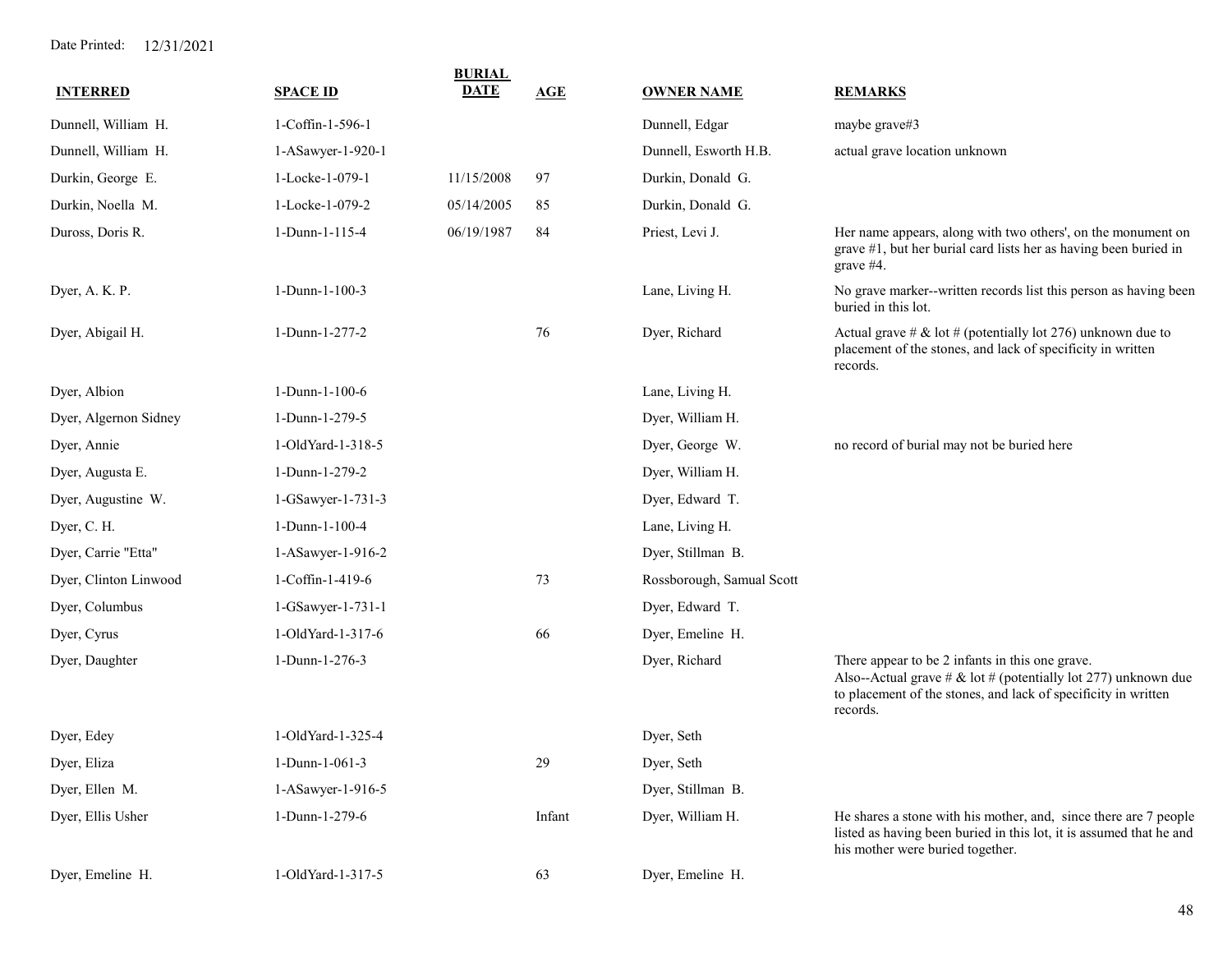Date Printed: 12/31/2021

| INTERRED | SPACE ID | BURIAL DATE | AGE | OWNER NAME | REMARKS |
|---|---|---|---|---|---|
| Dunnell, William H. | 1-Coffin-1-596-1 | | | Dunnell, Edgar | maybe grave#3 |
| Dunnell, William H. | 1-ASawyer-1-920-1 | | | Dunnell, Esworth H.B. | actual grave location unknown |
| Durkin, George E. | 1-Locke-1-079-1 | 11/15/2008 | 97 | Durkin, Donald G. | |
| Durkin, Noella M. | 1-Locke-1-079-2 | 05/14/2005 | 85 | Durkin, Donald G. | |
| Duross, Doris R. | 1-Dunn-1-115-4 | 06/19/1987 | 84 | Priest, Levi J. | Her name appears, along with two others', on the monument on grave #1, but her burial card lists her as having been buried in grave #4. |
| Dyer, A. K. P. | 1-Dunn-1-100-3 | | | Lane, Living H. | No grave marker--written records list this person as having been buried in this lot. |
| Dyer, Abigail H. | 1-Dunn-1-277-2 | | 76 | Dyer, Richard | Actual grave # & lot # (potentially lot 276) unknown due to placement of the stones, and lack of specificity in written records. |
| Dyer, Albion | 1-Dunn-1-100-6 | | | Lane, Living H. | |
| Dyer, Algernon Sidney | 1-Dunn-1-279-5 | | | Dyer, William H. | |
| Dyer, Annie | 1-OldYard-1-318-5 | | | Dyer, George W. | no record of burial may not be buried here |
| Dyer, Augusta E. | 1-Dunn-1-279-2 | | | Dyer, William H. | |
| Dyer, Augustine W. | 1-GSawyer-1-731-3 | | | Dyer, Edward T. | |
| Dyer, C. H. | 1-Dunn-1-100-4 | | | Lane, Living H. | |
| Dyer, Carrie "Etta" | 1-ASawyer-1-916-2 | | | Dyer, Stillman B. | |
| Dyer, Clinton Linwood | 1-Coffin-1-419-6 | | 73 | Rossborough, Samual Scott | |
| Dyer, Columbus | 1-GSawyer-1-731-1 | | | Dyer, Edward T. | |
| Dyer, Cyrus | 1-OldYard-1-317-6 | | 66 | Dyer, Emeline H. | |
| Dyer, Daughter | 1-Dunn-1-276-3 | | | Dyer, Richard | There appear to be 2 infants in this one grave. Also--Actual grave # & lot # (potentially lot 277) unknown due to placement of the stones, and lack of specificity in written records. |
| Dyer, Edey | 1-OldYard-1-325-4 | | | Dyer, Seth | |
| Dyer, Eliza | 1-Dunn-1-061-3 | | 29 | Dyer, Seth | |
| Dyer, Ellen M. | 1-ASawyer-1-916-5 | | | Dyer, Stillman B. | |
| Dyer, Ellis Usher | 1-Dunn-1-279-6 | | Infant | Dyer, William H. | He shares a stone with his mother, and, since there are 7 people listed as having been buried in this lot, it is assumed that he and his mother were buried together. |
| Dyer, Emeline H. | 1-OldYard-1-317-5 | | 63 | Dyer, Emeline H. | |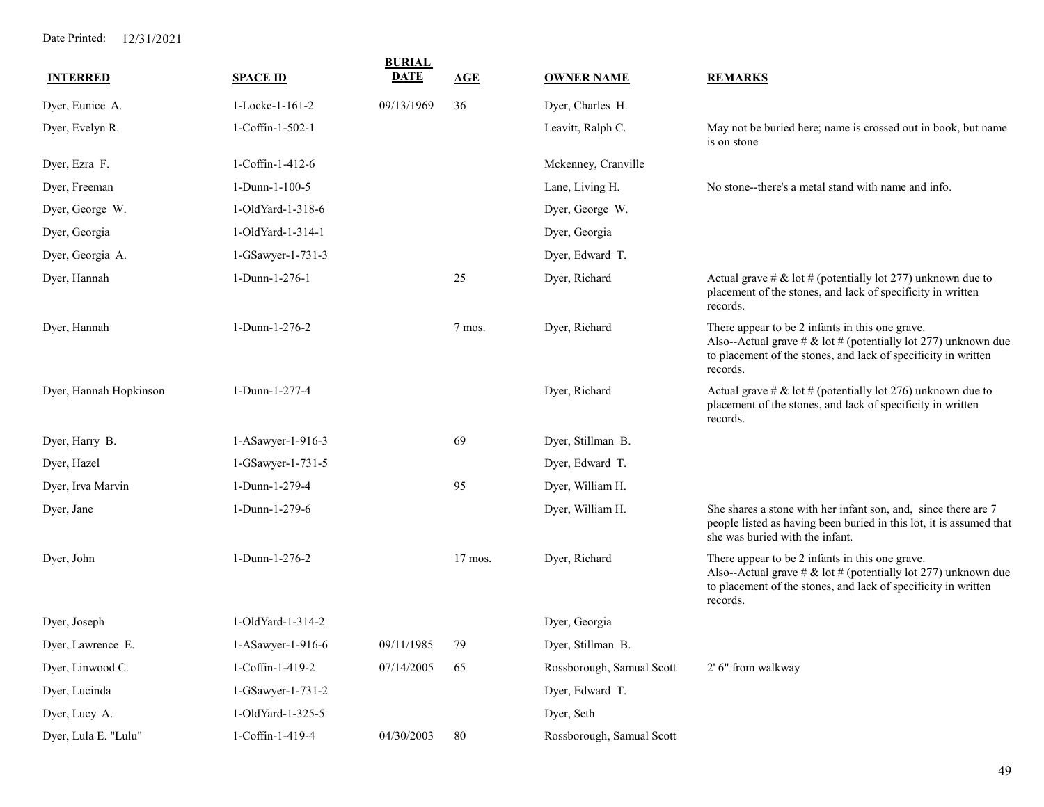Date Printed: 12/31/2021

| INTERRED | SPACE ID | BURIAL DATE | AGE | OWNER NAME | REMARKS |
|---|---|---|---|---|---|
| Dyer, Eunice A. | 1-Locke-1-161-2 | 09/13/1969 | 36 | Dyer, Charles H. | |
| Dyer, Evelyn R. | 1-Coffin-1-502-1 | | | Leavitt, Ralph C. | May not be buried here; name is crossed out in book, but name is on stone |
| Dyer, Ezra F. | 1-Coffin-1-412-6 | | | Mckenney, Cranville | |
| Dyer, Freeman | 1-Dunn-1-100-5 | | | Lane, Living H. | No stone--there's a metal stand with name and info. |
| Dyer, George W. | 1-OldYard-1-318-6 | | | Dyer, George W. | |
| Dyer, Georgia | 1-OldYard-1-314-1 | | | Dyer, Georgia | |
| Dyer, Georgia A. | 1-GSawyer-1-731-3 | | | Dyer, Edward T. | |
| Dyer, Hannah | 1-Dunn-1-276-1 | | 25 | Dyer, Richard | Actual grave # & lot # (potentially lot 277) unknown due to placement of the stones, and lack of specificity in written records. |
| Dyer, Hannah | 1-Dunn-1-276-2 | | 7 mos. | Dyer, Richard | There appear to be 2 infants in this one grave. Also--Actual grave # & lot # (potentially lot 277) unknown due to placement of the stones, and lack of specificity in written records. |
| Dyer, Hannah Hopkinson | 1-Dunn-1-277-4 | | | Dyer, Richard | Actual grave # & lot # (potentially lot 276) unknown due to placement of the stones, and lack of specificity in written records. |
| Dyer, Harry B. | 1-ASawyer-1-916-3 | | 69 | Dyer, Stillman B. | |
| Dyer, Hazel | 1-GSawyer-1-731-5 | | | Dyer, Edward T. | |
| Dyer, Irva Marvin | 1-Dunn-1-279-4 | | 95 | Dyer, William H. | |
| Dyer, Jane | 1-Dunn-1-279-6 | | | Dyer, William H. | She shares a stone with her infant son, and, since there are 7 people listed as having been buried in this lot, it is assumed that she was buried with the infant. |
| Dyer, John | 1-Dunn-1-276-2 | | 17 mos. | Dyer, Richard | There appear to be 2 infants in this one grave. Also--Actual grave # & lot # (potentially lot 277) unknown due to placement of the stones, and lack of specificity in written records. |
| Dyer, Joseph | 1-OldYard-1-314-2 | | | Dyer, Georgia | |
| Dyer, Lawrence E. | 1-ASawyer-1-916-6 | 09/11/1985 | 79 | Dyer, Stillman B. | |
| Dyer, Linwood C. | 1-Coffin-1-419-2 | 07/14/2005 | 65 | Rossborough, Samual Scott | 2' 6" from walkway |
| Dyer, Lucinda | 1-GSawyer-1-731-2 | | | Dyer, Edward T. | |
| Dyer, Lucy A. | 1-OldYard-1-325-5 | | | Dyer, Seth | |
| Dyer, Lula E. "Lulu" | 1-Coffin-1-419-4 | 04/30/2003 | 80 | Rossborough, Samual Scott | |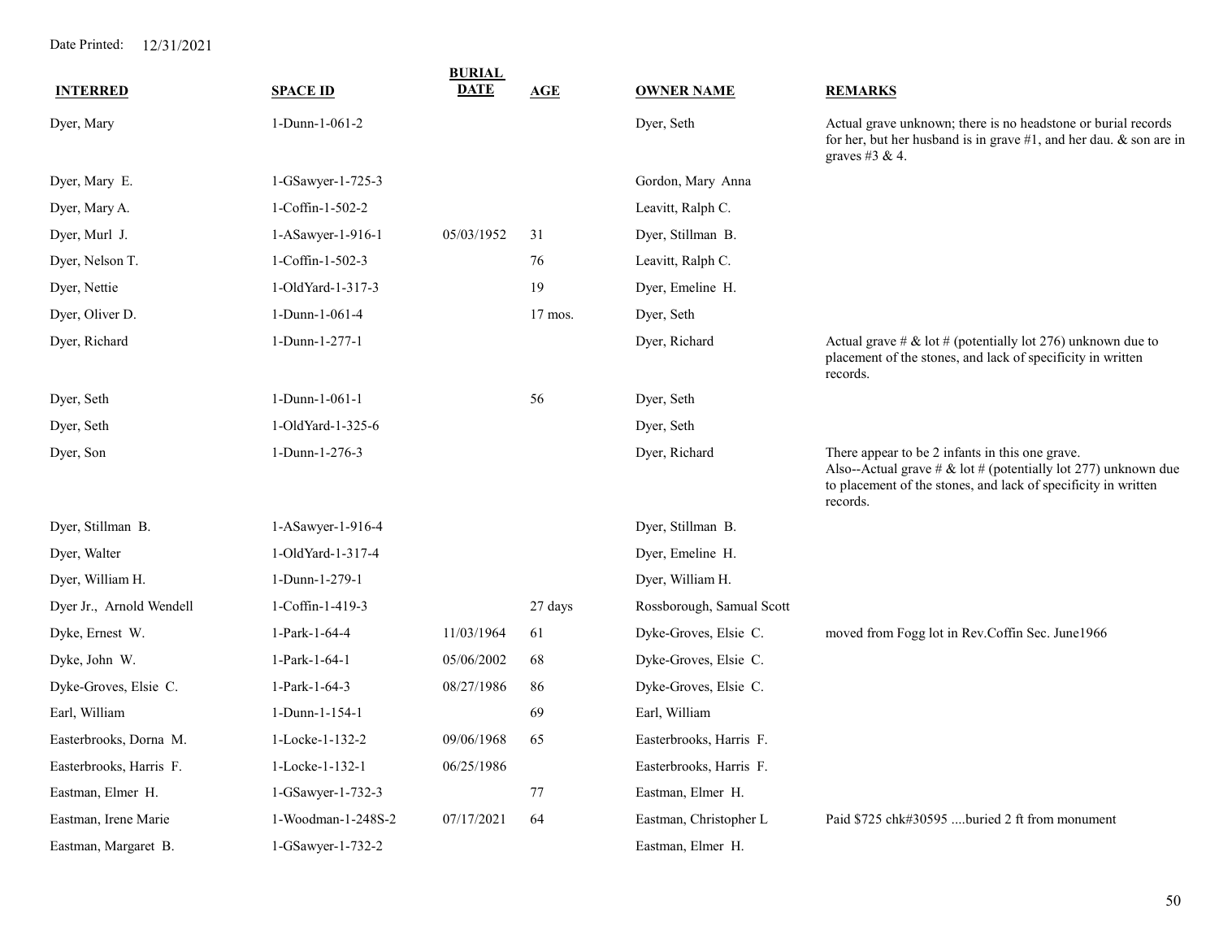Date Printed: 12/31/2021

| INTERRED | SPACE ID | BURIAL DATE | AGE | OWNER NAME | REMARKS |
|---|---|---|---|---|---|
| Dyer, Mary | 1-Dunn-1-061-2 | | | Dyer, Seth | Actual grave unknown; there is no headstone or burial records for her, but her husband is in grave #1, and her dau. & son are in graves #3 & 4. |
| Dyer, Mary E. | 1-GSawyer-1-725-3 | | | Gordon, Mary Anna | |
| Dyer, Mary A. | 1-Coffin-1-502-2 | | | Leavitt, Ralph C. | |
| Dyer, Murl J. | 1-ASawyer-1-916-1 | 05/03/1952 | 31 | Dyer, Stillman B. | |
| Dyer, Nelson T. | 1-Coffin-1-502-3 | | 76 | Leavitt, Ralph C. | |
| Dyer, Nettie | 1-OldYard-1-317-3 | | 19 | Dyer, Emeline H. | |
| Dyer, Oliver D. | 1-Dunn-1-061-4 | | 17 mos. | Dyer, Seth | |
| Dyer, Richard | 1-Dunn-1-277-1 | | | Dyer, Richard | Actual grave # & lot # (potentially lot 276) unknown due to placement of the stones, and lack of specificity in written records. |
| Dyer, Seth | 1-Dunn-1-061-1 | | 56 | Dyer, Seth | |
| Dyer, Seth | 1-OldYard-1-325-6 | | | Dyer, Seth | |
| Dyer, Son | 1-Dunn-1-276-3 | | | Dyer, Richard | There appear to be 2 infants in this one grave. Also--Actual grave # & lot # (potentially lot 277) unknown due to placement of the stones, and lack of specificity in written records. |
| Dyer, Stillman B. | 1-ASawyer-1-916-4 | | | Dyer, Stillman B. | |
| Dyer, Walter | 1-OldYard-1-317-4 | | | Dyer, Emeline H. | |
| Dyer, William H. | 1-Dunn-1-279-1 | | | Dyer, William H. | |
| Dyer Jr., Arnold Wendell | 1-Coffin-1-419-3 | | 27 days | Rossborough, Samual Scott | |
| Dyke, Ernest W. | 1-Park-1-64-4 | 11/03/1964 | 61 | Dyke-Groves, Elsie C. | moved from Fogg lot in Rev.Coffin Sec. June1966 |
| Dyke, John W. | 1-Park-1-64-1 | 05/06/2002 | 68 | Dyke-Groves, Elsie C. | |
| Dyke-Groves, Elsie C. | 1-Park-1-64-3 | 08/27/1986 | 86 | Dyke-Groves, Elsie C. | |
| Earl, William | 1-Dunn-1-154-1 | | 69 | Earl, William | |
| Easterbrooks, Dorna M. | 1-Locke-1-132-2 | 09/06/1968 | 65 | Easterbrooks, Harris F. | |
| Easterbrooks, Harris F. | 1-Locke-1-132-1 | 06/25/1986 | | Easterbrooks, Harris F. | |
| Eastman, Elmer H. | 1-GSawyer-1-732-3 | | 77 | Eastman, Elmer H. | |
| Eastman, Irene Marie | 1-Woodman-1-248S-2 | 07/17/2021 | 64 | Eastman, Christopher L | Paid $725 chk#30595 ....buried 2 ft from monument |
| Eastman, Margaret B. | 1-GSawyer-1-732-2 | | | Eastman, Elmer H. | |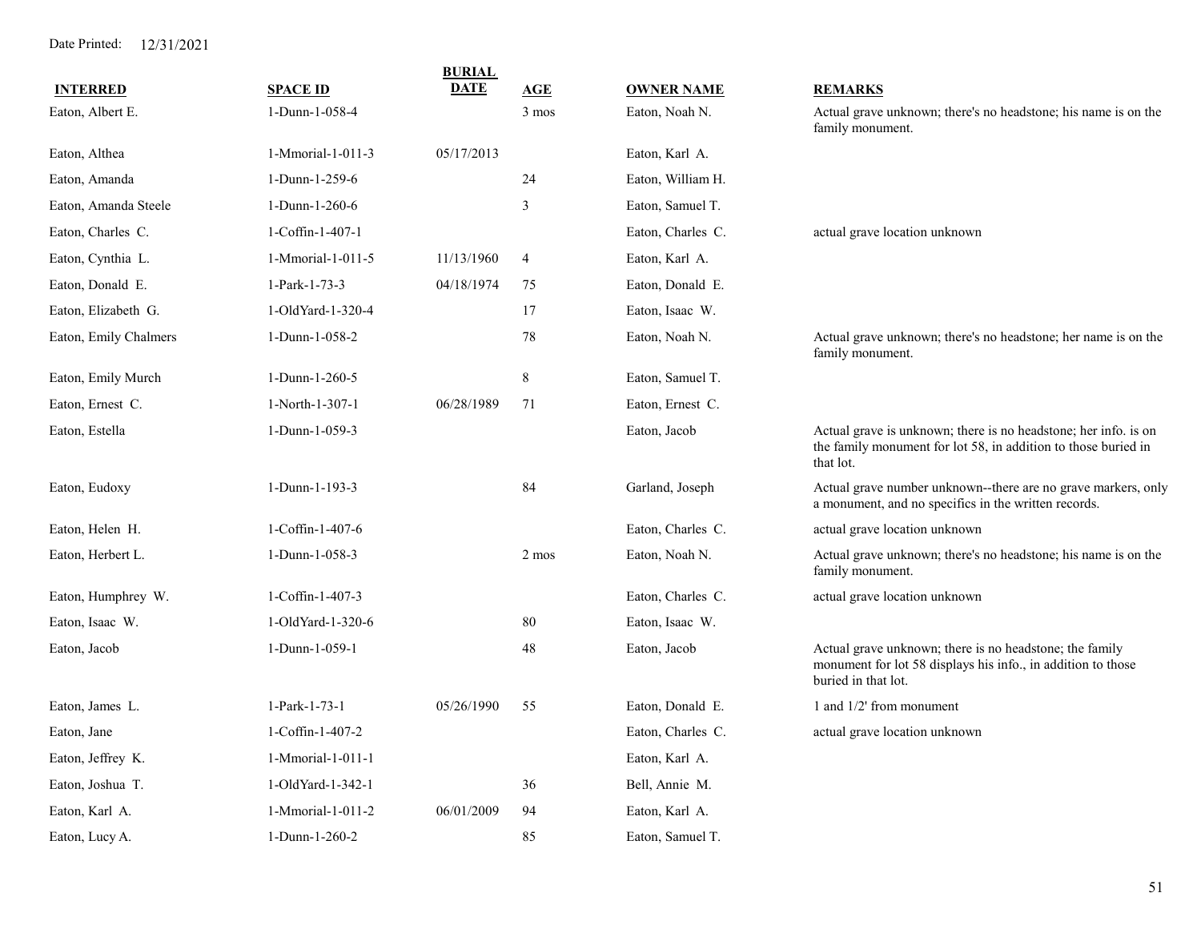Date Printed: 12/31/2021

| INTERRED | SPACE ID | BURIAL DATE | AGE | OWNER NAME | REMARKS |
|---|---|---|---|---|---|
| Eaton, Albert E. | 1-Dunn-1-058-4 | | 3 mos | Eaton, Noah N. | Actual grave unknown; there's no headstone; his name is on the family monument. |
| Eaton, Althea | 1-Mmorial-1-011-3 | 05/17/2013 | | Eaton, Karl A. | |
| Eaton, Amanda | 1-Dunn-1-259-6 | | 24 | Eaton, William H. | |
| Eaton, Amanda Steele | 1-Dunn-1-260-6 | | 3 | Eaton, Samuel T. | |
| Eaton, Charles C. | 1-Coffin-1-407-1 | | | Eaton, Charles C. | actual grave location unknown |
| Eaton, Cynthia L. | 1-Mmorial-1-011-5 | 11/13/1960 | 4 | Eaton, Karl A. | |
| Eaton, Donald E. | 1-Park-1-73-3 | 04/18/1974 | 75 | Eaton, Donald E. | |
| Eaton, Elizabeth G. | 1-OldYard-1-320-4 | | 17 | Eaton, Isaac W. | |
| Eaton, Emily Chalmers | 1-Dunn-1-058-2 | | 78 | Eaton, Noah N. | Actual grave unknown; there's no headstone; her name is on the family monument. |
| Eaton, Emily Murch | 1-Dunn-1-260-5 | | 8 | Eaton, Samuel T. | |
| Eaton, Ernest C. | 1-North-1-307-1 | 06/28/1989 | 71 | Eaton, Ernest C. | |
| Eaton, Estella | 1-Dunn-1-059-3 | | | Eaton, Jacob | Actual grave is unknown; there is no headstone; her info. is on the family monument for lot 58, in addition to those buried in that lot. |
| Eaton, Eudoxy | 1-Dunn-1-193-3 | | 84 | Garland, Joseph | Actual grave number unknown--there are no grave markers, only a monument, and no specifics in the written records. |
| Eaton, Helen H. | 1-Coffin-1-407-6 | | | Eaton, Charles C. | actual grave location unknown |
| Eaton, Herbert L. | 1-Dunn-1-058-3 | | 2 mos | Eaton, Noah N. | Actual grave unknown; there's no headstone; his name is on the family monument. |
| Eaton, Humphrey W. | 1-Coffin-1-407-3 | | | Eaton, Charles C. | actual grave location unknown |
| Eaton, Isaac W. | 1-OldYard-1-320-6 | | 80 | Eaton, Isaac W. | |
| Eaton, Jacob | 1-Dunn-1-059-1 | | 48 | Eaton, Jacob | Actual grave unknown; there is no headstone; the family monument for lot 58 displays his info., in addition to those buried in that lot. |
| Eaton, James L. | 1-Park-1-73-1 | 05/26/1990 | 55 | Eaton, Donald E. | 1 and 1/2' from monument |
| Eaton, Jane | 1-Coffin-1-407-2 | | | Eaton, Charles C. | actual grave location unknown |
| Eaton, Jeffrey K. | 1-Mmorial-1-011-1 | | | Eaton, Karl A. | |
| Eaton, Joshua T. | 1-OldYard-1-342-1 | | 36 | Bell, Annie M. | |
| Eaton, Karl A. | 1-Mmorial-1-011-2 | 06/01/2009 | 94 | Eaton, Karl A. | |
| Eaton, Lucy A. | 1-Dunn-1-260-2 | | 85 | Eaton, Samuel T. | |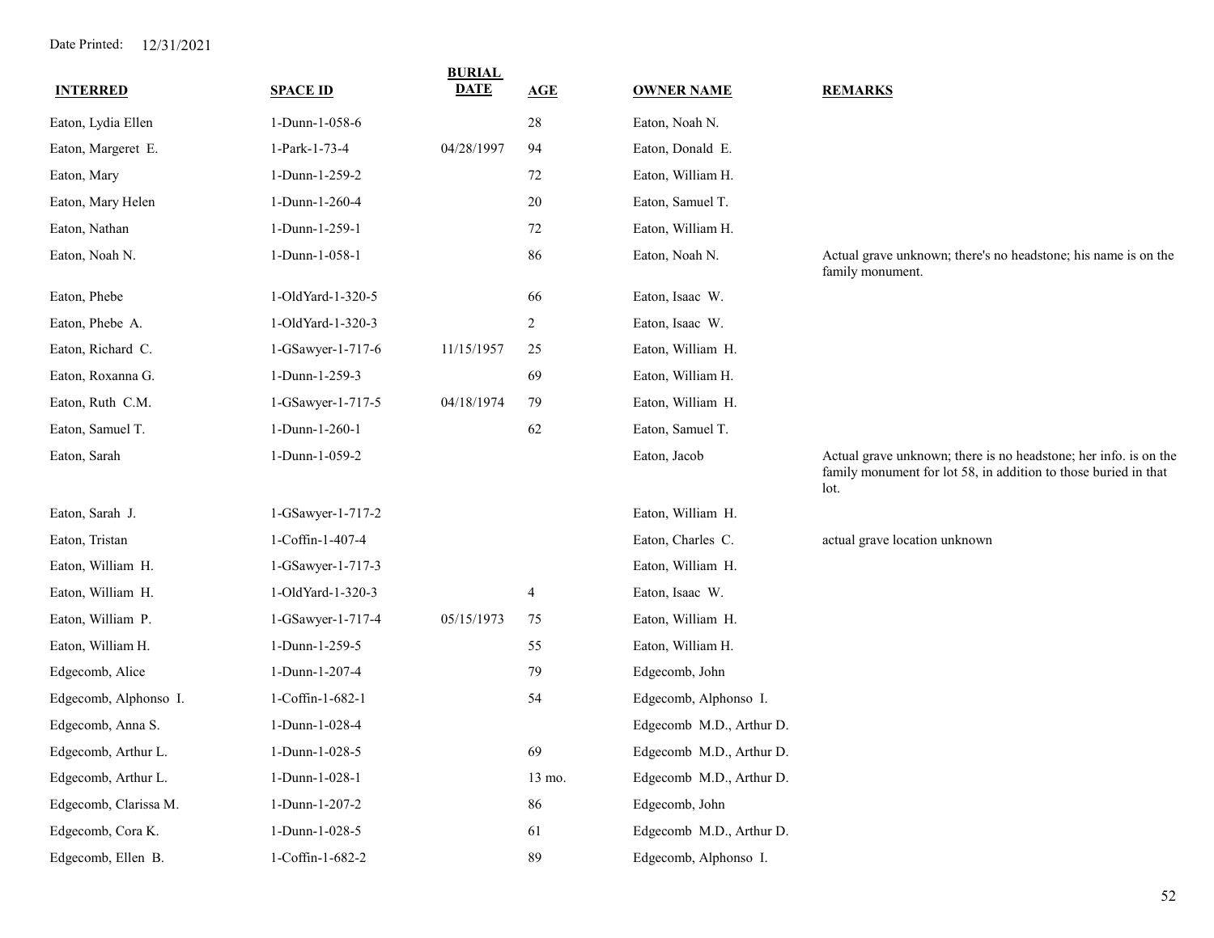| INTERRED | SPACE ID | BURIAL DATE | AGE | OWNER NAME | REMARKS |
|---|---|---|---|---|---|
| Eaton, Lydia Ellen | 1-Dunn-1-058-6 | | 28 | Eaton, Noah N. | |
| Eaton, Margeret E. | 1-Park-1-73-4 | 04/28/1997 | 94 | Eaton, Donald E. | |
| Eaton, Mary | 1-Dunn-1-259-2 | | 72 | Eaton, William H. | |
| Eaton, Mary Helen | 1-Dunn-1-260-4 | | 20 | Eaton, Samuel T. | |
| Eaton, Nathan | 1-Dunn-1-259-1 | | 72 | Eaton, William H. | |
| Eaton, Noah N. | 1-Dunn-1-058-1 | | 86 | Eaton, Noah N. | Actual grave unknown; there's no headstone; his name is on the family monument. |
| Eaton, Phebe | 1-OldYard-1-320-5 | | 66 | Eaton, Isaac W. | |
| Eaton, Phebe A. | 1-OldYard-1-320-3 | | 2 | Eaton, Isaac W. | |
| Eaton, Richard C. | 1-GSawyer-1-717-6 | 11/15/1957 | 25 | Eaton, William H. | |
| Eaton, Roxanna G. | 1-Dunn-1-259-3 | | 69 | Eaton, William H. | |
| Eaton, Ruth C.M. | 1-GSawyer-1-717-5 | 04/18/1974 | 79 | Eaton, William H. | |
| Eaton, Samuel T. | 1-Dunn-1-260-1 | | 62 | Eaton, Samuel T. | |
| Eaton, Sarah | 1-Dunn-1-059-2 | | | Eaton, Jacob | Actual grave unknown; there is no headstone; her info. is on the family monument for lot 58, in addition to those buried in that lot. |
| Eaton, Sarah J. | 1-GSawyer-1-717-2 | | | Eaton, William H. | |
| Eaton, Tristan | 1-Coffin-1-407-4 | | | Eaton, Charles C. | actual grave location unknown |
| Eaton, William H. | 1-GSawyer-1-717-3 | | | Eaton, William H. | |
| Eaton, William H. | 1-OldYard-1-320-3 | | 4 | Eaton, Isaac W. | |
| Eaton, William P. | 1-GSawyer-1-717-4 | 05/15/1973 | 75 | Eaton, William H. | |
| Eaton, William H. | 1-Dunn-1-259-5 | | 55 | Eaton, William H. | |
| Edgecomb, Alice | 1-Dunn-1-207-4 | | 79 | Edgecomb, John | |
| Edgecomb, Alphonso I. | 1-Coffin-1-682-1 | | 54 | Edgecomb, Alphonso I. | |
| Edgecomb, Anna S. | 1-Dunn-1-028-4 | | | Edgecomb M.D., Arthur D. | |
| Edgecomb, Arthur L. | 1-Dunn-1-028-5 | | 69 | Edgecomb M.D., Arthur D. | |
| Edgecomb, Arthur L. | 1-Dunn-1-028-1 | | 13 mo. | Edgecomb M.D., Arthur D. | |
| Edgecomb, Clarissa M. | 1-Dunn-1-207-2 | | 86 | Edgecomb, John | |
| Edgecomb, Cora K. | 1-Dunn-1-028-5 | | 61 | Edgecomb M.D., Arthur D. | |
| Edgecomb, Ellen B. | 1-Coffin-1-682-2 | | 89 | Edgecomb, Alphonso I. | |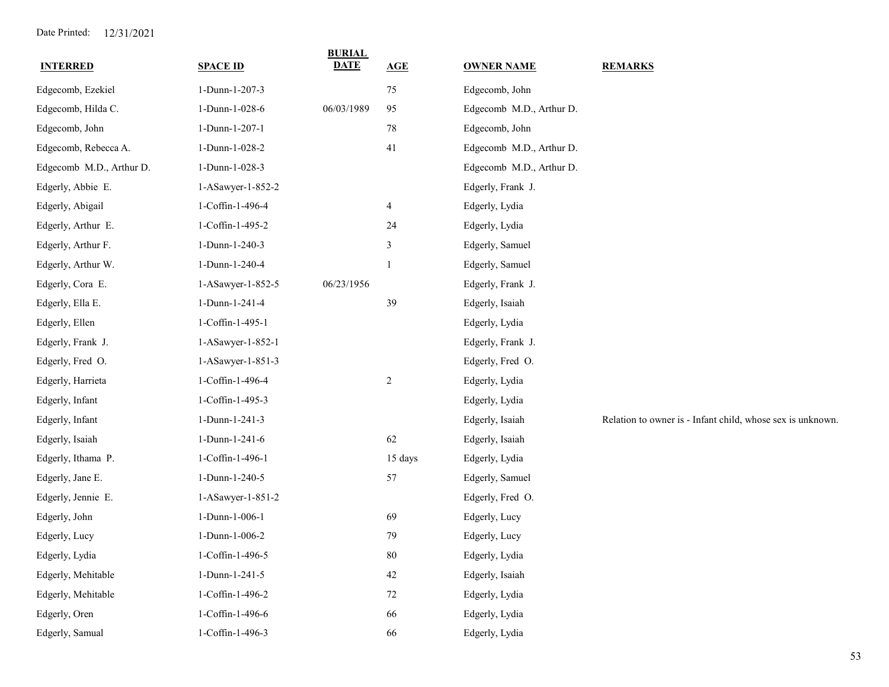Date Printed: 12/31/2021

| INTERRED | SPACE ID | BURIAL DATE | AGE | OWNER NAME | REMARKS |
|---|---|---|---|---|---|
| Edgecomb, Ezekiel | 1-Dunn-1-207-3 | | 75 | Edgecomb, John | |
| Edgecomb, Hilda C. | 1-Dunn-1-028-6 | 06/03/1989 | 95 | Edgecomb M.D., Arthur D. | |
| Edgecomb, John | 1-Dunn-1-207-1 | | 78 | Edgecomb, John | |
| Edgecomb, Rebecca A. | 1-Dunn-1-028-2 | | 41 | Edgecomb M.D., Arthur D. | |
| Edgecomb M.D., Arthur D. | 1-Dunn-1-028-3 | | | Edgecomb M.D., Arthur D. | |
| Edgerly, Abbie E. | 1-ASawyer-1-852-2 | | | Edgerly, Frank J. | |
| Edgerly, Abigail | 1-Coffin-1-496-4 | | 4 | Edgerly, Lydia | |
| Edgerly, Arthur E. | 1-Coffin-1-495-2 | | 24 | Edgerly, Lydia | |
| Edgerly, Arthur F. | 1-Dunn-1-240-3 | | 3 | Edgerly, Samuel | |
| Edgerly, Arthur W. | 1-Dunn-1-240-4 | | 1 | Edgerly, Samuel | |
| Edgerly, Cora E. | 1-ASawyer-1-852-5 | 06/23/1956 | | Edgerly, Frank J. | |
| Edgerly, Ella E. | 1-Dunn-1-241-4 | | 39 | Edgerly, Isaiah | |
| Edgerly, Ellen | 1-Coffin-1-495-1 | | | Edgerly, Lydia | |
| Edgerly, Frank J. | 1-ASawyer-1-852-1 | | | Edgerly, Frank J. | |
| Edgerly, Fred O. | 1-ASawyer-1-851-3 | | | Edgerly, Fred O. | |
| Edgerly, Harrieta | 1-Coffin-1-496-4 | | 2 | Edgerly, Lydia | |
| Edgerly, Infant | 1-Coffin-1-495-3 | | | Edgerly, Lydia | |
| Edgerly, Infant | 1-Dunn-1-241-3 | | | Edgerly, Isaiah | Relation to owner is - Infant child, whose sex is unknown. |
| Edgerly, Isaiah | 1-Dunn-1-241-6 | | 62 | Edgerly, Isaiah | |
| Edgerly, Ithama P. | 1-Coffin-1-496-1 | | 15 days | Edgerly, Lydia | |
| Edgerly, Jane E. | 1-Dunn-1-240-5 | | 57 | Edgerly, Samuel | |
| Edgerly, Jennie E. | 1-ASawyer-1-851-2 | | | Edgerly, Fred O. | |
| Edgerly, John | 1-Dunn-1-006-1 | | 69 | Edgerly, Lucy | |
| Edgerly, Lucy | 1-Dunn-1-006-2 | | 79 | Edgerly, Lucy | |
| Edgerly, Lydia | 1-Coffin-1-496-5 | | 80 | Edgerly, Lydia | |
| Edgerly, Mehitable | 1-Dunn-1-241-5 | | 42 | Edgerly, Isaiah | |
| Edgerly, Mehitable | 1-Coffin-1-496-2 | | 72 | Edgerly, Lydia | |
| Edgerly, Oren | 1-Coffin-1-496-6 | | 66 | Edgerly, Lydia | |
| Edgerly, Samual | 1-Coffin-1-496-3 | | 66 | Edgerly, Lydia | |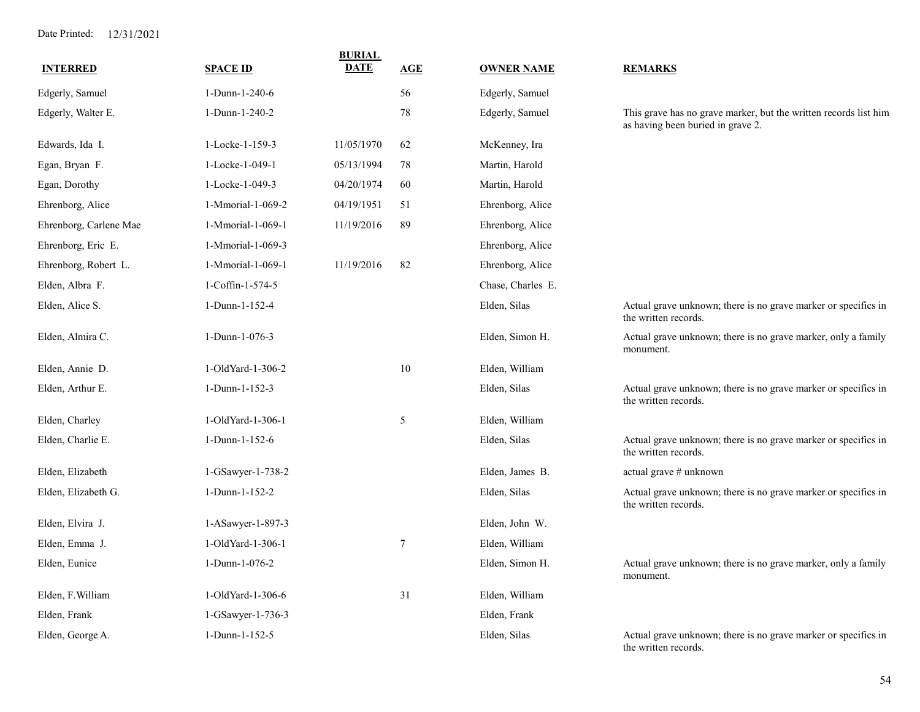| INTERRED | SPACE ID | BURIAL DATE | AGE | OWNER NAME | REMARKS |
|---|---|---|---|---|---|
| Edgerly, Samuel | 1-Dunn-1-240-6 | | 56 | Edgerly, Samuel | |
| Edgerly, Walter E. | 1-Dunn-1-240-2 | | 78 | Edgerly, Samuel | This grave has no grave marker, but the written records list him as having been buried in grave 2. |
| Edwards, Ida I. | 1-Locke-1-159-3 | 11/05/1970 | 62 | McKenney, Ira | |
| Egan, Bryan F. | 1-Locke-1-049-1 | 05/13/1994 | 78 | Martin, Harold | |
| Egan, Dorothy | 1-Locke-1-049-3 | 04/20/1974 | 60 | Martin, Harold | |
| Ehrenborg, Alice | 1-Mmorial-1-069-2 | 04/19/1951 | 51 | Ehrenborg, Alice | |
| Ehrenborg, Carlene Mae | 1-Mmorial-1-069-1 | 11/19/2016 | 89 | Ehrenborg, Alice | |
| Ehrenborg, Eric E. | 1-Mmorial-1-069-3 | | | Ehrenborg, Alice | |
| Ehrenborg, Robert L. | 1-Mmorial-1-069-1 | 11/19/2016 | 82 | Ehrenborg, Alice | |
| Elden, Albra F. | 1-Coffin-1-574-5 | | | Chase, Charles E. | |
| Elden, Alice S. | 1-Dunn-1-152-4 | | | Elden, Silas | Actual grave unknown; there is no grave marker or specifics in the written records. |
| Elden, Almira C. | 1-Dunn-1-076-3 | | | Elden, Simon H. | Actual grave unknown; there is no grave marker, only a family monument. |
| Elden, Annie D. | 1-OldYard-1-306-2 | | 10 | Elden, William | |
| Elden, Arthur E. | 1-Dunn-1-152-3 | | | Elden, Silas | Actual grave unknown; there is no grave marker or specifics in the written records. |
| Elden, Charley | 1-OldYard-1-306-1 | | 5 | Elden, William | |
| Elden, Charlie E. | 1-Dunn-1-152-6 | | | Elden, Silas | Actual grave unknown; there is no grave marker or specifics in the written records. |
| Elden, Elizabeth | 1-GSawyer-1-738-2 | | | Elden, James B. | actual grave # unknown |
| Elden, Elizabeth G. | 1-Dunn-1-152-2 | | | Elden, Silas | Actual grave unknown; there is no grave marker or specifics in the written records. |
| Elden, Elvira J. | 1-ASawyer-1-897-3 | | | Elden, John W. | |
| Elden, Emma J. | 1-OldYard-1-306-1 | | 7 | Elden, William | |
| Elden, Eunice | 1-Dunn-1-076-2 | | | Elden, Simon H. | Actual grave unknown; there is no grave marker, only a family monument. |
| Elden, F.William | 1-OldYard-1-306-6 | | 31 | Elden, William | |
| Elden, Frank | 1-GSawyer-1-736-3 | | | Elden, Frank | |
| Elden, George A. | 1-Dunn-1-152-5 | | | Elden, Silas | Actual grave unknown; there is no grave marker or specifics in the written records. |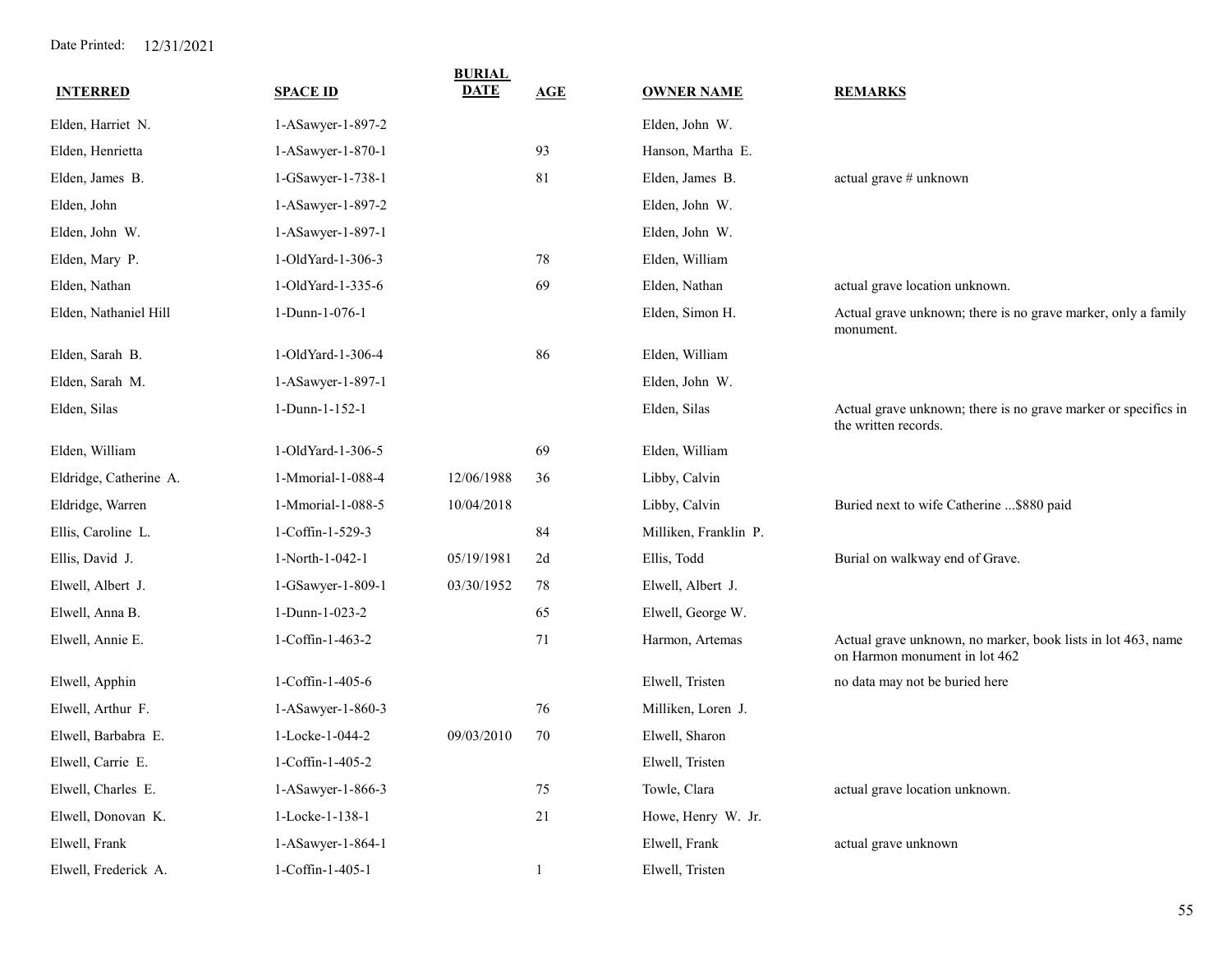Date Printed: 12/31/2021

| INTERRED | SPACE ID | BURIAL DATE | AGE | OWNER NAME | REMARKS |
|---|---|---|---|---|---|
| Elden, Harriet N. | 1-ASawyer-1-897-2 | | | Elden, John W. | |
| Elden, Henrietta | 1-ASawyer-1-870-1 | | 93 | Hanson, Martha E. | |
| Elden, James B. | 1-GSawyer-1-738-1 | | 81 | Elden, James B. | actual grave # unknown |
| Elden, John | 1-ASawyer-1-897-2 | | | Elden, John W. | |
| Elden, John W. | 1-ASawyer-1-897-1 | | | Elden, John W. | |
| Elden, Mary P. | 1-OldYard-1-306-3 | | 78 | Elden, William | |
| Elden, Nathan | 1-OldYard-1-335-6 | | 69 | Elden, Nathan | actual grave location unknown. |
| Elden, Nathaniel Hill | 1-Dunn-1-076-1 | | | Elden, Simon H. | Actual grave unknown; there is no grave marker, only a family monument. |
| Elden, Sarah B. | 1-OldYard-1-306-4 | | 86 | Elden, William | |
| Elden, Sarah M. | 1-ASawyer-1-897-1 | | | Elden, John W. | |
| Elden, Silas | 1-Dunn-1-152-1 | | | Elden, Silas | Actual grave unknown; there is no grave marker or specifics in the written records. |
| Elden, William | 1-OldYard-1-306-5 | | 69 | Elden, William | |
| Eldridge, Catherine A. | 1-Mmorial-1-088-4 | 12/06/1988 | 36 | Libby, Calvin | |
| Eldridge, Warren | 1-Mmorial-1-088-5 | 10/04/2018 | | Libby, Calvin | Buried next to wife Catherine ...$880 paid |
| Ellis, Caroline L. | 1-Coffin-1-529-3 | | 84 | Milliken, Franklin P. | |
| Ellis, David J. | 1-North-1-042-1 | 05/19/1981 | 2d | Ellis, Todd | Burial on walkway end of Grave. |
| Elwell, Albert J. | 1-GSawyer-1-809-1 | 03/30/1952 | 78 | Elwell, Albert J. | |
| Elwell, Anna B. | 1-Dunn-1-023-2 | | 65 | Elwell, George W. | |
| Elwell, Annie E. | 1-Coffin-1-463-2 | | 71 | Harmon, Artemas | Actual grave unknown, no marker, book lists in lot 463, name on Harmon monument in lot 462 |
| Elwell, Apphin | 1-Coffin-1-405-6 | | | Elwell, Tristen | no data may not be buried here |
| Elwell, Arthur F. | 1-ASawyer-1-860-3 | | 76 | Milliken, Loren J. | |
| Elwell, Barbabra E. | 1-Locke-1-044-2 | 09/03/2010 | 70 | Elwell, Sharon | |
| Elwell, Carrie E. | 1-Coffin-1-405-2 | | | Elwell, Tristen | |
| Elwell, Charles E. | 1-ASawyer-1-866-3 | | 75 | Towle, Clara | actual grave location unknown. |
| Elwell, Donovan K. | 1-Locke-1-138-1 | | 21 | Howe, Henry W. Jr. | |
| Elwell, Frank | 1-ASawyer-1-864-1 | | | Elwell, Frank | actual grave unknown |
| Elwell, Frederick A. | 1-Coffin-1-405-1 | | 1 | Elwell, Tristen | |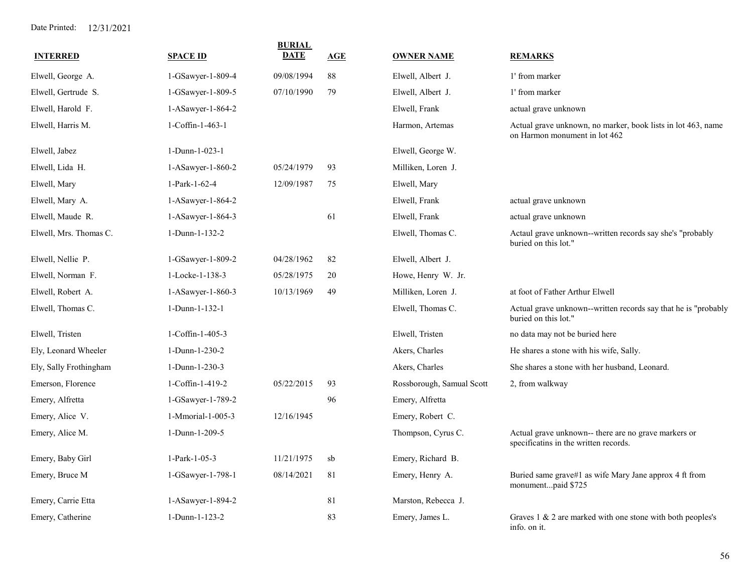Date Printed: 12/31/2021

| INTERRED | SPACE ID | BURIAL DATE | AGE | OWNER NAME | REMARKS |
|---|---|---|---|---|---|
| Elwell, George A. | 1-GSawyer-1-809-4 | 09/08/1994 | 88 | Elwell, Albert J. | 1' from marker |
| Elwell, Gertrude S. | 1-GSawyer-1-809-5 | 07/10/1990 | 79 | Elwell, Albert J. | 1' from marker |
| Elwell, Harold F. | 1-ASawyer-1-864-2 | | | Elwell, Frank | actual grave unknown |
| Elwell, Harris M. | 1-Coffin-1-463-1 | | | Harmon, Artemas | Actual grave unknown, no marker, book lists in lot 463, name on Harmon monument in lot 462 |
| Elwell, Jabez | 1-Dunn-1-023-1 | | | Elwell, George W. | |
| Elwell, Lida H. | 1-ASawyer-1-860-2 | 05/24/1979 | 93 | Milliken, Loren J. | |
| Elwell, Mary | 1-Park-1-62-4 | 12/09/1987 | 75 | Elwell, Mary | |
| Elwell, Mary A. | 1-ASawyer-1-864-2 | | | Elwell, Frank | actual grave unknown |
| Elwell, Maude R. | 1-ASawyer-1-864-3 | | 61 | Elwell, Frank | actual grave unknown |
| Elwell, Mrs. Thomas C. | 1-Dunn-1-132-2 | | | Elwell, Thomas C. | Actaul grave unknown--written records say she's "probably buried on this lot." |
| Elwell, Nellie P. | 1-GSawyer-1-809-2 | 04/28/1962 | 82 | Elwell, Albert J. | |
| Elwell, Norman F. | 1-Locke-1-138-3 | 05/28/1975 | 20 | Howe, Henry W. Jr. | |
| Elwell, Robert A. | 1-ASawyer-1-860-3 | 10/13/1969 | 49 | Milliken, Loren J. | at foot of Father Arthur Elwell |
| Elwell, Thomas C. | 1-Dunn-1-132-1 | | | Elwell, Thomas C. | Actual grave unknown--written records say that he is "probably buried on this lot." |
| Elwell, Tristen | 1-Coffin-1-405-3 | | | Elwell, Tristen | no data may not be buried here |
| Ely, Leonard Wheeler | 1-Dunn-1-230-2 | | | Akers, Charles | He shares a stone with his wife, Sally. |
| Ely, Sally Frothingham | 1-Dunn-1-230-3 | | | Akers, Charles | She shares a stone with her husband, Leonard. |
| Emerson, Florence | 1-Coffin-1-419-2 | 05/22/2015 | 93 | Rossborough, Samual Scott | 2, from walkway |
| Emery, Alfretta | 1-GSawyer-1-789-2 | | 96 | Emery, Alfretta | |
| Emery, Alice V. | 1-Mmorial-1-005-3 | 12/16/1945 | | Emery, Robert C. | |
| Emery, Alice M. | 1-Dunn-1-209-5 | | | Thompson, Cyrus C. | Actual grave unknown-- there are no grave markers or specificatins in the written records. |
| Emery, Baby Girl | 1-Park-1-05-3 | 11/21/1975 | sb | Emery, Richard B. | |
| Emery, Bruce M | 1-GSawyer-1-798-1 | 08/14/2021 | 81 | Emery, Henry A. | Buried same grave#1 as wife Mary Jane approx 4 ft from monument...paid $725 |
| Emery, Carrie Etta | 1-ASawyer-1-894-2 | | 81 | Marston, Rebecca J. | |
| Emery, Catherine | 1-Dunn-1-123-2 | | 83 | Emery, James L. | Graves 1 & 2 are marked with one stone with both peoples's info. on it. |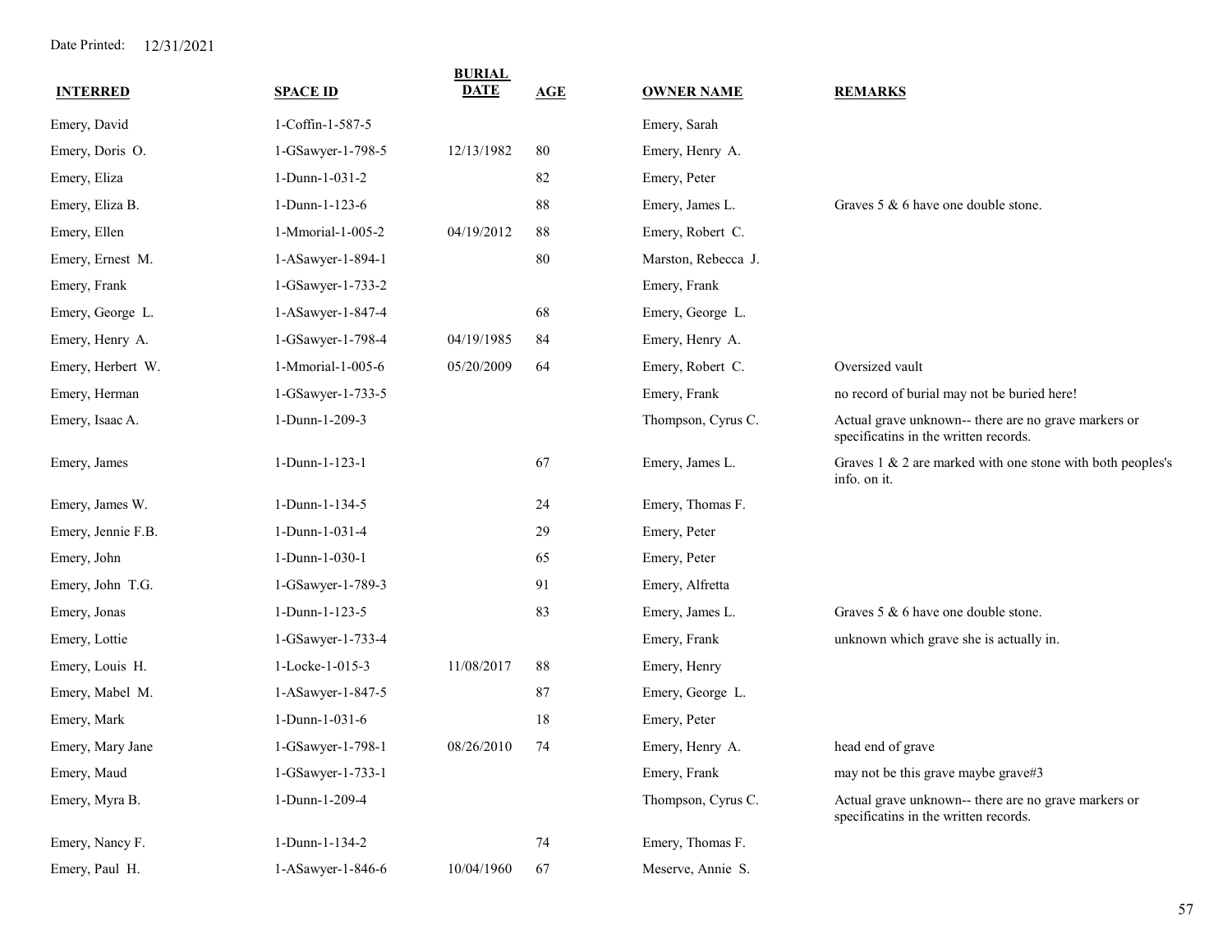Date Printed: 12/31/2021

| INTERRED | SPACE ID | BURIAL DATE | AGE | OWNER NAME | REMARKS |
|---|---|---|---|---|---|
| Emery, David | 1-Coffin-1-587-5 | | | Emery, Sarah | |
| Emery, Doris O. | 1-GSawyer-1-798-5 | 12/13/1982 | 80 | Emery, Henry A. | |
| Emery, Eliza | 1-Dunn-1-031-2 | | 82 | Emery, Peter | |
| Emery, Eliza B. | 1-Dunn-1-123-6 | | 88 | Emery, James L. | Graves 5 & 6 have one double stone. |
| Emery, Ellen | 1-Mmorial-1-005-2 | 04/19/2012 | 88 | Emery, Robert C. | |
| Emery, Ernest M. | 1-ASawyer-1-894-1 | | 80 | Marston, Rebecca J. | |
| Emery, Frank | 1-GSawyer-1-733-2 | | | Emery, Frank | |
| Emery, George L. | 1-ASawyer-1-847-4 | | 68 | Emery, George L. | |
| Emery, Henry A. | 1-GSawyer-1-798-4 | 04/19/1985 | 84 | Emery, Henry A. | |
| Emery, Herbert W. | 1-Mmorial-1-005-6 | 05/20/2009 | 64 | Emery, Robert C. | Oversized vault |
| Emery, Herman | 1-GSawyer-1-733-5 | | | Emery, Frank | no record of burial may not be buried here! |
| Emery, Isaac A. | 1-Dunn-1-209-3 | | | Thompson, Cyrus C. | Actual grave unknown-- there are no grave markers or specificatins in the written records. |
| Emery, James | 1-Dunn-1-123-1 | | 67 | Emery, James L. | Graves 1 & 2 are marked with one stone with both peoples's info. on it. |
| Emery, James W. | 1-Dunn-1-134-5 | | 24 | Emery, Thomas F. | |
| Emery, Jennie F.B. | 1-Dunn-1-031-4 | | 29 | Emery, Peter | |
| Emery, John | 1-Dunn-1-030-1 | | 65 | Emery, Peter | |
| Emery, John T.G. | 1-GSawyer-1-789-3 | | 91 | Emery, Alfretta | |
| Emery, Jonas | 1-Dunn-1-123-5 | | 83 | Emery, James L. | Graves 5 & 6 have one double stone. |
| Emery, Lottie | 1-GSawyer-1-733-4 | | | Emery, Frank | unknown which grave she is actually in. |
| Emery, Louis H. | 1-Locke-1-015-3 | 11/08/2017 | 88 | Emery, Henry | |
| Emery, Mabel M. | 1-ASawyer-1-847-5 | | 87 | Emery, George L. | |
| Emery, Mark | 1-Dunn-1-031-6 | | 18 | Emery, Peter | |
| Emery, Mary Jane | 1-GSawyer-1-798-1 | 08/26/2010 | 74 | Emery, Henry A. | head end of grave |
| Emery, Maud | 1-GSawyer-1-733-1 | | | Emery, Frank | may not be this grave maybe grave#3 |
| Emery, Myra B. | 1-Dunn-1-209-4 | | | Thompson, Cyrus C. | Actual grave unknown-- there are no grave markers or specificatins in the written records. |
| Emery, Nancy F. | 1-Dunn-1-134-2 | | 74 | Emery, Thomas F. | |
| Emery, Paul H. | 1-ASawyer-1-846-6 | 10/04/1960 | 67 | Meserve, Annie S. | |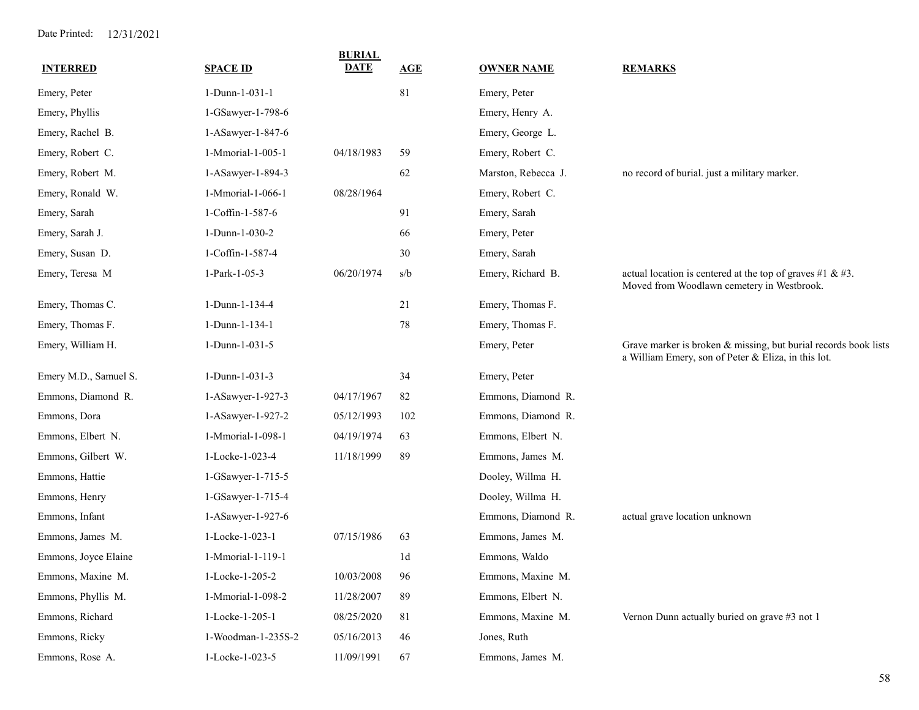Date Printed: 12/31/2021

| INTERRED | SPACE ID | BURIAL DATE | AGE | OWNER NAME | REMARKS |
|---|---|---|---|---|---|
| Emery, Peter | 1-Dunn-1-031-1 | | 81 | Emery, Peter | |
| Emery, Phyllis | 1-GSawyer-1-798-6 | | | Emery, Henry A. | |
| Emery, Rachel B. | 1-ASawyer-1-847-6 | | | Emery, George L. | |
| Emery, Robert C. | 1-Mmorial-1-005-1 | 04/18/1983 | 59 | Emery, Robert C. | |
| Emery, Robert M. | 1-ASawyer-1-894-3 | | 62 | Marston, Rebecca J. | no record of burial. just a military marker. |
| Emery, Ronald W. | 1-Mmorial-1-066-1 | 08/28/1964 | | Emery, Robert C. | |
| Emery, Sarah | 1-Coffin-1-587-6 | | 91 | Emery, Sarah | |
| Emery, Sarah J. | 1-Dunn-1-030-2 | | 66 | Emery, Peter | |
| Emery, Susan D. | 1-Coffin-1-587-4 | | 30 | Emery, Sarah | |
| Emery, Teresa M | 1-Park-1-05-3 | 06/20/1974 | s/b | Emery, Richard B. | actual location is centered at the top of graves #1 & #3. Moved from Woodlawn cemetery in Westbrook. |
| Emery, Thomas C. | 1-Dunn-1-134-4 | | 21 | Emery, Thomas F. | |
| Emery, Thomas F. | 1-Dunn-1-134-1 | | 78 | Emery, Thomas F. | |
| Emery, William H. | 1-Dunn-1-031-5 | | | Emery, Peter | Grave marker is broken & missing, but burial records book lists a William Emery, son of Peter & Eliza, in this lot. |
| Emery M.D., Samuel S. | 1-Dunn-1-031-3 | | 34 | Emery, Peter | |
| Emmons, Diamond R. | 1-ASawyer-1-927-3 | 04/17/1967 | 82 | Emmons, Diamond R. | |
| Emmons, Dora | 1-ASawyer-1-927-2 | 05/12/1993 | 102 | Emmons, Diamond R. | |
| Emmons, Elbert N. | 1-Mmorial-1-098-1 | 04/19/1974 | 63 | Emmons, Elbert N. | |
| Emmons, Gilbert W. | 1-Locke-1-023-4 | 11/18/1999 | 89 | Emmons, James M. | |
| Emmons, Hattie | 1-GSawyer-1-715-5 | | | Dooley, Willma H. | |
| Emmons, Henry | 1-GSawyer-1-715-4 | | | Dooley, Willma H. | |
| Emmons, Infant | 1-ASawyer-1-927-6 | | | Emmons, Diamond R. | actual grave location unknown |
| Emmons, James M. | 1-Locke-1-023-1 | 07/15/1986 | 63 | Emmons, James M. | |
| Emmons, Joyce Elaine | 1-Mmorial-1-119-1 | | 1d | Emmons, Waldo | |
| Emmons, Maxine M. | 1-Locke-1-205-2 | 10/03/2008 | 96 | Emmons, Maxine M. | |
| Emmons, Phyllis M. | 1-Mmorial-1-098-2 | 11/28/2007 | 89 | Emmons, Elbert N. | |
| Emmons, Richard | 1-Locke-1-205-1 | 08/25/2020 | 81 | Emmons, Maxine M. | Vernon Dunn actually buried on grave #3 not 1 |
| Emmons, Ricky | 1-Woodman-1-235S-2 | 05/16/2013 | 46 | Jones, Ruth | |
| Emmons, Rose A. | 1-Locke-1-023-5 | 11/09/1991 | 67 | Emmons, James M. | |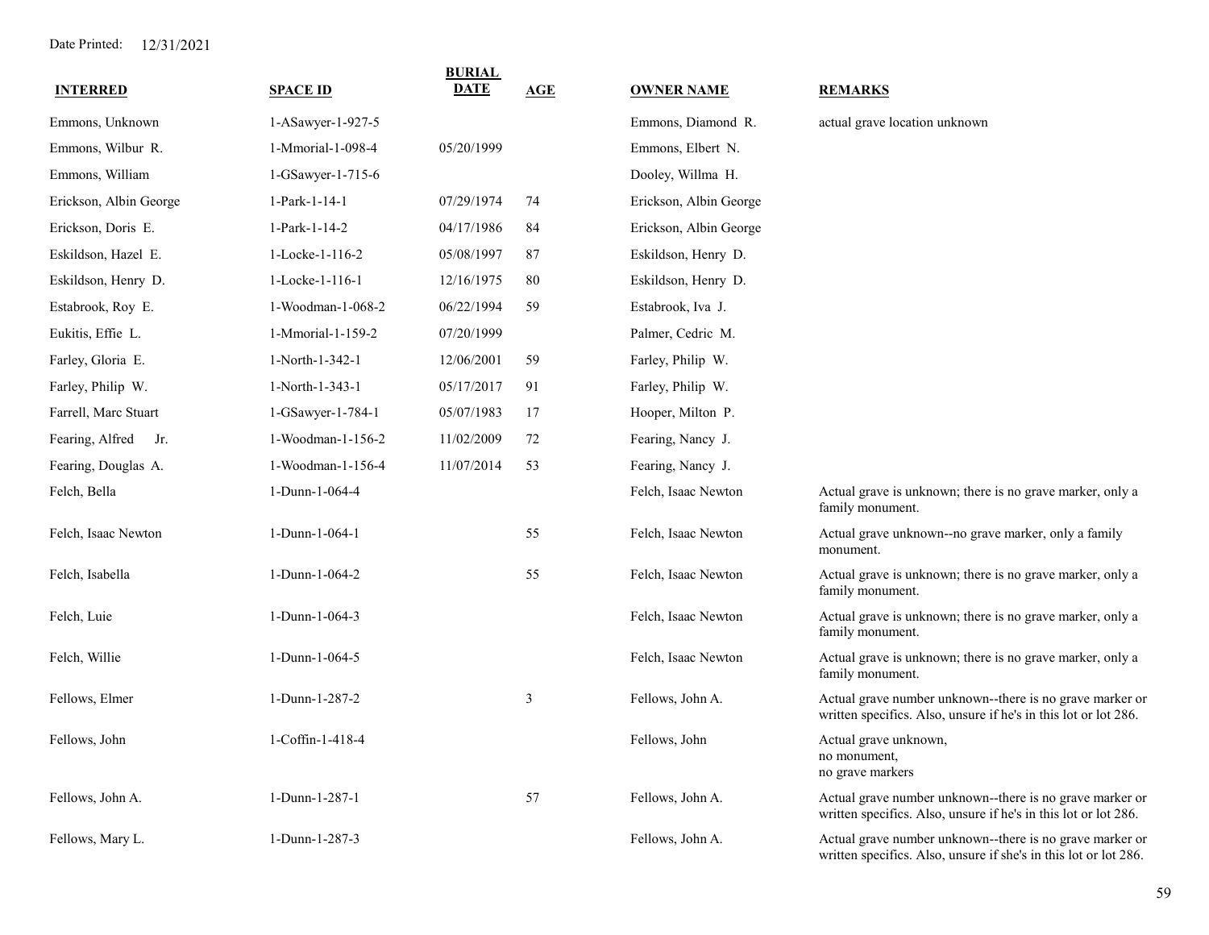Date Printed: 12/31/2021

| INTERRED | SPACE ID | BURIAL DATE | AGE | OWNER NAME | REMARKS |
|---|---|---|---|---|---|
| Emmons, Unknown | 1-ASawyer-1-927-5 | | | Emmons, Diamond R. | actual grave location unknown |
| Emmons, Wilbur R. | 1-Mmorial-1-098-4 | 05/20/1999 | | Emmons, Elbert N. | |
| Emmons, William | 1-GSawyer-1-715-6 | | | Dooley, Willma H. | |
| Erickson, Albin George | 1-Park-1-14-1 | 07/29/1974 | 74 | Erickson, Albin George | |
| Erickson, Doris E. | 1-Park-1-14-2 | 04/17/1986 | 84 | Erickson, Albin George | |
| Eskildson, Hazel E. | 1-Locke-1-116-2 | 05/08/1997 | 87 | Eskildson, Henry D. | |
| Eskildson, Henry D. | 1-Locke-1-116-1 | 12/16/1975 | 80 | Eskildson, Henry D. | |
| Estabrook, Roy E. | 1-Woodman-1-068-2 | 06/22/1994 | 59 | Estabrook, Iva J. | |
| Eukitis, Effie L. | 1-Mmorial-1-159-2 | 07/20/1999 | | Palmer, Cedric M. | |
| Farley, Gloria E. | 1-North-1-342-1 | 12/06/2001 | 59 | Farley, Philip W. | |
| Farley, Philip W. | 1-North-1-343-1 | 05/17/2017 | 91 | Farley, Philip W. | |
| Farrell, Marc Stuart | 1-GSawyer-1-784-1 | 05/07/1983 | 17 | Hooper, Milton P. | |
| Fearing, Alfred Jr. | 1-Woodman-1-156-2 | 11/02/2009 | 72 | Fearing, Nancy J. | |
| Fearing, Douglas A. | 1-Woodman-1-156-4 | 11/07/2014 | 53 | Fearing, Nancy J. | |
| Felch, Bella | 1-Dunn-1-064-4 | | | Felch, Isaac Newton | Actual grave is unknown; there is no grave marker, only a family monument. |
| Felch, Isaac Newton | 1-Dunn-1-064-1 | | 55 | Felch, Isaac Newton | Actual grave unknown--no grave marker, only a family monument. |
| Felch, Isabella | 1-Dunn-1-064-2 | | 55 | Felch, Isaac Newton | Actual grave is unknown; there is no grave marker, only a family monument. |
| Felch, Luie | 1-Dunn-1-064-3 | | | Felch, Isaac Newton | Actual grave is unknown; there is no grave marker, only a family monument. |
| Felch, Willie | 1-Dunn-1-064-5 | | | Felch, Isaac Newton | Actual grave is unknown; there is no grave marker, only a family monument. |
| Fellows, Elmer | 1-Dunn-1-287-2 | | 3 | Fellows, John A. | Actual grave number unknown--there is no grave marker or written specifics. Also, unsure if he's in this lot or lot 286. |
| Fellows, John | 1-Coffin-1-418-4 | | | Fellows, John | Actual grave unknown, no monument, no grave markers |
| Fellows, John A. | 1-Dunn-1-287-1 | | 57 | Fellows, John A. | Actual grave number unknown--there is no grave marker or written specifics. Also, unsure if he's in this lot or lot 286. |
| Fellows, Mary L. | 1-Dunn-1-287-3 | | | Fellows, John A. | Actual grave number unknown--there is no grave marker or written specifics. Also, unsure if she's in this lot or lot 286. |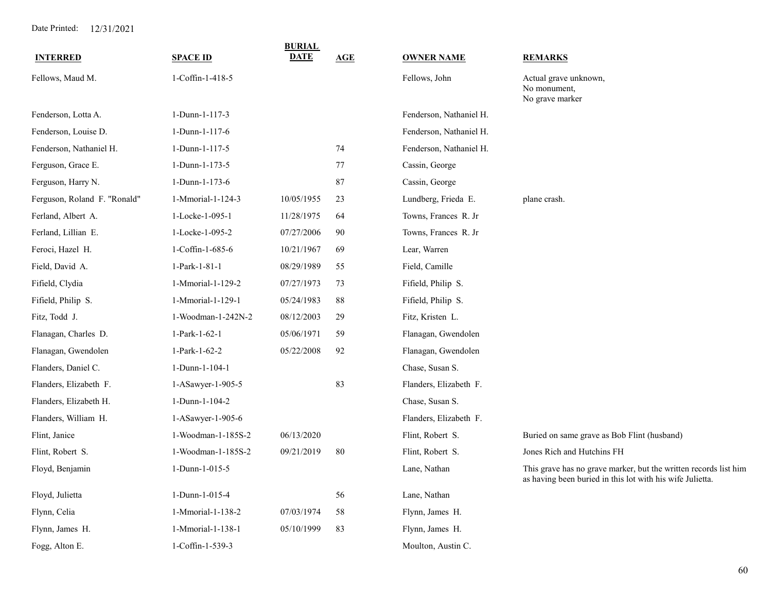Date Printed: 12/31/2021

| INTERRED | SPACE ID | BURIAL DATE | AGE | OWNER NAME | REMARKS |
|---|---|---|---|---|---|
| Fellows, Maud M. | 1-Coffin-1-418-5 | | | Fellows, John | Actual grave unknown, No monument, No grave marker |
| Fenderson, Lotta A. | 1-Dunn-1-117-3 | | | Fenderson, Nathaniel H. | |
| Fenderson, Louise D. | 1-Dunn-1-117-6 | | | Fenderson, Nathaniel H. | |
| Fenderson, Nathaniel H. | 1-Dunn-1-117-5 | | 74 | Fenderson, Nathaniel H. | |
| Ferguson, Grace E. | 1-Dunn-1-173-5 | | 77 | Cassin, George | |
| Ferguson, Harry N. | 1-Dunn-1-173-6 | | 87 | Cassin, George | |
| Ferguson, Roland F. "Ronald" | 1-Mmorial-1-124-3 | 10/05/1955 | 23 | Lundberg, Frieda E. | plane crash. |
| Ferland, Albert A. | 1-Locke-1-095-1 | 11/28/1975 | 64 | Towns, Frances R. Jr | |
| Ferland, Lillian E. | 1-Locke-1-095-2 | 07/27/2006 | 90 | Towns, Frances R. Jr | |
| Feroci, Hazel H. | 1-Coffin-1-685-6 | 10/21/1967 | 69 | Lear, Warren | |
| Field, David A. | 1-Park-1-81-1 | 08/29/1989 | 55 | Field, Camille | |
| Fifield, Clydia | 1-Mmorial-1-129-2 | 07/27/1973 | 73 | Fifield, Philip S. | |
| Fifield, Philip S. | 1-Mmorial-1-129-1 | 05/24/1983 | 88 | Fifield, Philip S. | |
| Fitz, Todd J. | 1-Woodman-1-242N-2 | 08/12/2003 | 29 | Fitz, Kristen L. | |
| Flanagan, Charles D. | 1-Park-1-62-1 | 05/06/1971 | 59 | Flanagan, Gwendolen | |
| Flanagan, Gwendolen | 1-Park-1-62-2 | 05/22/2008 | 92 | Flanagan, Gwendolen | |
| Flanders, Daniel C. | 1-Dunn-1-104-1 | | | Chase, Susan S. | |
| Flanders, Elizabeth F. | 1-ASawyer-1-905-5 | | 83 | Flanders, Elizabeth F. | |
| Flanders, Elizabeth H. | 1-Dunn-1-104-2 | | | Chase, Susan S. | |
| Flanders, William H. | 1-ASawyer-1-905-6 | | | Flanders, Elizabeth F. | |
| Flint, Janice | 1-Woodman-1-185S-2 | 06/13/2020 | | Flint, Robert S. | Buried on same grave as Bob Flint (husband) |
| Flint, Robert S. | 1-Woodman-1-185S-2 | 09/21/2019 | 80 | Flint, Robert S. | Jones Rich and Hutchins FH |
| Floyd, Benjamin | 1-Dunn-1-015-5 | | | Lane, Nathan | This grave has no grave marker, but the written records list him as having been buried in this lot with his wife Julietta. |
| Floyd, Julietta | 1-Dunn-1-015-4 | | 56 | Lane, Nathan | |
| Flynn, Celia | 1-Mmorial-1-138-2 | 07/03/1974 | 58 | Flynn, James H. | |
| Flynn, James H. | 1-Mmorial-1-138-1 | 05/10/1999 | 83 | Flynn, James H. | |
| Fogg, Alton E. | 1-Coffin-1-539-3 | | | Moulton, Austin C. | |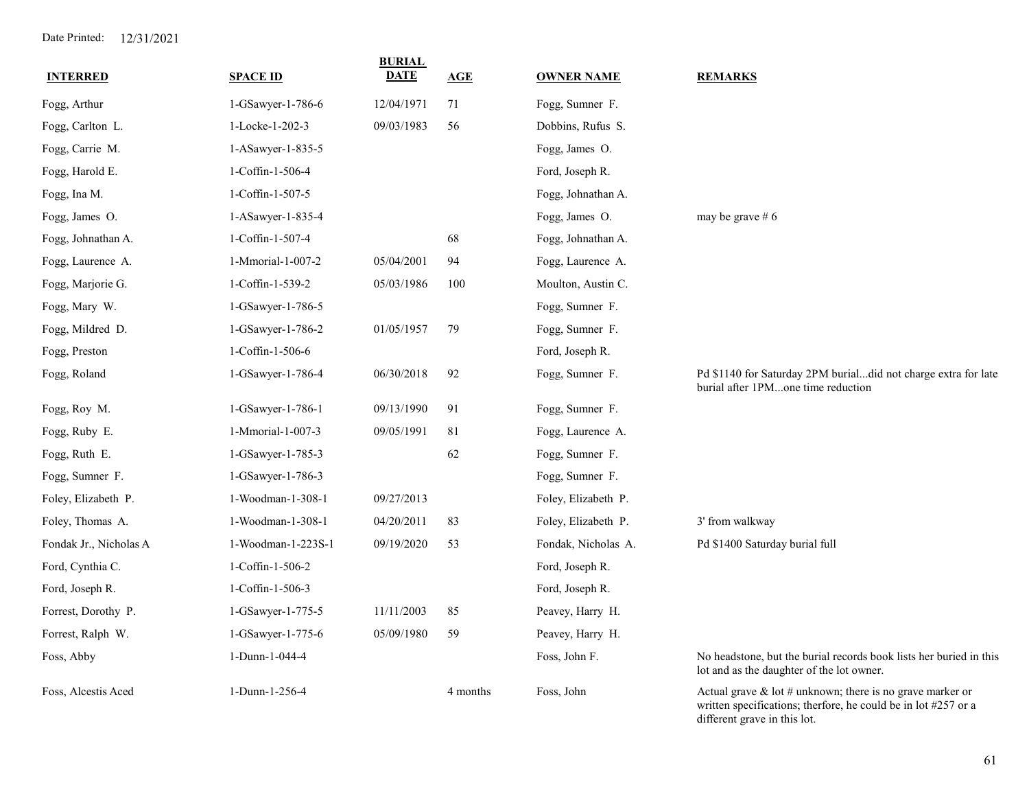Date Printed: 12/31/2021

| INTERRED | SPACE ID | BURIAL DATE | AGE | OWNER NAME | REMARKS |
| --- | --- | --- | --- | --- | --- |
| Fogg, Arthur | 1-GSawyer-1-786-6 | 12/04/1971 | 71 | Fogg, Sumner F. | |
| Fogg, Carlton L. | 1-Locke-1-202-3 | 09/03/1983 | 56 | Dobbins, Rufus S. | |
| Fogg, Carrie M. | 1-ASawyer-1-835-5 | | | Fogg, James O. | |
| Fogg, Harold E. | 1-Coffin-1-506-4 | | | Ford, Joseph R. | |
| Fogg, Ina M. | 1-Coffin-1-507-5 | | | Fogg, Johnathan A. | |
| Fogg, James O. | 1-ASawyer-1-835-4 | | | Fogg, James O. | may be grave # 6 |
| Fogg, Johnathan A. | 1-Coffin-1-507-4 | | 68 | Fogg, Johnathan A. | |
| Fogg, Laurence A. | 1-Mmorial-1-007-2 | 05/04/2001 | 94 | Fogg, Laurence A. | |
| Fogg, Marjorie G. | 1-Coffin-1-539-2 | 05/03/1986 | 100 | Moulton, Austin C. | |
| Fogg, Mary W. | 1-GSawyer-1-786-5 | | | Fogg, Sumner F. | |
| Fogg, Mildred D. | 1-GSawyer-1-786-2 | 01/05/1957 | 79 | Fogg, Sumner F. | |
| Fogg, Preston | 1-Coffin-1-506-6 | | | Ford, Joseph R. | |
| Fogg, Roland | 1-GSawyer-1-786-4 | 06/30/2018 | 92 | Fogg, Sumner F. | Pd $1140 for Saturday 2PM burial...did not charge extra for late burial after 1PM...one time reduction |
| Fogg, Roy M. | 1-GSawyer-1-786-1 | 09/13/1990 | 91 | Fogg, Sumner F. | |
| Fogg, Ruby E. | 1-Mmorial-1-007-3 | 09/05/1991 | 81 | Fogg, Laurence A. | |
| Fogg, Ruth E. | 1-GSawyer-1-785-3 | | 62 | Fogg, Sumner F. | |
| Fogg, Sumner F. | 1-GSawyer-1-786-3 | | | Fogg, Sumner F. | |
| Foley, Elizabeth P. | 1-Woodman-1-308-1 | 09/27/2013 | | Foley, Elizabeth P. | |
| Foley, Thomas A. | 1-Woodman-1-308-1 | 04/20/2011 | 83 | Foley, Elizabeth P. | 3' from walkway |
| Fondak Jr., Nicholas A | 1-Woodman-1-223S-1 | 09/19/2020 | 53 | Fondak, Nicholas A. | Pd $1400 Saturday burial full |
| Ford, Cynthia C. | 1-Coffin-1-506-2 | | | Ford, Joseph R. | |
| Ford, Joseph R. | 1-Coffin-1-506-3 | | | Ford, Joseph R. | |
| Forrest, Dorothy P. | 1-GSawyer-1-775-5 | 11/11/2003 | 85 | Peavey, Harry H. | |
| Forrest, Ralph W. | 1-GSawyer-1-775-6 | 05/09/1980 | 59 | Peavey, Harry H. | |
| Foss, Abby | 1-Dunn-1-044-4 | | | Foss, John F. | No headstone, but the burial records book lists her buried in this lot and as the daughter of the lot owner. |
| Foss, Alcestis Aced | 1-Dunn-1-256-4 | | 4 months | Foss, John | Actual grave & lot # unknown; there is no grave marker or written specifications; therfore, he could be in lot #257 or a different grave in this lot. |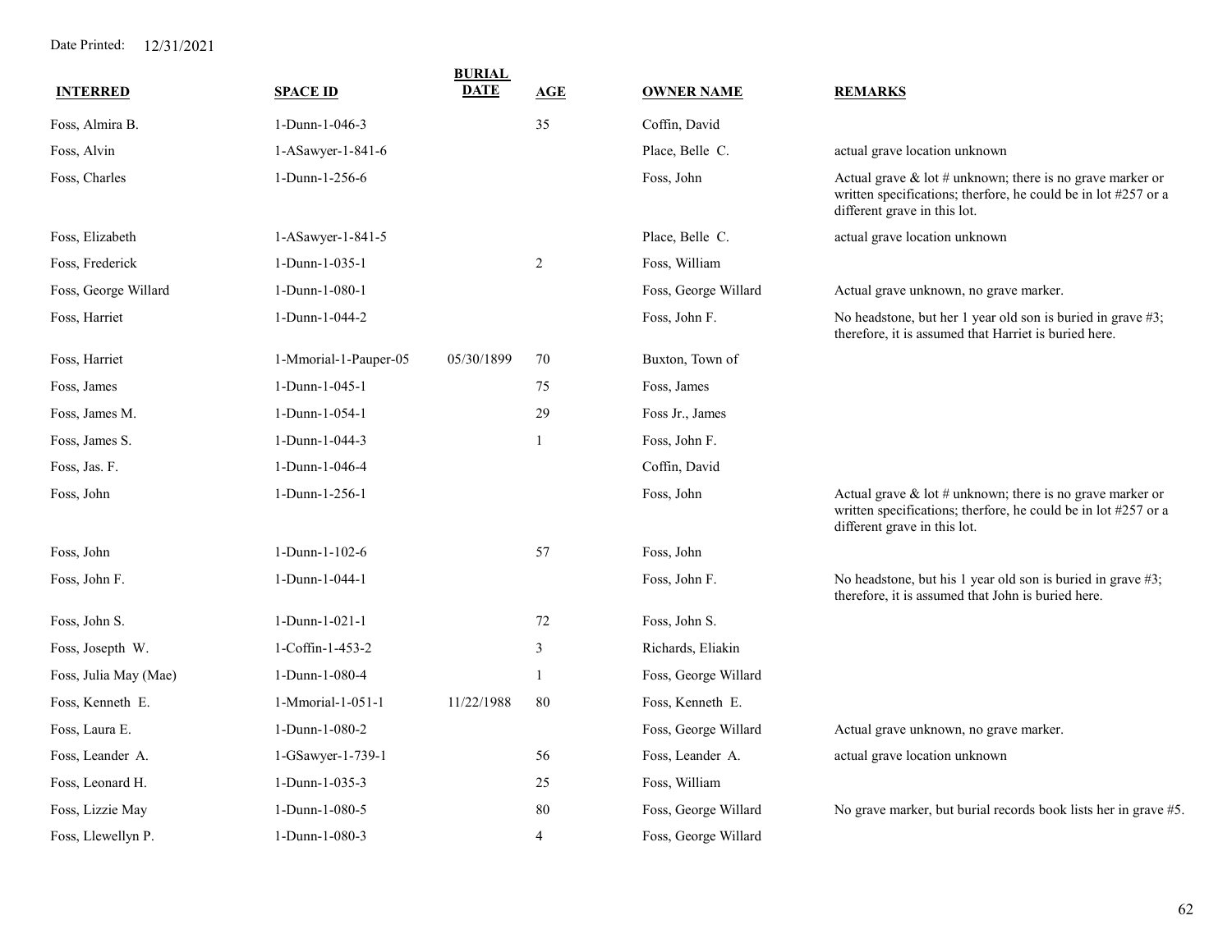Date Printed: 12/31/2021

| INTERRED | SPACE ID | BURIAL DATE | AGE | OWNER NAME | REMARKS |
|---|---|---|---|---|---|
| Foss, Almira B. | 1-Dunn-1-046-3 | | 35 | Coffin, David | |
| Foss, Alvin | 1-ASawyer-1-841-6 | | | Place, Belle C. | actual grave location unknown |
| Foss, Charles | 1-Dunn-1-256-6 | | | Foss, John | Actual grave & lot # unknown; there is no grave marker or written specifications; therfore, he could be in lot #257 or a different grave in this lot. |
| Foss, Elizabeth | 1-ASawyer-1-841-5 | | | Place, Belle C. | actual grave location unknown |
| Foss, Frederick | 1-Dunn-1-035-1 | | 2 | Foss, William | |
| Foss, George Willard | 1-Dunn-1-080-1 | | | Foss, George Willard | Actual grave unknown, no grave marker. |
| Foss, Harriet | 1-Dunn-1-044-2 | | | Foss, John F. | No headstone, but her 1 year old son is buried in grave #3; therefore, it is assumed that Harriet is buried here. |
| Foss, Harriet | 1-Mmorial-1-Pauper-05 | 05/30/1899 | 70 | Buxton, Town of | |
| Foss, James | 1-Dunn-1-045-1 | | 75 | Foss, James | |
| Foss, James M. | 1-Dunn-1-054-1 | | 29 | Foss Jr., James | |
| Foss, James S. | 1-Dunn-1-044-3 | | 1 | Foss, John F. | |
| Foss, Jas. F. | 1-Dunn-1-046-4 | | | Coffin, David | |
| Foss, John | 1-Dunn-1-256-1 | | | Foss, John | Actual grave & lot # unknown; there is no grave marker or written specifications; therfore, he could be in lot #257 or a different grave in this lot. |
| Foss, John | 1-Dunn-1-102-6 | | 57 | Foss, John | |
| Foss, John F. | 1-Dunn-1-044-1 | | | Foss, John F. | No headstone, but his 1 year old son is buried in grave #3; therefore, it is assumed that John is buried here. |
| Foss, John S. | 1-Dunn-1-021-1 | | 72 | Foss, John S. | |
| Foss, Josepth W. | 1-Coffin-1-453-2 | | 3 | Richards, Eliakin | |
| Foss, Julia May (Mae) | 1-Dunn-1-080-4 | | 1 | Foss, George Willard | |
| Foss, Kenneth E. | 1-Mmorial-1-051-1 | 11/22/1988 | 80 | Foss, Kenneth E. | |
| Foss, Laura E. | 1-Dunn-1-080-2 | | | Foss, George Willard | Actual grave unknown, no grave marker. |
| Foss, Leander A. | 1-GSawyer-1-739-1 | | 56 | Foss, Leander A. | actual grave location unknown |
| Foss, Leonard H. | 1-Dunn-1-035-3 | | 25 | Foss, William | |
| Foss, Lizzie May | 1-Dunn-1-080-5 | | 80 | Foss, George Willard | No grave marker, but burial records book lists her in grave #5. |
| Foss, Llewellyn P. | 1-Dunn-1-080-3 | | 4 | Foss, George Willard | |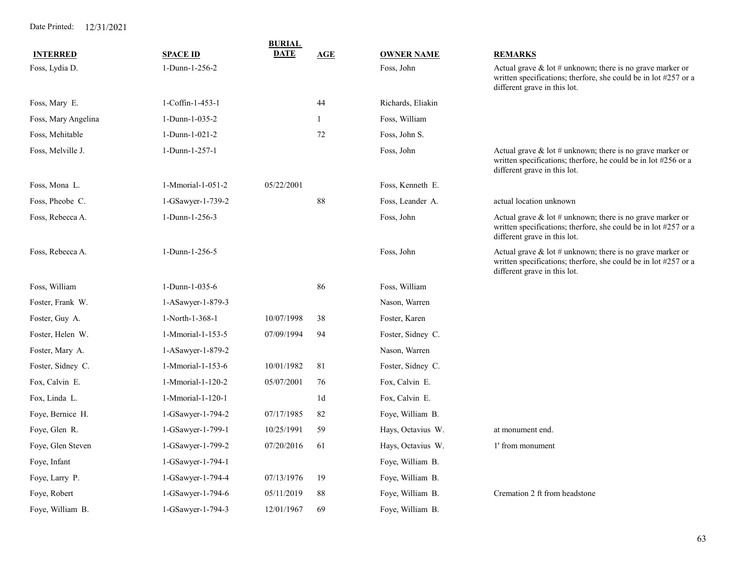Date Printed: 12/31/2021

| INTERRED | SPACE ID | BURIAL DATE | AGE | OWNER NAME | REMARKS |
|---|---|---|---|---|---|
| Foss, Lydia D. | 1-Dunn-1-256-2 | | | Foss, John | Actual grave & lot # unknown; there is no grave marker or written specifications; therfore, she could be in lot #257 or a different grave in this lot. |
| Foss, Mary E. | 1-Coffin-1-453-1 | | 44 | Richards, Eliakin | |
| Foss, Mary Angelina | 1-Dunn-1-035-2 | | 1 | Foss, William | |
| Foss, Mehitable | 1-Dunn-1-021-2 | | 72 | Foss, John S. | |
| Foss, Melville J. | 1-Dunn-1-257-1 | | | Foss, John | Actual grave & lot # unknown; there is no grave marker or written specifications; therfore, he could be in lot #256 or a different grave in this lot. |
| Foss, Mona L. | 1-Mmorial-1-051-2 | 05/22/2001 | | Foss, Kenneth E. | |
| Foss, Pheobe C. | 1-GSawyer-1-739-2 | | 88 | Foss, Leander A. | actual location unknown |
| Foss, Rebecca A. | 1-Dunn-1-256-3 | | | Foss, John | Actual grave & lot # unknown; there is no grave marker or written specifications; therfore, she could be in lot #257 or a different grave in this lot. |
| Foss, Rebecca A. | 1-Dunn-1-256-5 | | | Foss, John | Actual grave & lot # unknown; there is no grave marker or written specifications; therfore, she could be in lot #257 or a different grave in this lot. |
| Foss, William | 1-Dunn-1-035-6 | | 86 | Foss, William | |
| Foster, Frank W. | 1-ASawyer-1-879-3 | | | Nason, Warren | |
| Foster, Guy A. | 1-North-1-368-1 | 10/07/1998 | 38 | Foster, Karen | |
| Foster, Helen W. | 1-Mmorial-1-153-5 | 07/09/1994 | 94 | Foster, Sidney C. | |
| Foster, Mary A. | 1-ASawyer-1-879-2 | | | Nason, Warren | |
| Foster, Sidney C. | 1-Mmorial-1-153-6 | 10/01/1982 | 81 | Foster, Sidney C. | |
| Fox, Calvin E. | 1-Mmorial-1-120-2 | 05/07/2001 | 76 | Fox, Calvin E. | |
| Fox, Linda L. | 1-Mmorial-1-120-1 | | 1d | Fox, Calvin E. | |
| Foye, Bernice H. | 1-GSawyer-1-794-2 | 07/17/1985 | 82 | Foye, William B. | |
| Foye, Glen R. | 1-GSawyer-1-799-1 | 10/25/1991 | 59 | Hays, Octavius W. | at monument end. |
| Foye, Glen Steven | 1-GSawyer-1-799-2 | 07/20/2016 | 61 | Hays, Octavius W. | 1' from monument |
| Foye, Infant | 1-GSawyer-1-794-1 | | | Foye, William B. | |
| Foye, Larry P. | 1-GSawyer-1-794-4 | 07/13/1976 | 19 | Foye, William B. | |
| Foye, Robert | 1-GSawyer-1-794-6 | 05/11/2019 | 88 | Foye, William B. | Cremation 2 ft from headstone |
| Foye, William B. | 1-GSawyer-1-794-3 | 12/01/1967 | 69 | Foye, William B. | |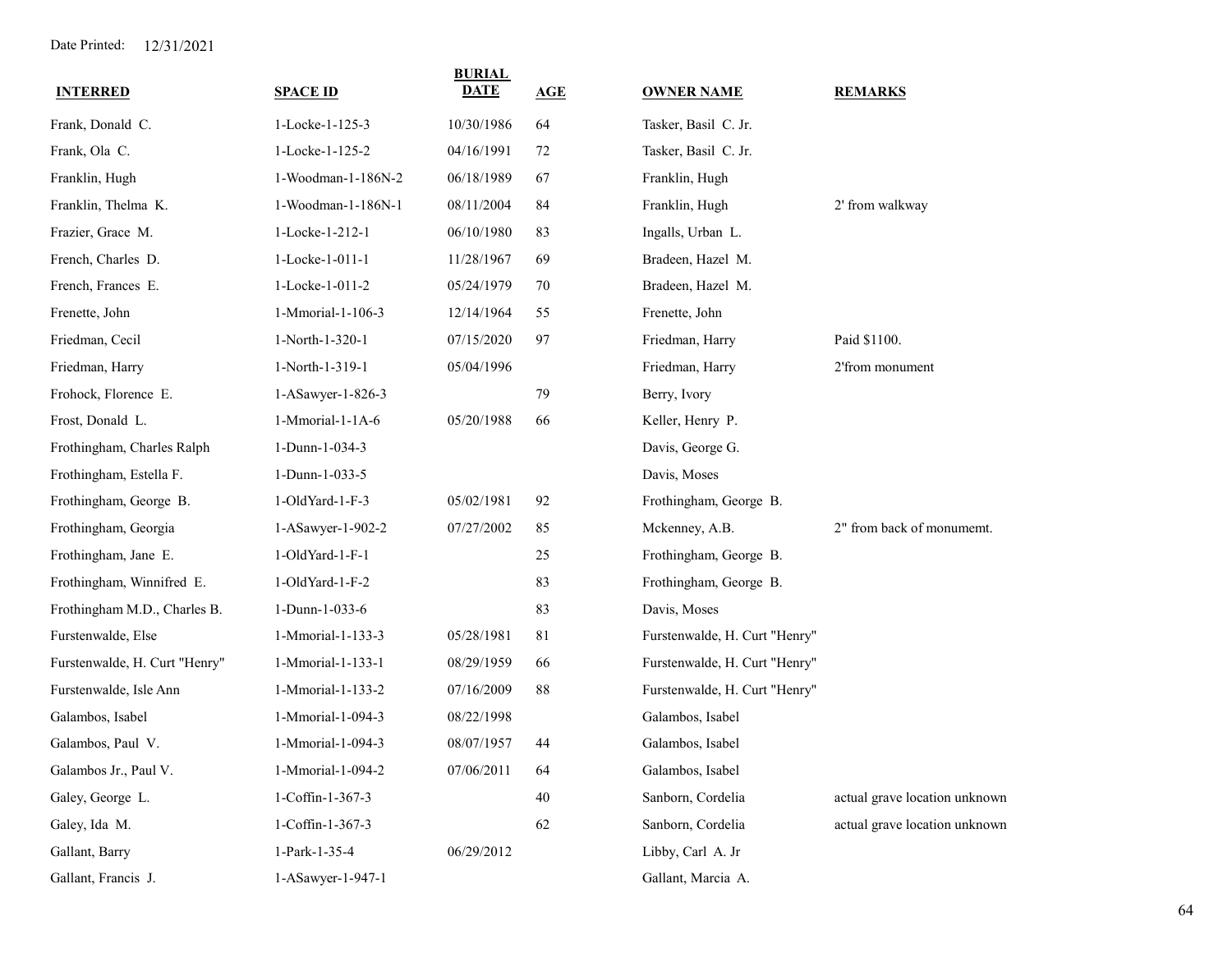Date Printed: 12/31/2021

| INTERRED | SPACE ID | BURIAL DATE | AGE | OWNER NAME | REMARKS |
|---|---|---|---|---|---|
| Frank, Donald C. | 1-Locke-1-125-3 | 10/30/1986 | 64 | Tasker, Basil C. Jr. | |
| Frank, Ola C. | 1-Locke-1-125-2 | 04/16/1991 | 72 | Tasker, Basil C. Jr. | |
| Franklin, Hugh | 1-Woodman-1-186N-2 | 06/18/1989 | 67 | Franklin, Hugh | |
| Franklin, Thelma K. | 1-Woodman-1-186N-1 | 08/11/2004 | 84 | Franklin, Hugh | 2' from walkway |
| Frazier, Grace M. | 1-Locke-1-212-1 | 06/10/1980 | 83 | Ingalls, Urban L. | |
| French, Charles D. | 1-Locke-1-011-1 | 11/28/1967 | 69 | Bradeen, Hazel M. | |
| French, Frances E. | 1-Locke-1-011-2 | 05/24/1979 | 70 | Bradeen, Hazel M. | |
| Frenette, John | 1-Mmorial-1-106-3 | 12/14/1964 | 55 | Frenette, John | |
| Friedman, Cecil | 1-North-1-320-1 | 07/15/2020 | 97 | Friedman, Harry | Paid $1100. |
| Friedman, Harry | 1-North-1-319-1 | 05/04/1996 | | Friedman, Harry | 2'from monument |
| Frohock, Florence E. | 1-ASawyer-1-826-3 | | 79 | Berry, Ivory | |
| Frost, Donald L. | 1-Mmorial-1-1A-6 | 05/20/1988 | 66 | Keller, Henry P. | |
| Frothingham, Charles Ralph | 1-Dunn-1-034-3 | | | Davis, George G. | |
| Frothingham, Estella F. | 1-Dunn-1-033-5 | | | Davis, Moses | |
| Frothingham, George B. | 1-OldYard-1-F-3 | 05/02/1981 | 92 | Frothingham, George B. | |
| Frothingham, Georgia | 1-ASawyer-1-902-2 | 07/27/2002 | 85 | Mckenney, A.B. | 2" from back of monumemt. |
| Frothingham, Jane E. | 1-OldYard-1-F-1 | | 25 | Frothingham, George B. | |
| Frothingham, Winnifred E. | 1-OldYard-1-F-2 | | 83 | Frothingham, George B. | |
| Frothingham M.D., Charles B. | 1-Dunn-1-033-6 | | 83 | Davis, Moses | |
| Furstenwalde, Else | 1-Mmorial-1-133-3 | 05/28/1981 | 81 | Furstenwalde, H. Curt "Henry" | |
| Furstenwalde, H. Curt "Henry" | 1-Mmorial-1-133-1 | 08/29/1959 | 66 | Furstenwalde, H. Curt "Henry" | |
| Furstenwalde, Isle Ann | 1-Mmorial-1-133-2 | 07/16/2009 | 88 | Furstenwalde, H. Curt "Henry" | |
| Galambos, Isabel | 1-Mmorial-1-094-3 | 08/22/1998 | | Galambos, Isabel | |
| Galambos, Paul V. | 1-Mmorial-1-094-3 | 08/07/1957 | 44 | Galambos, Isabel | |
| Galambos Jr., Paul V. | 1-Mmorial-1-094-2 | 07/06/2011 | 64 | Galambos, Isabel | |
| Galey, George L. | 1-Coffin-1-367-3 | | 40 | Sanborn, Cordelia | actual grave location unknown |
| Galey, Ida M. | 1-Coffin-1-367-3 | | 62 | Sanborn, Cordelia | actual grave location unknown |
| Gallant, Barry | 1-Park-1-35-4 | 06/29/2012 | | Libby, Carl A. Jr | |
| Gallant, Francis J. | 1-ASawyer-1-947-1 | | | Gallant, Marcia A. | |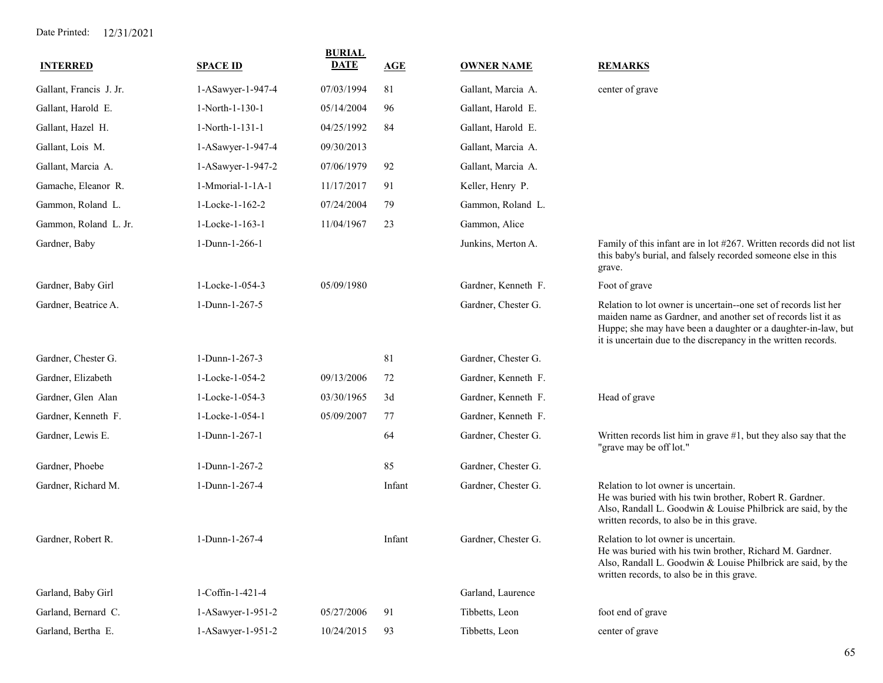Date Printed: 12/31/2021

| INTERRED | SPACE ID | BURIAL DATE | AGE | OWNER NAME | REMARKS |
|---|---|---|---|---|---|
| Gallant, Francis J. Jr. | 1-ASawyer-1-947-4 | 07/03/1994 | 81 | Gallant, Marcia A. | center of grave |
| Gallant, Harold E. | 1-North-1-130-1 | 05/14/2004 | 96 | Gallant, Harold E. | |
| Gallant, Hazel H. | 1-North-1-131-1 | 04/25/1992 | 84 | Gallant, Harold E. | |
| Gallant, Lois M. | 1-ASawyer-1-947-4 | 09/30/2013 | | Gallant, Marcia A. | |
| Gallant, Marcia A. | 1-ASawyer-1-947-2 | 07/06/1979 | 92 | Gallant, Marcia A. | |
| Gamache, Eleanor R. | 1-Mmorial-1-1A-1 | 11/17/2017 | 91 | Keller, Henry P. | |
| Gammon, Roland L. | 1-Locke-1-162-2 | 07/24/2004 | 79 | Gammon, Roland L. | |
| Gammon, Roland L. Jr. | 1-Locke-1-163-1 | 11/04/1967 | 23 | Gammon, Alice | |
| Gardner, Baby | 1-Dunn-1-266-1 | | | Junkins, Merton A. | Family of this infant are in lot #267. Written records did not list this baby's burial, and falsely recorded someone else in this grave. |
| Gardner, Baby Girl | 1-Locke-1-054-3 | 05/09/1980 | | Gardner, Kenneth F. | Foot of grave |
| Gardner, Beatrice A. | 1-Dunn-1-267-5 | | | Gardner, Chester G. | Relation to lot owner is uncertain--one set of records list her maiden name as Gardner, and another set of records list it as Huppe; she may have been a daughter or a daughter-in-law, but it is uncertain due to the discrepancy in the written records. |
| Gardner, Chester G. | 1-Dunn-1-267-3 | | 81 | Gardner, Chester G. | |
| Gardner, Elizabeth | 1-Locke-1-054-2 | 09/13/2006 | 72 | Gardner, Kenneth F. | |
| Gardner, Glen Alan | 1-Locke-1-054-3 | 03/30/1965 | 3d | Gardner, Kenneth F. | Head of grave |
| Gardner, Kenneth F. | 1-Locke-1-054-1 | 05/09/2007 | 77 | Gardner, Kenneth F. | |
| Gardner, Lewis E. | 1-Dunn-1-267-1 | | 64 | Gardner, Chester G. | Written records list him in grave #1, but they also say that the "grave may be off lot." |
| Gardner, Phoebe | 1-Dunn-1-267-2 | | 85 | Gardner, Chester G. | |
| Gardner, Richard M. | 1-Dunn-1-267-4 | | Infant | Gardner, Chester G. | Relation to lot owner is uncertain. He was buried with his twin brother, Robert R. Gardner. Also, Randall L. Goodwin & Louise Philbrick are said, by the written records, to also be in this grave. |
| Gardner, Robert R. | 1-Dunn-1-267-4 | | Infant | Gardner, Chester G. | Relation to lot owner is uncertain. He was buried with his twin brother, Richard M. Gardner. Also, Randall L. Goodwin & Louise Philbrick are said, by the written records, to also be in this grave. |
| Garland, Baby Girl | 1-Coffin-1-421-4 | | | Garland, Laurence | |
| Garland, Bernard C. | 1-ASawyer-1-951-2 | 05/27/2006 | 91 | Tibbetts, Leon | foot end of grave |
| Garland, Bertha E. | 1-ASawyer-1-951-2 | 10/24/2015 | 93 | Tibbetts, Leon | center of grave |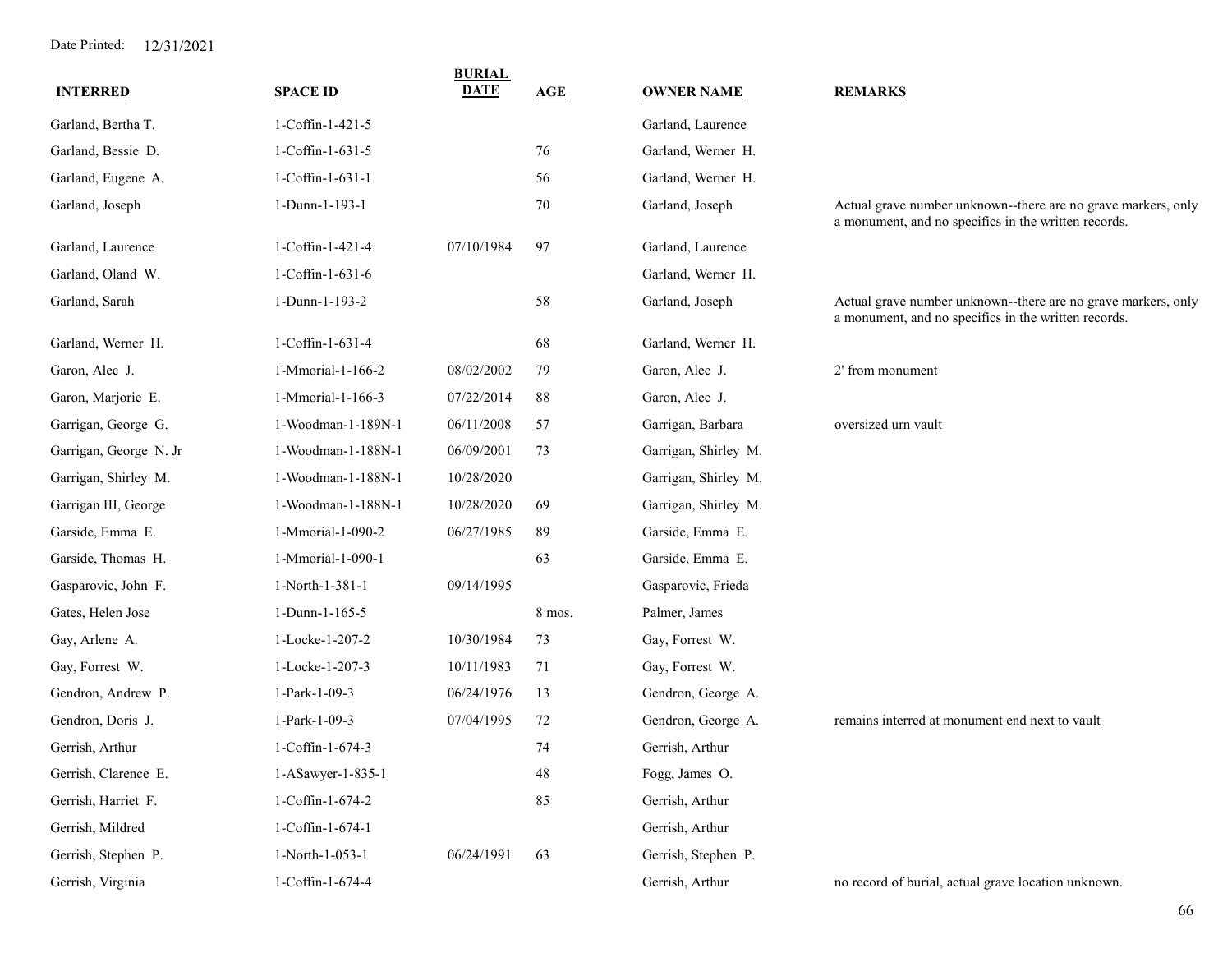Date Printed: 12/31/2021

| INTERRED | SPACE ID | BURIAL DATE | AGE | OWNER NAME | REMARKS |
|---|---|---|---|---|---|
| Garland, Bertha T. | 1-Coffin-1-421-5 | | | Garland, Laurence | |
| Garland, Bessie D. | 1-Coffin-1-631-5 | | 76 | Garland, Werner H. | |
| Garland, Eugene A. | 1-Coffin-1-631-1 | | 56 | Garland, Werner H. | |
| Garland, Joseph | 1-Dunn-1-193-1 | | 70 | Garland, Joseph | Actual grave number unknown--there are no grave markers, only a monument, and no specifics in the written records. |
| Garland, Laurence | 1-Coffin-1-421-4 | 07/10/1984 | 97 | Garland, Laurence | |
| Garland, Oland W. | 1-Coffin-1-631-6 | | | Garland, Werner H. | |
| Garland, Sarah | 1-Dunn-1-193-2 | | 58 | Garland, Joseph | Actual grave number unknown--there are no grave markers, only a monument, and no specifics in the written records. |
| Garland, Werner H. | 1-Coffin-1-631-4 | | 68 | Garland, Werner H. | |
| Garon, Alec J. | 1-Mmorial-1-166-2 | 08/02/2002 | 79 | Garon, Alec J. | 2' from monument |
| Garon, Marjorie E. | 1-Mmorial-1-166-3 | 07/22/2014 | 88 | Garon, Alec J. | |
| Garrigan, George G. | 1-Woodman-1-189N-1 | 06/11/2008 | 57 | Garrigan, Barbara | oversized urn vault |
| Garrigan, George N. Jr | 1-Woodman-1-188N-1 | 06/09/2001 | 73 | Garrigan, Shirley M. | |
| Garrigan, Shirley M. | 1-Woodman-1-188N-1 | 10/28/2020 | | Garrigan, Shirley M. | |
| Garrigan III, George | 1-Woodman-1-188N-1 | 10/28/2020 | 69 | Garrigan, Shirley M. | |
| Garside, Emma E. | 1-Mmorial-1-090-2 | 06/27/1985 | 89 | Garside, Emma E. | |
| Garside, Thomas H. | 1-Mmorial-1-090-1 | | 63 | Garside, Emma E. | |
| Gasparovic, John F. | 1-North-1-381-1 | 09/14/1995 | | Gasparovic, Frieda | |
| Gates, Helen Jose | 1-Dunn-1-165-5 | | 8 mos. | Palmer, James | |
| Gay, Arlene A. | 1-Locke-1-207-2 | 10/30/1984 | 73 | Gay, Forrest W. | |
| Gay, Forrest W. | 1-Locke-1-207-3 | 10/11/1983 | 71 | Gay, Forrest W. | |
| Gendron, Andrew P. | 1-Park-1-09-3 | 06/24/1976 | 13 | Gendron, George A. | |
| Gendron, Doris J. | 1-Park-1-09-3 | 07/04/1995 | 72 | Gendron, George A. | remains interred at monument end next to vault |
| Gerrish, Arthur | 1-Coffin-1-674-3 | | 74 | Gerrish, Arthur | |
| Gerrish, Clarence E. | 1-ASawyer-1-835-1 | | 48 | Fogg, James O. | |
| Gerrish, Harriet F. | 1-Coffin-1-674-2 | | 85 | Gerrish, Arthur | |
| Gerrish, Mildred | 1-Coffin-1-674-1 | | | Gerrish, Arthur | |
| Gerrish, Stephen P. | 1-North-1-053-1 | 06/24/1991 | 63 | Gerrish, Stephen P. | |
| Gerrish, Virginia | 1-Coffin-1-674-4 | | | Gerrish, Arthur | no record of burial, actual grave location unknown. |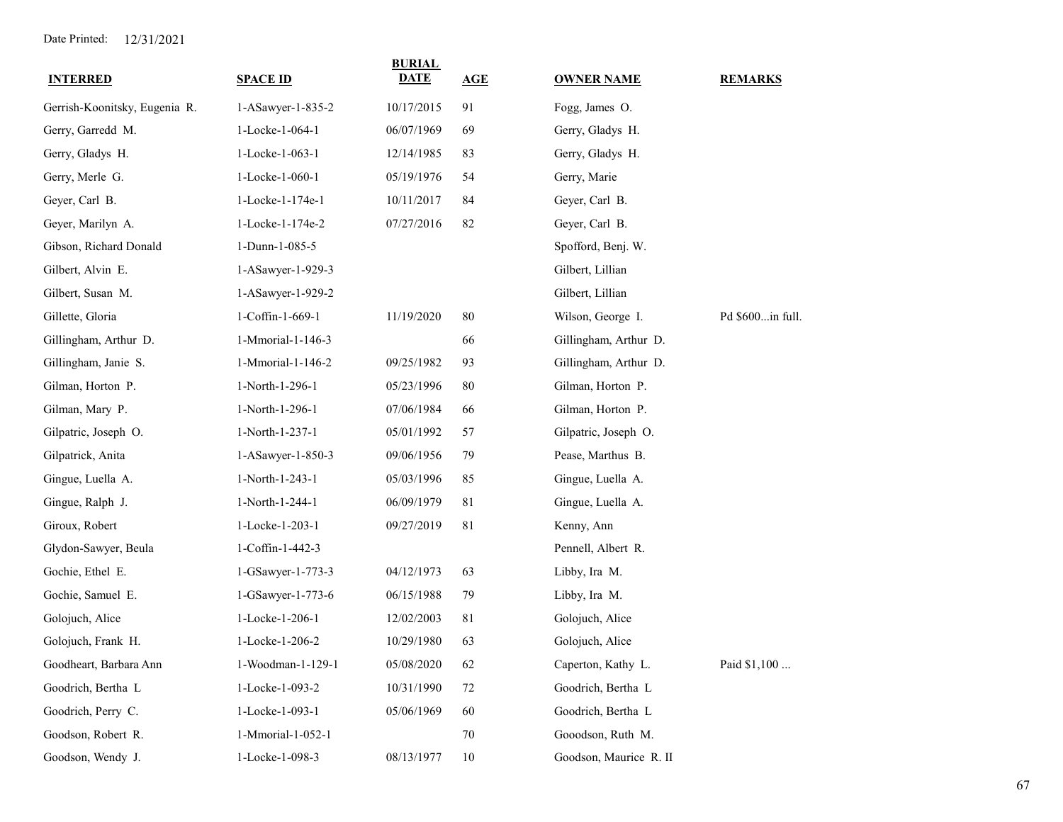Date Printed: 12/31/2021

| INTERRED | SPACE ID | BURIAL DATE | AGE | OWNER NAME | REMARKS |
|---|---|---|---|---|---|
| Gerrish-Koonitsky, Eugenia R. | 1-ASawyer-1-835-2 | 10/17/2015 | 91 | Fogg, James O. | |
| Gerry, Garredd M. | 1-Locke-1-064-1 | 06/07/1969 | 69 | Gerry, Gladys H. | |
| Gerry, Gladys H. | 1-Locke-1-063-1 | 12/14/1985 | 83 | Gerry, Gladys H. | |
| Gerry, Merle G. | 1-Locke-1-060-1 | 05/19/1976 | 54 | Gerry, Marie | |
| Geyer, Carl B. | 1-Locke-1-174e-1 | 10/11/2017 | 84 | Geyer, Carl B. | |
| Geyer, Marilyn A. | 1-Locke-1-174e-2 | 07/27/2016 | 82 | Geyer, Carl B. | |
| Gibson, Richard Donald | 1-Dunn-1-085-5 | | | Spofford, Benj. W. | |
| Gilbert, Alvin E. | 1-ASawyer-1-929-3 | | | Gilbert, Lillian | |
| Gilbert, Susan M. | 1-ASawyer-1-929-2 | | | Gilbert, Lillian | |
| Gillette, Gloria | 1-Coffin-1-669-1 | 11/19/2020 | 80 | Wilson, George I. | Pd $600...in full. |
| Gillingham, Arthur D. | 1-Mmorial-1-146-3 | | 66 | Gillingham, Arthur D. | |
| Gillingham, Janie S. | 1-Mmorial-1-146-2 | 09/25/1982 | 93 | Gillingham, Arthur D. | |
| Gilman, Horton P. | 1-North-1-296-1 | 05/23/1996 | 80 | Gilman, Horton P. | |
| Gilman, Mary P. | 1-North-1-296-1 | 07/06/1984 | 66 | Gilman, Horton P. | |
| Gilpatric, Joseph O. | 1-North-1-237-1 | 05/01/1992 | 57 | Gilpatric, Joseph O. | |
| Gilpatrick, Anita | 1-ASawyer-1-850-3 | 09/06/1956 | 79 | Pease, Marthus B. | |
| Gingue, Luella A. | 1-North-1-243-1 | 05/03/1996 | 85 | Gingue, Luella A. | |
| Gingue, Ralph J. | 1-North-1-244-1 | 06/09/1979 | 81 | Gingue, Luella A. | |
| Giroux, Robert | 1-Locke-1-203-1 | 09/27/2019 | 81 | Kenny, Ann | |
| Glydon-Sawyer, Beula | 1-Coffin-1-442-3 | | | Pennell, Albert R. | |
| Gochie, Ethel E. | 1-GSawyer-1-773-3 | 04/12/1973 | 63 | Libby, Ira M. | |
| Gochie, Samuel E. | 1-GSawyer-1-773-6 | 06/15/1988 | 79 | Libby, Ira M. | |
| Golojuch, Alice | 1-Locke-1-206-1 | 12/02/2003 | 81 | Golojuch, Alice | |
| Golojuch, Frank H. | 1-Locke-1-206-2 | 10/29/1980 | 63 | Golojuch, Alice | |
| Goodheart, Barbara Ann | 1-Woodman-1-129-1 | 05/08/2020 | 62 | Caperton, Kathy L. | Paid $1,100 ... |
| Goodrich, Bertha L | 1-Locke-1-093-2 | 10/31/1990 | 72 | Goodrich, Bertha L | |
| Goodrich, Perry C. | 1-Locke-1-093-1 | 05/06/1969 | 60 | Goodrich, Bertha L | |
| Goodson, Robert R. | 1-Mmorial-1-052-1 | | 70 | Gooodson, Ruth M. | |
| Goodson, Wendy J. | 1-Locke-1-098-3 | 08/13/1977 | 10 | Goodson, Maurice R. II | |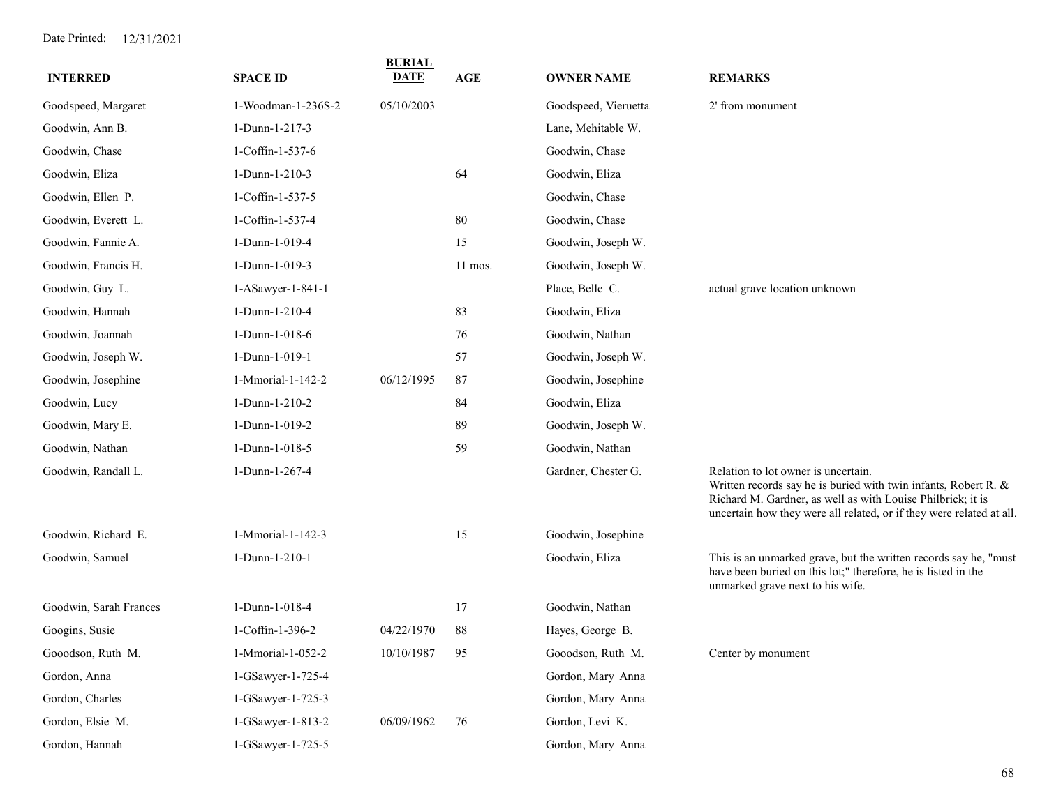Date Printed: 12/31/2021

| INTERRED | SPACE ID | BURIAL DATE | AGE | OWNER NAME | REMARKS |
|---|---|---|---|---|---|
| Goodspeed, Margaret | 1-Woodman-1-236S-2 | 05/10/2003 | | Goodspeed, Vieruetta | 2' from monument |
| Goodwin, Ann B. | 1-Dunn-1-217-3 | | | Lane, Mehitable W. | |
| Goodwin, Chase | 1-Coffin-1-537-6 | | | Goodwin, Chase | |
| Goodwin, Eliza | 1-Dunn-1-210-3 | | 64 | Goodwin, Eliza | |
| Goodwin, Ellen P. | 1-Coffin-1-537-5 | | | Goodwin, Chase | |
| Goodwin, Everett L. | 1-Coffin-1-537-4 | | 80 | Goodwin, Chase | |
| Goodwin, Fannie A. | 1-Dunn-1-019-4 | | 15 | Goodwin, Joseph W. | |
| Goodwin, Francis H. | 1-Dunn-1-019-3 | | 11 mos. | Goodwin, Joseph W. | |
| Goodwin, Guy L. | 1-ASawyer-1-841-1 | | | Place, Belle C. | actual grave location unknown |
| Goodwin, Hannah | 1-Dunn-1-210-4 | | 83 | Goodwin, Eliza | |
| Goodwin, Joannah | 1-Dunn-1-018-6 | | 76 | Goodwin, Nathan | |
| Goodwin, Joseph W. | 1-Dunn-1-019-1 | | 57 | Goodwin, Joseph W. | |
| Goodwin, Josephine | 1-Mmorial-1-142-2 | 06/12/1995 | 87 | Goodwin, Josephine | |
| Goodwin, Lucy | 1-Dunn-1-210-2 | | 84 | Goodwin, Eliza | |
| Goodwin, Mary E. | 1-Dunn-1-019-2 | | 89 | Goodwin, Joseph W. | |
| Goodwin, Nathan | 1-Dunn-1-018-5 | | 59 | Goodwin, Nathan | |
| Goodwin, Randall L. | 1-Dunn-1-267-4 | | | Gardner, Chester G. | Relation to lot owner is uncertain. Written records say he is buried with twin infants, Robert R. & Richard M. Gardner, as well as with Louise Philbrick; it is uncertain how they were all related, or if they were related at all. |
| Goodwin, Richard E. | 1-Mmorial-1-142-3 | | 15 | Goodwin, Josephine | |
| Goodwin, Samuel | 1-Dunn-1-210-1 | | | Goodwin, Eliza | This is an unmarked grave, but the written records say he, "must have been buried on this lot;" therefore, he is listed in the unmarked grave next to his wife. |
| Goodwin, Sarah Frances | 1-Dunn-1-018-4 | | 17 | Goodwin, Nathan | |
| Googins, Susie | 1-Coffin-1-396-2 | 04/22/1970 | 88 | Hayes, George B. | |
| Gooodson, Ruth M. | 1-Mmorial-1-052-2 | 10/10/1987 | 95 | Gooodson, Ruth M. | Center by monument |
| Gordon, Anna | 1-GSawyer-1-725-4 | | | Gordon, Mary Anna | |
| Gordon, Charles | 1-GSawyer-1-725-3 | | | Gordon, Mary Anna | |
| Gordon, Elsie M. | 1-GSawyer-1-813-2 | 06/09/1962 | 76 | Gordon, Levi K. | |
| Gordon, Hannah | 1-GSawyer-1-725-5 | | | Gordon, Mary Anna | |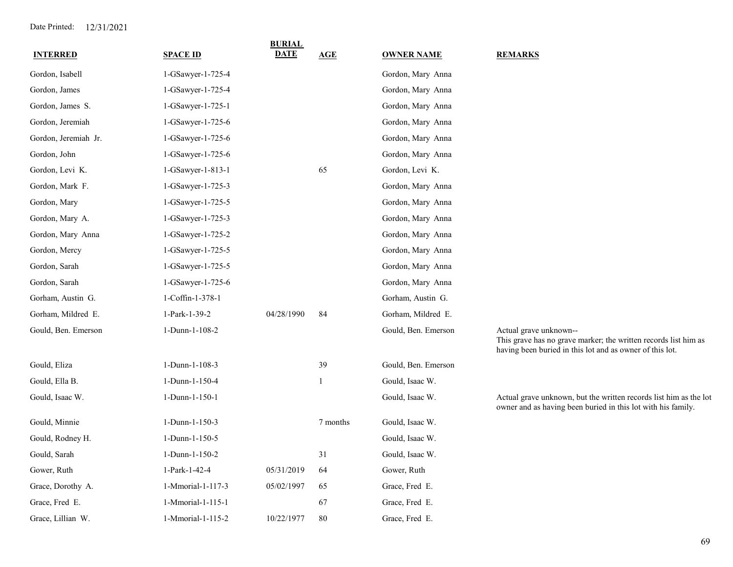Date Printed: 12/31/2021

| INTERRED | SPACE ID | BURIAL DATE | AGE | OWNER NAME | REMARKS |
|---|---|---|---|---|---|
| Gordon, Isabell | 1-GSawyer-1-725-4 | | | Gordon, Mary Anna | |
| Gordon, James | 1-GSawyer-1-725-4 | | | Gordon, Mary Anna | |
| Gordon, James S. | 1-GSawyer-1-725-1 | | | Gordon, Mary Anna | |
| Gordon, Jeremiah | 1-GSawyer-1-725-6 | | | Gordon, Mary Anna | |
| Gordon, Jeremiah Jr. | 1-GSawyer-1-725-6 | | | Gordon, Mary Anna | |
| Gordon, John | 1-GSawyer-1-725-6 | | | Gordon, Mary Anna | |
| Gordon, Levi K. | 1-GSawyer-1-813-1 | | 65 | Gordon, Levi K. | |
| Gordon, Mark F. | 1-GSawyer-1-725-3 | | | Gordon, Mary Anna | |
| Gordon, Mary | 1-GSawyer-1-725-5 | | | Gordon, Mary Anna | |
| Gordon, Mary A. | 1-GSawyer-1-725-3 | | | Gordon, Mary Anna | |
| Gordon, Mary Anna | 1-GSawyer-1-725-2 | | | Gordon, Mary Anna | |
| Gordon, Mercy | 1-GSawyer-1-725-5 | | | Gordon, Mary Anna | |
| Gordon, Sarah | 1-GSawyer-1-725-5 | | | Gordon, Mary Anna | |
| Gordon, Sarah | 1-GSawyer-1-725-6 | | | Gordon, Mary Anna | |
| Gorham, Austin G. | 1-Coffin-1-378-1 | | | Gorham, Austin G. | |
| Gorham, Mildred E. | 1-Park-1-39-2 | 04/28/1990 | 84 | Gorham, Mildred E. | |
| Gould, Ben. Emerson | 1-Dunn-1-108-2 | | | Gould, Ben. Emerson | Actual grave unknown-- This grave has no grave marker; the written records list him as having been buried in this lot and as owner of this lot. |
| Gould, Eliza | 1-Dunn-1-108-3 | | 39 | Gould, Ben. Emerson | |
| Gould, Ella B. | 1-Dunn-1-150-4 | | 1 | Gould, Isaac W. | |
| Gould, Isaac W. | 1-Dunn-1-150-1 | | | Gould, Isaac W. | Actual grave unknown, but the written records list him as the lot owner and as having been buried in this lot with his family. |
| Gould, Minnie | 1-Dunn-1-150-3 | | 7 months | Gould, Isaac W. | |
| Gould, Rodney H. | 1-Dunn-1-150-5 | | | Gould, Isaac W. | |
| Gould, Sarah | 1-Dunn-1-150-2 | | 31 | Gould, Isaac W. | |
| Gower, Ruth | 1-Park-1-42-4 | 05/31/2019 | 64 | Gower, Ruth | |
| Grace, Dorothy A. | 1-Mmorial-1-117-3 | 05/02/1997 | 65 | Grace, Fred E. | |
| Grace, Fred E. | 1-Mmorial-1-115-1 | | 67 | Grace, Fred E. | |
| Grace, Lillian W. | 1-Mmorial-1-115-2 | 10/22/1977 | 80 | Grace, Fred E. | |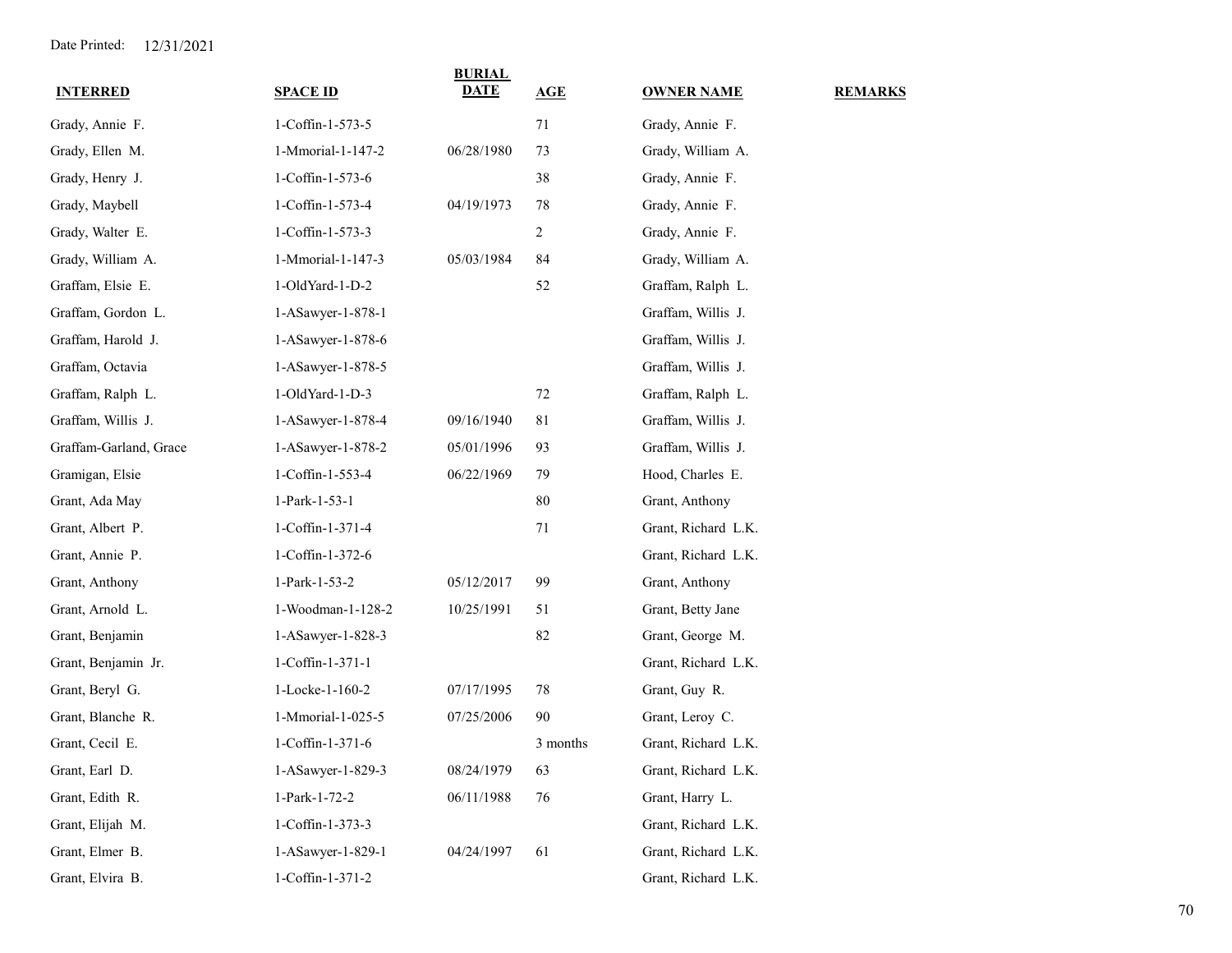Date Printed: 12/31/2021

| INTERRED | SPACE ID | BURIAL DATE | AGE | OWNER NAME | REMARKS |
|---|---|---|---|---|---|
| Grady, Annie F. | 1-Coffin-1-573-5 | | 71 | Grady, Annie F. | |
| Grady, Ellen M. | 1-Mmorial-1-147-2 | 06/28/1980 | 73 | Grady, William A. | |
| Grady, Henry J. | 1-Coffin-1-573-6 | | 38 | Grady, Annie F. | |
| Grady, Maybell | 1-Coffin-1-573-4 | 04/19/1973 | 78 | Grady, Annie F. | |
| Grady, Walter E. | 1-Coffin-1-573-3 | | 2 | Grady, Annie F. | |
| Grady, William A. | 1-Mmorial-1-147-3 | 05/03/1984 | 84 | Grady, William A. | |
| Graffam, Elsie E. | 1-OldYard-1-D-2 | | 52 | Graffam, Ralph L. | |
| Graffam, Gordon L. | 1-ASawyer-1-878-1 | | | Graffam, Willis J. | |
| Graffam, Harold J. | 1-ASawyer-1-878-6 | | | Graffam, Willis J. | |
| Graffam, Octavia | 1-ASawyer-1-878-5 | | | Graffam, Willis J. | |
| Graffam, Ralph L. | 1-OldYard-1-D-3 | | 72 | Graffam, Ralph L. | |
| Graffam, Willis J. | 1-ASawyer-1-878-4 | 09/16/1940 | 81 | Graffam, Willis J. | |
| Graffam-Garland, Grace | 1-ASawyer-1-878-2 | 05/01/1996 | 93 | Graffam, Willis J. | |
| Gramigan, Elsie | 1-Coffin-1-553-4 | 06/22/1969 | 79 | Hood, Charles E. | |
| Grant, Ada May | 1-Park-1-53-1 | | 80 | Grant, Anthony | |
| Grant, Albert P. | 1-Coffin-1-371-4 | | 71 | Grant, Richard L.K. | |
| Grant, Annie P. | 1-Coffin-1-372-6 | | | Grant, Richard L.K. | |
| Grant, Anthony | 1-Park-1-53-2 | 05/12/2017 | 99 | Grant, Anthony | |
| Grant, Arnold L. | 1-Woodman-1-128-2 | 10/25/1991 | 51 | Grant, Betty Jane | |
| Grant, Benjamin | 1-ASawyer-1-828-3 | | 82 | Grant, George M. | |
| Grant, Benjamin Jr. | 1-Coffin-1-371-1 | | | Grant, Richard L.K. | |
| Grant, Beryl G. | 1-Locke-1-160-2 | 07/17/1995 | 78 | Grant, Guy R. | |
| Grant, Blanche R. | 1-Mmorial-1-025-5 | 07/25/2006 | 90 | Grant, Leroy C. | |
| Grant, Cecil E. | 1-Coffin-1-371-6 | | 3 months | Grant, Richard L.K. | |
| Grant, Earl D. | 1-ASawyer-1-829-3 | 08/24/1979 | 63 | Grant, Richard L.K. | |
| Grant, Edith R. | 1-Park-1-72-2 | 06/11/1988 | 76 | Grant, Harry L. | |
| Grant, Elijah M. | 1-Coffin-1-373-3 | | | Grant, Richard L.K. | |
| Grant, Elmer B. | 1-ASawyer-1-829-1 | 04/24/1997 | 61 | Grant, Richard L.K. | |
| Grant, Elvira B. | 1-Coffin-1-371-2 | | | Grant, Richard L.K. | |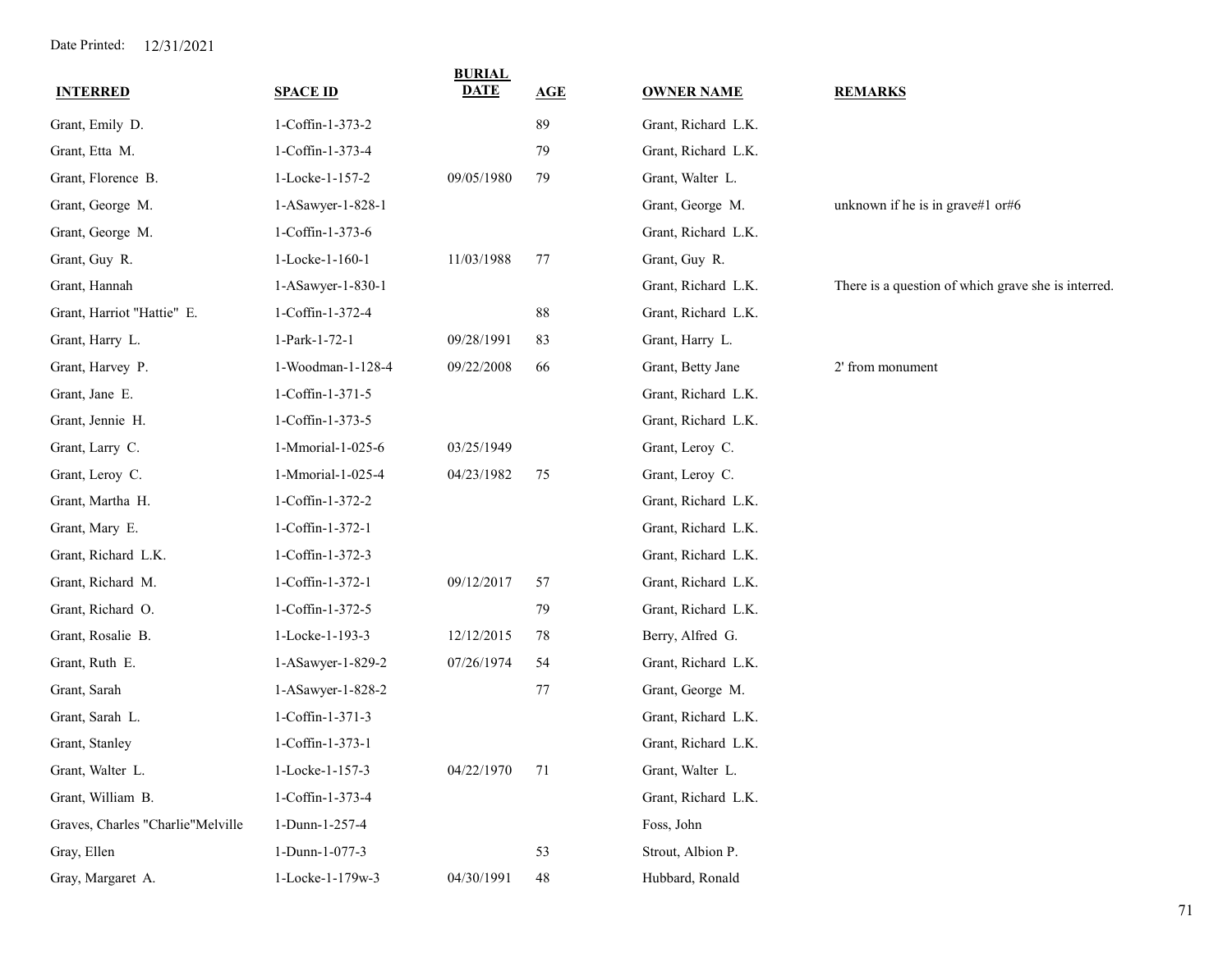Date Printed: 12/31/2021

| INTERRED | SPACE ID | BURIAL DATE | AGE | OWNER NAME | REMARKS |
|---|---|---|---|---|---|
| Grant, Emily D. | 1-Coffin-1-373-2 | | 89 | Grant, Richard L.K. | |
| Grant, Etta M. | 1-Coffin-1-373-4 | | 79 | Grant, Richard L.K. | |
| Grant, Florence B. | 1-Locke-1-157-2 | 09/05/1980 | 79 | Grant, Walter L. | |
| Grant, George M. | 1-ASawyer-1-828-1 | | | Grant, George M. | unknown if he is in grave#1 or#6 |
| Grant, George M. | 1-Coffin-1-373-6 | | | Grant, Richard L.K. | |
| Grant, Guy R. | 1-Locke-1-160-1 | 11/03/1988 | 77 | Grant, Guy R. | |
| Grant, Hannah | 1-ASawyer-1-830-1 | | | Grant, Richard L.K. | There is a question of which grave she is interred. |
| Grant, Harriot "Hattie" E. | 1-Coffin-1-372-4 | | 88 | Grant, Richard L.K. | |
| Grant, Harry L. | 1-Park-1-72-1 | 09/28/1991 | 83 | Grant, Harry L. | |
| Grant, Harvey P. | 1-Woodman-1-128-4 | 09/22/2008 | 66 | Grant, Betty Jane | 2' from monument |
| Grant, Jane E. | 1-Coffin-1-371-5 | | | Grant, Richard L.K. | |
| Grant, Jennie H. | 1-Coffin-1-373-5 | | | Grant, Richard L.K. | |
| Grant, Larry C. | 1-Mmorial-1-025-6 | 03/25/1949 | | Grant, Leroy C. | |
| Grant, Leroy C. | 1-Mmorial-1-025-4 | 04/23/1982 | 75 | Grant, Leroy C. | |
| Grant, Martha H. | 1-Coffin-1-372-2 | | | Grant, Richard L.K. | |
| Grant, Mary E. | 1-Coffin-1-372-1 | | | Grant, Richard L.K. | |
| Grant, Richard L.K. | 1-Coffin-1-372-3 | | | Grant, Richard L.K. | |
| Grant, Richard M. | 1-Coffin-1-372-1 | 09/12/2017 | 57 | Grant, Richard L.K. | |
| Grant, Richard O. | 1-Coffin-1-372-5 | | 79 | Grant, Richard L.K. | |
| Grant, Rosalie B. | 1-Locke-1-193-3 | 12/12/2015 | 78 | Berry, Alfred G. | |
| Grant, Ruth E. | 1-ASawyer-1-829-2 | 07/26/1974 | 54 | Grant, Richard L.K. | |
| Grant, Sarah | 1-ASawyer-1-828-2 | | 77 | Grant, George M. | |
| Grant, Sarah L. | 1-Coffin-1-371-3 | | | Grant, Richard L.K. | |
| Grant, Stanley | 1-Coffin-1-373-1 | | | Grant, Richard L.K. | |
| Grant, Walter L. | 1-Locke-1-157-3 | 04/22/1970 | 71 | Grant, Walter L. | |
| Grant, William B. | 1-Coffin-1-373-4 | | | Grant, Richard L.K. | |
| Graves, Charles "Charlie"Melville | 1-Dunn-1-257-4 | | | Foss, John | |
| Gray, Ellen | 1-Dunn-1-077-3 | | 53 | Strout, Albion P. | |
| Gray, Margaret A. | 1-Locke-1-179w-3 | 04/30/1991 | 48 | Hubbard, Ronald | |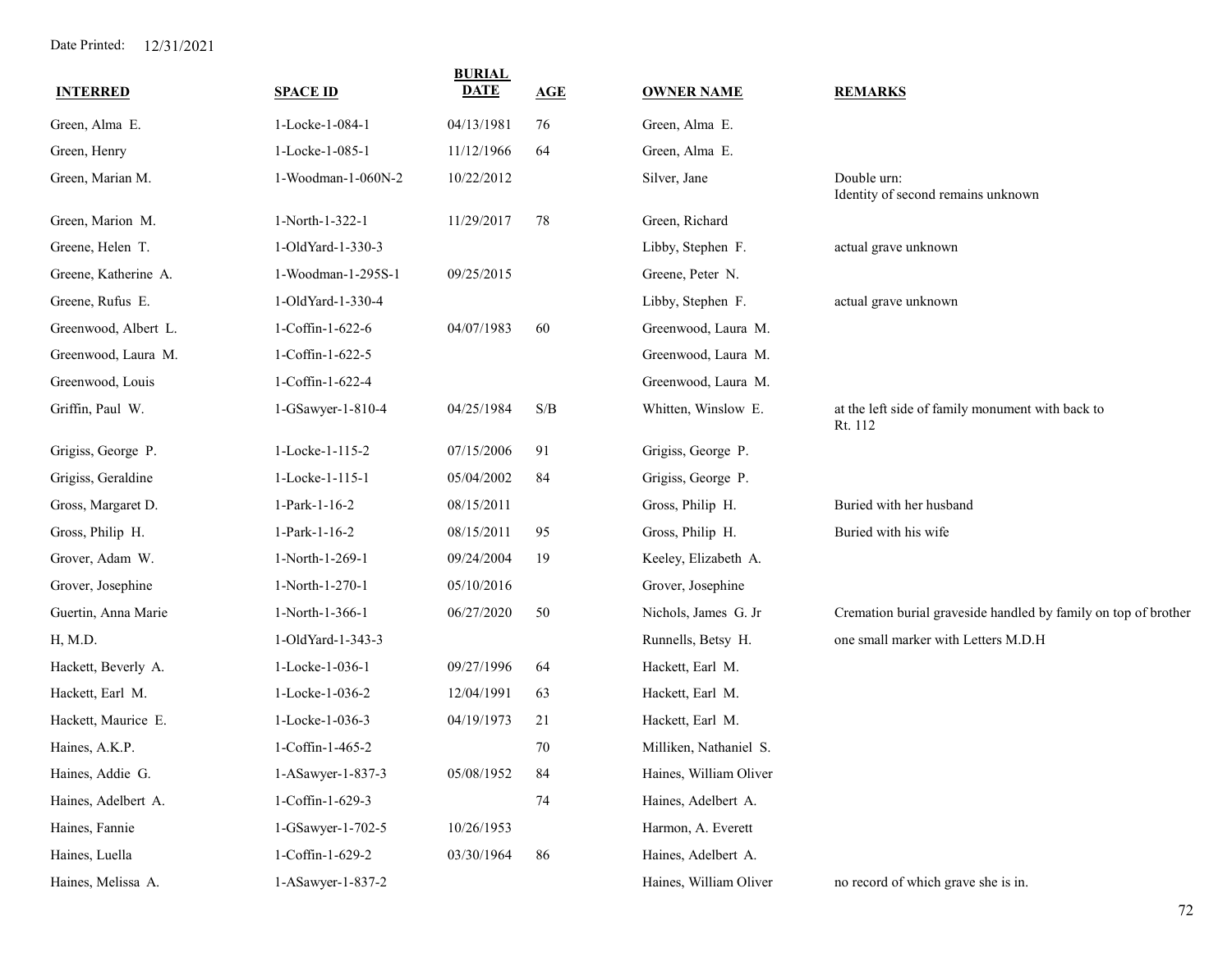Date Printed: 12/31/2021

| INTERRED | SPACE ID | BURIAL DATE | AGE | OWNER NAME | REMARKS |
|---|---|---|---|---|---|
| Green, Alma E. | 1-Locke-1-084-1 | 04/13/1981 | 76 | Green, Alma E. | |
| Green, Henry | 1-Locke-1-085-1 | 11/12/1966 | 64 | Green, Alma E. | |
| Green, Marian M. | 1-Woodman-1-060N-2 | 10/22/2012 | | Silver, Jane | Double urn: Identity of second remains unknown |
| Green, Marion M. | 1-North-1-322-1 | 11/29/2017 | 78 | Green, Richard | |
| Greene, Helen T. | 1-OldYard-1-330-3 | | | Libby, Stephen F. | actual grave unknown |
| Greene, Katherine A. | 1-Woodman-1-295S-1 | 09/25/2015 | | Greene, Peter N. | |
| Greene, Rufus E. | 1-OldYard-1-330-4 | | | Libby, Stephen F. | actual grave unknown |
| Greenwood, Albert L. | 1-Coffin-1-622-6 | 04/07/1983 | 60 | Greenwood, Laura M. | |
| Greenwood, Laura M. | 1-Coffin-1-622-5 | | | Greenwood, Laura M. | |
| Greenwood, Louis | 1-Coffin-1-622-4 | | | Greenwood, Laura M. | |
| Griffin, Paul W. | 1-GSawyer-1-810-4 | 04/25/1984 | S/B | Whitten, Winslow E. | at the left side of family monument with back to Rt. 112 |
| Grigiss, George P. | 1-Locke-1-115-2 | 07/15/2006 | 91 | Grigiss, George P. | |
| Grigiss, Geraldine | 1-Locke-1-115-1 | 05/04/2002 | 84 | Grigiss, George P. | |
| Gross, Margaret D. | 1-Park-1-16-2 | 08/15/2011 | | Gross, Philip H. | Buried with her husband |
| Gross, Philip H. | 1-Park-1-16-2 | 08/15/2011 | 95 | Gross, Philip H. | Buried with his wife |
| Grover, Adam W. | 1-North-1-269-1 | 09/24/2004 | 19 | Keeley, Elizabeth A. | |
| Grover, Josephine | 1-North-1-270-1 | 05/10/2016 | | Grover, Josephine | |
| Guertin, Anna Marie | 1-North-1-366-1 | 06/27/2020 | 50 | Nichols, James G. Jr | Cremation burial graveside handled by family on top of brother |
| H, M.D. | 1-OldYard-1-343-3 | | | Runnells, Betsy H. | one small marker with Letters M.D.H |
| Hackett, Beverly A. | 1-Locke-1-036-1 | 09/27/1996 | 64 | Hackett, Earl M. | |
| Hackett, Earl M. | 1-Locke-1-036-2 | 12/04/1991 | 63 | Hackett, Earl M. | |
| Hackett, Maurice E. | 1-Locke-1-036-3 | 04/19/1973 | 21 | Hackett, Earl M. | |
| Haines, A.K.P. | 1-Coffin-1-465-2 | | 70 | Milliken, Nathaniel S. | |
| Haines, Addie G. | 1-ASawyer-1-837-3 | 05/08/1952 | 84 | Haines, William Oliver | |
| Haines, Adelbert A. | 1-Coffin-1-629-3 | | 74 | Haines, Adelbert A. | |
| Haines, Fannie | 1-GSawyer-1-702-5 | 10/26/1953 | | Harmon, A. Everett | |
| Haines, Luella | 1-Coffin-1-629-2 | 03/30/1964 | 86 | Haines, Adelbert A. | |
| Haines, Melissa A. | 1-ASawyer-1-837-2 | | | Haines, William Oliver | no record of which grave she is in. |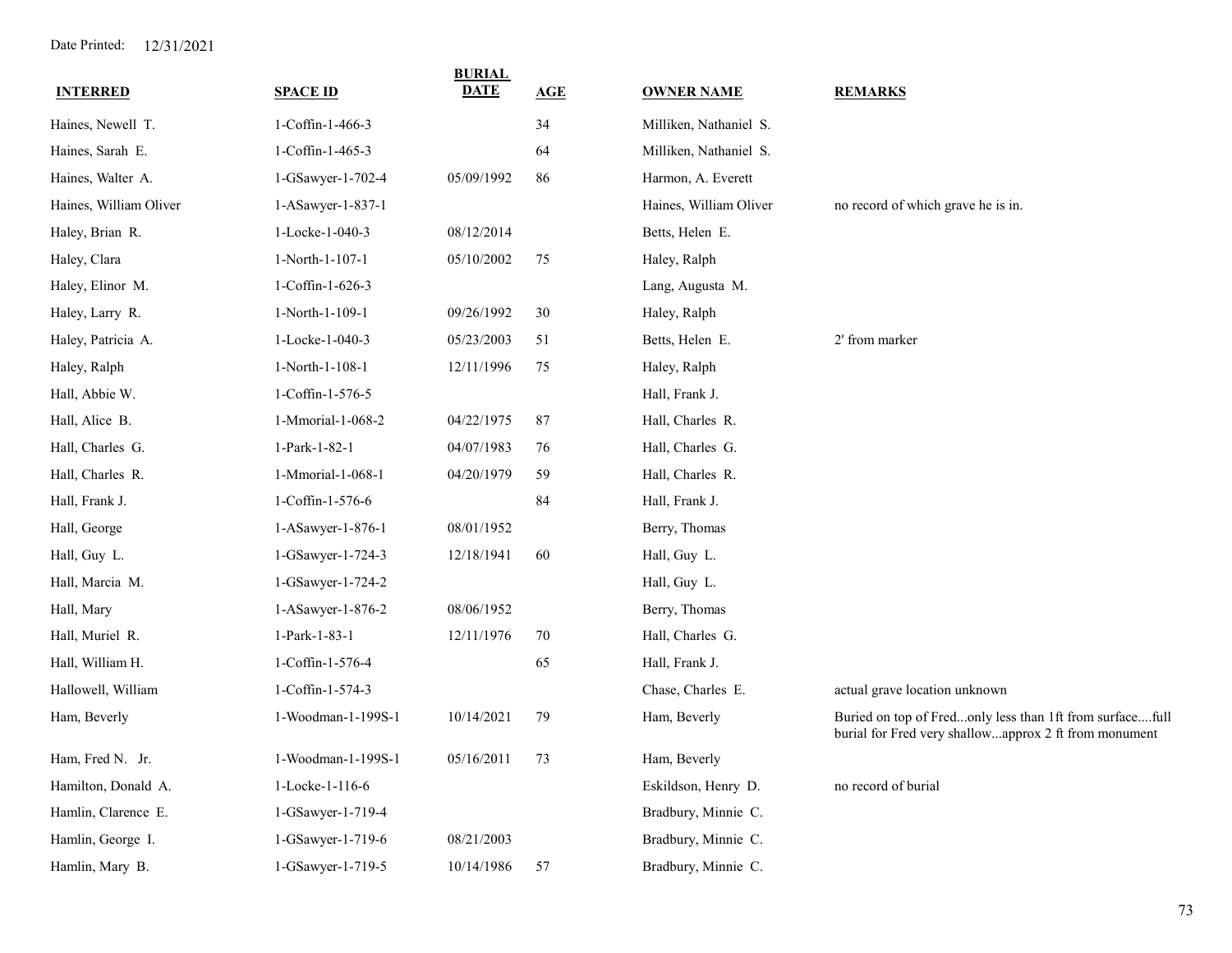Date Printed: 12/31/2021

| INTERRED | SPACE ID | BURIAL DATE | AGE | OWNER NAME | REMARKS |
|---|---|---|---|---|---|
| Haines, Newell T. | 1-Coffin-1-466-3 | | 34 | Milliken, Nathaniel S. | |
| Haines, Sarah E. | 1-Coffin-1-465-3 | | 64 | Milliken, Nathaniel S. | |
| Haines, Walter A. | 1-GSawyer-1-702-4 | 05/09/1992 | 86 | Harmon, A. Everett | |
| Haines, William Oliver | 1-ASawyer-1-837-1 | | | Haines, William Oliver | no record of which grave he is in. |
| Haley, Brian R. | 1-Locke-1-040-3 | 08/12/2014 | | Betts, Helen E. | |
| Haley, Clara | 1-North-1-107-1 | 05/10/2002 | 75 | Haley, Ralph | |
| Haley, Elinor M. | 1-Coffin-1-626-3 | | | Lang, Augusta M. | |
| Haley, Larry R. | 1-North-1-109-1 | 09/26/1992 | 30 | Haley, Ralph | |
| Haley, Patricia A. | 1-Locke-1-040-3 | 05/23/2003 | 51 | Betts, Helen E. | 2' from marker |
| Haley, Ralph | 1-North-1-108-1 | 12/11/1996 | 75 | Haley, Ralph | |
| Hall, Abbie W. | 1-Coffin-1-576-5 | | | Hall, Frank J. | |
| Hall, Alice B. | 1-Mmorial-1-068-2 | 04/22/1975 | 87 | Hall, Charles R. | |
| Hall, Charles G. | 1-Park-1-82-1 | 04/07/1983 | 76 | Hall, Charles G. | |
| Hall, Charles R. | 1-Mmorial-1-068-1 | 04/20/1979 | 59 | Hall, Charles R. | |
| Hall, Frank J. | 1-Coffin-1-576-6 | | 84 | Hall, Frank J. | |
| Hall, George | 1-ASawyer-1-876-1 | 08/01/1952 | | Berry, Thomas | |
| Hall, Guy L. | 1-GSawyer-1-724-3 | 12/18/1941 | 60 | Hall, Guy L. | |
| Hall, Marcia M. | 1-GSawyer-1-724-2 | | | Hall, Guy L. | |
| Hall, Mary | 1-ASawyer-1-876-2 | 08/06/1952 | | Berry, Thomas | |
| Hall, Muriel R. | 1-Park-1-83-1 | 12/11/1976 | 70 | Hall, Charles G. | |
| Hall, William H. | 1-Coffin-1-576-4 | | 65 | Hall, Frank J. | |
| Hallowell, William | 1-Coffin-1-574-3 | | | Chase, Charles E. | actual grave location unknown |
| Ham, Beverly | 1-Woodman-1-199S-1 | 10/14/2021 | 79 | Ham, Beverly | Buried on top of Fred...only less than 1ft from surface....full burial for Fred very shallow...approx 2 ft from monument |
| Ham, Fred N. Jr. | 1-Woodman-1-199S-1 | 05/16/2011 | 73 | Ham, Beverly | |
| Hamilton, Donald A. | 1-Locke-1-116-6 | | | Eskildson, Henry D. | no record of burial |
| Hamlin, Clarence E. | 1-GSawyer-1-719-4 | | | Bradbury, Minnie C. | |
| Hamlin, George I. | 1-GSawyer-1-719-6 | 08/21/2003 | | Bradbury, Minnie C. | |
| Hamlin, Mary B. | 1-GSawyer-1-719-5 | 10/14/1986 | 57 | Bradbury, Minnie C. | |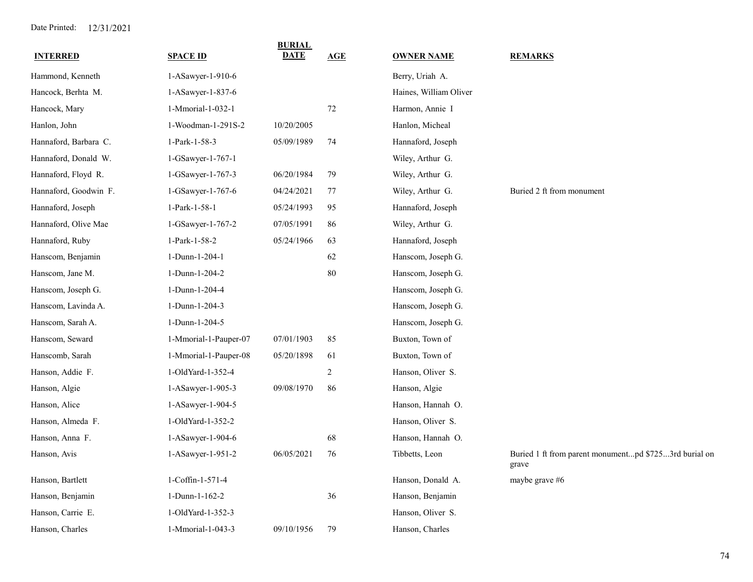Date Printed: 12/31/2021

| INTERRED | SPACE ID | BURIAL DATE | AGE | OWNER NAME | REMARKS |
|---|---|---|---|---|---|
| Hammond, Kenneth | 1-ASawyer-1-910-6 | | | Berry, Uriah A. | |
| Hancock, Berhta M. | 1-ASawyer-1-837-6 | | | Haines, William Oliver | |
| Hancock, Mary | 1-Mmorial-1-032-1 | | 72 | Harmon, Annie I | |
| Hanlon, John | 1-Woodman-1-291S-2 | 10/20/2005 | | Hanlon, Micheal | |
| Hannaford, Barbara C. | 1-Park-1-58-3 | 05/09/1989 | 74 | Hannaford, Joseph | |
| Hannaford, Donald W. | 1-GSawyer-1-767-1 | | | Wiley, Arthur G. | |
| Hannaford, Floyd R. | 1-GSawyer-1-767-3 | 06/20/1984 | 79 | Wiley, Arthur G. | |
| Hannaford, Goodwin F. | 1-GSawyer-1-767-6 | 04/24/2021 | 77 | Wiley, Arthur G. | Buried 2 ft from monument |
| Hannaford, Joseph | 1-Park-1-58-1 | 05/24/1993 | 95 | Hannaford, Joseph | |
| Hannaford, Olive Mae | 1-GSawyer-1-767-2 | 07/05/1991 | 86 | Wiley, Arthur G. | |
| Hannaford, Ruby | 1-Park-1-58-2 | 05/24/1966 | 63 | Hannaford, Joseph | |
| Hanscom, Benjamin | 1-Dunn-1-204-1 | | 62 | Hanscom, Joseph G. | |
| Hanscom, Jane M. | 1-Dunn-1-204-2 | | 80 | Hanscom, Joseph G. | |
| Hanscom, Joseph G. | 1-Dunn-1-204-4 | | | Hanscom, Joseph G. | |
| Hanscom, Lavinda A. | 1-Dunn-1-204-3 | | | Hanscom, Joseph G. | |
| Hanscom, Sarah A. | 1-Dunn-1-204-5 | | | Hanscom, Joseph G. | |
| Hanscom, Seward | 1-Mmorial-1-Pauper-07 | 07/01/1903 | 85 | Buxton, Town of | |
| Hanscomb, Sarah | 1-Mmorial-1-Pauper-08 | 05/20/1898 | 61 | Buxton, Town of | |
| Hanson, Addie F. | 1-OldYard-1-352-4 | | 2 | Hanson, Oliver S. | |
| Hanson, Algie | 1-ASawyer-1-905-3 | 09/08/1970 | 86 | Hanson, Algie | |
| Hanson, Alice | 1-ASawyer-1-904-5 | | | Hanson, Hannah O. | |
| Hanson, Almeda F. | 1-OldYard-1-352-2 | | | Hanson, Oliver S. | |
| Hanson, Anna F. | 1-ASawyer-1-904-6 | | 68 | Hanson, Hannah O. | |
| Hanson, Avis | 1-ASawyer-1-951-2 | 06/05/2021 | 76 | Tibbetts, Leon | Buried 1 ft from parent monument...pd $725...3rd burial on grave |
| Hanson, Bartlett | 1-Coffin-1-571-4 | | | Hanson, Donald A. | maybe grave #6 |
| Hanson, Benjamin | 1-Dunn-1-162-2 | | 36 | Hanson, Benjamin | |
| Hanson, Carrie E. | 1-OldYard-1-352-3 | | | Hanson, Oliver S. | |
| Hanson, Charles | 1-Mmorial-1-043-3 | 09/10/1956 | 79 | Hanson, Charles | |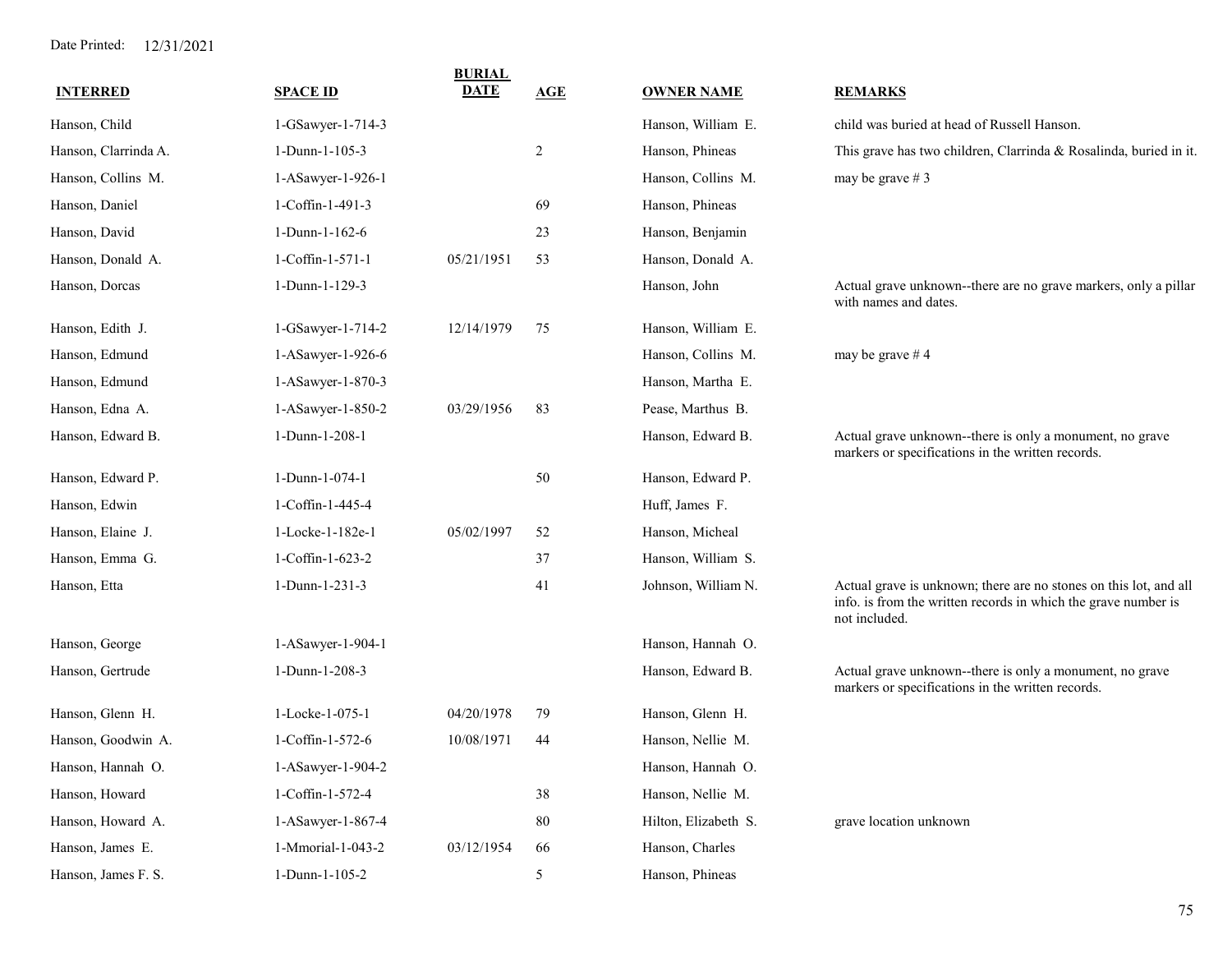Date Printed: 12/31/2021

| INTERRED | SPACE ID | BURIAL DATE | AGE | OWNER NAME | REMARKS |
|---|---|---|---|---|---|
| Hanson, Child | 1-GSawyer-1-714-3 | | | Hanson, William E. | child was buried at head of Russell Hanson. |
| Hanson, Clarrinda A. | 1-Dunn-1-105-3 | | 2 | Hanson, Phineas | This grave has two children, Clarrinda & Rosalinda, buried in it. |
| Hanson, Collins M. | 1-ASawyer-1-926-1 | | | Hanson, Collins M. | may be grave # 3 |
| Hanson, Daniel | 1-Coffin-1-491-3 | | 69 | Hanson, Phineas | |
| Hanson, David | 1-Dunn-1-162-6 | | 23 | Hanson, Benjamin | |
| Hanson, Donald A. | 1-Coffin-1-571-1 | 05/21/1951 | 53 | Hanson, Donald A. | |
| Hanson, Dorcas | 1-Dunn-1-129-3 | | | Hanson, John | Actual grave unknown--there are no grave markers, only a pillar with names and dates. |
| Hanson, Edith J. | 1-GSawyer-1-714-2 | 12/14/1979 | 75 | Hanson, William E. | |
| Hanson, Edmund | 1-ASawyer-1-926-6 | | | Hanson, Collins M. | may be grave # 4 |
| Hanson, Edmund | 1-ASawyer-1-870-3 | | | Hanson, Martha E. | |
| Hanson, Edna A. | 1-ASawyer-1-850-2 | 03/29/1956 | 83 | Pease, Marthus B. | |
| Hanson, Edward B. | 1-Dunn-1-208-1 | | | Hanson, Edward B. | Actual grave unknown--there is only a monument, no grave markers or specifications in the written records. |
| Hanson, Edward P. | 1-Dunn-1-074-1 | | 50 | Hanson, Edward P. | |
| Hanson, Edwin | 1-Coffin-1-445-4 | | | Huff, James F. | |
| Hanson, Elaine J. | 1-Locke-1-182e-1 | 05/02/1997 | 52 | Hanson, Micheal | |
| Hanson, Emma G. | 1-Coffin-1-623-2 | | 37 | Hanson, William S. | |
| Hanson, Etta | 1-Dunn-1-231-3 | | 41 | Johnson, William N. | Actual grave is unknown; there are no stones on this lot, and all info. is from the written records in which the grave number is not included. |
| Hanson, George | 1-ASawyer-1-904-1 | | | Hanson, Hannah O. | |
| Hanson, Gertrude | 1-Dunn-1-208-3 | | | Hanson, Edward B. | Actual grave unknown--there is only a monument, no grave markers or specifications in the written records. |
| Hanson, Glenn H. | 1-Locke-1-075-1 | 04/20/1978 | 79 | Hanson, Glenn H. | |
| Hanson, Goodwin A. | 1-Coffin-1-572-6 | 10/08/1971 | 44 | Hanson, Nellie M. | |
| Hanson, Hannah O. | 1-ASawyer-1-904-2 | | | Hanson, Hannah O. | |
| Hanson, Howard | 1-Coffin-1-572-4 | | 38 | Hanson, Nellie M. | |
| Hanson, Howard A. | 1-ASawyer-1-867-4 | | 80 | Hilton, Elizabeth S. | grave location unknown |
| Hanson, James E. | 1-Mmorial-1-043-2 | 03/12/1954 | 66 | Hanson, Charles | |
| Hanson, James F. S. | 1-Dunn-1-105-2 | | 5 | Hanson, Phineas | |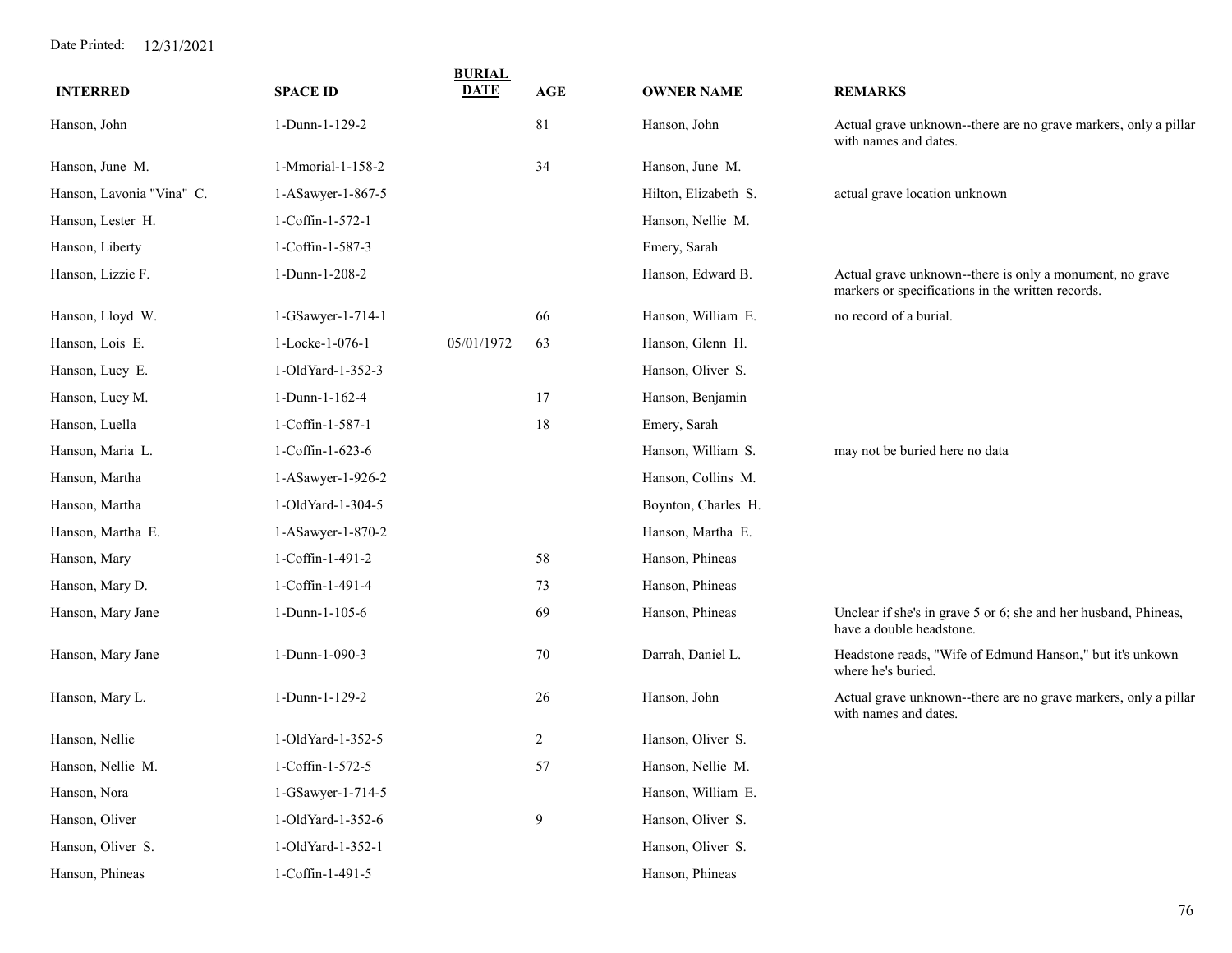Date Printed: 12/31/2021

| INTERRED | SPACE ID | BURIAL DATE | AGE | OWNER NAME | REMARKS |
|---|---|---|---|---|---|
| Hanson, John | 1-Dunn-1-129-2 | | 81 | Hanson, John | Actual grave unknown--there are no grave markers, only a pillar with names and dates. |
| Hanson, June M. | 1-Mmorial-1-158-2 | | 34 | Hanson, June M. | |
| Hanson, Lavonia "Vina" C. | 1-ASawyer-1-867-5 | | | Hilton, Elizabeth S. | actual grave location unknown |
| Hanson, Lester H. | 1-Coffin-1-572-1 | | | Hanson, Nellie M. | |
| Hanson, Liberty | 1-Coffin-1-587-3 | | | Emery, Sarah | |
| Hanson, Lizzie F. | 1-Dunn-1-208-2 | | | Hanson, Edward B. | Actual grave unknown--there is only a monument, no grave markers or specifications in the written records. |
| Hanson, Lloyd W. | 1-GSawyer-1-714-1 | | 66 | Hanson, William E. | no record of a burial. |
| Hanson, Lois E. | 1-Locke-1-076-1 | 05/01/1972 | 63 | Hanson, Glenn H. | |
| Hanson, Lucy E. | 1-OldYard-1-352-3 | | | Hanson, Oliver S. | |
| Hanson, Lucy M. | 1-Dunn-1-162-4 | | 17 | Hanson, Benjamin | |
| Hanson, Luella | 1-Coffin-1-587-1 | | 18 | Emery, Sarah | |
| Hanson, Maria L. | 1-Coffin-1-623-6 | | | Hanson, William S. | may not be buried here no data |
| Hanson, Martha | 1-ASawyer-1-926-2 | | | Hanson, Collins M. | |
| Hanson, Martha | 1-OldYard-1-304-5 | | | Boynton, Charles H. | |
| Hanson, Martha E. | 1-ASawyer-1-870-2 | | | Hanson, Martha E. | |
| Hanson, Mary | 1-Coffin-1-491-2 | | 58 | Hanson, Phineas | |
| Hanson, Mary D. | 1-Coffin-1-491-4 | | 73 | Hanson, Phineas | |
| Hanson, Mary Jane | 1-Dunn-1-105-6 | | 69 | Hanson, Phineas | Unclear if she's in grave 5 or 6; she and her husband, Phineas, have a double headstone. |
| Hanson, Mary Jane | 1-Dunn-1-090-3 | | 70 | Darrah, Daniel L. | Headstone reads, "Wife of Edmund Hanson," but it's unkown where he's buried. |
| Hanson, Mary L. | 1-Dunn-1-129-2 | | 26 | Hanson, John | Actual grave unknown--there are no grave markers, only a pillar with names and dates. |
| Hanson, Nellie | 1-OldYard-1-352-5 | | 2 | Hanson, Oliver S. | |
| Hanson, Nellie M. | 1-Coffin-1-572-5 | | 57 | Hanson, Nellie M. | |
| Hanson, Nora | 1-GSawyer-1-714-5 | | | Hanson, William E. | |
| Hanson, Oliver | 1-OldYard-1-352-6 | | 9 | Hanson, Oliver S. | |
| Hanson, Oliver S. | 1-OldYard-1-352-1 | | | Hanson, Oliver S. | |
| Hanson, Phineas | 1-Coffin-1-491-5 | | | Hanson, Phineas | |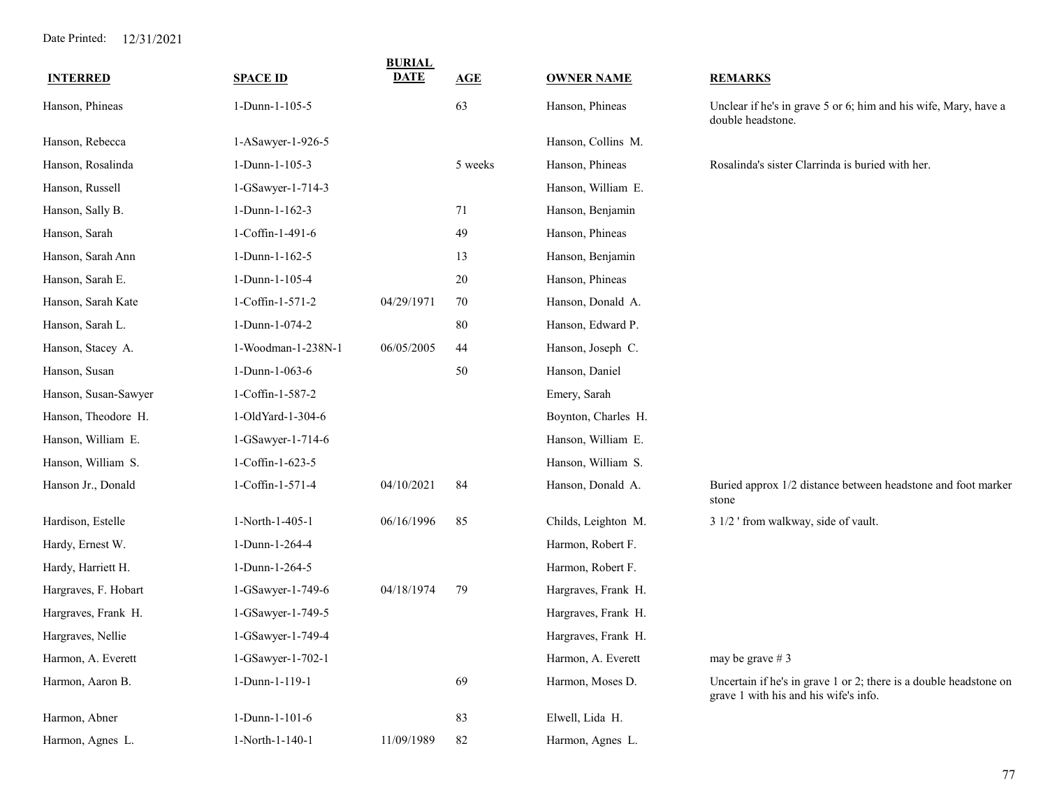Date Printed: 12/31/2021

| INTERRED | SPACE ID | BURIAL DATE | AGE | OWNER NAME | REMARKS |
|---|---|---|---|---|---|
| Hanson, Phineas | 1-Dunn-1-105-5 | | 63 | Hanson, Phineas | Unclear if he's in grave 5 or 6; him and his wife, Mary, have a double headstone. |
| Hanson, Rebecca | 1-ASawyer-1-926-5 | | | Hanson, Collins M. | |
| Hanson, Rosalinda | 1-Dunn-1-105-3 | | 5 weeks | Hanson, Phineas | Rosalinda's sister Clarrinda is buried with her. |
| Hanson, Russell | 1-GSawyer-1-714-3 | | | Hanson, William E. | |
| Hanson, Sally B. | 1-Dunn-1-162-3 | | 71 | Hanson, Benjamin | |
| Hanson, Sarah | 1-Coffin-1-491-6 | | 49 | Hanson, Phineas | |
| Hanson, Sarah Ann | 1-Dunn-1-162-5 | | 13 | Hanson, Benjamin | |
| Hanson, Sarah E. | 1-Dunn-1-105-4 | | 20 | Hanson, Phineas | |
| Hanson, Sarah Kate | 1-Coffin-1-571-2 | 04/29/1971 | 70 | Hanson, Donald A. | |
| Hanson, Sarah L. | 1-Dunn-1-074-2 | | 80 | Hanson, Edward P. | |
| Hanson, Stacey A. | 1-Woodman-1-238N-1 | 06/05/2005 | 44 | Hanson, Joseph C. | |
| Hanson, Susan | 1-Dunn-1-063-6 | | 50 | Hanson, Daniel | |
| Hanson, Susan-Sawyer | 1-Coffin-1-587-2 | | | Emery, Sarah | |
| Hanson, Theodore H. | 1-OldYard-1-304-6 | | | Boynton, Charles H. | |
| Hanson, William E. | 1-GSawyer-1-714-6 | | | Hanson, William E. | |
| Hanson, William S. | 1-Coffin-1-623-5 | | | Hanson, William S. | |
| Hanson Jr., Donald | 1-Coffin-1-571-4 | 04/10/2021 | 84 | Hanson, Donald A. | Buried approx 1/2 distance between headstone and foot marker stone |
| Hardison, Estelle | 1-North-1-405-1 | 06/16/1996 | 85 | Childs, Leighton M. | 3 1/2 ' from walkway, side of vault. |
| Hardy, Ernest W. | 1-Dunn-1-264-4 | | | Harmon, Robert F. | |
| Hardy, Harriett H. | 1-Dunn-1-264-5 | | | Harmon, Robert F. | |
| Hargraves, F. Hobart | 1-GSawyer-1-749-6 | 04/18/1974 | 79 | Hargraves, Frank H. | |
| Hargraves, Frank H. | 1-GSawyer-1-749-5 | | | Hargraves, Frank H. | |
| Hargraves, Nellie | 1-GSawyer-1-749-4 | | | Hargraves, Frank H. | |
| Harmon, A. Everett | 1-GSawyer-1-702-1 | | | Harmon, A. Everett | may be grave # 3 |
| Harmon, Aaron B. | 1-Dunn-1-119-1 | | 69 | Harmon, Moses D. | Uncertain if he's in grave 1 or 2; there is a double headstone on grave 1 with his and his wife's info. |
| Harmon, Abner | 1-Dunn-1-101-6 | | 83 | Elwell, Lida H. | |
| Harmon, Agnes L. | 1-North-1-140-1 | 11/09/1989 | 82 | Harmon, Agnes L. | |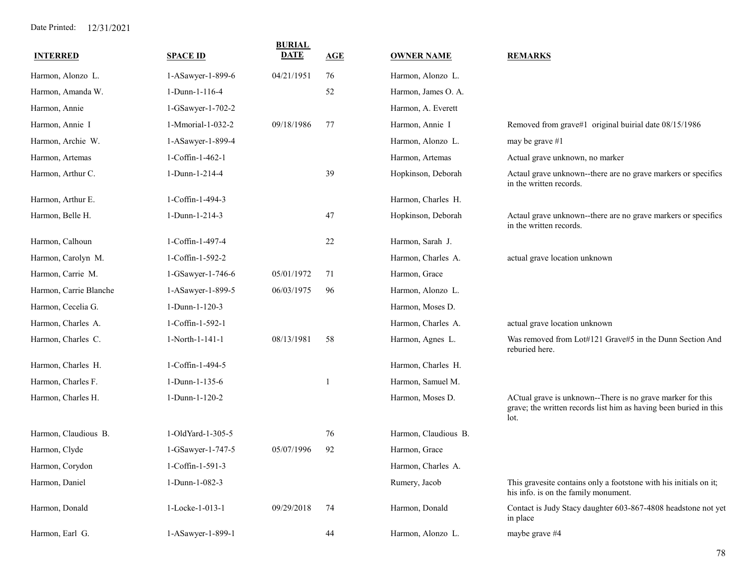Date Printed: 12/31/2021

| INTERRED | SPACE ID | BURIAL DATE | AGE | OWNER NAME | REMARKS |
|---|---|---|---|---|---|
| Harmon, Alonzo L. | 1-ASawyer-1-899-6 | 04/21/1951 | 76 | Harmon, Alonzo L. | |
| Harmon, Amanda W. | 1-Dunn-1-116-4 | | 52 | Harmon, James O. A. | |
| Harmon, Annie | 1-GSawyer-1-702-2 | | | Harmon, A. Everett | |
| Harmon, Annie I | 1-Mmorial-1-032-2 | 09/18/1986 | 77 | Harmon, Annie I | Removed from grave#1 original buirial date 08/15/1986 |
| Harmon, Archie W. | 1-ASawyer-1-899-4 | | | Harmon, Alonzo L. | may be grave #1 |
| Harmon, Artemas | 1-Coffin-1-462-1 | | | Harmon, Artemas | Actual grave unknown, no marker |
| Harmon, Arthur C. | 1-Dunn-1-214-4 | | 39 | Hopkinson, Deborah | Actaul grave unknown--there are no grave markers or specifics in the written records. |
| Harmon, Arthur E. | 1-Coffin-1-494-3 | | | Harmon, Charles H. | |
| Harmon, Belle H. | 1-Dunn-1-214-3 | | 47 | Hopkinson, Deborah | Actaul grave unknown--there are no grave markers or specifics in the written records. |
| Harmon, Calhoun | 1-Coffin-1-497-4 | | 22 | Harmon, Sarah J. | |
| Harmon, Carolyn M. | 1-Coffin-1-592-2 | | | Harmon, Charles A. | actual grave location unknown |
| Harmon, Carrie M. | 1-GSawyer-1-746-6 | 05/01/1972 | 71 | Harmon, Grace | |
| Harmon, Carrie Blanche | 1-ASawyer-1-899-5 | 06/03/1975 | 96 | Harmon, Alonzo L. | |
| Harmon, Cecelia G. | 1-Dunn-1-120-3 | | | Harmon, Moses D. | |
| Harmon, Charles A. | 1-Coffin-1-592-1 | | | Harmon, Charles A. | actual grave location unknown |
| Harmon, Charles C. | 1-North-1-141-1 | 08/13/1981 | 58 | Harmon, Agnes L. | Was removed from Lot#121 Grave#5 in the Dunn Section And reburied here. |
| Harmon, Charles H. | 1-Coffin-1-494-5 | | | Harmon, Charles H. | |
| Harmon, Charles F. | 1-Dunn-1-135-6 | | 1 | Harmon, Samuel M. | |
| Harmon, Charles H. | 1-Dunn-1-120-2 | | | Harmon, Moses D. | ACtual grave is unknown--There is no grave marker for this grave; the written records list him as having been buried in this lot. |
| Harmon, Claudious B. | 1-OldYard-1-305-5 | | 76 | Harmon, Claudious B. | |
| Harmon, Clyde | 1-GSawyer-1-747-5 | 05/07/1996 | 92 | Harmon, Grace | |
| Harmon, Corydon | 1-Coffin-1-591-3 | | | Harmon, Charles A. | |
| Harmon, Daniel | 1-Dunn-1-082-3 | | | Rumery, Jacob | This gravesite contains only a footstone with his initials on it; his info. is on the family monument. |
| Harmon, Donald | 1-Locke-1-013-1 | 09/29/2018 | 74 | Harmon, Donald | Contact is Judy Stacy daughter 603-867-4808 headstone not yet in place |
| Harmon, Earl G. | 1-ASawyer-1-899-1 | | 44 | Harmon, Alonzo L. | maybe grave #4 |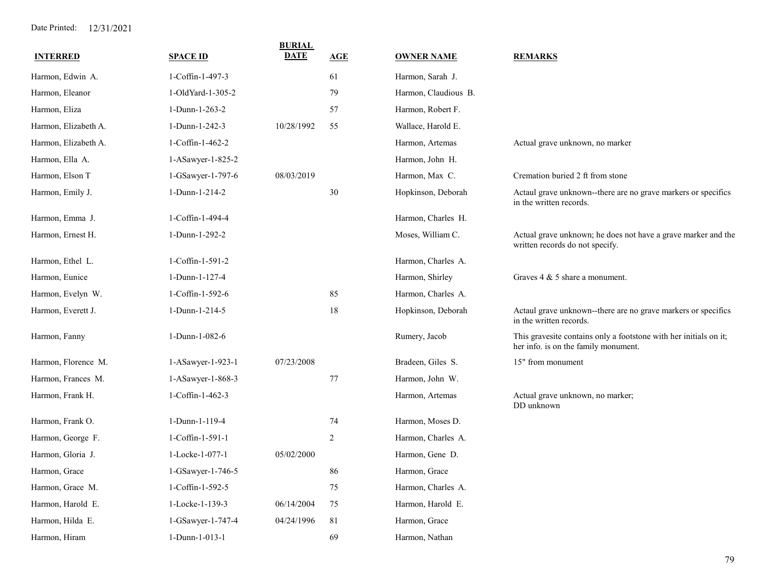Date Printed: 12/31/2021

| INTERRED | SPACE ID | BURIAL DATE | AGE | OWNER NAME | REMARKS |
|---|---|---|---|---|---|
| Harmon, Edwin A. | 1-Coffin-1-497-3 | | 61 | Harmon, Sarah J. | |
| Harmon, Eleanor | 1-OldYard-1-305-2 | | 79 | Harmon, Claudious B. | |
| Harmon, Eliza | 1-Dunn-1-263-2 | | 57 | Harmon, Robert F. | |
| Harmon, Elizabeth A. | 1-Dunn-1-242-3 | 10/28/1992 | 55 | Wallace, Harold E. | |
| Harmon, Elizabeth A. | 1-Coffin-1-462-2 | | | Harmon, Artemas | Actual grave unknown, no marker |
| Harmon, Ella A. | 1-ASawyer-1-825-2 | | | Harmon, John H. | |
| Harmon, Elson T | 1-GSawyer-1-797-6 | 08/03/2019 | | Harmon, Max C. | Cremation buried 2 ft from stone |
| Harmon, Emily J. | 1-Dunn-1-214-2 | | 30 | Hopkinson, Deborah | Actaul grave unknown--there are no grave markers or specifics in the written records. |
| Harmon, Emma J. | 1-Coffin-1-494-4 | | | Harmon, Charles H. | |
| Harmon, Ernest H. | 1-Dunn-1-292-2 | | | Moses, William C. | Actual grave unknown; he does not have a grave marker and the written records do not specify. |
| Harmon, Ethel L. | 1-Coffin-1-591-2 | | | Harmon, Charles A. | |
| Harmon, Eunice | 1-Dunn-1-127-4 | | | Harmon, Shirley | Graves 4 & 5 share a monument. |
| Harmon, Evelyn W. | 1-Coffin-1-592-6 | | 85 | Harmon, Charles A. | |
| Harmon, Everett J. | 1-Dunn-1-214-5 | | 18 | Hopkinson, Deborah | Actaul grave unknown--there are no grave markers or specifics in the written records. |
| Harmon, Fanny | 1-Dunn-1-082-6 | | | Rumery, Jacob | This gravesite contains only a footstone with her initials on it; her info. is on the family monument. |
| Harmon, Florence M. | 1-ASawyer-1-923-1 | 07/23/2008 | | Bradeen, Giles S. | 15" from monument |
| Harmon, Frances M. | 1-ASawyer-1-868-3 | | 77 | Harmon, John W. | |
| Harmon, Frank H. | 1-Coffin-1-462-3 | | | Harmon, Artemas | Actual grave unknown, no marker; DD unknown |
| Harmon, Frank O. | 1-Dunn-1-119-4 | | 74 | Harmon, Moses D. | |
| Harmon, George F. | 1-Coffin-1-591-1 | | 2 | Harmon, Charles A. | |
| Harmon, Gloria J. | 1-Locke-1-077-1 | 05/02/2000 | | Harmon, Gene D. | |
| Harmon, Grace | 1-GSawyer-1-746-5 | | 86 | Harmon, Grace | |
| Harmon, Grace M. | 1-Coffin-1-592-5 | | 75 | Harmon, Charles A. | |
| Harmon, Harold E. | 1-Locke-1-139-3 | 06/14/2004 | 75 | Harmon, Harold E. | |
| Harmon, Hilda E. | 1-GSawyer-1-747-4 | 04/24/1996 | 81 | Harmon, Grace | |
| Harmon, Hiram | 1-Dunn-1-013-1 | | 69 | Harmon, Nathan | |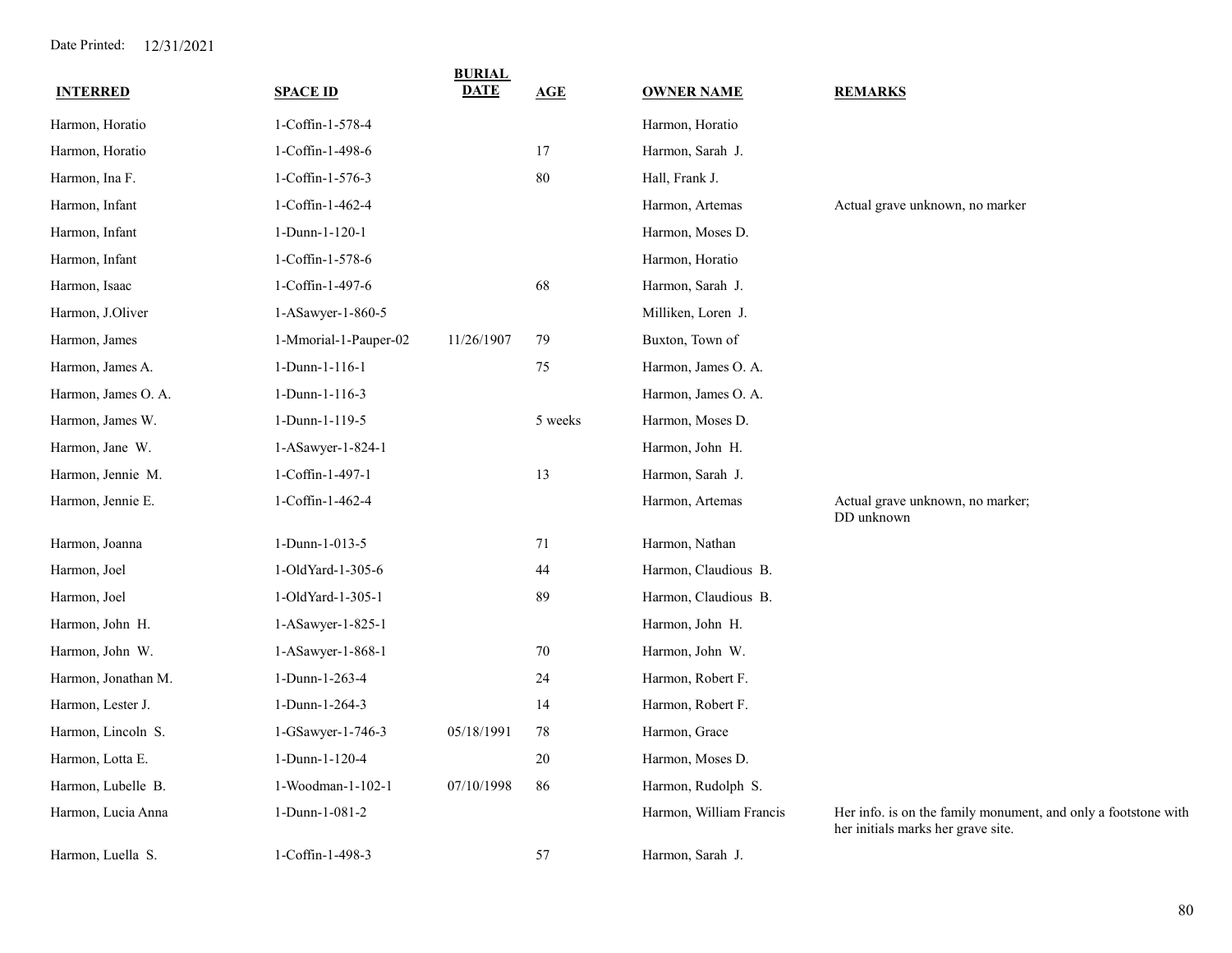Date Printed: 12/31/2021

| INTERRED | SPACE ID | BURIAL DATE | AGE | OWNER NAME | REMARKS |
|---|---|---|---|---|---|
| Harmon, Horatio | 1-Coffin-1-578-4 | | | Harmon, Horatio | |
| Harmon, Horatio | 1-Coffin-1-498-6 | | 17 | Harmon, Sarah J. | |
| Harmon, Ina F. | 1-Coffin-1-576-3 | | 80 | Hall, Frank J. | |
| Harmon, Infant | 1-Coffin-1-462-4 | | | Harmon, Artemas | Actual grave unknown, no marker |
| Harmon, Infant | 1-Dunn-1-120-1 | | | Harmon, Moses D. | |
| Harmon, Infant | 1-Coffin-1-578-6 | | | Harmon, Horatio | |
| Harmon, Isaac | 1-Coffin-1-497-6 | | 68 | Harmon, Sarah J. | |
| Harmon, J.Oliver | 1-ASawyer-1-860-5 | | | Milliken, Loren J. | |
| Harmon, James | 1-Mmorial-1-Pauper-02 | 11/26/1907 | 79 | Buxton, Town of | |
| Harmon, James A. | 1-Dunn-1-116-1 | | 75 | Harmon, James O. A. | |
| Harmon, James O. A. | 1-Dunn-1-116-3 | | | Harmon, James O. A. | |
| Harmon, James W. | 1-Dunn-1-119-5 | | 5 weeks | Harmon, Moses D. | |
| Harmon, Jane W. | 1-ASawyer-1-824-1 | | | Harmon, John H. | |
| Harmon, Jennie M. | 1-Coffin-1-497-1 | | 13 | Harmon, Sarah J. | |
| Harmon, Jennie E. | 1-Coffin-1-462-4 | | | Harmon, Artemas | Actual grave unknown, no marker; DD unknown |
| Harmon, Joanna | 1-Dunn-1-013-5 | | 71 | Harmon, Nathan | |
| Harmon, Joel | 1-OldYard-1-305-6 | | 44 | Harmon, Claudious B. | |
| Harmon, Joel | 1-OldYard-1-305-1 | | 89 | Harmon, Claudious B. | |
| Harmon, John H. | 1-ASawyer-1-825-1 | | | Harmon, John H. | |
| Harmon, John W. | 1-ASawyer-1-868-1 | | 70 | Harmon, John W. | |
| Harmon, Jonathan M. | 1-Dunn-1-263-4 | | 24 | Harmon, Robert F. | |
| Harmon, Lester J. | 1-Dunn-1-264-3 | | 14 | Harmon, Robert F. | |
| Harmon, Lincoln S. | 1-GSawyer-1-746-3 | 05/18/1991 | 78 | Harmon, Grace | |
| Harmon, Lotta E. | 1-Dunn-1-120-4 | | 20 | Harmon, Moses D. | |
| Harmon, Lubelle B. | 1-Woodman-1-102-1 | 07/10/1998 | 86 | Harmon, Rudolph S. | |
| Harmon, Lucia Anna | 1-Dunn-1-081-2 | | | Harmon, William Francis | Her info. is on the family monument, and only a footstone with her initials marks her grave site. |
| Harmon, Luella S. | 1-Coffin-1-498-3 | | 57 | Harmon, Sarah J. | |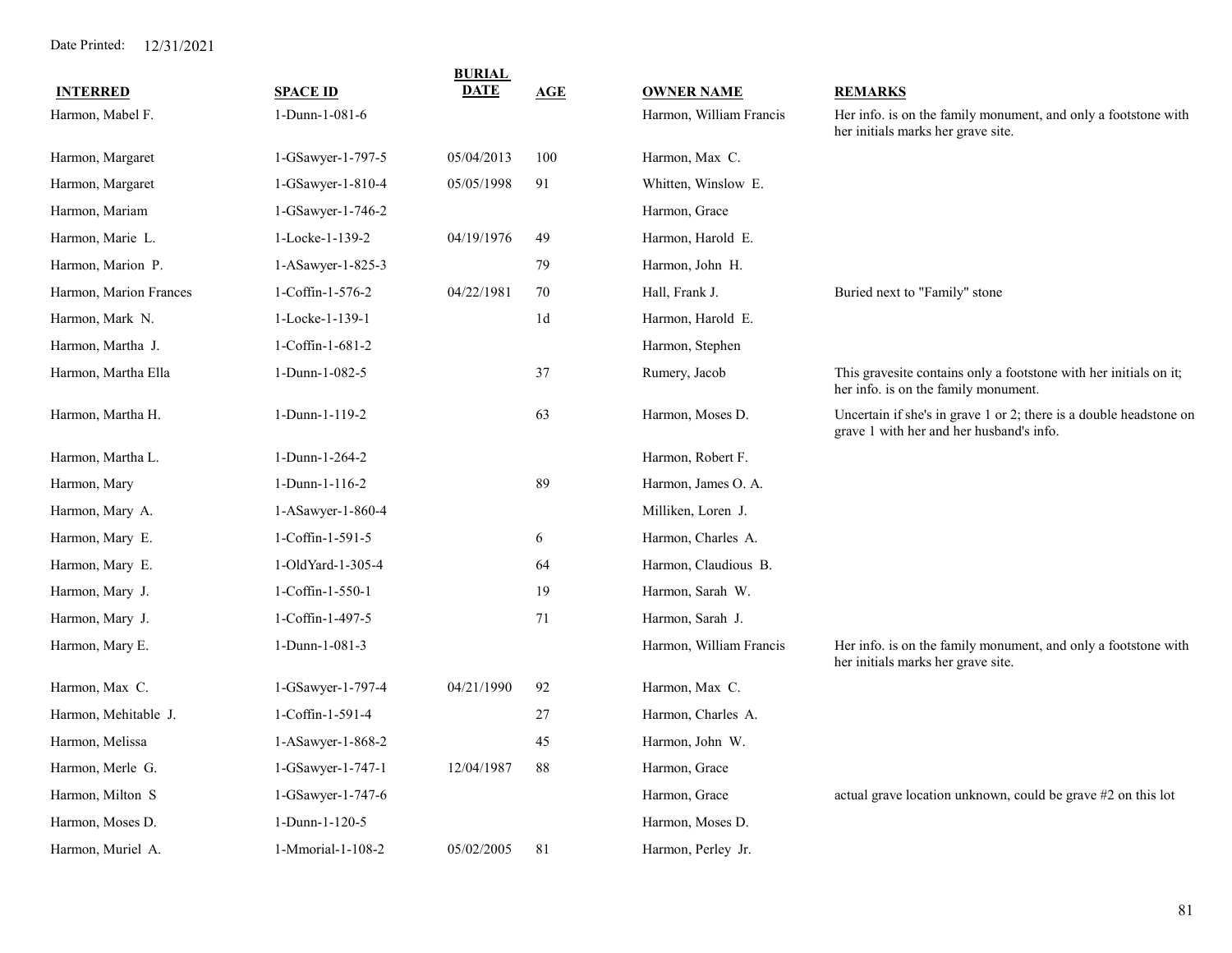Date Printed: 12/31/2021

| INTERRED | SPACE ID | BURIAL DATE | AGE | OWNER NAME | REMARKS |
|---|---|---|---|---|---|
| Harmon, Mabel F. | 1-Dunn-1-081-6 | | | Harmon, William Francis | Her info. is on the family monument, and only a footstone with her initials marks her grave site. |
| Harmon, Margaret | 1-GSawyer-1-797-5 | 05/04/2013 | 100 | Harmon, Max C. | |
| Harmon, Margaret | 1-GSawyer-1-810-4 | 05/05/1998 | 91 | Whitten, Winslow E. | |
| Harmon, Mariam | 1-GSawyer-1-746-2 | | | Harmon, Grace | |
| Harmon, Marie L. | 1-Locke-1-139-2 | 04/19/1976 | 49 | Harmon, Harold E. | |
| Harmon, Marion P. | 1-ASawyer-1-825-3 | | 79 | Harmon, John H. | |
| Harmon, Marion Frances | 1-Coffin-1-576-2 | 04/22/1981 | 70 | Hall, Frank J. | Buried next to "Family" stone |
| Harmon, Mark N. | 1-Locke-1-139-1 | | 1d | Harmon, Harold E. | |
| Harmon, Martha J. | 1-Coffin-1-681-2 | | | Harmon, Stephen | |
| Harmon, Martha Ella | 1-Dunn-1-082-5 | | 37 | Rumery, Jacob | This gravesite contains only a footstone with her initials on it; her info. is on the family monument. |
| Harmon, Martha H. | 1-Dunn-1-119-2 | | 63 | Harmon, Moses D. | Uncertain if she's in grave 1 or 2; there is a double headstone on grave 1 with her and her husband's info. |
| Harmon, Martha L. | 1-Dunn-1-264-2 | | | Harmon, Robert F. | |
| Harmon, Mary | 1-Dunn-1-116-2 | | 89 | Harmon, James O. A. | |
| Harmon, Mary A. | 1-ASawyer-1-860-4 | | | Milliken, Loren J. | |
| Harmon, Mary E. | 1-Coffin-1-591-5 | | 6 | Harmon, Charles A. | |
| Harmon, Mary E. | 1-OldYard-1-305-4 | | 64 | Harmon, Claudious B. | |
| Harmon, Mary J. | 1-Coffin-1-550-1 | | 19 | Harmon, Sarah W. | |
| Harmon, Mary J. | 1-Coffin-1-497-5 | | 71 | Harmon, Sarah J. | |
| Harmon, Mary E. | 1-Dunn-1-081-3 | | | Harmon, William Francis | Her info. is on the family monument, and only a footstone with her initials marks her grave site. |
| Harmon, Max C. | 1-GSawyer-1-797-4 | 04/21/1990 | 92 | Harmon, Max C. | |
| Harmon, Mehitable J. | 1-Coffin-1-591-4 | | 27 | Harmon, Charles A. | |
| Harmon, Melissa | 1-ASawyer-1-868-2 | | 45 | Harmon, John W. | |
| Harmon, Merle G. | 1-GSawyer-1-747-1 | 12/04/1987 | 88 | Harmon, Grace | |
| Harmon, Milton S | 1-GSawyer-1-747-6 | | | Harmon, Grace | actual grave location unknown, could be grave #2 on this lot |
| Harmon, Moses D. | 1-Dunn-1-120-5 | | | Harmon, Moses D. | |
| Harmon, Muriel A. | 1-Mmorial-1-108-2 | 05/02/2005 | 81 | Harmon, Perley Jr. | |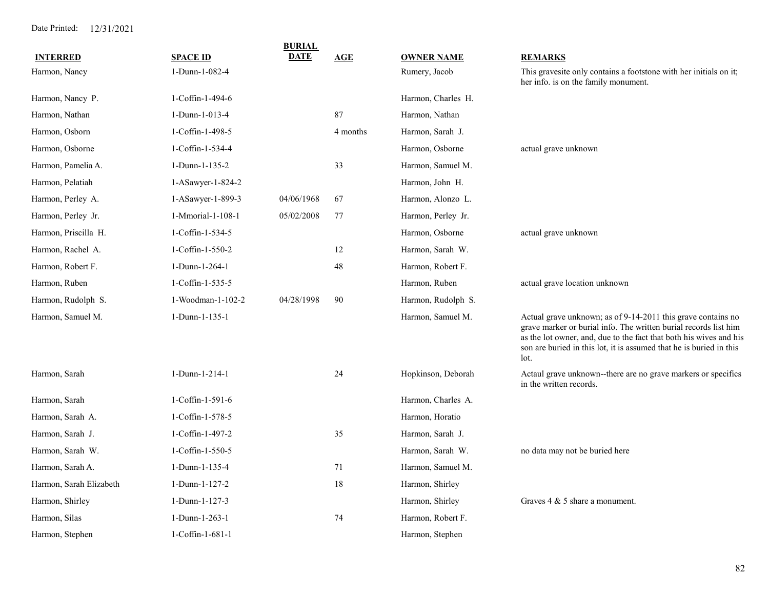Date Printed: 12/31/2021

| INTERRED | SPACE ID | BURIAL DATE | AGE | OWNER NAME | REMARKS |
|---|---|---|---|---|---|
| Harmon, Nancy | 1-Dunn-1-082-4 | | | Rumery, Jacob | This gravesite only contains a footstone with her initials on it; her info. is on the family monument. |
| Harmon, Nancy P. | 1-Coffin-1-494-6 | | | Harmon, Charles H. | |
| Harmon, Nathan | 1-Dunn-1-013-4 | | 87 | Harmon, Nathan | |
| Harmon, Osborn | 1-Coffin-1-498-5 | | 4 months | Harmon, Sarah J. | |
| Harmon, Osborne | 1-Coffin-1-534-4 | | | Harmon, Osborne | actual grave unknown |
| Harmon, Pamelia A. | 1-Dunn-1-135-2 | | 33 | Harmon, Samuel M. | |
| Harmon, Pelatiah | 1-ASawyer-1-824-2 | | | Harmon, John H. | |
| Harmon, Perley A. | 1-ASawyer-1-899-3 | 04/06/1968 | 67 | Harmon, Alonzo L. | |
| Harmon, Perley Jr. | 1-Mmorial-1-108-1 | 05/02/2008 | 77 | Harmon, Perley Jr. | |
| Harmon, Priscilla H. | 1-Coffin-1-534-5 | | | Harmon, Osborne | actual grave unknown |
| Harmon, Rachel A. | 1-Coffin-1-550-2 | | 12 | Harmon, Sarah W. | |
| Harmon, Robert F. | 1-Dunn-1-264-1 | | 48 | Harmon, Robert F. | |
| Harmon, Ruben | 1-Coffin-1-535-5 | | | Harmon, Ruben | actual grave location unknown |
| Harmon, Rudolph S. | 1-Woodman-1-102-2 | 04/28/1998 | 90 | Harmon, Rudolph S. | |
| Harmon, Samuel M. | 1-Dunn-1-135-1 | | | Harmon, Samuel M. | Actual grave unknown; as of 9-14-2011 this grave contains no grave marker or burial info. The written burial records list him as the lot owner, and, due to the fact that both his wives and his son are buried in this lot, it is assumed that he is buried in this lot. |
| Harmon, Sarah | 1-Dunn-1-214-1 | | 24 | Hopkinson, Deborah | Actaul grave unknown--there are no grave markers or specifics in the written records. |
| Harmon, Sarah | 1-Coffin-1-591-6 | | | Harmon, Charles A. | |
| Harmon, Sarah A. | 1-Coffin-1-578-5 | | | Harmon, Horatio | |
| Harmon, Sarah J. | 1-Coffin-1-497-2 | | 35 | Harmon, Sarah J. | |
| Harmon, Sarah W. | 1-Coffin-1-550-5 | | | Harmon, Sarah W. | no data may not be buried here |
| Harmon, Sarah A. | 1-Dunn-1-135-4 | | 71 | Harmon, Samuel M. | |
| Harmon, Sarah Elizabeth | 1-Dunn-1-127-2 | | 18 | Harmon, Shirley | |
| Harmon, Shirley | 1-Dunn-1-127-3 | | | Harmon, Shirley | Graves 4 & 5 share a monument. |
| Harmon, Silas | 1-Dunn-1-263-1 | | 74 | Harmon, Robert F. | |
| Harmon, Stephen | 1-Coffin-1-681-1 | | | Harmon, Stephen | |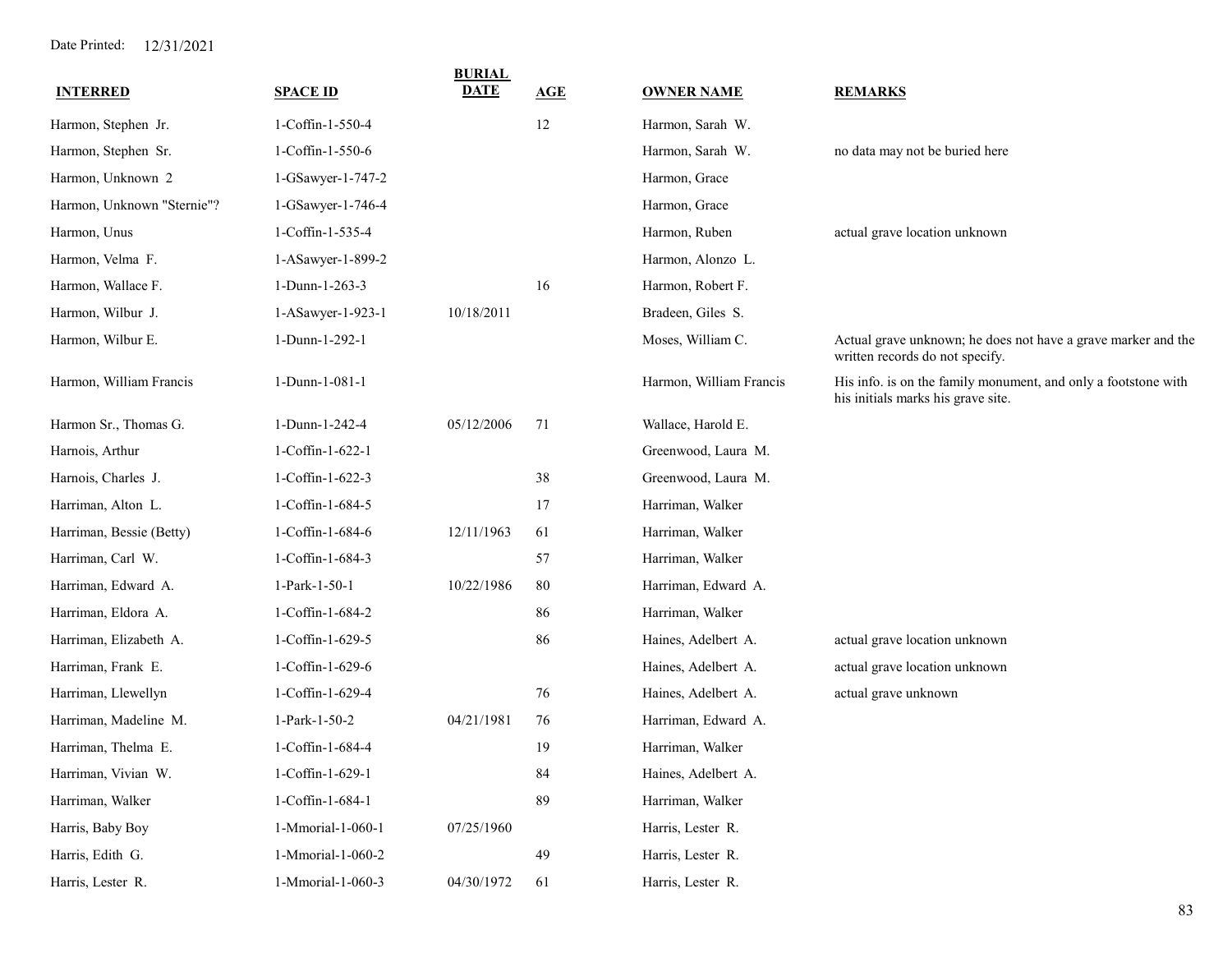Date Printed: 12/31/2021

| INTERRED | SPACE ID | BURIAL DATE | AGE | OWNER NAME | REMARKS |
|---|---|---|---|---|---|
| Harmon, Stephen Jr. | 1-Coffin-1-550-4 | | 12 | Harmon, Sarah W. | |
| Harmon, Stephen Sr. | 1-Coffin-1-550-6 | | | Harmon, Sarah W. | no data may not be buried here |
| Harmon, Unknown 2 | 1-GSawyer-1-747-2 | | | Harmon, Grace | |
| Harmon, Unknown "Sternie"? | 1-GSawyer-1-746-4 | | | Harmon, Grace | |
| Harmon, Unus | 1-Coffin-1-535-4 | | | Harmon, Ruben | actual grave location unknown |
| Harmon, Velma F. | 1-ASawyer-1-899-2 | | | Harmon, Alonzo L. | |
| Harmon, Wallace F. | 1-Dunn-1-263-3 | | 16 | Harmon, Robert F. | |
| Harmon, Wilbur J. | 1-ASawyer-1-923-1 | 10/18/2011 | | Bradeen, Giles S. | |
| Harmon, Wilbur E. | 1-Dunn-1-292-1 | | | Moses, William C. | Actual grave unknown; he does not have a grave marker and the written records do not specify. |
| Harmon, William Francis | 1-Dunn-1-081-1 | | | Harmon, William Francis | His info. is on the family monument, and only a footstone with his initials marks his grave site. |
| Harmon Sr., Thomas G. | 1-Dunn-1-242-4 | 05/12/2006 | 71 | Wallace, Harold E. | |
| Harnois, Arthur | 1-Coffin-1-622-1 | | | Greenwood, Laura M. | |
| Harnois, Charles J. | 1-Coffin-1-622-3 | | 38 | Greenwood, Laura M. | |
| Harriman, Alton L. | 1-Coffin-1-684-5 | | 17 | Harriman, Walker | |
| Harriman, Bessie (Betty) | 1-Coffin-1-684-6 | 12/11/1963 | 61 | Harriman, Walker | |
| Harriman, Carl W. | 1-Coffin-1-684-3 | | 57 | Harriman, Walker | |
| Harriman, Edward A. | 1-Park-1-50-1 | 10/22/1986 | 80 | Harriman, Edward A. | |
| Harriman, Eldora A. | 1-Coffin-1-684-2 | | 86 | Harriman, Walker | |
| Harriman, Elizabeth A. | 1-Coffin-1-629-5 | | 86 | Haines, Adelbert A. | actual grave location unknown |
| Harriman, Frank E. | 1-Coffin-1-629-6 | | | Haines, Adelbert A. | actual grave location unknown |
| Harriman, Llewellyn | 1-Coffin-1-629-4 | | 76 | Haines, Adelbert A. | actual grave unknown |
| Harriman, Madeline M. | 1-Park-1-50-2 | 04/21/1981 | 76 | Harriman, Edward A. | |
| Harriman, Thelma E. | 1-Coffin-1-684-4 | | 19 | Harriman, Walker | |
| Harriman, Vivian W. | 1-Coffin-1-629-1 | | 84 | Haines, Adelbert A. | |
| Harriman, Walker | 1-Coffin-1-684-1 | | 89 | Harriman, Walker | |
| Harris, Baby Boy | 1-Mmorial-1-060-1 | 07/25/1960 | | Harris, Lester R. | |
| Harris, Edith G. | 1-Mmorial-1-060-2 | | 49 | Harris, Lester R. | |
| Harris, Lester R. | 1-Mmorial-1-060-3 | 04/30/1972 | 61 | Harris, Lester R. | |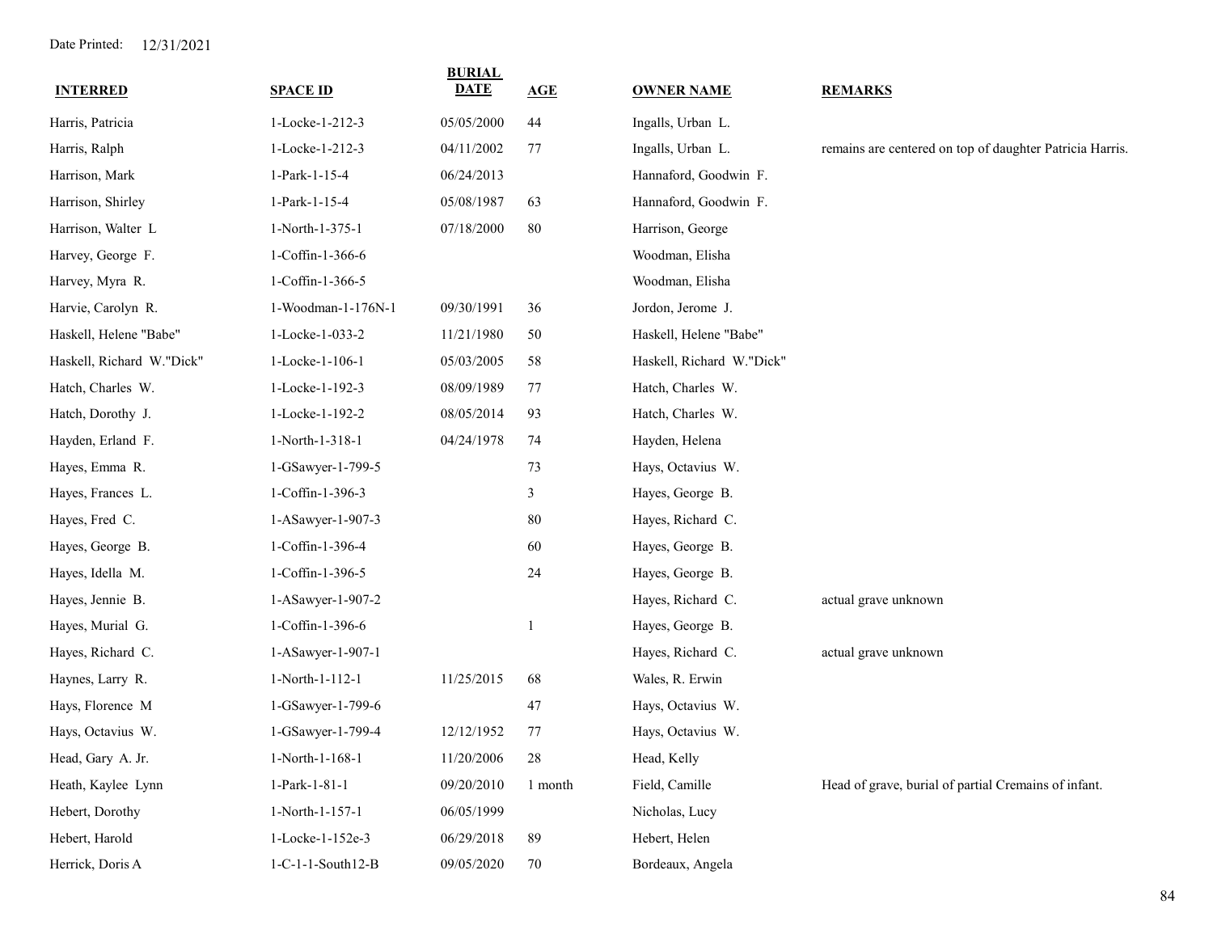Date Printed: 12/31/2021

| INTERRED | SPACE ID | BURIAL DATE | AGE | OWNER NAME | REMARKS |
|---|---|---|---|---|---|
| Harris, Patricia | 1-Locke-1-212-3 | 05/05/2000 | 44 | Ingalls, Urban L. | |
| Harris, Ralph | 1-Locke-1-212-3 | 04/11/2002 | 77 | Ingalls, Urban L. | remains are centered on top of daughter Patricia Harris. |
| Harrison, Mark | 1-Park-1-15-4 | 06/24/2013 | | Hannaford, Goodwin F. | |
| Harrison, Shirley | 1-Park-1-15-4 | 05/08/1987 | 63 | Hannaford, Goodwin F. | |
| Harrison, Walter L | 1-North-1-375-1 | 07/18/2000 | 80 | Harrison, George | |
| Harvey, George F. | 1-Coffin-1-366-6 | | | Woodman, Elisha | |
| Harvey, Myra R. | 1-Coffin-1-366-5 | | | Woodman, Elisha | |
| Harvie, Carolyn R. | 1-Woodman-1-176N-1 | 09/30/1991 | 36 | Jordon, Jerome J. | |
| Haskell, Helene "Babe" | 1-Locke-1-033-2 | 11/21/1980 | 50 | Haskell, Helene "Babe" | |
| Haskell, Richard W."Dick" | 1-Locke-1-106-1 | 05/03/2005 | 58 | Haskell, Richard W."Dick" | |
| Hatch, Charles W. | 1-Locke-1-192-3 | 08/09/1989 | 77 | Hatch, Charles W. | |
| Hatch, Dorothy J. | 1-Locke-1-192-2 | 08/05/2014 | 93 | Hatch, Charles W. | |
| Hayden, Erland F. | 1-North-1-318-1 | 04/24/1978 | 74 | Hayden, Helena | |
| Hayes, Emma R. | 1-GSawyer-1-799-5 | | 73 | Hays, Octavius W. | |
| Hayes, Frances L. | 1-Coffin-1-396-3 | | 3 | Hayes, George B. | |
| Hayes, Fred C. | 1-ASawyer-1-907-3 | | 80 | Hayes, Richard C. | |
| Hayes, George B. | 1-Coffin-1-396-4 | | 60 | Hayes, George B. | |
| Hayes, Idella M. | 1-Coffin-1-396-5 | | 24 | Hayes, George B. | |
| Hayes, Jennie B. | 1-ASawyer-1-907-2 | | | Hayes, Richard C. | actual grave unknown |
| Hayes, Murial G. | 1-Coffin-1-396-6 | | 1 | Hayes, George B. | |
| Hayes, Richard C. | 1-ASawyer-1-907-1 | | | Hayes, Richard C. | actual grave unknown |
| Haynes, Larry R. | 1-North-1-112-1 | 11/25/2015 | 68 | Wales, R. Erwin | |
| Hays, Florence M | 1-GSawyer-1-799-6 | | 47 | Hays, Octavius W. | |
| Hays, Octavius W. | 1-GSawyer-1-799-4 | 12/12/1952 | 77 | Hays, Octavius W. | |
| Head, Gary A. Jr. | 1-North-1-168-1 | 11/20/2006 | 28 | Head, Kelly | |
| Heath, Kaylee Lynn | 1-Park-1-81-1 | 09/20/2010 | 1 month | Field, Camille | Head of grave, burial of partial Cremains of infant. |
| Hebert, Dorothy | 1-North-1-157-1 | 06/05/1999 | | Nicholas, Lucy | |
| Hebert, Harold | 1-Locke-1-152e-3 | 06/29/2018 | 89 | Hebert, Helen | |
| Herrick, Doris A | 1-C-1-1-South12-B | 09/05/2020 | 70 | Bordeaux, Angela | |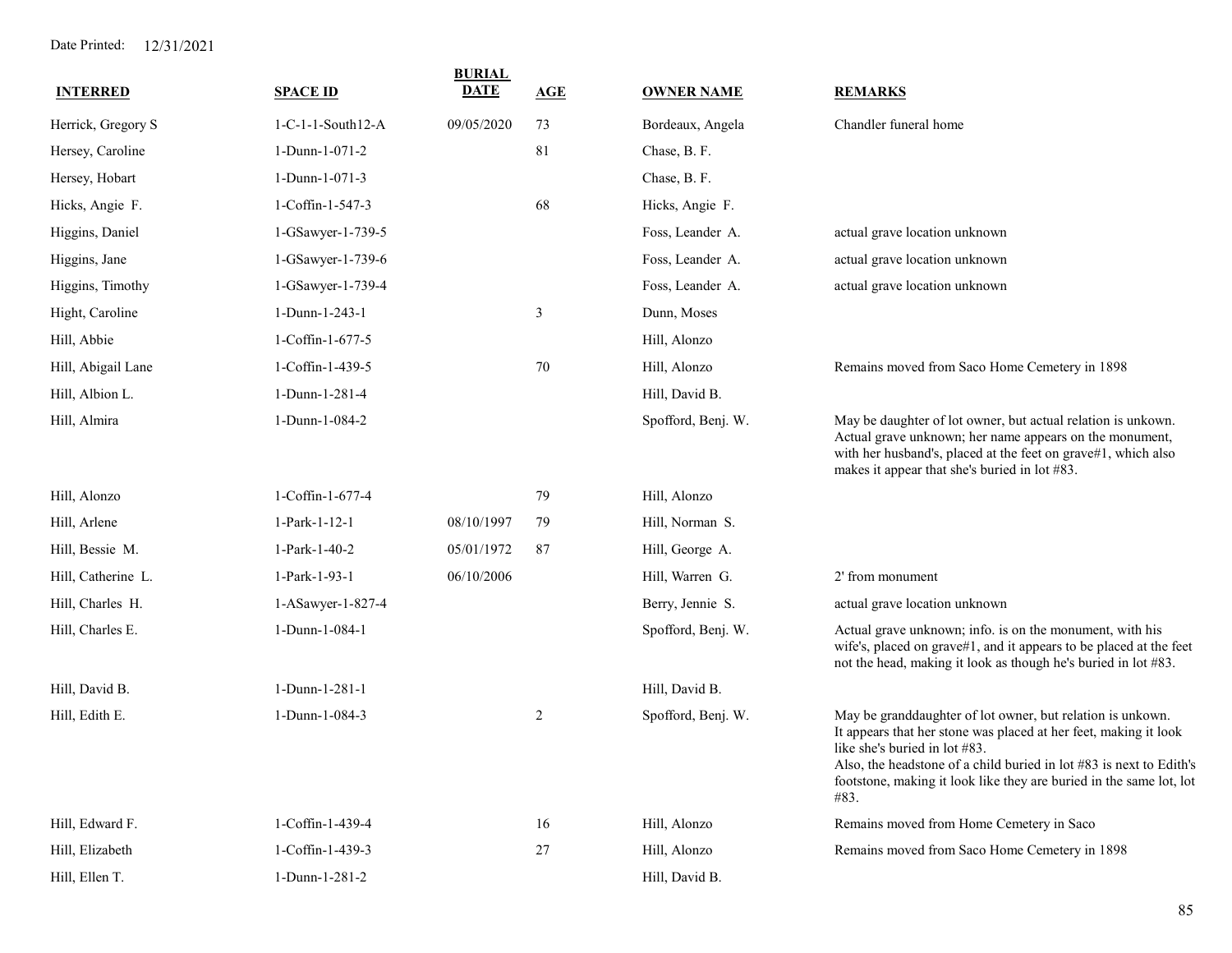Date Printed: 12/31/2021

| INTERRED | SPACE ID | BURIAL DATE | AGE | OWNER NAME | REMARKS |
|---|---|---|---|---|---|
| Herrick, Gregory S | 1-C-1-1-South12-A | 09/05/2020 | 73 | Bordeaux, Angela | Chandler funeral home |
| Hersey, Caroline | 1-Dunn-1-071-2 | | 81 | Chase, B. F. | |
| Hersey, Hobart | 1-Dunn-1-071-3 | | | Chase, B. F. | |
| Hicks, Angie F. | 1-Coffin-1-547-3 | | 68 | Hicks, Angie F. | |
| Higgins, Daniel | 1-GSawyer-1-739-5 | | | Foss, Leander A. | actual grave location unknown |
| Higgins, Jane | 1-GSawyer-1-739-6 | | | Foss, Leander A. | actual grave location unknown |
| Higgins, Timothy | 1-GSawyer-1-739-4 | | | Foss, Leander A. | actual grave location unknown |
| Hight, Caroline | 1-Dunn-1-243-1 | | 3 | Dunn, Moses | |
| Hill, Abbie | 1-Coffin-1-677-5 | | | Hill, Alonzo | |
| Hill, Abigail Lane | 1-Coffin-1-439-5 | | 70 | Hill, Alonzo | Remains moved from Saco Home Cemetery in 1898 |
| Hill, Albion L. | 1-Dunn-1-281-4 | | | Hill, David B. | |
| Hill, Almira | 1-Dunn-1-084-2 | | | Spofford, Benj. W. | May be daughter of lot owner, but actual relation is unkown. Actual grave unknown; her name appears on the monument, with her husband's, placed at the feet on grave#1, which also makes it appear that she's buried in lot #83. |
| Hill, Alonzo | 1-Coffin-1-677-4 | | 79 | Hill, Alonzo | |
| Hill, Arlene | 1-Park-1-12-1 | 08/10/1997 | 79 | Hill, Norman S. | |
| Hill, Bessie M. | 1-Park-1-40-2 | 05/01/1972 | 87 | Hill, George A. | |
| Hill, Catherine L. | 1-Park-1-93-1 | 06/10/2006 | | Hill, Warren G. | 2' from monument |
| Hill, Charles H. | 1-ASawyer-1-827-4 | | | Berry, Jennie S. | actual grave location unknown |
| Hill, Charles E. | 1-Dunn-1-084-1 | | | Spofford, Benj. W. | Actual grave unknown; info. is on the monument, with his wife's, placed on grave#1, and it appears to be placed at the feet not the head, making it look as though he's buried in lot #83. |
| Hill, David B. | 1-Dunn-1-281-1 | | | Hill, David B. | |
| Hill, Edith E. | 1-Dunn-1-084-3 | | 2 | Spofford, Benj. W. | May be granddaughter of lot owner, but relation is unkown. It appears that her stone was placed at her feet, making it look like she's buried in lot #83. Also, the headstone of a child buried in lot #83 is next to Edith's footstone, making it look like they are buried in the same lot, lot #83. |
| Hill, Edward F. | 1-Coffin-1-439-4 | | 16 | Hill, Alonzo | Remains moved from Home Cemetery in Saco |
| Hill, Elizabeth | 1-Coffin-1-439-3 | | 27 | Hill, Alonzo | Remains moved from Saco Home Cemetery in 1898 |
| Hill, Ellen T. | 1-Dunn-1-281-2 | | | Hill, David B. | |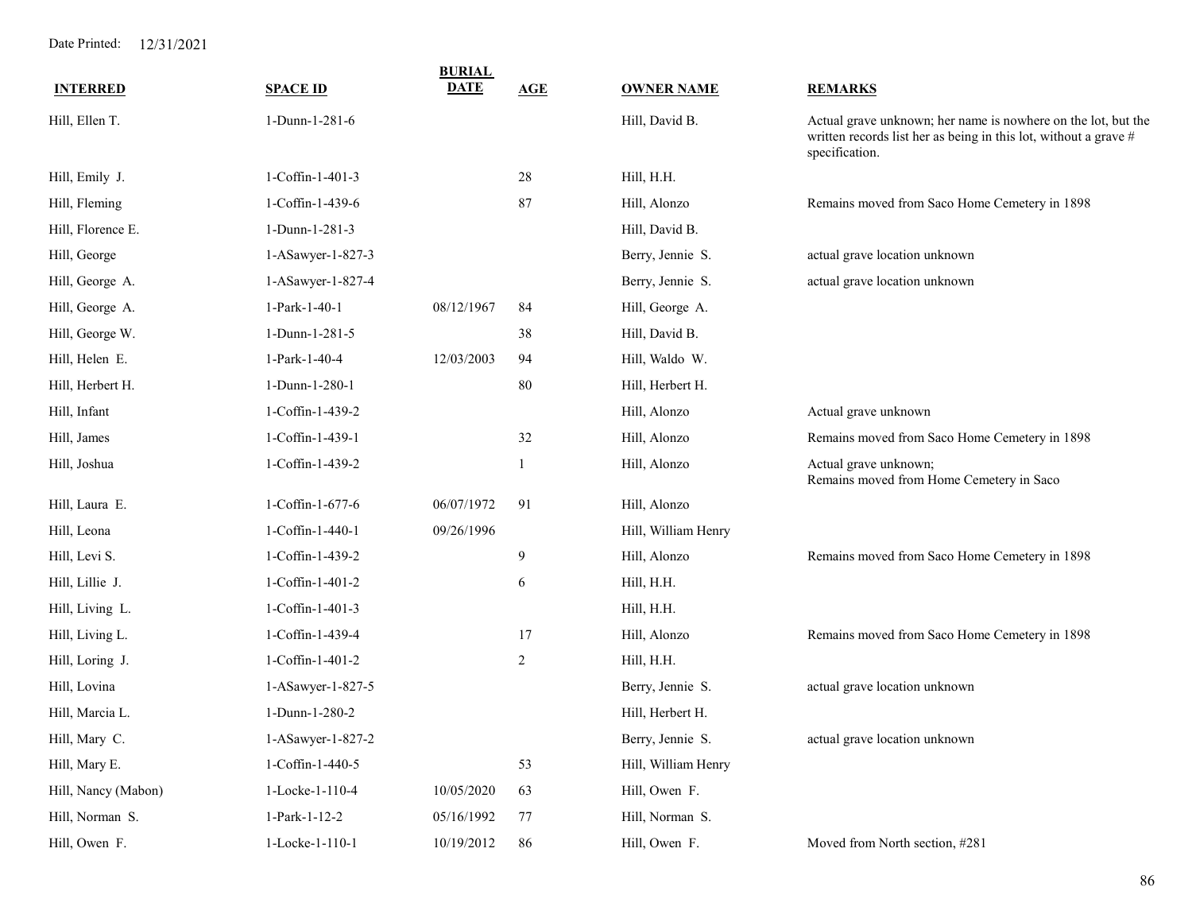Date Printed: 12/31/2021

| INTERRED | SPACE ID | BURIAL DATE | AGE | OWNER NAME | REMARKS |
|---|---|---|---|---|---|
| Hill, Ellen T. | 1-Dunn-1-281-6 | | | Hill, David B. | Actual grave unknown; her name is nowhere on the lot, but the written records list her as being in this lot, without a grave # specification. |
| Hill, Emily J. | 1-Coffin-1-401-3 | | 28 | Hill, H.H. | |
| Hill, Fleming | 1-Coffin-1-439-6 | | 87 | Hill, Alonzo | Remains moved from Saco Home Cemetery in 1898 |
| Hill, Florence E. | 1-Dunn-1-281-3 | | | Hill, David B. | |
| Hill, George | 1-ASawyer-1-827-3 | | | Berry, Jennie S. | actual grave location unknown |
| Hill, George A. | 1-ASawyer-1-827-4 | | | Berry, Jennie S. | actual grave location unknown |
| Hill, George A. | 1-Park-1-40-1 | 08/12/1967 | 84 | Hill, George A. | |
| Hill, George W. | 1-Dunn-1-281-5 | | 38 | Hill, David B. | |
| Hill, Helen E. | 1-Park-1-40-4 | 12/03/2003 | 94 | Hill, Waldo W. | |
| Hill, Herbert H. | 1-Dunn-1-280-1 | | 80 | Hill, Herbert H. | |
| Hill, Infant | 1-Coffin-1-439-2 | | | Hill, Alonzo | Actual grave unknown |
| Hill, James | 1-Coffin-1-439-1 | | 32 | Hill, Alonzo | Remains moved from Saco Home Cemetery in 1898 |
| Hill, Joshua | 1-Coffin-1-439-2 | | 1 | Hill, Alonzo | Actual grave unknown; Remains moved from Home Cemetery in Saco |
| Hill, Laura E. | 1-Coffin-1-677-6 | 06/07/1972 | 91 | Hill, Alonzo | |
| Hill, Leona | 1-Coffin-1-440-1 | 09/26/1996 | | Hill, William Henry | |
| Hill, Levi S. | 1-Coffin-1-439-2 | | 9 | Hill, Alonzo | Remains moved from Saco Home Cemetery in 1898 |
| Hill, Lillie J. | 1-Coffin-1-401-2 | | 6 | Hill, H.H. | |
| Hill, Living L. | 1-Coffin-1-401-3 | | | Hill, H.H. | |
| Hill, Living L. | 1-Coffin-1-439-4 | | 17 | Hill, Alonzo | Remains moved from Saco Home Cemetery in 1898 |
| Hill, Loring J. | 1-Coffin-1-401-2 | | 2 | Hill, H.H. | |
| Hill, Lovina | 1-ASawyer-1-827-5 | | | Berry, Jennie S. | actual grave location unknown |
| Hill, Marcia L. | 1-Dunn-1-280-2 | | | Hill, Herbert H. | |
| Hill, Mary C. | 1-ASawyer-1-827-2 | | | Berry, Jennie S. | actual grave location unknown |
| Hill, Mary E. | 1-Coffin-1-440-5 | | 53 | Hill, William Henry | |
| Hill, Nancy (Mabon) | 1-Locke-1-110-4 | 10/05/2020 | 63 | Hill, Owen F. | |
| Hill, Norman S. | 1-Park-1-12-2 | 05/16/1992 | 77 | Hill, Norman S. | |
| Hill, Owen F. | 1-Locke-1-110-1 | 10/19/2012 | 86 | Hill, Owen F. | Moved from North section, #281 |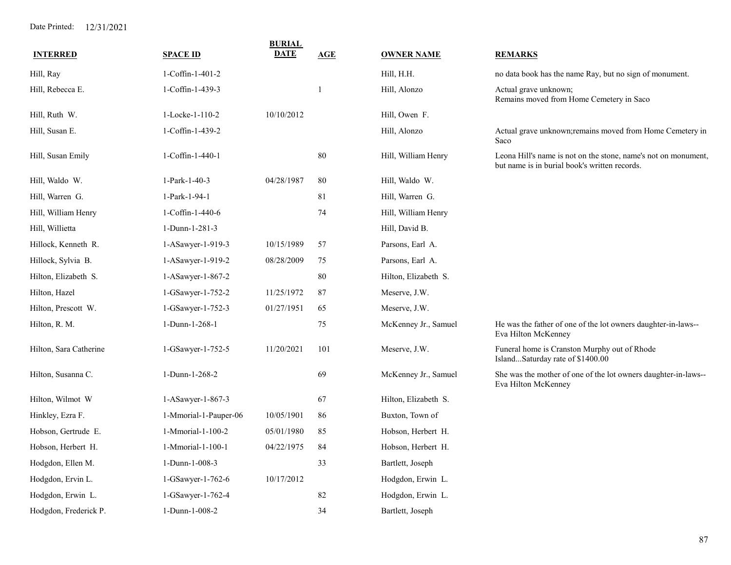Date Printed: 12/31/2021

| INTERRED | SPACE ID | BURIAL DATE | AGE | OWNER NAME | REMARKS |
|---|---|---|---|---|---|
| Hill, Ray | 1-Coffin-1-401-2 | | | Hill, H.H. | no data book has the name Ray, but no sign of monument. |
| Hill, Rebecca E. | 1-Coffin-1-439-3 | | 1 | Hill, Alonzo | Actual grave unknown; Remains moved from Home Cemetery in Saco |
| Hill, Ruth W. | 1-Locke-1-110-2 | 10/10/2012 | | Hill, Owen F. | |
| Hill, Susan E. | 1-Coffin-1-439-2 | | | Hill, Alonzo | Actual grave unknown;remains moved from Home Cemetery in Saco |
| Hill, Susan Emily | 1-Coffin-1-440-1 | | 80 | Hill, William Henry | Leona Hill's name is not on the stone, name's not on monument, but name is in burial book's written records. |
| Hill, Waldo W. | 1-Park-1-40-3 | 04/28/1987 | 80 | Hill, Waldo W. | |
| Hill, Warren G. | 1-Park-1-94-1 | | 81 | Hill, Warren G. | |
| Hill, William Henry | 1-Coffin-1-440-6 | | 74 | Hill, William Henry | |
| Hill, Willietta | 1-Dunn-1-281-3 | | | Hill, David B. | |
| Hillock, Kenneth R. | 1-ASawyer-1-919-3 | 10/15/1989 | 57 | Parsons, Earl A. | |
| Hillock, Sylvia B. | 1-ASawyer-1-919-2 | 08/28/2009 | 75 | Parsons, Earl A. | |
| Hilton, Elizabeth S. | 1-ASawyer-1-867-2 | | 80 | Hilton, Elizabeth S. | |
| Hilton, Hazel | 1-GSawyer-1-752-2 | 11/25/1972 | 87 | Meserve, J.W. | |
| Hilton, Prescott W. | 1-GSawyer-1-752-3 | 01/27/1951 | 65 | Meserve, J.W. | |
| Hilton, R. M. | 1-Dunn-1-268-1 | | 75 | McKenney Jr., Samuel | He was the father of one of the lot owners daughter-in-laws--Eva Hilton McKenney |
| Hilton, Sara Catherine | 1-GSawyer-1-752-5 | 11/20/2021 | 101 | Meserve, J.W. | Funeral home is Cranston Murphy out of Rhode Island...Saturday rate of $1400.00 |
| Hilton, Susanna C. | 1-Dunn-1-268-2 | | 69 | McKenney Jr., Samuel | She was the mother of one of the lot owners daughter-in-laws--Eva Hilton McKenney |
| Hilton, Wilmot W | 1-ASawyer-1-867-3 | | 67 | Hilton, Elizabeth S. | |
| Hinkley, Ezra F. | 1-Mmorial-1-Pauper-06 | 10/05/1901 | 86 | Buxton, Town of | |
| Hobson, Gertrude E. | 1-Mmorial-1-100-2 | 05/01/1980 | 85 | Hobson, Herbert H. | |
| Hobson, Herbert H. | 1-Mmorial-1-100-1 | 04/22/1975 | 84 | Hobson, Herbert H. | |
| Hodgdon, Ellen M. | 1-Dunn-1-008-3 | | 33 | Bartlett, Joseph | |
| Hodgdon, Ervin L. | 1-GSawyer-1-762-6 | 10/17/2012 | | Hodgdon, Erwin L. | |
| Hodgdon, Erwin L. | 1-GSawyer-1-762-4 | | 82 | Hodgdon, Erwin L. | |
| Hodgdon, Frederick P. | 1-Dunn-1-008-2 | | 34 | Bartlett, Joseph | |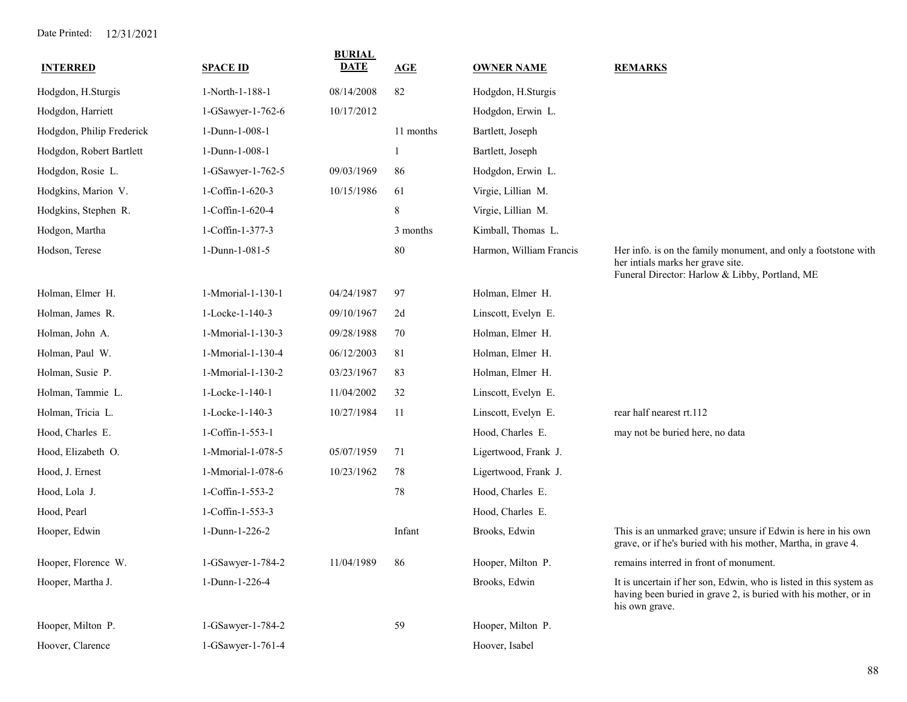Date Printed: 12/31/2021

| INTERRED | SPACE ID | BURIAL DATE | AGE | OWNER NAME | REMARKS |
|---|---|---|---|---|---|
| Hodgdon, H.Sturgis | 1-North-1-188-1 | 08/14/2008 | 82 | Hodgdon, H.Sturgis | |
| Hodgdon, Harriett | 1-GSawyer-1-762-6 | 10/17/2012 | | Hodgdon, Erwin L. | |
| Hodgdon, Philip Frederick | 1-Dunn-1-008-1 | | 11 months | Bartlett, Joseph | |
| Hodgdon, Robert Bartlett | 1-Dunn-1-008-1 | | 1 | Bartlett, Joseph | |
| Hodgdon, Rosie L. | 1-GSawyer-1-762-5 | 09/03/1969 | 86 | Hodgdon, Erwin L. | |
| Hodgkins, Marion V. | 1-Coffin-1-620-3 | 10/15/1986 | 61 | Virgie, Lillian M. | |
| Hodgkins, Stephen R. | 1-Coffin-1-620-4 | | 8 | Virgie, Lillian M. | |
| Hodgon, Martha | 1-Coffin-1-377-3 | | 3 months | Kimball, Thomas L. | |
| Hodson, Terese | 1-Dunn-1-081-5 | | 80 | Harmon, William Francis | Her info. is on the family monument, and only a footstone with her intials marks her grave site. Funeral Director: Harlow & Libby, Portland, ME |
| Holman, Elmer H. | 1-Mmorial-1-130-1 | 04/24/1987 | 97 | Holman, Elmer H. | |
| Holman, James R. | 1-Locke-1-140-3 | 09/10/1967 | 2d | Linscott, Evelyn E. | |
| Holman, John A. | 1-Mmorial-1-130-3 | 09/28/1988 | 70 | Holman, Elmer H. | |
| Holman, Paul W. | 1-Mmorial-1-130-4 | 06/12/2003 | 81 | Holman, Elmer H. | |
| Holman, Susie P. | 1-Mmorial-1-130-2 | 03/23/1967 | 83 | Holman, Elmer H. | |
| Holman, Tammie L. | 1-Locke-1-140-1 | 11/04/2002 | 32 | Linscott, Evelyn E. | |
| Holman, Tricia L. | 1-Locke-1-140-3 | 10/27/1984 | 11 | Linscott, Evelyn E. | rear half nearest rt.112 |
| Hood, Charles E. | 1-Coffin-1-553-1 | | | Hood, Charles E. | may not be buried here, no data |
| Hood, Elizabeth O. | 1-Mmorial-1-078-5 | 05/07/1959 | 71 | Ligertwood, Frank J. | |
| Hood, J. Ernest | 1-Mmorial-1-078-6 | 10/23/1962 | 78 | Ligertwood, Frank J. | |
| Hood, Lola J. | 1-Coffin-1-553-2 | | 78 | Hood, Charles E. | |
| Hood, Pearl | 1-Coffin-1-553-3 | | | Hood, Charles E. | |
| Hooper, Edwin | 1-Dunn-1-226-2 | | Infant | Brooks, Edwin | This is an unmarked grave; unsure if Edwin is here in his own grave, or if he's buried with his mother, Martha, in grave 4. |
| Hooper, Florence W. | 1-GSawyer-1-784-2 | 11/04/1989 | 86 | Hooper, Milton P. | remains interred in front of monument. |
| Hooper, Martha J. | 1-Dunn-1-226-4 | | | Brooks, Edwin | It is uncertain if her son, Edwin, who is listed in this system as having been buried in grave 2, is buried with his mother, or in his own grave. |
| Hooper, Milton P. | 1-GSawyer-1-784-2 | | 59 | Hooper, Milton P. | |
| Hoover, Clarence | 1-GSawyer-1-761-4 | | | Hoover, Isabel | |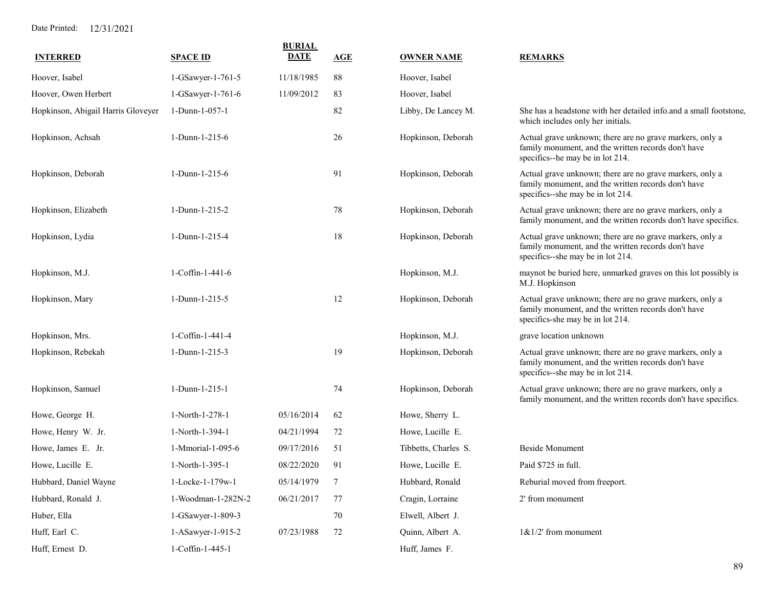Date Printed: 12/31/2021

| INTERRED | SPACE ID | BURIAL DATE | AGE | OWNER NAME | REMARKS |
|---|---|---|---|---|---|
| Hoover, Isabel | 1-GSawyer-1-761-5 | 11/18/1985 | 88 | Hoover, Isabel | |
| Hoover, Owen Herbert | 1-GSawyer-1-761-6 | 11/09/2012 | 83 | Hoover, Isabel | |
| Hopkinson, Abigail Harris Gloveyer | 1-Dunn-1-057-1 | | 82 | Libby, De Lancey M. | She has a headstone with her detailed info.and a small footstone, which includes only her initials. |
| Hopkinson, Achsah | 1-Dunn-1-215-6 | | 26 | Hopkinson, Deborah | Actual grave unknown; there are no grave markers, only a family monument, and the written records don't have specifics--he may be in lot 214. |
| Hopkinson, Deborah | 1-Dunn-1-215-6 | | 91 | Hopkinson, Deborah | Actual grave unknown; there are no grave markers, only a family monument, and the written records don't have specifics--she may be in lot 214. |
| Hopkinson, Elizabeth | 1-Dunn-1-215-2 | | 78 | Hopkinson, Deborah | Actual grave unknown; there are no grave markers, only a family monument, and the written records don't have specifics. |
| Hopkinson, Lydia | 1-Dunn-1-215-4 | | 18 | Hopkinson, Deborah | Actual grave unknown; there are no grave markers, only a family monument, and the written records don't have specifics--she may be in lot 214. |
| Hopkinson, M.J. | 1-Coffin-1-441-6 | | | Hopkinson, M.J. | maynot be buried here, unmarked graves on this lot possibly is M.J. Hopkinson |
| Hopkinson, Mary | 1-Dunn-1-215-5 | | 12 | Hopkinson, Deborah | Actual grave unknown; there are no grave markers, only a family monument, and the written records don't have specifics-she may be in lot 214. |
| Hopkinson, Mrs. | 1-Coffin-1-441-4 | | | Hopkinson, M.J. | grave location unknown |
| Hopkinson, Rebekah | 1-Dunn-1-215-3 | | 19 | Hopkinson, Deborah | Actual grave unknown; there are no grave markers, only a family monument, and the written records don't have specifics--she may be in lot 214. |
| Hopkinson, Samuel | 1-Dunn-1-215-1 | | 74 | Hopkinson, Deborah | Actual grave unknown; there are no grave markers, only a family monument, and the written records don't have specifics. |
| Howe, George H. | 1-North-1-278-1 | 05/16/2014 | 62 | Howe, Sherry L. | |
| Howe, Henry W. Jr. | 1-North-1-394-1 | 04/21/1994 | 72 | Howe, Lucille E. | |
| Howe, James E. Jr. | 1-Mmorial-1-095-6 | 09/17/2016 | 51 | Tibbetts, Charles S. | Beside Monument |
| Howe, Lucille E. | 1-North-1-395-1 | 08/22/2020 | 91 | Howe, Lucille E. | Paid $725 in full. |
| Hubbard, Daniel Wayne | 1-Locke-1-179w-1 | 05/14/1979 | 7 | Hubbard, Ronald | Reburial moved from freeport. |
| Hubbard, Ronald J. | 1-Woodman-1-282N-2 | 06/21/2017 | 77 | Cragin, Lorraine | 2' from monument |
| Huber, Ella | 1-GSawyer-1-809-3 | | 70 | Elwell, Albert J. | |
| Huff, Earl C. | 1-ASawyer-1-915-2 | 07/23/1988 | 72 | Quinn, Albert A. | 1&1/2' from monument |
| Huff, Ernest D. | 1-Coffin-1-445-1 | | | Huff, James F. | |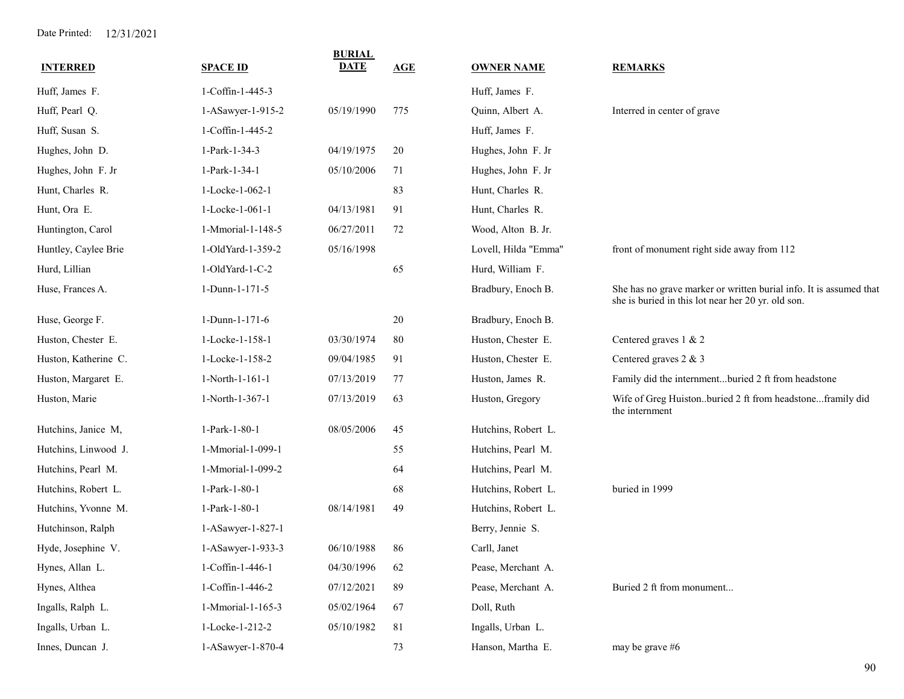Date Printed: 12/31/2021

| INTERRED | SPACE ID | BURIAL DATE | AGE | OWNER NAME | REMARKS |
|---|---|---|---|---|---|
| Huff, James F. | 1-Coffin-1-445-3 | | | Huff, James F. | |
| Huff, Pearl Q. | 1-ASawyer-1-915-2 | 05/19/1990 | 775 | Quinn, Albert A. | Interred in center of grave |
| Huff, Susan S. | 1-Coffin-1-445-2 | | | Huff, James F. | |
| Hughes, John D. | 1-Park-1-34-3 | 04/19/1975 | 20 | Hughes, John F. Jr | |
| Hughes, John F. Jr | 1-Park-1-34-1 | 05/10/2006 | 71 | Hughes, John F. Jr | |
| Hunt, Charles R. | 1-Locke-1-062-1 | | 83 | Hunt, Charles R. | |
| Hunt, Ora E. | 1-Locke-1-061-1 | 04/13/1981 | 91 | Hunt, Charles R. | |
| Huntington, Carol | 1-Mmorial-1-148-5 | 06/27/2011 | 72 | Wood, Alton B. Jr. | |
| Huntley, Caylee Brie | 1-OldYard-1-359-2 | 05/16/1998 | | Lovell, Hilda "Emma" | front of monument right side away from 112 |
| Hurd, Lillian | 1-OldYard-1-C-2 | | 65 | Hurd, William F. | |
| Huse, Frances A. | 1-Dunn-1-171-5 | | | Bradbury, Enoch B. | She has no grave marker or written burial info. It is assumed that she is buried in this lot near her 20 yr. old son. |
| Huse, George F. | 1-Dunn-1-171-6 | | 20 | Bradbury, Enoch B. | |
| Huston, Chester E. | 1-Locke-1-158-1 | 03/30/1974 | 80 | Huston, Chester E. | Centered graves 1 & 2 |
| Huston, Katherine C. | 1-Locke-1-158-2 | 09/04/1985 | 91 | Huston, Chester E. | Centered graves 2 & 3 |
| Huston, Margaret E. | 1-North-1-161-1 | 07/13/2019 | 77 | Huston, James R. | Family did the internment...buried 2 ft from headstone |
| Huston, Marie | 1-North-1-367-1 | 07/13/2019 | 63 | Huston, Gregory | Wife of Greg Huiston..buried 2 ft from headstone...framily did the internment |
| Hutchins, Janice M, | 1-Park-1-80-1 | 08/05/2006 | 45 | Hutchins, Robert L. | |
| Hutchins, Linwood J. | 1-Mmorial-1-099-1 | | 55 | Hutchins, Pearl M. | |
| Hutchins, Pearl M. | 1-Mmorial-1-099-2 | | 64 | Hutchins, Pearl M. | |
| Hutchins, Robert L. | 1-Park-1-80-1 | | 68 | Hutchins, Robert L. | buried in 1999 |
| Hutchins, Yvonne M. | 1-Park-1-80-1 | 08/14/1981 | 49 | Hutchins, Robert L. | |
| Hutchinson, Ralph | 1-ASawyer-1-827-1 | | | Berry, Jennie S. | |
| Hyde, Josephine V. | 1-ASawyer-1-933-3 | 06/10/1988 | 86 | Carll, Janet | |
| Hynes, Allan L. | 1-Coffin-1-446-1 | 04/30/1996 | 62 | Pease, Merchant A. | |
| Hynes, Althea | 1-Coffin-1-446-2 | 07/12/2021 | 89 | Pease, Merchant A. | Buried 2 ft from monument... |
| Ingalls, Ralph L. | 1-Mmorial-1-165-3 | 05/02/1964 | 67 | Doll, Ruth | |
| Ingalls, Urban L. | 1-Locke-1-212-2 | 05/10/1982 | 81 | Ingalls, Urban L. | |
| Innes, Duncan J. | 1-ASawyer-1-870-4 | | 73 | Hanson, Martha E. | may be grave #6 |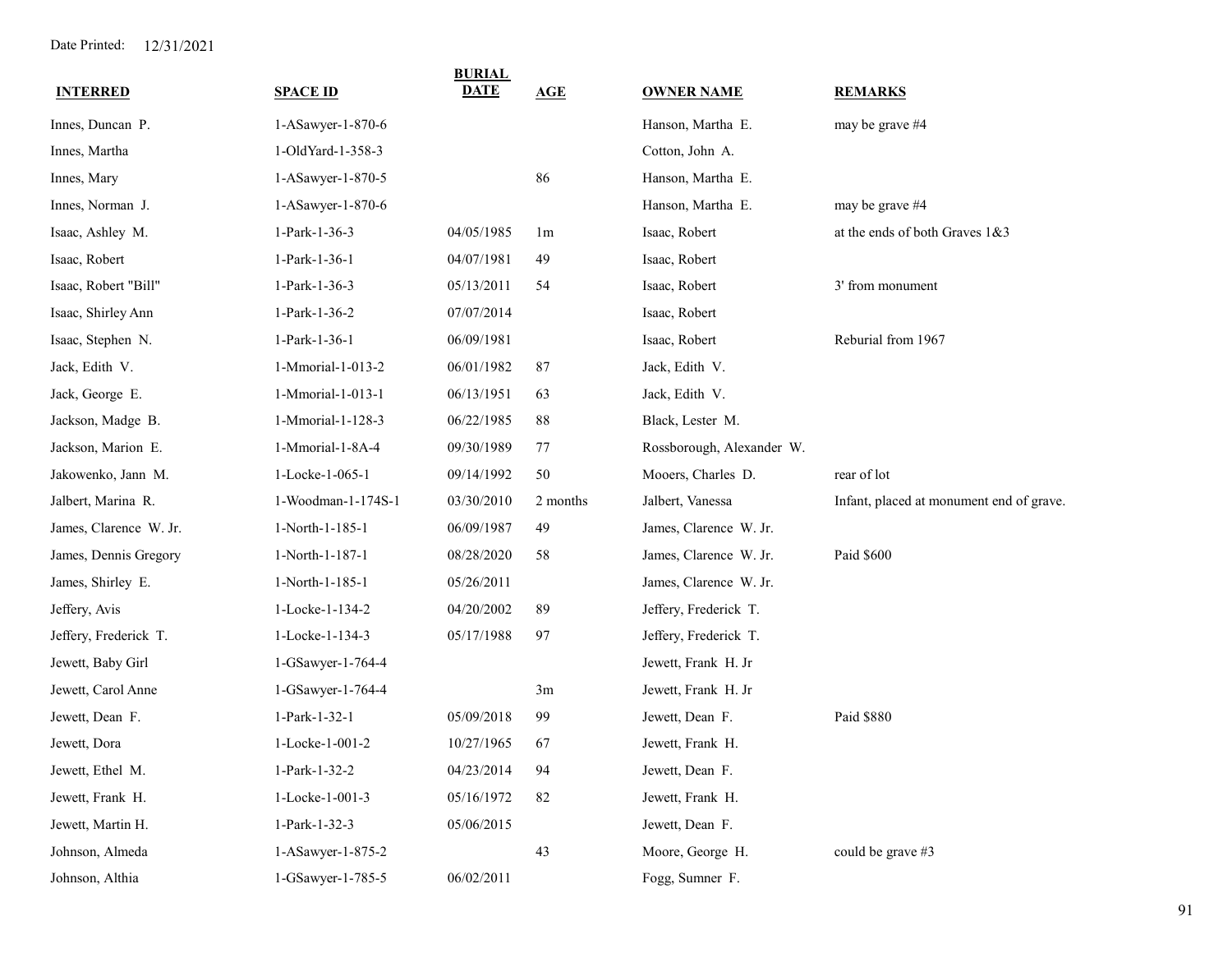Date Printed: 12/31/2021

| INTERRED | SPACE ID | BURIAL DATE | AGE | OWNER NAME | REMARKS |
|---|---|---|---|---|---|
| Innes, Duncan P. | 1-ASawyer-1-870-6 | | | Hanson, Martha E. | may be grave #4 |
| Innes, Martha | 1-OldYard-1-358-3 | | | Cotton, John A. | |
| Innes, Mary | 1-ASawyer-1-870-5 | | 86 | Hanson, Martha E. | |
| Innes, Norman J. | 1-ASawyer-1-870-6 | | | Hanson, Martha E. | may be grave #4 |
| Isaac, Ashley M. | 1-Park-1-36-3 | 04/05/1985 | 1m | Isaac, Robert | at the ends of both Graves 1&3 |
| Isaac, Robert | 1-Park-1-36-1 | 04/07/1981 | 49 | Isaac, Robert | |
| Isaac, Robert "Bill" | 1-Park-1-36-3 | 05/13/2011 | 54 | Isaac, Robert | 3' from monument |
| Isaac, Shirley Ann | 1-Park-1-36-2 | 07/07/2014 | | Isaac, Robert | |
| Isaac, Stephen N. | 1-Park-1-36-1 | 06/09/1981 | | Isaac, Robert | Reburial from 1967 |
| Jack, Edith V. | 1-Mmorial-1-013-2 | 06/01/1982 | 87 | Jack, Edith V. | |
| Jack, George E. | 1-Mmorial-1-013-1 | 06/13/1951 | 63 | Jack, Edith V. | |
| Jackson, Madge B. | 1-Mmorial-1-128-3 | 06/22/1985 | 88 | Black, Lester M. | |
| Jackson, Marion E. | 1-Mmorial-1-8A-4 | 09/30/1989 | 77 | Rossborough, Alexander W. | |
| Jakowenko, Jann M. | 1-Locke-1-065-1 | 09/14/1992 | 50 | Mooers, Charles D. | rear of lot |
| Jalbert, Marina R. | 1-Woodman-1-174S-1 | 03/30/2010 | 2 months | Jalbert, Vanessa | Infant, placed at monument end of grave. |
| James, Clarence W. Jr. | 1-North-1-185-1 | 06/09/1987 | 49 | James, Clarence W. Jr. | |
| James, Dennis Gregory | 1-North-1-187-1 | 08/28/2020 | 58 | James, Clarence W. Jr. | Paid $600 |
| James, Shirley E. | 1-North-1-185-1 | 05/26/2011 | | James, Clarence W. Jr. | |
| Jeffery, Avis | 1-Locke-1-134-2 | 04/20/2002 | 89 | Jeffery, Frederick T. | |
| Jeffery, Frederick T. | 1-Locke-1-134-3 | 05/17/1988 | 97 | Jeffery, Frederick T. | |
| Jewett, Baby Girl | 1-GSawyer-1-764-4 | | | Jewett, Frank H. Jr | |
| Jewett, Carol Anne | 1-GSawyer-1-764-4 | | 3m | Jewett, Frank H. Jr | |
| Jewett, Dean F. | 1-Park-1-32-1 | 05/09/2018 | 99 | Jewett, Dean F. | Paid $880 |
| Jewett, Dora | 1-Locke-1-001-2 | 10/27/1965 | 67 | Jewett, Frank H. | |
| Jewett, Ethel M. | 1-Park-1-32-2 | 04/23/2014 | 94 | Jewett, Dean F. | |
| Jewett, Frank H. | 1-Locke-1-001-3 | 05/16/1972 | 82 | Jewett, Frank H. | |
| Jewett, Martin H. | 1-Park-1-32-3 | 05/06/2015 | | Jewett, Dean F. | |
| Johnson, Almeda | 1-ASawyer-1-875-2 | | 43 | Moore, George H. | could be grave #3 |
| Johnson, Althia | 1-GSawyer-1-785-5 | 06/02/2011 | | Fogg, Sumner F. | |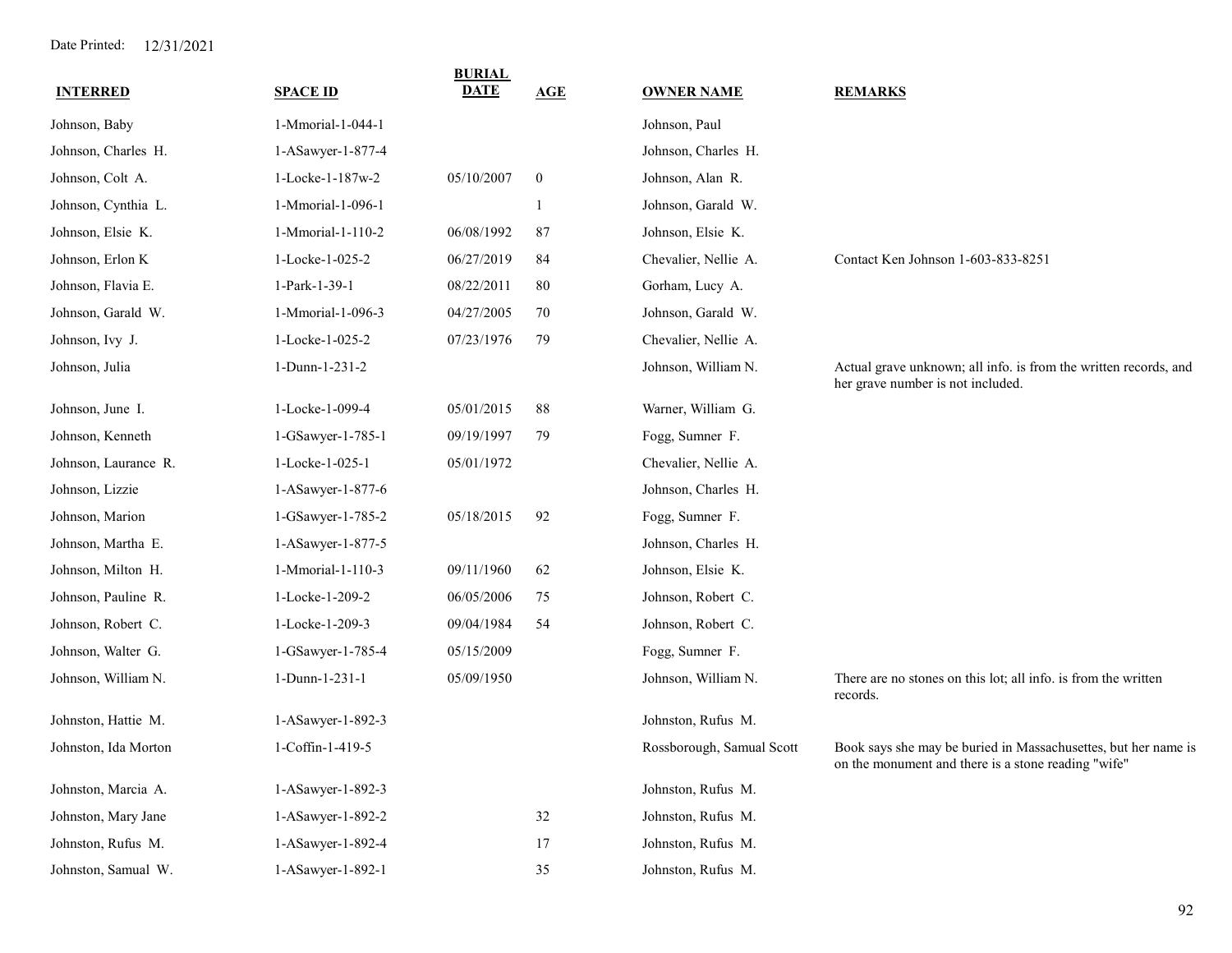Date Printed: 12/31/2021

| INTERRED | SPACE ID | BURIAL DATE | AGE | OWNER NAME | REMARKS |
|---|---|---|---|---|---|
| Johnson, Baby | 1-Mmorial-1-044-1 | | | Johnson, Paul | |
| Johnson, Charles H. | 1-ASawyer-1-877-4 | | | Johnson, Charles H. | |
| Johnson, Colt A. | 1-Locke-1-187w-2 | 05/10/2007 | 0 | Johnson, Alan R. | |
| Johnson, Cynthia L. | 1-Mmorial-1-096-1 | | 1 | Johnson, Garald W. | |
| Johnson, Elsie K. | 1-Mmorial-1-110-2 | 06/08/1992 | 87 | Johnson, Elsie K. | |
| Johnson, Erlon K | 1-Locke-1-025-2 | 06/27/2019 | 84 | Chevalier, Nellie A. | Contact Ken Johnson 1-603-833-8251 |
| Johnson, Flavia E. | 1-Park-1-39-1 | 08/22/2011 | 80 | Gorham, Lucy A. | |
| Johnson, Garald W. | 1-Mmorial-1-096-3 | 04/27/2005 | 70 | Johnson, Garald W. | |
| Johnson, Ivy J. | 1-Locke-1-025-2 | 07/23/1976 | 79 | Chevalier, Nellie A. | |
| Johnson, Julia | 1-Dunn-1-231-2 | | | Johnson, William N. | Actual grave unknown; all info. is from the written records, and her grave number is not included. |
| Johnson, June I. | 1-Locke-1-099-4 | 05/01/2015 | 88 | Warner, William G. | |
| Johnson, Kenneth | 1-GSawyer-1-785-1 | 09/19/1997 | 79 | Fogg, Sumner F. | |
| Johnson, Laurance R. | 1-Locke-1-025-1 | 05/01/1972 | | Chevalier, Nellie A. | |
| Johnson, Lizzie | 1-ASawyer-1-877-6 | | | Johnson, Charles H. | |
| Johnson, Marion | 1-GSawyer-1-785-2 | 05/18/2015 | 92 | Fogg, Sumner F. | |
| Johnson, Martha E. | 1-ASawyer-1-877-5 | | | Johnson, Charles H. | |
| Johnson, Milton H. | 1-Mmorial-1-110-3 | 09/11/1960 | 62 | Johnson, Elsie K. | |
| Johnson, Pauline R. | 1-Locke-1-209-2 | 06/05/2006 | 75 | Johnson, Robert C. | |
| Johnson, Robert C. | 1-Locke-1-209-3 | 09/04/1984 | 54 | Johnson, Robert C. | |
| Johnson, Walter G. | 1-GSawyer-1-785-4 | 05/15/2009 | | Fogg, Sumner F. | |
| Johnson, William N. | 1-Dunn-1-231-1 | 05/09/1950 | | Johnson, William N. | There are no stones on this lot; all info. is from the written records. |
| Johnston, Hattie M. | 1-ASawyer-1-892-3 | | | Johnston, Rufus M. | |
| Johnston, Ida Morton | 1-Coffin-1-419-5 | | | Rossborough, Samual Scott | Book says she may be buried in Massachusettes, but her name is on the monument and there is a stone reading "wife" |
| Johnston, Marcia A. | 1-ASawyer-1-892-3 | | | Johnston, Rufus M. | |
| Johnston, Mary Jane | 1-ASawyer-1-892-2 | | 32 | Johnston, Rufus M. | |
| Johnston, Rufus M. | 1-ASawyer-1-892-4 | | 17 | Johnston, Rufus M. | |
| Johnston, Samual W. | 1-ASawyer-1-892-1 | | 35 | Johnston, Rufus M. | |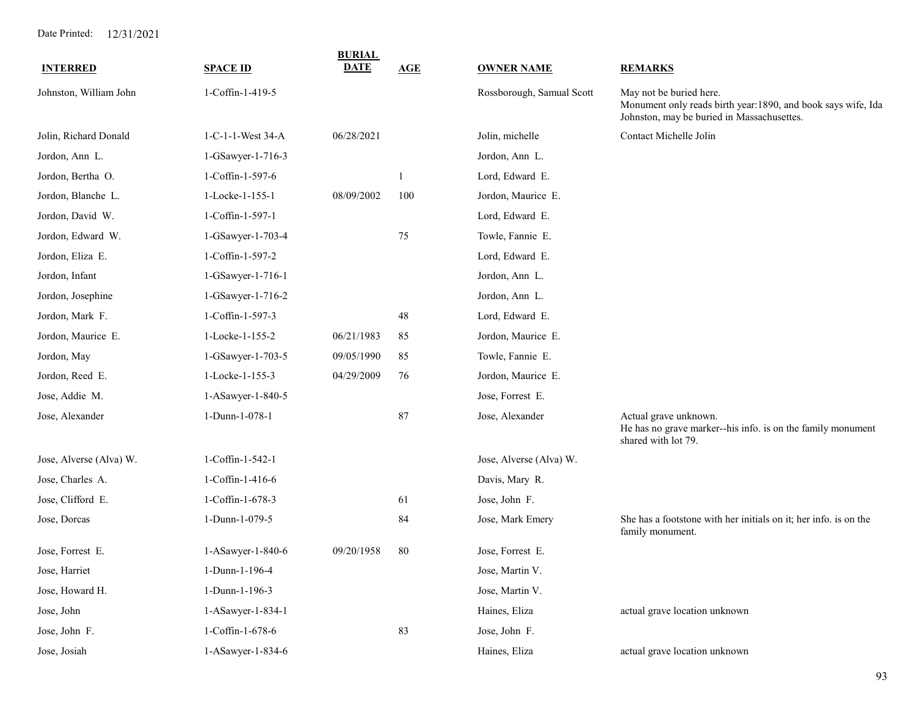Date Printed: 12/31/2021

| INTERRED | SPACE ID | BURIAL DATE | AGE | OWNER NAME | REMARKS |
|---|---|---|---|---|---|
| Johnston, William John | 1-Coffin-1-419-5 | | | Rossborough, Samual Scott | May not be buried here. Monument only reads birth year:1890, and book says wife, Ida Johnston, may be buried in Massachusettes. |
| Jolin, Richard Donald | 1-C-1-1-West 34-A | 06/28/2021 | | Jolin, michelle | Contact Michelle Jolin |
| Jordon, Ann L. | 1-GSawyer-1-716-3 | | | Jordon, Ann L. | |
| Jordon, Bertha O. | 1-Coffin-1-597-6 | | 1 | Lord, Edward E. | |
| Jordon, Blanche L. | 1-Locke-1-155-1 | 08/09/2002 | 100 | Jordon, Maurice E. | |
| Jordon, David W. | 1-Coffin-1-597-1 | | | Lord, Edward E. | |
| Jordon, Edward W. | 1-GSawyer-1-703-4 | | 75 | Towle, Fannie E. | |
| Jordon, Eliza E. | 1-Coffin-1-597-2 | | | Lord, Edward E. | |
| Jordon, Infant | 1-GSawyer-1-716-1 | | | Jordon, Ann L. | |
| Jordon, Josephine | 1-GSawyer-1-716-2 | | | Jordon, Ann L. | |
| Jordon, Mark F. | 1-Coffin-1-597-3 | | 48 | Lord, Edward E. | |
| Jordon, Maurice E. | 1-Locke-1-155-2 | 06/21/1983 | 85 | Jordon, Maurice E. | |
| Jordon, May | 1-GSawyer-1-703-5 | 09/05/1990 | 85 | Towle, Fannie E. | |
| Jordon, Reed E. | 1-Locke-1-155-3 | 04/29/2009 | 76 | Jordon, Maurice E. | |
| Jose, Addie M. | 1-ASawyer-1-840-5 | | | Jose, Forrest E. | |
| Jose, Alexander | 1-Dunn-1-078-1 | | 87 | Jose, Alexander | Actual grave unknown. He has no grave marker--his info. is on the family monument shared with lot 79. |
| Jose, Alverse (Alva) W. | 1-Coffin-1-542-1 | | | Jose, Alverse (Alva) W. | |
| Jose, Charles A. | 1-Coffin-1-416-6 | | | Davis, Mary R. | |
| Jose, Clifford E. | 1-Coffin-1-678-3 | | 61 | Jose, John F. | |
| Jose, Dorcas | 1-Dunn-1-079-5 | | 84 | Jose, Mark Emery | She has a footstone with her initials on it; her info. is on the family monument. |
| Jose, Forrest E. | 1-ASawyer-1-840-6 | 09/20/1958 | 80 | Jose, Forrest E. | |
| Jose, Harriet | 1-Dunn-1-196-4 | | | Jose, Martin V. | |
| Jose, Howard H. | 1-Dunn-1-196-3 | | | Jose, Martin V. | |
| Jose, John | 1-ASawyer-1-834-1 | | | Haines, Eliza | actual grave location unknown |
| Jose, John F. | 1-Coffin-1-678-6 | | 83 | Jose, John F. | |
| Jose, Josiah | 1-ASawyer-1-834-6 | | | Haines, Eliza | actual grave location unknown |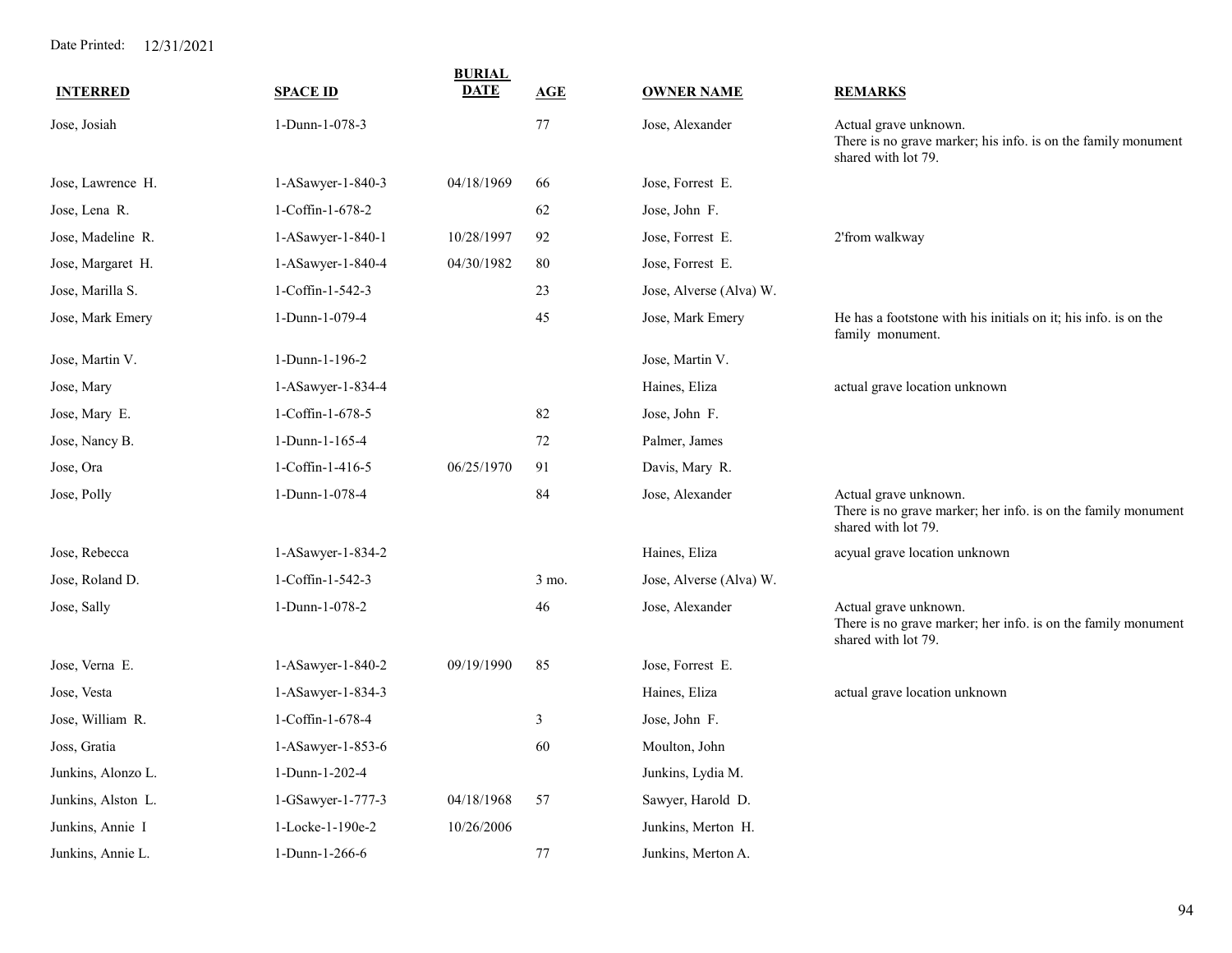Date Printed: 12/31/2021

| INTERRED | SPACE ID | BURIAL DATE | AGE | OWNER NAME | REMARKS |
|---|---|---|---|---|---|
| Jose, Josiah | 1-Dunn-1-078-3 | | 77 | Jose, Alexander | Actual grave unknown. There is no grave marker; his info. is on the family monument shared with lot 79. |
| Jose, Lawrence H. | 1-ASawyer-1-840-3 | 04/18/1969 | 66 | Jose, Forrest E. | |
| Jose, Lena R. | 1-Coffin-1-678-2 | | 62 | Jose, John F. | |
| Jose, Madeline R. | 1-ASawyer-1-840-1 | 10/28/1997 | 92 | Jose, Forrest E. | 2'from walkway |
| Jose, Margaret H. | 1-ASawyer-1-840-4 | 04/30/1982 | 80 | Jose, Forrest E. | |
| Jose, Marilla S. | 1-Coffin-1-542-3 | | 23 | Jose, Alverse (Alva) W. | |
| Jose, Mark Emery | 1-Dunn-1-079-4 | | 45 | Jose, Mark Emery | He has a footstone with his initials on it; his info. is on the family monument. |
| Jose, Martin V. | 1-Dunn-1-196-2 | | | Jose, Martin V. | |
| Jose, Mary | 1-ASawyer-1-834-4 | | | Haines, Eliza | actual grave location unknown |
| Jose, Mary E. | 1-Coffin-1-678-5 | | 82 | Jose, John F. | |
| Jose, Nancy B. | 1-Dunn-1-165-4 | | 72 | Palmer, James | |
| Jose, Ora | 1-Coffin-1-416-5 | 06/25/1970 | 91 | Davis, Mary R. | |
| Jose, Polly | 1-Dunn-1-078-4 | | 84 | Jose, Alexander | Actual grave unknown. There is no grave marker; her info. is on the family monument shared with lot 79. |
| Jose, Rebecca | 1-ASawyer-1-834-2 | | | Haines, Eliza | acyual grave location unknown |
| Jose, Roland D. | 1-Coffin-1-542-3 | | 3 mo. | Jose, Alverse (Alva) W. | |
| Jose, Sally | 1-Dunn-1-078-2 | | 46 | Jose, Alexander | Actual grave unknown. There is no grave marker; her info. is on the family monument shared with lot 79. |
| Jose, Verna E. | 1-ASawyer-1-840-2 | 09/19/1990 | 85 | Jose, Forrest E. | |
| Jose, Vesta | 1-ASawyer-1-834-3 | | | Haines, Eliza | actual grave location unknown |
| Jose, William R. | 1-Coffin-1-678-4 | | 3 | Jose, John F. | |
| Joss, Gratia | 1-ASawyer-1-853-6 | | 60 | Moulton, John | |
| Junkins, Alonzo L. | 1-Dunn-1-202-4 | | | Junkins, Lydia M. | |
| Junkins, Alston L. | 1-GSawyer-1-777-3 | 04/18/1968 | 57 | Sawyer, Harold D. | |
| Junkins, Annie I | 1-Locke-1-190e-2 | 10/26/2006 | | Junkins, Merton H. | |
| Junkins, Annie L. | 1-Dunn-1-266-6 | | 77 | Junkins, Merton A. | |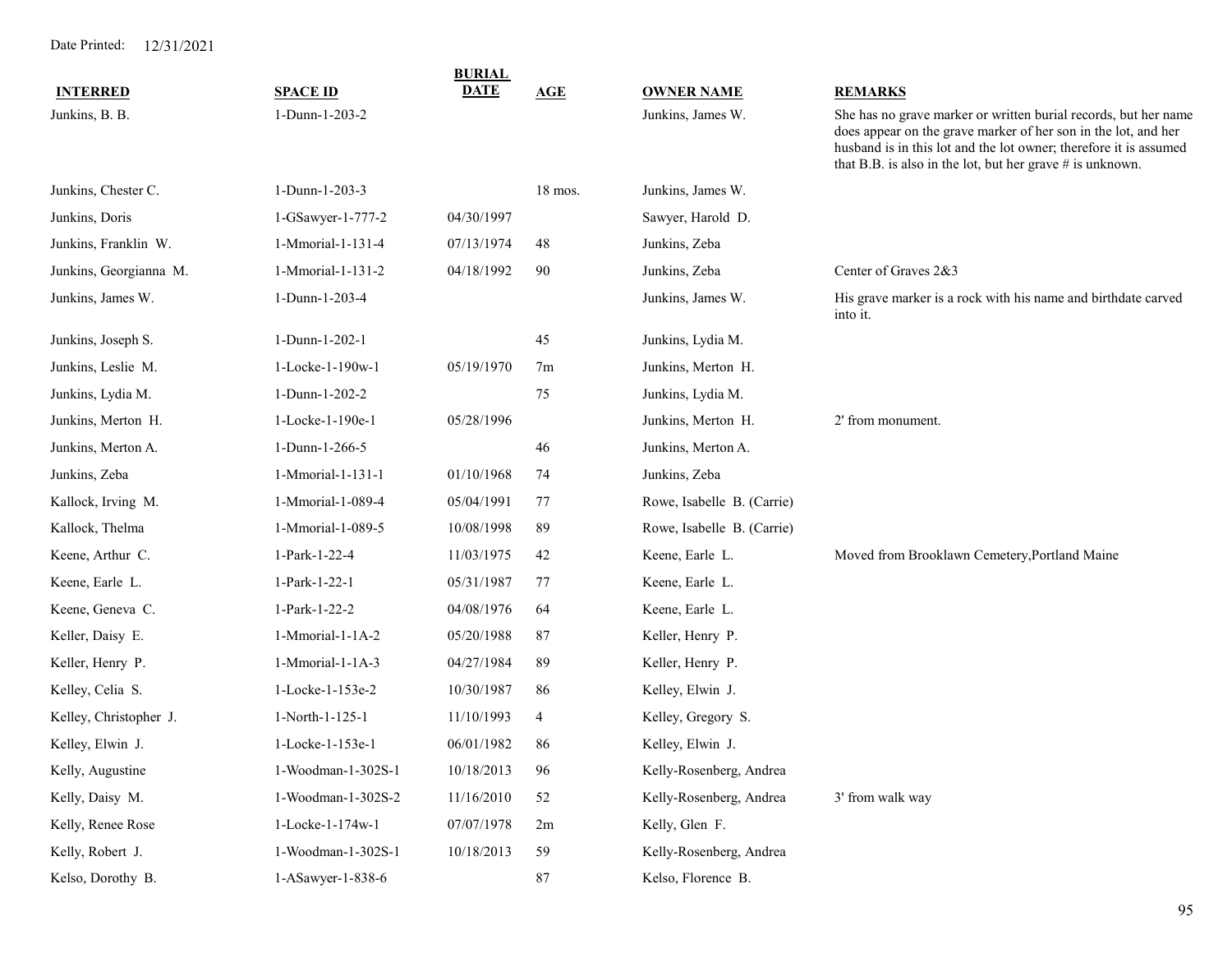Date Printed: 12/31/2021

| INTERRED | SPACE ID | BURIAL DATE | AGE | OWNER NAME | REMARKS |
|---|---|---|---|---|---|
| Junkins, B. B. | 1-Dunn-1-203-2 | | | Junkins, James W. | She has no grave marker or written burial records, but her name does appear on the grave marker of her son in the lot, and her husband is in this lot and the lot owner; therefore it is assumed that B.B. is also in the lot, but her grave # is unknown. |
| Junkins, Chester C. | 1-Dunn-1-203-3 | | 18 mos. | Junkins, James W. | |
| Junkins, Doris | 1-GSawyer-1-777-2 | 04/30/1997 | | Sawyer, Harold D. | |
| Junkins, Franklin W. | 1-Mmorial-1-131-4 | 07/13/1974 | 48 | Junkins, Zeba | |
| Junkins, Georgianna M. | 1-Mmorial-1-131-2 | 04/18/1992 | 90 | Junkins, Zeba | Center of Graves 2&3 |
| Junkins, James W. | 1-Dunn-1-203-4 | | | Junkins, James W. | His grave marker is a rock with his name and birthdate carved into it. |
| Junkins, Joseph S. | 1-Dunn-1-202-1 | | 45 | Junkins, Lydia M. | |
| Junkins, Leslie M. | 1-Locke-1-190w-1 | 05/19/1970 | 7m | Junkins, Merton H. | |
| Junkins, Lydia M. | 1-Dunn-1-202-2 | | 75 | Junkins, Lydia M. | |
| Junkins, Merton H. | 1-Locke-1-190e-1 | 05/28/1996 | | Junkins, Merton H. | 2' from monument. |
| Junkins, Merton A. | 1-Dunn-1-266-5 | | 46 | Junkins, Merton A. | |
| Junkins, Zeba | 1-Mmorial-1-131-1 | 01/10/1968 | 74 | Junkins, Zeba | |
| Kallock, Irving M. | 1-Mmorial-1-089-4 | 05/04/1991 | 77 | Rowe, Isabelle B. (Carrie) | |
| Kallock, Thelma | 1-Mmorial-1-089-5 | 10/08/1998 | 89 | Rowe, Isabelle B. (Carrie) | |
| Keene, Arthur C. | 1-Park-1-22-4 | 11/03/1975 | 42 | Keene, Earle L. | Moved from Brooklawn Cemetery,Portland Maine |
| Keene, Earle L. | 1-Park-1-22-1 | 05/31/1987 | 77 | Keene, Earle L. | |
| Keene, Geneva C. | 1-Park-1-22-2 | 04/08/1976 | 64 | Keene, Earle L. | |
| Keller, Daisy E. | 1-Mmorial-1-1A-2 | 05/20/1988 | 87 | Keller, Henry P. | |
| Keller, Henry P. | 1-Mmorial-1-1A-3 | 04/27/1984 | 89 | Keller, Henry P. | |
| Kelley, Celia S. | 1-Locke-1-153e-2 | 10/30/1987 | 86 | Kelley, Elwin J. | |
| Kelley, Christopher J. | 1-North-1-125-1 | 11/10/1993 | 4 | Kelley, Gregory S. | |
| Kelley, Elwin J. | 1-Locke-1-153e-1 | 06/01/1982 | 86 | Kelley, Elwin J. | |
| Kelly, Augustine | 1-Woodman-1-302S-1 | 10/18/2013 | 96 | Kelly-Rosenberg, Andrea | |
| Kelly, Daisy M. | 1-Woodman-1-302S-2 | 11/16/2010 | 52 | Kelly-Rosenberg, Andrea | 3' from walk way |
| Kelly, Renee Rose | 1-Locke-1-174w-1 | 07/07/1978 | 2m | Kelly, Glen F. | |
| Kelly, Robert J. | 1-Woodman-1-302S-1 | 10/18/2013 | 59 | Kelly-Rosenberg, Andrea | |
| Kelso, Dorothy B. | 1-ASawyer-1-838-6 | | 87 | Kelso, Florence B. | |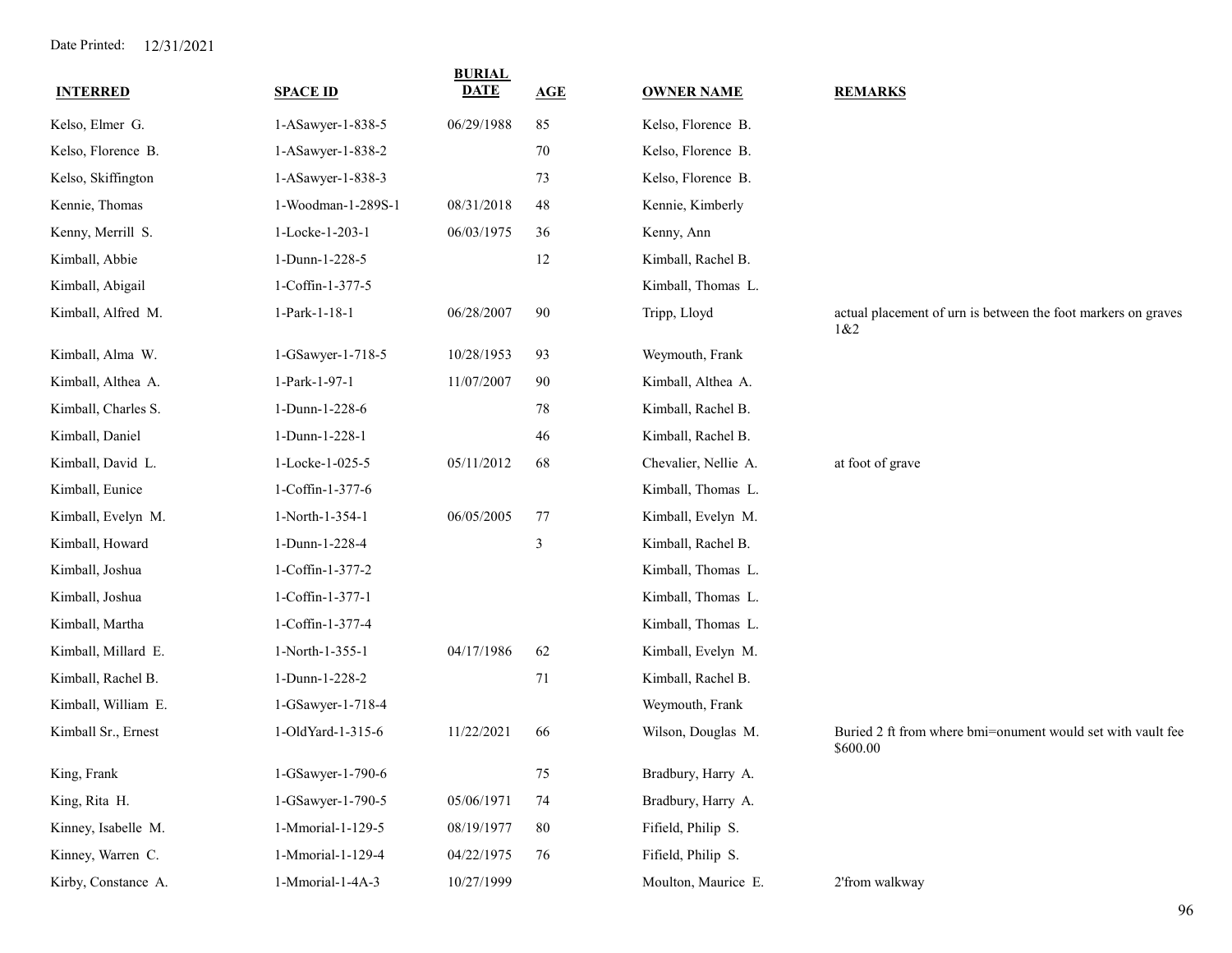Date Printed: 12/31/2021

| INTERRED | SPACE ID | BURIAL DATE | AGE | OWNER NAME | REMARKS |
|---|---|---|---|---|---|
| Kelso, Elmer G. | 1-ASawyer-1-838-5 | 06/29/1988 | 85 | Kelso, Florence B. | |
| Kelso, Florence B. | 1-ASawyer-1-838-2 | | 70 | Kelso, Florence B. | |
| Kelso, Skiffington | 1-ASawyer-1-838-3 | | 73 | Kelso, Florence B. | |
| Kennie, Thomas | 1-Woodman-1-289S-1 | 08/31/2018 | 48 | Kennie, Kimberly | |
| Kenny, Merrill S. | 1-Locke-1-203-1 | 06/03/1975 | 36 | Kenny, Ann | |
| Kimball, Abbie | 1-Dunn-1-228-5 | | 12 | Kimball, Rachel B. | |
| Kimball, Abigail | 1-Coffin-1-377-5 | | | Kimball, Thomas L. | |
| Kimball, Alfred M. | 1-Park-1-18-1 | 06/28/2007 | 90 | Tripp, Lloyd | actual placement of urn is between the foot markers on graves 1&2 |
| Kimball, Alma W. | 1-GSawyer-1-718-5 | 10/28/1953 | 93 | Weymouth, Frank | |
| Kimball, Althea A. | 1-Park-1-97-1 | 11/07/2007 | 90 | Kimball, Althea A. | |
| Kimball, Charles S. | 1-Dunn-1-228-6 | | 78 | Kimball, Rachel B. | |
| Kimball, Daniel | 1-Dunn-1-228-1 | | 46 | Kimball, Rachel B. | |
| Kimball, David L. | 1-Locke-1-025-5 | 05/11/2012 | 68 | Chevalier, Nellie A. | at foot of grave |
| Kimball, Eunice | 1-Coffin-1-377-6 | | | Kimball, Thomas L. | |
| Kimball, Evelyn M. | 1-North-1-354-1 | 06/05/2005 | 77 | Kimball, Evelyn M. | |
| Kimball, Howard | 1-Dunn-1-228-4 | | 3 | Kimball, Rachel B. | |
| Kimball, Joshua | 1-Coffin-1-377-2 | | | Kimball, Thomas L. | |
| Kimball, Joshua | 1-Coffin-1-377-1 | | | Kimball, Thomas L. | |
| Kimball, Martha | 1-Coffin-1-377-4 | | | Kimball, Thomas L. | |
| Kimball, Millard E. | 1-North-1-355-1 | 04/17/1986 | 62 | Kimball, Evelyn M. | |
| Kimball, Rachel B. | 1-Dunn-1-228-2 | | 71 | Kimball, Rachel B. | |
| Kimball, William E. | 1-GSawyer-1-718-4 | | | Weymouth, Frank | |
| Kimball Sr., Ernest | 1-OldYard-1-315-6 | 11/22/2021 | 66 | Wilson, Douglas M. | Buried 2 ft from where bmi=onument would set with vault fee $600.00 |
| King, Frank | 1-GSawyer-1-790-6 | | 75 | Bradbury, Harry A. | |
| King, Rita H. | 1-GSawyer-1-790-5 | 05/06/1971 | 74 | Bradbury, Harry A. | |
| Kinney, Isabelle M. | 1-Mmorial-1-129-5 | 08/19/1977 | 80 | Fifield, Philip S. | |
| Kinney, Warren C. | 1-Mmorial-1-129-4 | 04/22/1975 | 76 | Fifield, Philip S. | |
| Kirby, Constance A. | 1-Mmorial-1-4A-3 | 10/27/1999 | | Moulton, Maurice E. | 2'from walkway |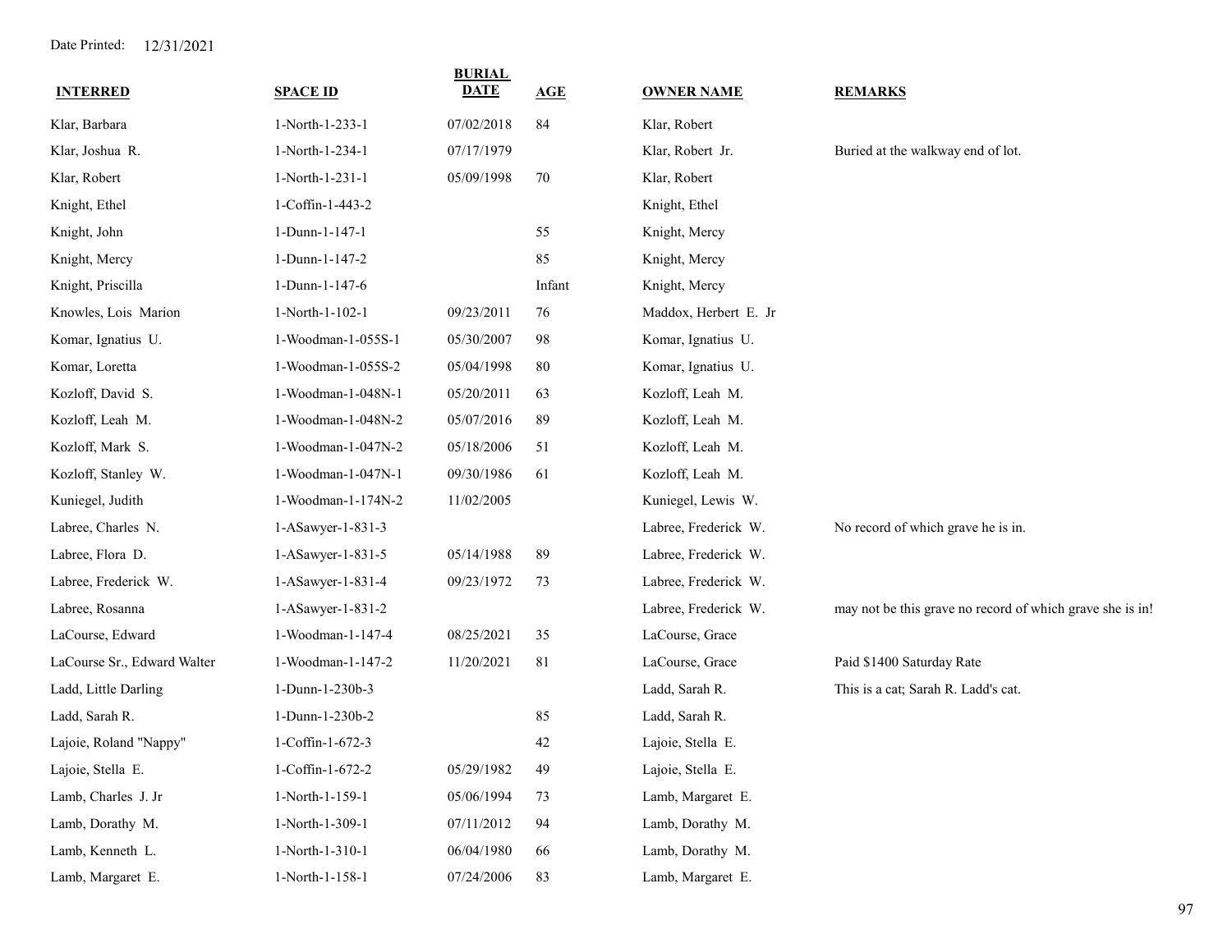Date Printed: 12/31/2021

| INTERRED | SPACE ID | BURIAL DATE | AGE | OWNER NAME | REMARKS |
|---|---|---|---|---|---|
| Klar, Barbara | 1-North-1-233-1 | 07/02/2018 | 84 | Klar, Robert | |
| Klar, Joshua R. | 1-North-1-234-1 | 07/17/1979 | | Klar, Robert Jr. | Buried at the walkway end of lot. |
| Klar, Robert | 1-North-1-231-1 | 05/09/1998 | 70 | Klar, Robert | |
| Knight, Ethel | 1-Coffin-1-443-2 | | | Knight, Ethel | |
| Knight, John | 1-Dunn-1-147-1 | | 55 | Knight, Mercy | |
| Knight, Mercy | 1-Dunn-1-147-2 | | 85 | Knight, Mercy | |
| Knight, Priscilla | 1-Dunn-1-147-6 | | Infant | Knight, Mercy | |
| Knowles, Lois Marion | 1-North-1-102-1 | 09/23/2011 | 76 | Maddox, Herbert E. Jr | |
| Komar, Ignatius U. | 1-Woodman-1-055S-1 | 05/30/2007 | 98 | Komar, Ignatius U. | |
| Komar, Loretta | 1-Woodman-1-055S-2 | 05/04/1998 | 80 | Komar, Ignatius U. | |
| Kozloff, David S. | 1-Woodman-1-048N-1 | 05/20/2011 | 63 | Kozloff, Leah M. | |
| Kozloff, Leah M. | 1-Woodman-1-048N-2 | 05/07/2016 | 89 | Kozloff, Leah M. | |
| Kozloff, Mark S. | 1-Woodman-1-047N-2 | 05/18/2006 | 51 | Kozloff, Leah M. | |
| Kozloff, Stanley W. | 1-Woodman-1-047N-1 | 09/30/1986 | 61 | Kozloff, Leah M. | |
| Kuniegel, Judith | 1-Woodman-1-174N-2 | 11/02/2005 | | Kuniegel, Lewis W. | |
| Labree, Charles N. | 1-ASawyer-1-831-3 | | | Labree, Frederick W. | No record of which grave he is in. |
| Labree, Flora D. | 1-ASawyer-1-831-5 | 05/14/1988 | 89 | Labree, Frederick W. | |
| Labree, Frederick W. | 1-ASawyer-1-831-4 | 09/23/1972 | 73 | Labree, Frederick W. | |
| Labree, Rosanna | 1-ASawyer-1-831-2 | | | Labree, Frederick W. | may not be this grave no record of which grave she is in! |
| LaCourse, Edward | 1-Woodman-1-147-4 | 08/25/2021 | 35 | LaCourse, Grace | |
| LaCourse Sr., Edward Walter | 1-Woodman-1-147-2 | 11/20/2021 | 81 | LaCourse, Grace | Paid $1400 Saturday Rate |
| Ladd, Little Darling | 1-Dunn-1-230b-3 | | | Ladd, Sarah R. | This is a cat; Sarah R. Ladd's cat. |
| Ladd, Sarah R. | 1-Dunn-1-230b-2 | | 85 | Ladd, Sarah R. | |
| Lajoie, Roland "Nappy" | 1-Coffin-1-672-3 | | 42 | Lajoie, Stella E. | |
| Lajoie, Stella E. | 1-Coffin-1-672-2 | 05/29/1982 | 49 | Lajoie, Stella E. | |
| Lamb, Charles J. Jr | 1-North-1-159-1 | 05/06/1994 | 73 | Lamb, Margaret E. | |
| Lamb, Dorothy M. | 1-North-1-309-1 | 07/11/2012 | 94 | Lamb, Dorothy M. | |
| Lamb, Kenneth L. | 1-North-1-310-1 | 06/04/1980 | 66 | Lamb, Dorothy M. | |
| Lamb, Margaret E. | 1-North-1-158-1 | 07/24/2006 | 83 | Lamb, Margaret E. | |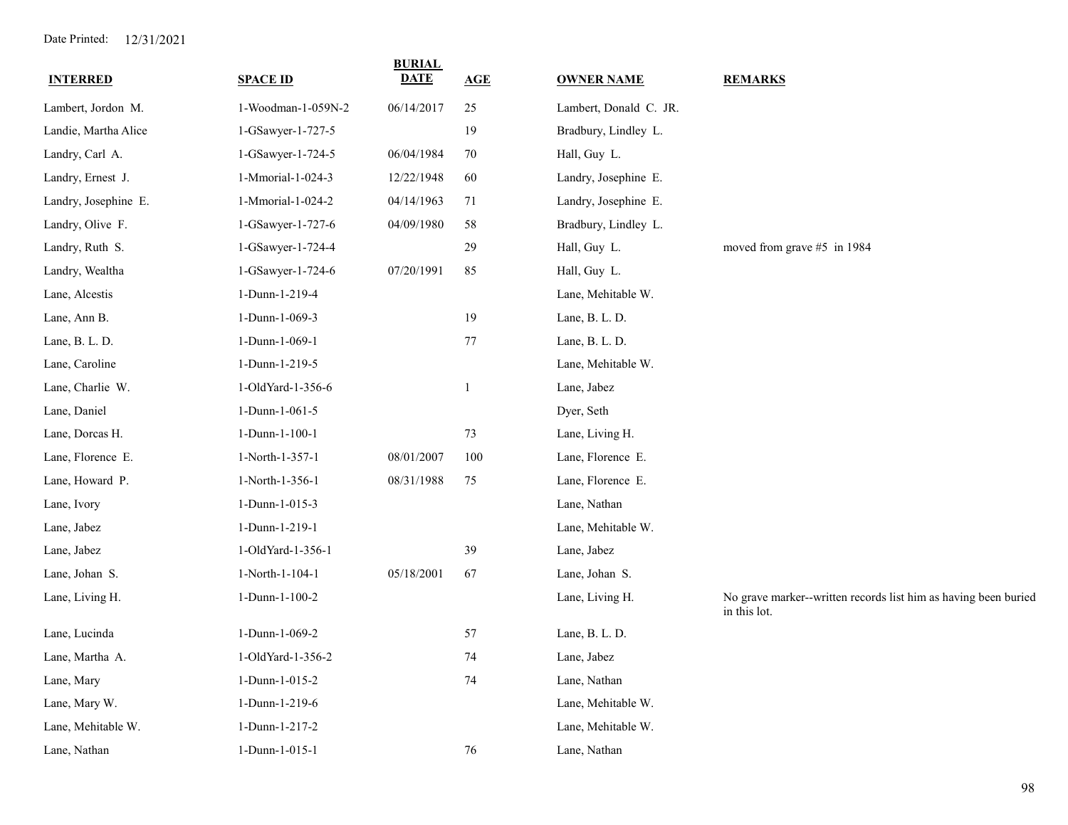Date Printed: 12/31/2021

| INTERRED | SPACE ID | BURIAL DATE | AGE | OWNER NAME | REMARKS |
|---|---|---|---|---|---|
| Lambert, Jordon M. | 1-Woodman-1-059N-2 | 06/14/2017 | 25 | Lambert, Donald C. JR. | |
| Landie, Martha Alice | 1-GSawyer-1-727-5 | | 19 | Bradbury, Lindley L. | |
| Landry, Carl A. | 1-GSawyer-1-724-5 | 06/04/1984 | 70 | Hall, Guy L. | |
| Landry, Ernest J. | 1-Mmorial-1-024-3 | 12/22/1948 | 60 | Landry, Josephine E. | |
| Landry, Josephine E. | 1-Mmorial-1-024-2 | 04/14/1963 | 71 | Landry, Josephine E. | |
| Landry, Olive F. | 1-GSawyer-1-727-6 | 04/09/1980 | 58 | Bradbury, Lindley L. | |
| Landry, Ruth S. | 1-GSawyer-1-724-4 | | 29 | Hall, Guy L. | moved from grave #5 in 1984 |
| Landry, Wealtha | 1-GSawyer-1-724-6 | 07/20/1991 | 85 | Hall, Guy L. | |
| Lane, Alcestis | 1-Dunn-1-219-4 | | | Lane, Mehitable W. | |
| Lane, Ann B. | 1-Dunn-1-069-3 | | 19 | Lane, B. L. D. | |
| Lane, B. L. D. | 1-Dunn-1-069-1 | | 77 | Lane, B. L. D. | |
| Lane, Caroline | 1-Dunn-1-219-5 | | | Lane, Mehitable W. | |
| Lane, Charlie W. | 1-OldYard-1-356-6 | | 1 | Lane, Jabez | |
| Lane, Daniel | 1-Dunn-1-061-5 | | | Dyer, Seth | |
| Lane, Dorcas H. | 1-Dunn-1-100-1 | | 73 | Lane, Living H. | |
| Lane, Florence E. | 1-North-1-357-1 | 08/01/2007 | 100 | Lane, Florence E. | |
| Lane, Howard P. | 1-North-1-356-1 | 08/31/1988 | 75 | Lane, Florence E. | |
| Lane, Ivory | 1-Dunn-1-015-3 | | | Lane, Nathan | |
| Lane, Jabez | 1-Dunn-1-219-1 | | | Lane, Mehitable W. | |
| Lane, Jabez | 1-OldYard-1-356-1 | | 39 | Lane, Jabez | |
| Lane, Johan S. | 1-North-1-104-1 | 05/18/2001 | 67 | Lane, Johan S. | |
| Lane, Living H. | 1-Dunn-1-100-2 | | | Lane, Living H. | No grave marker--written records list him as having been buried in this lot. |
| Lane, Lucinda | 1-Dunn-1-069-2 | | 57 | Lane, B. L. D. | |
| Lane, Martha A. | 1-OldYard-1-356-2 | | 74 | Lane, Jabez | |
| Lane, Mary | 1-Dunn-1-015-2 | | 74 | Lane, Nathan | |
| Lane, Mary W. | 1-Dunn-1-219-6 | | | Lane, Mehitable W. | |
| Lane, Mehitable W. | 1-Dunn-1-217-2 | | | Lane, Mehitable W. | |
| Lane, Nathan | 1-Dunn-1-015-1 | | 76 | Lane, Nathan | |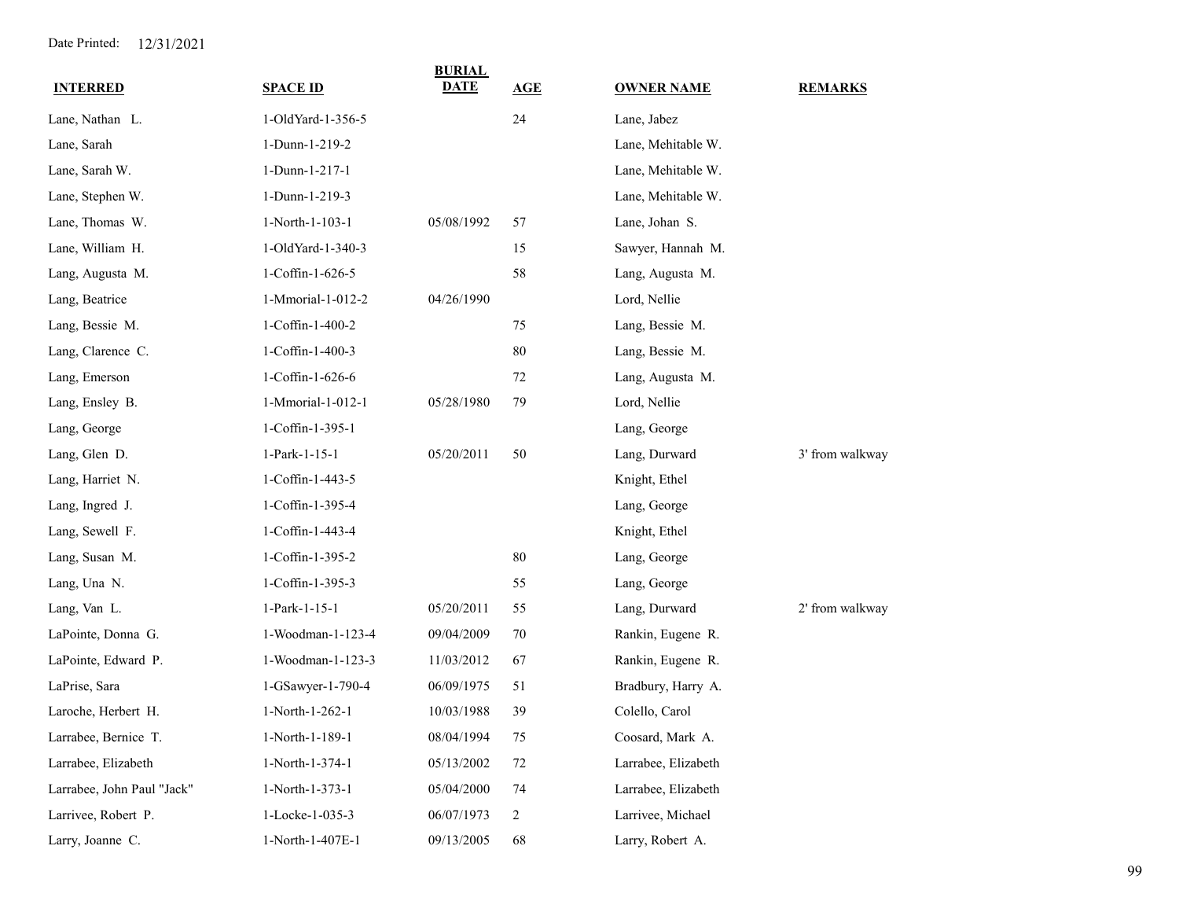Date Printed: 12/31/2021

| INTERRED | SPACE ID | BURIAL DATE | AGE | OWNER NAME | REMARKS |
|---|---|---|---|---|---|
| Lane, Nathan L. | 1-OldYard-1-356-5 | | 24 | Lane, Jabez | |
| Lane, Sarah | 1-Dunn-1-219-2 | | | Lane, Mehitable W. | |
| Lane, Sarah W. | 1-Dunn-1-217-1 | | | Lane, Mehitable W. | |
| Lane, Stephen W. | 1-Dunn-1-219-3 | | | Lane, Mehitable W. | |
| Lane, Thomas W. | 1-North-1-103-1 | 05/08/1992 | 57 | Lane, Johan S. | |
| Lane, William H. | 1-OldYard-1-340-3 | | 15 | Sawyer, Hannah M. | |
| Lang, Augusta M. | 1-Coffin-1-626-5 | | 58 | Lang, Augusta M. | |
| Lang, Beatrice | 1-Mmorial-1-012-2 | 04/26/1990 | | Lord, Nellie | |
| Lang, Bessie M. | 1-Coffin-1-400-2 | | 75 | Lang, Bessie M. | |
| Lang, Clarence C. | 1-Coffin-1-400-3 | | 80 | Lang, Bessie M. | |
| Lang, Emerson | 1-Coffin-1-626-6 | | 72 | Lang, Augusta M. | |
| Lang, Ensley B. | 1-Mmorial-1-012-1 | 05/28/1980 | 79 | Lord, Nellie | |
| Lang, George | 1-Coffin-1-395-1 | | | Lang, George | |
| Lang, Glen D. | 1-Park-1-15-1 | 05/20/2011 | 50 | Lang, Durward | 3' from walkway |
| Lang, Harriet N. | 1-Coffin-1-443-5 | | | Knight, Ethel | |
| Lang, Ingred J. | 1-Coffin-1-395-4 | | | Lang, George | |
| Lang, Sewell F. | 1-Coffin-1-443-4 | | | Knight, Ethel | |
| Lang, Susan M. | 1-Coffin-1-395-2 | | 80 | Lang, George | |
| Lang, Una N. | 1-Coffin-1-395-3 | | 55 | Lang, George | |
| Lang, Van L. | 1-Park-1-15-1 | 05/20/2011 | 55 | Lang, Durward | 2' from walkway |
| LaPointe, Donna G. | 1-Woodman-1-123-4 | 09/04/2009 | 70 | Rankin, Eugene R. | |
| LaPointe, Edward P. | 1-Woodman-1-123-3 | 11/03/2012 | 67 | Rankin, Eugene R. | |
| LaPrise, Sara | 1-GSawyer-1-790-4 | 06/09/1975 | 51 | Bradbury, Harry A. | |
| Laroche, Herbert H. | 1-North-1-262-1 | 10/03/1988 | 39 | Colello, Carol | |
| Larrabee, Bernice T. | 1-North-1-189-1 | 08/04/1994 | 75 | Coosard, Mark A. | |
| Larrabee, Elizabeth | 1-North-1-374-1 | 05/13/2002 | 72 | Larrabee, Elizabeth | |
| Larrabee, John Paul "Jack" | 1-North-1-373-1 | 05/04/2000 | 74 | Larrabee, Elizabeth | |
| Larrivee, Robert P. | 1-Locke-1-035-3 | 06/07/1973 | 2 | Larrivee, Michael | |
| Larry, Joanne C. | 1-North-1-407E-1 | 09/13/2005 | 68 | Larry, Robert A. | |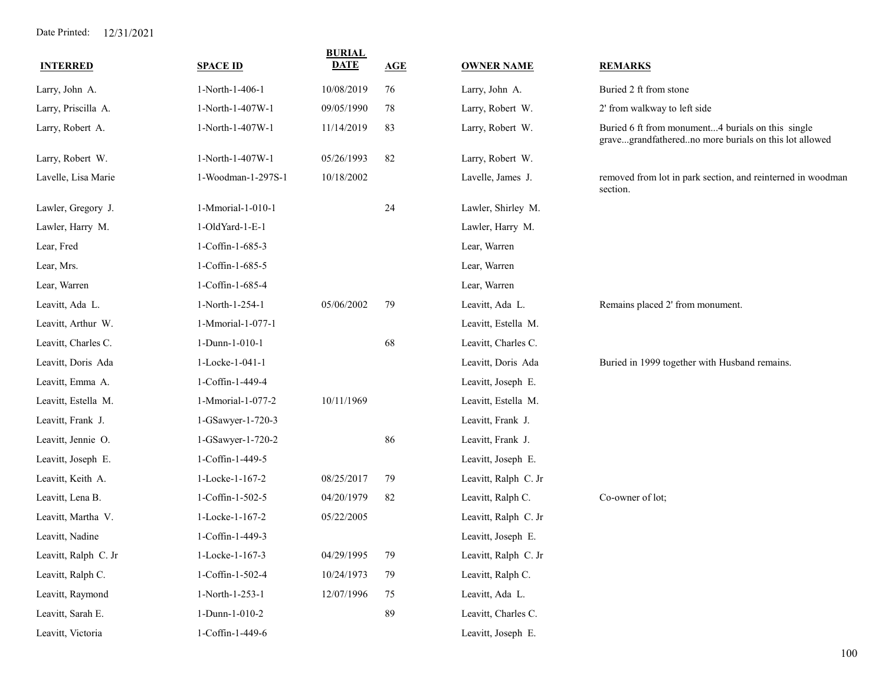Date Printed: 12/31/2021

| INTERRED | SPACE ID | BURIAL DATE | AGE | OWNER NAME | REMARKS |
|---|---|---|---|---|---|
| Larry, John A. | 1-North-1-406-1 | 10/08/2019 | 76 | Larry, John A. | Buried 2 ft from stone |
| Larry, Priscilla A. | 1-North-1-407W-1 | 09/05/1990 | 78 | Larry, Robert W. | 2' from walkway to left side |
| Larry, Robert A. | 1-North-1-407W-1 | 11/14/2019 | 83 | Larry, Robert W. | Buried 6 ft from monument...4 burials on this single grave...grandfathered..no more burials on this lot allowed |
| Larry, Robert W. | 1-North-1-407W-1 | 05/26/1993 | 82 | Larry, Robert W. | |
| Lavelle, Lisa Marie | 1-Woodman-1-297S-1 | 10/18/2002 | | Lavelle, James J. | removed from lot in park section, and reinterned in woodman section. |
| Lawler, Gregory J. | 1-Mmorial-1-010-1 | | 24 | Lawler, Shirley M. | |
| Lawler, Harry M. | 1-OldYard-1-E-1 | | | Lawler, Harry M. | |
| Lear, Fred | 1-Coffin-1-685-3 | | | Lear, Warren | |
| Lear, Mrs. | 1-Coffin-1-685-5 | | | Lear, Warren | |
| Lear, Warren | 1-Coffin-1-685-4 | | | Lear, Warren | |
| Leavitt, Ada L. | 1-North-1-254-1 | 05/06/2002 | 79 | Leavitt, Ada L. | Remains placed 2' from monument. |
| Leavitt, Arthur W. | 1-Mmorial-1-077-1 | | | Leavitt, Estella M. | |
| Leavitt, Charles C. | 1-Dunn-1-010-1 | | 68 | Leavitt, Charles C. | |
| Leavitt, Doris Ada | 1-Locke-1-041-1 | | | Leavitt, Doris Ada | Buried in 1999 together with Husband remains. |
| Leavitt, Emma A. | 1-Coffin-1-449-4 | | | Leavitt, Joseph E. | |
| Leavitt, Estella M. | 1-Mmorial-1-077-2 | 10/11/1969 | | Leavitt, Estella M. | |
| Leavitt, Frank J. | 1-GSawyer-1-720-3 | | | Leavitt, Frank J. | |
| Leavitt, Jennie O. | 1-GSawyer-1-720-2 | | 86 | Leavitt, Frank J. | |
| Leavitt, Joseph E. | 1-Coffin-1-449-5 | | | Leavitt, Joseph E. | |
| Leavitt, Keith A. | 1-Locke-1-167-2 | 08/25/2017 | 79 | Leavitt, Ralph C. Jr | |
| Leavitt, Lena B. | 1-Coffin-1-502-5 | 04/20/1979 | 82 | Leavitt, Ralph C. | Co-owner of lot; |
| Leavitt, Martha V. | 1-Locke-1-167-2 | 05/22/2005 | | Leavitt, Ralph C. Jr | |
| Leavitt, Nadine | 1-Coffin-1-449-3 | | | Leavitt, Joseph E. | |
| Leavitt, Ralph C. Jr | 1-Locke-1-167-3 | 04/29/1995 | 79 | Leavitt, Ralph C. Jr | |
| Leavitt, Ralph C. | 1-Coffin-1-502-4 | 10/24/1973 | 79 | Leavitt, Ralph C. | |
| Leavitt, Raymond | 1-North-1-253-1 | 12/07/1996 | 75 | Leavitt, Ada L. | |
| Leavitt, Sarah E. | 1-Dunn-1-010-2 | | 89 | Leavitt, Charles C. | |
| Leavitt, Victoria | 1-Coffin-1-449-6 | | | Leavitt, Joseph E. | |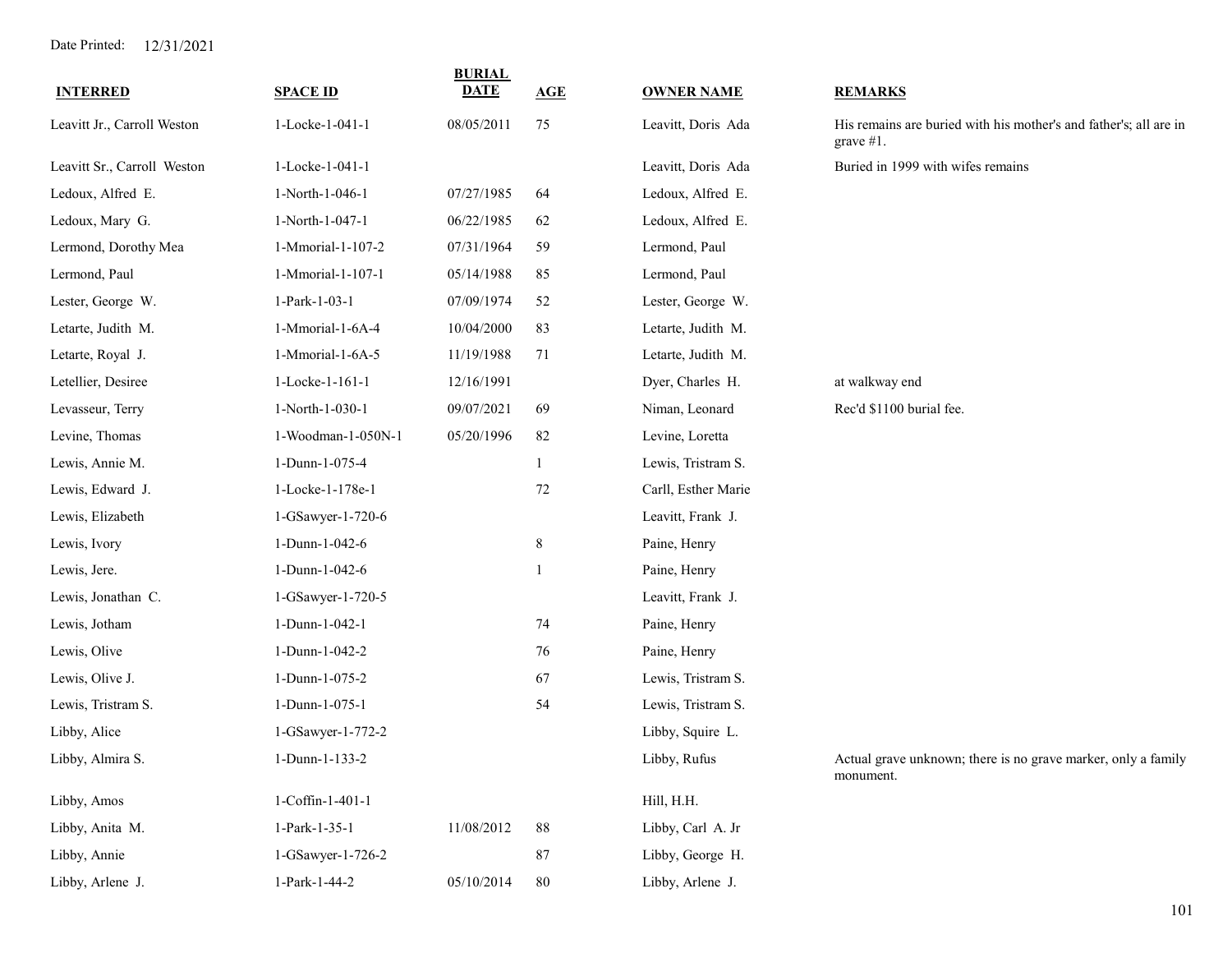Date Printed: 12/31/2021

| INTERRED | SPACE ID | BURIAL DATE | AGE | OWNER NAME | REMARKS |
|---|---|---|---|---|---|
| Leavitt Jr., Carroll Weston | 1-Locke-1-041-1 | 08/05/2011 | 75 | Leavitt, Doris Ada | His remains are buried with his mother's and father's; all are in grave #1. |
| Leavitt Sr., Carroll Weston | 1-Locke-1-041-1 | | | Leavitt, Doris Ada | Buried in 1999 with wifes remains |
| Ledoux, Alfred E. | 1-North-1-046-1 | 07/27/1985 | 64 | Ledoux, Alfred E. | |
| Ledoux, Mary G. | 1-North-1-047-1 | 06/22/1985 | 62 | Ledoux, Alfred E. | |
| Lermond, Dorothy Mea | 1-Mmorial-1-107-2 | 07/31/1964 | 59 | Lermond, Paul | |
| Lermond, Paul | 1-Mmorial-1-107-1 | 05/14/1988 | 85 | Lermond, Paul | |
| Lester, George W. | 1-Park-1-03-1 | 07/09/1974 | 52 | Lester, George W. | |
| Letarte, Judith M. | 1-Mmorial-1-6A-4 | 10/04/2000 | 83 | Letarte, Judith M. | |
| Letarte, Royal J. | 1-Mmorial-1-6A-5 | 11/19/1988 | 71 | Letarte, Judith M. | |
| Letellier, Desiree | 1-Locke-1-161-1 | 12/16/1991 | | Dyer, Charles H. | at walkway end |
| Levasseur, Terry | 1-North-1-030-1 | 09/07/2021 | 69 | Niman, Leonard | Rec'd $1100 burial fee. |
| Levine, Thomas | 1-Woodman-1-050N-1 | 05/20/1996 | 82 | Levine, Loretta | |
| Lewis, Annie M. | 1-Dunn-1-075-4 | | 1 | Lewis, Tristram S. | |
| Lewis, Edward J. | 1-Locke-1-178e-1 | | 72 | Carll, Esther Marie | |
| Lewis, Elizabeth | 1-GSawyer-1-720-6 | | | Leavitt, Frank J. | |
| Lewis, Ivory | 1-Dunn-1-042-6 | | 8 | Paine, Henry | |
| Lewis, Jere. | 1-Dunn-1-042-6 | | 1 | Paine, Henry | |
| Lewis, Jonathan C. | 1-GSawyer-1-720-5 | | | Leavitt, Frank J. | |
| Lewis, Jotham | 1-Dunn-1-042-1 | | 74 | Paine, Henry | |
| Lewis, Olive | 1-Dunn-1-042-2 | | 76 | Paine, Henry | |
| Lewis, Olive J. | 1-Dunn-1-075-2 | | 67 | Lewis, Tristram S. | |
| Lewis, Tristram S. | 1-Dunn-1-075-1 | | 54 | Lewis, Tristram S. | |
| Libby, Alice | 1-GSawyer-1-772-2 | | | Libby, Squire L. | |
| Libby, Almira S. | 1-Dunn-1-133-2 | | | Libby, Rufus | Actual grave unknown; there is no grave marker, only a family monument. |
| Libby, Amos | 1-Coffin-1-401-1 | | | Hill, H.H. | |
| Libby, Anita M. | 1-Park-1-35-1 | 11/08/2012 | 88 | Libby, Carl A. Jr | |
| Libby, Annie | 1-GSawyer-1-726-2 | | 87 | Libby, George H. | |
| Libby, Arlene J. | 1-Park-1-44-2 | 05/10/2014 | 80 | Libby, Arlene J. | |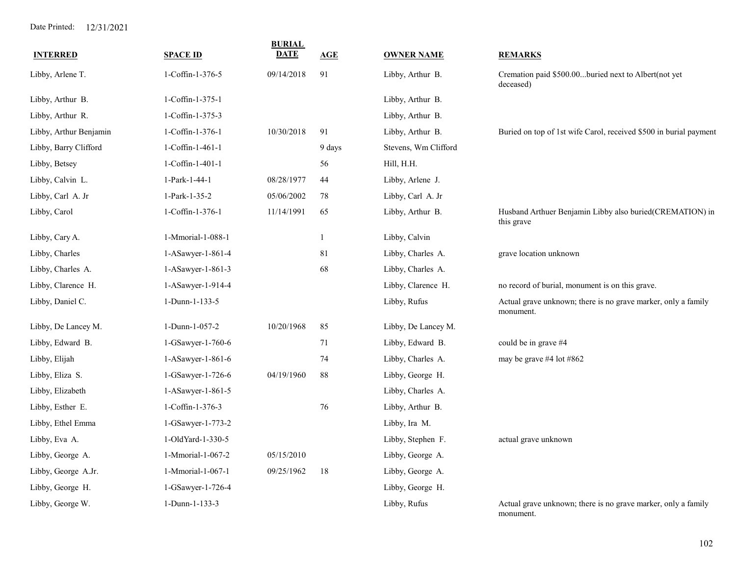Date Printed: 12/31/2021

| INTERRED | SPACE ID | BURIAL DATE | AGE | OWNER NAME | REMARKS |
|---|---|---|---|---|---|
| Libby, Arlene T. | 1-Coffin-1-376-5 | 09/14/2018 | 91 | Libby, Arthur B. | Cremation paid $500.00...buried next to Albert(not yet deceased) |
| Libby, Arthur B. | 1-Coffin-1-375-1 | | | Libby, Arthur B. | |
| Libby, Arthur R. | 1-Coffin-1-375-3 | | | Libby, Arthur B. | |
| Libby, Arthur Benjamin | 1-Coffin-1-376-1 | 10/30/2018 | 91 | Libby, Arthur B. | Buried on top of 1st wife Carol, received $500 in burial payment |
| Libby, Barry Clifford | 1-Coffin-1-461-1 | | 9 days | Stevens, Wm Clifford | |
| Libby, Betsey | 1-Coffin-1-401-1 | | 56 | Hill, H.H. | |
| Libby, Calvin L. | 1-Park-1-44-1 | 08/28/1977 | 44 | Libby, Arlene J. | |
| Libby, Carl A. Jr | 1-Park-1-35-2 | 05/06/2002 | 78 | Libby, Carl A. Jr | |
| Libby, Carol | 1-Coffin-1-376-1 | 11/14/1991 | 65 | Libby, Arthur B. | Husband Arthuer Benjamin Libby also buried(CREMATION) in this grave |
| Libby, Cary A. | 1-Mmorial-1-088-1 | | 1 | Libby, Calvin | |
| Libby, Charles | 1-ASawyer-1-861-4 | | 81 | Libby, Charles A. | grave location unknown |
| Libby, Charles A. | 1-ASawyer-1-861-3 | | 68 | Libby, Charles A. | |
| Libby, Clarence H. | 1-ASawyer-1-914-4 | | | Libby, Clarence H. | no record of burial, monument is on this grave. |
| Libby, Daniel C. | 1-Dunn-1-133-5 | | | Libby, Rufus | Actual grave unknown; there is no grave marker, only a family monument. |
| Libby, De Lancey M. | 1-Dunn-1-057-2 | 10/20/1968 | 85 | Libby, De Lancey M. | |
| Libby, Edward B. | 1-GSawyer-1-760-6 | | 71 | Libby, Edward B. | could be in grave #4 |
| Libby, Elijah | 1-ASawyer-1-861-6 | | 74 | Libby, Charles A. | may be grave #4 lot #862 |
| Libby, Eliza S. | 1-GSawyer-1-726-6 | 04/19/1960 | 88 | Libby, George H. | |
| Libby, Elizabeth | 1-ASawyer-1-861-5 | | | Libby, Charles A. | |
| Libby, Esther E. | 1-Coffin-1-376-3 | | 76 | Libby, Arthur B. | |
| Libby, Ethel Emma | 1-GSawyer-1-773-2 | | | Libby, Ira M. | |
| Libby, Eva A. | 1-OldYard-1-330-5 | | | Libby, Stephen F. | actual grave unknown |
| Libby, George A. | 1-Mmorial-1-067-2 | 05/15/2010 | | Libby, George A. | |
| Libby, George A.Jr. | 1-Mmorial-1-067-1 | 09/25/1962 | 18 | Libby, George A. | |
| Libby, George H. | 1-GSawyer-1-726-4 | | | Libby, George H. | |
| Libby, George W. | 1-Dunn-1-133-3 | | | Libby, Rufus | Actual grave unknown; there is no grave marker, only a family monument. |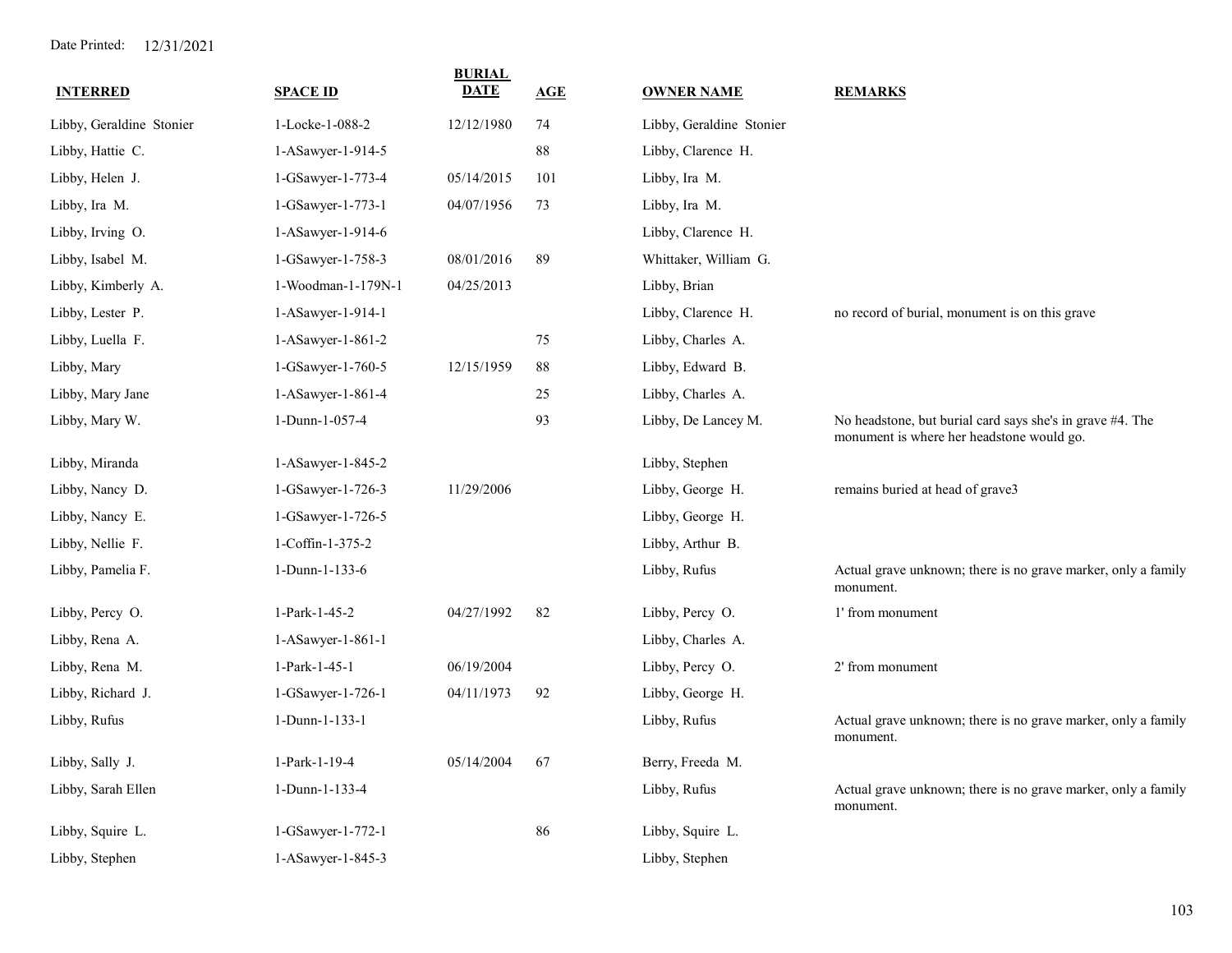Date Printed: 12/31/2021

| INTERRED | SPACE ID | BURIAL DATE | AGE | OWNER NAME | REMARKS |
| --- | --- | --- | --- | --- | --- |
| Libby, Geraldine Stonier | 1-Locke-1-088-2 | 12/12/1980 | 74 | Libby, Geraldine Stonier | |
| Libby, Hattie C. | 1-ASawyer-1-914-5 | | 88 | Libby, Clarence H. | |
| Libby, Helen J. | 1-GSawyer-1-773-4 | 05/14/2015 | 101 | Libby, Ira M. | |
| Libby, Ira M. | 1-GSawyer-1-773-1 | 04/07/1956 | 73 | Libby, Ira M. | |
| Libby, Irving O. | 1-ASawyer-1-914-6 | | | Libby, Clarence H. | |
| Libby, Isabel M. | 1-GSawyer-1-758-3 | 08/01/2016 | 89 | Whittaker, William G. | |
| Libby, Kimberly A. | 1-Woodman-1-179N-1 | 04/25/2013 | | Libby, Brian | |
| Libby, Lester P. | 1-ASawyer-1-914-1 | | | Libby, Clarence H. | no record of burial, monument is on this grave |
| Libby, Luella F. | 1-ASawyer-1-861-2 | | 75 | Libby, Charles A. | |
| Libby, Mary | 1-GSawyer-1-760-5 | 12/15/1959 | 88 | Libby, Edward B. | |
| Libby, Mary Jane | 1-ASawyer-1-861-4 | | 25 | Libby, Charles A. | |
| Libby, Mary W. | 1-Dunn-1-057-4 | | 93 | Libby, De Lancey M. | No headstone, but burial card says she's in grave #4. The monument is where her headstone would go. |
| Libby, Miranda | 1-ASawyer-1-845-2 | | | Libby, Stephen | |
| Libby, Nancy D. | 1-GSawyer-1-726-3 | 11/29/2006 | | Libby, George H. | remains buried at head of grave3 |
| Libby, Nancy E. | 1-GSawyer-1-726-5 | | | Libby, George H. | |
| Libby, Nellie F. | 1-Coffin-1-375-2 | | | Libby, Arthur B. | |
| Libby, Pamelia F. | 1-Dunn-1-133-6 | | | Libby, Rufus | Actual grave unknown; there is no grave marker, only a family monument. |
| Libby, Percy O. | 1-Park-1-45-2 | 04/27/1992 | 82 | Libby, Percy O. | 1' from monument |
| Libby, Rena A. | 1-ASawyer-1-861-1 | | | Libby, Charles A. | |
| Libby, Rena M. | 1-Park-1-45-1 | 06/19/2004 | | Libby, Percy O. | 2' from monument |
| Libby, Richard J. | 1-GSawyer-1-726-1 | 04/11/1973 | 92 | Libby, George H. | |
| Libby, Rufus | 1-Dunn-1-133-1 | | | Libby, Rufus | Actual grave unknown; there is no grave marker, only a family monument. |
| Libby, Sally J. | 1-Park-1-19-4 | 05/14/2004 | 67 | Berry, Freeda M. | |
| Libby, Sarah Ellen | 1-Dunn-1-133-4 | | | Libby, Rufus | Actual grave unknown; there is no grave marker, only a family monument. |
| Libby, Squire L. | 1-GSawyer-1-772-1 | | 86 | Libby, Squire L. | |
| Libby, Stephen | 1-ASawyer-1-845-3 | | | Libby, Stephen | |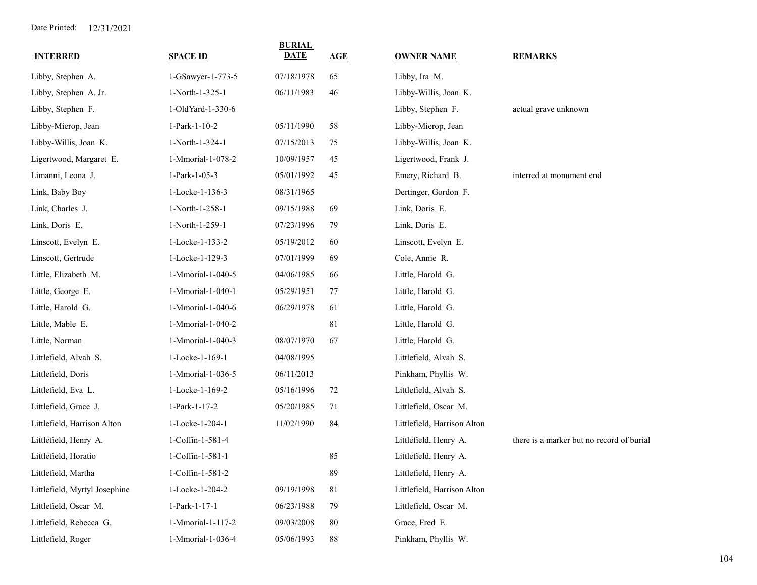Date Printed: 12/31/2021

| INTERRED | SPACE ID | BURIAL DATE | AGE | OWNER NAME | REMARKS |
|---|---|---|---|---|---|
| Libby, Stephen A. | 1-GSawyer-1-773-5 | 07/18/1978 | 65 | Libby, Ira M. | |
| Libby, Stephen A. Jr. | 1-North-1-325-1 | 06/11/1983 | 46 | Libby-Willis, Joan K. | |
| Libby, Stephen F. | 1-OldYard-1-330-6 | | | Libby, Stephen F. | actual grave unknown |
| Libby-Mierop, Jean | 1-Park-1-10-2 | 05/11/1990 | 58 | Libby-Mierop, Jean | |
| Libby-Willis, Joan K. | 1-North-1-324-1 | 07/15/2013 | 75 | Libby-Willis, Joan K. | |
| Ligertwood, Margaret E. | 1-Mmorial-1-078-2 | 10/09/1957 | 45 | Ligertwood, Frank J. | |
| Limanni, Leona J. | 1-Park-1-05-3 | 05/01/1992 | 45 | Emery, Richard B. | interred at monument end |
| Link, Baby Boy | 1-Locke-1-136-3 | 08/31/1965 | | Dertinger, Gordon F. | |
| Link, Charles J. | 1-North-1-258-1 | 09/15/1988 | 69 | Link, Doris E. | |
| Link, Doris E. | 1-North-1-259-1 | 07/23/1996 | 79 | Link, Doris E. | |
| Linscott, Evelyn E. | 1-Locke-1-133-2 | 05/19/2012 | 60 | Linscott, Evelyn E. | |
| Linscott, Gertrude | 1-Locke-1-129-3 | 07/01/1999 | 69 | Cole, Annie R. | |
| Little, Elizabeth M. | 1-Mmorial-1-040-5 | 04/06/1985 | 66 | Little, Harold G. | |
| Little, George E. | 1-Mmorial-1-040-1 | 05/29/1951 | 77 | Little, Harold G. | |
| Little, Harold G. | 1-Mmorial-1-040-6 | 06/29/1978 | 61 | Little, Harold G. | |
| Little, Mable E. | 1-Mmorial-1-040-2 | | 81 | Little, Harold G. | |
| Little, Norman | 1-Mmorial-1-040-3 | 08/07/1970 | 67 | Little, Harold G. | |
| Littlefield, Alvah S. | 1-Locke-1-169-1 | 04/08/1995 | | Littlefield, Alvah S. | |
| Littlefield, Doris | 1-Mmorial-1-036-5 | 06/11/2013 | | Pinkham, Phyllis W. | |
| Littlefield, Eva L. | 1-Locke-1-169-2 | 05/16/1996 | 72 | Littlefield, Alvah S. | |
| Littlefield, Grace J. | 1-Park-1-17-2 | 05/20/1985 | 71 | Littlefield, Oscar M. | |
| Littlefield, Harrison Alton | 1-Locke-1-204-1 | 11/02/1990 | 84 | Littlefield, Harrison Alton | |
| Littlefield, Henry A. | 1-Coffin-1-581-4 | | | Littlefield, Henry A. | there is a marker but no record of burial |
| Littlefield, Horatio | 1-Coffin-1-581-1 | | 85 | Littlefield, Henry A. | |
| Littlefield, Martha | 1-Coffin-1-581-2 | | 89 | Littlefield, Henry A. | |
| Littlefield, Myrtyl Josephine | 1-Locke-1-204-2 | 09/19/1998 | 81 | Littlefield, Harrison Alton | |
| Littlefield, Oscar M. | 1-Park-1-17-1 | 06/23/1988 | 79 | Littlefield, Oscar M. | |
| Littlefield, Rebecca G. | 1-Mmorial-1-117-2 | 09/03/2008 | 80 | Grace, Fred E. | |
| Littlefield, Roger | 1-Mmorial-1-036-4 | 05/06/1993 | 88 | Pinkham, Phyllis W. | |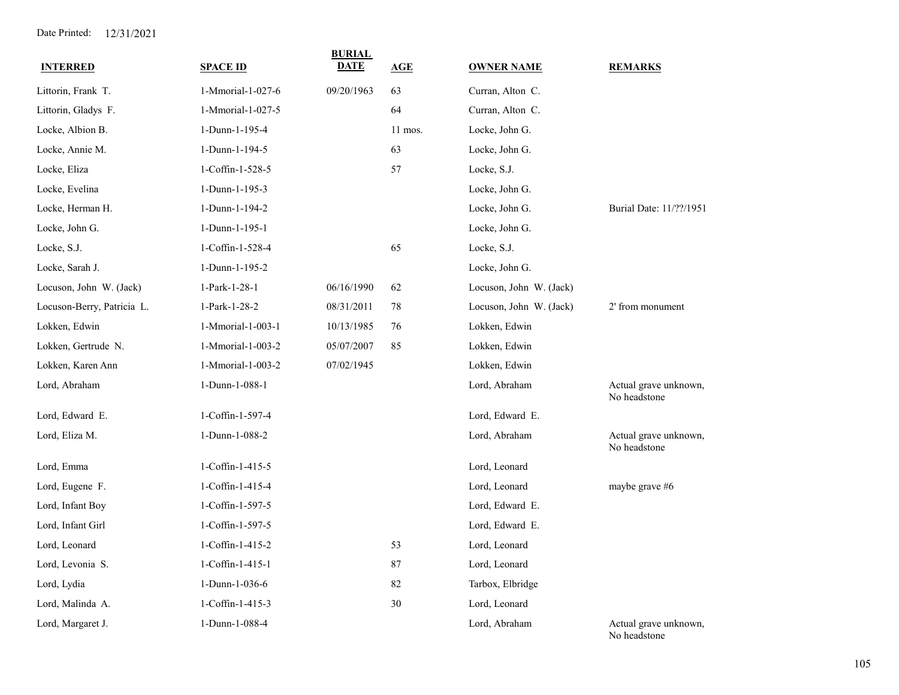Date Printed: 12/31/2021

| INTERRED | SPACE ID | BURIAL DATE | AGE | OWNER NAME | REMARKS |
|---|---|---|---|---|---|
| Littorin, Frank T. | 1-Mmorial-1-027-6 | 09/20/1963 | 63 | Curran, Alton C. | |
| Littorin, Gladys F. | 1-Mmorial-1-027-5 | | 64 | Curran, Alton C. | |
| Locke, Albion B. | 1-Dunn-1-195-4 | | 11 mos. | Locke, John G. | |
| Locke, Annie M. | 1-Dunn-1-194-5 | | 63 | Locke, John G. | |
| Locke, Eliza | 1-Coffin-1-528-5 | | 57 | Locke, S.J. | |
| Locke, Evelina | 1-Dunn-1-195-3 | | | Locke, John G. | |
| Locke, Herman H. | 1-Dunn-1-194-2 | | | Locke, John G. | Burial Date: 11/??/1951 |
| Locke, John G. | 1-Dunn-1-195-1 | | | Locke, John G. | |
| Locke, S.J. | 1-Coffin-1-528-4 | | 65 | Locke, S.J. | |
| Locke, Sarah J. | 1-Dunn-1-195-2 | | | Locke, John G. | |
| Locuson, John W. (Jack) | 1-Park-1-28-1 | 06/16/1990 | 62 | Locuson, John W. (Jack) | |
| Locuson-Berry, Patricia L. | 1-Park-1-28-2 | 08/31/2011 | 78 | Locuson, John W. (Jack) | 2' from monument |
| Lokken, Edwin | 1-Mmorial-1-003-1 | 10/13/1985 | 76 | Lokken, Edwin | |
| Lokken, Gertrude N. | 1-Mmorial-1-003-2 | 05/07/2007 | 85 | Lokken, Edwin | |
| Lokken, Karen Ann | 1-Mmorial-1-003-2 | 07/02/1945 | | Lokken, Edwin | |
| Lord, Abraham | 1-Dunn-1-088-1 | | | Lord, Abraham | Actual grave unknown, No headstone |
| Lord, Edward E. | 1-Coffin-1-597-4 | | | Lord, Edward E. | |
| Lord, Eliza M. | 1-Dunn-1-088-2 | | | Lord, Abraham | Actual grave unknown, No headstone |
| Lord, Emma | 1-Coffin-1-415-5 | | | Lord, Leonard | |
| Lord, Eugene F. | 1-Coffin-1-415-4 | | | Lord, Leonard | maybe grave #6 |
| Lord, Infant Boy | 1-Coffin-1-597-5 | | | Lord, Edward E. | |
| Lord, Infant Girl | 1-Coffin-1-597-5 | | | Lord, Edward E. | |
| Lord, Leonard | 1-Coffin-1-415-2 | | 53 | Lord, Leonard | |
| Lord, Levonia S. | 1-Coffin-1-415-1 | | 87 | Lord, Leonard | |
| Lord, Lydia | 1-Dunn-1-036-6 | | 82 | Tarbox, Elbridge | |
| Lord, Malinda A. | 1-Coffin-1-415-3 | | 30 | Lord, Leonard | |
| Lord, Margaret J. | 1-Dunn-1-088-4 | | | Lord, Abraham | Actual grave unknown, No headstone |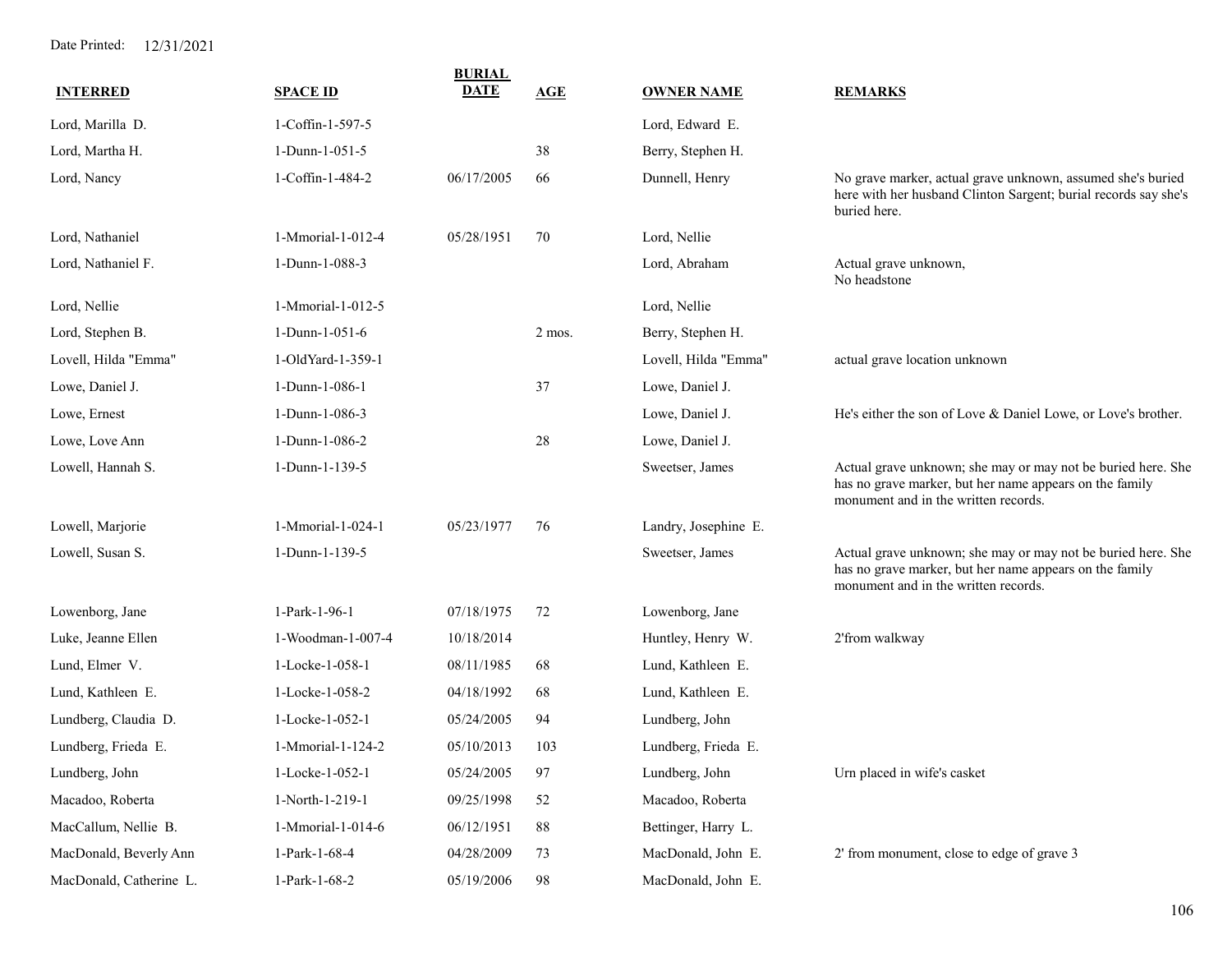Date Printed: 12/31/2021

| INTERRED | SPACE ID | BURIAL DATE | AGE | OWNER NAME | REMARKS |
|---|---|---|---|---|---|
| Lord, Marilla D. | 1-Coffin-1-597-5 | | | Lord, Edward E. | |
| Lord, Martha H. | 1-Dunn-1-051-5 | | 38 | Berry, Stephen H. | |
| Lord, Nancy | 1-Coffin-1-484-2 | 06/17/2005 | 66 | Dunnell, Henry | No grave marker, actual grave unknown, assumed she's buried here with her husband Clinton Sargent; burial records say she's buried here. |
| Lord, Nathaniel | 1-Mmorial-1-012-4 | 05/28/1951 | 70 | Lord, Nellie | |
| Lord, Nathaniel F. | 1-Dunn-1-088-3 | | | Lord, Abraham | Actual grave unknown, No headstone |
| Lord, Nellie | 1-Mmorial-1-012-5 | | | Lord, Nellie | |
| Lord, Stephen B. | 1-Dunn-1-051-6 | | 2 mos. | Berry, Stephen H. | |
| Lovell, Hilda "Emma" | 1-OldYard-1-359-1 | | | Lovell, Hilda "Emma" | actual grave location unknown |
| Lowe, Daniel J. | 1-Dunn-1-086-1 | | 37 | Lowe, Daniel J. | |
| Lowe, Ernest | 1-Dunn-1-086-3 | | | Lowe, Daniel J. | He's either the son of Love & Daniel Lowe, or Love's brother. |
| Lowe, Love Ann | 1-Dunn-1-086-2 | | 28 | Lowe, Daniel J. | |
| Lowell, Hannah S. | 1-Dunn-1-139-5 | | | Sweetser, James | Actual grave unknown; she may or may not be buried here. She has no grave marker, but her name appears on the family monument and in the written records. |
| Lowell, Marjorie | 1-Mmorial-1-024-1 | 05/23/1977 | 76 | Landry, Josephine E. | |
| Lowell, Susan S. | 1-Dunn-1-139-5 | | | Sweetser, James | Actual grave unknown; she may or may not be buried here. She has no grave marker, but her name appears on the family monument and in the written records. |
| Lowenborg, Jane | 1-Park-1-96-1 | 07/18/1975 | 72 | Lowenborg, Jane | |
| Luke, Jeanne Ellen | 1-Woodman-1-007-4 | 10/18/2014 | | Huntley, Henry W. | 2'from walkway |
| Lund, Elmer V. | 1-Locke-1-058-1 | 08/11/1985 | 68 | Lund, Kathleen E. | |
| Lund, Kathleen E. | 1-Locke-1-058-2 | 04/18/1992 | 68 | Lund, Kathleen E. | |
| Lundberg, Claudia D. | 1-Locke-1-052-1 | 05/24/2005 | 94 | Lundberg, John | |
| Lundberg, Frieda E. | 1-Mmorial-1-124-2 | 05/10/2013 | 103 | Lundberg, Frieda E. | |
| Lundberg, John | 1-Locke-1-052-1 | 05/24/2005 | 97 | Lundberg, John | Urn placed in wife's casket |
| Macadoo, Roberta | 1-North-1-219-1 | 09/25/1998 | 52 | Macadoo, Roberta | |
| MacCallum, Nellie B. | 1-Mmorial-1-014-6 | 06/12/1951 | 88 | Bettinger, Harry L. | |
| MacDonald, Beverly Ann | 1-Park-1-68-4 | 04/28/2009 | 73 | MacDonald, John E. | 2' from monument, close to edge of grave 3 |
| MacDonald, Catherine L. | 1-Park-1-68-2 | 05/19/2006 | 98 | MacDonald, John E. | |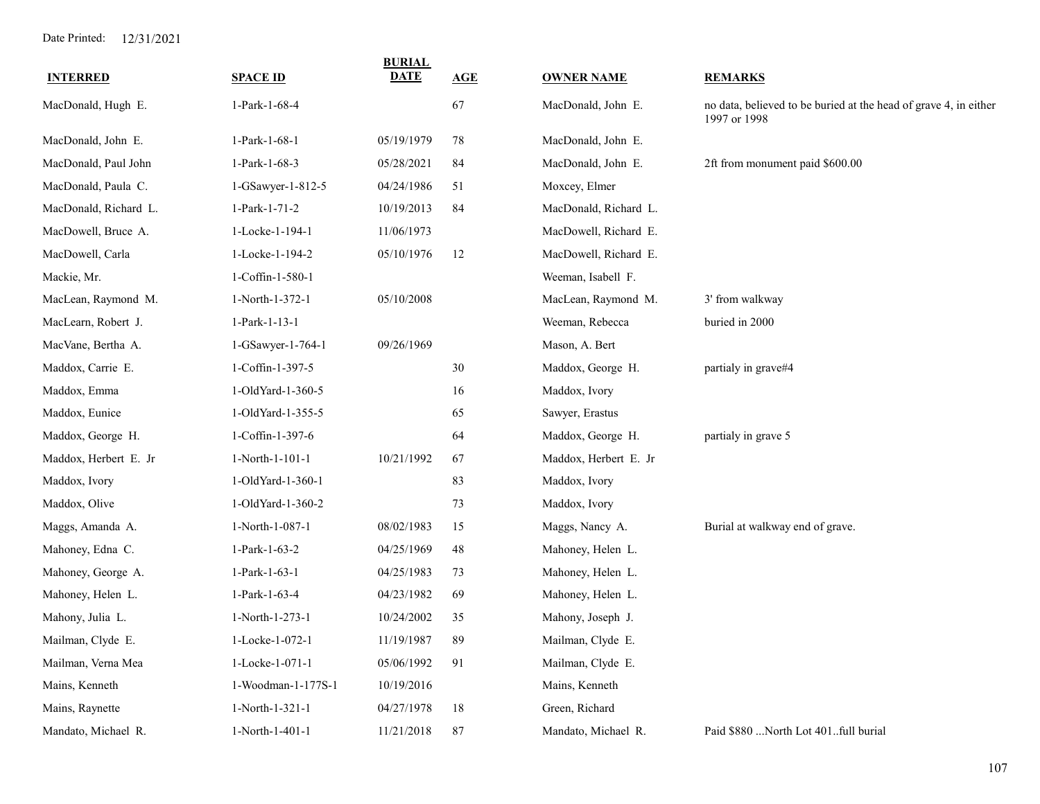Date Printed: 12/31/2021

| INTERRED | SPACE ID | BURIAL DATE | AGE | OWNER NAME | REMARKS |
|---|---|---|---|---|---|
| MacDonald, Hugh E. | 1-Park-1-68-4 | | 67 | MacDonald, John E. | no data, believed to be buried at the head of grave 4, in either 1997 or 1998 |
| MacDonald, John E. | 1-Park-1-68-1 | 05/19/1979 | 78 | MacDonald, John E. | |
| MacDonald, Paul John | 1-Park-1-68-3 | 05/28/2021 | 84 | MacDonald, John E. | 2ft from monument paid $600.00 |
| MacDonald, Paula C. | 1-GSawyer-1-812-5 | 04/24/1986 | 51 | Moxcey, Elmer | |
| MacDonald, Richard L. | 1-Park-1-71-2 | 10/19/2013 | 84 | MacDonald, Richard L. | |
| MacDowell, Bruce A. | 1-Locke-1-194-1 | 11/06/1973 | | MacDowell, Richard E. | |
| MacDowell, Carla | 1-Locke-1-194-2 | 05/10/1976 | 12 | MacDowell, Richard E. | |
| Mackie, Mr. | 1-Coffin-1-580-1 | | | Weeman, Isabell F. | |
| MacLean, Raymond M. | 1-North-1-372-1 | 05/10/2008 | | MacLean, Raymond M. | 3' from walkway |
| MacLearn, Robert J. | 1-Park-1-13-1 | | | Weeman, Rebecca | buried in 2000 |
| MacVane, Bertha A. | 1-GSawyer-1-764-1 | 09/26/1969 | | Mason, A. Bert | |
| Maddox, Carrie E. | 1-Coffin-1-397-5 | | 30 | Maddox, George H. | partialy in grave#4 |
| Maddox, Emma | 1-OldYard-1-360-5 | | 16 | Maddox, Ivory | |
| Maddox, Eunice | 1-OldYard-1-355-5 | | 65 | Sawyer, Erastus | |
| Maddox, George H. | 1-Coffin-1-397-6 | | 64 | Maddox, George H. | partialy in grave 5 |
| Maddox, Herbert E. Jr | 1-North-1-101-1 | 10/21/1992 | 67 | Maddox, Herbert E. Jr | |
| Maddox, Ivory | 1-OldYard-1-360-1 | | 83 | Maddox, Ivory | |
| Maddox, Olive | 1-OldYard-1-360-2 | | 73 | Maddox, Ivory | |
| Maggs, Amanda A. | 1-North-1-087-1 | 08/02/1983 | 15 | Maggs, Nancy A. | Burial at walkway end of grave. |
| Mahoney, Edna C. | 1-Park-1-63-2 | 04/25/1969 | 48 | Mahoney, Helen L. | |
| Mahoney, George A. | 1-Park-1-63-1 | 04/25/1983 | 73 | Mahoney, Helen L. | |
| Mahoney, Helen L. | 1-Park-1-63-4 | 04/23/1982 | 69 | Mahoney, Helen L. | |
| Mahony, Julia L. | 1-North-1-273-1 | 10/24/2002 | 35 | Mahony, Joseph J. | |
| Mailman, Clyde E. | 1-Locke-1-072-1 | 11/19/1987 | 89 | Mailman, Clyde E. | |
| Mailman, Verna Mea | 1-Locke-1-071-1 | 05/06/1992 | 91 | Mailman, Clyde E. | |
| Mains, Kenneth | 1-Woodman-1-177S-1 | 10/19/2016 | | Mains, Kenneth | |
| Mains, Raynette | 1-North-1-321-1 | 04/27/1978 | 18 | Green, Richard | |
| Mandato, Michael R. | 1-North-1-401-1 | 11/21/2018 | 87 | Mandato, Michael R. | Paid $880 ...North Lot 401..full burial |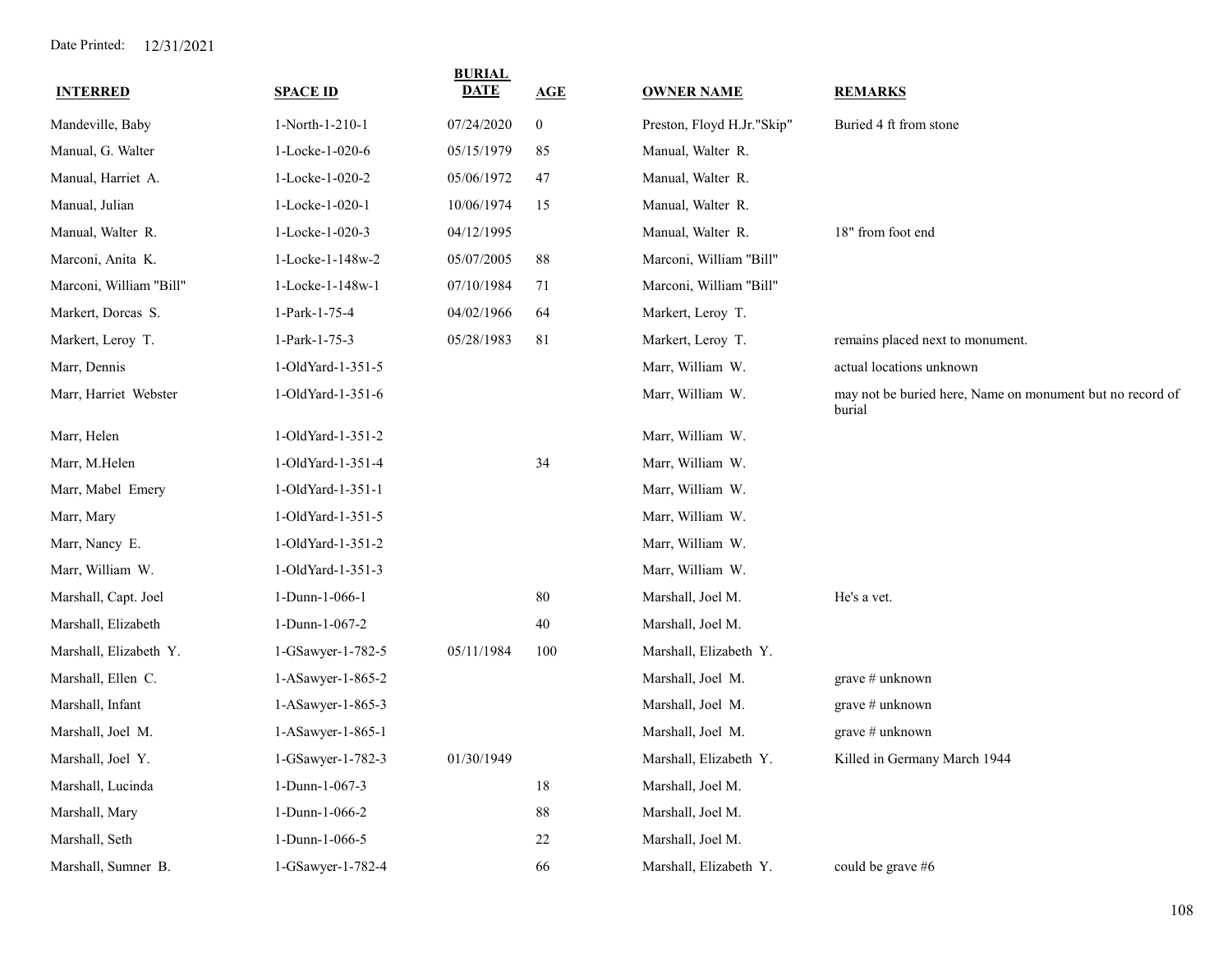Date Printed: 12/31/2021

| INTERRED | SPACE ID | BURIAL DATE | AGE | OWNER NAME | REMARKS |
|---|---|---|---|---|---|
| Mandeville, Baby | 1-North-1-210-1 | 07/24/2020 | 0 | Preston, Floyd H.Jr."Skip" | Buried 4 ft from stone |
| Manual, G. Walter | 1-Locke-1-020-6 | 05/15/1979 | 85 | Manual, Walter R. | |
| Manual, Harriet A. | 1-Locke-1-020-2 | 05/06/1972 | 47 | Manual, Walter R. | |
| Manual, Julian | 1-Locke-1-020-1 | 10/06/1974 | 15 | Manual, Walter R. | |
| Manual, Walter R. | 1-Locke-1-020-3 | 04/12/1995 | | Manual, Walter R. | 18" from foot end |
| Marconi, Anita K. | 1-Locke-1-148w-2 | 05/07/2005 | 88 | Marconi, William "Bill" | |
| Marconi, William "Bill" | 1-Locke-1-148w-1 | 07/10/1984 | 71 | Marconi, William "Bill" | |
| Markert, Dorcas S. | 1-Park-1-75-4 | 04/02/1966 | 64 | Markert, Leroy T. | |
| Markert, Leroy T. | 1-Park-1-75-3 | 05/28/1983 | 81 | Markert, Leroy T. | remains placed next to monument. |
| Marr, Dennis | 1-OldYard-1-351-5 | | | Marr, William W. | actual locations unknown |
| Marr, Harriet Webster | 1-OldYard-1-351-6 | | | Marr, William W. | may not be buried here, Name on monument but no record of burial |
| Marr, Helen | 1-OldYard-1-351-2 | | | Marr, William W. | |
| Marr, M.Helen | 1-OldYard-1-351-4 | | 34 | Marr, William W. | |
| Marr, Mabel Emery | 1-OldYard-1-351-1 | | | Marr, William W. | |
| Marr, Mary | 1-OldYard-1-351-5 | | | Marr, William W. | |
| Marr, Nancy E. | 1-OldYard-1-351-2 | | | Marr, William W. | |
| Marr, William W. | 1-OldYard-1-351-3 | | | Marr, William W. | |
| Marshall, Capt. Joel | 1-Dunn-1-066-1 | | 80 | Marshall, Joel M. | He's a vet. |
| Marshall, Elizabeth | 1-Dunn-1-067-2 | | 40 | Marshall, Joel M. | |
| Marshall, Elizabeth Y. | 1-GSawyer-1-782-5 | 05/11/1984 | 100 | Marshall, Elizabeth Y. | |
| Marshall, Ellen C. | 1-ASawyer-1-865-2 | | | Marshall, Joel M. | grave # unknown |
| Marshall, Infant | 1-ASawyer-1-865-3 | | | Marshall, Joel M. | grave # unknown |
| Marshall, Joel M. | 1-ASawyer-1-865-1 | | | Marshall, Joel M. | grave # unknown |
| Marshall, Joel Y. | 1-GSawyer-1-782-3 | 01/30/1949 | | Marshall, Elizabeth Y. | Killed in Germany March 1944 |
| Marshall, Lucinda | 1-Dunn-1-067-3 | | 18 | Marshall, Joel M. | |
| Marshall, Mary | 1-Dunn-1-066-2 | | 88 | Marshall, Joel M. | |
| Marshall, Seth | 1-Dunn-1-066-5 | | 22 | Marshall, Joel M. | |
| Marshall, Sumner B. | 1-GSawyer-1-782-4 | | 66 | Marshall, Elizabeth Y. | could be grave #6 |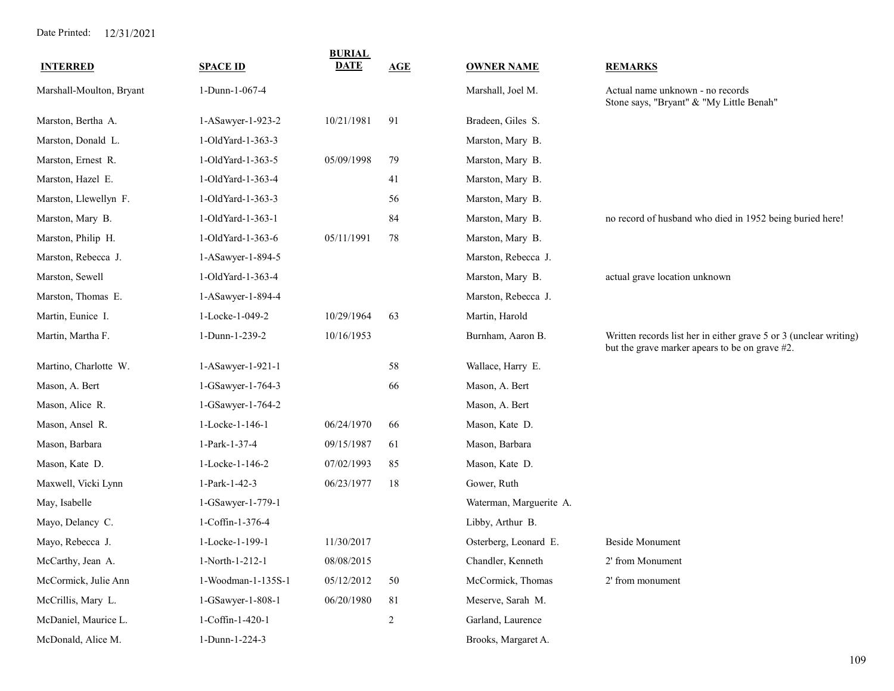Date Printed: 12/31/2021

| INTERRED | SPACE ID | BURIAL DATE | AGE | OWNER NAME | REMARKS |
|---|---|---|---|---|---|
| Marshall-Moulton, Bryant | 1-Dunn-1-067-4 | | | Marshall, Joel M. | Actual name unknown - no records Stone says, "Bryant" & "My Little Benah" |
| Marston, Bertha A. | 1-ASawyer-1-923-2 | 10/21/1981 | 91 | Bradeen, Giles S. | |
| Marston, Donald L. | 1-OldYard-1-363-3 | | | Marston, Mary B. | |
| Marston, Ernest R. | 1-OldYard-1-363-5 | 05/09/1998 | 79 | Marston, Mary B. | |
| Marston, Hazel E. | 1-OldYard-1-363-4 | | 41 | Marston, Mary B. | |
| Marston, Llewellyn F. | 1-OldYard-1-363-3 | | 56 | Marston, Mary B. | |
| Marston, Mary B. | 1-OldYard-1-363-1 | | 84 | Marston, Mary B. | no record of husband who died in 1952 being buried here! |
| Marston, Philip H. | 1-OldYard-1-363-6 | 05/11/1991 | 78 | Marston, Mary B. | |
| Marston, Rebecca J. | 1-ASawyer-1-894-5 | | | Marston, Rebecca J. | |
| Marston, Sewell | 1-OldYard-1-363-4 | | | Marston, Mary B. | actual grave location unknown |
| Marston, Thomas E. | 1-ASawyer-1-894-4 | | | Marston, Rebecca J. | |
| Martin, Eunice I. | 1-Locke-1-049-2 | 10/29/1964 | 63 | Martin, Harold | |
| Martin, Martha F. | 1-Dunn-1-239-2 | 10/16/1953 | | Burnham, Aaron B. | Written records list her in either grave 5 or 3 (unclear writing) but the grave marker apears to be on grave #2. |
| Martino, Charlotte W. | 1-ASawyer-1-921-1 | | 58 | Wallace, Harry E. | |
| Mason, A. Bert | 1-GSawyer-1-764-3 | | 66 | Mason, A. Bert | |
| Mason, Alice R. | 1-GSawyer-1-764-2 | | | Mason, A. Bert | |
| Mason, Ansel R. | 1-Locke-1-146-1 | 06/24/1970 | 66 | Mason, Kate D. | |
| Mason, Barbara | 1-Park-1-37-4 | 09/15/1987 | 61 | Mason, Barbara | |
| Mason, Kate D. | 1-Locke-1-146-2 | 07/02/1993 | 85 | Mason, Kate D. | |
| Maxwell, Vicki Lynn | 1-Park-1-42-3 | 06/23/1977 | 18 | Gower, Ruth | |
| May, Isabelle | 1-GSawyer-1-779-1 | | | Waterman, Marguerite A. | |
| Mayo, Delancy C. | 1-Coffin-1-376-4 | | | Libby, Arthur B. | |
| Mayo, Rebecca J. | 1-Locke-1-199-1 | 11/30/2017 | | Osterberg, Leonard E. | Beside Monument |
| McCarthy, Jean A. | 1-North-1-212-1 | 08/08/2015 | | Chandler, Kenneth | 2' from Monument |
| McCormick, Julie Ann | 1-Woodman-1-135S-1 | 05/12/2012 | 50 | McCormick, Thomas | 2' from monument |
| McCrillis, Mary L. | 1-GSawyer-1-808-1 | 06/20/1980 | 81 | Meserve, Sarah M. | |
| McDaniel, Maurice L. | 1-Coffin-1-420-1 | | 2 | Garland, Laurence | |
| McDonald, Alice M. | 1-Dunn-1-224-3 | | | Brooks, Margaret A. | |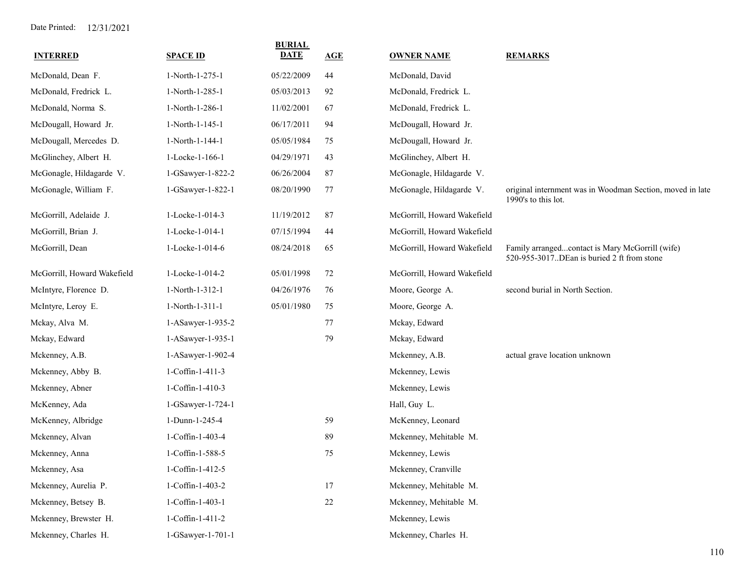Date Printed: 12/31/2021

| INTERRED | SPACE ID | BURIAL DATE | AGE | OWNER NAME | REMARKS |
|---|---|---|---|---|---|
| McDonald, Dean F. | 1-North-1-275-1 | 05/22/2009 | 44 | McDonald, David | |
| McDonald, Fredrick L. | 1-North-1-285-1 | 05/03/2013 | 92 | McDonald, Fredrick L. | |
| McDonald, Norma S. | 1-North-1-286-1 | 11/02/2001 | 67 | McDonald, Fredrick L. | |
| McDougall, Howard Jr. | 1-North-1-145-1 | 06/17/2011 | 94 | McDougall, Howard Jr. | |
| McDougall, Mercedes D. | 1-North-1-144-1 | 05/05/1984 | 75 | McDougall, Howard Jr. | |
| McGlinchey, Albert H. | 1-Locke-1-166-1 | 04/29/1971 | 43 | McGlinchey, Albert H. | |
| McGonagle, Hildagarde V. | 1-GSawyer-1-822-2 | 06/26/2004 | 87 | McGonagle, Hildagarde V. | |
| McGonagle, William F. | 1-GSawyer-1-822-1 | 08/20/1990 | 77 | McGonagle, Hildagarde V. | original internment was in Woodman Section, moved in late 1990's to this lot. |
| McGorrill, Adelaide J. | 1-Locke-1-014-3 | 11/19/2012 | 87 | McGorrill, Howard Wakefield | |
| McGorrill, Brian J. | 1-Locke-1-014-1 | 07/15/1994 | 44 | McGorrill, Howard Wakefield | |
| McGorrill, Dean | 1-Locke-1-014-6 | 08/24/2018 | 65 | McGorrill, Howard Wakefield | Family arranged...contact is Mary McGorrill (wife) 520-955-3017..DEan is buried 2 ft from stone |
| McGorrill, Howard Wakefield | 1-Locke-1-014-2 | 05/01/1998 | 72 | McGorrill, Howard Wakefield | |
| McIntyre, Florence D. | 1-North-1-312-1 | 04/26/1976 | 76 | Moore, George A. | second burial in North Section. |
| McIntyre, Leroy E. | 1-North-1-311-1 | 05/01/1980 | 75 | Moore, George A. | |
| Mckay, Alva M. | 1-ASawyer-1-935-2 | | 77 | Mckay, Edward | |
| Mckay, Edward | 1-ASawyer-1-935-1 | | 79 | Mckay, Edward | |
| Mckenney, A.B. | 1-ASawyer-1-902-4 | | | Mckenney, A.B. | actual grave location unknown |
| Mckenney, Abby B. | 1-Coffin-1-411-3 | | | Mckenney, Lewis | |
| Mckenney, Abner | 1-Coffin-1-410-3 | | | Mckenney, Lewis | |
| McKenney, Ada | 1-GSawyer-1-724-1 | | | Hall, Guy L. | |
| McKenney, Albridge | 1-Dunn-1-245-4 | | 59 | McKenney, Leonard | |
| Mckenney, Alvan | 1-Coffin-1-403-4 | | 89 | Mckenney, Mehitable M. | |
| Mckenney, Anna | 1-Coffin-1-588-5 | | 75 | Mckenney, Lewis | |
| Mckenney, Asa | 1-Coffin-1-412-5 | | | Mckenney, Cranville | |
| Mckenney, Aurelia P. | 1-Coffin-1-403-2 | | 17 | Mckenney, Mehitable M. | |
| Mckenney, Betsey B. | 1-Coffin-1-403-1 | | 22 | Mckenney, Mehitable M. | |
| Mckenney, Brewster H. | 1-Coffin-1-411-2 | | | Mckenney, Lewis | |
| Mckenney, Charles H. | 1-GSawyer-1-701-1 | | | Mckenney, Charles H. | |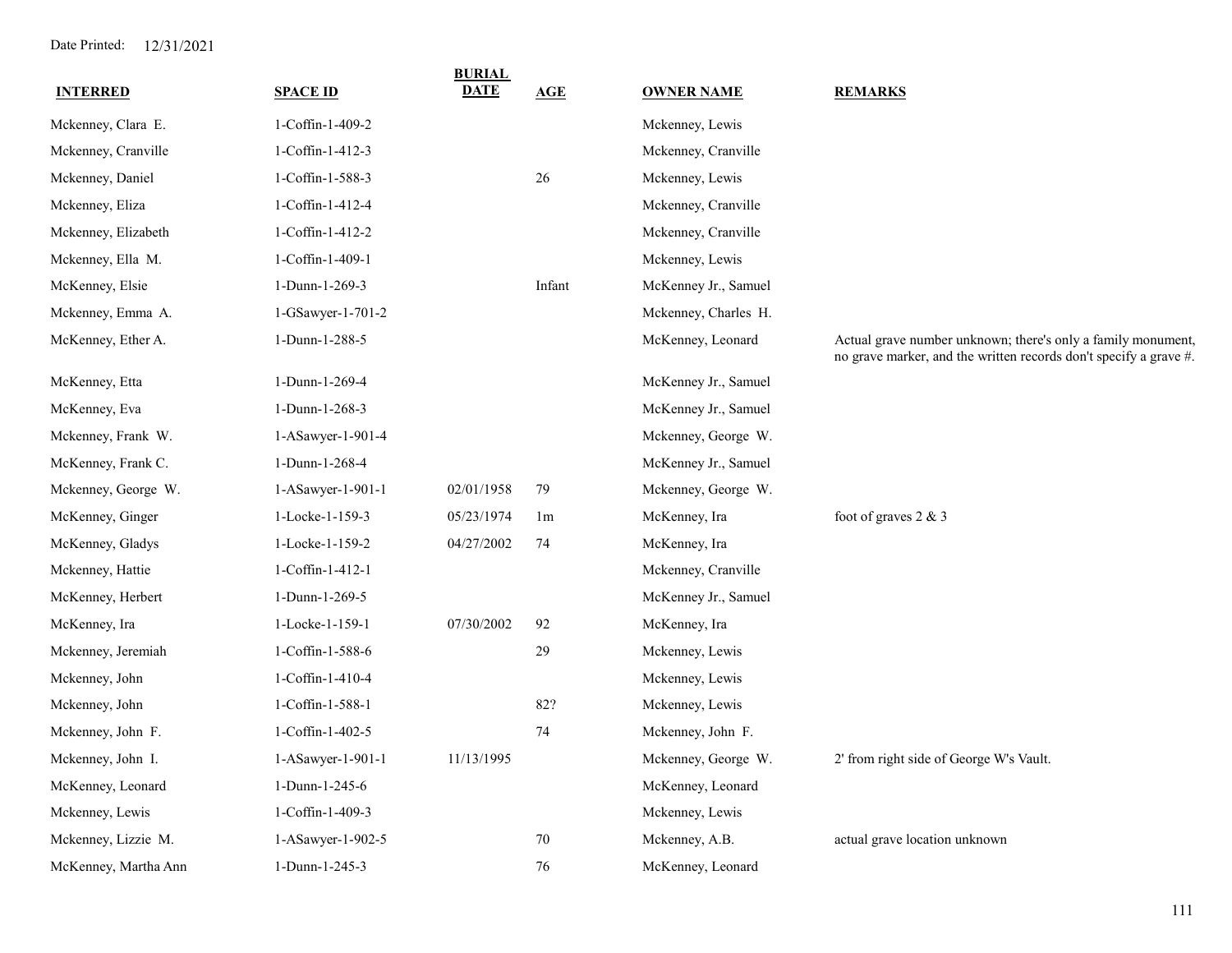Date Printed: 12/31/2021

| INTERRED | SPACE ID | BURIAL DATE | AGE | OWNER NAME | REMARKS |
|---|---|---|---|---|---|
| Mckenney, Clara E. | 1-Coffin-1-409-2 | | | Mckenney, Lewis | |
| Mckenney, Cranville | 1-Coffin-1-412-3 | | | Mckenney, Cranville | |
| Mckenney, Daniel | 1-Coffin-1-588-3 | | 26 | Mckenney, Lewis | |
| Mckenney, Eliza | 1-Coffin-1-412-4 | | | Mckenney, Cranville | |
| Mckenney, Elizabeth | 1-Coffin-1-412-2 | | | Mckenney, Cranville | |
| Mckenney, Ella M. | 1-Coffin-1-409-1 | | | Mckenney, Lewis | |
| McKenney, Elsie | 1-Dunn-1-269-3 | | Infant | McKenney Jr., Samuel | |
| Mckenney, Emma A. | 1-GSawyer-1-701-2 | | | Mckenney, Charles H. | |
| McKenney, Ether A. | 1-Dunn-1-288-5 | | | McKenney, Leonard | Actual grave number unknown; there's only a family monument, no grave marker, and the written records don't specify a grave #. |
| McKenney, Etta | 1-Dunn-1-269-4 | | | McKenney Jr., Samuel | |
| McKenney, Eva | 1-Dunn-1-268-3 | | | McKenney Jr., Samuel | |
| Mckenney, Frank W. | 1-ASawyer-1-901-4 | | | Mckenney, George W. | |
| McKenney, Frank C. | 1-Dunn-1-268-4 | | | McKenney Jr., Samuel | |
| Mckenney, George W. | 1-ASawyer-1-901-1 | 02/01/1958 | 79 | Mckenney, George W. | |
| McKenney, Ginger | 1-Locke-1-159-3 | 05/23/1974 | 1m | McKenney, Ira | foot of graves 2 & 3 |
| McKenney, Gladys | 1-Locke-1-159-2 | 04/27/2002 | 74 | McKenney, Ira | |
| Mckenney, Hattie | 1-Coffin-1-412-1 | | | Mckenney, Cranville | |
| McKenney, Herbert | 1-Dunn-1-269-5 | | | McKenney Jr., Samuel | |
| McKenney, Ira | 1-Locke-1-159-1 | 07/30/2002 | 92 | McKenney, Ira | |
| Mckenney, Jeremiah | 1-Coffin-1-588-6 | | 29 | Mckenney, Lewis | |
| Mckenney, John | 1-Coffin-1-410-4 | | | Mckenney, Lewis | |
| Mckenney, John | 1-Coffin-1-588-1 | | 82? | Mckenney, Lewis | |
| Mckenney, John F. | 1-Coffin-1-402-5 | | 74 | Mckenney, John F. | |
| Mckenney, John I. | 1-ASawyer-1-901-1 | 11/13/1995 | | Mckenney, George W. | 2' from right side of George W's Vault. |
| McKenney, Leonard | 1-Dunn-1-245-6 | | | McKenney, Leonard | |
| Mckenney, Lewis | 1-Coffin-1-409-3 | | | Mckenney, Lewis | |
| Mckenney, Lizzie M. | 1-ASawyer-1-902-5 | | 70 | Mckenney, A.B. | actual grave location unknown |
| McKenney, Martha Ann | 1-Dunn-1-245-3 | | 76 | McKenney, Leonard | |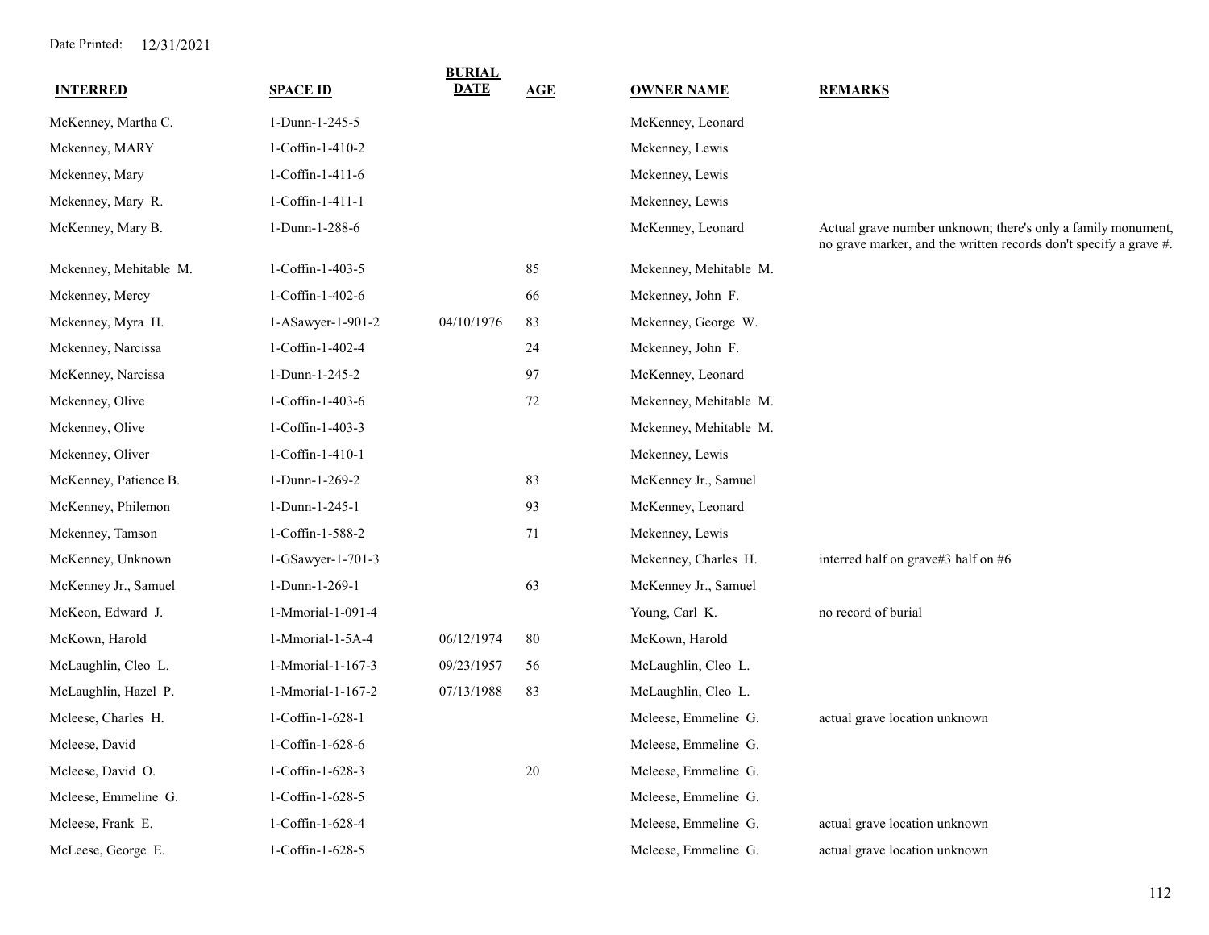Date Printed: 12/31/2021

| INTERRED | SPACE ID | BURIAL DATE | AGE | OWNER NAME | REMARKS |
|---|---|---|---|---|---|
| McKenney, Martha C. | 1-Dunn-1-245-5 | | | McKenney, Leonard | |
| Mckenney, MARY | 1-Coffin-1-410-2 | | | Mckenney, Lewis | |
| Mckenney, Mary | 1-Coffin-1-411-6 | | | Mckenney, Lewis | |
| Mckenney, Mary R. | 1-Coffin-1-411-1 | | | Mckenney, Lewis | |
| McKenney, Mary B. | 1-Dunn-1-288-6 | | | McKenney, Leonard | Actual grave number unknown; there's only a family monument, no grave marker, and the written records don't specify a grave #. |
| Mckenney, Mehitable M. | 1-Coffin-1-403-5 | | 85 | Mckenney, Mehitable M. | |
| Mckenney, Mercy | 1-Coffin-1-402-6 | | 66 | Mckenney, John F. | |
| Mckenney, Myra H. | 1-ASawyer-1-901-2 | 04/10/1976 | 83 | Mckenney, George W. | |
| Mckenney, Narcissa | 1-Coffin-1-402-4 | | 24 | Mckenney, John F. | |
| McKenney, Narcissa | 1-Dunn-1-245-2 | | 97 | McKenney, Leonard | |
| Mckenney, Olive | 1-Coffin-1-403-6 | | 72 | Mckenney, Mehitable M. | |
| Mckenney, Olive | 1-Coffin-1-403-3 | | | Mckenney, Mehitable M. | |
| Mckenney, Oliver | 1-Coffin-1-410-1 | | | Mckenney, Lewis | |
| McKenney, Patience B. | 1-Dunn-1-269-2 | | 83 | McKenney Jr., Samuel | |
| McKenney, Philemon | 1-Dunn-1-245-1 | | 93 | McKenney, Leonard | |
| Mckenney, Tamson | 1-Coffin-1-588-2 | | 71 | Mckenney, Lewis | |
| McKenney, Unknown | 1-GSawyer-1-701-3 | | | Mckenney, Charles H. | interred half on grave#3 half on #6 |
| McKenney Jr., Samuel | 1-Dunn-1-269-1 | | 63 | McKenney Jr., Samuel | |
| McKeon, Edward J. | 1-Mmorial-1-091-4 | | | Young, Carl K. | no record of burial |
| McKown, Harold | 1-Mmorial-1-5A-4 | 06/12/1974 | 80 | McKown, Harold | |
| McLaughlin, Cleo L. | 1-Mmorial-1-167-3 | 09/23/1957 | 56 | McLaughlin, Cleo L. | |
| McLaughlin, Hazel P. | 1-Mmorial-1-167-2 | 07/13/1988 | 83 | McLaughlin, Cleo L. | |
| Mcleese, Charles H. | 1-Coffin-1-628-1 | | | Mcleese, Emmeline G. | actual grave location unknown |
| Mcleese, David | 1-Coffin-1-628-6 | | | Mcleese, Emmeline G. | |
| Mcleese, David O. | 1-Coffin-1-628-3 | | 20 | Mcleese, Emmeline G. | |
| Mcleese, Emmeline G. | 1-Coffin-1-628-5 | | | Mcleese, Emmeline G. | |
| Mcleese, Frank E. | 1-Coffin-1-628-4 | | | Mcleese, Emmeline G. | actual grave location unknown |
| McLeese, George E. | 1-Coffin-1-628-5 | | | Mcleese, Emmeline G. | actual grave location unknown |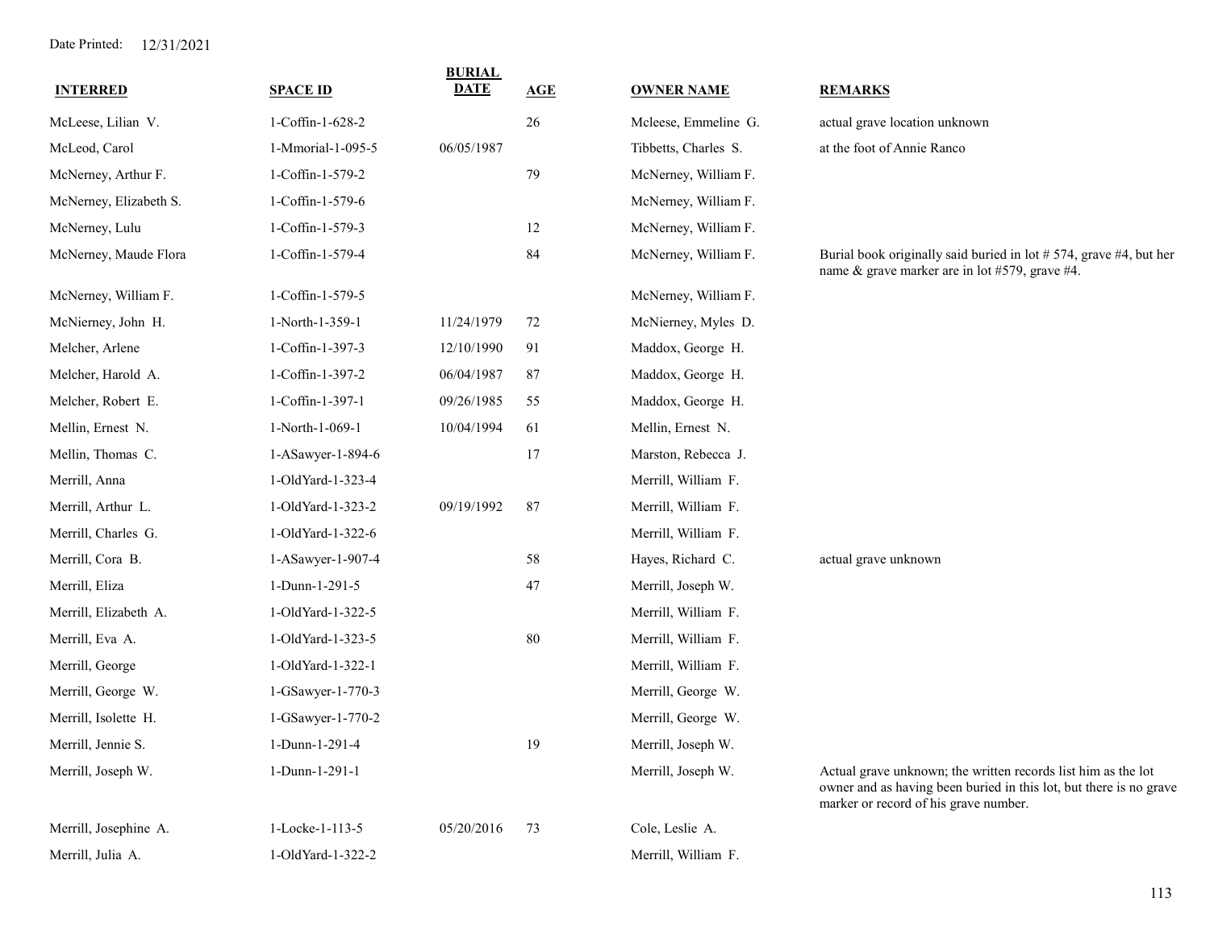Date Printed: 12/31/2021

| INTERRED | SPACE ID | BURIAL DATE | AGE | OWNER NAME | REMARKS |
|---|---|---|---|---|---|
| McLeese, Lilian V. | 1-Coffin-1-628-2 | | 26 | Mcleese, Emmeline G. | actual grave location unknown |
| McLeod, Carol | 1-Mmorial-1-095-5 | 06/05/1987 | | Tibbetts, Charles S. | at the foot of Annie Ranco |
| McNerney, Arthur F. | 1-Coffin-1-579-2 | | 79 | McNerney, William F. | |
| McNerney, Elizabeth S. | 1-Coffin-1-579-6 | | | McNerney, William F. | |
| McNerney, Lulu | 1-Coffin-1-579-3 | | 12 | McNerney, William F. | |
| McNerney, Maude Flora | 1-Coffin-1-579-4 | | 84 | McNerney, William F. | Burial book originally said buried in lot # 574, grave #4, but her name & grave marker are in lot #579, grave #4. |
| McNerney, William F. | 1-Coffin-1-579-5 | | | McNerney, William F. | |
| McNierney, John H. | 1-North-1-359-1 | 11/24/1979 | 72 | McNierney, Myles D. | |
| Melcher, Arlene | 1-Coffin-1-397-3 | 12/10/1990 | 91 | Maddox, George H. | |
| Melcher, Harold A. | 1-Coffin-1-397-2 | 06/04/1987 | 87 | Maddox, George H. | |
| Melcher, Robert E. | 1-Coffin-1-397-1 | 09/26/1985 | 55 | Maddox, George H. | |
| Mellin, Ernest N. | 1-North-1-069-1 | 10/04/1994 | 61 | Mellin, Ernest N. | |
| Mellin, Thomas C. | 1-ASawyer-1-894-6 | | 17 | Marston, Rebecca J. | |
| Merrill, Anna | 1-OldYard-1-323-4 | | | Merrill, William F. | |
| Merrill, Arthur L. | 1-OldYard-1-323-2 | 09/19/1992 | 87 | Merrill, William F. | |
| Merrill, Charles G. | 1-OldYard-1-322-6 | | | Merrill, William F. | |
| Merrill, Cora B. | 1-ASawyer-1-907-4 | | 58 | Hayes, Richard C. | actual grave unknown |
| Merrill, Eliza | 1-Dunn-1-291-5 | | 47 | Merrill, Joseph W. | |
| Merrill, Elizabeth A. | 1-OldYard-1-322-5 | | | Merrill, William F. | |
| Merrill, Eva A. | 1-OldYard-1-323-5 | | 80 | Merrill, William F. | |
| Merrill, George | 1-OldYard-1-322-1 | | | Merrill, William F. | |
| Merrill, George W. | 1-GSawyer-1-770-3 | | | Merrill, George W. | |
| Merrill, Isolette H. | 1-GSawyer-1-770-2 | | | Merrill, George W. | |
| Merrill, Jennie S. | 1-Dunn-1-291-4 | | 19 | Merrill, Joseph W. | |
| Merrill, Joseph W. | 1-Dunn-1-291-1 | | | Merrill, Joseph W. | Actual grave unknown; the written records list him as the lot owner and as having been buried in this lot, but there is no grave marker or record of his grave number. |
| Merrill, Josephine A. | 1-Locke-1-113-5 | 05/20/2016 | 73 | Cole, Leslie A. | |
| Merrill, Julia A. | 1-OldYard-1-322-2 | | | Merrill, William F. | |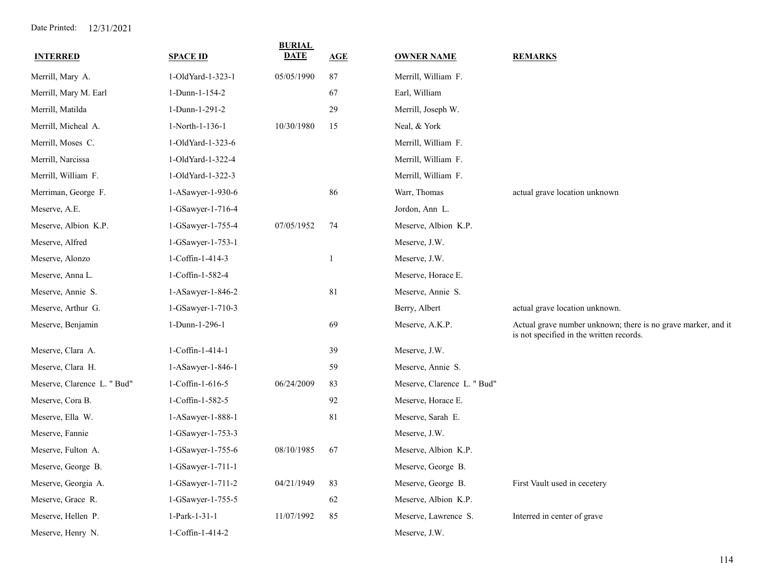Date Printed: 12/31/2021

| INTERRED | SPACE ID | BURIAL DATE | AGE | OWNER NAME | REMARKS |
|---|---|---|---|---|---|
| Merrill, Mary A. | 1-OldYard-1-323-1 | 05/05/1990 | 87 | Merrill, William F. | |
| Merrill, Mary M. Earl | 1-Dunn-1-154-2 | | 67 | Earl, William | |
| Merrill, Matilda | 1-Dunn-1-291-2 | | 29 | Merrill, Joseph W. | |
| Merrill, Micheal A. | 1-North-1-136-1 | 10/30/1980 | 15 | Neal, & York | |
| Merrill, Moses C. | 1-OldYard-1-323-6 | | | Merrill, William F. | |
| Merrill, Narcissa | 1-OldYard-1-322-4 | | | Merrill, William F. | |
| Merrill, William F. | 1-OldYard-1-322-3 | | | Merrill, William F. | |
| Merriman, George F. | 1-ASawyer-1-930-6 | | 86 | Warr, Thomas | actual grave location unknown |
| Meserve, A.E. | 1-GSawyer-1-716-4 | | | Jordon, Ann L. | |
| Meserve, Albion K.P. | 1-GSawyer-1-755-4 | 07/05/1952 | 74 | Meserve, Albion K.P. | |
| Meserve, Alfred | 1-GSawyer-1-753-1 | | | Meserve, J.W. | |
| Meserve, Alonzo | 1-Coffin-1-414-3 | | 1 | Meserve, J.W. | |
| Meserve, Anna L. | 1-Coffin-1-582-4 | | | Meserve, Horace E. | |
| Meserve, Annie S. | 1-ASawyer-1-846-2 | | 81 | Meserve, Annie S. | |
| Meserve, Arthur G. | 1-GSawyer-1-710-3 | | | Berry, Albert | actual grave location unknown. |
| Meserve, Benjamin | 1-Dunn-1-296-1 | | 69 | Meserve, A.K.P. | Actual grave number unknown; there is no grave marker, and it is not specified in the written records. |
| Meserve, Clara A. | 1-Coffin-1-414-1 | | 39 | Meserve, J.W. | |
| Meserve, Clara H. | 1-ASawyer-1-846-1 | | 59 | Meserve, Annie S. | |
| Meserve, Clarence L. " Bud" | 1-Coffin-1-616-5 | 06/24/2009 | 83 | Meserve, Clarence L. " Bud" | |
| Meserve, Cora B. | 1-Coffin-1-582-5 | | 92 | Meserve, Horace E. | |
| Meserve, Ella W. | 1-ASawyer-1-888-1 | | 81 | Meserve, Sarah E. | |
| Meserve, Fannie | 1-GSawyer-1-753-3 | | | Meserve, J.W. | |
| Meserve, Fulton A. | 1-GSawyer-1-755-6 | 08/10/1985 | 67 | Meserve, Albion K.P. | |
| Meserve, George B. | 1-GSawyer-1-711-1 | | | Meserve, George B. | |
| Meserve, Georgia A. | 1-GSawyer-1-711-2 | 04/21/1949 | 83 | Meserve, George B. | First Vault used in cecetery |
| Meserve, Grace R. | 1-GSawyer-1-755-5 | | 62 | Meserve, Albion K.P. | |
| Meserve, Hellen P. | 1-Park-1-31-1 | 11/07/1992 | 85 | Meserve, Lawrence S. | Interred in center of grave |
| Meserve, Henry N. | 1-Coffin-1-414-2 | | | Meserve, J.W. | |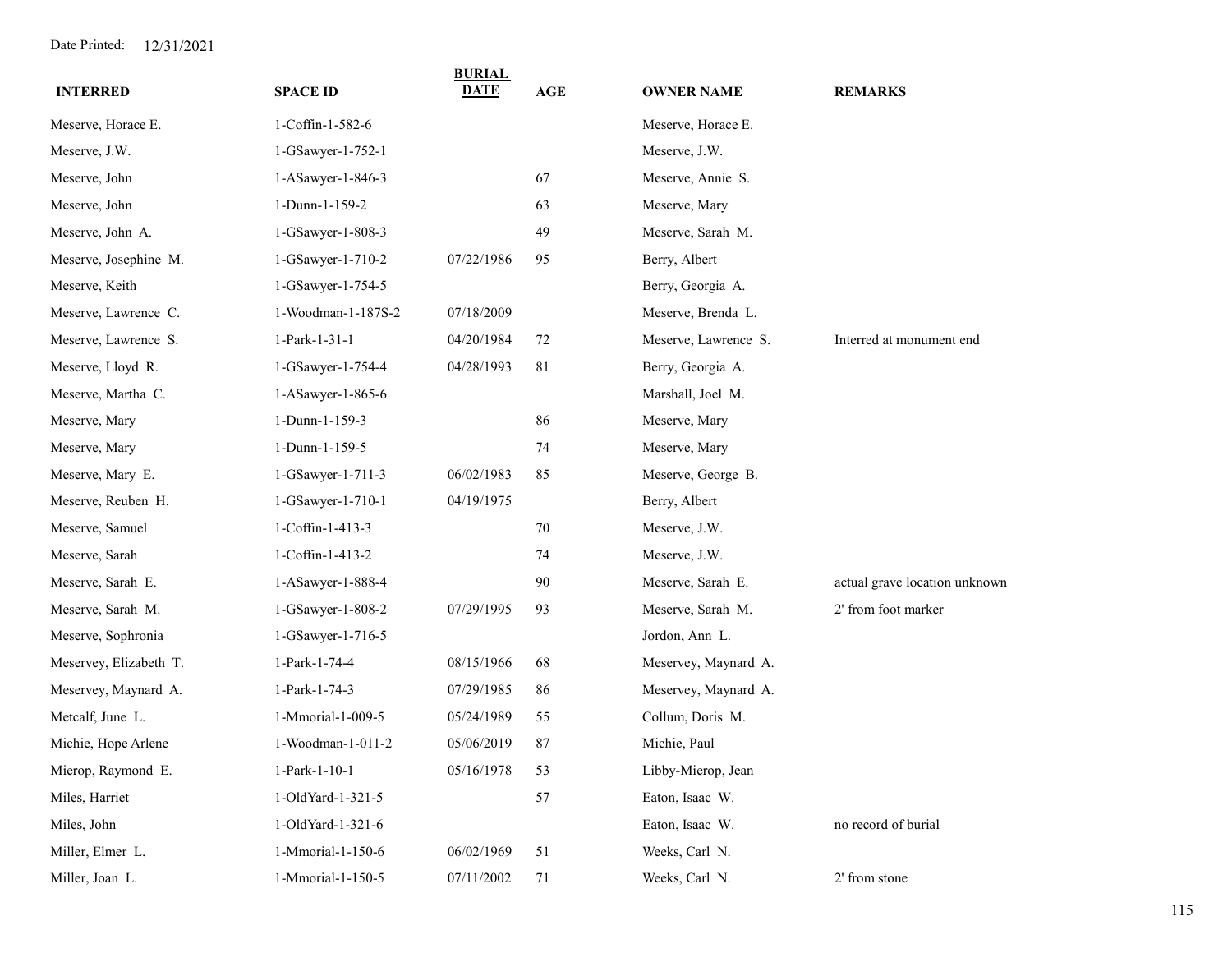Date Printed: 12/31/2021

| INTERRED | SPACE ID | BURIAL DATE | AGE | OWNER NAME | REMARKS |
|---|---|---|---|---|---|
| Meserve, Horace E. | 1-Coffin-1-582-6 | | | Meserve, Horace E. | |
| Meserve, J.W. | 1-GSawyer-1-752-1 | | | Meserve, J.W. | |
| Meserve, John | 1-ASawyer-1-846-3 | | 67 | Meserve, Annie S. | |
| Meserve, John | 1-Dunn-1-159-2 | | 63 | Meserve, Mary | |
| Meserve, John A. | 1-GSawyer-1-808-3 | | 49 | Meserve, Sarah M. | |
| Meserve, Josephine M. | 1-GSawyer-1-710-2 | 07/22/1986 | 95 | Berry, Albert | |
| Meserve, Keith | 1-GSawyer-1-754-5 | | | Berry, Georgia A. | |
| Meserve, Lawrence C. | 1-Woodman-1-187S-2 | 07/18/2009 | | Meserve, Brenda L. | |
| Meserve, Lawrence S. | 1-Park-1-31-1 | 04/20/1984 | 72 | Meserve, Lawrence S. | Interred at monument end |
| Meserve, Lloyd R. | 1-GSawyer-1-754-4 | 04/28/1993 | 81 | Berry, Georgia A. | |
| Meserve, Martha C. | 1-ASawyer-1-865-6 | | | Marshall, Joel M. | |
| Meserve, Mary | 1-Dunn-1-159-3 | | 86 | Meserve, Mary | |
| Meserve, Mary | 1-Dunn-1-159-5 | | 74 | Meserve, Mary | |
| Meserve, Mary E. | 1-GSawyer-1-711-3 | 06/02/1983 | 85 | Meserve, George B. | |
| Meserve, Reuben H. | 1-GSawyer-1-710-1 | 04/19/1975 | | Berry, Albert | |
| Meserve, Samuel | 1-Coffin-1-413-3 | | 70 | Meserve, J.W. | |
| Meserve, Sarah | 1-Coffin-1-413-2 | | 74 | Meserve, J.W. | |
| Meserve, Sarah E. | 1-ASawyer-1-888-4 | | 90 | Meserve, Sarah E. | actual grave location unknown |
| Meserve, Sarah M. | 1-GSawyer-1-808-2 | 07/29/1995 | 93 | Meserve, Sarah M. | 2' from foot marker |
| Meserve, Sophronia | 1-GSawyer-1-716-5 | | | Jordon, Ann L. | |
| Meservey, Elizabeth T. | 1-Park-1-74-4 | 08/15/1966 | 68 | Meservey, Maynard A. | |
| Meservey, Maynard A. | 1-Park-1-74-3 | 07/29/1985 | 86 | Meservey, Maynard A. | |
| Metcalf, June L. | 1-Mmorial-1-009-5 | 05/24/1989 | 55 | Collum, Doris M. | |
| Michie, Hope Arlene | 1-Woodman-1-011-2 | 05/06/2019 | 87 | Michie, Paul | |
| Mierop, Raymond E. | 1-Park-1-10-1 | 05/16/1978 | 53 | Libby-Mierop, Jean | |
| Miles, Harriet | 1-OldYard-1-321-5 | | 57 | Eaton, Isaac W. | |
| Miles, John | 1-OldYard-1-321-6 | | | Eaton, Isaac W. | no record of burial |
| Miller, Elmer L. | 1-Mmorial-1-150-6 | 06/02/1969 | 51 | Weeks, Carl N. | |
| Miller, Joan L. | 1-Mmorial-1-150-5 | 07/11/2002 | 71 | Weeks, Carl N. | 2' from stone |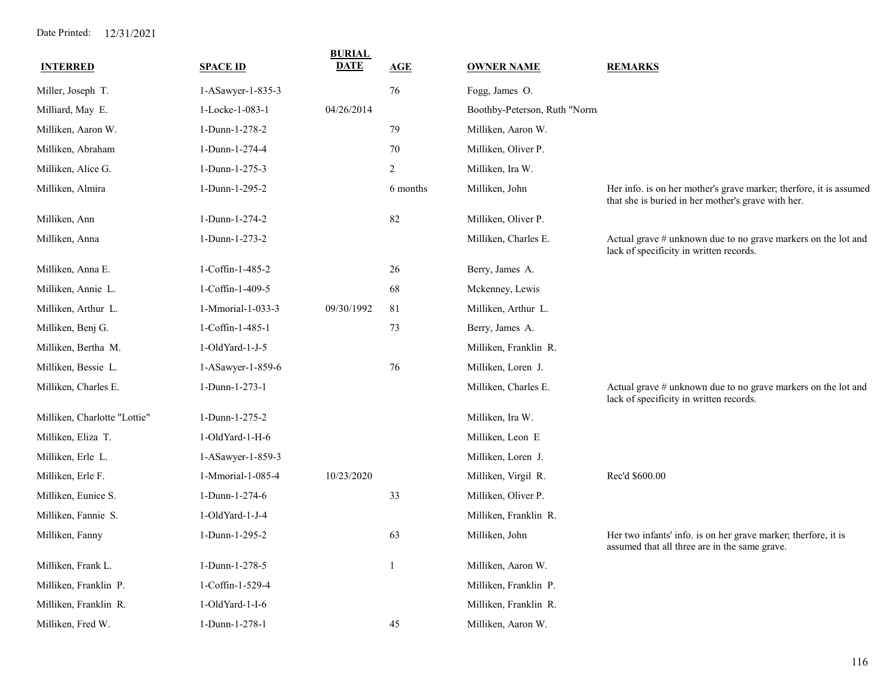Date Printed: 12/31/2021

| INTERRED | SPACE ID | BURIAL DATE | AGE | OWNER NAME | REMARKS |
|---|---|---|---|---|---|
| Miller, Joseph T. | 1-ASawyer-1-835-3 | | 76 | Fogg, James O. | |
| Milliard, May E. | 1-Locke-1-083-1 | 04/26/2014 | | Boothby-Peterson, Ruth "Norma | |
| Milliken, Aaron W. | 1-Dunn-1-278-2 | | 79 | Milliken, Aaron W. | |
| Milliken, Abraham | 1-Dunn-1-274-4 | | 70 | Milliken, Oliver P. | |
| Milliken, Alice G. | 1-Dunn-1-275-3 | | 2 | Milliken, Ira W. | |
| Milliken, Almira | 1-Dunn-1-295-2 | | 6 months | Milliken, John | Her info. is on her mother's grave marker; therfore, it is assumed that she is buried in her mother's grave with her. |
| Milliken, Ann | 1-Dunn-1-274-2 | | 82 | Milliken, Oliver P. | |
| Milliken, Anna | 1-Dunn-1-273-2 | | | Milliken, Charles E. | Actual grave # unknown due to no grave markers on the lot and lack of specificity in written records. |
| Milliken, Anna E. | 1-Coffin-1-485-2 | | 26 | Berry, James A. | |
| Milliken, Annie L. | 1-Coffin-1-409-5 | | 68 | Mckenney, Lewis | |
| Milliken, Arthur L. | 1-Mmorial-1-033-3 | 09/30/1992 | 81 | Milliken, Arthur L. | |
| Milliken, Benj G. | 1-Coffin-1-485-1 | | 73 | Berry, James A. | |
| Milliken, Bertha M. | 1-OldYard-1-J-5 | | | Milliken, Franklin R. | |
| Milliken, Bessie L. | 1-ASawyer-1-859-6 | | 76 | Milliken, Loren J. | |
| Milliken, Charles E. | 1-Dunn-1-273-1 | | | Milliken, Charles E. | Actual grave # unknown due to no grave markers on the lot and lack of specificity in written records. |
| Milliken, Charlotte "Lottie" | 1-Dunn-1-275-2 | | | Milliken, Ira W. | |
| Milliken, Eliza T. | 1-OldYard-1-H-6 | | | Milliken, Leon E | |
| Milliken, Erle L. | 1-ASawyer-1-859-3 | | | Milliken, Loren J. | |
| Milliken, Erle F. | 1-Mmorial-1-085-4 | 10/23/2020 | | Milliken, Virgil R. | Rec'd $600.00 |
| Milliken, Eunice S. | 1-Dunn-1-274-6 | | 33 | Milliken, Oliver P. | |
| Milliken, Fannie S. | 1-OldYard-1-J-4 | | | Milliken, Franklin R. | |
| Milliken, Fanny | 1-Dunn-1-295-2 | | 63 | Milliken, John | Her two infants' info. is on her grave marker; therfore, it is assumed that all three are in the same grave. |
| Milliken, Frank L. | 1-Dunn-1-278-5 | | 1 | Milliken, Aaron W. | |
| Milliken, Franklin P. | 1-Coffin-1-529-4 | | | Milliken, Franklin P. | |
| Milliken, Franklin R. | 1-OldYard-1-I-6 | | | Milliken, Franklin R. | |
| Milliken, Fred W. | 1-Dunn-1-278-1 | | 45 | Milliken, Aaron W. | |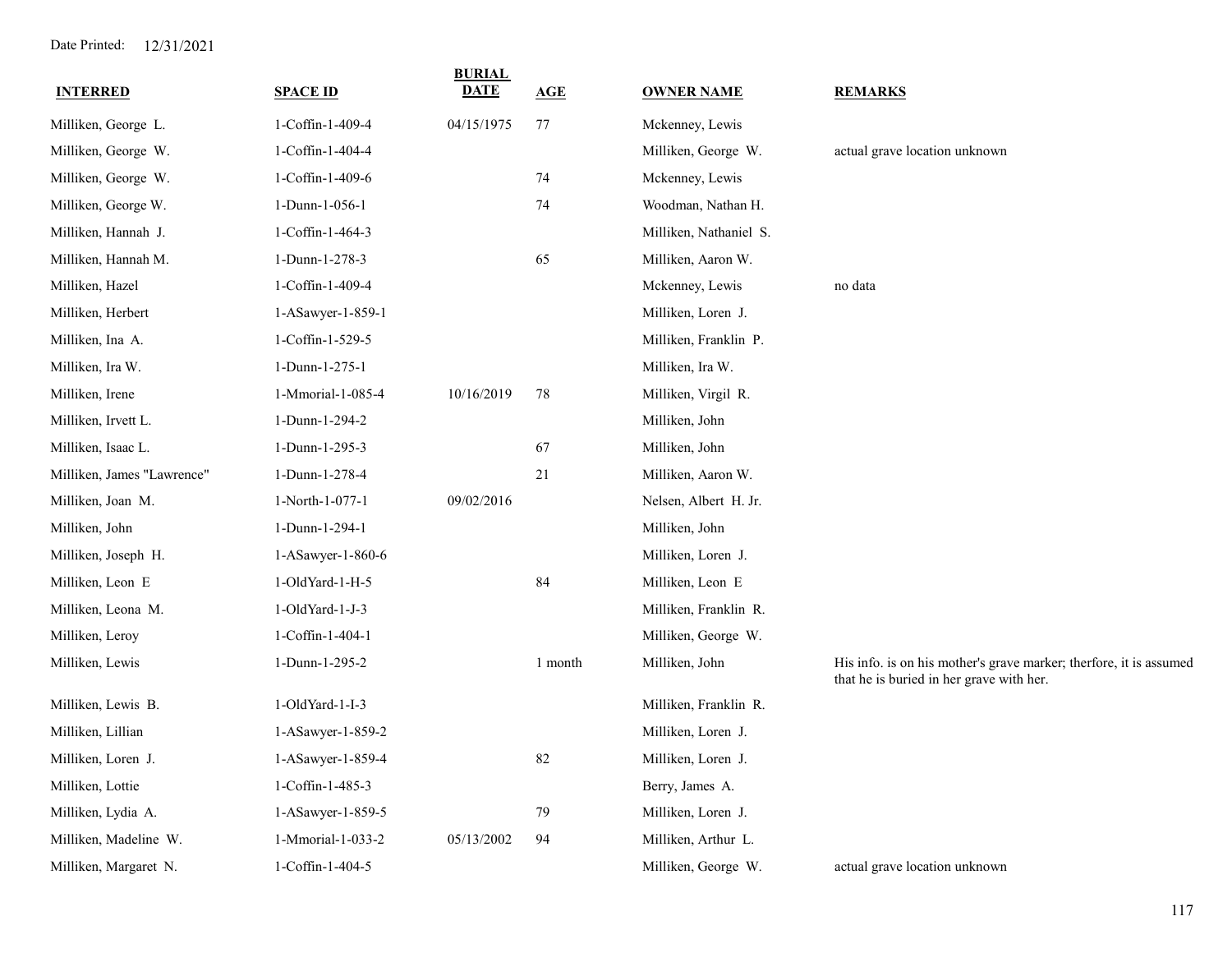Date Printed: 12/31/2021

| INTERRED | SPACE ID | BURIAL DATE | AGE | OWNER NAME | REMARKS |
|---|---|---|---|---|---|
| Milliken, George L. | 1-Coffin-1-409-4 | 04/15/1975 | 77 | Mckenney, Lewis | |
| Milliken, George W. | 1-Coffin-1-404-4 | | | Milliken, George W. | actual grave location unknown |
| Milliken, George W. | 1-Coffin-1-409-6 | | 74 | Mckenney, Lewis | |
| Milliken, George W. | 1-Dunn-1-056-1 | | 74 | Woodman, Nathan H. | |
| Milliken, Hannah J. | 1-Coffin-1-464-3 | | | Milliken, Nathaniel S. | |
| Milliken, Hannah M. | 1-Dunn-1-278-3 | | 65 | Milliken, Aaron W. | |
| Milliken, Hazel | 1-Coffin-1-409-4 | | | Mckenney, Lewis | no data |
| Milliken, Herbert | 1-ASawyer-1-859-1 | | | Milliken, Loren J. | |
| Milliken, Ina A. | 1-Coffin-1-529-5 | | | Milliken, Franklin P. | |
| Milliken, Ira W. | 1-Dunn-1-275-1 | | | Milliken, Ira W. | |
| Milliken, Irene | 1-Mmorial-1-085-4 | 10/16/2019 | 78 | Milliken, Virgil R. | |
| Milliken, Irvett L. | 1-Dunn-1-294-2 | | | Milliken, John | |
| Milliken, Isaac L. | 1-Dunn-1-295-3 | | 67 | Milliken, John | |
| Milliken, James "Lawrence" | 1-Dunn-1-278-4 | | 21 | Milliken, Aaron W. | |
| Milliken, Joan M. | 1-North-1-077-1 | 09/02/2016 | | Nelsen, Albert H. Jr. | |
| Milliken, John | 1-Dunn-1-294-1 | | | Milliken, John | |
| Milliken, Joseph H. | 1-ASawyer-1-860-6 | | | Milliken, Loren J. | |
| Milliken, Leon E | 1-OldYard-1-H-5 | | 84 | Milliken, Leon E | |
| Milliken, Leona M. | 1-OldYard-1-J-3 | | | Milliken, Franklin R. | |
| Milliken, Leroy | 1-Coffin-1-404-1 | | | Milliken, George W. | |
| Milliken, Lewis | 1-Dunn-1-295-2 | | 1 month | Milliken, John | His info. is on his mother's grave marker; therfore, it is assumed that he is buried in her grave with her. |
| Milliken, Lewis B. | 1-OldYard-1-I-3 | | | Milliken, Franklin R. | |
| Milliken, Lillian | 1-ASawyer-1-859-2 | | | Milliken, Loren J. | |
| Milliken, Loren J. | 1-ASawyer-1-859-4 | | 82 | Milliken, Loren J. | |
| Milliken, Lottie | 1-Coffin-1-485-3 | | | Berry, James A. | |
| Milliken, Lydia A. | 1-ASawyer-1-859-5 | | 79 | Milliken, Loren J. | |
| Milliken, Madeline W. | 1-Mmorial-1-033-2 | 05/13/2002 | 94 | Milliken, Arthur L. | |
| Milliken, Margaret N. | 1-Coffin-1-404-5 | | | Milliken, George W. | actual grave location unknown |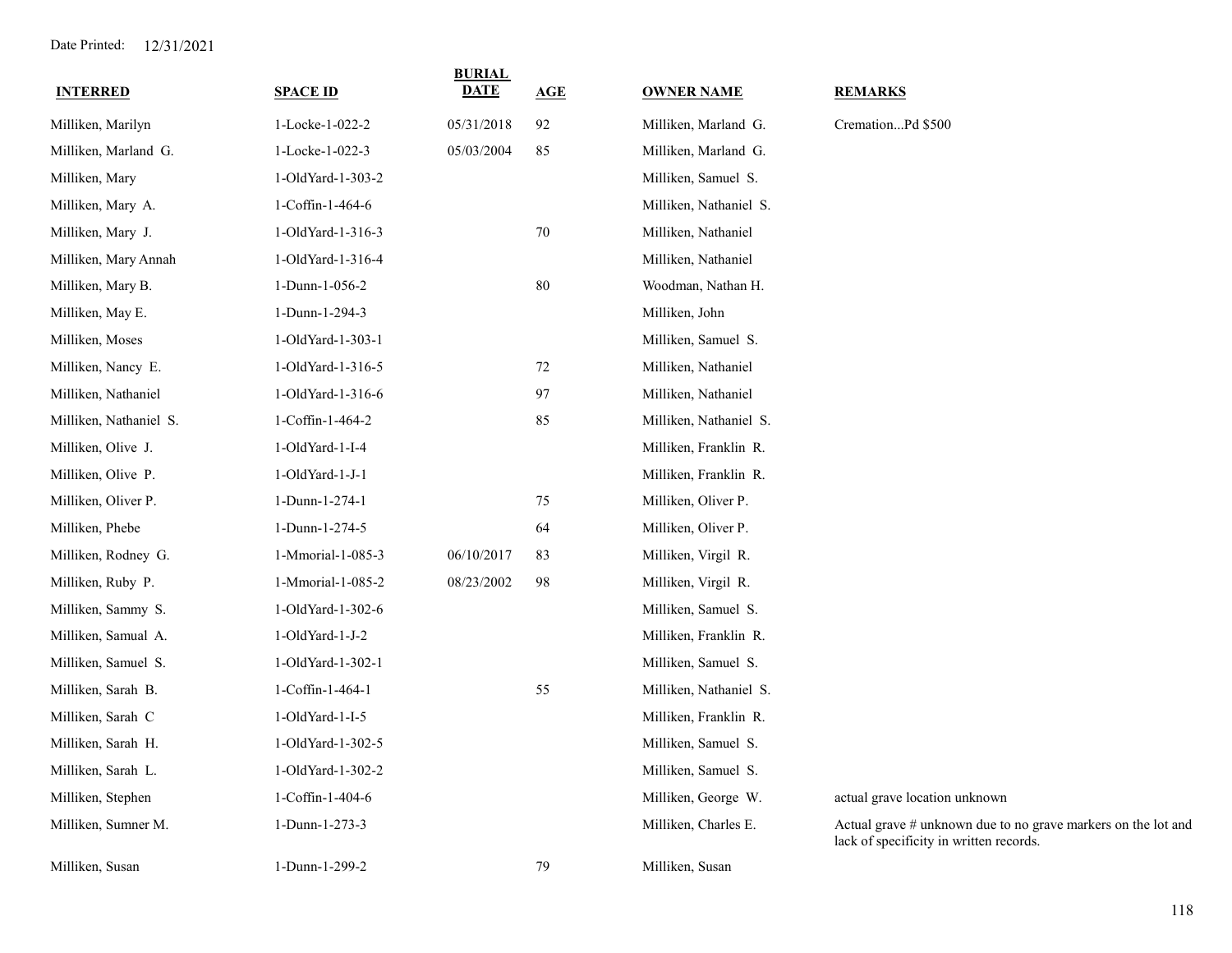Date Printed: 12/31/2021

| INTERRED | SPACE ID | BURIAL DATE | AGE | OWNER NAME | REMARKS |
|---|---|---|---|---|---|
| Milliken, Marilyn | 1-Locke-1-022-2 | 05/31/2018 | 92 | Milliken, Marland G. | Cremation...Pd $500 |
| Milliken, Marland G. | 1-Locke-1-022-3 | 05/03/2004 | 85 | Milliken, Marland G. | |
| Milliken, Mary | 1-OldYard-1-303-2 | | | Milliken, Samuel S. | |
| Milliken, Mary A. | 1-Coffin-1-464-6 | | | Milliken, Nathaniel S. | |
| Milliken, Mary J. | 1-OldYard-1-316-3 | | 70 | Milliken, Nathaniel | |
| Milliken, Mary Annah | 1-OldYard-1-316-4 | | | Milliken, Nathaniel | |
| Milliken, Mary B. | 1-Dunn-1-056-2 | | 80 | Woodman, Nathan H. | |
| Milliken, May E. | 1-Dunn-1-294-3 | | | Milliken, John | |
| Milliken, Moses | 1-OldYard-1-303-1 | | | Milliken, Samuel S. | |
| Milliken, Nancy E. | 1-OldYard-1-316-5 | | 72 | Milliken, Nathaniel | |
| Milliken, Nathaniel | 1-OldYard-1-316-6 | | 97 | Milliken, Nathaniel | |
| Milliken, Nathaniel S. | 1-Coffin-1-464-2 | | 85 | Milliken, Nathaniel S. | |
| Milliken, Olive J. | 1-OldYard-1-I-4 | | | Milliken, Franklin R. | |
| Milliken, Olive P. | 1-OldYard-1-J-1 | | | Milliken, Franklin R. | |
| Milliken, Oliver P. | 1-Dunn-1-274-1 | | 75 | Milliken, Oliver P. | |
| Milliken, Phebe | 1-Dunn-1-274-5 | | 64 | Milliken, Oliver P. | |
| Milliken, Rodney G. | 1-Mmorial-1-085-3 | 06/10/2017 | 83 | Milliken, Virgil R. | |
| Milliken, Ruby P. | 1-Mmorial-1-085-2 | 08/23/2002 | 98 | Milliken, Virgil R. | |
| Milliken, Sammy S. | 1-OldYard-1-302-6 | | | Milliken, Samuel S. | |
| Milliken, Samual A. | 1-OldYard-1-J-2 | | | Milliken, Franklin R. | |
| Milliken, Samuel S. | 1-OldYard-1-302-1 | | | Milliken, Samuel S. | |
| Milliken, Sarah B. | 1-Coffin-1-464-1 | | 55 | Milliken, Nathaniel S. | |
| Milliken, Sarah C | 1-OldYard-1-I-5 | | | Milliken, Franklin R. | |
| Milliken, Sarah H. | 1-OldYard-1-302-5 | | | Milliken, Samuel S. | |
| Milliken, Sarah L. | 1-OldYard-1-302-2 | | | Milliken, Samuel S. | |
| Milliken, Stephen | 1-Coffin-1-404-6 | | | Milliken, George W. | actual grave location unknown |
| Milliken, Sumner M. | 1-Dunn-1-273-3 | | | Milliken, Charles E. | Actual grave # unknown due to no grave markers on the lot and lack of specificity in written records. |
| Milliken, Susan | 1-Dunn-1-299-2 | | 79 | Milliken, Susan | |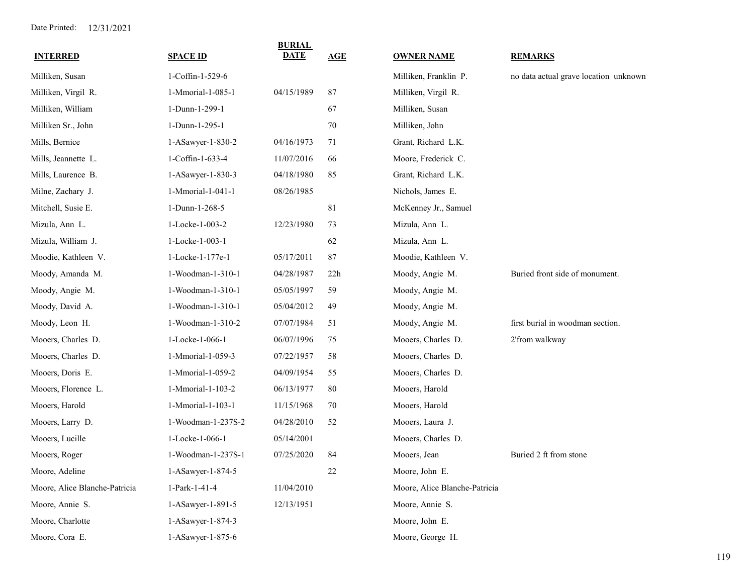Date Printed: 12/31/2021

| INTERRED | SPACE ID | BURIAL DATE | AGE | OWNER NAME | REMARKS |
|---|---|---|---|---|---|
| Milliken, Susan | 1-Coffin-1-529-6 | | | Milliken, Franklin P. | no data actual grave location unknown |
| Milliken, Virgil R. | 1-Mmorial-1-085-1 | 04/15/1989 | 87 | Milliken, Virgil R. | |
| Milliken, William | 1-Dunn-1-299-1 | | 67 | Milliken, Susan | |
| Milliken Sr., John | 1-Dunn-1-295-1 | | 70 | Milliken, John | |
| Mills, Bernice | 1-ASawyer-1-830-2 | 04/16/1973 | 71 | Grant, Richard L.K. | |
| Mills, Jeannette L. | 1-Coffin-1-633-4 | 11/07/2016 | 66 | Moore, Frederick C. | |
| Mills, Laurence B. | 1-ASawyer-1-830-3 | 04/18/1980 | 85 | Grant, Richard L.K. | |
| Milne, Zachary J. | 1-Mmorial-1-041-1 | 08/26/1985 | | Nichols, James E. | |
| Mitchell, Susie E. | 1-Dunn-1-268-5 | | 81 | McKenney Jr., Samuel | |
| Mizula, Ann L. | 1-Locke-1-003-2 | 12/23/1980 | 73 | Mizula, Ann L. | |
| Mizula, William J. | 1-Locke-1-003-1 | | 62 | Mizula, Ann L. | |
| Moodie, Kathleen V. | 1-Locke-1-177e-1 | 05/17/2011 | 87 | Moodie, Kathleen V. | |
| Moody, Amanda M. | 1-Woodman-1-310-1 | 04/28/1987 | 22h | Moody, Angie M. | Buried front side of monument. |
| Moody, Angie M. | 1-Woodman-1-310-1 | 05/05/1997 | 59 | Moody, Angie M. | |
| Moody, David A. | 1-Woodman-1-310-1 | 05/04/2012 | 49 | Moody, Angie M. | |
| Moody, Leon H. | 1-Woodman-1-310-2 | 07/07/1984 | 51 | Moody, Angie M. | first burial in woodman section. |
| Mooers, Charles D. | 1-Locke-1-066-1 | 06/07/1996 | 75 | Mooers, Charles D. | 2'from walkway |
| Mooers, Charles D. | 1-Mmorial-1-059-3 | 07/22/1957 | 58 | Mooers, Charles D. | |
| Mooers, Doris E. | 1-Mmorial-1-059-2 | 04/09/1954 | 55 | Mooers, Charles D. | |
| Mooers, Florence L. | 1-Mmorial-1-103-2 | 06/13/1977 | 80 | Mooers, Harold | |
| Mooers, Harold | 1-Mmorial-1-103-1 | 11/15/1968 | 70 | Mooers, Harold | |
| Mooers, Larry D. | 1-Woodman-1-237S-2 | 04/28/2010 | 52 | Mooers, Laura J. | |
| Mooers, Lucille | 1-Locke-1-066-1 | 05/14/2001 | | Mooers, Charles D. | |
| Mooers, Roger | 1-Woodman-1-237S-1 | 07/25/2020 | 84 | Mooers, Jean | Buried 2 ft from stone |
| Moore, Adeline | 1-ASawyer-1-874-5 | | 22 | Moore, John E. | |
| Moore, Alice Blanche-Patricia | 1-Park-1-41-4 | 11/04/2010 | | Moore, Alice Blanche-Patricia | |
| Moore, Annie S. | 1-ASawyer-1-891-5 | 12/13/1951 | | Moore, Annie S. | |
| Moore, Charlotte | 1-ASawyer-1-874-3 | | | Moore, John E. | |
| Moore, Cora E. | 1-ASawyer-1-875-6 | | | Moore, George H. | |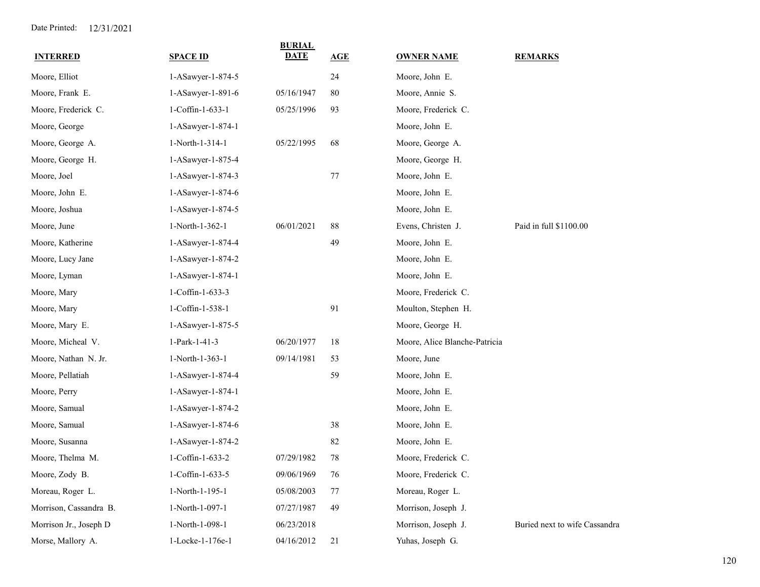Date Printed: 12/31/2021

| INTERRED | SPACE ID | BURIAL DATE | AGE | OWNER NAME | REMARKS |
|---|---|---|---|---|---|
| Moore, Elliot | 1-ASawyer-1-874-5 | | 24 | Moore, John E. | |
| Moore, Frank E. | 1-ASawyer-1-891-6 | 05/16/1947 | 80 | Moore, Annie S. | |
| Moore, Frederick C. | 1-Coffin-1-633-1 | 05/25/1996 | 93 | Moore, Frederick C. | |
| Moore, George | 1-ASawyer-1-874-1 | | | Moore, John E. | |
| Moore, George A. | 1-North-1-314-1 | 05/22/1995 | 68 | Moore, George A. | |
| Moore, George H. | 1-ASawyer-1-875-4 | | | Moore, George H. | |
| Moore, Joel | 1-ASawyer-1-874-3 | | 77 | Moore, John E. | |
| Moore, John E. | 1-ASawyer-1-874-6 | | | Moore, John E. | |
| Moore, Joshua | 1-ASawyer-1-874-5 | | | Moore, John E. | |
| Moore, June | 1-North-1-362-1 | 06/01/2021 | 88 | Evens, Christen J. | Paid in full $1100.00 |
| Moore, Katherine | 1-ASawyer-1-874-4 | | 49 | Moore, John E. | |
| Moore, Lucy Jane | 1-ASawyer-1-874-2 | | | Moore, John E. | |
| Moore, Lyman | 1-ASawyer-1-874-1 | | | Moore, John E. | |
| Moore, Mary | 1-Coffin-1-633-3 | | | Moore, Frederick C. | |
| Moore, Mary | 1-Coffin-1-538-1 | | 91 | Moulton, Stephen H. | |
| Moore, Mary E. | 1-ASawyer-1-875-5 | | | Moore, George H. | |
| Moore, Micheal V. | 1-Park-1-41-3 | 06/20/1977 | 18 | Moore, Alice Blanche-Patricia | |
| Moore, Nathan N. Jr. | 1-North-1-363-1 | 09/14/1981 | 53 | Moore, June | |
| Moore, Pellatiah | 1-ASawyer-1-874-4 | | 59 | Moore, John E. | |
| Moore, Perry | 1-ASawyer-1-874-1 | | | Moore, John E. | |
| Moore, Samual | 1-ASawyer-1-874-2 | | | Moore, John E. | |
| Moore, Samual | 1-ASawyer-1-874-6 | | 38 | Moore, John E. | |
| Moore, Susanna | 1-ASawyer-1-874-2 | | 82 | Moore, John E. | |
| Moore, Thelma M. | 1-Coffin-1-633-2 | 07/29/1982 | 78 | Moore, Frederick C. | |
| Moore, Zody B. | 1-Coffin-1-633-5 | 09/06/1969 | 76 | Moore, Frederick C. | |
| Moreau, Roger L. | 1-North-1-195-1 | 05/08/2003 | 77 | Moreau, Roger L. | |
| Morrison, Cassandra B. | 1-North-1-097-1 | 07/27/1987 | 49 | Morrison, Joseph J. | |
| Morrison Jr., Joseph D | 1-North-1-098-1 | 06/23/2018 | | Morrison, Joseph J. | Buried next to wife Cassandra |
| Morse, Mallory A. | 1-Locke-1-176e-1 | 04/16/2012 | 21 | Yuhas, Joseph G. | |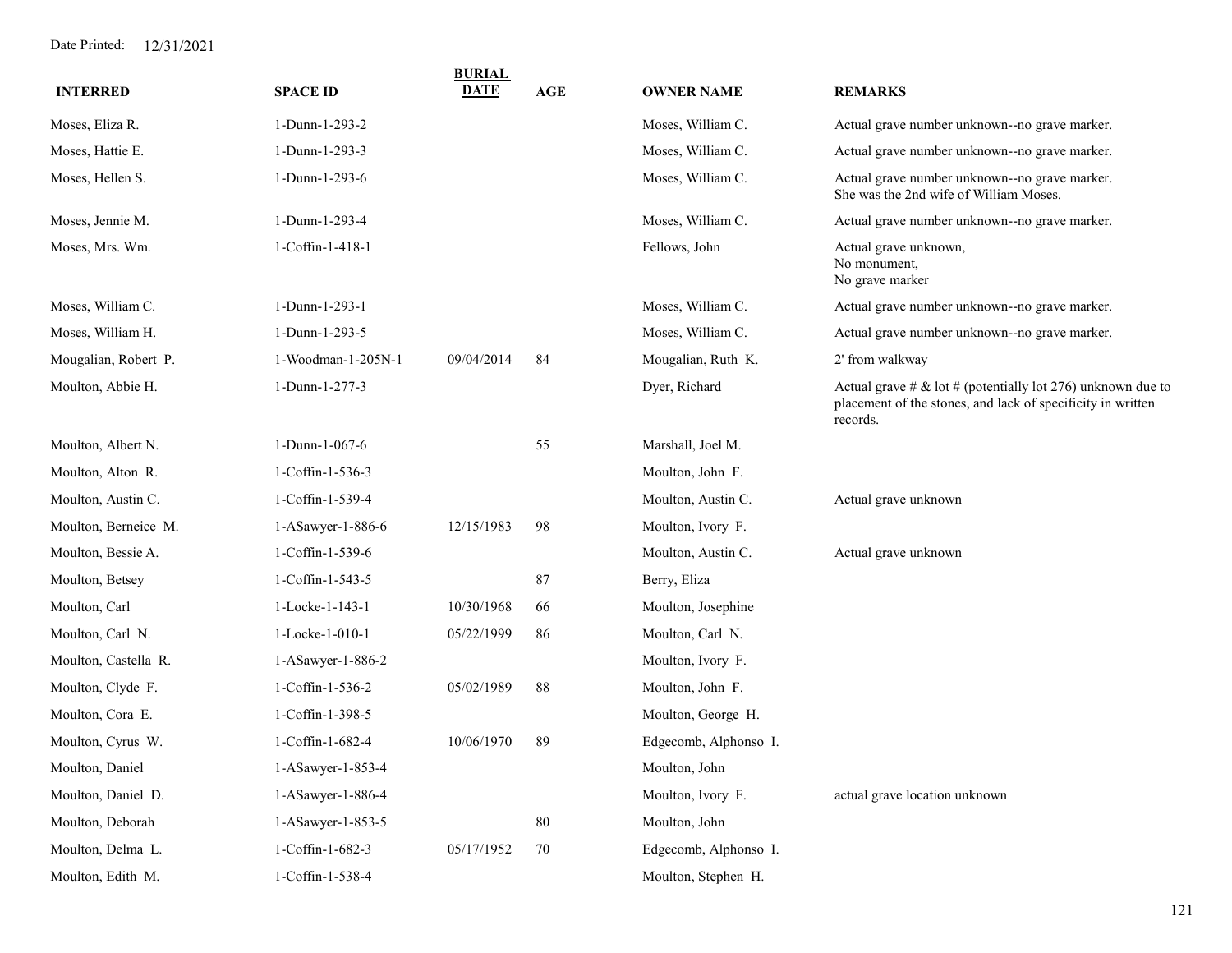Date Printed: 12/31/2021

| INTERRED | SPACE ID | BURIAL DATE | AGE | OWNER NAME | REMARKS |
|---|---|---|---|---|---|
| Moses, Eliza R. | 1-Dunn-1-293-2 | | | Moses, William C. | Actual grave number unknown--no grave marker. |
| Moses, Hattie E. | 1-Dunn-1-293-3 | | | Moses, William C. | Actual grave number unknown--no grave marker. |
| Moses, Hellen S. | 1-Dunn-1-293-6 | | | Moses, William C. | Actual grave number unknown--no grave marker. She was the 2nd wife of William Moses. |
| Moses, Jennie M. | 1-Dunn-1-293-4 | | | Moses, William C. | Actual grave number unknown--no grave marker. |
| Moses, Mrs. Wm. | 1-Coffin-1-418-1 | | | Fellows, John | Actual grave unknown, No monument, No grave marker |
| Moses, William C. | 1-Dunn-1-293-1 | | | Moses, William C. | Actual grave number unknown--no grave marker. |
| Moses, William H. | 1-Dunn-1-293-5 | | | Moses, William C. | Actual grave number unknown--no grave marker. |
| Mougalian, Robert P. | 1-Woodman-1-205N-1 | 09/04/2014 | 84 | Mougalian, Ruth K. | 2' from walkway |
| Moulton, Abbie H. | 1-Dunn-1-277-3 | | | Dyer, Richard | Actual grave # & lot # (potentially lot 276) unknown due to placement of the stones, and lack of specificity in written records. |
| Moulton, Albert N. | 1-Dunn-1-067-6 | | 55 | Marshall, Joel M. | |
| Moulton, Alton R. | 1-Coffin-1-536-3 | | | Moulton, John F. | |
| Moulton, Austin C. | 1-Coffin-1-539-4 | | | Moulton, Austin C. | Actual grave unknown |
| Moulton, Berneice M. | 1-ASawyer-1-886-6 | 12/15/1983 | 98 | Moulton, Ivory F. | |
| Moulton, Bessie A. | 1-Coffin-1-539-6 | | | Moulton, Austin C. | Actual grave unknown |
| Moulton, Betsey | 1-Coffin-1-543-5 | | 87 | Berry, Eliza | |
| Moulton, Carl | 1-Locke-1-143-1 | 10/30/1968 | 66 | Moulton, Josephine | |
| Moulton, Carl N. | 1-Locke-1-010-1 | 05/22/1999 | 86 | Moulton, Carl N. | |
| Moulton, Castella R. | 1-ASawyer-1-886-2 | | | Moulton, Ivory F. | |
| Moulton, Clyde F. | 1-Coffin-1-536-2 | 05/02/1989 | 88 | Moulton, John F. | |
| Moulton, Cora E. | 1-Coffin-1-398-5 | | | Moulton, George H. | |
| Moulton, Cyrus W. | 1-Coffin-1-682-4 | 10/06/1970 | 89 | Edgecomb, Alphonso I. | |
| Moulton, Daniel | 1-ASawyer-1-853-4 | | | Moulton, John | |
| Moulton, Daniel D. | 1-ASawyer-1-886-4 | | | Moulton, Ivory F. | actual grave location unknown |
| Moulton, Deborah | 1-ASawyer-1-853-5 | | 80 | Moulton, John | |
| Moulton, Delma L. | 1-Coffin-1-682-3 | 05/17/1952 | 70 | Edgecomb, Alphonso I. | |
| Moulton, Edith M. | 1-Coffin-1-538-4 | | | Moulton, Stephen H. | |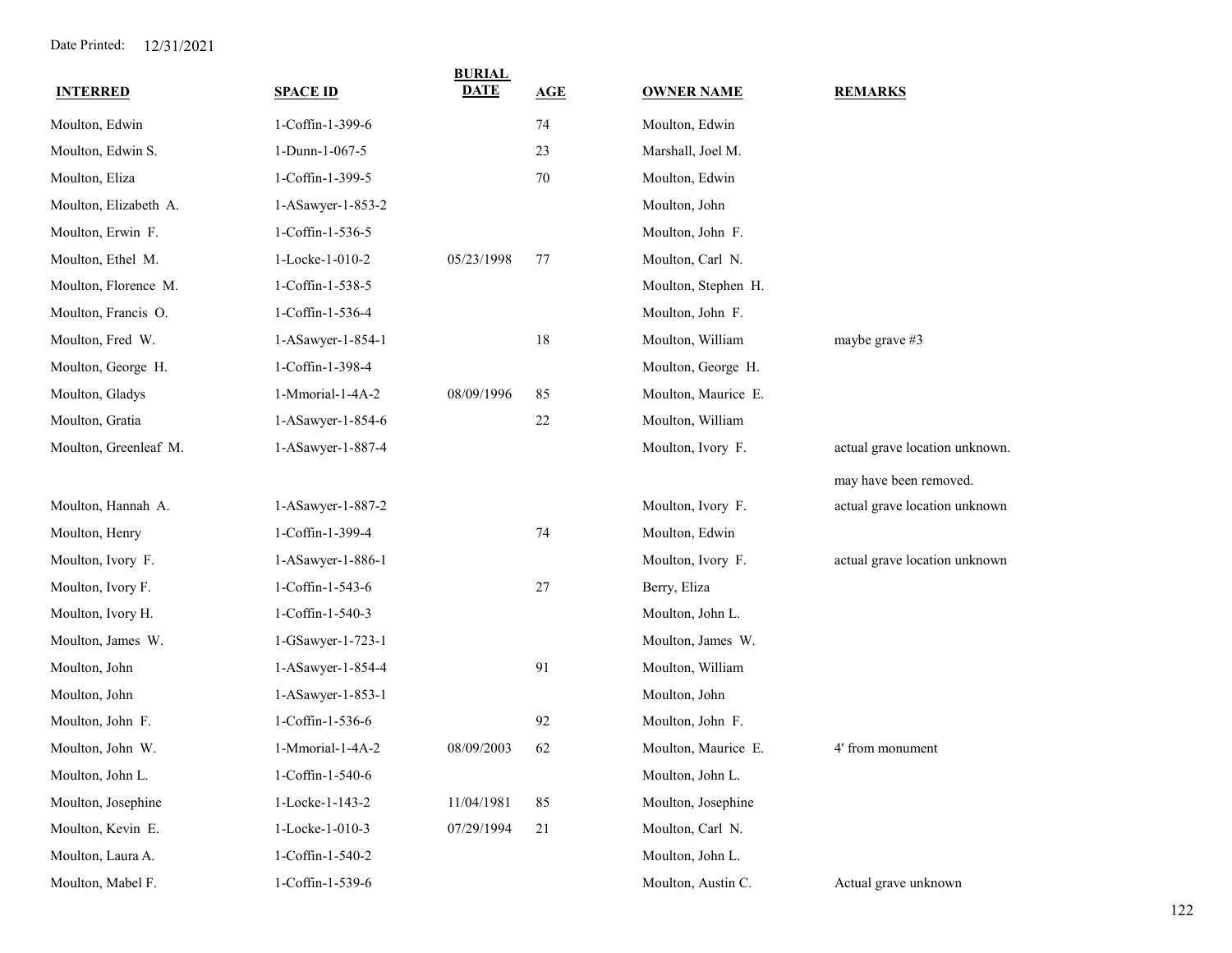Date Printed: 12/31/2021

| INTERRED | SPACE ID | BURIAL DATE | AGE | OWNER NAME | REMARKS |
|---|---|---|---|---|---|
| Moulton, Edwin | 1-Coffin-1-399-6 | | 74 | Moulton, Edwin | |
| Moulton, Edwin S. | 1-Dunn-1-067-5 | | 23 | Marshall, Joel M. | |
| Moulton, Eliza | 1-Coffin-1-399-5 | | 70 | Moulton, Edwin | |
| Moulton, Elizabeth A. | 1-ASawyer-1-853-2 | | | Moulton, John | |
| Moulton, Erwin F. | 1-Coffin-1-536-5 | | | Moulton, John F. | |
| Moulton, Ethel M. | 1-Locke-1-010-2 | 05/23/1998 | 77 | Moulton, Carl N. | |
| Moulton, Florence M. | 1-Coffin-1-538-5 | | | Moulton, Stephen H. | |
| Moulton, Francis O. | 1-Coffin-1-536-4 | | | Moulton, John F. | |
| Moulton, Fred W. | 1-ASawyer-1-854-1 | | 18 | Moulton, William | maybe grave #3 |
| Moulton, George H. | 1-Coffin-1-398-4 | | | Moulton, George H. | |
| Moulton, Gladys | 1-Mmorial-1-4A-2 | 08/09/1996 | 85 | Moulton, Maurice E. | |
| Moulton, Gratia | 1-ASawyer-1-854-6 | | 22 | Moulton, William | |
| Moulton, Greenleaf M. | 1-ASawyer-1-887-4 | | | Moulton, Ivory F. | actual grave location unknown. may have been removed. |
| Moulton, Hannah A. | 1-ASawyer-1-887-2 | | | Moulton, Ivory F. | actual grave location unknown |
| Moulton, Henry | 1-Coffin-1-399-4 | | 74 | Moulton, Edwin | |
| Moulton, Ivory F. | 1-ASawyer-1-886-1 | | | Moulton, Ivory F. | actual grave location unknown |
| Moulton, Ivory F. | 1-Coffin-1-543-6 | | 27 | Berry, Eliza | |
| Moulton, Ivory H. | 1-Coffin-1-540-3 | | | Moulton, John L. | |
| Moulton, James W. | 1-GSawyer-1-723-1 | | | Moulton, James W. | |
| Moulton, John | 1-ASawyer-1-854-4 | | 91 | Moulton, William | |
| Moulton, John | 1-ASawyer-1-853-1 | | | Moulton, John | |
| Moulton, John F. | 1-Coffin-1-536-6 | | 92 | Moulton, John F. | |
| Moulton, John W. | 1-Mmorial-1-4A-2 | 08/09/2003 | 62 | Moulton, Maurice E. | 4' from monument |
| Moulton, John L. | 1-Coffin-1-540-6 | | | Moulton, John L. | |
| Moulton, Josephine | 1-Locke-1-143-2 | 11/04/1981 | 85 | Moulton, Josephine | |
| Moulton, Kevin E. | 1-Locke-1-010-3 | 07/29/1994 | 21 | Moulton, Carl N. | |
| Moulton, Laura A. | 1-Coffin-1-540-2 | | | Moulton, John L. | |
| Moulton, Mabel F. | 1-Coffin-1-539-6 | | | Moulton, Austin C. | Actual grave unknown |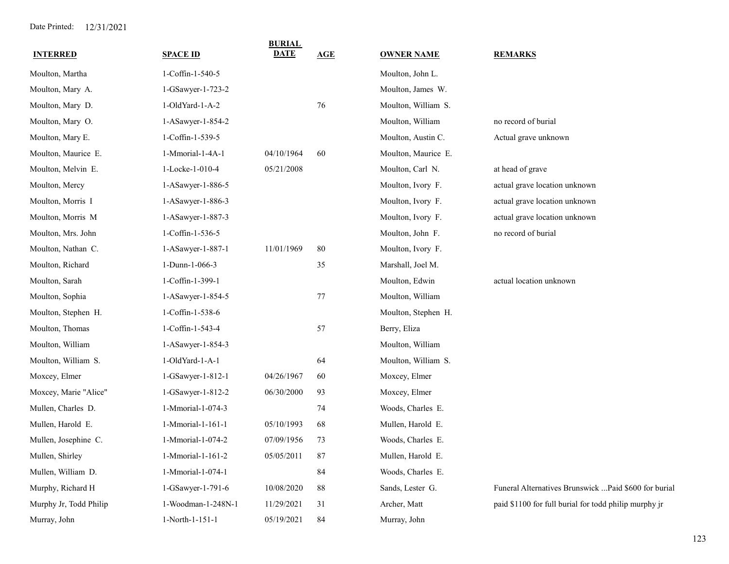Date Printed: 12/31/2021

| INTERRED | SPACE ID | BURIAL DATE | AGE | OWNER NAME | REMARKS |
|---|---|---|---|---|---|
| Moulton, Martha | 1-Coffin-1-540-5 | | | Moulton, John L. | |
| Moulton, Mary A. | 1-GSawyer-1-723-2 | | | Moulton, James W. | |
| Moulton, Mary D. | 1-OldYard-1-A-2 | | 76 | Moulton, William S. | |
| Moulton, Mary O. | 1-ASawyer-1-854-2 | | | Moulton, William | no record of burial |
| Moulton, Mary E. | 1-Coffin-1-539-5 | | | Moulton, Austin C. | Actual grave unknown |
| Moulton, Maurice E. | 1-Mmorial-1-4A-1 | 04/10/1964 | 60 | Moulton, Maurice E. | |
| Moulton, Melvin E. | 1-Locke-1-010-4 | 05/21/2008 | | Moulton, Carl N. | at head of grave |
| Moulton, Mercy | 1-ASawyer-1-886-5 | | | Moulton, Ivory F. | actual grave location unknown |
| Moulton, Morris I | 1-ASawyer-1-886-3 | | | Moulton, Ivory F. | actual grave location unknown |
| Moulton, Morris M | 1-ASawyer-1-887-3 | | | Moulton, Ivory F. | actual grave location unknown |
| Moulton, Mrs. John | 1-Coffin-1-536-5 | | | Moulton, John F. | no record of burial |
| Moulton, Nathan C. | 1-ASawyer-1-887-1 | 11/01/1969 | 80 | Moulton, Ivory F. | |
| Moulton, Richard | 1-Dunn-1-066-3 | | 35 | Marshall, Joel M. | |
| Moulton, Sarah | 1-Coffin-1-399-1 | | | Moulton, Edwin | actual location unknown |
| Moulton, Sophia | 1-ASawyer-1-854-5 | | 77 | Moulton, William | |
| Moulton, Stephen H. | 1-Coffin-1-538-6 | | | Moulton, Stephen H. | |
| Moulton, Thomas | 1-Coffin-1-543-4 | | 57 | Berry, Eliza | |
| Moulton, William | 1-ASawyer-1-854-3 | | | Moulton, William | |
| Moulton, William S. | 1-OldYard-1-A-1 | | 64 | Moulton, William S. | |
| Moxcey, Elmer | 1-GSawyer-1-812-1 | 04/26/1967 | 60 | Moxcey, Elmer | |
| Moxcey, Marie "Alice" | 1-GSawyer-1-812-2 | 06/30/2000 | 93 | Moxcey, Elmer | |
| Mullen, Charles D. | 1-Mmorial-1-074-3 | | 74 | Woods, Charles E. | |
| Mullen, Harold E. | 1-Mmorial-1-161-1 | 05/10/1993 | 68 | Mullen, Harold E. | |
| Mullen, Josephine C. | 1-Mmorial-1-074-2 | 07/09/1956 | 73 | Woods, Charles E. | |
| Mullen, Shirley | 1-Mmorial-1-161-2 | 05/05/2011 | 87 | Mullen, Harold E. | |
| Mullen, William D. | 1-Mmorial-1-074-1 | | 84 | Woods, Charles E. | |
| Murphy, Richard H | 1-GSawyer-1-791-6 | 10/08/2020 | 88 | Sands, Lester G. | Funeral Alternatives Brunswick ...Paid $600 for burial |
| Murphy Jr, Todd Philip | 1-Woodman-1-248N-1 | 11/29/2021 | 31 | Archer, Matt | paid $1100 for full burial for todd philip murphy jr |
| Murray, John | 1-North-1-151-1 | 05/19/2021 | 84 | Murray, John | |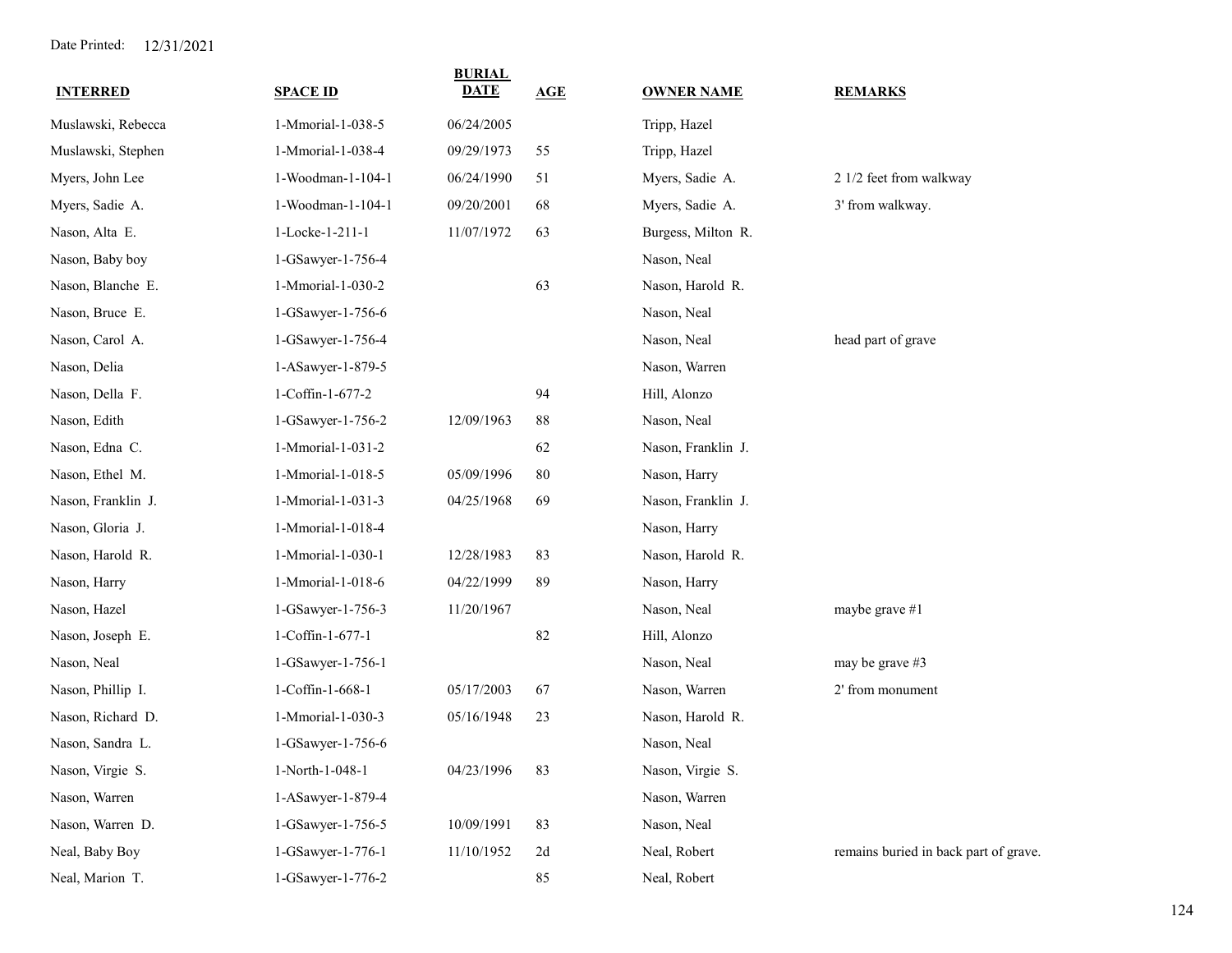Date Printed: 12/31/2021

| INTERRED | SPACE ID | BURIAL DATE | AGE | OWNER NAME | REMARKS |
|---|---|---|---|---|---|
| Muslawski, Rebecca | 1-Mmorial-1-038-5 | 06/24/2005 | | Tripp, Hazel | |
| Muslawski, Stephen | 1-Mmorial-1-038-4 | 09/29/1973 | 55 | Tripp, Hazel | |
| Myers, John Lee | 1-Woodman-1-104-1 | 06/24/1990 | 51 | Myers, Sadie A. | 2 1/2 feet from walkway |
| Myers, Sadie A. | 1-Woodman-1-104-1 | 09/20/2001 | 68 | Myers, Sadie A. | 3' from walkway. |
| Nason, Alta E. | 1-Locke-1-211-1 | 11/07/1972 | 63 | Burgess, Milton R. | |
| Nason, Baby boy | 1-GSawyer-1-756-4 | | | Nason, Neal | |
| Nason, Blanche E. | 1-Mmorial-1-030-2 | | 63 | Nason, Harold R. | |
| Nason, Bruce E. | 1-GSawyer-1-756-6 | | | Nason, Neal | |
| Nason, Carol A. | 1-GSawyer-1-756-4 | | | Nason, Neal | head part of grave |
| Nason, Delia | 1-ASawyer-1-879-5 | | | Nason, Warren | |
| Nason, Della F. | 1-Coffin-1-677-2 | | 94 | Hill, Alonzo | |
| Nason, Edith | 1-GSawyer-1-756-2 | 12/09/1963 | 88 | Nason, Neal | |
| Nason, Edna C. | 1-Mmorial-1-031-2 | | 62 | Nason, Franklin J. | |
| Nason, Ethel M. | 1-Mmorial-1-018-5 | 05/09/1996 | 80 | Nason, Harry | |
| Nason, Franklin J. | 1-Mmorial-1-031-3 | 04/25/1968 | 69 | Nason, Franklin J. | |
| Nason, Gloria J. | 1-Mmorial-1-018-4 | | | Nason, Harry | |
| Nason, Harold R. | 1-Mmorial-1-030-1 | 12/28/1983 | 83 | Nason, Harold R. | |
| Nason, Harry | 1-Mmorial-1-018-6 | 04/22/1999 | 89 | Nason, Harry | |
| Nason, Hazel | 1-GSawyer-1-756-3 | 11/20/1967 | | Nason, Neal | maybe grave #1 |
| Nason, Joseph E. | 1-Coffin-1-677-1 | | 82 | Hill, Alonzo | |
| Nason, Neal | 1-GSawyer-1-756-1 | | | Nason, Neal | may be grave #3 |
| Nason, Phillip I. | 1-Coffin-1-668-1 | 05/17/2003 | 67 | Nason, Warren | 2' from monument |
| Nason, Richard D. | 1-Mmorial-1-030-3 | 05/16/1948 | 23 | Nason, Harold R. | |
| Nason, Sandra L. | 1-GSawyer-1-756-6 | | | Nason, Neal | |
| Nason, Virgie S. | 1-North-1-048-1 | 04/23/1996 | 83 | Nason, Virgie S. | |
| Nason, Warren | 1-ASawyer-1-879-4 | | | Nason, Warren | |
| Nason, Warren D. | 1-GSawyer-1-756-5 | 10/09/1991 | 83 | Nason, Neal | |
| Neal, Baby Boy | 1-GSawyer-1-776-1 | 11/10/1952 | 2d | Neal, Robert | remains buried in back part of grave. |
| Neal, Marion T. | 1-GSawyer-1-776-2 | | 85 | Neal, Robert | |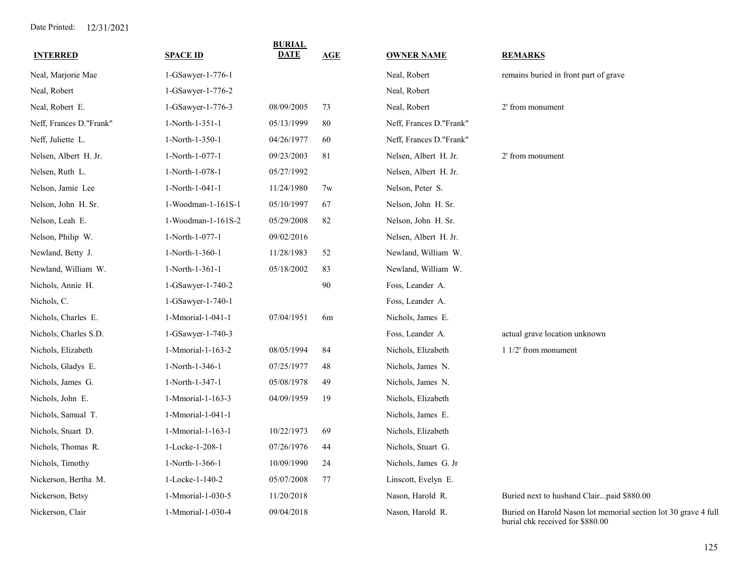Date Printed: 12/31/2021

| INTERRED | SPACE ID | BURIAL DATE | AGE | OWNER NAME | REMARKS |
|---|---|---|---|---|---|
| Neal, Marjorie Mae | 1-GSawyer-1-776-1 | | | Neal, Robert | remains buried in front part of grave |
| Neal, Robert | 1-GSawyer-1-776-2 | | | Neal, Robert | |
| Neal, Robert E. | 1-GSawyer-1-776-3 | 08/09/2005 | 73 | Neal, Robert | 2' from monument |
| Neff, Frances D."Frank" | 1-North-1-351-1 | 05/13/1999 | 80 | Neff, Frances D."Frank" | |
| Neff, Juliette L. | 1-North-1-350-1 | 04/26/1977 | 60 | Neff, Frances D."Frank" | |
| Nelsen, Albert H. Jr. | 1-North-1-077-1 | 09/23/2003 | 81 | Nelsen, Albert H. Jr. | 2' from monument |
| Nelsen, Ruth L. | 1-North-1-078-1 | 05/27/1992 | | Nelsen, Albert H. Jr. | |
| Nelson, Jamie Lee | 1-North-1-041-1 | 11/24/1980 | 7w | Nelson, Peter S. | |
| Nelson, John H. Sr. | 1-Woodman-1-161S-1 | 05/10/1997 | 67 | Nelson, John H. Sr. | |
| Nelson, Leah E. | 1-Woodman-1-161S-2 | 05/29/2008 | 82 | Nelson, John H. Sr. | |
| Nelson, Philip W. | 1-North-1-077-1 | 09/02/2016 | | Nelsen, Albert H. Jr. | |
| Newland, Betty J. | 1-North-1-360-1 | 11/28/1983 | 52 | Newland, William W. | |
| Newland, William W. | 1-North-1-361-1 | 05/18/2002 | 83 | Newland, William W. | |
| Nichols, Annie H. | 1-GSawyer-1-740-2 | | 90 | Foss, Leander A. | |
| Nichols, C. | 1-GSawyer-1-740-1 | | | Foss, Leander A. | |
| Nichols, Charles E. | 1-Mmorial-1-041-1 | 07/04/1951 | 6m | Nichols, James E. | |
| Nichols, Charles S.D. | 1-GSawyer-1-740-3 | | | Foss, Leander A. | actual grave location unknown |
| Nichols, Elizabeth | 1-Mmorial-1-163-2 | 08/05/1994 | 84 | Nichols, Elizabeth | 1 1/2' from monument |
| Nichols, Gladys E. | 1-North-1-346-1 | 07/25/1977 | 48 | Nichols, James N. | |
| Nichols, James G. | 1-North-1-347-1 | 05/08/1978 | 49 | Nichols, James N. | |
| Nichols, John E. | 1-Mmorial-1-163-3 | 04/09/1959 | 19 | Nichols, Elizabeth | |
| Nichols, Samual T. | 1-Mmorial-1-041-1 | | | Nichols, James E. | |
| Nichols, Stuart D. | 1-Mmorial-1-163-1 | 10/22/1973 | 69 | Nichols, Elizabeth | |
| Nichols, Thomas R. | 1-Locke-1-208-1 | 07/26/1976 | 44 | Nichols, Stuart G. | |
| Nichols, Timothy | 1-North-1-366-1 | 10/09/1990 | 24 | Nichols, James G. Jr | |
| Nickerson, Bertha M. | 1-Locke-1-140-2 | 05/07/2008 | 77 | Linscott, Evelyn E. | |
| Nickerson, Betsy | 1-Mmorial-1-030-5 | 11/20/2018 | | Nason, Harold R. | Buried next to husband Clair...paid $880.00 |
| Nickerson, Clair | 1-Mmorial-1-030-4 | 09/04/2018 | | Nason, Harold R. | Buried on Harold Nason lot memorial section lot 30 grave 4 full burial chk received for $880.00 |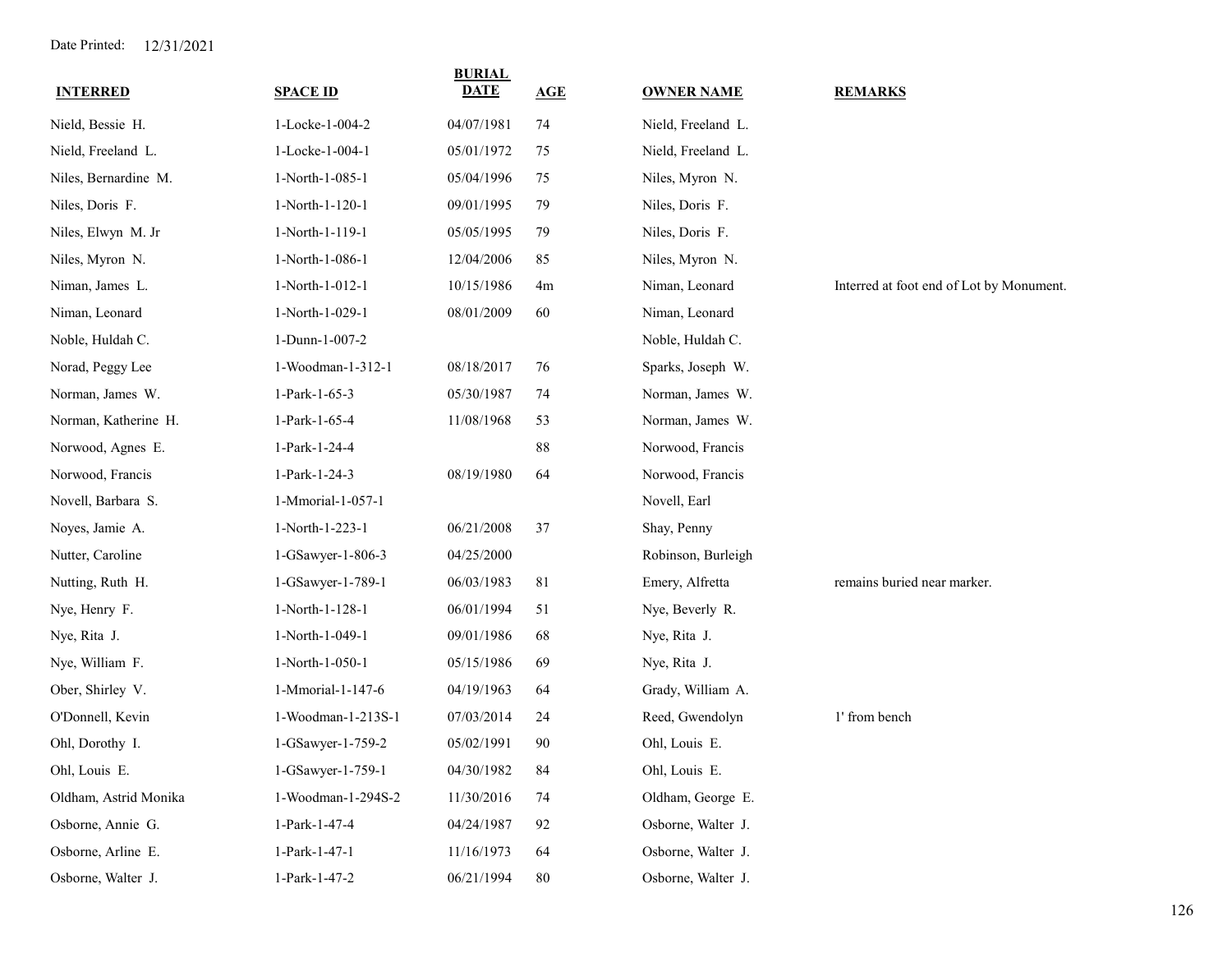Date Printed: 12/31/2021

| INTERRED | SPACE ID | BURIAL DATE | AGE | OWNER NAME | REMARKS |
|---|---|---|---|---|---|
| Nield, Bessie H. | 1-Locke-1-004-2 | 04/07/1981 | 74 | Nield, Freeland L. | |
| Nield, Freeland L. | 1-Locke-1-004-1 | 05/01/1972 | 75 | Nield, Freeland L. | |
| Niles, Bernardine M. | 1-North-1-085-1 | 05/04/1996 | 75 | Niles, Myron N. | |
| Niles, Doris F. | 1-North-1-120-1 | 09/01/1995 | 79 | Niles, Doris F. | |
| Niles, Elwyn M. Jr | 1-North-1-119-1 | 05/05/1995 | 79 | Niles, Doris F. | |
| Niles, Myron N. | 1-North-1-086-1 | 12/04/2006 | 85 | Niles, Myron N. | |
| Niman, James L. | 1-North-1-012-1 | 10/15/1986 | 4m | Niman, Leonard | Interred at foot end of Lot by Monument. |
| Niman, Leonard | 1-North-1-029-1 | 08/01/2009 | 60 | Niman, Leonard | |
| Noble, Huldah C. | 1-Dunn-1-007-2 | | | Noble, Huldah C. | |
| Norad, Peggy Lee | 1-Woodman-1-312-1 | 08/18/2017 | 76 | Sparks, Joseph W. | |
| Norman, James W. | 1-Park-1-65-3 | 05/30/1987 | 74 | Norman, James W. | |
| Norman, Katherine H. | 1-Park-1-65-4 | 11/08/1968 | 53 | Norman, James W. | |
| Norwood, Agnes E. | 1-Park-1-24-4 | | 88 | Norwood, Francis | |
| Norwood, Francis | 1-Park-1-24-3 | 08/19/1980 | 64 | Norwood, Francis | |
| Novell, Barbara S. | 1-Mmorial-1-057-1 | | | Novell, Earl | |
| Noyes, Jamie A. | 1-North-1-223-1 | 06/21/2008 | 37 | Shay, Penny | |
| Nutter, Caroline | 1-GSawyer-1-806-3 | 04/25/2000 | | Robinson, Burleigh | |
| Nutting, Ruth H. | 1-GSawyer-1-789-1 | 06/03/1983 | 81 | Emery, Alfretta | remains buried near marker. |
| Nye, Henry F. | 1-North-1-128-1 | 06/01/1994 | 51 | Nye, Beverly R. | |
| Nye, Rita J. | 1-North-1-049-1 | 09/01/1986 | 68 | Nye, Rita J. | |
| Nye, William F. | 1-North-1-050-1 | 05/15/1986 | 69 | Nye, Rita J. | |
| Ober, Shirley V. | 1-Mmorial-1-147-6 | 04/19/1963 | 64 | Grady, William A. | |
| O'Donnell, Kevin | 1-Woodman-1-213S-1 | 07/03/2014 | 24 | Reed, Gwendolyn | 1' from bench |
| Ohl, Dorothy I. | 1-GSawyer-1-759-2 | 05/02/1991 | 90 | Ohl, Louis E. | |
| Ohl, Louis E. | 1-GSawyer-1-759-1 | 04/30/1982 | 84 | Ohl, Louis E. | |
| Oldham, Astrid Monika | 1-Woodman-1-294S-2 | 11/30/2016 | 74 | Oldham, George E. | |
| Osborne, Annie G. | 1-Park-1-47-4 | 04/24/1987 | 92 | Osborne, Walter J. | |
| Osborne, Arline E. | 1-Park-1-47-1 | 11/16/1973 | 64 | Osborne, Walter J. | |
| Osborne, Walter J. | 1-Park-1-47-2 | 06/21/1994 | 80 | Osborne, Walter J. | |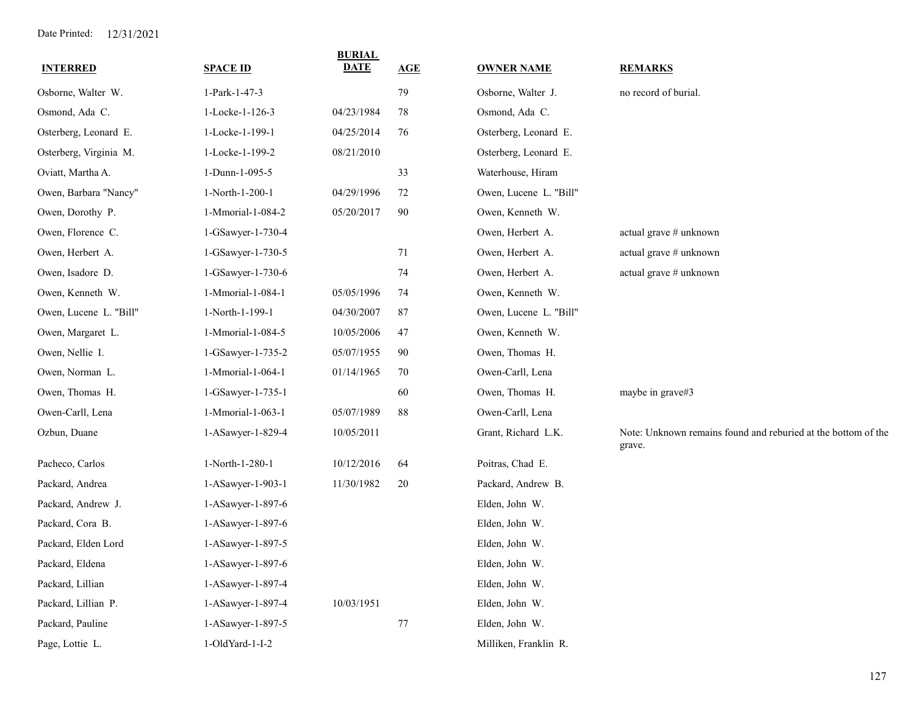Date Printed: 12/31/2021

| INTERRED | SPACE ID | BURIAL DATE | AGE | OWNER NAME | REMARKS |
|---|---|---|---|---|---|
| Osborne, Walter W. | 1-Park-1-47-3 | | 79 | Osborne, Walter J. | no record of burial. |
| Osmond, Ada C. | 1-Locke-1-126-3 | 04/23/1984 | 78 | Osmond, Ada C. | |
| Osterberg, Leonard E. | 1-Locke-1-199-1 | 04/25/2014 | 76 | Osterberg, Leonard E. | |
| Osterberg, Virginia M. | 1-Locke-1-199-2 | 08/21/2010 | | Osterberg, Leonard E. | |
| Oviatt, Martha A. | 1-Dunn-1-095-5 | | 33 | Waterhouse, Hiram | |
| Owen, Barbara "Nancy" | 1-North-1-200-1 | 04/29/1996 | 72 | Owen, Lucene L. "Bill" | |
| Owen, Dorothy P. | 1-Mmorial-1-084-2 | 05/20/2017 | 90 | Owen, Kenneth W. | |
| Owen, Florence C. | 1-GSawyer-1-730-4 | | | Owen, Herbert A. | actual grave # unknown |
| Owen, Herbert A. | 1-GSawyer-1-730-5 | | 71 | Owen, Herbert A. | actual grave # unknown |
| Owen, Isadore D. | 1-GSawyer-1-730-6 | | 74 | Owen, Herbert A. | actual grave # unknown |
| Owen, Kenneth W. | 1-Mmorial-1-084-1 | 05/05/1996 | 74 | Owen, Kenneth W. | |
| Owen, Lucene L. "Bill" | 1-North-1-199-1 | 04/30/2007 | 87 | Owen, Lucene L. "Bill" | |
| Owen, Margaret L. | 1-Mmorial-1-084-5 | 10/05/2006 | 47 | Owen, Kenneth W. | |
| Owen, Nellie I. | 1-GSawyer-1-735-2 | 05/07/1955 | 90 | Owen, Thomas H. | |
| Owen, Norman L. | 1-Mmorial-1-064-1 | 01/14/1965 | 70 | Owen-Carll, Lena | |
| Owen, Thomas H. | 1-GSawyer-1-735-1 | | 60 | Owen, Thomas H. | maybe in grave#3 |
| Owen-Carll, Lena | 1-Mmorial-1-063-1 | 05/07/1989 | 88 | Owen-Carll, Lena | |
| Ozbun, Duane | 1-ASawyer-1-829-4 | 10/05/2011 | | Grant, Richard L.K. | Note: Unknown remains found and reburied at the bottom of the grave. |
| Pacheco, Carlos | 1-North-1-280-1 | 10/12/2016 | 64 | Poitras, Chad E. | |
| Packard, Andrea | 1-ASawyer-1-903-1 | 11/30/1982 | 20 | Packard, Andrew B. | |
| Packard, Andrew J. | 1-ASawyer-1-897-6 | | | Elden, John W. | |
| Packard, Cora B. | 1-ASawyer-1-897-6 | | | Elden, John W. | |
| Packard, Elden Lord | 1-ASawyer-1-897-5 | | | Elden, John W. | |
| Packard, Eldena | 1-ASawyer-1-897-6 | | | Elden, John W. | |
| Packard, Lillian | 1-ASawyer-1-897-4 | | | Elden, John W. | |
| Packard, Lillian P. | 1-ASawyer-1-897-4 | 10/03/1951 | | Elden, John W. | |
| Packard, Pauline | 1-ASawyer-1-897-5 | | 77 | Elden, John W. | |
| Page, Lottie L. | 1-OldYard-1-I-2 | | | Milliken, Franklin R. | |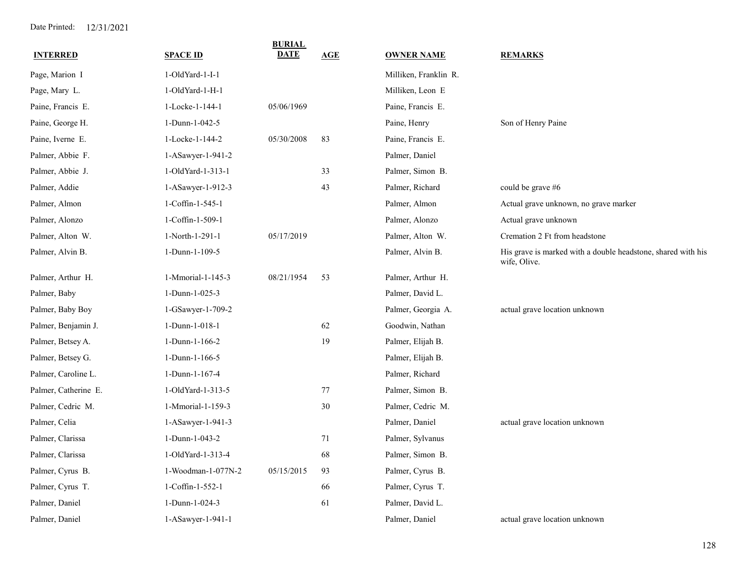Date Printed: 12/31/2021

| INTERRED | SPACE ID | BURIAL DATE | AGE | OWNER NAME | REMARKS |
|---|---|---|---|---|---|
| Page, Marion I | 1-OldYard-1-I-1 | | | Milliken, Franklin R. | |
| Page, Mary L. | 1-OldYard-1-H-1 | | | Milliken, Leon E | |
| Paine, Francis E. | 1-Locke-1-144-1 | 05/06/1969 | | Paine, Francis E. | |
| Paine, George H. | 1-Dunn-1-042-5 | | | Paine, Henry | Son of Henry Paine |
| Paine, Iverne E. | 1-Locke-1-144-2 | 05/30/2008 | 83 | Paine, Francis E. | |
| Palmer, Abbie F. | 1-ASawyer-1-941-2 | | | Palmer, Daniel | |
| Palmer, Abbie J. | 1-OldYard-1-313-1 | | 33 | Palmer, Simon B. | |
| Palmer, Addie | 1-ASawyer-1-912-3 | | 43 | Palmer, Richard | could be grave #6 |
| Palmer, Almon | 1-Coffin-1-545-1 | | | Palmer, Almon | Actual grave unknown, no grave marker |
| Palmer, Alonzo | 1-Coffin-1-509-1 | | | Palmer, Alonzo | Actual grave unknown |
| Palmer, Alton W. | 1-North-1-291-1 | 05/17/2019 | | Palmer, Alton W. | Cremation 2 Ft from headstone |
| Palmer, Alvin B. | 1-Dunn-1-109-5 | | | Palmer, Alvin B. | His grave is marked with a double headstone, shared with his wife, Olive. |
| Palmer, Arthur H. | 1-Mmorial-1-145-3 | 08/21/1954 | 53 | Palmer, Arthur H. | |
| Palmer, Baby | 1-Dunn-1-025-3 | | | Palmer, David L. | |
| Palmer, Baby Boy | 1-GSawyer-1-709-2 | | | Palmer, Georgia A. | actual grave location unknown |
| Palmer, Benjamin J. | 1-Dunn-1-018-1 | | 62 | Goodwin, Nathan | |
| Palmer, Betsey A. | 1-Dunn-1-166-2 | | 19 | Palmer, Elijah B. | |
| Palmer, Betsey G. | 1-Dunn-1-166-5 | | | Palmer, Elijah B. | |
| Palmer, Caroline L. | 1-Dunn-1-167-4 | | | Palmer, Richard | |
| Palmer, Catherine E. | 1-OldYard-1-313-5 | | 77 | Palmer, Simon B. | |
| Palmer, Cedric M. | 1-Mmorial-1-159-3 | | 30 | Palmer, Cedric M. | |
| Palmer, Celia | 1-ASawyer-1-941-3 | | | Palmer, Daniel | actual grave location unknown |
| Palmer, Clarissa | 1-Dunn-1-043-2 | | 71 | Palmer, Sylvanus | |
| Palmer, Clarissa | 1-OldYard-1-313-4 | | 68 | Palmer, Simon B. | |
| Palmer, Cyrus B. | 1-Woodman-1-077N-2 | 05/15/2015 | 93 | Palmer, Cyrus B. | |
| Palmer, Cyrus T. | 1-Coffin-1-552-1 | | 66 | Palmer, Cyrus T. | |
| Palmer, Daniel | 1-Dunn-1-024-3 | | 61 | Palmer, David L. | |
| Palmer, Daniel | 1-ASawyer-1-941-1 | | | Palmer, Daniel | actual grave location unknown |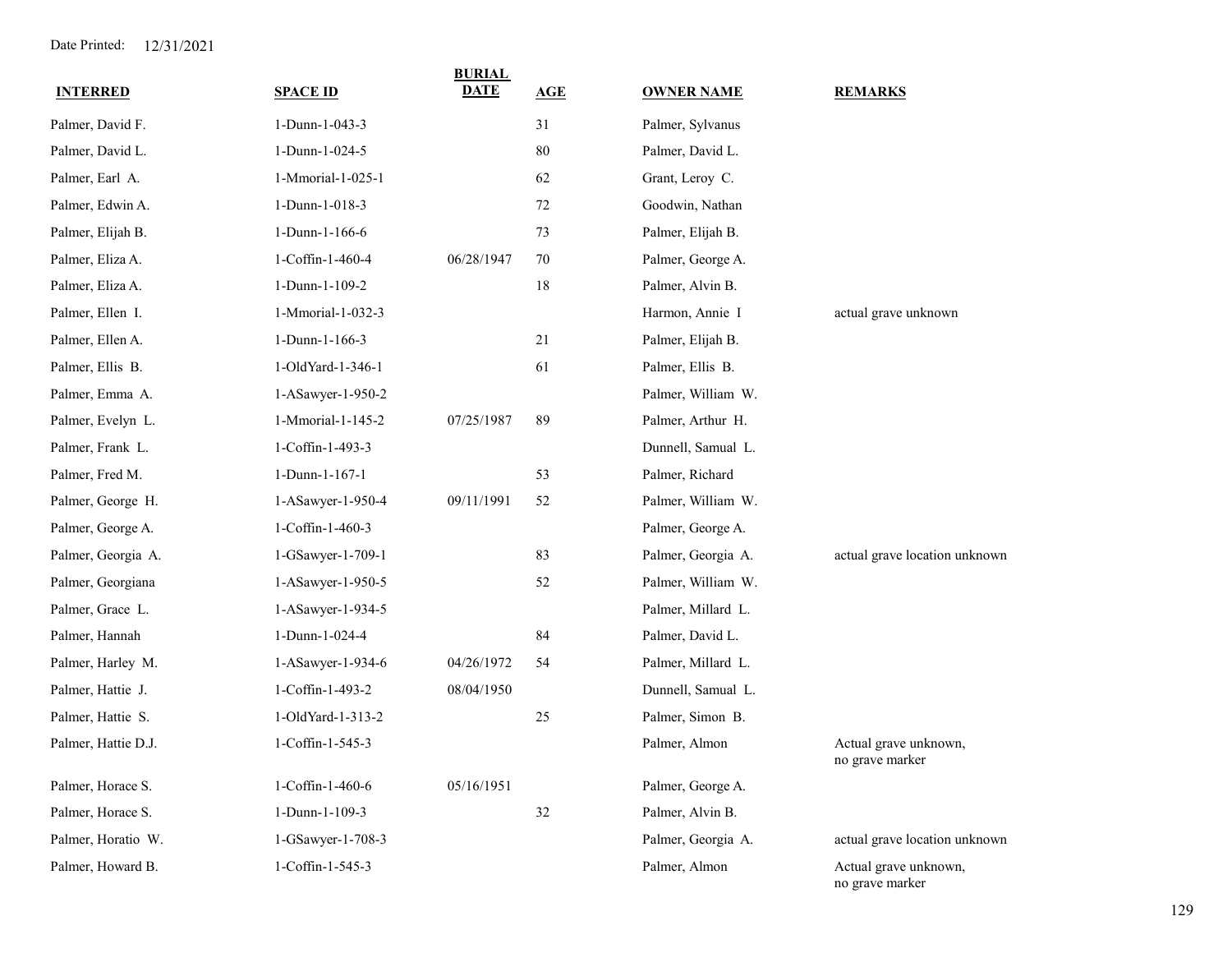Date Printed: 12/31/2021

| INTERRED | SPACE ID | BURIAL DATE | AGE | OWNER NAME | REMARKS |
|---|---|---|---|---|---|
| Palmer, David F. | 1-Dunn-1-043-3 | | 31 | Palmer, Sylvanus | |
| Palmer, David L. | 1-Dunn-1-024-5 | | 80 | Palmer, David L. | |
| Palmer, Earl A. | 1-Mmorial-1-025-1 | | 62 | Grant, Leroy C. | |
| Palmer, Edwin A. | 1-Dunn-1-018-3 | | 72 | Goodwin, Nathan | |
| Palmer, Elijah B. | 1-Dunn-1-166-6 | | 73 | Palmer, Elijah B. | |
| Palmer, Eliza A. | 1-Coffin-1-460-4 | 06/28/1947 | 70 | Palmer, George A. | |
| Palmer, Eliza A. | 1-Dunn-1-109-2 | | 18 | Palmer, Alvin B. | |
| Palmer, Ellen I. | 1-Mmorial-1-032-3 | | | Harmon, Annie I | actual grave unknown |
| Palmer, Ellen A. | 1-Dunn-1-166-3 | | 21 | Palmer, Elijah B. | |
| Palmer, Ellis B. | 1-OldYard-1-346-1 | | 61 | Palmer, Ellis B. | |
| Palmer, Emma A. | 1-ASawyer-1-950-2 | | | Palmer, William W. | |
| Palmer, Evelyn L. | 1-Mmorial-1-145-2 | 07/25/1987 | 89 | Palmer, Arthur H. | |
| Palmer, Frank L. | 1-Coffin-1-493-3 | | | Dunnell, Samual L. | |
| Palmer, Fred M. | 1-Dunn-1-167-1 | | 53 | Palmer, Richard | |
| Palmer, George H. | 1-ASawyer-1-950-4 | 09/11/1991 | 52 | Palmer, William W. | |
| Palmer, George A. | 1-Coffin-1-460-3 | | | Palmer, George A. | |
| Palmer, Georgia A. | 1-GSawyer-1-709-1 | | 83 | Palmer, Georgia A. | actual grave location unknown |
| Palmer, Georgiana | 1-ASawyer-1-950-5 | | 52 | Palmer, William W. | |
| Palmer, Grace L. | 1-ASawyer-1-934-5 | | | Palmer, Millard L. | |
| Palmer, Hannah | 1-Dunn-1-024-4 | | 84 | Palmer, David L. | |
| Palmer, Harley M. | 1-ASawyer-1-934-6 | 04/26/1972 | 54 | Palmer, Millard L. | |
| Palmer, Hattie J. | 1-Coffin-1-493-2 | 08/04/1950 | | Dunnell, Samual L. | |
| Palmer, Hattie S. | 1-OldYard-1-313-2 | | 25 | Palmer, Simon B. | |
| Palmer, Hattie D.J. | 1-Coffin-1-545-3 | | | Palmer, Almon | Actual grave unknown, no grave marker |
| Palmer, Horace S. | 1-Coffin-1-460-6 | 05/16/1951 | | Palmer, George A. | |
| Palmer, Horace S. | 1-Dunn-1-109-3 | | 32 | Palmer, Alvin B. | |
| Palmer, Horatio W. | 1-GSawyer-1-708-3 | | | Palmer, Georgia A. | actual grave location unknown |
| Palmer, Howard B. | 1-Coffin-1-545-3 | | | Palmer, Almon | Actual grave unknown, no grave marker |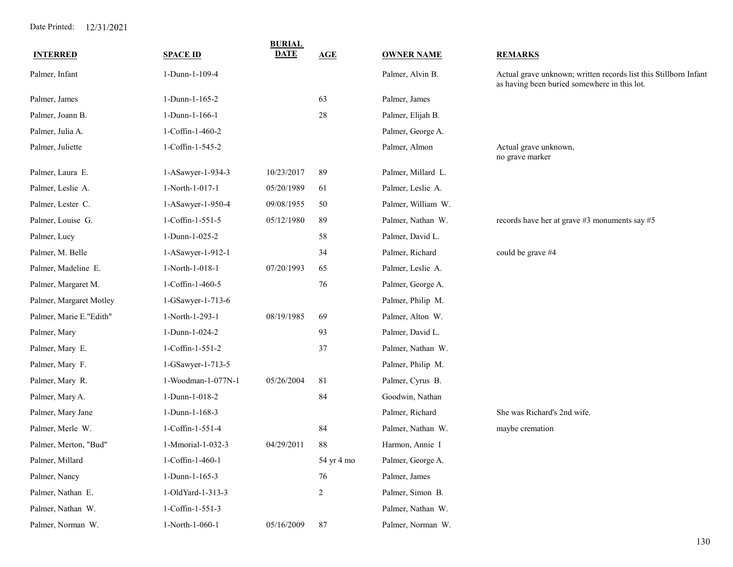Date Printed: 12/31/2021

| INTERRED | SPACE ID | BURIAL DATE | AGE | OWNER NAME | REMARKS |
|---|---|---|---|---|---|
| Palmer, Infant | 1-Dunn-1-109-4 | | | Palmer, Alvin B. | Actual grave unknown; written records list this Stillborn Infant as having been buried somewhere in this lot. |
| Palmer, James | 1-Dunn-1-165-2 | | 63 | Palmer, James | |
| Palmer, Joann B. | 1-Dunn-1-166-1 | | 28 | Palmer, Elijah B. | |
| Palmer, Julia A. | 1-Coffin-1-460-2 | | | Palmer, George A. | |
| Palmer, Juliette | 1-Coffin-1-545-2 | | | Palmer, Almon | Actual grave unknown, no grave marker |
| Palmer, Laura E. | 1-ASawyer-1-934-3 | 10/23/2017 | 89 | Palmer, Millard L. | |
| Palmer, Leslie A. | 1-North-1-017-1 | 05/20/1989 | 61 | Palmer, Leslie A. | |
| Palmer, Lester C. | 1-ASawyer-1-950-4 | 09/08/1955 | 50 | Palmer, William W. | |
| Palmer, Louise G. | 1-Coffin-1-551-5 | 05/12/1980 | 89 | Palmer, Nathan W. | records have her at grave #3 monuments say #5 |
| Palmer, Lucy | 1-Dunn-1-025-2 | | 58 | Palmer, David L. | |
| Palmer, M. Belle | 1-ASawyer-1-912-1 | | 34 | Palmer, Richard | could be grave #4 |
| Palmer, Madeline E. | 1-North-1-018-1 | 07/20/1993 | 65 | Palmer, Leslie A. | |
| Palmer, Margaret M. | 1-Coffin-1-460-5 | | 76 | Palmer, George A. | |
| Palmer, Margaret Motley | 1-GSawyer-1-713-6 | | | Palmer, Philip M. | |
| Palmer, Marie E."Edith" | 1-North-1-293-1 | 08/19/1985 | 69 | Palmer, Alton W. | |
| Palmer, Mary | 1-Dunn-1-024-2 | | 93 | Palmer, David L. | |
| Palmer, Mary E. | 1-Coffin-1-551-2 | | 37 | Palmer, Nathan W. | |
| Palmer, Mary F. | 1-GSawyer-1-713-5 | | | Palmer, Philip M. | |
| Palmer, Mary R. | 1-Woodman-1-077N-1 | 05/26/2004 | 81 | Palmer, Cyrus B. | |
| Palmer, Mary A. | 1-Dunn-1-018-2 | | 84 | Goodwin, Nathan | |
| Palmer, Mary Jane | 1-Dunn-1-168-3 | | | Palmer, Richard | She was Richard's 2nd wife. |
| Palmer, Merle W. | 1-Coffin-1-551-4 | | 84 | Palmer, Nathan W. | maybe cremation |
| Palmer, Merton, "Bud" | 1-Mmorial-1-032-3 | 04/29/2011 | 88 | Harmon, Annie I | |
| Palmer, Millard | 1-Coffin-1-460-1 | | 54 yr 4 mo | Palmer, George A. | |
| Palmer, Nancy | 1-Dunn-1-165-3 | | 76 | Palmer, James | |
| Palmer, Nathan E. | 1-OldYard-1-313-3 | | 2 | Palmer, Simon B. | |
| Palmer, Nathan W. | 1-Coffin-1-551-3 | | | Palmer, Nathan W. | |
| Palmer, Norman W. | 1-North-1-060-1 | 05/16/2009 | 87 | Palmer, Norman W. | |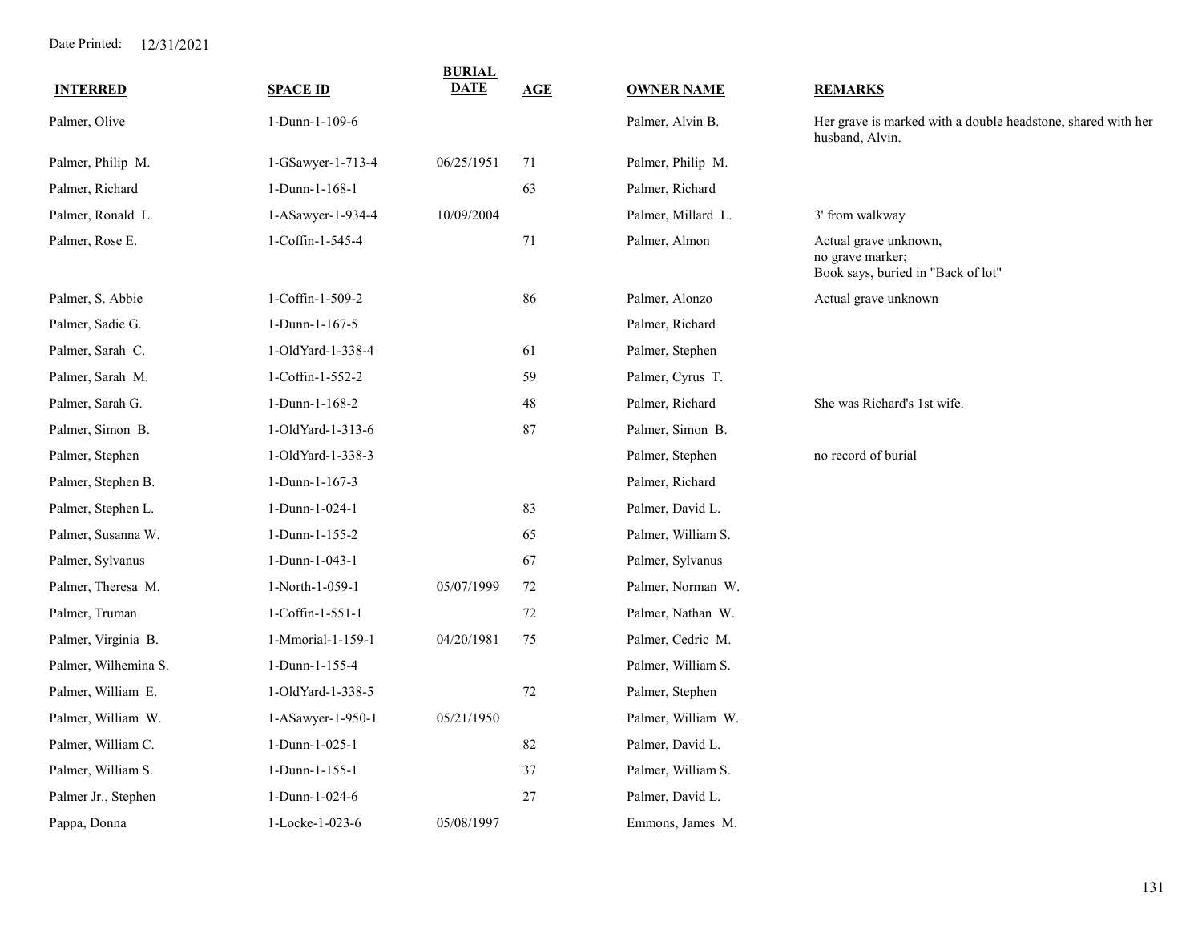Date Printed: 12/31/2021

| INTERRED | SPACE ID | BURIAL DATE | AGE | OWNER NAME | REMARKS |
|---|---|---|---|---|---|
| Palmer, Olive | 1-Dunn-1-109-6 | | | Palmer, Alvin B. | Her grave is marked with a double headstone, shared with her husband, Alvin. |
| Palmer, Philip M. | 1-GSawyer-1-713-4 | 06/25/1951 | 71 | Palmer, Philip M. | |
| Palmer, Richard | 1-Dunn-1-168-1 | | 63 | Palmer, Richard | |
| Palmer, Ronald L. | 1-ASawyer-1-934-4 | 10/09/2004 | | Palmer, Millard L. | 3' from walkway |
| Palmer, Rose E. | 1-Coffin-1-545-4 | | 71 | Palmer, Almon | Actual grave unknown, no grave marker; Book says, buried in "Back of lot" |
| Palmer, S. Abbie | 1-Coffin-1-509-2 | | 86 | Palmer, Alonzo | Actual grave unknown |
| Palmer, Sadie G. | 1-Dunn-1-167-5 | | | Palmer, Richard | |
| Palmer, Sarah C. | 1-OldYard-1-338-4 | | 61 | Palmer, Stephen | |
| Palmer, Sarah M. | 1-Coffin-1-552-2 | | 59 | Palmer, Cyrus T. | |
| Palmer, Sarah G. | 1-Dunn-1-168-2 | | 48 | Palmer, Richard | She was Richard's 1st wife. |
| Palmer, Simon B. | 1-OldYard-1-313-6 | | 87 | Palmer, Simon B. | |
| Palmer, Stephen | 1-OldYard-1-338-3 | | | Palmer, Stephen | no record of burial |
| Palmer, Stephen B. | 1-Dunn-1-167-3 | | | Palmer, Richard | |
| Palmer, Stephen L. | 1-Dunn-1-024-1 | | 83 | Palmer, David L. | |
| Palmer, Susanna W. | 1-Dunn-1-155-2 | | 65 | Palmer, William S. | |
| Palmer, Sylvanus | 1-Dunn-1-043-1 | | 67 | Palmer, Sylvanus | |
| Palmer, Theresa M. | 1-North-1-059-1 | 05/07/1999 | 72 | Palmer, Norman W. | |
| Palmer, Truman | 1-Coffin-1-551-1 | | 72 | Palmer, Nathan W. | |
| Palmer, Virginia B. | 1-Mmorial-1-159-1 | 04/20/1981 | 75 | Palmer, Cedric M. | |
| Palmer, Wilhemina S. | 1-Dunn-1-155-4 | | | Palmer, William S. | |
| Palmer, William E. | 1-OldYard-1-338-5 | | 72 | Palmer, Stephen | |
| Palmer, William W. | 1-ASawyer-1-950-1 | 05/21/1950 | | Palmer, William W. | |
| Palmer, William C. | 1-Dunn-1-025-1 | | 82 | Palmer, David L. | |
| Palmer, William S. | 1-Dunn-1-155-1 | | 37 | Palmer, William S. | |
| Palmer Jr., Stephen | 1-Dunn-1-024-6 | | 27 | Palmer, David L. | |
| Pappa, Donna | 1-Locke-1-023-6 | 05/08/1997 | | Emmons, James M. | |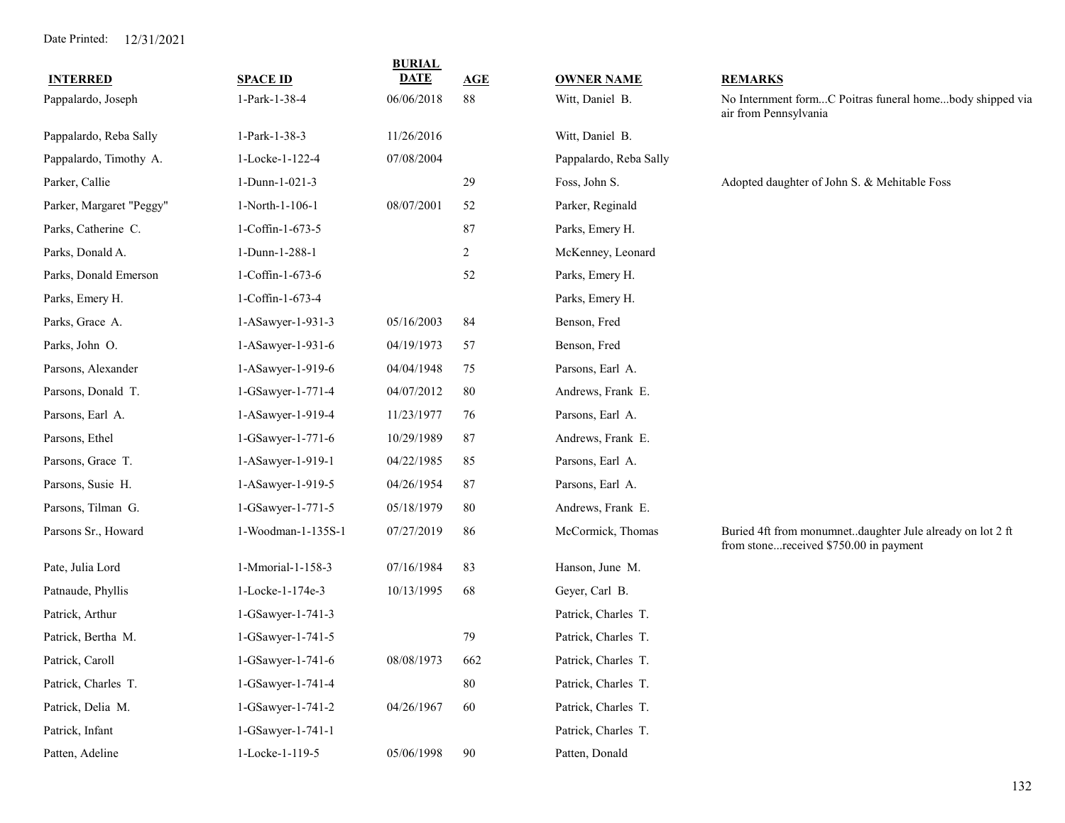Date Printed: 12/31/2021

| INTERRED | SPACE ID | BURIAL DATE | AGE | OWNER NAME | REMARKS |
|---|---|---|---|---|---|
| Pappalardo, Joseph | 1-Park-1-38-4 | 06/06/2018 | 88 | Witt, Daniel B. | No Internment form...C Poitras funeral home...body shipped via air from Pennsylvania |
| Pappalardo, Reba Sally | 1-Park-1-38-3 | 11/26/2016 | | Witt, Daniel B. | |
| Pappalardo, Timothy A. | 1-Locke-1-122-4 | 07/08/2004 | | Pappalardo, Reba Sally | |
| Parker, Callie | 1-Dunn-1-021-3 | | 29 | Foss, John S. | Adopted daughter of John S. & Mehitable Foss |
| Parker, Margaret "Peggy" | 1-North-1-106-1 | 08/07/2001 | 52 | Parker, Reginald | |
| Parks, Catherine C. | 1-Coffin-1-673-5 | | 87 | Parks, Emery H. | |
| Parks, Donald A. | 1-Dunn-1-288-1 | | 2 | McKenney, Leonard | |
| Parks, Donald Emerson | 1-Coffin-1-673-6 | | 52 | Parks, Emery H. | |
| Parks, Emery H. | 1-Coffin-1-673-4 | | | Parks, Emery H. | |
| Parks, Grace A. | 1-ASawyer-1-931-3 | 05/16/2003 | 84 | Benson, Fred | |
| Parks, John O. | 1-ASawyer-1-931-6 | 04/19/1973 | 57 | Benson, Fred | |
| Parsons, Alexander | 1-ASawyer-1-919-6 | 04/04/1948 | 75 | Parsons, Earl A. | |
| Parsons, Donald T. | 1-GSawyer-1-771-4 | 04/07/2012 | 80 | Andrews, Frank E. | |
| Parsons, Earl A. | 1-ASawyer-1-919-4 | 11/23/1977 | 76 | Parsons, Earl A. | |
| Parsons, Ethel | 1-GSawyer-1-771-6 | 10/29/1989 | 87 | Andrews, Frank E. | |
| Parsons, Grace T. | 1-ASawyer-1-919-1 | 04/22/1985 | 85 | Parsons, Earl A. | |
| Parsons, Susie H. | 1-ASawyer-1-919-5 | 04/26/1954 | 87 | Parsons, Earl A. | |
| Parsons, Tilman G. | 1-GSawyer-1-771-5 | 05/18/1979 | 80 | Andrews, Frank E. | |
| Parsons Sr., Howard | 1-Woodman-1-135S-1 | 07/27/2019 | 86 | McCormick, Thomas | Buried 4ft from monumnet..daughter Jule already on lot 2 ft from stone...received $750.00 in payment |
| Pate, Julia Lord | 1-Mmorial-1-158-3 | 07/16/1984 | 83 | Hanson, June M. | |
| Patnaude, Phyllis | 1-Locke-1-174e-3 | 10/13/1995 | 68 | Geyer, Carl B. | |
| Patrick, Arthur | 1-GSawyer-1-741-3 | | | Patrick, Charles T. | |
| Patrick, Bertha M. | 1-GSawyer-1-741-5 | | 79 | Patrick, Charles T. | |
| Patrick, Caroll | 1-GSawyer-1-741-6 | 08/08/1973 | 662 | Patrick, Charles T. | |
| Patrick, Charles T. | 1-GSawyer-1-741-4 | | 80 | Patrick, Charles T. | |
| Patrick, Delia M. | 1-GSawyer-1-741-2 | 04/26/1967 | 60 | Patrick, Charles T. | |
| Patrick, Infant | 1-GSawyer-1-741-1 | | | Patrick, Charles T. | |
| Patten, Adeline | 1-Locke-1-119-5 | 05/06/1998 | 90 | Patten, Donald | |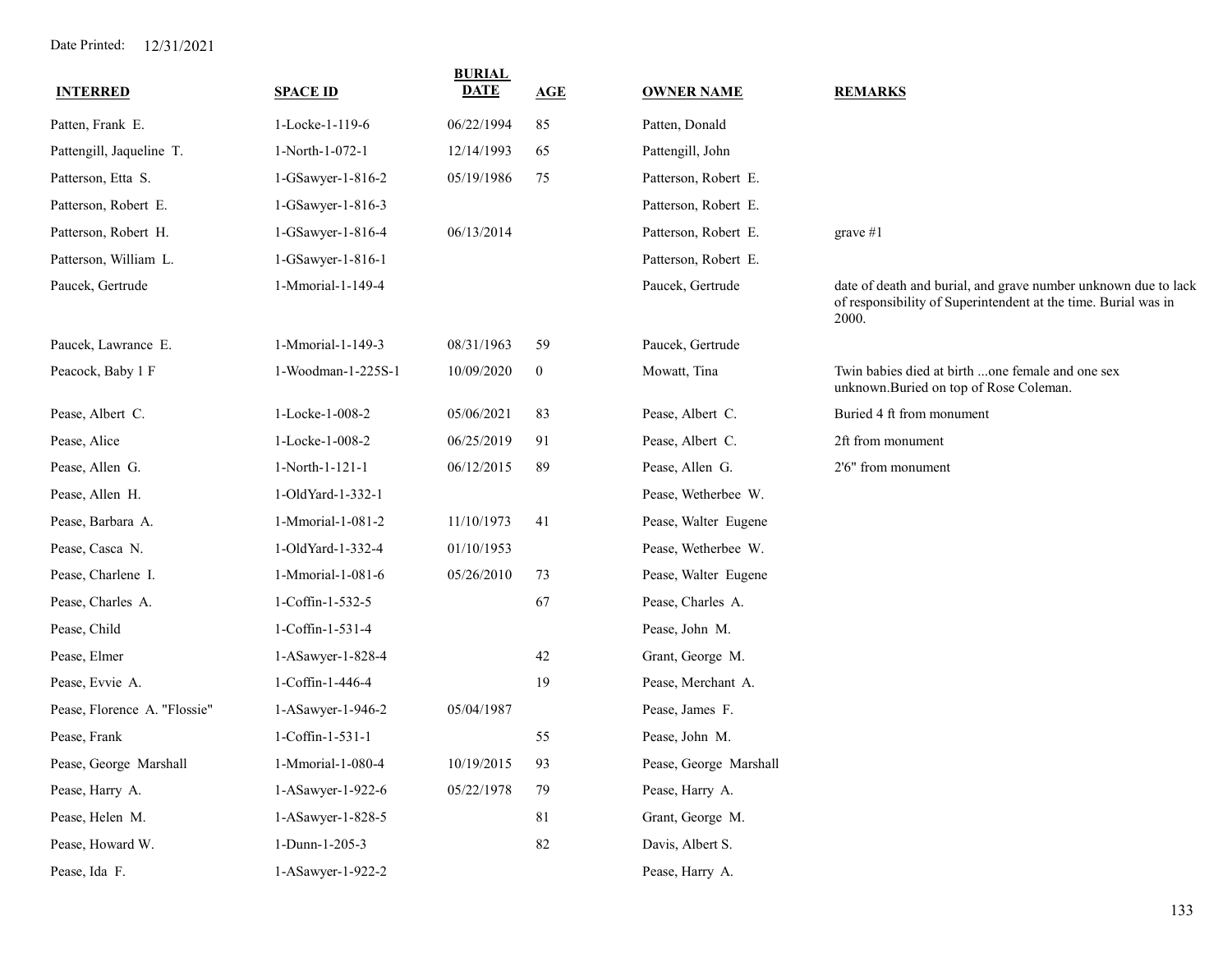Date Printed: 12/31/2021

| INTERRED | SPACE ID | BURIAL DATE | AGE | OWNER NAME | REMARKS |
|---|---|---|---|---|---|
| Patten, Frank E. | 1-Locke-1-119-6 | 06/22/1994 | 85 | Patten, Donald | |
| Pattengill, Jaqueline T. | 1-North-1-072-1 | 12/14/1993 | 65 | Pattengill, John | |
| Patterson, Etta S. | 1-GSawyer-1-816-2 | 05/19/1986 | 75 | Patterson, Robert E. | |
| Patterson, Robert E. | 1-GSawyer-1-816-3 | | | Patterson, Robert E. | |
| Patterson, Robert H. | 1-GSawyer-1-816-4 | 06/13/2014 | | Patterson, Robert E. | grave #1 |
| Patterson, William L. | 1-GSawyer-1-816-1 | | | Patterson, Robert E. | |
| Paucek, Gertrude | 1-Mmorial-1-149-4 | | | Paucek, Gertrude | date of death and burial, and grave number unknown due to lack of responsibility of Superintendent at the time. Burial was in 2000. |
| Paucek, Lawrance E. | 1-Mmorial-1-149-3 | 08/31/1963 | 59 | Paucek, Gertrude | |
| Peacock, Baby 1 F | 1-Woodman-1-225S-1 | 10/09/2020 | 0 | Mowatt, Tina | Twin babies died at birth ...one female and one sex unknown.Buried on top of Rose Coleman. |
| Pease, Albert C. | 1-Locke-1-008-2 | 05/06/2021 | 83 | Pease, Albert C. | Buried 4 ft from monument |
| Pease, Alice | 1-Locke-1-008-2 | 06/25/2019 | 91 | Pease, Albert C. | 2ft from monument |
| Pease, Allen G. | 1-North-1-121-1 | 06/12/2015 | 89 | Pease, Allen G. | 2'6" from monument |
| Pease, Allen H. | 1-OldYard-1-332-1 | | | Pease, Wetherbee W. | |
| Pease, Barbara A. | 1-Mmorial-1-081-2 | 11/10/1973 | 41 | Pease, Walter Eugene | |
| Pease, Casca N. | 1-OldYard-1-332-4 | 01/10/1953 | | Pease, Wetherbee W. | |
| Pease, Charlene I. | 1-Mmorial-1-081-6 | 05/26/2010 | 73 | Pease, Walter Eugene | |
| Pease, Charles A. | 1-Coffin-1-532-5 | | 67 | Pease, Charles A. | |
| Pease, Child | 1-Coffin-1-531-4 | | | Pease, John M. | |
| Pease, Elmer | 1-ASawyer-1-828-4 | | 42 | Grant, George M. | |
| Pease, Evvie A. | 1-Coffin-1-446-4 | | 19 | Pease, Merchant A. | |
| Pease, Florence A. "Flossie" | 1-ASawyer-1-946-2 | 05/04/1987 | | Pease, James F. | |
| Pease, Frank | 1-Coffin-1-531-1 | | 55 | Pease, John M. | |
| Pease, George Marshall | 1-Mmorial-1-080-4 | 10/19/2015 | 93 | Pease, George Marshall | |
| Pease, Harry A. | 1-ASawyer-1-922-6 | 05/22/1978 | 79 | Pease, Harry A. | |
| Pease, Helen M. | 1-ASawyer-1-828-5 | | 81 | Grant, George M. | |
| Pease, Howard W. | 1-Dunn-1-205-3 | | 82 | Davis, Albert S. | |
| Pease, Ida F. | 1-ASawyer-1-922-2 | | | Pease, Harry A. | |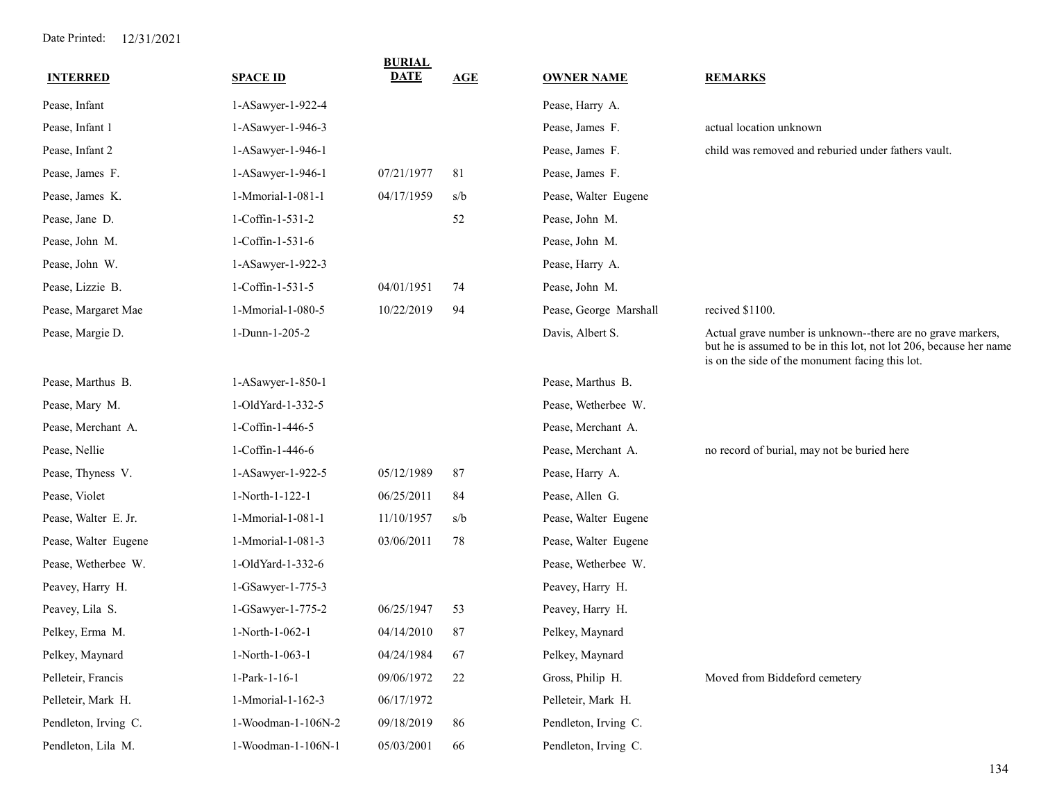Date Printed: 12/31/2021

| INTERRED | SPACE ID | BURIAL DATE | AGE | OWNER NAME | REMARKS |
|---|---|---|---|---|---|
| Pease, Infant | 1-ASawyer-1-922-4 | | | Pease, Harry A. | |
| Pease, Infant 1 | 1-ASawyer-1-946-3 | | | Pease, James F. | actual location unknown |
| Pease, Infant 2 | 1-ASawyer-1-946-1 | | | Pease, James F. | child was removed and reburied under fathers vault. |
| Pease, James F. | 1-ASawyer-1-946-1 | 07/21/1977 | 81 | Pease, James F. | |
| Pease, James K. | 1-Mmorial-1-081-1 | 04/17/1959 | s/b | Pease, Walter Eugene | |
| Pease, Jane D. | 1-Coffin-1-531-2 | | 52 | Pease, John M. | |
| Pease, John M. | 1-Coffin-1-531-6 | | | Pease, John M. | |
| Pease, John W. | 1-ASawyer-1-922-3 | | | Pease, Harry A. | |
| Pease, Lizzie B. | 1-Coffin-1-531-5 | 04/01/1951 | 74 | Pease, John M. | |
| Pease, Margaret Mae | 1-Mmorial-1-080-5 | 10/22/2019 | 94 | Pease, George Marshall | recived $1100. |
| Pease, Margie D. | 1-Dunn-1-205-2 | | | Davis, Albert S. | Actual grave number is unknown--there are no grave markers, but he is assumed to be in this lot, not lot 206, because her name is on the side of the monument facing this lot. |
| Pease, Marthus B. | 1-ASawyer-1-850-1 | | | Pease, Marthus B. | |
| Pease, Mary M. | 1-OldYard-1-332-5 | | | Pease, Wetherbee W. | |
| Pease, Merchant A. | 1-Coffin-1-446-5 | | | Pease, Merchant A. | |
| Pease, Nellie | 1-Coffin-1-446-6 | | | Pease, Merchant A. | no record of burial, may not be buried here |
| Pease, Thyness V. | 1-ASawyer-1-922-5 | 05/12/1989 | 87 | Pease, Harry A. | |
| Pease, Violet | 1-North-1-122-1 | 06/25/2011 | 84 | Pease, Allen G. | |
| Pease, Walter E. Jr. | 1-Mmorial-1-081-1 | 11/10/1957 | s/b | Pease, Walter Eugene | |
| Pease, Walter Eugene | 1-Mmorial-1-081-3 | 03/06/2011 | 78 | Pease, Walter Eugene | |
| Pease, Wetherbee W. | 1-OldYard-1-332-6 | | | Pease, Wetherbee W. | |
| Peavey, Harry H. | 1-GSawyer-1-775-3 | | | Peavey, Harry H. | |
| Peavey, Lila S. | 1-GSawyer-1-775-2 | 06/25/1947 | 53 | Peavey, Harry H. | |
| Pelkey, Erma M. | 1-North-1-062-1 | 04/14/2010 | 87 | Pelkey, Maynard | |
| Pelkey, Maynard | 1-North-1-063-1 | 04/24/1984 | 67 | Pelkey, Maynard | |
| Pelleteir, Francis | 1-Park-1-16-1 | 09/06/1972 | 22 | Gross, Philip H. | Moved from Biddeford cemetery |
| Pelleteir, Mark H. | 1-Mmorial-1-162-3 | 06/17/1972 | | Pelleteir, Mark H. | |
| Pendleton, Irving C. | 1-Woodman-1-106N-2 | 09/18/2019 | 86 | Pendleton, Irving C. | |
| Pendleton, Lila M. | 1-Woodman-1-106N-1 | 05/03/2001 | 66 | Pendleton, Irving C. | |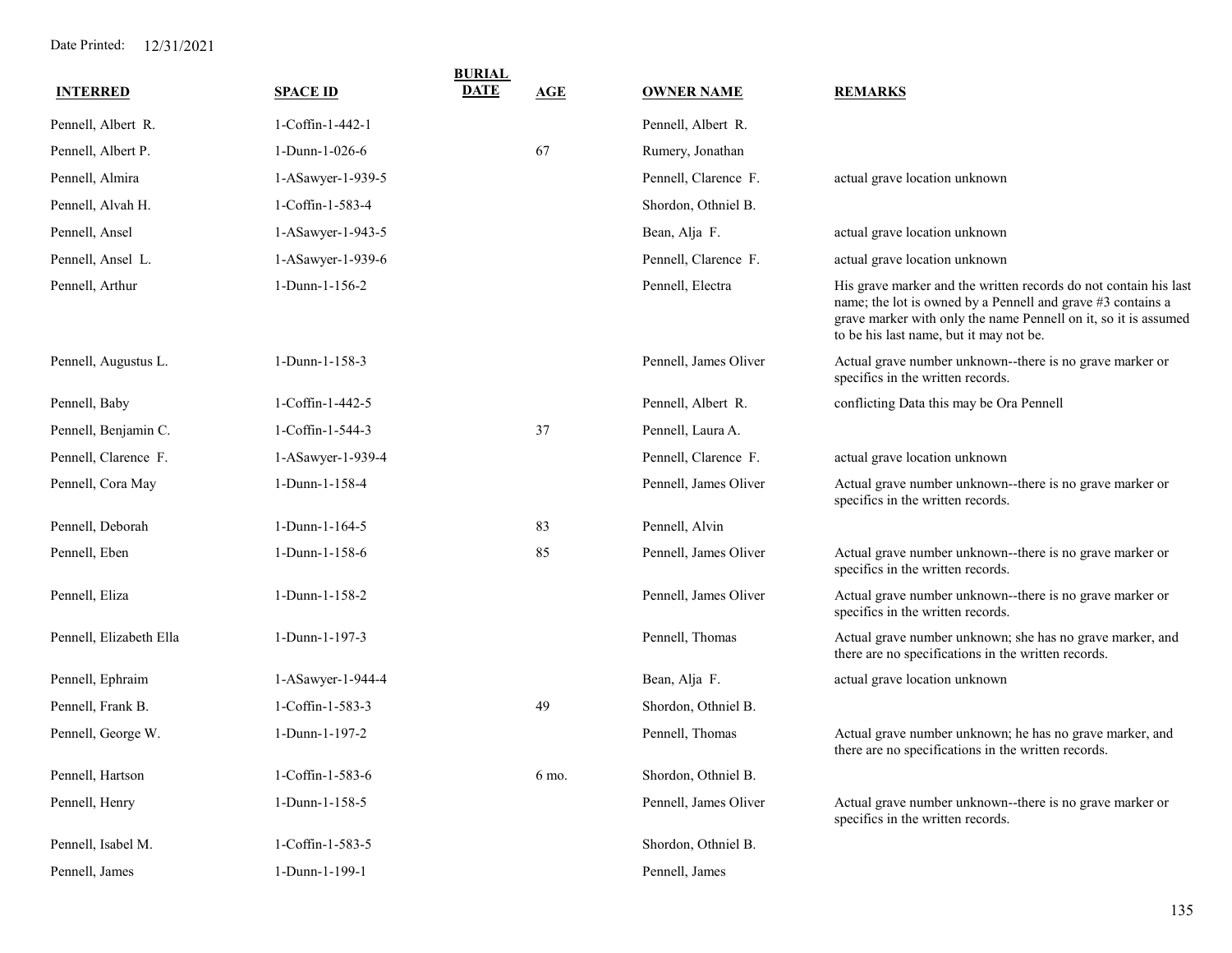Date Printed: 12/31/2021

| INTERRED | SPACE ID | BURIAL DATE | AGE | OWNER NAME | REMARKS |
|---|---|---|---|---|---|
| Pennell, Albert R. | 1-Coffin-1-442-1 | | | Pennell, Albert R. | |
| Pennell, Albert P. | 1-Dunn-1-026-6 | | 67 | Rumery, Jonathan | |
| Pennell, Almira | 1-ASawyer-1-939-5 | | | Pennell, Clarence F. | actual grave location unknown |
| Pennell, Alvah H. | 1-Coffin-1-583-4 | | | Shordon, Othniel B. | |
| Pennell, Ansel | 1-ASawyer-1-943-5 | | | Bean, Alja F. | actual grave location unknown |
| Pennell, Ansel L. | 1-ASawyer-1-939-6 | | | Pennell, Clarence F. | actual grave location unknown |
| Pennell, Arthur | 1-Dunn-1-156-2 | | | Pennell, Electra | His grave marker and the written records do not contain his last name; the lot is owned by a Pennell and grave #3 contains a grave marker with only the name Pennell on it, so it is assumed to be his last name, but it may not be. |
| Pennell, Augustus L. | 1-Dunn-1-158-3 | | | Pennell, James Oliver | Actual grave number unknown--there is no grave marker or specifics in the written records. |
| Pennell, Baby | 1-Coffin-1-442-5 | | | Pennell, Albert R. | conflicting Data this may be Ora Pennell |
| Pennell, Benjamin C. | 1-Coffin-1-544-3 | | 37 | Pennell, Laura A. | |
| Pennell, Clarence F. | 1-ASawyer-1-939-4 | | | Pennell, Clarence F. | actual grave location unknown |
| Pennell, Cora May | 1-Dunn-1-158-4 | | | Pennell, James Oliver | Actual grave number unknown--there is no grave marker or specifics in the written records. |
| Pennell, Deborah | 1-Dunn-1-164-5 | | 83 | Pennell, Alvin | |
| Pennell, Eben | 1-Dunn-1-158-6 | | 85 | Pennell, James Oliver | Actual grave number unknown--there is no grave marker or specifics in the written records. |
| Pennell, Eliza | 1-Dunn-1-158-2 | | | Pennell, James Oliver | Actual grave number unknown--there is no grave marker or specifics in the written records. |
| Pennell, Elizabeth Ella | 1-Dunn-1-197-3 | | | Pennell, Thomas | Actual grave number unknown; she has no grave marker, and there are no specifications in the written records. |
| Pennell, Ephraim | 1-ASawyer-1-944-4 | | | Bean, Alja F. | actual grave location unknown |
| Pennell, Frank B. | 1-Coffin-1-583-3 | | 49 | Shordon, Othniel B. | |
| Pennell, George W. | 1-Dunn-1-197-2 | | | Pennell, Thomas | Actual grave number unknown; he has no grave marker, and there are no specifications in the written records. |
| Pennell, Hartson | 1-Coffin-1-583-6 | | 6 mo. | Shordon, Othniel B. | |
| Pennell, Henry | 1-Dunn-1-158-5 | | | Pennell, James Oliver | Actual grave number unknown--there is no grave marker or specifics in the written records. |
| Pennell, Isabel M. | 1-Coffin-1-583-5 | | | Shordon, Othniel B. | |
| Pennell, James | 1-Dunn-1-199-1 | | | Pennell, James | |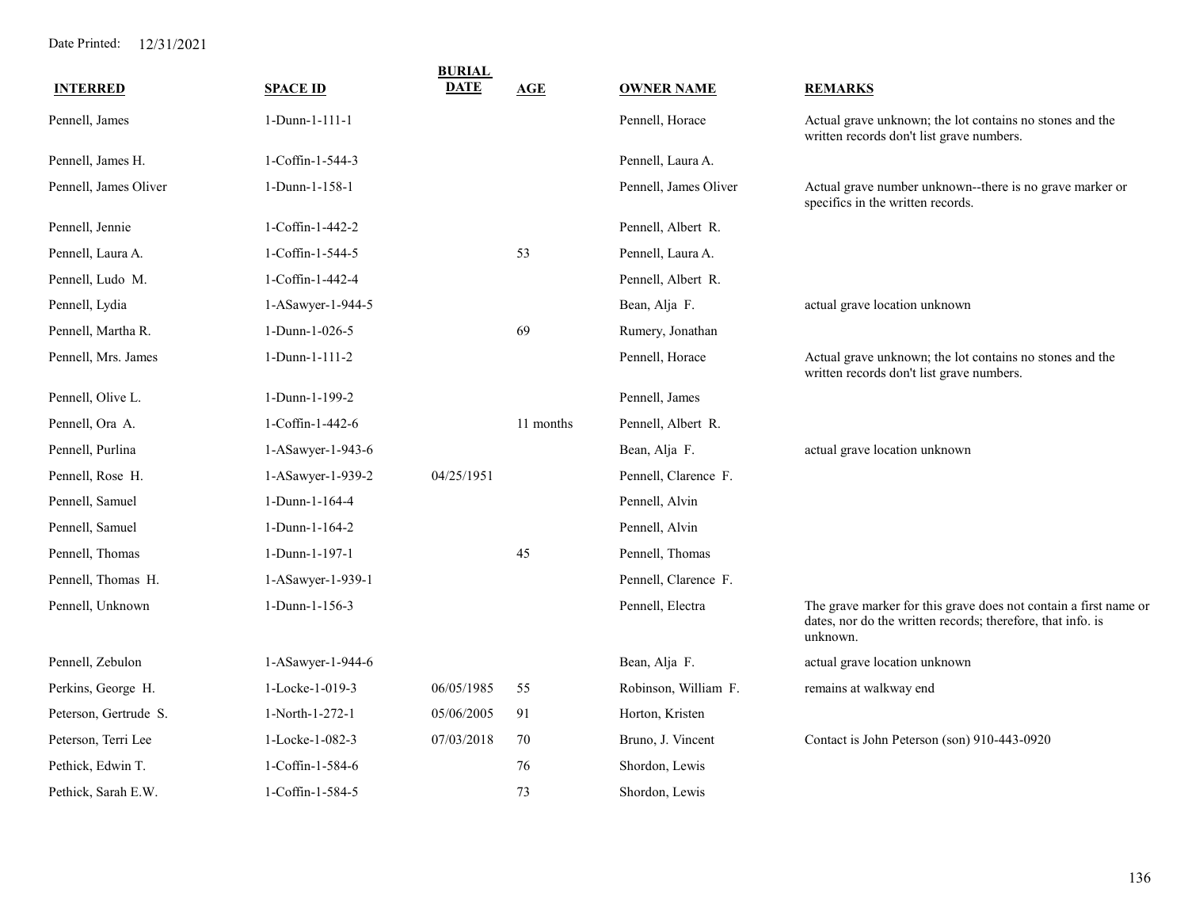Date Printed: 12/31/2021

| INTERRED | SPACE ID | BURIAL DATE | AGE | OWNER NAME | REMARKS |
|---|---|---|---|---|---|
| Pennell, James | 1-Dunn-1-111-1 | | | Pennell, Horace | Actual grave unknown; the lot contains no stones and the written records don't list grave numbers. |
| Pennell, James H. | 1-Coffin-1-544-3 | | | Pennell, Laura A. | |
| Pennell, James Oliver | 1-Dunn-1-158-1 | | | Pennell, James Oliver | Actual grave number unknown--there is no grave marker or specifics in the written records. |
| Pennell, Jennie | 1-Coffin-1-442-2 | | | Pennell, Albert R. | |
| Pennell, Laura A. | 1-Coffin-1-544-5 | | 53 | Pennell, Laura A. | |
| Pennell, Ludo M. | 1-Coffin-1-442-4 | | | Pennell, Albert R. | |
| Pennell, Lydia | 1-ASawyer-1-944-5 | | | Bean, Alja F. | actual grave location unknown |
| Pennell, Martha R. | 1-Dunn-1-026-5 | | 69 | Rumery, Jonathan | |
| Pennell, Mrs. James | 1-Dunn-1-111-2 | | | Pennell, Horace | Actual grave unknown; the lot contains no stones and the written records don't list grave numbers. |
| Pennell, Olive L. | 1-Dunn-1-199-2 | | | Pennell, James | |
| Pennell, Ora A. | 1-Coffin-1-442-6 | | 11 months | Pennell, Albert R. | |
| Pennell, Purlina | 1-ASawyer-1-943-6 | | | Bean, Alja F. | actual grave location unknown |
| Pennell, Rose H. | 1-ASawyer-1-939-2 | 04/25/1951 | | Pennell, Clarence F. | |
| Pennell, Samuel | 1-Dunn-1-164-4 | | | Pennell, Alvin | |
| Pennell, Samuel | 1-Dunn-1-164-2 | | | Pennell, Alvin | |
| Pennell, Thomas | 1-Dunn-1-197-1 | | 45 | Pennell, Thomas | |
| Pennell, Thomas H. | 1-ASawyer-1-939-1 | | | Pennell, Clarence F. | |
| Pennell, Unknown | 1-Dunn-1-156-3 | | | Pennell, Electra | The grave marker for this grave does not contain a first name or dates, nor do the written records; therefore, that info. is unknown. |
| Pennell, Zebulon | 1-ASawyer-1-944-6 | | | Bean, Alja F. | actual grave location unknown |
| Perkins, George H. | 1-Locke-1-019-3 | 06/05/1985 | 55 | Robinson, William F. | remains at walkway end |
| Peterson, Gertrude S. | 1-North-1-272-1 | 05/06/2005 | 91 | Horton, Kristen | |
| Peterson, Terri Lee | 1-Locke-1-082-3 | 07/03/2018 | 70 | Bruno, J. Vincent | Contact is John Peterson (son) 910-443-0920 |
| Pethick, Edwin T. | 1-Coffin-1-584-6 | | 76 | Shordon, Lewis | |
| Pethick, Sarah E.W. | 1-Coffin-1-584-5 | | 73 | Shordon, Lewis | |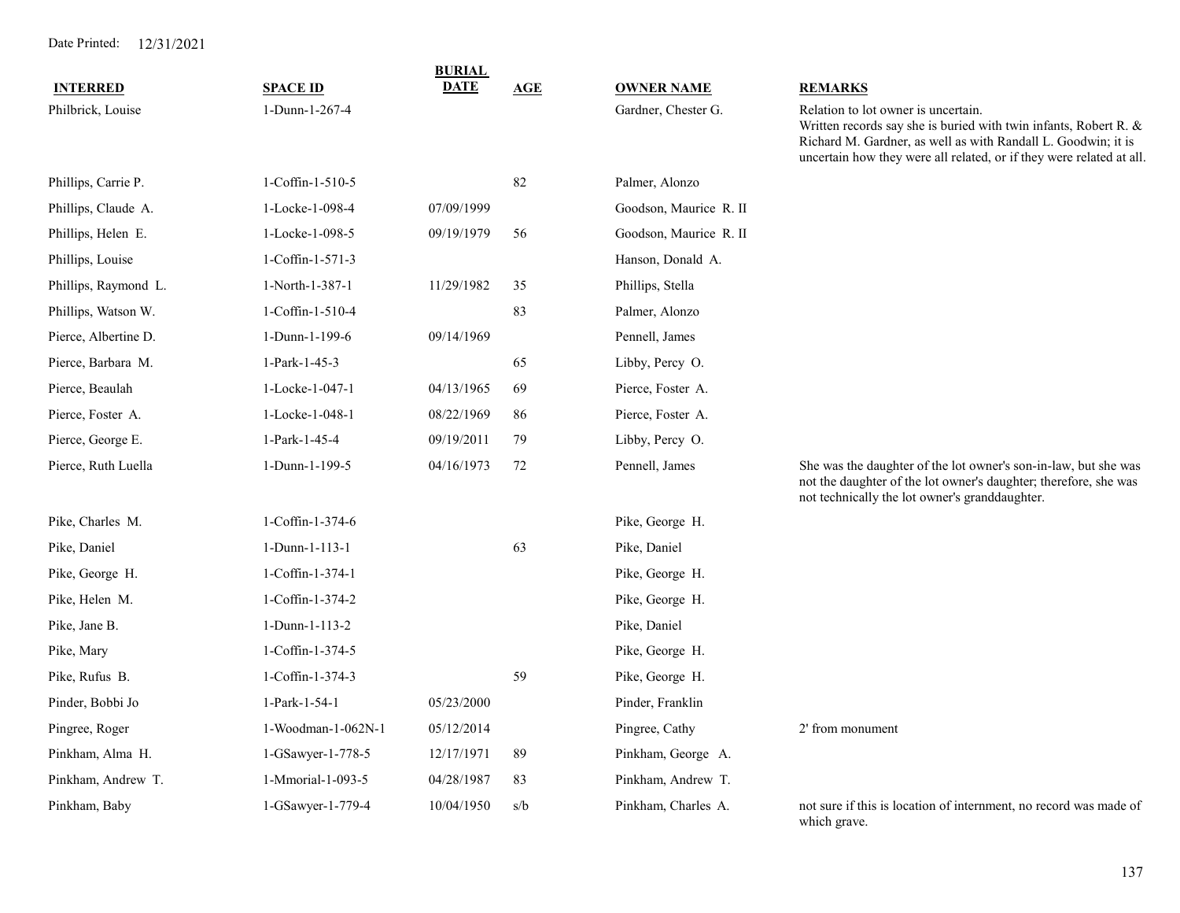Date Printed: 12/31/2021

| INTERRED | SPACE ID | BURIAL DATE | AGE | OWNER NAME | REMARKS |
|---|---|---|---|---|---|
| Philbrick, Louise | 1-Dunn-1-267-4 | | | Gardner, Chester G. | Relation to lot owner is uncertain. Written records say she is buried with twin infants, Robert R. & Richard M. Gardner, as well as with Randall L. Goodwin; it is uncertain how they were all related, or if they were related at all. |
| Phillips, Carrie P. | 1-Coffin-1-510-5 | | 82 | Palmer, Alonzo | |
| Phillips, Claude A. | 1-Locke-1-098-4 | 07/09/1999 | | Goodson, Maurice R. II | |
| Phillips, Helen E. | 1-Locke-1-098-5 | 09/19/1979 | 56 | Goodson, Maurice R. II | |
| Phillips, Louise | 1-Coffin-1-571-3 | | | Hanson, Donald A. | |
| Phillips, Raymond L. | 1-North-1-387-1 | 11/29/1982 | 35 | Phillips, Stella | |
| Phillips, Watson W. | 1-Coffin-1-510-4 | | 83 | Palmer, Alonzo | |
| Pierce, Albertine D. | 1-Dunn-1-199-6 | 09/14/1969 | | Pennell, James | |
| Pierce, Barbara M. | 1-Park-1-45-3 | | 65 | Libby, Percy O. | |
| Pierce, Beaulah | 1-Locke-1-047-1 | 04/13/1965 | 69 | Pierce, Foster A. | |
| Pierce, Foster A. | 1-Locke-1-048-1 | 08/22/1969 | 86 | Pierce, Foster A. | |
| Pierce, George E. | 1-Park-1-45-4 | 09/19/2011 | 79 | Libby, Percy O. | |
| Pierce, Ruth Luella | 1-Dunn-1-199-5 | 04/16/1973 | 72 | Pennell, James | She was the daughter of the lot owner's son-in-law, but she was not the daughter of the lot owner's daughter; therefore, she was not technically the lot owner's granddaughter. |
| Pike, Charles M. | 1-Coffin-1-374-6 | | | Pike, George H. | |
| Pike, Daniel | 1-Dunn-1-113-1 | | 63 | Pike, Daniel | |
| Pike, George H. | 1-Coffin-1-374-1 | | | Pike, George H. | |
| Pike, Helen M. | 1-Coffin-1-374-2 | | | Pike, George H. | |
| Pike, Jane B. | 1-Dunn-1-113-2 | | | Pike, Daniel | |
| Pike, Mary | 1-Coffin-1-374-5 | | | Pike, George H. | |
| Pike, Rufus B. | 1-Coffin-1-374-3 | | 59 | Pike, George H. | |
| Pinder, Bobbi Jo | 1-Park-1-54-1 | 05/23/2000 | | Pinder, Franklin | |
| Pingree, Roger | 1-Woodman-1-062N-1 | 05/12/2014 | | Pingree, Cathy | 2' from monument |
| Pinkham, Alma H. | 1-GSawyer-1-778-5 | 12/17/1971 | 89 | Pinkham, George A. | |
| Pinkham, Andrew T. | 1-Mmorial-1-093-5 | 04/28/1987 | 83 | Pinkham, Andrew T. | |
| Pinkham, Baby | 1-GSawyer-1-779-4 | 10/04/1950 | s/b | Pinkham, Charles A. | not sure if this is location of internment, no record was made of which grave. |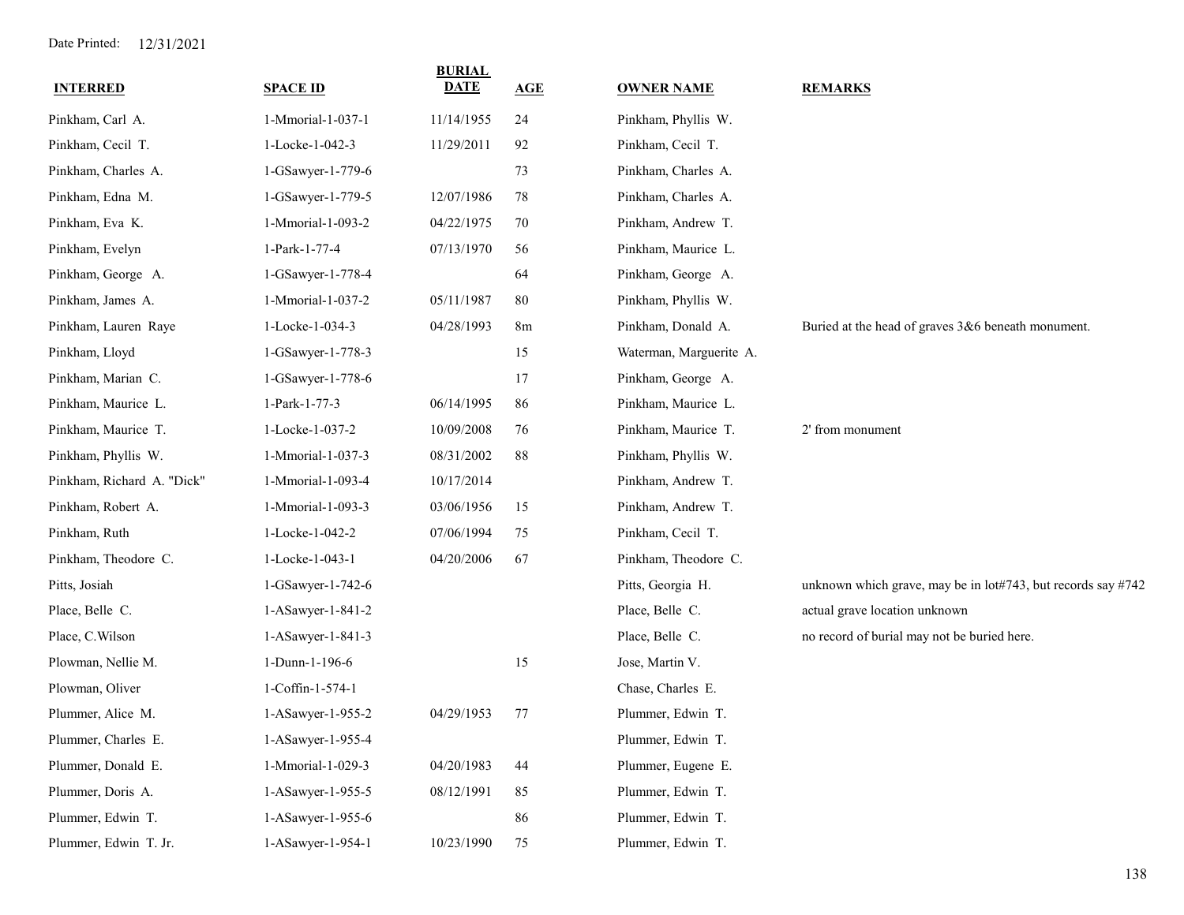Date Printed: 12/31/2021

| INTERRED | SPACE ID | BURIAL DATE | AGE | OWNER NAME | REMARKS |
|---|---|---|---|---|---|
| Pinkham, Carl A. | 1-Mmorial-1-037-1 | 11/14/1955 | 24 | Pinkham, Phyllis W. | |
| Pinkham, Cecil T. | 1-Locke-1-042-3 | 11/29/2011 | 92 | Pinkham, Cecil T. | |
| Pinkham, Charles A. | 1-GSawyer-1-779-6 | | 73 | Pinkham, Charles A. | |
| Pinkham, Edna M. | 1-GSawyer-1-779-5 | 12/07/1986 | 78 | Pinkham, Charles A. | |
| Pinkham, Eva K. | 1-Mmorial-1-093-2 | 04/22/1975 | 70 | Pinkham, Andrew T. | |
| Pinkham, Evelyn | 1-Park-1-77-4 | 07/13/1970 | 56 | Pinkham, Maurice L. | |
| Pinkham, George A. | 1-GSawyer-1-778-4 | | 64 | Pinkham, George A. | |
| Pinkham, James A. | 1-Mmorial-1-037-2 | 05/11/1987 | 80 | Pinkham, Phyllis W. | |
| Pinkham, Lauren Raye | 1-Locke-1-034-3 | 04/28/1993 | 8m | Pinkham, Donald A. | Buried at the head of graves 3&6 beneath monument. |
| Pinkham, Lloyd | 1-GSawyer-1-778-3 | | 15 | Waterman, Marguerite A. | |
| Pinkham, Marian C. | 1-GSawyer-1-778-6 | | 17 | Pinkham, George A. | |
| Pinkham, Maurice L. | 1-Park-1-77-3 | 06/14/1995 | 86 | Pinkham, Maurice L. | |
| Pinkham, Maurice T. | 1-Locke-1-037-2 | 10/09/2008 | 76 | Pinkham, Maurice T. | 2' from monument |
| Pinkham, Phyllis W. | 1-Mmorial-1-037-3 | 08/31/2002 | 88 | Pinkham, Phyllis W. | |
| Pinkham, Richard A. "Dick" | 1-Mmorial-1-093-4 | 10/17/2014 | | Pinkham, Andrew T. | |
| Pinkham, Robert A. | 1-Mmorial-1-093-3 | 03/06/1956 | 15 | Pinkham, Andrew T. | |
| Pinkham, Ruth | 1-Locke-1-042-2 | 07/06/1994 | 75 | Pinkham, Cecil T. | |
| Pinkham, Theodore C. | 1-Locke-1-043-1 | 04/20/2006 | 67 | Pinkham, Theodore C. | |
| Pitts, Josiah | 1-GSawyer-1-742-6 | | | Pitts, Georgia H. | unknown which grave, may be in lot#743, but records say #742 |
| Place, Belle C. | 1-ASawyer-1-841-2 | | | Place, Belle C. | actual grave location unknown |
| Place, C.Wilson | 1-ASawyer-1-841-3 | | | Place, Belle C. | no record of burial may not be buried here. |
| Plowman, Nellie M. | 1-Dunn-1-196-6 | | 15 | Jose, Martin V. | |
| Plowman, Oliver | 1-Coffin-1-574-1 | | | Chase, Charles E. | |
| Plummer, Alice M. | 1-ASawyer-1-955-2 | 04/29/1953 | 77 | Plummer, Edwin T. | |
| Plummer, Charles E. | 1-ASawyer-1-955-4 | | | Plummer, Edwin T. | |
| Plummer, Donald E. | 1-Mmorial-1-029-3 | 04/20/1983 | 44 | Plummer, Eugene E. | |
| Plummer, Doris A. | 1-ASawyer-1-955-5 | 08/12/1991 | 85 | Plummer, Edwin T. | |
| Plummer, Edwin T. | 1-ASawyer-1-955-6 | | 86 | Plummer, Edwin T. | |
| Plummer, Edwin T. Jr. | 1-ASawyer-1-954-1 | 10/23/1990 | 75 | Plummer, Edwin T. | |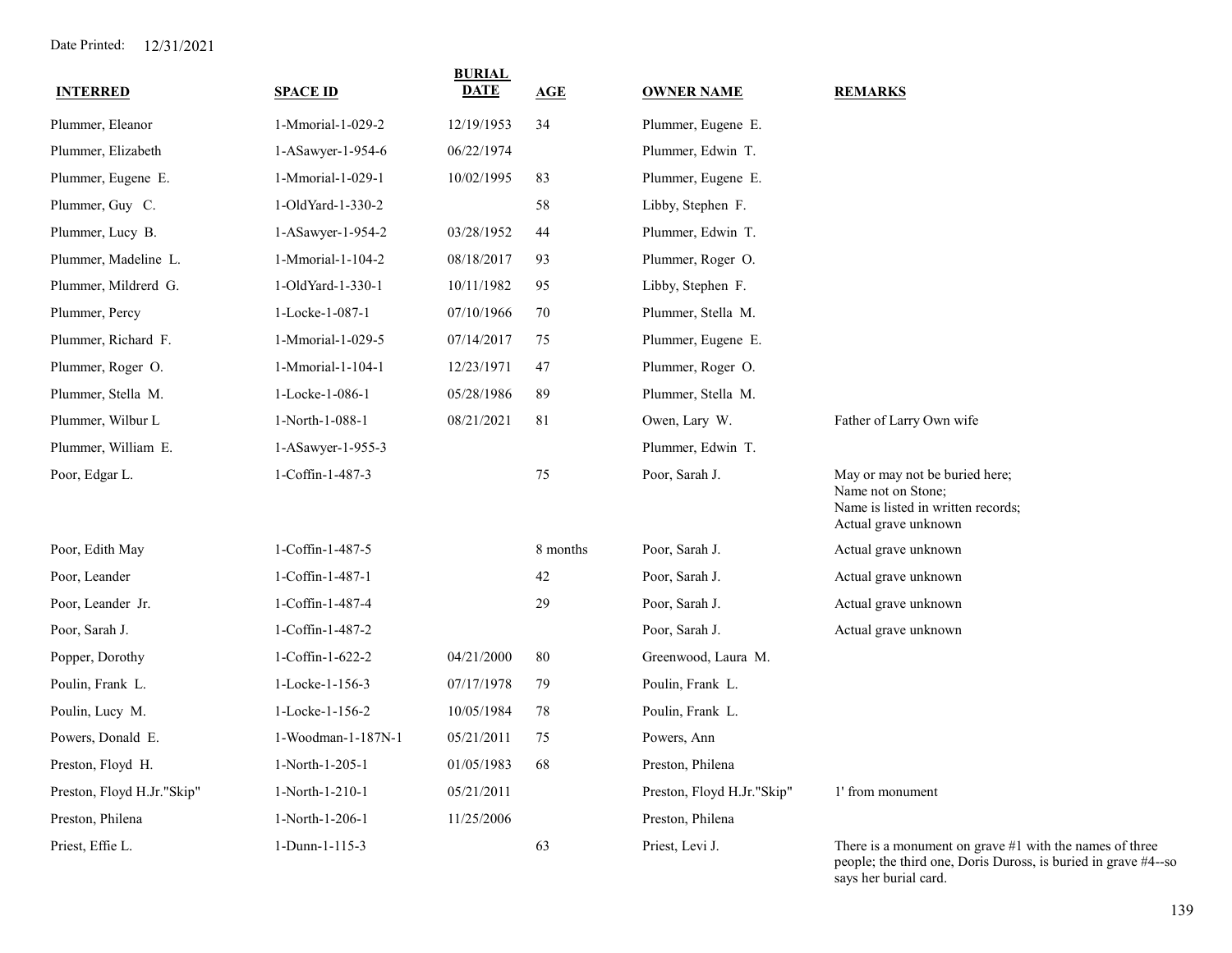Date Printed: 12/31/2021

| INTERRED | SPACE ID | BURIAL DATE | AGE | OWNER NAME | REMARKS |
|---|---|---|---|---|---|
| Plummer, Eleanor | 1-Mmorial-1-029-2 | 12/19/1953 | 34 | Plummer, Eugene E. | |
| Plummer, Elizabeth | 1-ASawyer-1-954-6 | 06/22/1974 | | Plummer, Edwin T. | |
| Plummer, Eugene E. | 1-Mmorial-1-029-1 | 10/02/1995 | 83 | Plummer, Eugene E. | |
| Plummer, Guy C. | 1-OldYard-1-330-2 | | 58 | Libby, Stephen F. | |
| Plummer, Lucy B. | 1-ASawyer-1-954-2 | 03/28/1952 | 44 | Plummer, Edwin T. | |
| Plummer, Madeline L. | 1-Mmorial-1-104-2 | 08/18/2017 | 93 | Plummer, Roger O. | |
| Plummer, Mildrerd G. | 1-OldYard-1-330-1 | 10/11/1982 | 95 | Libby, Stephen F. | |
| Plummer, Percy | 1-Locke-1-087-1 | 07/10/1966 | 70 | Plummer, Stella M. | |
| Plummer, Richard F. | 1-Mmorial-1-029-5 | 07/14/2017 | 75 | Plummer, Eugene E. | |
| Plummer, Roger O. | 1-Mmorial-1-104-1 | 12/23/1971 | 47 | Plummer, Roger O. | |
| Plummer, Stella M. | 1-Locke-1-086-1 | 05/28/1986 | 89 | Plummer, Stella M. | |
| Plummer, Wilbur L | 1-North-1-088-1 | 08/21/2021 | 81 | Owen, Lary W. | Father of Larry Own wife |
| Plummer, William E. | 1-ASawyer-1-955-3 | | | Plummer, Edwin T. | |
| Poor, Edgar L. | 1-Coffin-1-487-3 | | 75 | Poor, Sarah J. | May or may not be buried here; Name not on Stone; Name is listed in written records; Actual grave unknown |
| Poor, Edith May | 1-Coffin-1-487-5 | | 8 months | Poor, Sarah J. | Actual grave unknown |
| Poor, Leander | 1-Coffin-1-487-1 | | 42 | Poor, Sarah J. | Actual grave unknown |
| Poor, Leander Jr. | 1-Coffin-1-487-4 | | 29 | Poor, Sarah J. | Actual grave unknown |
| Poor, Sarah J. | 1-Coffin-1-487-2 | | | Poor, Sarah J. | Actual grave unknown |
| Popper, Dorothy | 1-Coffin-1-622-2 | 04/21/2000 | 80 | Greenwood, Laura M. | |
| Poulin, Frank L. | 1-Locke-1-156-3 | 07/17/1978 | 79 | Poulin, Frank L. | |
| Poulin, Lucy M. | 1-Locke-1-156-2 | 10/05/1984 | 78 | Poulin, Frank L. | |
| Powers, Donald E. | 1-Woodman-1-187N-1 | 05/21/2011 | 75 | Powers, Ann | |
| Preston, Floyd H. | 1-North-1-205-1 | 01/05/1983 | 68 | Preston, Philena | |
| Preston, Floyd H.Jr."Skip" | 1-North-1-210-1 | 05/21/2011 | | Preston, Floyd H.Jr."Skip" | 1' from monument |
| Preston, Philena | 1-North-1-206-1 | 11/25/2006 | | Preston, Philena | |
| Priest, Effie L. | 1-Dunn-1-115-3 | | 63 | Priest, Levi J. | There is a monument on grave #1 with the names of three people; the third one, Doris Duross, is buried in grave #4--so says her burial card. |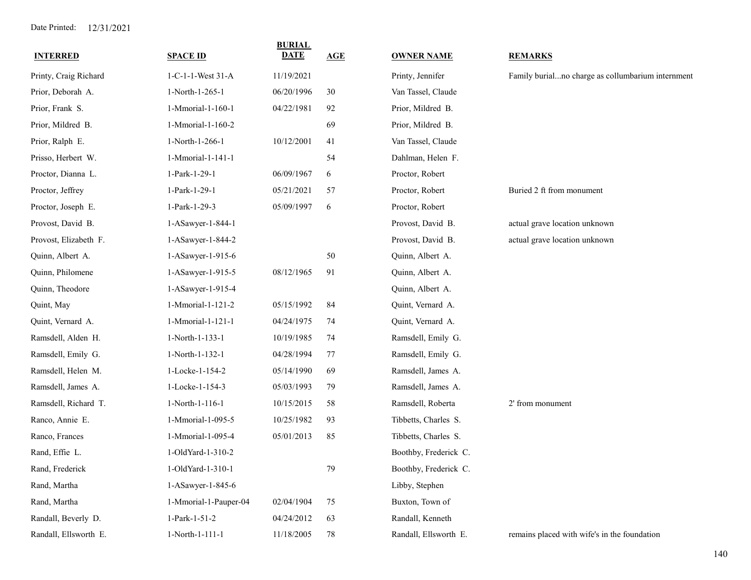Date Printed: 12/31/2021

| INTERRED | SPACE ID | BURIAL DATE | AGE | OWNER NAME | REMARKS |
|---|---|---|---|---|---|
| Printy, Craig Richard | 1-C-1-1-West 31-A | 11/19/2021 | | Printy, Jennifer | Family burial...no charge as collumbarium internment |
| Prior, Deborah A. | 1-North-1-265-1 | 06/20/1996 | 30 | Van Tassel, Claude | |
| Prior, Frank S. | 1-Mmorial-1-160-1 | 04/22/1981 | 92 | Prior, Mildred B. | |
| Prior, Mildred B. | 1-Mmorial-1-160-2 | | 69 | Prior, Mildred B. | |
| Prior, Ralph E. | 1-North-1-266-1 | 10/12/2001 | 41 | Van Tassel, Claude | |
| Prisso, Herbert W. | 1-Mmorial-1-141-1 | | 54 | Dahlman, Helen F. | |
| Proctor, Dianna L. | 1-Park-1-29-1 | 06/09/1967 | 6 | Proctor, Robert | |
| Proctor, Jeffrey | 1-Park-1-29-1 | 05/21/2021 | 57 | Proctor, Robert | Buried 2 ft from monument |
| Proctor, Joseph E. | 1-Park-1-29-3 | 05/09/1997 | 6 | Proctor, Robert | |
| Provost, David B. | 1-ASawyer-1-844-1 | | | Provost, David B. | actual grave location unknown |
| Provost, Elizabeth F. | 1-ASawyer-1-844-2 | | | Provost, David B. | actual grave location unknown |
| Quinn, Albert A. | 1-ASawyer-1-915-6 | | 50 | Quinn, Albert A. | |
| Quinn, Philomene | 1-ASawyer-1-915-5 | 08/12/1965 | 91 | Quinn, Albert A. | |
| Quinn, Theodore | 1-ASawyer-1-915-4 | | | Quinn, Albert A. | |
| Quint, May | 1-Mmorial-1-121-2 | 05/15/1992 | 84 | Quint, Vernard A. | |
| Quint, Vernard A. | 1-Mmorial-1-121-1 | 04/24/1975 | 74 | Quint, Vernard A. | |
| Ramsdell, Alden H. | 1-North-1-133-1 | 10/19/1985 | 74 | Ramsdell, Emily G. | |
| Ramsdell, Emily G. | 1-North-1-132-1 | 04/28/1994 | 77 | Ramsdell, Emily G. | |
| Ramsdell, Helen M. | 1-Locke-1-154-2 | 05/14/1990 | 69 | Ramsdell, James A. | |
| Ramsdell, James A. | 1-Locke-1-154-3 | 05/03/1993 | 79 | Ramsdell, James A. | |
| Ramsdell, Richard T. | 1-North-1-116-1 | 10/15/2015 | 58 | Ramsdell, Roberta | 2' from monument |
| Ranco, Annie E. | 1-Mmorial-1-095-5 | 10/25/1982 | 93 | Tibbetts, Charles S. | |
| Ranco, Frances | 1-Mmorial-1-095-4 | 05/01/2013 | 85 | Tibbetts, Charles S. | |
| Rand, Effie L. | 1-OldYard-1-310-2 | | | Boothby, Frederick C. | |
| Rand, Frederick | 1-OldYard-1-310-1 | | 79 | Boothby, Frederick C. | |
| Rand, Martha | 1-ASawyer-1-845-6 | | | Libby, Stephen | |
| Rand, Martha | 1-Mmorial-1-Pauper-04 | 02/04/1904 | 75 | Buxton, Town of | |
| Randall, Beverly D. | 1-Park-1-51-2 | 04/24/2012 | 63 | Randall, Kenneth | |
| Randall, Ellsworth E. | 1-North-1-111-1 | 11/18/2005 | 78 | Randall, Ellsworth E. | remains placed with wife's in the foundation |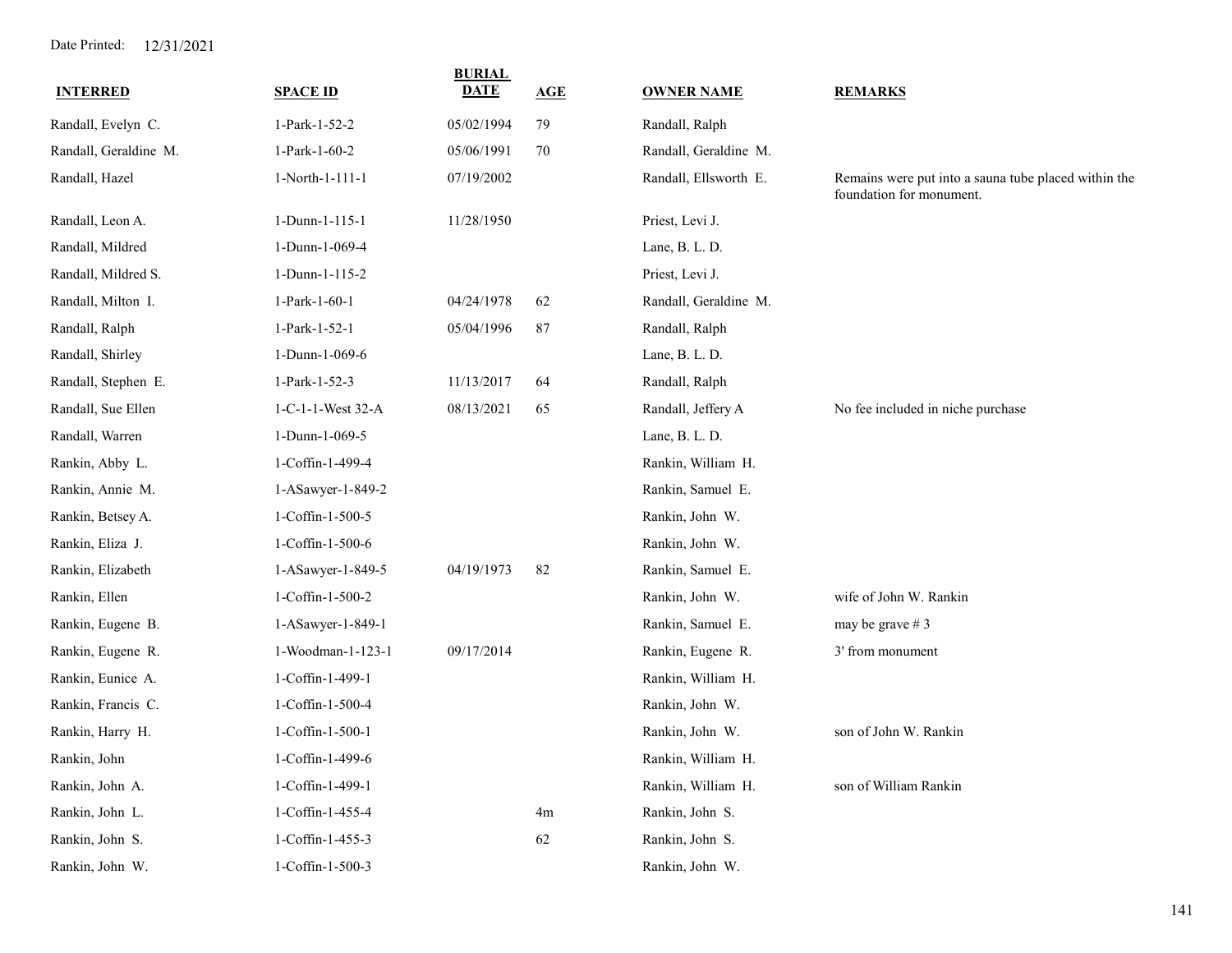Date Printed: 12/31/2021

| INTERRED | SPACE ID | BURIAL DATE | AGE | OWNER NAME | REMARKS |
|---|---|---|---|---|---|
| Randall, Evelyn C. | 1-Park-1-52-2 | 05/02/1994 | 79 | Randall, Ralph | |
| Randall, Geraldine M. | 1-Park-1-60-2 | 05/06/1991 | 70 | Randall, Geraldine M. | |
| Randall, Hazel | 1-North-1-111-1 | 07/19/2002 | | Randall, Ellsworth E. | Remains were put into a sauna tube placed within the foundation for monument. |
| Randall, Leon A. | 1-Dunn-1-115-1 | 11/28/1950 | | Priest, Levi J. | |
| Randall, Mildred | 1-Dunn-1-069-4 | | | Lane, B. L. D. | |
| Randall, Mildred S. | 1-Dunn-1-115-2 | | | Priest, Levi J. | |
| Randall, Milton I. | 1-Park-1-60-1 | 04/24/1978 | 62 | Randall, Geraldine M. | |
| Randall, Ralph | 1-Park-1-52-1 | 05/04/1996 | 87 | Randall, Ralph | |
| Randall, Shirley | 1-Dunn-1-069-6 | | | Lane, B. L. D. | |
| Randall, Stephen E. | 1-Park-1-52-3 | 11/13/2017 | 64 | Randall, Ralph | |
| Randall, Sue Ellen | 1-C-1-1-West 32-A | 08/13/2021 | 65 | Randall, Jeffery A | No fee included in niche purchase |
| Randall, Warren | 1-Dunn-1-069-5 | | | Lane, B. L. D. | |
| Rankin, Abby L. | 1-Coffin-1-499-4 | | | Rankin, William H. | |
| Rankin, Annie M. | 1-ASawyer-1-849-2 | | | Rankin, Samuel E. | |
| Rankin, Betsey A. | 1-Coffin-1-500-5 | | | Rankin, John W. | |
| Rankin, Eliza J. | 1-Coffin-1-500-6 | | | Rankin, John W. | |
| Rankin, Elizabeth | 1-ASawyer-1-849-5 | 04/19/1973 | 82 | Rankin, Samuel E. | |
| Rankin, Ellen | 1-Coffin-1-500-2 | | | Rankin, John W. | wife of John W. Rankin |
| Rankin, Eugene B. | 1-ASawyer-1-849-1 | | | Rankin, Samuel E. | may be grave # 3 |
| Rankin, Eugene R. | 1-Woodman-1-123-1 | 09/17/2014 | | Rankin, Eugene R. | 3' from monument |
| Rankin, Eunice A. | 1-Coffin-1-499-1 | | | Rankin, William H. | |
| Rankin, Francis C. | 1-Coffin-1-500-4 | | | Rankin, John W. | |
| Rankin, Harry H. | 1-Coffin-1-500-1 | | | Rankin, John W. | son of John W. Rankin |
| Rankin, John | 1-Coffin-1-499-6 | | | Rankin, William H. | |
| Rankin, John A. | 1-Coffin-1-499-1 | | | Rankin, William H. | son of William Rankin |
| Rankin, John L. | 1-Coffin-1-455-4 | | 4m | Rankin, John S. | |
| Rankin, John S. | 1-Coffin-1-455-3 | | 62 | Rankin, John S. | |
| Rankin, John W. | 1-Coffin-1-500-3 | | | Rankin, John W. | |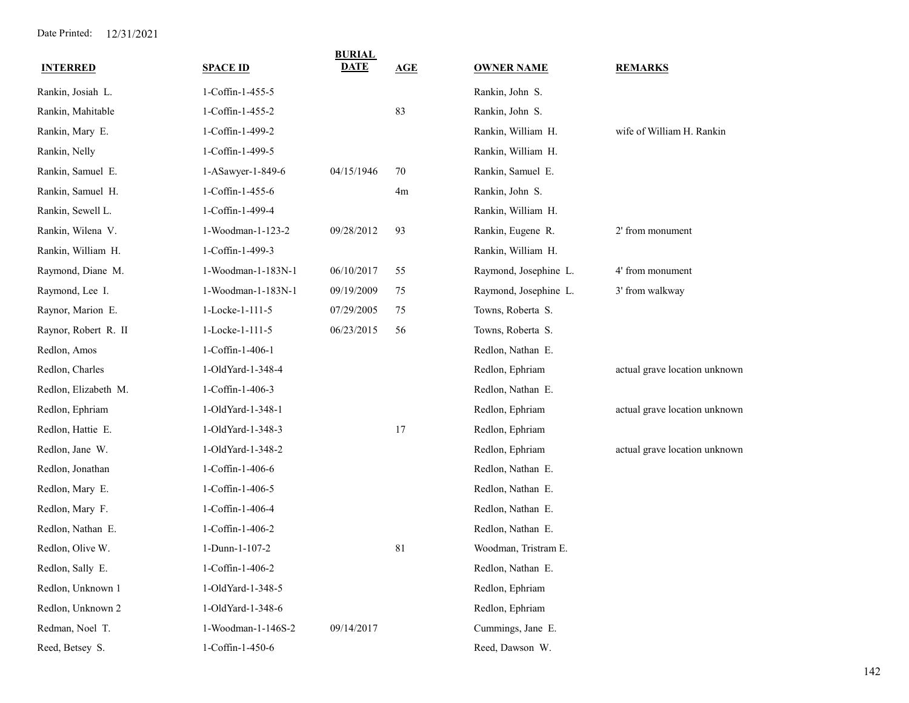Date Printed: 12/31/2021

| INTERRED | SPACE ID | BURIAL DATE | AGE | OWNER NAME | REMARKS |
|---|---|---|---|---|---|
| Rankin, Josiah L. | 1-Coffin-1-455-5 | | | Rankin, John S. | |
| Rankin, Mahitable | 1-Coffin-1-455-2 | | 83 | Rankin, John S. | |
| Rankin, Mary E. | 1-Coffin-1-499-2 | | | Rankin, William H. | wife of William H. Rankin |
| Rankin, Nelly | 1-Coffin-1-499-5 | | | Rankin, William H. | |
| Rankin, Samuel E. | 1-ASawyer-1-849-6 | 04/15/1946 | 70 | Rankin, Samuel E. | |
| Rankin, Samuel H. | 1-Coffin-1-455-6 | | 4m | Rankin, John S. | |
| Rankin, Sewell L. | 1-Coffin-1-499-4 | | | Rankin, William H. | |
| Rankin, Wilena V. | 1-Woodman-1-123-2 | 09/28/2012 | 93 | Rankin, Eugene R. | 2' from monument |
| Rankin, William H. | 1-Coffin-1-499-3 | | | Rankin, William H. | |
| Raymond, Diane M. | 1-Woodman-1-183N-1 | 06/10/2017 | 55 | Raymond, Josephine L. | 4' from monument |
| Raymond, Lee I. | 1-Woodman-1-183N-1 | 09/19/2009 | 75 | Raymond, Josephine L. | 3' from walkway |
| Raynor, Marion E. | 1-Locke-1-111-5 | 07/29/2005 | 75 | Towns, Roberta S. | |
| Raynor, Robert R. II | 1-Locke-1-111-5 | 06/23/2015 | 56 | Towns, Roberta S. | |
| Redlon, Amos | 1-Coffin-1-406-1 | | | Redlon, Nathan E. | |
| Redlon, Charles | 1-OldYard-1-348-4 | | | Redlon, Ephriam | actual grave location unknown |
| Redlon, Elizabeth M. | 1-Coffin-1-406-3 | | | Redlon, Nathan E. | |
| Redlon, Ephriam | 1-OldYard-1-348-1 | | | Redlon, Ephriam | actual grave location unknown |
| Redlon, Hattie E. | 1-OldYard-1-348-3 | | 17 | Redlon, Ephriam | |
| Redlon, Jane W. | 1-OldYard-1-348-2 | | | Redlon, Ephriam | actual grave location unknown |
| Redlon, Jonathan | 1-Coffin-1-406-6 | | | Redlon, Nathan E. | |
| Redlon, Mary E. | 1-Coffin-1-406-5 | | | Redlon, Nathan E. | |
| Redlon, Mary F. | 1-Coffin-1-406-4 | | | Redlon, Nathan E. | |
| Redlon, Nathan E. | 1-Coffin-1-406-2 | | | Redlon, Nathan E. | |
| Redlon, Olive W. | 1-Dunn-1-107-2 | | 81 | Woodman, Tristram E. | |
| Redlon, Sally E. | 1-Coffin-1-406-2 | | | Redlon, Nathan E. | |
| Redlon, Unknown 1 | 1-OldYard-1-348-5 | | | Redlon, Ephriam | |
| Redlon, Unknown 2 | 1-OldYard-1-348-6 | | | Redlon, Ephriam | |
| Redman, Noel T. | 1-Woodman-1-146S-2 | 09/14/2017 | | Cummings, Jane E. | |
| Reed, Betsey S. | 1-Coffin-1-450-6 | | | Reed, Dawson W. | |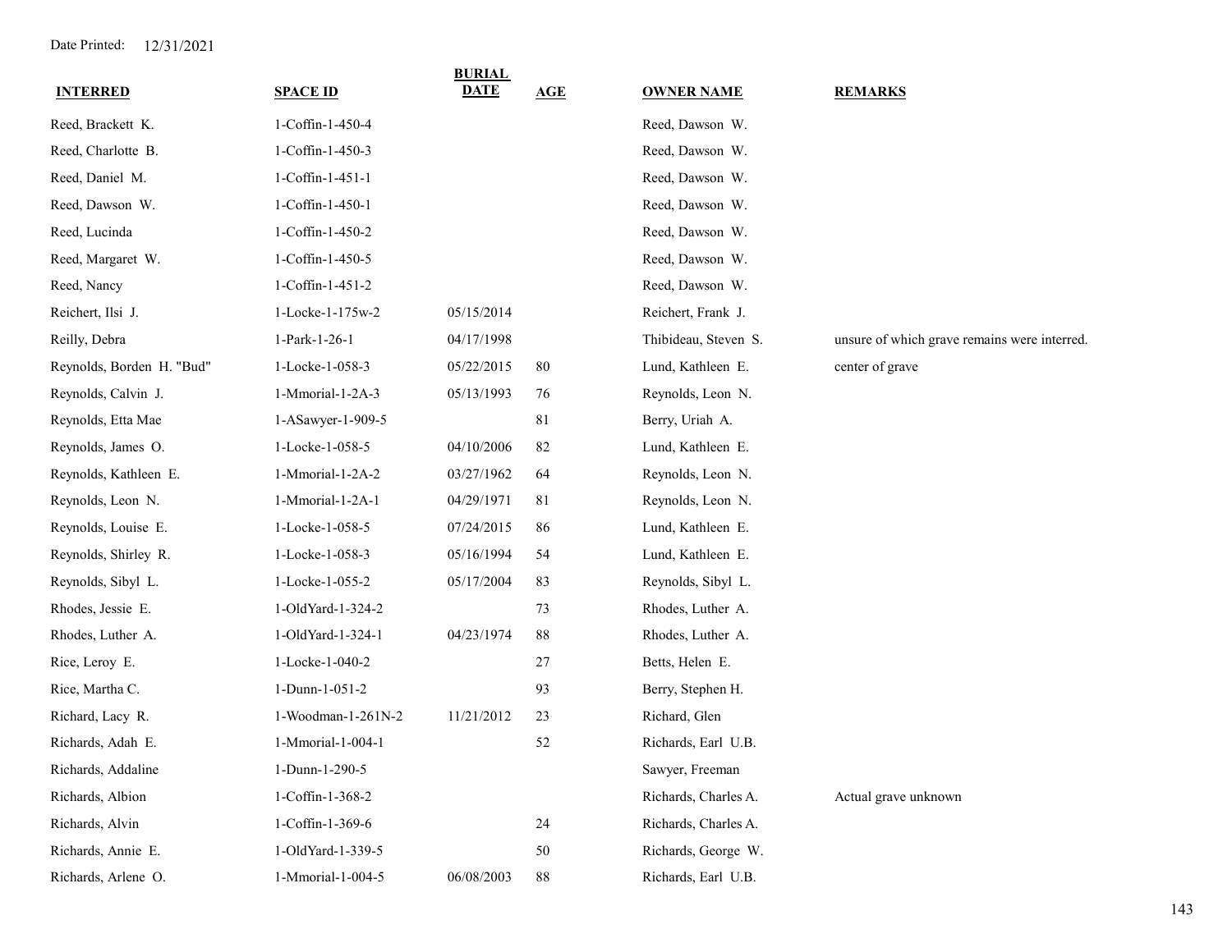Date Printed: 12/31/2021

| INTERRED | SPACE ID | BURIAL DATE | AGE | OWNER NAME | REMARKS |
|---|---|---|---|---|---|
| Reed, Brackett K. | 1-Coffin-1-450-4 | | | Reed, Dawson W. | |
| Reed, Charlotte B. | 1-Coffin-1-450-3 | | | Reed, Dawson W. | |
| Reed, Daniel M. | 1-Coffin-1-451-1 | | | Reed, Dawson W. | |
| Reed, Dawson W. | 1-Coffin-1-450-1 | | | Reed, Dawson W. | |
| Reed, Lucinda | 1-Coffin-1-450-2 | | | Reed, Dawson W. | |
| Reed, Margaret W. | 1-Coffin-1-450-5 | | | Reed, Dawson W. | |
| Reed, Nancy | 1-Coffin-1-451-2 | | | Reed, Dawson W. | |
| Reichert, Ilsi J. | 1-Locke-1-175w-2 | 05/15/2014 | | Reichert, Frank J. | |
| Reilly, Debra | 1-Park-1-26-1 | 04/17/1998 | | Thibideau, Steven S. | unsure of which grave remains were interred. |
| Reynolds, Borden H. "Bud" | 1-Locke-1-058-3 | 05/22/2015 | 80 | Lund, Kathleen E. | center of grave |
| Reynolds, Calvin J. | 1-Mmorial-1-2A-3 | 05/13/1993 | 76 | Reynolds, Leon N. | |
| Reynolds, Etta Mae | 1-ASawyer-1-909-5 | | 81 | Berry, Uriah A. | |
| Reynolds, James O. | 1-Locke-1-058-5 | 04/10/2006 | 82 | Lund, Kathleen E. | |
| Reynolds, Kathleen E. | 1-Mmorial-1-2A-2 | 03/27/1962 | 64 | Reynolds, Leon N. | |
| Reynolds, Leon N. | 1-Mmorial-1-2A-1 | 04/29/1971 | 81 | Reynolds, Leon N. | |
| Reynolds, Louise E. | 1-Locke-1-058-5 | 07/24/2015 | 86 | Lund, Kathleen E. | |
| Reynolds, Shirley R. | 1-Locke-1-058-3 | 05/16/1994 | 54 | Lund, Kathleen E. | |
| Reynolds, Sibyl L. | 1-Locke-1-055-2 | 05/17/2004 | 83 | Reynolds, Sibyl L. | |
| Rhodes, Jessie E. | 1-OldYard-1-324-2 | | 73 | Rhodes, Luther A. | |
| Rhodes, Luther A. | 1-OldYard-1-324-1 | 04/23/1974 | 88 | Rhodes, Luther A. | |
| Rice, Leroy E. | 1-Locke-1-040-2 | | 27 | Betts, Helen E. | |
| Rice, Martha C. | 1-Dunn-1-051-2 | | 93 | Berry, Stephen H. | |
| Richard, Lacy R. | 1-Woodman-1-261N-2 | 11/21/2012 | 23 | Richard, Glen | |
| Richards, Adah E. | 1-Mmorial-1-004-1 | | 52 | Richards, Earl U.B. | |
| Richards, Addaline | 1-Dunn-1-290-5 | | | Sawyer, Freeman | |
| Richards, Albion | 1-Coffin-1-368-2 | | | Richards, Charles A. | Actual grave unknown |
| Richards, Alvin | 1-Coffin-1-369-6 | | 24 | Richards, Charles A. | |
| Richards, Annie E. | 1-OldYard-1-339-5 | | 50 | Richards, George W. | |
| Richards, Arlene O. | 1-Mmorial-1-004-5 | 06/08/2003 | 88 | Richards, Earl U.B. | |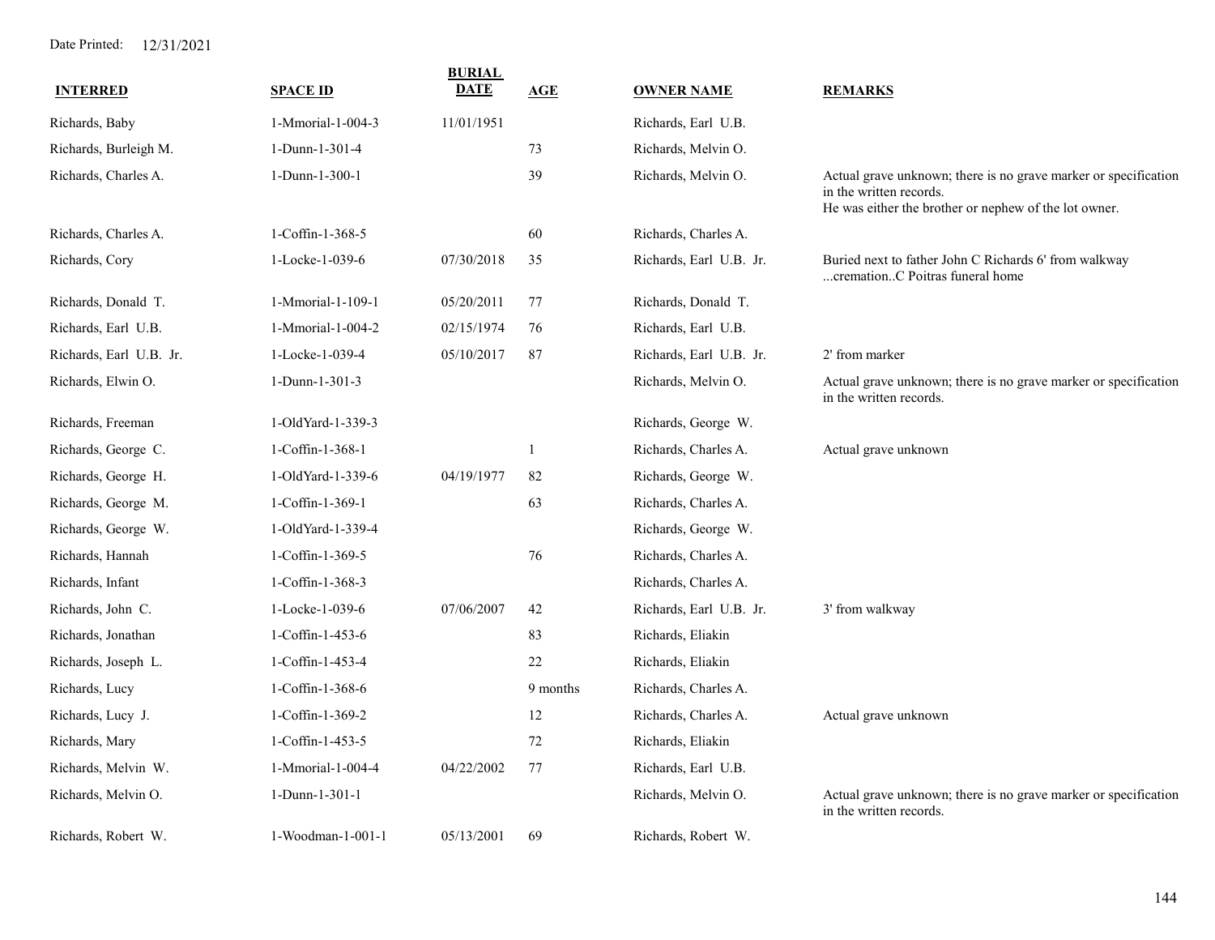Date Printed: 12/31/2021

| INTERRED | SPACE ID | BURIAL DATE | AGE | OWNER NAME | REMARKS |
|---|---|---|---|---|---|
| Richards, Baby | 1-Mmorial-1-004-3 | 11/01/1951 | | Richards, Earl U.B. | |
| Richards, Burleigh M. | 1-Dunn-1-301-4 | | 73 | Richards, Melvin O. | |
| Richards, Charles A. | 1-Dunn-1-300-1 | | 39 | Richards, Melvin O. | Actual grave unknown; there is no grave marker or specification in the written records. He was either the brother or nephew of the lot owner. |
| Richards, Charles A. | 1-Coffin-1-368-5 | | 60 | Richards, Charles A. | |
| Richards, Cory | 1-Locke-1-039-6 | 07/30/2018 | 35 | Richards, Earl U.B. Jr. | Buried next to father John C Richards 6' from walkway ...cremation..C Poitras funeral home |
| Richards, Donald T. | 1-Mmorial-1-109-1 | 05/20/2011 | 77 | Richards, Donald T. | |
| Richards, Earl U.B. | 1-Mmorial-1-004-2 | 02/15/1974 | 76 | Richards, Earl U.B. | |
| Richards, Earl U.B. Jr. | 1-Locke-1-039-4 | 05/10/2017 | 87 | Richards, Earl U.B. Jr. | 2' from marker |
| Richards, Elwin O. | 1-Dunn-1-301-3 | | | Richards, Melvin O. | Actual grave unknown; there is no grave marker or specification in the written records. |
| Richards, Freeman | 1-OldYard-1-339-3 | | | Richards, George W. | |
| Richards, George C. | 1-Coffin-1-368-1 | | 1 | Richards, Charles A. | Actual grave unknown |
| Richards, George H. | 1-OldYard-1-339-6 | 04/19/1977 | 82 | Richards, George W. | |
| Richards, George M. | 1-Coffin-1-369-1 | | 63 | Richards, Charles A. | |
| Richards, George W. | 1-OldYard-1-339-4 | | | Richards, George W. | |
| Richards, Hannah | 1-Coffin-1-369-5 | | 76 | Richards, Charles A. | |
| Richards, Infant | 1-Coffin-1-368-3 | | | Richards, Charles A. | |
| Richards, John C. | 1-Locke-1-039-6 | 07/06/2007 | 42 | Richards, Earl U.B. Jr. | 3' from walkway |
| Richards, Jonathan | 1-Coffin-1-453-6 | | 83 | Richards, Eliakin | |
| Richards, Joseph L. | 1-Coffin-1-453-4 | | 22 | Richards, Eliakin | |
| Richards, Lucy | 1-Coffin-1-368-6 | | 9 months | Richards, Charles A. | |
| Richards, Lucy J. | 1-Coffin-1-369-2 | | 12 | Richards, Charles A. | Actual grave unknown |
| Richards, Mary | 1-Coffin-1-453-5 | | 72 | Richards, Eliakin | |
| Richards, Melvin W. | 1-Mmorial-1-004-4 | 04/22/2002 | 77 | Richards, Earl U.B. | |
| Richards, Melvin O. | 1-Dunn-1-301-1 | | | Richards, Melvin O. | Actual grave unknown; there is no grave marker or specification in the written records. |
| Richards, Robert W. | 1-Woodman-1-001-1 | 05/13/2001 | 69 | Richards, Robert W. | |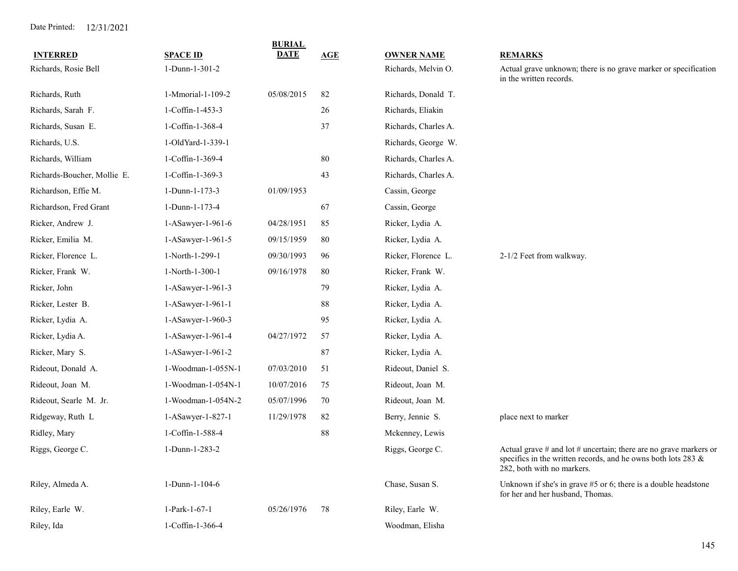Date Printed: 12/31/2021

| INTERRED | SPACE ID | BURIAL DATE | AGE | OWNER NAME | REMARKS |
|---|---|---|---|---|---|
| Richards, Rosie Bell | 1-Dunn-1-301-2 | | | Richards, Melvin O. | Actual grave unknown; there is no grave marker or specification in the written records. |
| Richards, Ruth | 1-Mmorial-1-109-2 | 05/08/2015 | 82 | Richards, Donald T. | |
| Richards, Sarah F. | 1-Coffin-1-453-3 | | 26 | Richards, Eliakin | |
| Richards, Susan E. | 1-Coffin-1-368-4 | | 37 | Richards, Charles A. | |
| Richards, U.S. | 1-OldYard-1-339-1 | | | Richards, George W. | |
| Richards, William | 1-Coffin-1-369-4 | | 80 | Richards, Charles A. | |
| Richards-Boucher, Mollie E. | 1-Coffin-1-369-3 | | 43 | Richards, Charles A. | |
| Richardson, Effie M. | 1-Dunn-1-173-3 | 01/09/1953 | | Cassin, George | |
| Richardson, Fred Grant | 1-Dunn-1-173-4 | | 67 | Cassin, George | |
| Ricker, Andrew J. | 1-ASawyer-1-961-6 | 04/28/1951 | 85 | Ricker, Lydia A. | |
| Ricker, Emilia M. | 1-ASawyer-1-961-5 | 09/15/1959 | 80 | Ricker, Lydia A. | |
| Ricker, Florence L. | 1-North-1-299-1 | 09/30/1993 | 96 | Ricker, Florence L. | 2-1/2 Feet from walkway. |
| Ricker, Frank W. | 1-North-1-300-1 | 09/16/1978 | 80 | Ricker, Frank W. | |
| Ricker, John | 1-ASawyer-1-961-3 | | 79 | Ricker, Lydia A. | |
| Ricker, Lester B. | 1-ASawyer-1-961-1 | | 88 | Ricker, Lydia A. | |
| Ricker, Lydia A. | 1-ASawyer-1-960-3 | | 95 | Ricker, Lydia A. | |
| Ricker, Lydia A. | 1-ASawyer-1-961-4 | 04/27/1972 | 57 | Ricker, Lydia A. | |
| Ricker, Mary S. | 1-ASawyer-1-961-2 | | 87 | Ricker, Lydia A. | |
| Rideout, Donald A. | 1-Woodman-1-055N-1 | 07/03/2010 | 51 | Rideout, Daniel S. | |
| Rideout, Joan M. | 1-Woodman-1-054N-1 | 10/07/2016 | 75 | Rideout, Joan M. | |
| Rideout, Searle M. Jr. | 1-Woodman-1-054N-2 | 05/07/1996 | 70 | Rideout, Joan M. | |
| Ridgeway, Ruth L | 1-ASawyer-1-827-1 | 11/29/1978 | 82 | Berry, Jennie S. | place next to marker |
| Ridley, Mary | 1-Coffin-1-588-4 | | 88 | Mckenney, Lewis | |
| Riggs, George C. | 1-Dunn-1-283-2 | | | Riggs, George C. | Actual grave # and lot # uncertain; there are no grave markers or specifics in the written records, and he owns both lots 283 & 282, both with no markers. |
| Riley, Almeda A. | 1-Dunn-1-104-6 | | | Chase, Susan S. | Unknown if she's in grave #5 or 6; there is a double headstone for her and her husband, Thomas. |
| Riley, Earle W. | 1-Park-1-67-1 | 05/26/1976 | 78 | Riley, Earle W. | |
| Riley, Ida | 1-Coffin-1-366-4 | | | Woodman, Elisha | |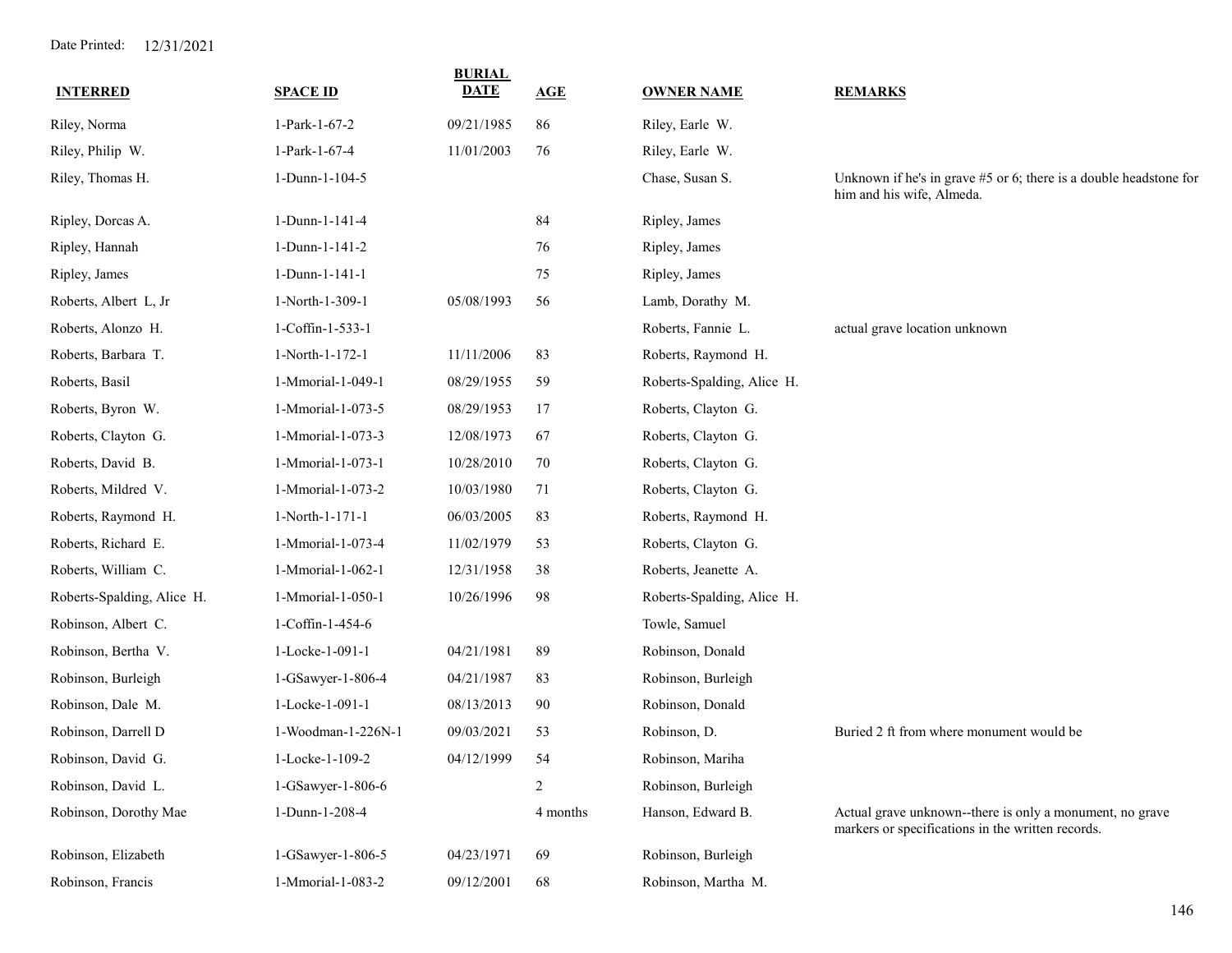Date Printed: 12/31/2021

| INTERRED | SPACE ID | BURIAL DATE | AGE | OWNER NAME | REMARKS |
|---|---|---|---|---|---|
| Riley, Norma | 1-Park-1-67-2 | 09/21/1985 | 86 | Riley, Earle W. | |
| Riley, Philip W. | 1-Park-1-67-4 | 11/01/2003 | 76 | Riley, Earle W. | |
| Riley, Thomas H. | 1-Dunn-1-104-5 | | | Chase, Susan S. | Unknown if he's in grave #5 or 6; there is a double headstone for him and his wife, Almeda. |
| Ripley, Dorcas A. | 1-Dunn-1-141-4 | | 84 | Ripley, James | |
| Ripley, Hannah | 1-Dunn-1-141-2 | | 76 | Ripley, James | |
| Ripley, James | 1-Dunn-1-141-1 | | 75 | Ripley, James | |
| Roberts, Albert L, Jr | 1-North-1-309-1 | 05/08/1993 | 56 | Lamb, Dorathy M. | |
| Roberts, Alonzo H. | 1-Coffin-1-533-1 | | | Roberts, Fannie L. | actual grave location unknown |
| Roberts, Barbara T. | 1-North-1-172-1 | 11/11/2006 | 83 | Roberts, Raymond H. | |
| Roberts, Basil | 1-Mmorial-1-049-1 | 08/29/1955 | 59 | Roberts-Spalding, Alice H. | |
| Roberts, Byron W. | 1-Mmorial-1-073-5 | 08/29/1953 | 17 | Roberts, Clayton G. | |
| Roberts, Clayton G. | 1-Mmorial-1-073-3 | 12/08/1973 | 67 | Roberts, Clayton G. | |
| Roberts, David B. | 1-Mmorial-1-073-1 | 10/28/2010 | 70 | Roberts, Clayton G. | |
| Roberts, Mildred V. | 1-Mmorial-1-073-2 | 10/03/1980 | 71 | Roberts, Clayton G. | |
| Roberts, Raymond H. | 1-North-1-171-1 | 06/03/2005 | 83 | Roberts, Raymond H. | |
| Roberts, Richard E. | 1-Mmorial-1-073-4 | 11/02/1979 | 53 | Roberts, Clayton G. | |
| Roberts, William C. | 1-Mmorial-1-062-1 | 12/31/1958 | 38 | Roberts, Jeanette A. | |
| Roberts-Spalding, Alice H. | 1-Mmorial-1-050-1 | 10/26/1996 | 98 | Roberts-Spalding, Alice H. | |
| Robinson, Albert C. | 1-Coffin-1-454-6 | | | Towle, Samuel | |
| Robinson, Bertha V. | 1-Locke-1-091-1 | 04/21/1981 | 89 | Robinson, Donald | |
| Robinson, Burleigh | 1-GSawyer-1-806-4 | 04/21/1987 | 83 | Robinson, Burleigh | |
| Robinson, Dale M. | 1-Locke-1-091-1 | 08/13/2013 | 90 | Robinson, Donald | |
| Robinson, Darrell D | 1-Woodman-1-226N-1 | 09/03/2021 | 53 | Robinson, D. | Buried 2 ft from where monument would be |
| Robinson, David G. | 1-Locke-1-109-2 | 04/12/1999 | 54 | Robinson, Mariha | |
| Robinson, David L. | 1-GSawyer-1-806-6 | | 2 | Robinson, Burleigh | |
| Robinson, Dorothy Mae | 1-Dunn-1-208-4 | | 4 months | Hanson, Edward B. | Actual grave unknown--there is only a monument, no grave markers or specifications in the written records. |
| Robinson, Elizabeth | 1-GSawyer-1-806-5 | 04/23/1971 | 69 | Robinson, Burleigh | |
| Robinson, Francis | 1-Mmorial-1-083-2 | 09/12/2001 | 68 | Robinson, Martha M. | |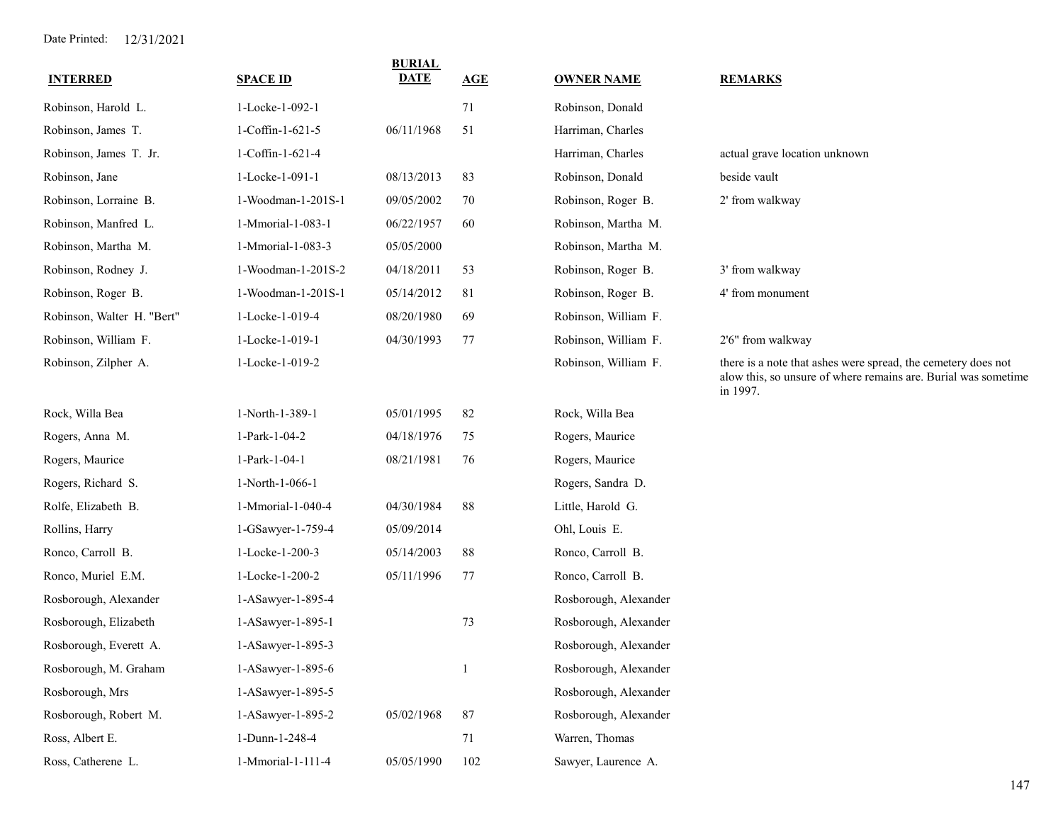Date Printed: 12/31/2021

| INTERRED | SPACE ID | BURIAL DATE | AGE | OWNER NAME | REMARKS |
|---|---|---|---|---|---|
| Robinson, Harold L. | 1-Locke-1-092-1 | | 71 | Robinson, Donald | |
| Robinson, James T. | 1-Coffin-1-621-5 | 06/11/1968 | 51 | Harriman, Charles | |
| Robinson, James T. Jr. | 1-Coffin-1-621-4 | | | Harriman, Charles | actual grave location unknown |
| Robinson, Jane | 1-Locke-1-091-1 | 08/13/2013 | 83 | Robinson, Donald | beside vault |
| Robinson, Lorraine B. | 1-Woodman-1-201S-1 | 09/05/2002 | 70 | Robinson, Roger B. | 2' from walkway |
| Robinson, Manfred L. | 1-Mmorial-1-083-1 | 06/22/1957 | 60 | Robinson, Martha M. | |
| Robinson, Martha M. | 1-Mmorial-1-083-3 | 05/05/2000 | | Robinson, Martha M. | |
| Robinson, Rodney J. | 1-Woodman-1-201S-2 | 04/18/2011 | 53 | Robinson, Roger B. | 3' from walkway |
| Robinson, Roger B. | 1-Woodman-1-201S-1 | 05/14/2012 | 81 | Robinson, Roger B. | 4' from monument |
| Robinson, Walter H. "Bert" | 1-Locke-1-019-4 | 08/20/1980 | 69 | Robinson, William F. | |
| Robinson, William F. | 1-Locke-1-019-1 | 04/30/1993 | 77 | Robinson, William F. | 2'6" from walkway |
| Robinson, Zilpher A. | 1-Locke-1-019-2 | | | Robinson, William F. | there is a note that ashes were spread, the cemetery does not alow this, so unsure of where remains are. Burial was sometime in 1997. |
| Rock, Willa Bea | 1-North-1-389-1 | 05/01/1995 | 82 | Rock, Willa Bea | |
| Rogers, Anna M. | 1-Park-1-04-2 | 04/18/1976 | 75 | Rogers, Maurice | |
| Rogers, Maurice | 1-Park-1-04-1 | 08/21/1981 | 76 | Rogers, Maurice | |
| Rogers, Richard S. | 1-North-1-066-1 | | | Rogers, Sandra D. | |
| Rolfe, Elizabeth B. | 1-Mmorial-1-040-4 | 04/30/1984 | 88 | Little, Harold G. | |
| Rollins, Harry | 1-GSawyer-1-759-4 | 05/09/2014 | | Ohl, Louis E. | |
| Ronco, Carroll B. | 1-Locke-1-200-3 | 05/14/2003 | 88 | Ronco, Carroll B. | |
| Ronco, Muriel E.M. | 1-Locke-1-200-2 | 05/11/1996 | 77 | Ronco, Carroll B. | |
| Rosborough, Alexander | 1-ASawyer-1-895-4 | | | Rosborough, Alexander | |
| Rosborough, Elizabeth | 1-ASawyer-1-895-1 | | 73 | Rosborough, Alexander | |
| Rosborough, Everett A. | 1-ASawyer-1-895-3 | | | Rosborough, Alexander | |
| Rosborough, M. Graham | 1-ASawyer-1-895-6 | | 1 | Rosborough, Alexander | |
| Rosborough, Mrs | 1-ASawyer-1-895-5 | | | Rosborough, Alexander | |
| Rosborough, Robert M. | 1-ASawyer-1-895-2 | 05/02/1968 | 87 | Rosborough, Alexander | |
| Ross, Albert E. | 1-Dunn-1-248-4 | | 71 | Warren, Thomas | |
| Ross, Catherene L. | 1-Mmorial-1-111-4 | 05/05/1990 | 102 | Sawyer, Laurence A. | |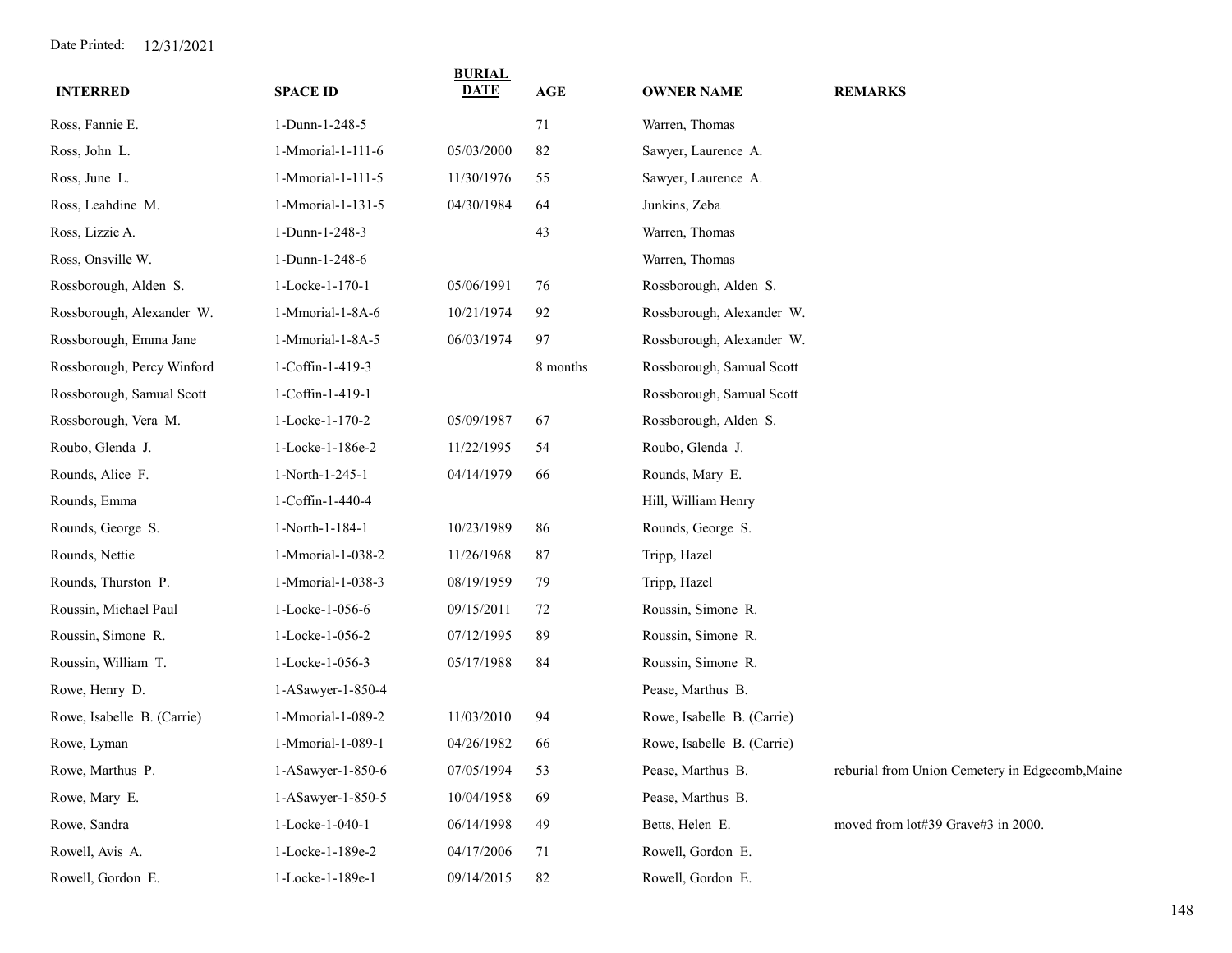Date Printed: 12/31/2021

| INTERRED | SPACE ID | BURIAL DATE | AGE | OWNER NAME | REMARKS |
|---|---|---|---|---|---|
| Ross, Fannie E. | 1-Dunn-1-248-5 | | 71 | Warren, Thomas | |
| Ross, John L. | 1-Mmorial-1-111-6 | 05/03/2000 | 82 | Sawyer, Laurence A. | |
| Ross, June L. | 1-Mmorial-1-111-5 | 11/30/1976 | 55 | Sawyer, Laurence A. | |
| Ross, Leahdine M. | 1-Mmorial-1-131-5 | 04/30/1984 | 64 | Junkins, Zeba | |
| Ross, Lizzie A. | 1-Dunn-1-248-3 | | 43 | Warren, Thomas | |
| Ross, Onsville W. | 1-Dunn-1-248-6 | | | Warren, Thomas | |
| Rossborough, Alden S. | 1-Locke-1-170-1 | 05/06/1991 | 76 | Rossborough, Alden S. | |
| Rossborough, Alexander W. | 1-Mmorial-1-8A-6 | 10/21/1974 | 92 | Rossborough, Alexander W. | |
| Rossborough, Emma Jane | 1-Mmorial-1-8A-5 | 06/03/1974 | 97 | Rossborough, Alexander W. | |
| Rossborough, Percy Winford | 1-Coffin-1-419-3 | | 8 months | Rossborough, Samual Scott | |
| Rossborough, Samual Scott | 1-Coffin-1-419-1 | | | Rossborough, Samual Scott | |
| Rossborough, Vera M. | 1-Locke-1-170-2 | 05/09/1987 | 67 | Rossborough, Alden S. | |
| Roubo, Glenda J. | 1-Locke-1-186e-2 | 11/22/1995 | 54 | Roubo, Glenda J. | |
| Rounds, Alice F. | 1-North-1-245-1 | 04/14/1979 | 66 | Rounds, Mary E. | |
| Rounds, Emma | 1-Coffin-1-440-4 | | | Hill, William Henry | |
| Rounds, George S. | 1-North-1-184-1 | 10/23/1989 | 86 | Rounds, George S. | |
| Rounds, Nettie | 1-Mmorial-1-038-2 | 11/26/1968 | 87 | Tripp, Hazel | |
| Rounds, Thurston P. | 1-Mmorial-1-038-3 | 08/19/1959 | 79 | Tripp, Hazel | |
| Roussin, Michael Paul | 1-Locke-1-056-6 | 09/15/2011 | 72 | Roussin, Simone R. | |
| Roussin, Simone R. | 1-Locke-1-056-2 | 07/12/1995 | 89 | Roussin, Simone R. | |
| Roussin, William T. | 1-Locke-1-056-3 | 05/17/1988 | 84 | Roussin, Simone R. | |
| Rowe, Henry D. | 1-ASawyer-1-850-4 | | | Pease, Marthus B. | |
| Rowe, Isabelle B. (Carrie) | 1-Mmorial-1-089-2 | 11/03/2010 | 94 | Rowe, Isabelle B. (Carrie) | |
| Rowe, Lyman | 1-Mmorial-1-089-1 | 04/26/1982 | 66 | Rowe, Isabelle B. (Carrie) | |
| Rowe, Marthus P. | 1-ASawyer-1-850-6 | 07/05/1994 | 53 | Pease, Marthus B. | reburial from Union Cemetery in Edgecomb,Maine |
| Rowe, Mary E. | 1-ASawyer-1-850-5 | 10/04/1958 | 69 | Pease, Marthus B. | |
| Rowe, Sandra | 1-Locke-1-040-1 | 06/14/1998 | 49 | Betts, Helen E. | moved from lot#39 Grave#3 in 2000. |
| Rowell, Avis A. | 1-Locke-1-189e-2 | 04/17/2006 | 71 | Rowell, Gordon E. | |
| Rowell, Gordon E. | 1-Locke-1-189e-1 | 09/14/2015 | 82 | Rowell, Gordon E. | |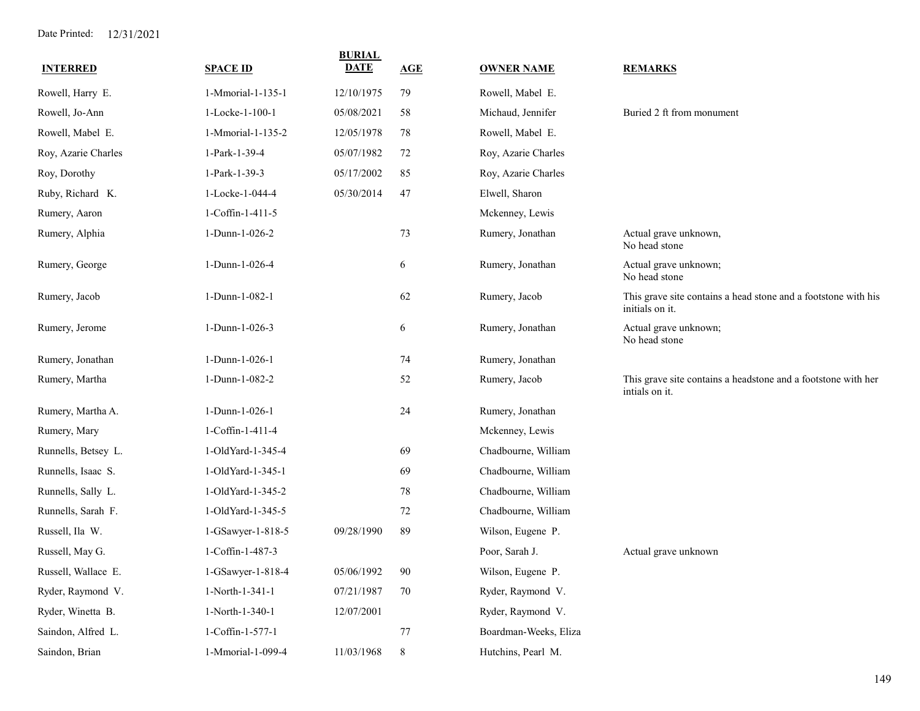Date Printed: 12/31/2021

| INTERRED | SPACE ID | BURIAL DATE | AGE | OWNER NAME | REMARKS |
|---|---|---|---|---|---|
| Rowell, Harry E. | 1-Mmorial-1-135-1 | 12/10/1975 | 79 | Rowell, Mabel E. | |
| Rowell, Jo-Ann | 1-Locke-1-100-1 | 05/08/2021 | 58 | Michaud, Jennifer | Buried 2 ft from monument |
| Rowell, Mabel E. | 1-Mmorial-1-135-2 | 12/05/1978 | 78 | Rowell, Mabel E. | |
| Roy, Azarie Charles | 1-Park-1-39-4 | 05/07/1982 | 72 | Roy, Azarie Charles | |
| Roy, Dorothy | 1-Park-1-39-3 | 05/17/2002 | 85 | Roy, Azarie Charles | |
| Ruby, Richard K. | 1-Locke-1-044-4 | 05/30/2014 | 47 | Elwell, Sharon | |
| Rumery, Aaron | 1-Coffin-1-411-5 | | | Mckenney, Lewis | |
| Rumery, Alphia | 1-Dunn-1-026-2 | | 73 | Rumery, Jonathan | Actual grave unknown, No head stone |
| Rumery, George | 1-Dunn-1-026-4 | | 6 | Rumery, Jonathan | Actual grave unknown; No head stone |
| Rumery, Jacob | 1-Dunn-1-082-1 | | 62 | Rumery, Jacob | This grave site contains a head stone and a footstone with his initials on it. |
| Rumery, Jerome | 1-Dunn-1-026-3 | | 6 | Rumery, Jonathan | Actual grave unknown; No head stone |
| Rumery, Jonathan | 1-Dunn-1-026-1 | | 74 | Rumery, Jonathan | |
| Rumery, Martha | 1-Dunn-1-082-2 | | 52 | Rumery, Jacob | This grave site contains a headstone and a footstone with her intials on it. |
| Rumery, Martha A. | 1-Dunn-1-026-1 | | 24 | Rumery, Jonathan | |
| Rumery, Mary | 1-Coffin-1-411-4 | | | Mckenney, Lewis | |
| Runnells, Betsey L. | 1-OldYard-1-345-4 | | 69 | Chadbourne, William | |
| Runnells, Isaac S. | 1-OldYard-1-345-1 | | 69 | Chadbourne, William | |
| Runnells, Sally L. | 1-OldYard-1-345-2 | | 78 | Chadbourne, William | |
| Runnells, Sarah F. | 1-OldYard-1-345-5 | | 72 | Chadbourne, William | |
| Russell, Ila W. | 1-GSawyer-1-818-5 | 09/28/1990 | 89 | Wilson, Eugene P. | |
| Russell, May G. | 1-Coffin-1-487-3 | | | Poor, Sarah J. | Actual grave unknown |
| Russell, Wallace E. | 1-GSawyer-1-818-4 | 05/06/1992 | 90 | Wilson, Eugene P. | |
| Ryder, Raymond V. | 1-North-1-341-1 | 07/21/1987 | 70 | Ryder, Raymond V. | |
| Ryder, Winetta B. | 1-North-1-340-1 | 12/07/2001 | | Ryder, Raymond V. | |
| Saindon, Alfred L. | 1-Coffin-1-577-1 | | 77 | Boardman-Weeks, Eliza | |
| Saindon, Brian | 1-Mmorial-1-099-4 | 11/03/1968 | 8 | Hutchins, Pearl M. | |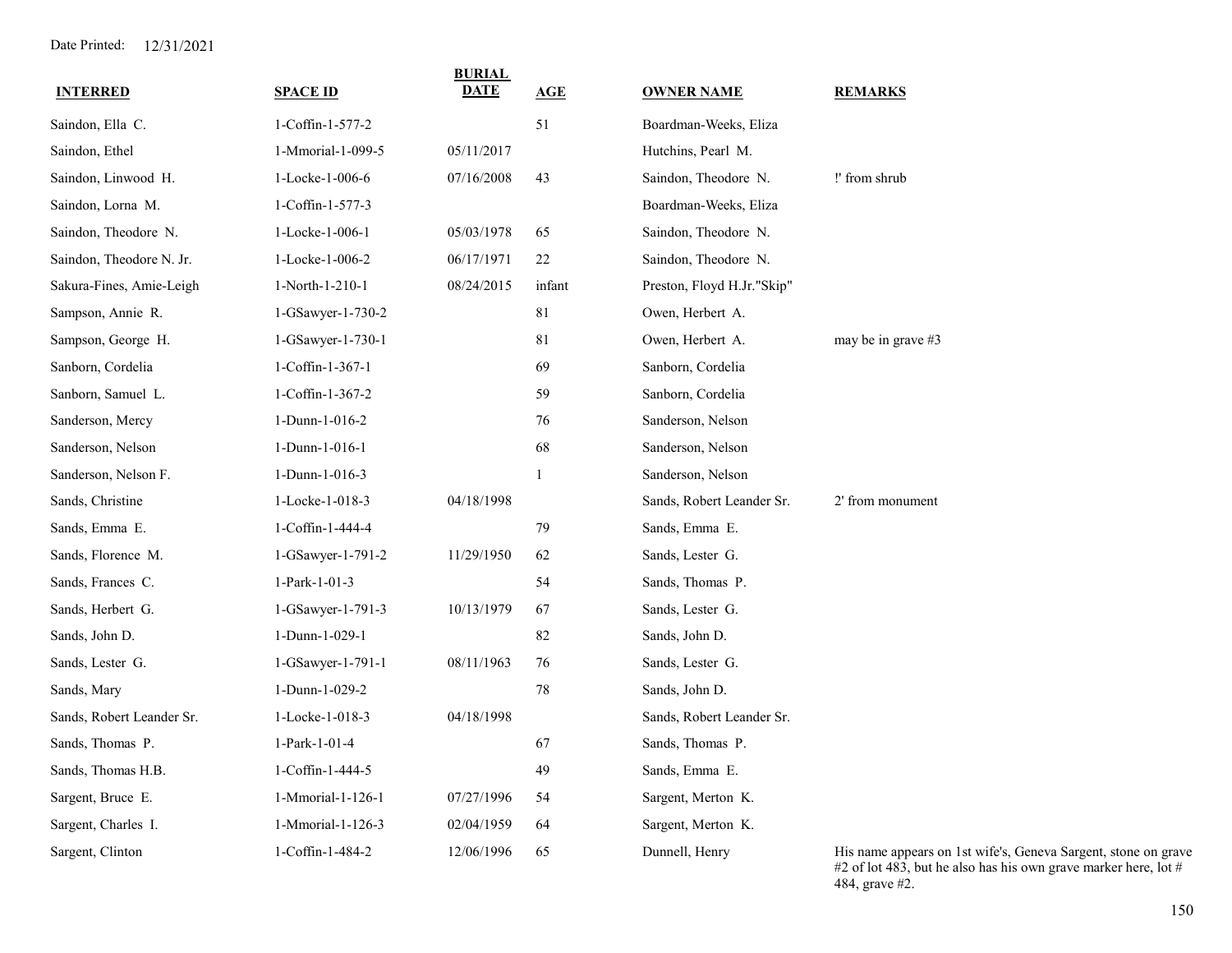Date Printed: 12/31/2021

| INTERRED | SPACE ID | BURIAL DATE | AGE | OWNER NAME | REMARKS |
|---|---|---|---|---|---|
| Saindon, Ella C. | 1-Coffin-1-577-2 | | 51 | Boardman-Weeks, Eliza | |
| Saindon, Ethel | 1-Mmorial-1-099-5 | 05/11/2017 | | Hutchins, Pearl M. | |
| Saindon, Linwood H. | 1-Locke-1-006-6 | 07/16/2008 | 43 | Saindon, Theodore N. | !' from shrub |
| Saindon, Lorna M. | 1-Coffin-1-577-3 | | | Boardman-Weeks, Eliza | |
| Saindon, Theodore N. | 1-Locke-1-006-1 | 05/03/1978 | 65 | Saindon, Theodore N. | |
| Saindon, Theodore N. Jr. | 1-Locke-1-006-2 | 06/17/1971 | 22 | Saindon, Theodore N. | |
| Sakura-Fines, Amie-Leigh | 1-North-1-210-1 | 08/24/2015 | infant | Preston, Floyd H.Jr."Skip" | |
| Sampson, Annie R. | 1-GSawyer-1-730-2 | | 81 | Owen, Herbert A. | |
| Sampson, George H. | 1-GSawyer-1-730-1 | | 81 | Owen, Herbert A. | may be in grave #3 |
| Sanborn, Cordelia | 1-Coffin-1-367-1 | | 69 | Sanborn, Cordelia | |
| Sanborn, Samuel L. | 1-Coffin-1-367-2 | | 59 | Sanborn, Cordelia | |
| Sanderson, Mercy | 1-Dunn-1-016-2 | | 76 | Sanderson, Nelson | |
| Sanderson, Nelson | 1-Dunn-1-016-1 | | 68 | Sanderson, Nelson | |
| Sanderson, Nelson F. | 1-Dunn-1-016-3 | | 1 | Sanderson, Nelson | |
| Sands, Christine | 1-Locke-1-018-3 | 04/18/1998 | | Sands, Robert Leander Sr. | 2' from monument |
| Sands, Emma E. | 1-Coffin-1-444-4 | | 79 | Sands, Emma E. | |
| Sands, Florence M. | 1-GSawyer-1-791-2 | 11/29/1950 | 62 | Sands, Lester G. | |
| Sands, Frances C. | 1-Park-1-01-3 | | 54 | Sands, Thomas P. | |
| Sands, Herbert G. | 1-GSawyer-1-791-3 | 10/13/1979 | 67 | Sands, Lester G. | |
| Sands, John D. | 1-Dunn-1-029-1 | | 82 | Sands, John D. | |
| Sands, Lester G. | 1-GSawyer-1-791-1 | 08/11/1963 | 76 | Sands, Lester G. | |
| Sands, Mary | 1-Dunn-1-029-2 | | 78 | Sands, John D. | |
| Sands, Robert Leander Sr. | 1-Locke-1-018-3 | 04/18/1998 | | Sands, Robert Leander Sr. | |
| Sands, Thomas P. | 1-Park-1-01-4 | | 67 | Sands, Thomas P. | |
| Sands, Thomas H.B. | 1-Coffin-1-444-5 | | 49 | Sands, Emma E. | |
| Sargent, Bruce E. | 1-Mmorial-1-126-1 | 07/27/1996 | 54 | Sargent, Merton K. | |
| Sargent, Charles I. | 1-Mmorial-1-126-3 | 02/04/1959 | 64 | Sargent, Merton K. | |
| Sargent, Clinton | 1-Coffin-1-484-2 | 12/06/1996 | 65 | Dunnell, Henry | His name appears on 1st wife's, Geneva Sargent, stone on grave #2 of lot 483, but he also has his own grave marker here, lot # 484, grave #2. |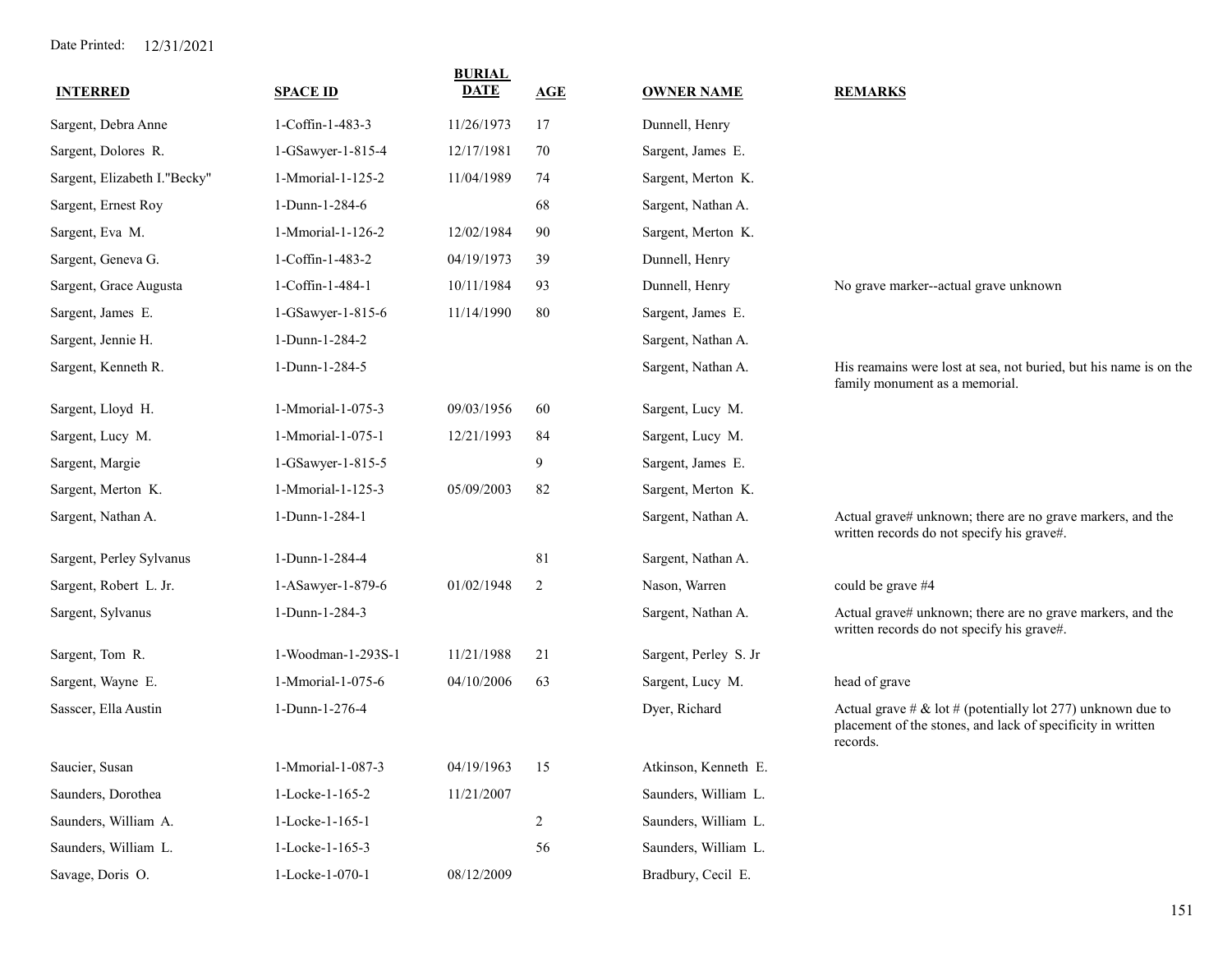Date Printed: 12/31/2021

| INTERRED | SPACE ID | BURIAL DATE | AGE | OWNER NAME | REMARKS |
|---|---|---|---|---|---|
| Sargent, Debra Anne | 1-Coffin-1-483-3 | 11/26/1973 | 17 | Dunnell, Henry | |
| Sargent, Dolores R. | 1-GSawyer-1-815-4 | 12/17/1981 | 70 | Sargent, James E. | |
| Sargent, Elizabeth I."Becky" | 1-Mmorial-1-125-2 | 11/04/1989 | 74 | Sargent, Merton K. | |
| Sargent, Ernest Roy | 1-Dunn-1-284-6 | | 68 | Sargent, Nathan A. | |
| Sargent, Eva M. | 1-Mmorial-1-126-2 | 12/02/1984 | 90 | Sargent, Merton K. | |
| Sargent, Geneva G. | 1-Coffin-1-483-2 | 04/19/1973 | 39 | Dunnell, Henry | |
| Sargent, Grace Augusta | 1-Coffin-1-484-1 | 10/11/1984 | 93 | Dunnell, Henry | No grave marker--actual grave unknown |
| Sargent, James E. | 1-GSawyer-1-815-6 | 11/14/1990 | 80 | Sargent, James E. | |
| Sargent, Jennie H. | 1-Dunn-1-284-2 | | | Sargent, Nathan A. | |
| Sargent, Kenneth R. | 1-Dunn-1-284-5 | | | Sargent, Nathan A. | His reamains were lost at sea, not buried, but his name is on the family monument as a memorial. |
| Sargent, Lloyd H. | 1-Mmorial-1-075-3 | 09/03/1956 | 60 | Sargent, Lucy M. | |
| Sargent, Lucy M. | 1-Mmorial-1-075-1 | 12/21/1993 | 84 | Sargent, Lucy M. | |
| Sargent, Margie | 1-GSawyer-1-815-5 | | 9 | Sargent, James E. | |
| Sargent, Merton K. | 1-Mmorial-1-125-3 | 05/09/2003 | 82 | Sargent, Merton K. | |
| Sargent, Nathan A. | 1-Dunn-1-284-1 | | | Sargent, Nathan A. | Actual grave# unknown; there are no grave markers, and the written records do not specify his grave#. |
| Sargent, Perley Sylvanus | 1-Dunn-1-284-4 | | 81 | Sargent, Nathan A. | |
| Sargent, Robert L. Jr. | 1-ASawyer-1-879-6 | 01/02/1948 | 2 | Nason, Warren | could be grave #4 |
| Sargent, Sylvanus | 1-Dunn-1-284-3 | | | Sargent, Nathan A. | Actual grave# unknown; there are no grave markers, and the written records do not specify his grave#. |
| Sargent, Tom R. | 1-Woodman-1-293S-1 | 11/21/1988 | 21 | Sargent, Perley S. Jr | |
| Sargent, Wayne E. | 1-Mmorial-1-075-6 | 04/10/2006 | 63 | Sargent, Lucy M. | head of grave |
| Sasscer, Ella Austin | 1-Dunn-1-276-4 | | | Dyer, Richard | Actual grave # & lot # (potentially lot 277) unknown due to placement of the stones, and lack of specificity in written records. |
| Saucier, Susan | 1-Mmorial-1-087-3 | 04/19/1963 | 15 | Atkinson, Kenneth E. | |
| Saunders, Dorothea | 1-Locke-1-165-2 | 11/21/2007 | | Saunders, William L. | |
| Saunders, William A. | 1-Locke-1-165-1 | | 2 | Saunders, William L. | |
| Saunders, William L. | 1-Locke-1-165-3 | | 56 | Saunders, William L. | |
| Savage, Doris O. | 1-Locke-1-070-1 | 08/12/2009 | | Bradbury, Cecil E. | |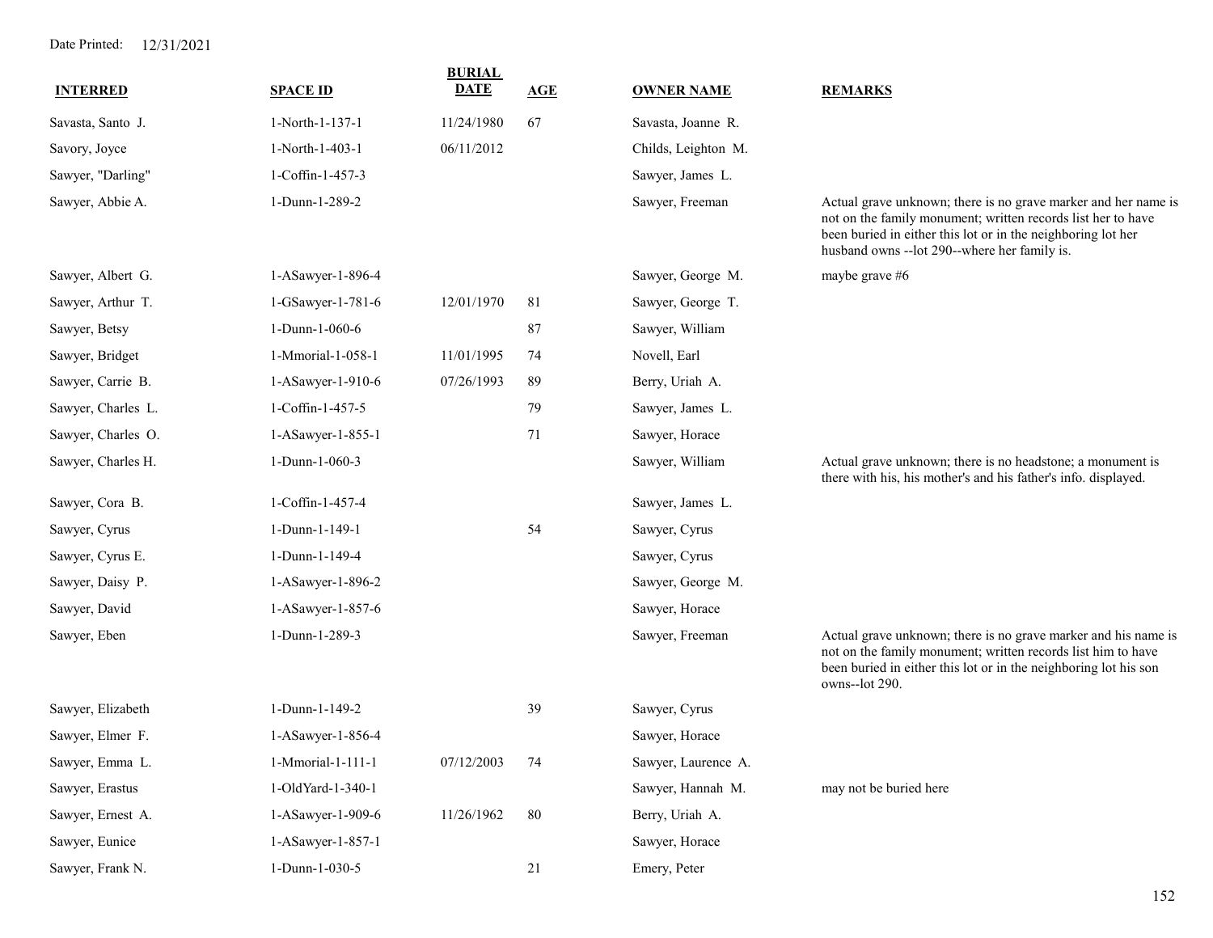Date Printed: 12/31/2021

| INTERRED | SPACE ID | BURIAL DATE | AGE | OWNER NAME | REMARKS |
|---|---|---|---|---|---|
| Savasta, Santo J. | 1-North-1-137-1 | 11/24/1980 | 67 | Savasta, Joanne R. | |
| Savory, Joyce | 1-North-1-403-1 | 06/11/2012 | | Childs, Leighton M. | |
| Sawyer, "Darling" | 1-Coffin-1-457-3 | | | Sawyer, James L. | |
| Sawyer, Abbie A. | 1-Dunn-1-289-2 | | | Sawyer, Freeman | Actual grave unknown; there is no grave marker and her name is not on the family monument; written records list her to have been buried in either this lot or in the neighboring lot her husband owns --lot 290--where her family is. |
| Sawyer, Albert G. | 1-ASawyer-1-896-4 | | | Sawyer, George M. | maybe grave #6 |
| Sawyer, Arthur T. | 1-GSawyer-1-781-6 | 12/01/1970 | 81 | Sawyer, George T. | |
| Sawyer, Betsy | 1-Dunn-1-060-6 | | 87 | Sawyer, William | |
| Sawyer, Bridget | 1-Mmorial-1-058-1 | 11/01/1995 | 74 | Novell, Earl | |
| Sawyer, Carrie B. | 1-ASawyer-1-910-6 | 07/26/1993 | 89 | Berry, Uriah A. | |
| Sawyer, Charles L. | 1-Coffin-1-457-5 | | 79 | Sawyer, James L. | |
| Sawyer, Charles O. | 1-ASawyer-1-855-1 | | 71 | Sawyer, Horace | |
| Sawyer, Charles H. | 1-Dunn-1-060-3 | | | Sawyer, William | Actual grave unknown; there is no headstone; a monument is there with his, his mother's and his father's info. displayed. |
| Sawyer, Cora B. | 1-Coffin-1-457-4 | | | Sawyer, James L. | |
| Sawyer, Cyrus | 1-Dunn-1-149-1 | | 54 | Sawyer, Cyrus | |
| Sawyer, Cyrus E. | 1-Dunn-1-149-4 | | | Sawyer, Cyrus | |
| Sawyer, Daisy P. | 1-ASawyer-1-896-2 | | | Sawyer, George M. | |
| Sawyer, David | 1-ASawyer-1-857-6 | | | Sawyer, Horace | |
| Sawyer, Eben | 1-Dunn-1-289-3 | | | Sawyer, Freeman | Actual grave unknown; there is no grave marker and his name is not on the family monument; written records list him to have been buried in either this lot or in the neighboring lot his son owns--lot 290. |
| Sawyer, Elizabeth | 1-Dunn-1-149-2 | | 39 | Sawyer, Cyrus | |
| Sawyer, Elmer F. | 1-ASawyer-1-856-4 | | | Sawyer, Horace | |
| Sawyer, Emma L. | 1-Mmorial-1-111-1 | 07/12/2003 | 74 | Sawyer, Laurence A. | |
| Sawyer, Erastus | 1-OldYard-1-340-1 | | | Sawyer, Hannah M. | may not be buried here |
| Sawyer, Ernest A. | 1-ASawyer-1-909-6 | 11/26/1962 | 80 | Berry, Uriah A. | |
| Sawyer, Eunice | 1-ASawyer-1-857-1 | | | Sawyer, Horace | |
| Sawyer, Frank N. | 1-Dunn-1-030-5 | | 21 | Emery, Peter | |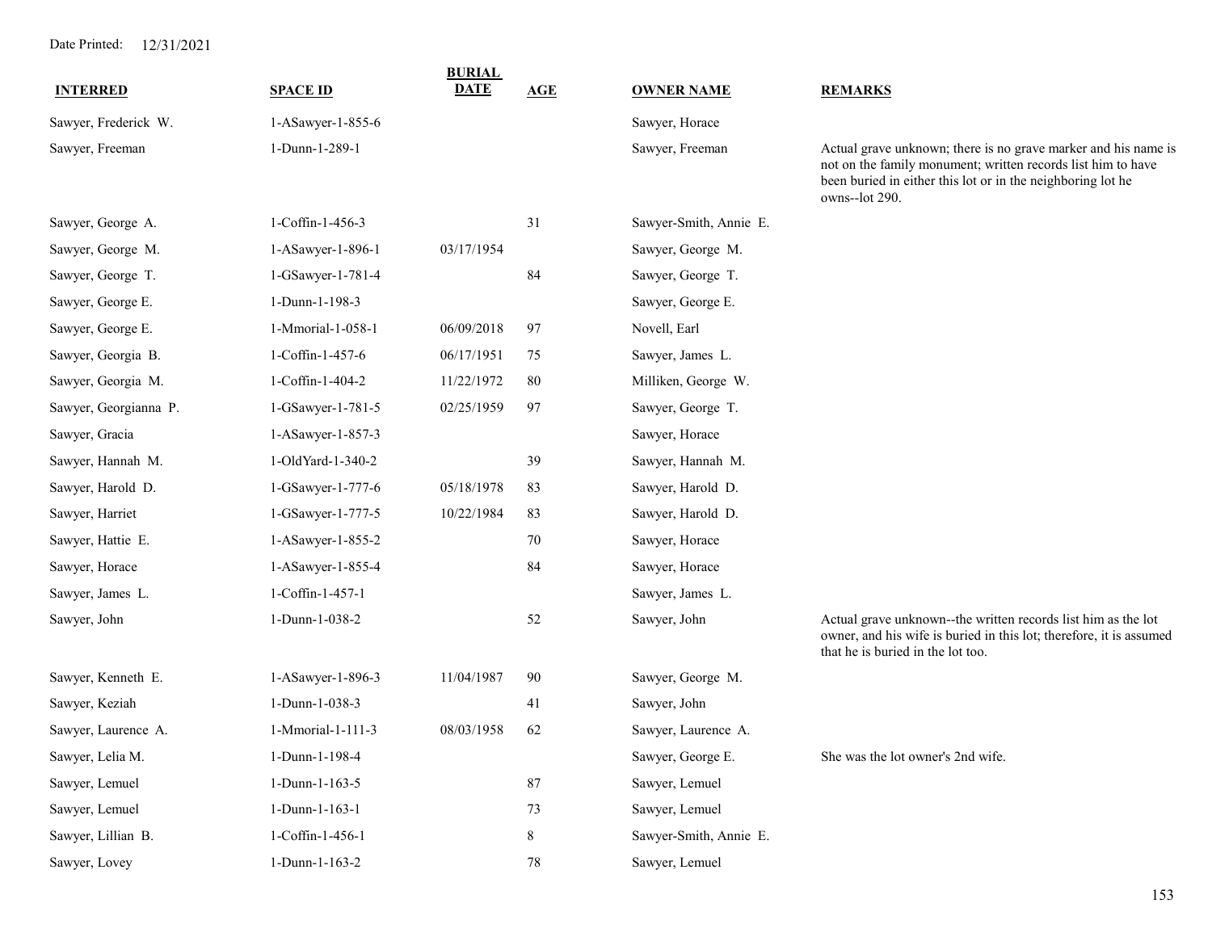Date Printed: 12/31/2021

| INTERRED | SPACE ID | BURIAL DATE | AGE | OWNER NAME | REMARKS |
|---|---|---|---|---|---|
| Sawyer, Frederick W. | 1-ASawyer-1-855-6 | | | Sawyer, Horace | |
| Sawyer, Freeman | 1-Dunn-1-289-1 | | | Sawyer, Freeman | Actual grave unknown; there is no grave marker and his name is not on the family monument; written records list him to have been buried in either this lot or in the neighboring lot he owns--lot 290. |
| Sawyer, George A. | 1-Coffin-1-456-3 | | 31 | Sawyer-Smith, Annie E. | |
| Sawyer, George M. | 1-ASawyer-1-896-1 | 03/17/1954 | | Sawyer, George M. | |
| Sawyer, George T. | 1-GSawyer-1-781-4 | | 84 | Sawyer, George T. | |
| Sawyer, George E. | 1-Dunn-1-198-3 | | | Sawyer, George E. | |
| Sawyer, George E. | 1-Mmorial-1-058-1 | 06/09/2018 | 97 | Novell, Earl | |
| Sawyer, Georgia B. | 1-Coffin-1-457-6 | 06/17/1951 | 75 | Sawyer, James L. | |
| Sawyer, Georgia M. | 1-Coffin-1-404-2 | 11/22/1972 | 80 | Milliken, George W. | |
| Sawyer, Georgianna P. | 1-GSawyer-1-781-5 | 02/25/1959 | 97 | Sawyer, George T. | |
| Sawyer, Gracia | 1-ASawyer-1-857-3 | | | Sawyer, Horace | |
| Sawyer, Hannah M. | 1-OldYard-1-340-2 | | 39 | Sawyer, Hannah M. | |
| Sawyer, Harold D. | 1-GSawyer-1-777-6 | 05/18/1978 | 83 | Sawyer, Harold D. | |
| Sawyer, Harriet | 1-GSawyer-1-777-5 | 10/22/1984 | 83 | Sawyer, Harold D. | |
| Sawyer, Hattie E. | 1-ASawyer-1-855-2 | | 70 | Sawyer, Horace | |
| Sawyer, Horace | 1-ASawyer-1-855-4 | | 84 | Sawyer, Horace | |
| Sawyer, James L. | 1-Coffin-1-457-1 | | | Sawyer, James L. | |
| Sawyer, John | 1-Dunn-1-038-2 | | 52 | Sawyer, John | Actual grave unknown--the written records list him as the lot owner, and his wife is buried in this lot; therefore, it is assumed that he is buried in the lot too. |
| Sawyer, Kenneth E. | 1-ASawyer-1-896-3 | 11/04/1987 | 90 | Sawyer, George M. | |
| Sawyer, Keziah | 1-Dunn-1-038-3 | | 41 | Sawyer, John | |
| Sawyer, Laurence A. | 1-Mmorial-1-111-3 | 08/03/1958 | 62 | Sawyer, Laurence A. | |
| Sawyer, Lelia M. | 1-Dunn-1-198-4 | | | Sawyer, George E. | She was the lot owner's 2nd wife. |
| Sawyer, Lemuel | 1-Dunn-1-163-5 | | 87 | Sawyer, Lemuel | |
| Sawyer, Lemuel | 1-Dunn-1-163-1 | | 73 | Sawyer, Lemuel | |
| Sawyer, Lillian B. | 1-Coffin-1-456-1 | | 8 | Sawyer-Smith, Annie E. | |
| Sawyer, Lovey | 1-Dunn-1-163-2 | | 78 | Sawyer, Lemuel | |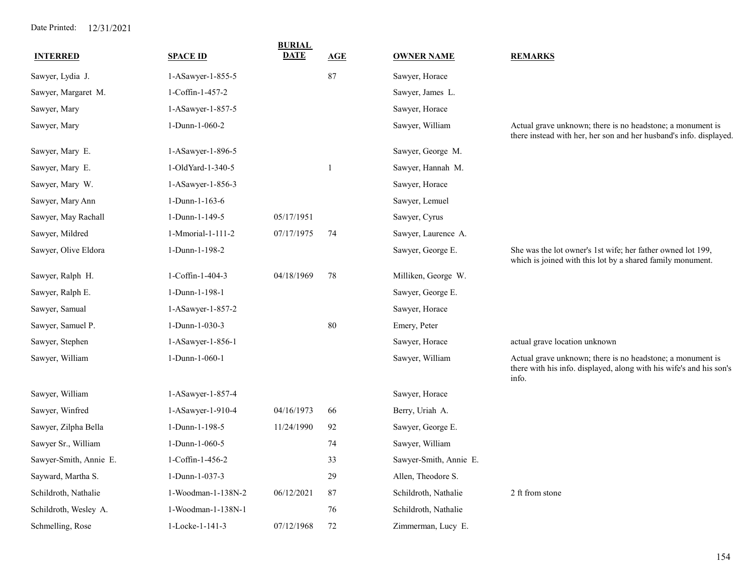Date Printed: 12/31/2021

| INTERRED | SPACE ID | BURIAL DATE | AGE | OWNER NAME | REMARKS |
|---|---|---|---|---|---|
| Sawyer, Lydia J. | 1-ASawyer-1-855-5 | | 87 | Sawyer, Horace | |
| Sawyer, Margaret M. | 1-Coffin-1-457-2 | | | Sawyer, James L. | |
| Sawyer, Mary | 1-ASawyer-1-857-5 | | | Sawyer, Horace | |
| Sawyer, Mary | 1-Dunn-1-060-2 | | | Sawyer, William | Actual grave unknown; there is no headstone; a monument is there instead with her, her son and her husband's info. displayed. |
| Sawyer, Mary E. | 1-ASawyer-1-896-5 | | | Sawyer, George M. | |
| Sawyer, Mary E. | 1-OldYard-1-340-5 | | 1 | Sawyer, Hannah M. | |
| Sawyer, Mary W. | 1-ASawyer-1-856-3 | | | Sawyer, Horace | |
| Sawyer, Mary Ann | 1-Dunn-1-163-6 | | | Sawyer, Lemuel | |
| Sawyer, May Rachall | 1-Dunn-1-149-5 | 05/17/1951 | | Sawyer, Cyrus | |
| Sawyer, Mildred | 1-Mmorial-1-111-2 | 07/17/1975 | 74 | Sawyer, Laurence A. | |
| Sawyer, Olive Eldora | 1-Dunn-1-198-2 | | | Sawyer, George E. | She was the lot owner's 1st wife; her father owned lot 199, which is joined with this lot by a shared family monument. |
| Sawyer, Ralph H. | 1-Coffin-1-404-3 | 04/18/1969 | 78 | Milliken, George W. | |
| Sawyer, Ralph E. | 1-Dunn-1-198-1 | | | Sawyer, George E. | |
| Sawyer, Samual | 1-ASawyer-1-857-2 | | | Sawyer, Horace | |
| Sawyer, Samuel P. | 1-Dunn-1-030-3 | | 80 | Emery, Peter | |
| Sawyer, Stephen | 1-ASawyer-1-856-1 | | | Sawyer, Horace | actual grave location unknown |
| Sawyer, William | 1-Dunn-1-060-1 | | | Sawyer, William | Actual grave unknown; there is no headstone; a monument is there with his info. displayed, along with his wife's and his son's info. |
| Sawyer, William | 1-ASawyer-1-857-4 | | | Sawyer, Horace | |
| Sawyer, Winfred | 1-ASawyer-1-910-4 | 04/16/1973 | 66 | Berry, Uriah A. | |
| Sawyer, Zilpha Bella | 1-Dunn-1-198-5 | 11/24/1990 | 92 | Sawyer, George E. | |
| Sawyer Sr., William | 1-Dunn-1-060-5 | | 74 | Sawyer, William | |
| Sawyer-Smith, Annie E. | 1-Coffin-1-456-2 | | 33 | Sawyer-Smith, Annie E. | |
| Sayward, Martha S. | 1-Dunn-1-037-3 | | 29 | Allen, Theodore S. | |
| Schildroth, Nathalie | 1-Woodman-1-138N-2 | 06/12/2021 | 87 | Schildroth, Nathalie | 2 ft from stone |
| Schildroth, Wesley A. | 1-Woodman-1-138N-1 | | 76 | Schildroth, Nathalie | |
| Schmelling, Rose | 1-Locke-1-141-3 | 07/12/1968 | 72 | Zimmerman, Lucy E. | |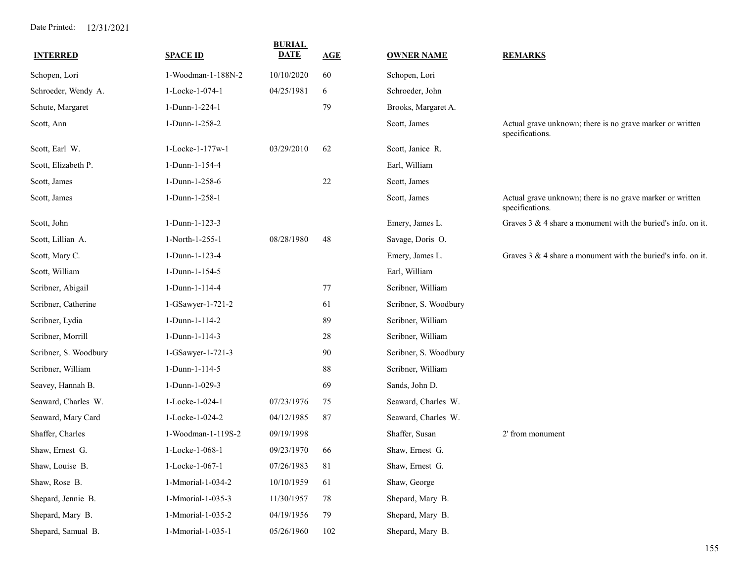Date Printed: 12/31/2021

| INTERRED | SPACE ID | BURIAL DATE | AGE | OWNER NAME | REMARKS |
|---|---|---|---|---|---|
| Schopen, Lori | 1-Woodman-1-188N-2 | 10/10/2020 | 60 | Schopen, Lori | |
| Schroeder, Wendy A. | 1-Locke-1-074-1 | 04/25/1981 | 6 | Schroeder, John | |
| Schute, Margaret | 1-Dunn-1-224-1 | | 79 | Brooks, Margaret A. | |
| Scott, Ann | 1-Dunn-1-258-2 | | | Scott, James | Actual grave unknown; there is no grave marker or written specifications. |
| Scott, Earl W. | 1-Locke-1-177w-1 | 03/29/2010 | 62 | Scott, Janice R. | |
| Scott, Elizabeth P. | 1-Dunn-1-154-4 | | | Earl, William | |
| Scott, James | 1-Dunn-1-258-6 | | 22 | Scott, James | |
| Scott, James | 1-Dunn-1-258-1 | | | Scott, James | Actual grave unknown; there is no grave marker or written specifications. |
| Scott, John | 1-Dunn-1-123-3 | | | Emery, James L. | Graves 3 & 4 share a monument with the buried's info. on it. |
| Scott, Lillian A. | 1-North-1-255-1 | 08/28/1980 | 48 | Savage, Doris O. | |
| Scott, Mary C. | 1-Dunn-1-123-4 | | | Emery, James L. | Graves 3 & 4 share a monument with the buried's info. on it. |
| Scott, William | 1-Dunn-1-154-5 | | | Earl, William | |
| Scribner, Abigail | 1-Dunn-1-114-4 | | 77 | Scribner, William | |
| Scribner, Catherine | 1-GSawyer-1-721-2 | | 61 | Scribner, S. Woodbury | |
| Scribner, Lydia | 1-Dunn-1-114-2 | | 89 | Scribner, William | |
| Scribner, Morrill | 1-Dunn-1-114-3 | | 28 | Scribner, William | |
| Scribner, S. Woodbury | 1-GSawyer-1-721-3 | | 90 | Scribner, S. Woodbury | |
| Scribner, William | 1-Dunn-1-114-5 | | 88 | Scribner, William | |
| Seavey, Hannah B. | 1-Dunn-1-029-3 | | 69 | Sands, John D. | |
| Seaward, Charles W. | 1-Locke-1-024-1 | 07/23/1976 | 75 | Seaward, Charles W. | |
| Seaward, Mary Card | 1-Locke-1-024-2 | 04/12/1985 | 87 | Seaward, Charles W. | |
| Shaffer, Charles | 1-Woodman-1-119S-2 | 09/19/1998 | | Shaffer, Susan | 2' from monument |
| Shaw, Ernest G. | 1-Locke-1-068-1 | 09/23/1970 | 66 | Shaw, Ernest G. | |
| Shaw, Louise B. | 1-Locke-1-067-1 | 07/26/1983 | 81 | Shaw, Ernest G. | |
| Shaw, Rose B. | 1-Mmorial-1-034-2 | 10/10/1959 | 61 | Shaw, George | |
| Shepard, Jennie B. | 1-Mmorial-1-035-3 | 11/30/1957 | 78 | Shepard, Mary B. | |
| Shepard, Mary B. | 1-Mmorial-1-035-2 | 04/19/1956 | 79 | Shepard, Mary B. | |
| Shepard, Samual B. | 1-Mmorial-1-035-1 | 05/26/1960 | 102 | Shepard, Mary B. | |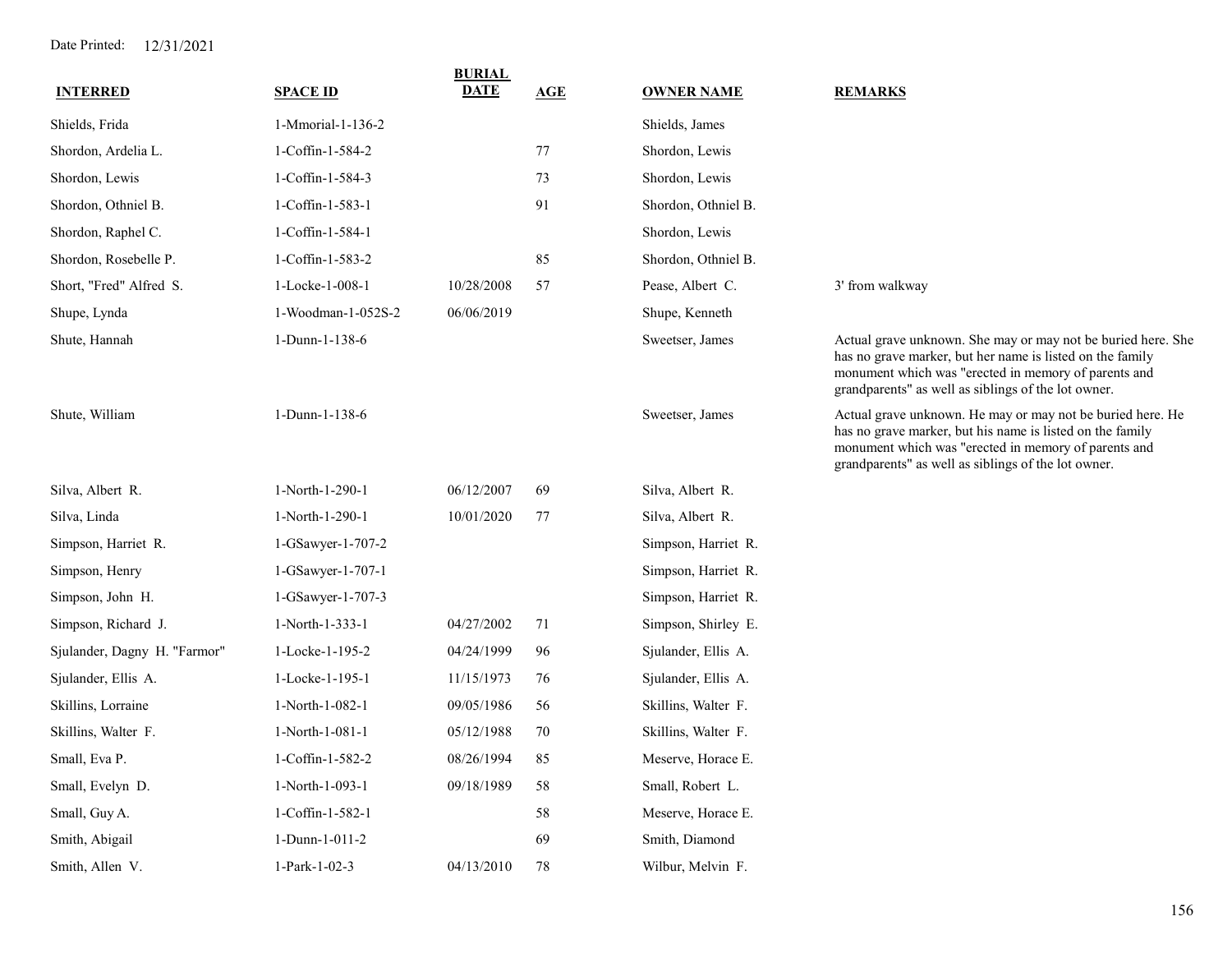Date Printed: 12/31/2021

| INTERRED | SPACE ID | BURIAL DATE | AGE | OWNER NAME | REMARKS |
|---|---|---|---|---|---|
| Shields, Frida | 1-Mmorial-1-136-2 | | | Shields, James | |
| Shordon, Ardelia L. | 1-Coffin-1-584-2 | | 77 | Shordon, Lewis | |
| Shordon, Lewis | 1-Coffin-1-584-3 | | 73 | Shordon, Lewis | |
| Shordon, Othniel B. | 1-Coffin-1-583-1 | | 91 | Shordon, Othniel B. | |
| Shordon, Raphel C. | 1-Coffin-1-584-1 | | | Shordon, Lewis | |
| Shordon, Rosebelle P. | 1-Coffin-1-583-2 | | 85 | Shordon, Othniel B. | |
| Short, "Fred" Alfred S. | 1-Locke-1-008-1 | 10/28/2008 | 57 | Pease, Albert C. | 3' from walkway |
| Shupe, Lynda | 1-Woodman-1-052S-2 | 06/06/2019 | | Shupe, Kenneth | |
| Shute, Hannah | 1-Dunn-1-138-6 | | | Sweetser, James | Actual grave unknown. She may or may not be buried here. She has no grave marker, but her name is listed on the family monument which was "erected in memory of parents and grandparents" as well as siblings of the lot owner. |
| Shute, William | 1-Dunn-1-138-6 | | | Sweetser, James | Actual grave unknown. He may or may not be buried here. He has no grave marker, but his name is listed on the family monument which was "erected in memory of parents and grandparents" as well as siblings of the lot owner. |
| Silva, Albert R. | 1-North-1-290-1 | 06/12/2007 | 69 | Silva, Albert R. | |
| Silva, Linda | 1-North-1-290-1 | 10/01/2020 | 77 | Silva, Albert R. | |
| Simpson, Harriet R. | 1-GSawyer-1-707-2 | | | Simpson, Harriet R. | |
| Simpson, Henry | 1-GSawyer-1-707-1 | | | Simpson, Harriet R. | |
| Simpson, John H. | 1-GSawyer-1-707-3 | | | Simpson, Harriet R. | |
| Simpson, Richard J. | 1-North-1-333-1 | 04/27/2002 | 71 | Simpson, Shirley E. | |
| Sjulander, Dagny H. "Farmor" | 1-Locke-1-195-2 | 04/24/1999 | 96 | Sjulander, Ellis A. | |
| Sjulander, Ellis A. | 1-Locke-1-195-1 | 11/15/1973 | 76 | Sjulander, Ellis A. | |
| Skillins, Lorraine | 1-North-1-082-1 | 09/05/1986 | 56 | Skillins, Walter F. | |
| Skillins, Walter F. | 1-North-1-081-1 | 05/12/1988 | 70 | Skillins, Walter F. | |
| Small, Eva P. | 1-Coffin-1-582-2 | 08/26/1994 | 85 | Meserve, Horace E. | |
| Small, Evelyn D. | 1-North-1-093-1 | 09/18/1989 | 58 | Small, Robert L. | |
| Small, Guy A. | 1-Coffin-1-582-1 | | 58 | Meserve, Horace E. | |
| Smith, Abigail | 1-Dunn-1-011-2 | | 69 | Smith, Diamond | |
| Smith, Allen V. | 1-Park-1-02-3 | 04/13/2010 | 78 | Wilbur, Melvin F. | |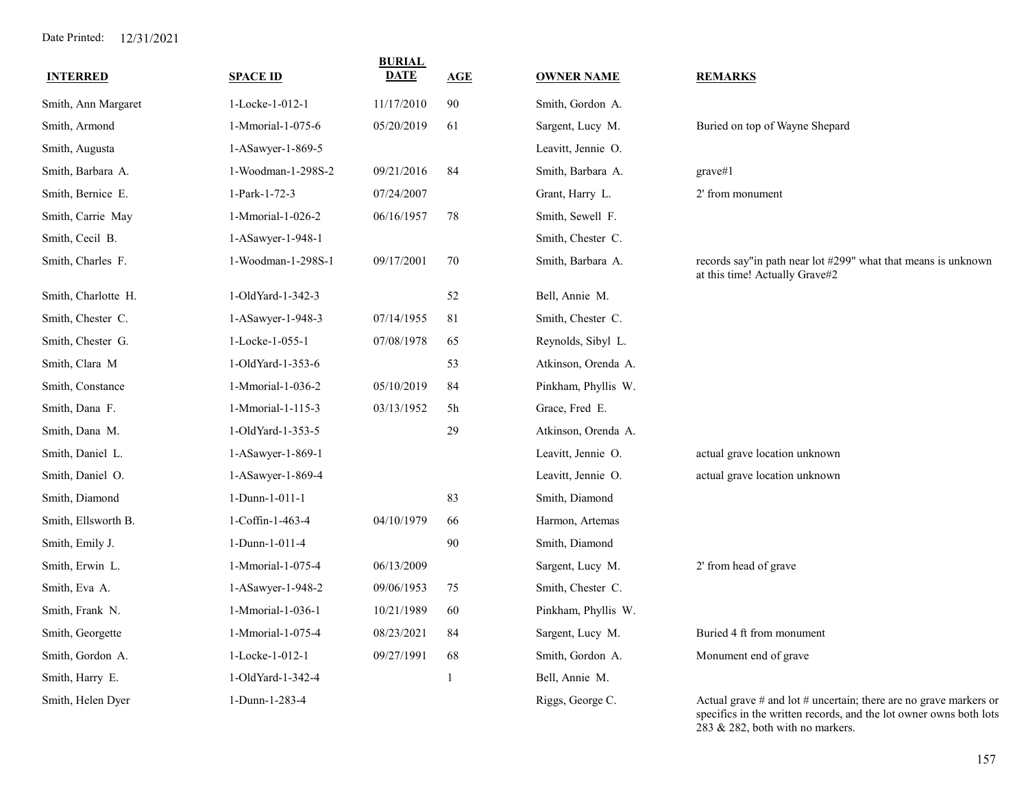Date Printed: 12/31/2021

| INTERRED | SPACE ID | BURIAL DATE | AGE | OWNER NAME | REMARKS |
|---|---|---|---|---|---|
| Smith, Ann Margaret | 1-Locke-1-012-1 | 11/17/2010 | 90 | Smith, Gordon A. | |
| Smith, Armond | 1-Mmorial-1-075-6 | 05/20/2019 | 61 | Sargent, Lucy M. | Buried on top of Wayne Shepard |
| Smith, Augusta | 1-ASawyer-1-869-5 | | | Leavitt, Jennie O. | |
| Smith, Barbara A. | 1-Woodman-1-298S-2 | 09/21/2016 | 84 | Smith, Barbara A. | grave#1 |
| Smith, Bernice E. | 1-Park-1-72-3 | 07/24/2007 | | Grant, Harry L. | 2' from monument |
| Smith, Carrie May | 1-Mmorial-1-026-2 | 06/16/1957 | 78 | Smith, Sewell F. | |
| Smith, Cecil B. | 1-ASawyer-1-948-1 | | | Smith, Chester C. | |
| Smith, Charles F. | 1-Woodman-1-298S-1 | 09/17/2001 | 70 | Smith, Barbara A. | records say"in path near lot #299" what that means is unknown at this time! Actually Grave#2 |
| Smith, Charlotte H. | 1-OldYard-1-342-3 | | 52 | Bell, Annie M. | |
| Smith, Chester C. | 1-ASawyer-1-948-3 | 07/14/1955 | 81 | Smith, Chester C. | |
| Smith, Chester G. | 1-Locke-1-055-1 | 07/08/1978 | 65 | Reynolds, Sibyl L. | |
| Smith, Clara M | 1-OldYard-1-353-6 | | 53 | Atkinson, Orenda A. | |
| Smith, Constance | 1-Mmorial-1-036-2 | 05/10/2019 | 84 | Pinkham, Phyllis W. | |
| Smith, Dana F. | 1-Mmorial-1-115-3 | 03/13/1952 | 5h | Grace, Fred E. | |
| Smith, Dana M. | 1-OldYard-1-353-5 | | 29 | Atkinson, Orenda A. | |
| Smith, Daniel L. | 1-ASawyer-1-869-1 | | | Leavitt, Jennie O. | actual grave location unknown |
| Smith, Daniel O. | 1-ASawyer-1-869-4 | | | Leavitt, Jennie O. | actual grave location unknown |
| Smith, Diamond | 1-Dunn-1-011-1 | | 83 | Smith, Diamond | |
| Smith, Ellsworth B. | 1-Coffin-1-463-4 | 04/10/1979 | 66 | Harmon, Artemas | |
| Smith, Emily J. | 1-Dunn-1-011-4 | | 90 | Smith, Diamond | |
| Smith, Erwin L. | 1-Mmorial-1-075-4 | 06/13/2009 | | Sargent, Lucy M. | 2' from head of grave |
| Smith, Eva A. | 1-ASawyer-1-948-2 | 09/06/1953 | 75 | Smith, Chester C. | |
| Smith, Frank N. | 1-Mmorial-1-036-1 | 10/21/1989 | 60 | Pinkham, Phyllis W. | |
| Smith, Georgette | 1-Mmorial-1-075-4 | 08/23/2021 | 84 | Sargent, Lucy M. | Buried 4 ft from monument |
| Smith, Gordon A. | 1-Locke-1-012-1 | 09/27/1991 | 68 | Smith, Gordon A. | Monument end of grave |
| Smith, Harry E. | 1-OldYard-1-342-4 | | 1 | Bell, Annie M. | |
| Smith, Helen Dyer | 1-Dunn-1-283-4 | | | Riggs, George C. | Actual grave # and lot # uncertain; there are no grave markers or specifics in the written records, and the lot owner owns both lots 283 & 282, both with no markers. |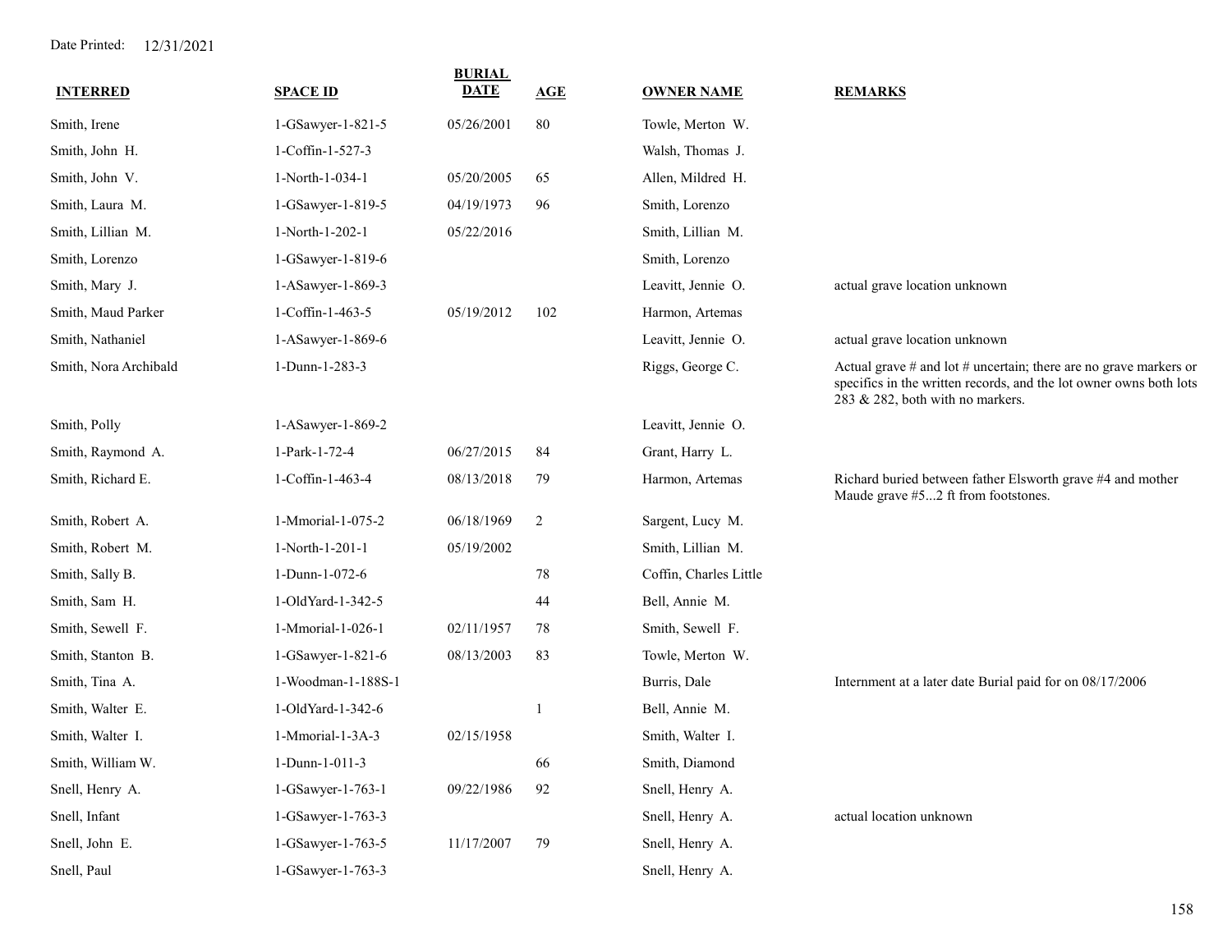Date Printed: 12/31/2021

| INTERRED | SPACE ID | BURIAL DATE | AGE | OWNER NAME | REMARKS |
|---|---|---|---|---|---|
| Smith, Irene | 1-GSawyer-1-821-5 | 05/26/2001 | 80 | Towle, Merton W. | |
| Smith, John H. | 1-Coffin-1-527-3 | | | Walsh, Thomas J. | |
| Smith, John V. | 1-North-1-034-1 | 05/20/2005 | 65 | Allen, Mildred H. | |
| Smith, Laura M. | 1-GSawyer-1-819-5 | 04/19/1973 | 96 | Smith, Lorenzo | |
| Smith, Lillian M. | 1-North-1-202-1 | 05/22/2016 | | Smith, Lillian M. | |
| Smith, Lorenzo | 1-GSawyer-1-819-6 | | | Smith, Lorenzo | |
| Smith, Mary J. | 1-ASawyer-1-869-3 | | | Leavitt, Jennie O. | actual grave location unknown |
| Smith, Maud Parker | 1-Coffin-1-463-5 | 05/19/2012 | 102 | Harmon, Artemas | |
| Smith, Nathaniel | 1-ASawyer-1-869-6 | | | Leavitt, Jennie O. | actual grave location unknown |
| Smith, Nora Archibald | 1-Dunn-1-283-3 | | | Riggs, George C. | Actual grave # and lot # uncertain; there are no grave markers or specifics in the written records, and the lot owner owns both lots 283 & 282, both with no markers. |
| Smith, Polly | 1-ASawyer-1-869-2 | | | Leavitt, Jennie O. | |
| Smith, Raymond A. | 1-Park-1-72-4 | 06/27/2015 | 84 | Grant, Harry L. | |
| Smith, Richard E. | 1-Coffin-1-463-4 | 08/13/2018 | 79 | Harmon, Artemas | Richard buried between father Elsworth grave #4 and mother Maude grave #5...2 ft from footstones. |
| Smith, Robert A. | 1-Mmorial-1-075-2 | 06/18/1969 | 2 | Sargent, Lucy M. | |
| Smith, Robert M. | 1-North-1-201-1 | 05/19/2002 | | Smith, Lillian M. | |
| Smith, Sally B. | 1-Dunn-1-072-6 | | 78 | Coffin, Charles Little | |
| Smith, Sam H. | 1-OldYard-1-342-5 | | 44 | Bell, Annie M. | |
| Smith, Sewell F. | 1-Mmorial-1-026-1 | 02/11/1957 | 78 | Smith, Sewell F. | |
| Smith, Stanton B. | 1-GSawyer-1-821-6 | 08/13/2003 | 83 | Towle, Merton W. | |
| Smith, Tina A. | 1-Woodman-1-188S-1 | | | Burris, Dale | Internment at a later date Burial paid for on 08/17/2006 |
| Smith, Walter E. | 1-OldYard-1-342-6 | | 1 | Bell, Annie M. | |
| Smith, Walter I. | 1-Mmorial-1-3A-3 | 02/15/1958 | | Smith, Walter I. | |
| Smith, William W. | 1-Dunn-1-011-3 | | 66 | Smith, Diamond | |
| Snell, Henry A. | 1-GSawyer-1-763-1 | 09/22/1986 | 92 | Snell, Henry A. | |
| Snell, Infant | 1-GSawyer-1-763-3 | | | Snell, Henry A. | actual location unknown |
| Snell, John E. | 1-GSawyer-1-763-5 | 11/17/2007 | 79 | Snell, Henry A. | |
| Snell, Paul | 1-GSawyer-1-763-3 | | | Snell, Henry A. | |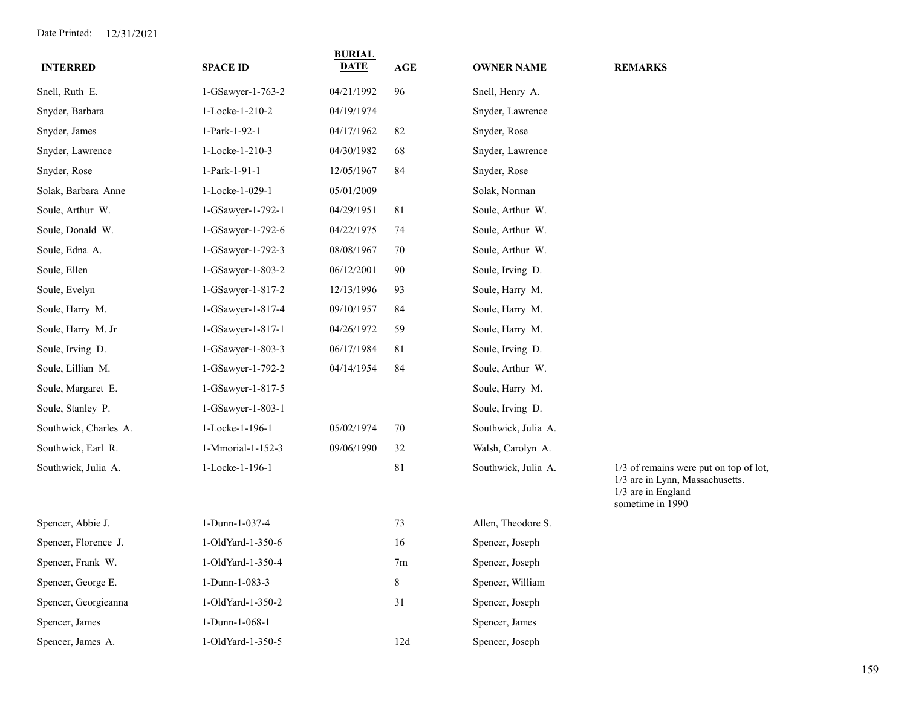Date Printed: 12/31/2021

| INTERRED | SPACE ID | BURIAL DATE | AGE | OWNER NAME | REMARKS |
|---|---|---|---|---|---|
| Snell, Ruth E. | 1-GSawyer-1-763-2 | 04/21/1992 | 96 | Snell, Henry A. | |
| Snyder, Barbara | 1-Locke-1-210-2 | 04/19/1974 | | Snyder, Lawrence | |
| Snyder, James | 1-Park-1-92-1 | 04/17/1962 | 82 | Snyder, Rose | |
| Snyder, Lawrence | 1-Locke-1-210-3 | 04/30/1982 | 68 | Snyder, Lawrence | |
| Snyder, Rose | 1-Park-1-91-1 | 12/05/1967 | 84 | Snyder, Rose | |
| Solak, Barbara Anne | 1-Locke-1-029-1 | 05/01/2009 | | Solak, Norman | |
| Soule, Arthur W. | 1-GSawyer-1-792-1 | 04/29/1951 | 81 | Soule, Arthur W. | |
| Soule, Donald W. | 1-GSawyer-1-792-6 | 04/22/1975 | 74 | Soule, Arthur W. | |
| Soule, Edna A. | 1-GSawyer-1-792-3 | 08/08/1967 | 70 | Soule, Arthur W. | |
| Soule, Ellen | 1-GSawyer-1-803-2 | 06/12/2001 | 90 | Soule, Irving D. | |
| Soule, Evelyn | 1-GSawyer-1-817-2 | 12/13/1996 | 93 | Soule, Harry M. | |
| Soule, Harry M. | 1-GSawyer-1-817-4 | 09/10/1957 | 84 | Soule, Harry M. | |
| Soule, Harry M. Jr | 1-GSawyer-1-817-1 | 04/26/1972 | 59 | Soule, Harry M. | |
| Soule, Irving D. | 1-GSawyer-1-803-3 | 06/17/1984 | 81 | Soule, Irving D. | |
| Soule, Lillian M. | 1-GSawyer-1-792-2 | 04/14/1954 | 84 | Soule, Arthur W. | |
| Soule, Margaret E. | 1-GSawyer-1-817-5 | | | Soule, Harry M. | |
| Soule, Stanley P. | 1-GSawyer-1-803-1 | | | Soule, Irving D. | |
| Southwick, Charles A. | 1-Locke-1-196-1 | 05/02/1974 | 70 | Southwick, Julia A. | |
| Southwick, Earl R. | 1-Mmorial-1-152-3 | 09/06/1990 | 32 | Walsh, Carolyn A. | |
| Southwick, Julia A. | 1-Locke-1-196-1 | | 81 | Southwick, Julia A. | 1/3 of remains were put on top of lot, 1/3 are in Lynn, Massachusetts. 1/3 are in England sometime in 1990 |
| Spencer, Abbie J. | 1-Dunn-1-037-4 | | 73 | Allen, Theodore S. | |
| Spencer, Florence J. | 1-OldYard-1-350-6 | | 16 | Spencer, Joseph | |
| Spencer, Frank W. | 1-OldYard-1-350-4 | | 7m | Spencer, Joseph | |
| Spencer, George E. | 1-Dunn-1-083-3 | | 8 | Spencer, William | |
| Spencer, Georgieanna | 1-OldYard-1-350-2 | | 31 | Spencer, Joseph | |
| Spencer, James | 1-Dunn-1-068-1 | | | Spencer, James | |
| Spencer, James A. | 1-OldYard-1-350-5 | | 12d | Spencer, Joseph | |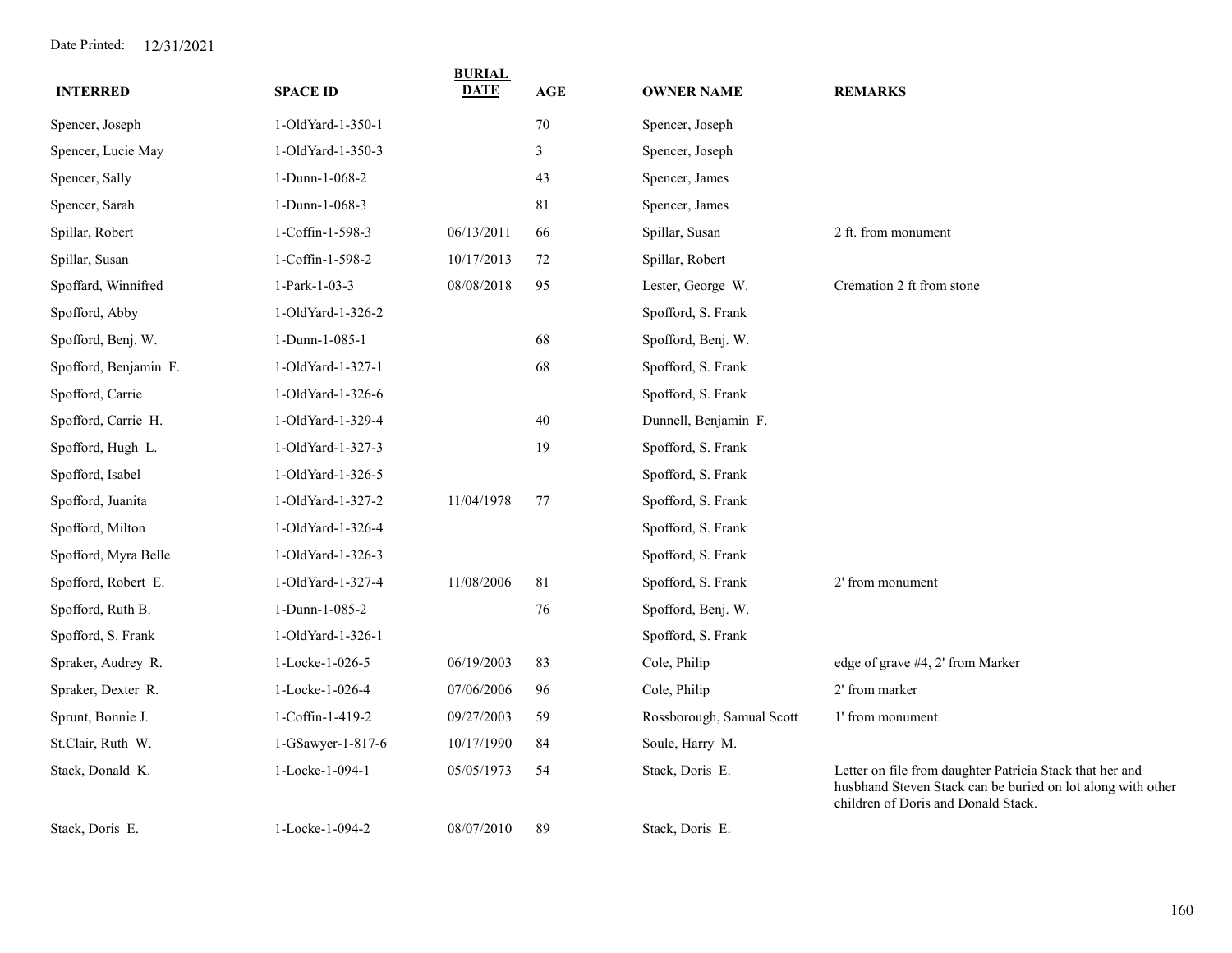Date Printed: 12/31/2021

| INTERRED | SPACE ID | BURIAL DATE | AGE | OWNER NAME | REMARKS |
|---|---|---|---|---|---|
| Spencer, Joseph | 1-OldYard-1-350-1 | | 70 | Spencer, Joseph | |
| Spencer, Lucie May | 1-OldYard-1-350-3 | | 3 | Spencer, Joseph | |
| Spencer, Sally | 1-Dunn-1-068-2 | | 43 | Spencer, James | |
| Spencer, Sarah | 1-Dunn-1-068-3 | | 81 | Spencer, James | |
| Spillar, Robert | 1-Coffin-1-598-3 | 06/13/2011 | 66 | Spillar, Susan | 2 ft. from monument |
| Spillar, Susan | 1-Coffin-1-598-2 | 10/17/2013 | 72 | Spillar, Robert | |
| Spoffard, Winnifred | 1-Park-1-03-3 | 08/08/2018 | 95 | Lester, George W. | Cremation 2 ft from stone |
| Spofford, Abby | 1-OldYard-1-326-2 | | | Spofford, S. Frank | |
| Spofford, Benj. W. | 1-Dunn-1-085-1 | | 68 | Spofford, Benj. W. | |
| Spofford, Benjamin F. | 1-OldYard-1-327-1 | | 68 | Spofford, S. Frank | |
| Spofford, Carrie | 1-OldYard-1-326-6 | | | Spofford, S. Frank | |
| Spofford, Carrie H. | 1-OldYard-1-329-4 | | 40 | Dunnell, Benjamin F. | |
| Spofford, Hugh L. | 1-OldYard-1-327-3 | | 19 | Spofford, S. Frank | |
| Spofford, Isabel | 1-OldYard-1-326-5 | | | Spofford, S. Frank | |
| Spofford, Juanita | 1-OldYard-1-327-2 | 11/04/1978 | 77 | Spofford, S. Frank | |
| Spofford, Milton | 1-OldYard-1-326-4 | | | Spofford, S. Frank | |
| Spofford, Myra Belle | 1-OldYard-1-326-3 | | | Spofford, S. Frank | |
| Spofford, Robert E. | 1-OldYard-1-327-4 | 11/08/2006 | 81 | Spofford, S. Frank | 2' from monument |
| Spofford, Ruth B. | 1-Dunn-1-085-2 | | 76 | Spofford, Benj. W. | |
| Spofford, S. Frank | 1-OldYard-1-326-1 | | | Spofford, S. Frank | |
| Spraker, Audrey R. | 1-Locke-1-026-5 | 06/19/2003 | 83 | Cole, Philip | edge of grave #4, 2' from Marker |
| Spraker, Dexter R. | 1-Locke-1-026-4 | 07/06/2006 | 96 | Cole, Philip | 2' from marker |
| Sprunt, Bonnie J. | 1-Coffin-1-419-2 | 09/27/2003 | 59 | Rossborough, Samual Scott | 1' from monument |
| St.Clair, Ruth W. | 1-GSawyer-1-817-6 | 10/17/1990 | 84 | Soule, Harry M. | |
| Stack, Donald K. | 1-Locke-1-094-1 | 05/05/1973 | 54 | Stack, Doris E. | Letter on file from daughter Patricia Stack that her and husbhand Steven Stack can be buried on lot along with other children of Doris and Donald Stack. |
| Stack, Doris E. | 1-Locke-1-094-2 | 08/07/2010 | 89 | Stack, Doris E. | |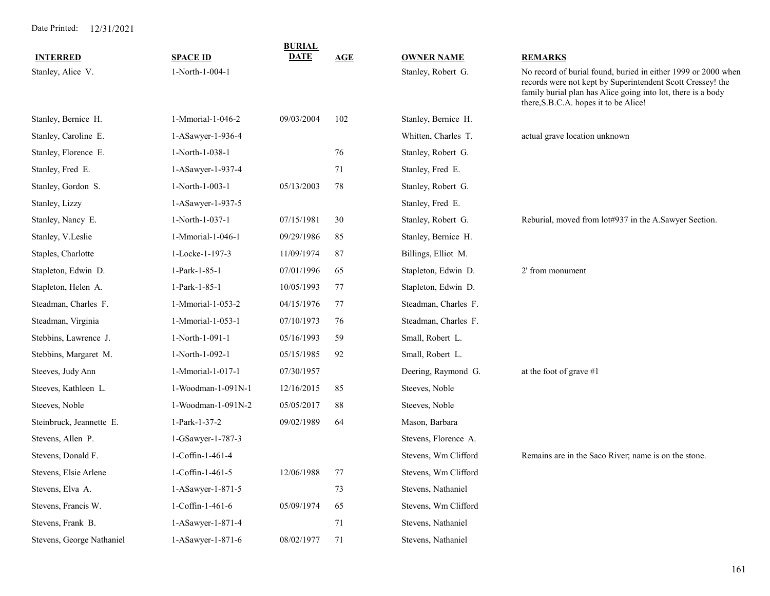| INTERRED | SPACE ID | BURIAL DATE | AGE | OWNER NAME | REMARKS |
|---|---|---|---|---|---|
| Stanley, Alice V. | 1-North-1-004-1 | | | Stanley, Robert G. | No record of burial found, buried in either 1999 or 2000 when records were not kept by Superintendent Scott Cressey! the family burial plan has Alice going into lot, there is a body there,S.B.C.A. hopes it to be Alice! |
| Stanley, Bernice H. | 1-Mmorial-1-046-2 | 09/03/2004 | 102 | Stanley, Bernice H. | |
| Stanley, Caroline E. | 1-ASawyer-1-936-4 | | | Whitten, Charles T. | actual grave location unknown |
| Stanley, Florence E. | 1-North-1-038-1 | | 76 | Stanley, Robert G. | |
| Stanley, Fred E. | 1-ASawyer-1-937-4 | | 71 | Stanley, Fred E. | |
| Stanley, Gordon S. | 1-North-1-003-1 | 05/13/2003 | 78 | Stanley, Robert G. | |
| Stanley, Lizzy | 1-ASawyer-1-937-5 | | | Stanley, Fred E. | |
| Stanley, Nancy E. | 1-North-1-037-1 | 07/15/1981 | 30 | Stanley, Robert G. | Reburial, moved from lot#937 in the A.Sawyer Section. |
| Stanley, V.Leslie | 1-Mmorial-1-046-1 | 09/29/1986 | 85 | Stanley, Bernice H. | |
| Staples, Charlotte | 1-Locke-1-197-3 | 11/09/1974 | 87 | Billings, Elliot M. | |
| Stapleton, Edwin D. | 1-Park-1-85-1 | 07/01/1996 | 65 | Stapleton, Edwin D. | 2' from monument |
| Stapleton, Helen A. | 1-Park-1-85-1 | 10/05/1993 | 77 | Stapleton, Edwin D. | |
| Steadman, Charles F. | 1-Mmorial-1-053-2 | 04/15/1976 | 77 | Steadman, Charles F. | |
| Steadman, Virginia | 1-Mmorial-1-053-1 | 07/10/1973 | 76 | Steadman, Charles F. | |
| Stebbins, Lawrence J. | 1-North-1-091-1 | 05/16/1993 | 59 | Small, Robert L. | |
| Stebbins, Margaret M. | 1-North-1-092-1 | 05/15/1985 | 92 | Small, Robert L. | |
| Steeves, Judy Ann | 1-Mmorial-1-017-1 | 07/30/1957 | | Deering, Raymond G. | at the foot of grave #1 |
| Steeves, Kathleen L. | 1-Woodman-1-091N-1 | 12/16/2015 | 85 | Steeves, Noble | |
| Steeves, Noble | 1-Woodman-1-091N-2 | 05/05/2017 | 88 | Steeves, Noble | |
| Steinbruck, Jeannette E. | 1-Park-1-37-2 | 09/02/1989 | 64 | Mason, Barbara | |
| Stevens, Allen P. | 1-GSawyer-1-787-3 | | | Stevens, Florence A. | |
| Stevens, Donald F. | 1-Coffin-1-461-4 | | | Stevens, Wm Clifford | Remains are in the Saco River; name is on the stone. |
| Stevens, Elsie Arlene | 1-Coffin-1-461-5 | 12/06/1988 | 77 | Stevens, Wm Clifford | |
| Stevens, Elva A. | 1-ASawyer-1-871-5 | | 73 | Stevens, Nathaniel | |
| Stevens, Francis W. | 1-Coffin-1-461-6 | 05/09/1974 | 65 | Stevens, Wm Clifford | |
| Stevens, Frank B. | 1-ASawyer-1-871-4 | | 71 | Stevens, Nathaniel | |
| Stevens, George Nathaniel | 1-ASawyer-1-871-6 | 08/02/1977 | 71 | Stevens, Nathaniel | |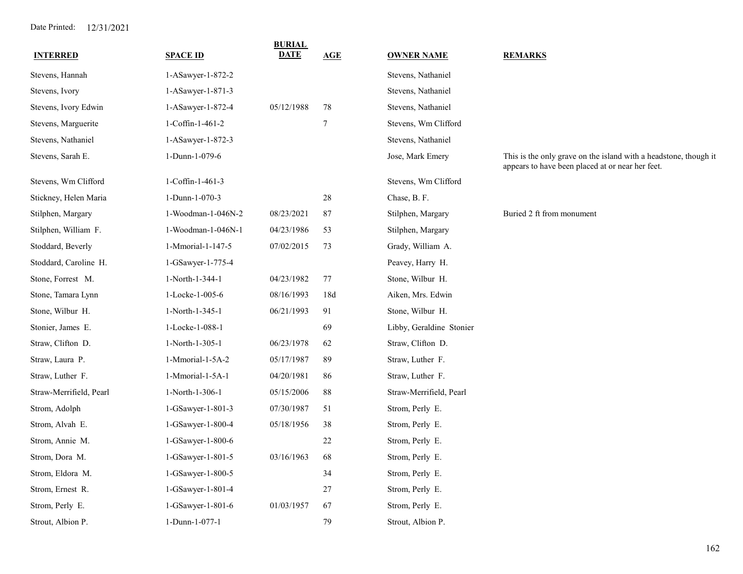Date Printed: 12/31/2021

| INTERRED | SPACE ID | BURIAL DATE | AGE | OWNER NAME | REMARKS |
|---|---|---|---|---|---|
| Stevens, Hannah | 1-ASawyer-1-872-2 | | | Stevens, Nathaniel | |
| Stevens, Ivory | 1-ASawyer-1-871-3 | | | Stevens, Nathaniel | |
| Stevens, Ivory Edwin | 1-ASawyer-1-872-4 | 05/12/1988 | 78 | Stevens, Nathaniel | |
| Stevens, Marguerite | 1-Coffin-1-461-2 | | 7 | Stevens, Wm Clifford | |
| Stevens, Nathaniel | 1-ASawyer-1-872-3 | | | Stevens, Nathaniel | |
| Stevens, Sarah E. | 1-Dunn-1-079-6 | | | Jose, Mark Emery | This is the only grave on the island with a headstone, though it appears to have been placed at or near her feet. |
| Stevens, Wm Clifford | 1-Coffin-1-461-3 | | | Stevens, Wm Clifford | |
| Stickney, Helen Maria | 1-Dunn-1-070-3 | | 28 | Chase, B. F. | |
| Stilphen, Margary | 1-Woodman-1-046N-2 | 08/23/2021 | 87 | Stilphen, Margary | Buried 2 ft from monument |
| Stilphen, William F. | 1-Woodman-1-046N-1 | 04/23/1986 | 53 | Stilphen, Margary | |
| Stoddard, Beverly | 1-Mmorial-1-147-5 | 07/02/2015 | 73 | Grady, William A. | |
| Stoddard, Caroline H. | 1-GSawyer-1-775-4 | | | Peavey, Harry H. | |
| Stone, Forrest M. | 1-North-1-344-1 | 04/23/1982 | 77 | Stone, Wilbur H. | |
| Stone, Tamara Lynn | 1-Locke-1-005-6 | 08/16/1993 | 18d | Aiken, Mrs. Edwin | |
| Stone, Wilbur H. | 1-North-1-345-1 | 06/21/1993 | 91 | Stone, Wilbur H. | |
| Stonier, James E. | 1-Locke-1-088-1 | | 69 | Libby, Geraldine Stonier | |
| Straw, Clifton D. | 1-North-1-305-1 | 06/23/1978 | 62 | Straw, Clifton D. | |
| Straw, Laura P. | 1-Mmorial-1-5A-2 | 05/17/1987 | 89 | Straw, Luther F. | |
| Straw, Luther F. | 1-Mmorial-1-5A-1 | 04/20/1981 | 86 | Straw, Luther F. | |
| Straw-Merrifield, Pearl | 1-North-1-306-1 | 05/15/2006 | 88 | Straw-Merrifield, Pearl | |
| Strom, Adolph | 1-GSawyer-1-801-3 | 07/30/1987 | 51 | Strom, Perly E. | |
| Strom, Alvah E. | 1-GSawyer-1-800-4 | 05/18/1956 | 38 | Strom, Perly E. | |
| Strom, Annie M. | 1-GSawyer-1-800-6 | | 22 | Strom, Perly E. | |
| Strom, Dora M. | 1-GSawyer-1-801-5 | 03/16/1963 | 68 | Strom, Perly E. | |
| Strom, Eldora M. | 1-GSawyer-1-800-5 | | 34 | Strom, Perly E. | |
| Strom, Ernest R. | 1-GSawyer-1-801-4 | | 27 | Strom, Perly E. | |
| Strom, Perly E. | 1-GSawyer-1-801-6 | 01/03/1957 | 67 | Strom, Perly E. | |
| Strout, Albion P. | 1-Dunn-1-077-1 | | 79 | Strout, Albion P. | |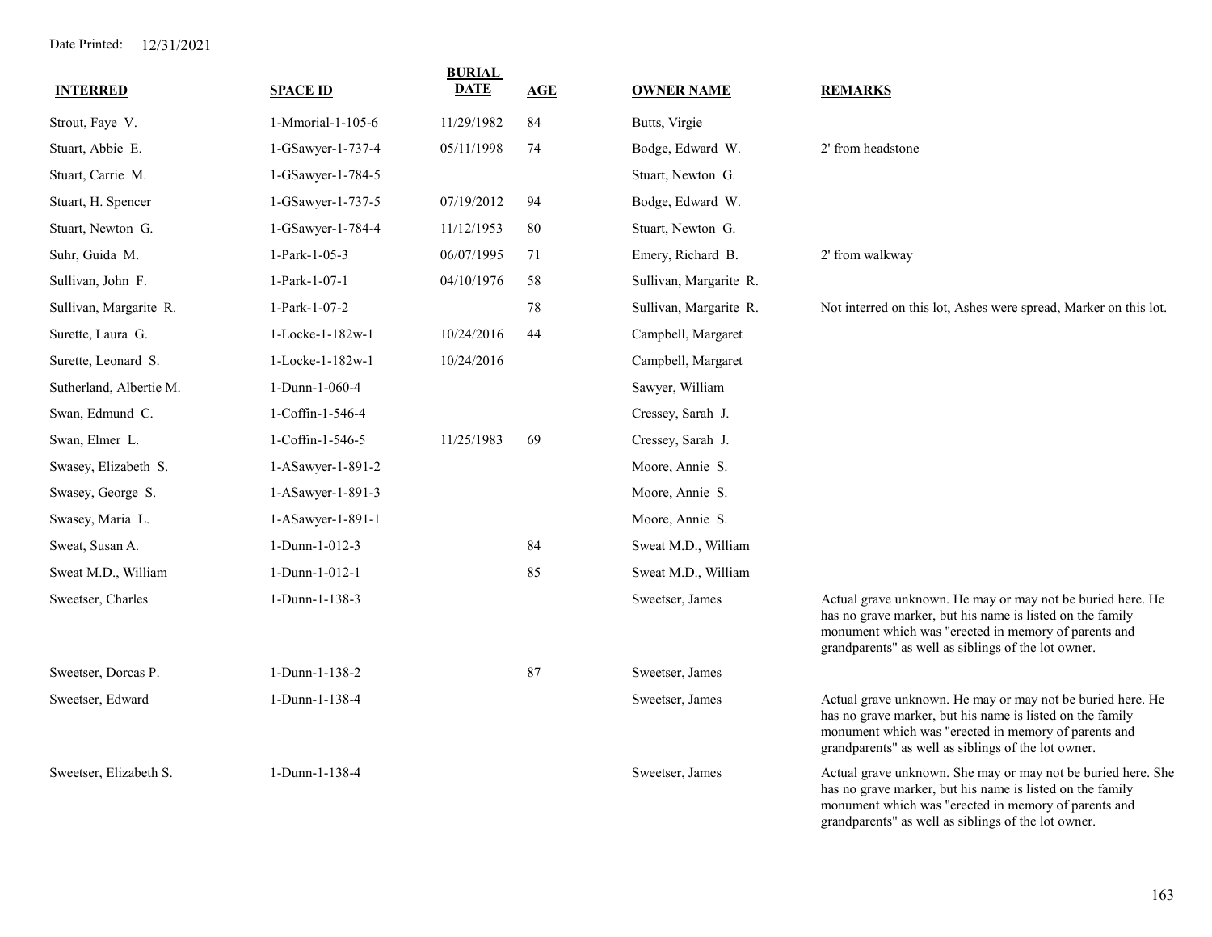Date Printed: 12/31/2021

| INTERRED | SPACE ID | BURIAL DATE | AGE | OWNER NAME | REMARKS |
|---|---|---|---|---|---|
| Strout, Faye V. | 1-Mmorial-1-105-6 | 11/29/1982 | 84 | Butts, Virgie | |
| Stuart, Abbie E. | 1-GSawyer-1-737-4 | 05/11/1998 | 74 | Bodge, Edward W. | 2' from headstone |
| Stuart, Carrie M. | 1-GSawyer-1-784-5 | | | Stuart, Newton G. | |
| Stuart, H. Spencer | 1-GSawyer-1-737-5 | 07/19/2012 | 94 | Bodge, Edward W. | |
| Stuart, Newton G. | 1-GSawyer-1-784-4 | 11/12/1953 | 80 | Stuart, Newton G. | |
| Suhr, Guida M. | 1-Park-1-05-3 | 06/07/1995 | 71 | Emery, Richard B. | 2' from walkway |
| Sullivan, John F. | 1-Park-1-07-1 | 04/10/1976 | 58 | Sullivan, Margarite R. | |
| Sullivan, Margarite R. | 1-Park-1-07-2 | | 78 | Sullivan, Margarite R. | Not interred on this lot, Ashes were spread, Marker on this lot. |
| Surette, Laura G. | 1-Locke-1-182w-1 | 10/24/2016 | 44 | Campbell, Margaret | |
| Surette, Leonard S. | 1-Locke-1-182w-1 | 10/24/2016 | | Campbell, Margaret | |
| Sutherland, Albertie M. | 1-Dunn-1-060-4 | | | Sawyer, William | |
| Swan, Edmund C. | 1-Coffin-1-546-4 | | | Cressey, Sarah J. | |
| Swan, Elmer L. | 1-Coffin-1-546-5 | 11/25/1983 | 69 | Cressey, Sarah J. | |
| Swasey, Elizabeth S. | 1-ASawyer-1-891-2 | | | Moore, Annie S. | |
| Swasey, George S. | 1-ASawyer-1-891-3 | | | Moore, Annie S. | |
| Swasey, Maria L. | 1-ASawyer-1-891-1 | | | Moore, Annie S. | |
| Sweat, Susan A. | 1-Dunn-1-012-3 | | 84 | Sweat M.D., William | |
| Sweat M.D., William | 1-Dunn-1-012-1 | | 85 | Sweat M.D., William | |
| Sweetser, Charles | 1-Dunn-1-138-3 | | | Sweetser, James | Actual grave unknown. He may or may not be buried here. He has no grave marker, but his name is listed on the family monument which was "erected in memory of parents and grandparents" as well as siblings of the lot owner. |
| Sweetser, Dorcas P. | 1-Dunn-1-138-2 | | 87 | Sweetser, James | |
| Sweetser, Edward | 1-Dunn-1-138-4 | | | Sweetser, James | Actual grave unknown. He may or may not be buried here. He has no grave marker, but his name is listed on the family monument which was "erected in memory of parents and grandparents" as well as siblings of the lot owner. |
| Sweetser, Elizabeth S. | 1-Dunn-1-138-4 | | | Sweetser, James | Actual grave unknown. She may or may not be buried here. She has no grave marker, but his name is listed on the family monument which was "erected in memory of parents and grandparents" as well as siblings of the lot owner. |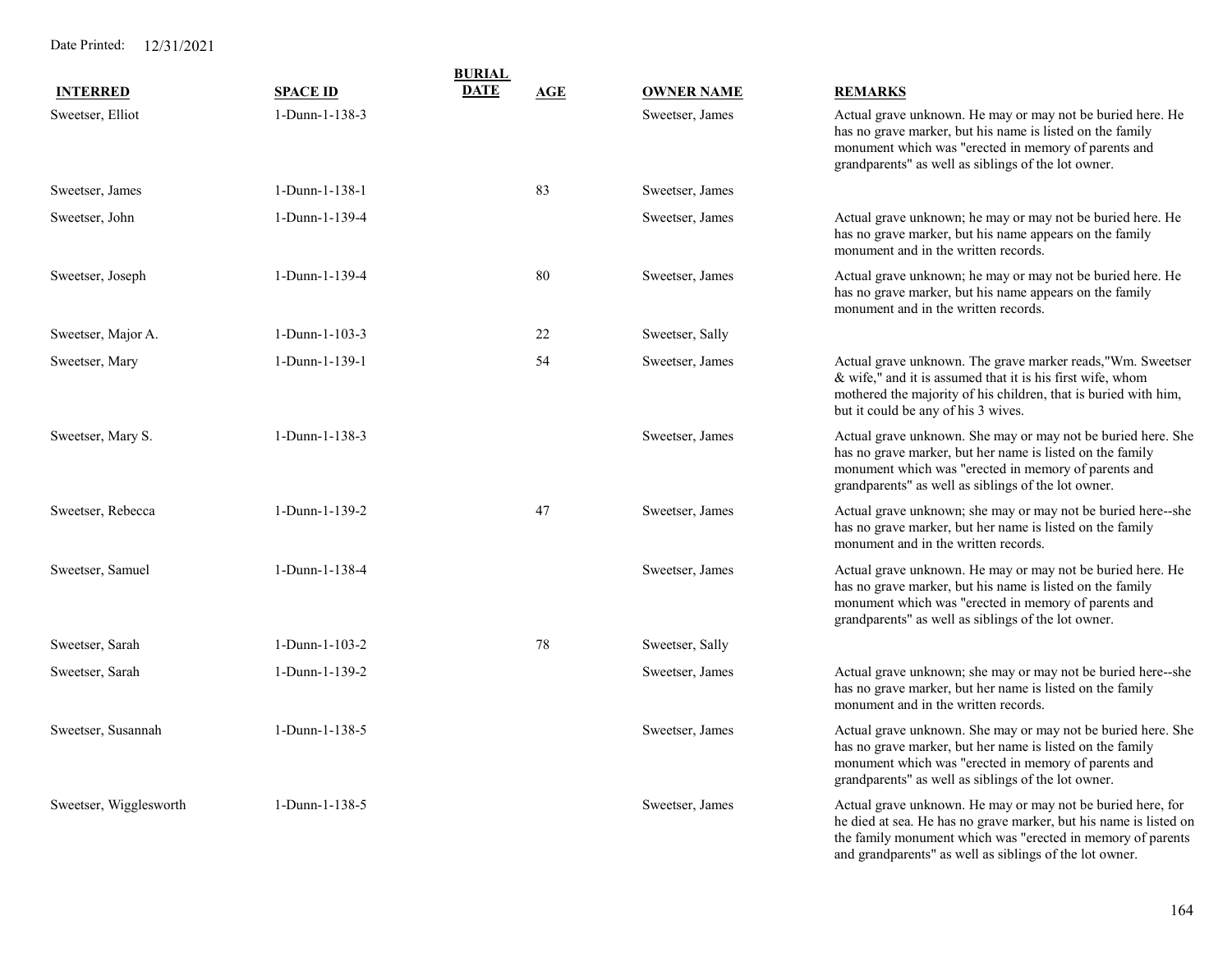Date Printed: 12/31/2021

| INTERRED | SPACE ID | BURIAL DATE | AGE | OWNER NAME | REMARKS |
|---|---|---|---|---|---|
| Sweetser, Elliot | 1-Dunn-1-138-3 | | | Sweetser, James | Actual grave unknown. He may or may not be buried here. He has no grave marker, but his name is listed on the family monument which was "erected in memory of parents and grandparents" as well as siblings of the lot owner. |
| Sweetser, James | 1-Dunn-1-138-1 | | 83 | Sweetser, James | |
| Sweetser, John | 1-Dunn-1-139-4 | | | Sweetser, James | Actual grave unknown; he may or may not be buried here. He has no grave marker, but his name appears on the family monument and in the written records. |
| Sweetser, Joseph | 1-Dunn-1-139-4 | | 80 | Sweetser, James | Actual grave unknown; he may or may not be buried here. He has no grave marker, but his name appears on the family monument and in the written records. |
| Sweetser, Major A. | 1-Dunn-1-103-3 | | 22 | Sweetser, Sally | |
| Sweetser, Mary | 1-Dunn-1-139-1 | | 54 | Sweetser, James | Actual grave unknown. The grave marker reads,"Wm. Sweetser & wife," and it is assumed that it is his first wife, whom mothered the majority of his children, that is buried with him, but it could be any of his 3 wives. |
| Sweetser, Mary S. | 1-Dunn-1-138-3 | | | Sweetser, James | Actual grave unknown. She may or may not be buried here. She has no grave marker, but her name is listed on the family monument which was "erected in memory of parents and grandparents" as well as siblings of the lot owner. |
| Sweetser, Rebecca | 1-Dunn-1-139-2 | | 47 | Sweetser, James | Actual grave unknown; she may or may not be buried here--she has no grave marker, but her name is listed on the family monument and in the written records. |
| Sweetser, Samuel | 1-Dunn-1-138-4 | | | Sweetser, James | Actual grave unknown. He may or may not be buried here. He has no grave marker, but his name is listed on the family monument which was "erected in memory of parents and grandparents" as well as siblings of the lot owner. |
| Sweetser, Sarah | 1-Dunn-1-103-2 | | 78 | Sweetser, Sally | |
| Sweetser, Sarah | 1-Dunn-1-139-2 | | | Sweetser, James | Actual grave unknown; she may or may not be buried here--she has no grave marker, but her name is listed on the family monument and in the written records. |
| Sweetser, Susannah | 1-Dunn-1-138-5 | | | Sweetser, James | Actual grave unknown. She may or may not be buried here. She has no grave marker, but her name is listed on the family monument which was "erected in memory of parents and grandparents" as well as siblings of the lot owner. |
| Sweetser, Wigglesworth | 1-Dunn-1-138-5 | | | Sweetser, James | Actual grave unknown. He may or may not be buried here, for he died at sea. He has no grave marker, but his name is listed on the family monument which was "erected in memory of parents and grandparents" as well as siblings of the lot owner. |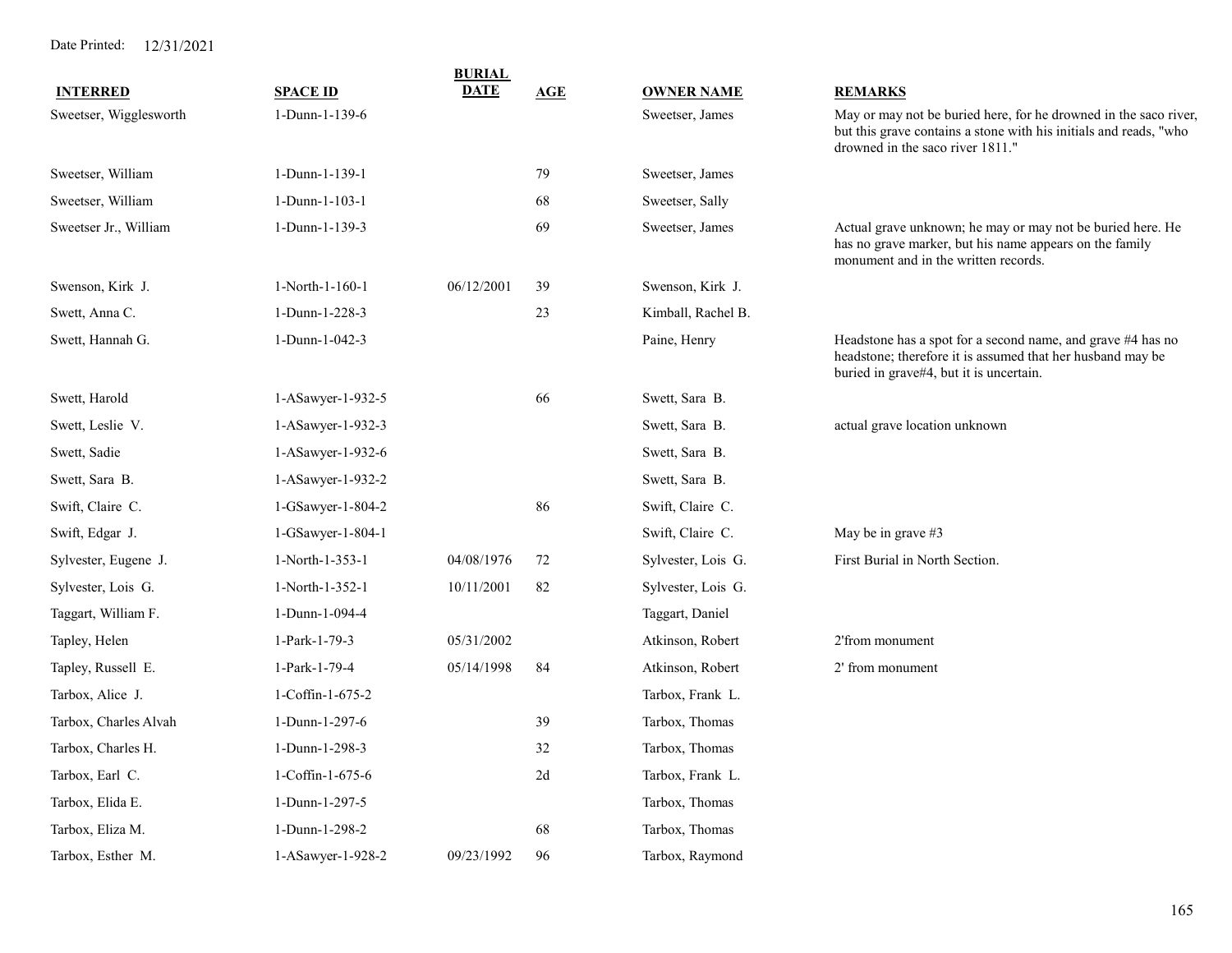Date Printed: 12/31/2021

| INTERRED | SPACE ID | BURIAL DATE | AGE | OWNER NAME | REMARKS |
|---|---|---|---|---|---|
| Sweetser, Wigglesworth | 1-Dunn-1-139-6 | | | Sweetser, James | May or may not be buried here, for he drowned in the saco river, but this grave contains a stone with his initials and reads, "who drowned in the saco river 1811." |
| Sweetser, William | 1-Dunn-1-139-1 | | 79 | Sweetser, James | |
| Sweetser, William | 1-Dunn-1-103-1 | | 68 | Sweetser, Sally | |
| Sweetser Jr., William | 1-Dunn-1-139-3 | | 69 | Sweetser, James | Actual grave unknown; he may or may not be buried here. He has no grave marker, but his name appears on the family monument and in the written records. |
| Swenson, Kirk J. | 1-North-1-160-1 | 06/12/2001 | 39 | Swenson, Kirk J. | |
| Swett, Anna C. | 1-Dunn-1-228-3 | | 23 | Kimball, Rachel B. | |
| Swett, Hannah G. | 1-Dunn-1-042-3 | | | Paine, Henry | Headstone has a spot for a second name, and grave #4 has no headstone; therefore it is assumed that her husband may be buried in grave#4, but it is uncertain. |
| Swett, Harold | 1-ASawyer-1-932-5 | | 66 | Swett, Sara B. | |
| Swett, Leslie V. | 1-ASawyer-1-932-3 | | | Swett, Sara B. | actual grave location unknown |
| Swett, Sadie | 1-ASawyer-1-932-6 | | | Swett, Sara B. | |
| Swett, Sara B. | 1-ASawyer-1-932-2 | | | Swett, Sara B. | |
| Swift, Claire C. | 1-GSawyer-1-804-2 | | 86 | Swift, Claire C. | |
| Swift, Edgar J. | 1-GSawyer-1-804-1 | | | Swift, Claire C. | May be in grave #3 |
| Sylvester, Eugene J. | 1-North-1-353-1 | 04/08/1976 | 72 | Sylvester, Lois G. | First Burial in North Section. |
| Sylvester, Lois G. | 1-North-1-352-1 | 10/11/2001 | 82 | Sylvester, Lois G. | |
| Taggart, William F. | 1-Dunn-1-094-4 | | | Taggart, Daniel | |
| Tapley, Helen | 1-Park-1-79-3 | 05/31/2002 | | Atkinson, Robert | 2'from monument |
| Tapley, Russell E. | 1-Park-1-79-4 | 05/14/1998 | 84 | Atkinson, Robert | 2' from monument |
| Tarbox, Alice J. | 1-Coffin-1-675-2 | | | Tarbox, Frank L. | |
| Tarbox, Charles Alvah | 1-Dunn-1-297-6 | | 39 | Tarbox, Thomas | |
| Tarbox, Charles H. | 1-Dunn-1-298-3 | | 32 | Tarbox, Thomas | |
| Tarbox, Earl C. | 1-Coffin-1-675-6 | | 2d | Tarbox, Frank L. | |
| Tarbox, Elida E. | 1-Dunn-1-297-5 | | | Tarbox, Thomas | |
| Tarbox, Eliza M. | 1-Dunn-1-298-2 | | 68 | Tarbox, Thomas | |
| Tarbox, Esther M. | 1-ASawyer-1-928-2 | 09/23/1992 | 96 | Tarbox, Raymond | |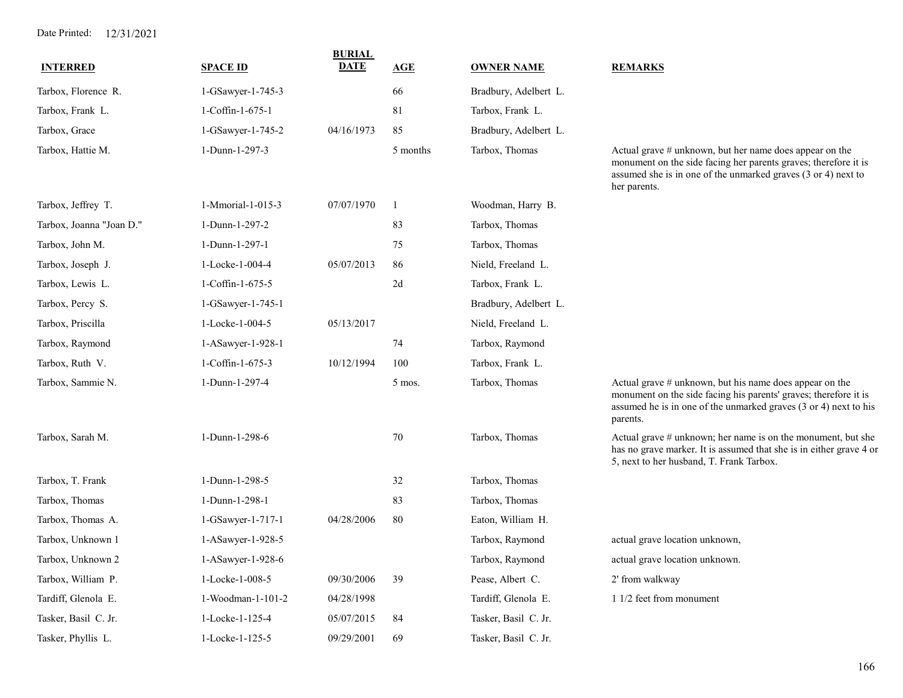Date Printed: 12/31/2021

| INTERRED | SPACE ID | BURIAL DATE | AGE | OWNER NAME | REMARKS |
|---|---|---|---|---|---|
| Tarbox, Florence R. | 1-GSawyer-1-745-3 | | 66 | Bradbury, Adelbert L. | |
| Tarbox, Frank L. | 1-Coffin-1-675-1 | | 81 | Tarbox, Frank L. | |
| Tarbox, Grace | 1-GSawyer-1-745-2 | 04/16/1973 | 85 | Bradbury, Adelbert L. | |
| Tarbox, Hattie M. | 1-Dunn-1-297-3 | | 5 months | Tarbox, Thomas | Actual grave # unknown, but her name does appear on the monument on the side facing her parents graves; therefore it is assumed she is in one of the unmarked graves (3 or 4) next to her parents. |
| Tarbox, Jeffrey T. | 1-Mmorial-1-015-3 | 07/07/1970 | 1 | Woodman, Harry B. | |
| Tarbox, Joanna "Joan D." | 1-Dunn-1-297-2 | | 83 | Tarbox, Thomas | |
| Tarbox, John M. | 1-Dunn-1-297-1 | | 75 | Tarbox, Thomas | |
| Tarbox, Joseph J. | 1-Locke-1-004-4 | 05/07/2013 | 86 | Nield, Freeland L. | |
| Tarbox, Lewis L. | 1-Coffin-1-675-5 | | 2d | Tarbox, Frank L. | |
| Tarbox, Percy S. | 1-GSawyer-1-745-1 | | | Bradbury, Adelbert L. | |
| Tarbox, Priscilla | 1-Locke-1-004-5 | 05/13/2017 | | Nield, Freeland L. | |
| Tarbox, Raymond | 1-ASawyer-1-928-1 | | 74 | Tarbox, Raymond | |
| Tarbox, Ruth V. | 1-Coffin-1-675-3 | 10/12/1994 | 100 | Tarbox, Frank L. | |
| Tarbox, Sammie N. | 1-Dunn-1-297-4 | | 5 mos. | Tarbox, Thomas | Actual grave # unknown, but his name does appear on the monument on the side facing his parents' graves; therefore it is assumed he is in one of the unmarked graves (3 or 4) next to his parents. |
| Tarbox, Sarah M. | 1-Dunn-1-298-6 | | 70 | Tarbox, Thomas | Actual grave # unknown; her name is on the monument, but she has no grave marker. It is assumed that she is in either grave 4 or 5, next to her husband, T. Frank Tarbox. |
| Tarbox, T. Frank | 1-Dunn-1-298-5 | | 32 | Tarbox, Thomas | |
| Tarbox, Thomas | 1-Dunn-1-298-1 | | 83 | Tarbox, Thomas | |
| Tarbox, Thomas A. | 1-GSawyer-1-717-1 | 04/28/2006 | 80 | Eaton, William H. | |
| Tarbox, Unknown 1 | 1-ASawyer-1-928-5 | | | Tarbox, Raymond | actual grave location unknown, |
| Tarbox, Unknown 2 | 1-ASawyer-1-928-6 | | | Tarbox, Raymond | actual grave location unknown. |
| Tarbox, William P. | 1-Locke-1-008-5 | 09/30/2006 | 39 | Pease, Albert C. | 2' from walkway |
| Tardiff, Glenola E. | 1-Woodman-1-101-2 | 04/28/1998 | | Tardiff, Glenola E. | 1 1/2 feet from monument |
| Tasker, Basil C. Jr. | 1-Locke-1-125-4 | 05/07/2015 | 84 | Tasker, Basil C. Jr. | |
| Tasker, Phyllis L. | 1-Locke-1-125-5 | 09/29/2001 | 69 | Tasker, Basil C. Jr. | |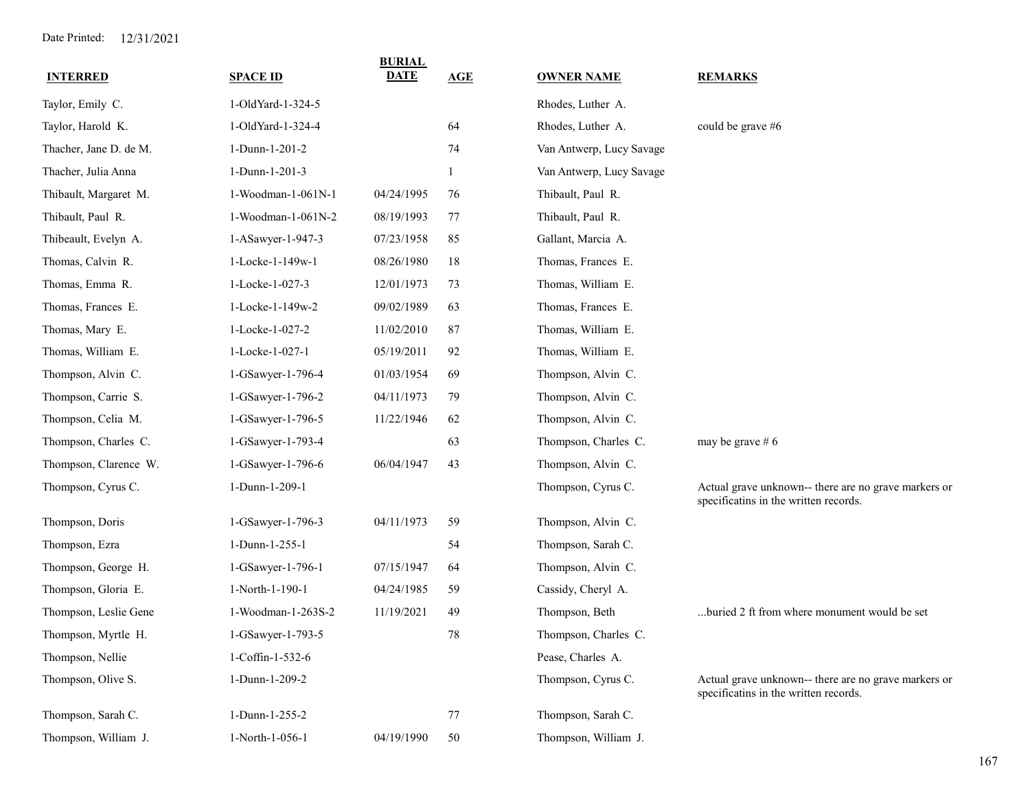Date Printed: 12/31/2021

| INTERRED | SPACE ID | BURIAL DATE | AGE | OWNER NAME | REMARKS |
|---|---|---|---|---|---|
| Taylor, Emily C. | 1-OldYard-1-324-5 | | | Rhodes, Luther A. | |
| Taylor, Harold K. | 1-OldYard-1-324-4 | | 64 | Rhodes, Luther A. | could be grave #6 |
| Thacher, Jane D. de M. | 1-Dunn-1-201-2 | | 74 | Van Antwerp, Lucy Savage | |
| Thacher, Julia Anna | 1-Dunn-1-201-3 | | 1 | Van Antwerp, Lucy Savage | |
| Thibault, Margaret M. | 1-Woodman-1-061N-1 | 04/24/1995 | 76 | Thibault, Paul R. | |
| Thibault, Paul R. | 1-Woodman-1-061N-2 | 08/19/1993 | 77 | Thibault, Paul R. | |
| Thibeault, Evelyn A. | 1-ASawyer-1-947-3 | 07/23/1958 | 85 | Gallant, Marcia A. | |
| Thomas, Calvin R. | 1-Locke-1-149w-1 | 08/26/1980 | 18 | Thomas, Frances E. | |
| Thomas, Emma R. | 1-Locke-1-027-3 | 12/01/1973 | 73 | Thomas, William E. | |
| Thomas, Frances E. | 1-Locke-1-149w-2 | 09/02/1989 | 63 | Thomas, Frances E. | |
| Thomas, Mary E. | 1-Locke-1-027-2 | 11/02/2010 | 87 | Thomas, William E. | |
| Thomas, William E. | 1-Locke-1-027-1 | 05/19/2011 | 92 | Thomas, William E. | |
| Thompson, Alvin C. | 1-GSawyer-1-796-4 | 01/03/1954 | 69 | Thompson, Alvin C. | |
| Thompson, Carrie S. | 1-GSawyer-1-796-2 | 04/11/1973 | 79 | Thompson, Alvin C. | |
| Thompson, Celia M. | 1-GSawyer-1-796-5 | 11/22/1946 | 62 | Thompson, Alvin C. | |
| Thompson, Charles C. | 1-GSawyer-1-793-4 | | 63 | Thompson, Charles C. | may be grave # 6 |
| Thompson, Clarence W. | 1-GSawyer-1-796-6 | 06/04/1947 | 43 | Thompson, Alvin C. | |
| Thompson, Cyrus C. | 1-Dunn-1-209-1 | | | Thompson, Cyrus C. | Actual grave unknown-- there are no grave markers or specificatins in the written records. |
| Thompson, Doris | 1-GSawyer-1-796-3 | 04/11/1973 | 59 | Thompson, Alvin C. | |
| Thompson, Ezra | 1-Dunn-1-255-1 | | 54 | Thompson, Sarah C. | |
| Thompson, George H. | 1-GSawyer-1-796-1 | 07/15/1947 | 64 | Thompson, Alvin C. | |
| Thompson, Gloria E. | 1-North-1-190-1 | 04/24/1985 | 59 | Cassidy, Cheryl A. | |
| Thompson, Leslie Gene | 1-Woodman-1-263S-2 | 11/19/2021 | 49 | Thompson, Beth | ...buried 2 ft from where monument would be set |
| Thompson, Myrtle H. | 1-GSawyer-1-793-5 | | 78 | Thompson, Charles C. | |
| Thompson, Nellie | 1-Coffin-1-532-6 | | | Pease, Charles A. | |
| Thompson, Olive S. | 1-Dunn-1-209-2 | | | Thompson, Cyrus C. | Actual grave unknown-- there are no grave markers or specificatins in the written records. |
| Thompson, Sarah C. | 1-Dunn-1-255-2 | | 77 | Thompson, Sarah C. | |
| Thompson, William J. | 1-North-1-056-1 | 04/19/1990 | 50 | Thompson, William J. | |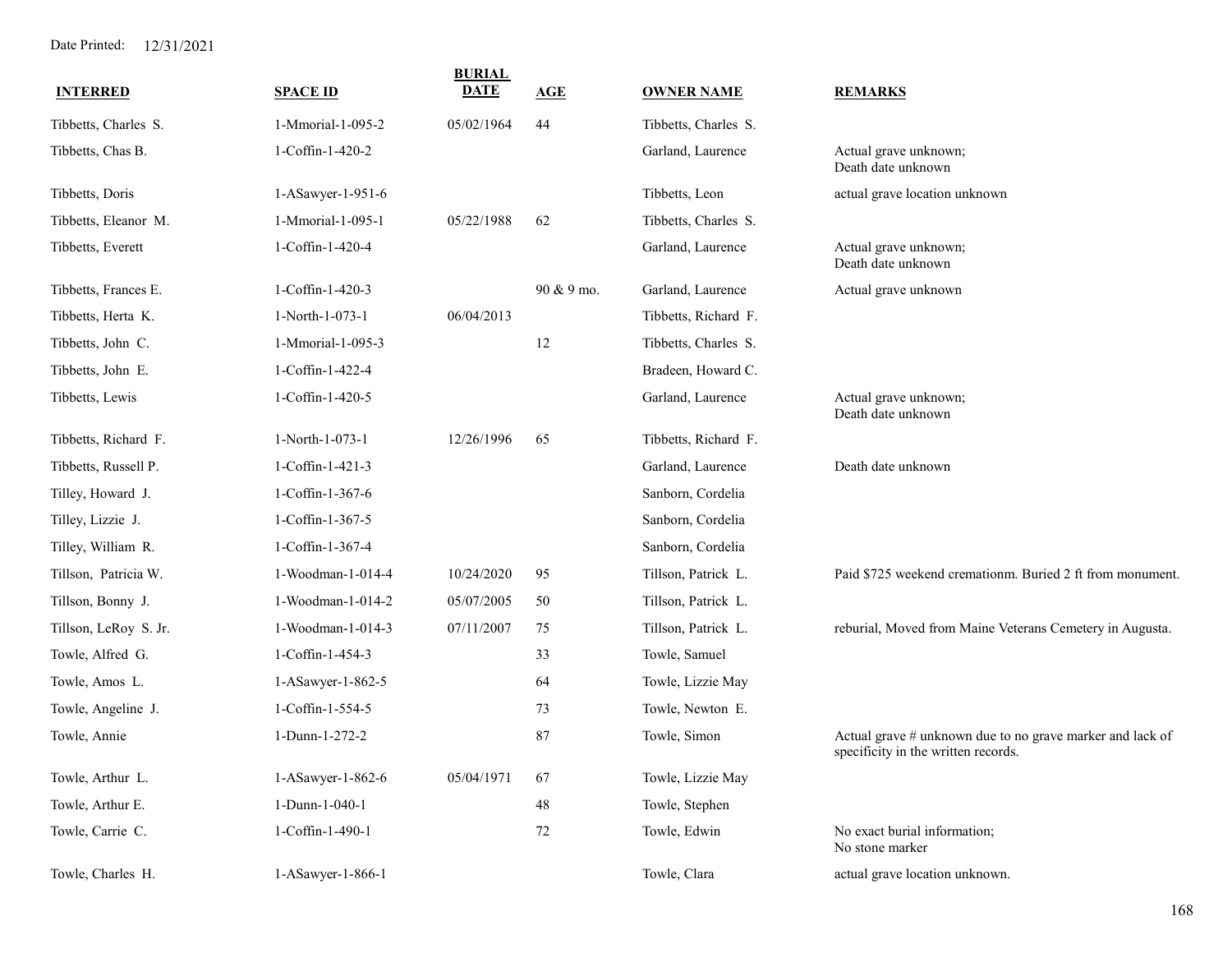Date Printed: 12/31/2021

| INTERRED | SPACE ID | BURIAL DATE | AGE | OWNER NAME | REMARKS |
|---|---|---|---|---|---|
| Tibbetts, Charles S. | 1-Mmorial-1-095-2 | 05/02/1964 | 44 | Tibbetts, Charles S. | |
| Tibbetts, Chas B. | 1-Coffin-1-420-2 | | | Garland, Laurence | Actual grave unknown; Death date unknown |
| Tibbetts, Doris | 1-ASawyer-1-951-6 | | | Tibbetts, Leon | actual grave location unknown |
| Tibbetts, Eleanor M. | 1-Mmorial-1-095-1 | 05/22/1988 | 62 | Tibbetts, Charles S. | |
| Tibbetts, Everett | 1-Coffin-1-420-4 | | | Garland, Laurence | Actual grave unknown; Death date unknown |
| Tibbetts, Frances E. | 1-Coffin-1-420-3 | | 90 & 9 mo. | Garland, Laurence | Actual grave unknown |
| Tibbetts, Herta K. | 1-North-1-073-1 | 06/04/2013 | | Tibbetts, Richard F. | |
| Tibbetts, John C. | 1-Mmorial-1-095-3 | | 12 | Tibbetts, Charles S. | |
| Tibbetts, John E. | 1-Coffin-1-422-4 | | | Bradeen, Howard C. | |
| Tibbetts, Lewis | 1-Coffin-1-420-5 | | | Garland, Laurence | Actual grave unknown; Death date unknown |
| Tibbetts, Richard F. | 1-North-1-073-1 | 12/26/1996 | 65 | Tibbetts, Richard F. | |
| Tibbetts, Russell P. | 1-Coffin-1-421-3 | | | Garland, Laurence | Death date unknown |
| Tilley, Howard J. | 1-Coffin-1-367-6 | | | Sanborn, Cordelia | |
| Tilley, Lizzie J. | 1-Coffin-1-367-5 | | | Sanborn, Cordelia | |
| Tilley, William R. | 1-Coffin-1-367-4 | | | Sanborn, Cordelia | |
| Tillson, Patricia W. | 1-Woodman-1-014-4 | 10/24/2020 | 95 | Tillson, Patrick L. | Paid $725 weekend cremationm. Buried 2 ft from monument. |
| Tillson, Bonny J. | 1-Woodman-1-014-2 | 05/07/2005 | 50 | Tillson, Patrick L. | |
| Tillson, LeRoy S. Jr. | 1-Woodman-1-014-3 | 07/11/2007 | 75 | Tillson, Patrick L. | reburial, Moved from Maine Veterans Cemetery in Augusta. |
| Towle, Alfred G. | 1-Coffin-1-454-3 | | 33 | Towle, Samuel | |
| Towle, Amos L. | 1-ASawyer-1-862-5 | | 64 | Towle, Lizzie May | |
| Towle, Angeline J. | 1-Coffin-1-554-5 | | 73 | Towle, Newton E. | |
| Towle, Annie | 1-Dunn-1-272-2 | | 87 | Towle, Simon | Actual grave # unknown due to no grave marker and lack of specificity in the written records. |
| Towle, Arthur L. | 1-ASawyer-1-862-6 | 05/04/1971 | 67 | Towle, Lizzie May | |
| Towle, Arthur E. | 1-Dunn-1-040-1 | | 48 | Towle, Stephen | |
| Towle, Carrie C. | 1-Coffin-1-490-1 | | 72 | Towle, Edwin | No exact burial information; No stone marker |
| Towle, Charles H. | 1-ASawyer-1-866-1 | | | Towle, Clara | actual grave location unknown. |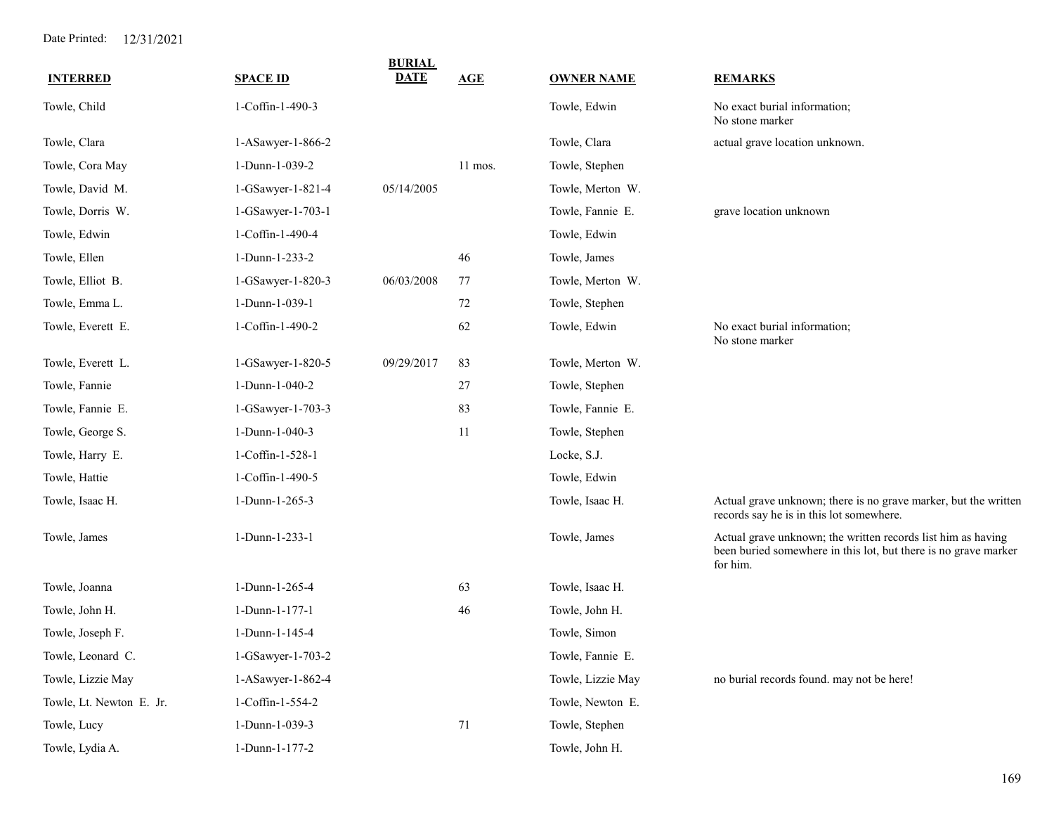Date Printed: 12/31/2021

| INTERRED | SPACE ID | BURIAL DATE | AGE | OWNER NAME | REMARKS |
|---|---|---|---|---|---|
| Towle, Child | 1-Coffin-1-490-3 | | | Towle, Edwin | No exact burial information; No stone marker |
| Towle, Clara | 1-ASawyer-1-866-2 | | | Towle, Clara | actual grave location unknown. |
| Towle, Cora May | 1-Dunn-1-039-2 | | 11 mos. | Towle, Stephen | |
| Towle, David M. | 1-GSawyer-1-821-4 | 05/14/2005 | | Towle, Merton W. | |
| Towle, Dorris W. | 1-GSawyer-1-703-1 | | | Towle, Fannie E. | grave location unknown |
| Towle, Edwin | 1-Coffin-1-490-4 | | | Towle, Edwin | |
| Towle, Ellen | 1-Dunn-1-233-2 | | 46 | Towle, James | |
| Towle, Elliot B. | 1-GSawyer-1-820-3 | 06/03/2008 | 77 | Towle, Merton W. | |
| Towle, Emma L. | 1-Dunn-1-039-1 | | 72 | Towle, Stephen | |
| Towle, Everett E. | 1-Coffin-1-490-2 | | 62 | Towle, Edwin | No exact burial information; No stone marker |
| Towle, Everett L. | 1-GSawyer-1-820-5 | 09/29/2017 | 83 | Towle, Merton W. | |
| Towle, Fannie | 1-Dunn-1-040-2 | | 27 | Towle, Stephen | |
| Towle, Fannie E. | 1-GSawyer-1-703-3 | | 83 | Towle, Fannie E. | |
| Towle, George S. | 1-Dunn-1-040-3 | | 11 | Towle, Stephen | |
| Towle, Harry E. | 1-Coffin-1-528-1 | | | Locke, S.J. | |
| Towle, Hattie | 1-Coffin-1-490-5 | | | Towle, Edwin | |
| Towle, Isaac H. | 1-Dunn-1-265-3 | | | Towle, Isaac H. | Actual grave unknown; there is no grave marker, but the written records say he is in this lot somewhere. |
| Towle, James | 1-Dunn-1-233-1 | | | Towle, James | Actual grave unknown; the written records list him as having been buried somewhere in this lot, but there is no grave marker for him. |
| Towle, Joanna | 1-Dunn-1-265-4 | | 63 | Towle, Isaac H. | |
| Towle, John H. | 1-Dunn-1-177-1 | | 46 | Towle, John H. | |
| Towle, Joseph F. | 1-Dunn-1-145-4 | | | Towle, Simon | |
| Towle, Leonard C. | 1-GSawyer-1-703-2 | | | Towle, Fannie E. | |
| Towle, Lizzie May | 1-ASawyer-1-862-4 | | | Towle, Lizzie May | no burial records found. may not be here! |
| Towle, Lt. Newton E. Jr. | 1-Coffin-1-554-2 | | | Towle, Newton E. | |
| Towle, Lucy | 1-Dunn-1-039-3 | | 71 | Towle, Stephen | |
| Towle, Lydia A. | 1-Dunn-1-177-2 | | | Towle, John H. | |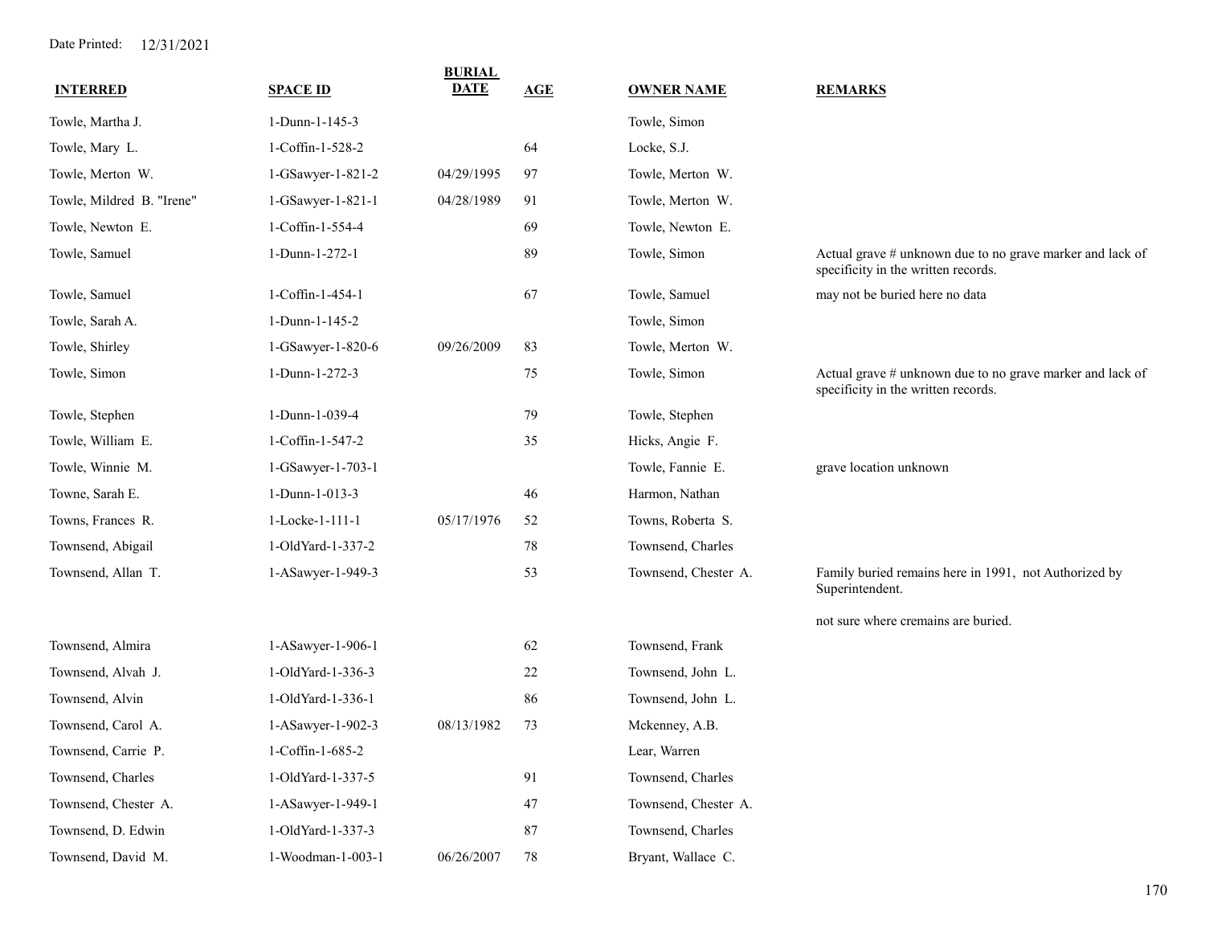Date Printed: 12/31/2021

| INTERRED | SPACE ID | BURIAL DATE | AGE | OWNER NAME | REMARKS |
|---|---|---|---|---|---|
| Towle, Martha J. | 1-Dunn-1-145-3 | | | Towle, Simon | |
| Towle, Mary L. | 1-Coffin-1-528-2 | | 64 | Locke, S.J. | |
| Towle, Merton W. | 1-GSawyer-1-821-2 | 04/29/1995 | 97 | Towle, Merton W. | |
| Towle, Mildred B. "Irene" | 1-GSawyer-1-821-1 | 04/28/1989 | 91 | Towle, Merton W. | |
| Towle, Newton E. | 1-Coffin-1-554-4 | | 69 | Towle, Newton E. | |
| Towle, Samuel | 1-Dunn-1-272-1 | | 89 | Towle, Simon | Actual grave # unknown due to no grave marker and lack of specificity in the written records. |
| Towle, Samuel | 1-Coffin-1-454-1 | | 67 | Towle, Samuel | may not be buried here no data |
| Towle, Sarah A. | 1-Dunn-1-145-2 | | | Towle, Simon | |
| Towle, Shirley | 1-GSawyer-1-820-6 | 09/26/2009 | 83 | Towle, Merton W. | |
| Towle, Simon | 1-Dunn-1-272-3 | | 75 | Towle, Simon | Actual grave # unknown due to no grave marker and lack of specificity in the written records. |
| Towle, Stephen | 1-Dunn-1-039-4 | | 79 | Towle, Stephen | |
| Towle, William E. | 1-Coffin-1-547-2 | | 35 | Hicks, Angie F. | |
| Towle, Winnie M. | 1-GSawyer-1-703-1 | | | Towle, Fannie E. | grave location unknown |
| Towne, Sarah E. | 1-Dunn-1-013-3 | | 46 | Harmon, Nathan | |
| Towns, Frances R. | 1-Locke-1-111-1 | 05/17/1976 | 52 | Towns, Roberta S. | |
| Townsend, Abigail | 1-OldYard-1-337-2 | | 78 | Townsend, Charles | |
| Townsend, Allan T. | 1-ASawyer-1-949-3 | | 53 | Townsend, Chester A. | Family buried remains here in 1991, not Authorized by Superintendent. not sure where cremains are buried. |
| Townsend, Almira | 1-ASawyer-1-906-1 | | 62 | Townsend, Frank | |
| Townsend, Alvah J. | 1-OldYard-1-336-3 | | 22 | Townsend, John L. | |
| Townsend, Alvin | 1-OldYard-1-336-1 | | 86 | Townsend, John L. | |
| Townsend, Carol A. | 1-ASawyer-1-902-3 | 08/13/1982 | 73 | Mckenney, A.B. | |
| Townsend, Carrie P. | 1-Coffin-1-685-2 | | | Lear, Warren | |
| Townsend, Charles | 1-OldYard-1-337-5 | | 91 | Townsend, Charles | |
| Townsend, Chester A. | 1-ASawyer-1-949-1 | | 47 | Townsend, Chester A. | |
| Townsend, D. Edwin | 1-OldYard-1-337-3 | | 87 | Townsend, Charles | |
| Townsend, David M. | 1-Woodman-1-003-1 | 06/26/2007 | 78 | Bryant, Wallace C. | |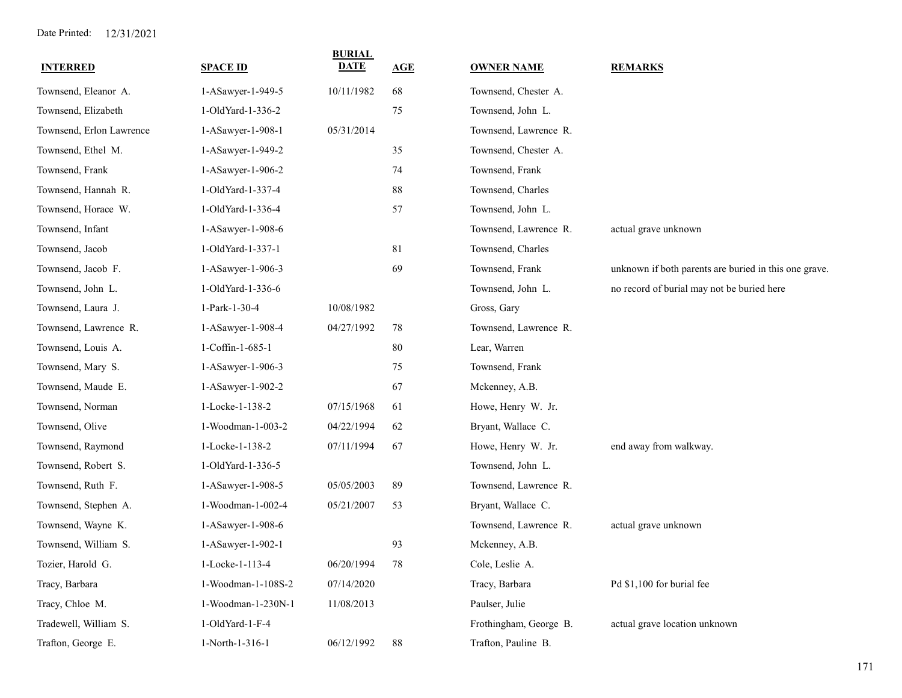Date Printed: 12/31/2021

| INTERRED | SPACE ID | BURIAL DATE | AGE | OWNER NAME | REMARKS |
|---|---|---|---|---|---|
| Townsend, Eleanor A. | 1-ASawyer-1-949-5 | 10/11/1982 | 68 | Townsend, Chester A. | |
| Townsend, Elizabeth | 1-OldYard-1-336-2 | | 75 | Townsend, John L. | |
| Townsend, Erlon Lawrence | 1-ASawyer-1-908-1 | 05/31/2014 | | Townsend, Lawrence R. | |
| Townsend, Ethel M. | 1-ASawyer-1-949-2 | | 35 | Townsend, Chester A. | |
| Townsend, Frank | 1-ASawyer-1-906-2 | | 74 | Townsend, Frank | |
| Townsend, Hannah R. | 1-OldYard-1-337-4 | | 88 | Townsend, Charles | |
| Townsend, Horace W. | 1-OldYard-1-336-4 | | 57 | Townsend, John L. | |
| Townsend, Infant | 1-ASawyer-1-908-6 | | | Townsend, Lawrence R. | actual grave unknown |
| Townsend, Jacob | 1-OldYard-1-337-1 | | 81 | Townsend, Charles | |
| Townsend, Jacob F. | 1-ASawyer-1-906-3 | | 69 | Townsend, Frank | unknown if both parents are buried in this one grave. |
| Townsend, John L. | 1-OldYard-1-336-6 | | | Townsend, John L. | no record of burial may not be buried here |
| Townsend, Laura J. | 1-Park-1-30-4 | 10/08/1982 | | Gross, Gary | |
| Townsend, Lawrence R. | 1-ASawyer-1-908-4 | 04/27/1992 | 78 | Townsend, Lawrence R. | |
| Townsend, Louis A. | 1-Coffin-1-685-1 | | 80 | Lear, Warren | |
| Townsend, Mary S. | 1-ASawyer-1-906-3 | | 75 | Townsend, Frank | |
| Townsend, Maude E. | 1-ASawyer-1-902-2 | | 67 | Mckenney, A.B. | |
| Townsend, Norman | 1-Locke-1-138-2 | 07/15/1968 | 61 | Howe, Henry W. Jr. | |
| Townsend, Olive | 1-Woodman-1-003-2 | 04/22/1994 | 62 | Bryant, Wallace C. | |
| Townsend, Raymond | 1-Locke-1-138-2 | 07/11/1994 | 67 | Howe, Henry W. Jr. | end away from walkway. |
| Townsend, Robert S. | 1-OldYard-1-336-5 | | | Townsend, John L. | |
| Townsend, Ruth F. | 1-ASawyer-1-908-5 | 05/05/2003 | 89 | Townsend, Lawrence R. | |
| Townsend, Stephen A. | 1-Woodman-1-002-4 | 05/21/2007 | 53 | Bryant, Wallace C. | |
| Townsend, Wayne K. | 1-ASawyer-1-908-6 | | | Townsend, Lawrence R. | actual grave unknown |
| Townsend, William S. | 1-ASawyer-1-902-1 | | 93 | Mckenney, A.B. | |
| Tozier, Harold G. | 1-Locke-1-113-4 | 06/20/1994 | 78 | Cole, Leslie A. | |
| Tracy, Barbara | 1-Woodman-1-108S-2 | 07/14/2020 | | Tracy, Barbara | Pd $1,100 for burial fee |
| Tracy, Chloe M. | 1-Woodman-1-230N-1 | 11/08/2013 | | Paulser, Julie | |
| Tradewell, William S. | 1-OldYard-1-F-4 | | | Frothingham, George B. | actual grave location unknown |
| Trafton, George E. | 1-North-1-316-1 | 06/12/1992 | 88 | Trafton, Pauline B. | |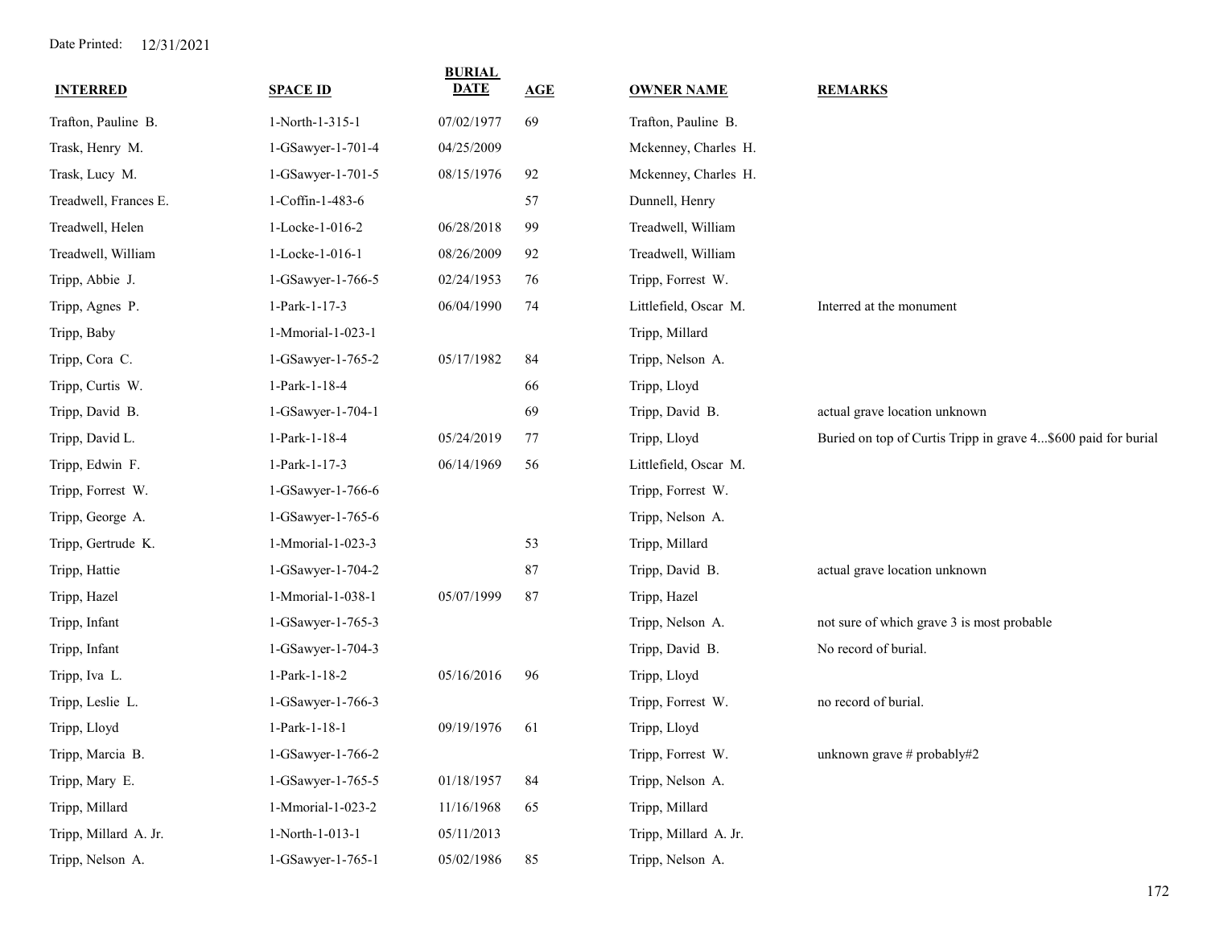Date Printed: 12/31/2021

| INTERRED | SPACE ID | BURIAL DATE | AGE | OWNER NAME | REMARKS |
|---|---|---|---|---|---|
| Trafton, Pauline B. | 1-North-1-315-1 | 07/02/1977 | 69 | Trafton, Pauline B. | |
| Trask, Henry M. | 1-GSawyer-1-701-4 | 04/25/2009 | | Mckenney, Charles H. | |
| Trask, Lucy M. | 1-GSawyer-1-701-5 | 08/15/1976 | 92 | Mckenney, Charles H. | |
| Treadwell, Frances E. | 1-Coffin-1-483-6 | | 57 | Dunnell, Henry | |
| Treadwell, Helen | 1-Locke-1-016-2 | 06/28/2018 | 99 | Treadwell, William | |
| Treadwell, William | 1-Locke-1-016-1 | 08/26/2009 | 92 | Treadwell, William | |
| Tripp, Abbie J. | 1-GSawyer-1-766-5 | 02/24/1953 | 76 | Tripp, Forrest W. | |
| Tripp, Agnes P. | 1-Park-1-17-3 | 06/04/1990 | 74 | Littlefield, Oscar M. | Interred at the monument |
| Tripp, Baby | 1-Mmorial-1-023-1 | | | Tripp, Millard | |
| Tripp, Cora C. | 1-GSawyer-1-765-2 | 05/17/1982 | 84 | Tripp, Nelson A. | |
| Tripp, Curtis W. | 1-Park-1-18-4 | | 66 | Tripp, Lloyd | |
| Tripp, David B. | 1-GSawyer-1-704-1 | | 69 | Tripp, David B. | actual grave location unknown |
| Tripp, David L. | 1-Park-1-18-4 | 05/24/2019 | 77 | Tripp, Lloyd | Buried on top of Curtis Tripp in grave 4...$600 paid for burial |
| Tripp, Edwin F. | 1-Park-1-17-3 | 06/14/1969 | 56 | Littlefield, Oscar M. | |
| Tripp, Forrest W. | 1-GSawyer-1-766-6 | | | Tripp, Forrest W. | |
| Tripp, George A. | 1-GSawyer-1-765-6 | | | Tripp, Nelson A. | |
| Tripp, Gertrude K. | 1-Mmorial-1-023-3 | | 53 | Tripp, Millard | |
| Tripp, Hattie | 1-GSawyer-1-704-2 | | 87 | Tripp, David B. | actual grave location unknown |
| Tripp, Hazel | 1-Mmorial-1-038-1 | 05/07/1999 | 87 | Tripp, Hazel | |
| Tripp, Infant | 1-GSawyer-1-765-3 | | | Tripp, Nelson A. | not sure of which grave 3 is most probable |
| Tripp, Infant | 1-GSawyer-1-704-3 | | | Tripp, David B. | No record of burial. |
| Tripp, Iva L. | 1-Park-1-18-2 | 05/16/2016 | 96 | Tripp, Lloyd | |
| Tripp, Leslie L. | 1-GSawyer-1-766-3 | | | Tripp, Forrest W. | no record of burial. |
| Tripp, Lloyd | 1-Park-1-18-1 | 09/19/1976 | 61 | Tripp, Lloyd | |
| Tripp, Marcia B. | 1-GSawyer-1-766-2 | | | Tripp, Forrest W. | unknown grave # probably#2 |
| Tripp, Mary E. | 1-GSawyer-1-765-5 | 01/18/1957 | 84 | Tripp, Nelson A. | |
| Tripp, Millard | 1-Mmorial-1-023-2 | 11/16/1968 | 65 | Tripp, Millard | |
| Tripp, Millard A. Jr. | 1-North-1-013-1 | 05/11/2013 | | Tripp, Millard A. Jr. | |
| Tripp, Nelson A. | 1-GSawyer-1-765-1 | 05/02/1986 | 85 | Tripp, Nelson A. | |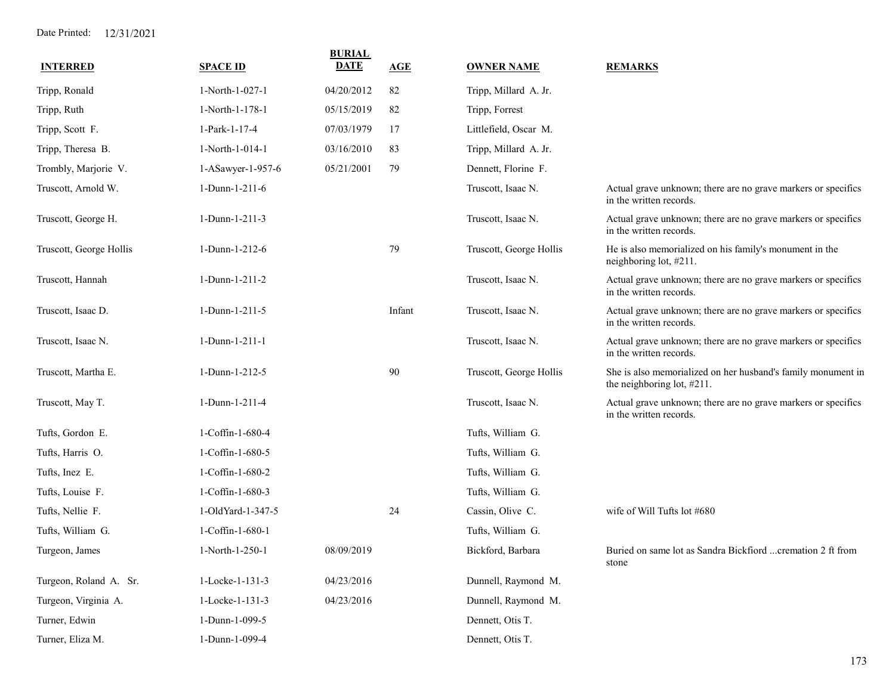Date Printed: 12/31/2021

| INTERRED | SPACE ID | BURIAL DATE | AGE | OWNER NAME | REMARKS |
|---|---|---|---|---|---|
| Tripp, Ronald | 1-North-1-027-1 | 04/20/2012 | 82 | Tripp, Millard A. Jr. | |
| Tripp, Ruth | 1-North-1-178-1 | 05/15/2019 | 82 | Tripp, Forrest | |
| Tripp, Scott F. | 1-Park-1-17-4 | 07/03/1979 | 17 | Littlefield, Oscar M. | |
| Tripp, Theresa B. | 1-North-1-014-1 | 03/16/2010 | 83 | Tripp, Millard A. Jr. | |
| Trombly, Marjorie V. | 1-ASawyer-1-957-6 | 05/21/2001 | 79 | Dennett, Florine F. | |
| Truscott, Arnold W. | 1-Dunn-1-211-6 | | | Truscott, Isaac N. | Actual grave unknown; there are no grave markers or specifics in the written records. |
| Truscott, George H. | 1-Dunn-1-211-3 | | | Truscott, Isaac N. | Actual grave unknown; there are no grave markers or specifics in the written records. |
| Truscott, George Hollis | 1-Dunn-1-212-6 | | 79 | Truscott, George Hollis | He is also memorialized on his family's monument in the neighboring lot, #211. |
| Truscott, Hannah | 1-Dunn-1-211-2 | | | Truscott, Isaac N. | Actual grave unknown; there are no grave markers or specifics in the written records. |
| Truscott, Isaac D. | 1-Dunn-1-211-5 | | Infant | Truscott, Isaac N. | Actual grave unknown; there are no grave markers or specifics in the written records. |
| Truscott, Isaac N. | 1-Dunn-1-211-1 | | | Truscott, Isaac N. | Actual grave unknown; there are no grave markers or specifics in the written records. |
| Truscott, Martha E. | 1-Dunn-1-212-5 | | 90 | Truscott, George Hollis | She is also memorialized on her husband's family monument in the neighboring lot, #211. |
| Truscott, May T. | 1-Dunn-1-211-4 | | | Truscott, Isaac N. | Actual grave unknown; there are no grave markers or specifics in the written records. |
| Tufts, Gordon E. | 1-Coffin-1-680-4 | | | Tufts, William G. | |
| Tufts, Harris O. | 1-Coffin-1-680-5 | | | Tufts, William G. | |
| Tufts, Inez E. | 1-Coffin-1-680-2 | | | Tufts, William G. | |
| Tufts, Louise F. | 1-Coffin-1-680-3 | | | Tufts, William G. | |
| Tufts, Nellie F. | 1-OldYard-1-347-5 | | 24 | Cassin, Olive C. | wife of Will Tufts lot #680 |
| Tufts, William G. | 1-Coffin-1-680-1 | | | Tufts, William G. | |
| Turgeon, James | 1-North-1-250-1 | 08/09/2019 | | Bickford, Barbara | Buried on same lot as Sandra Bickford ...cremation 2 ft from stone |
| Turgeon, Roland A. Sr. | 1-Locke-1-131-3 | 04/23/2016 | | Dunnell, Raymond M. | |
| Turgeon, Virginia A. | 1-Locke-1-131-3 | 04/23/2016 | | Dunnell, Raymond M. | |
| Turner, Edwin | 1-Dunn-1-099-5 | | | Dennett, Otis T. | |
| Turner, Eliza M. | 1-Dunn-1-099-4 | | | Dennett, Otis T. | |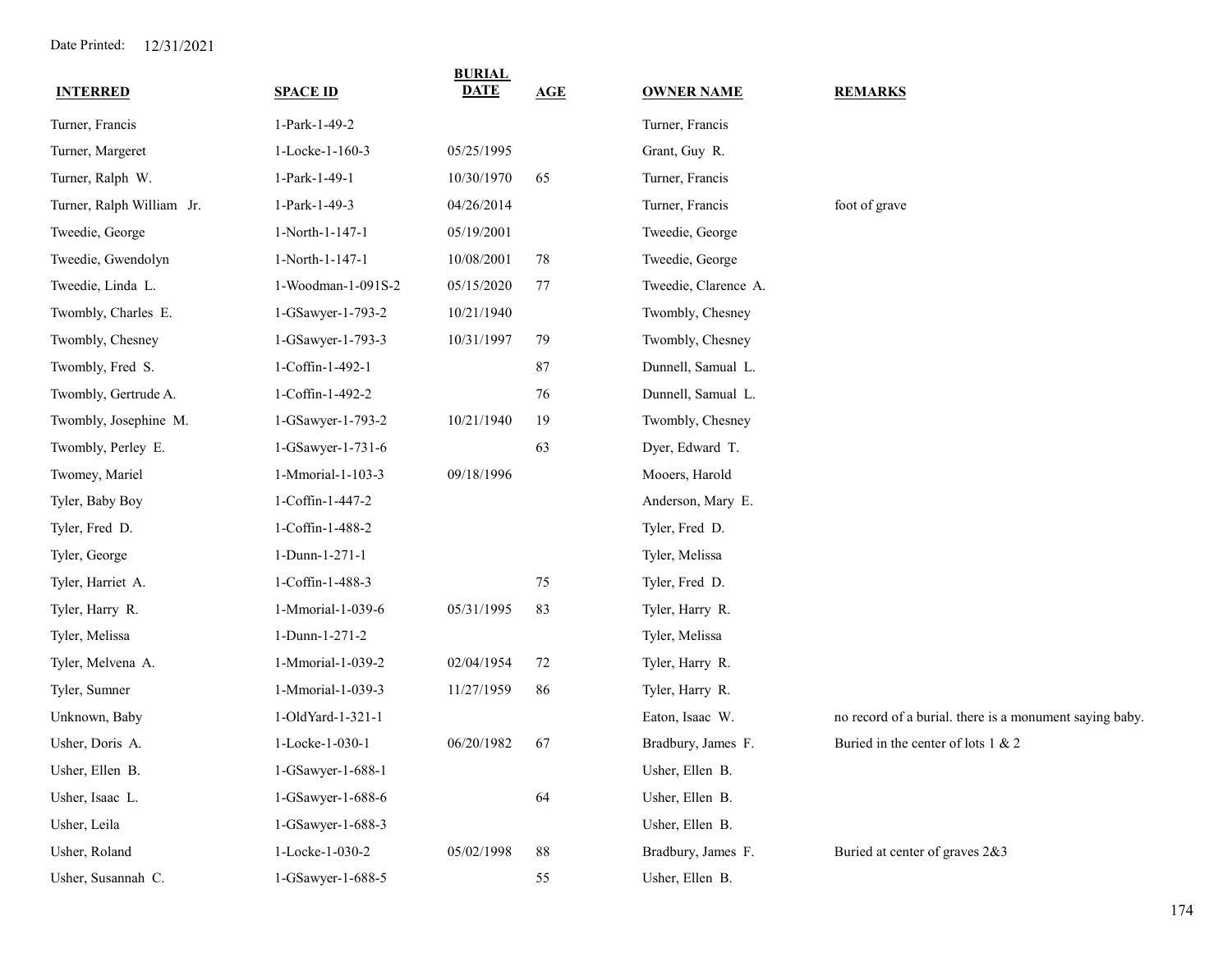Date Printed: 12/31/2021

| INTERRED | SPACE ID | BURIAL DATE | AGE | OWNER NAME | REMARKS |
|---|---|---|---|---|---|
| Turner, Francis | 1-Park-1-49-2 | | | Turner, Francis | |
| Turner, Margeret | 1-Locke-1-160-3 | 05/25/1995 | | Grant, Guy R. | |
| Turner, Ralph W. | 1-Park-1-49-1 | 10/30/1970 | 65 | Turner, Francis | |
| Turner, Ralph William Jr. | 1-Park-1-49-3 | 04/26/2014 | | Turner, Francis | foot of grave |
| Tweedie, George | 1-North-1-147-1 | 05/19/2001 | | Tweedie, George | |
| Tweedie, Gwendolyn | 1-North-1-147-1 | 10/08/2001 | 78 | Tweedie, George | |
| Tweedie, Linda L. | 1-Woodman-1-091S-2 | 05/15/2020 | 77 | Tweedie, Clarence A. | |
| Twombly, Charles E. | 1-GSawyer-1-793-2 | 10/21/1940 | | Twombly, Chesney | |
| Twombly, Chesney | 1-GSawyer-1-793-3 | 10/31/1997 | 79 | Twombly, Chesney | |
| Twombly, Fred S. | 1-Coffin-1-492-1 | | 87 | Dunnell, Samual L. | |
| Twombly, Gertrude A. | 1-Coffin-1-492-2 | | 76 | Dunnell, Samual L. | |
| Twombly, Josephine M. | 1-GSawyer-1-793-2 | 10/21/1940 | 19 | Twombly, Chesney | |
| Twombly, Perley E. | 1-GSawyer-1-731-6 | | 63 | Dyer, Edward T. | |
| Twomey, Mariel | 1-Mmorial-1-103-3 | 09/18/1996 | | Mooers, Harold | |
| Tyler, Baby Boy | 1-Coffin-1-447-2 | | | Anderson, Mary E. | |
| Tyler, Fred D. | 1-Coffin-1-488-2 | | | Tyler, Fred D. | |
| Tyler, George | 1-Dunn-1-271-1 | | | Tyler, Melissa | |
| Tyler, Harriet A. | 1-Coffin-1-488-3 | | 75 | Tyler, Fred D. | |
| Tyler, Harry R. | 1-Mmorial-1-039-6 | 05/31/1995 | 83 | Tyler, Harry R. | |
| Tyler, Melissa | 1-Dunn-1-271-2 | | | Tyler, Melissa | |
| Tyler, Melvena A. | 1-Mmorial-1-039-2 | 02/04/1954 | 72 | Tyler, Harry R. | |
| Tyler, Sumner | 1-Mmorial-1-039-3 | 11/27/1959 | 86 | Tyler, Harry R. | |
| Unknown, Baby | 1-OldYard-1-321-1 | | | Eaton, Isaac W. | no record of a burial. there is a monument saying baby. |
| Usher, Doris A. | 1-Locke-1-030-1 | 06/20/1982 | 67 | Bradbury, James F. | Buried in the center of lots 1 & 2 |
| Usher, Ellen B. | 1-GSawyer-1-688-1 | | | Usher, Ellen B. | |
| Usher, Isaac L. | 1-GSawyer-1-688-6 | | 64 | Usher, Ellen B. | |
| Usher, Leila | 1-GSawyer-1-688-3 | | | Usher, Ellen B. | |
| Usher, Roland | 1-Locke-1-030-2 | 05/02/1998 | 88 | Bradbury, James F. | Buried at center of graves 2&3 |
| Usher, Susannah C. | 1-GSawyer-1-688-5 | | 55 | Usher, Ellen B. | |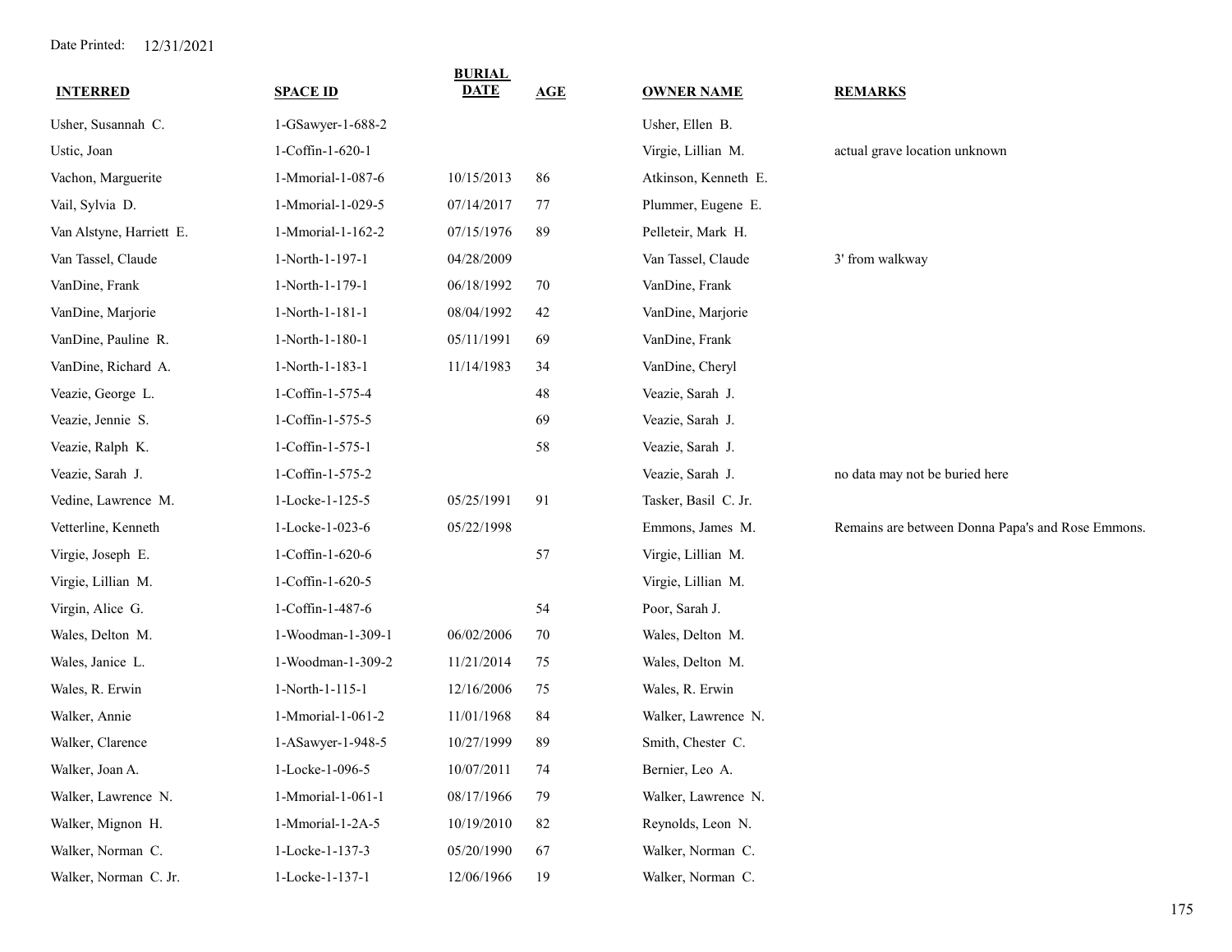Date Printed: 12/31/2021

| INTERRED | SPACE ID | BURIAL DATE | AGE | OWNER NAME | REMARKS |
|---|---|---|---|---|---|
| Usher, Susannah C. | 1-GSawyer-1-688-2 | | | Usher, Ellen B. | |
| Ustic, Joan | 1-Coffin-1-620-1 | | | Virgie, Lillian M. | actual grave location unknown |
| Vachon, Marguerite | 1-Mmorial-1-087-6 | 10/15/2013 | 86 | Atkinson, Kenneth E. | |
| Vail, Sylvia D. | 1-Mmorial-1-029-5 | 07/14/2017 | 77 | Plummer, Eugene E. | |
| Van Alstyne, Harriett E. | 1-Mmorial-1-162-2 | 07/15/1976 | 89 | Pelleteir, Mark H. | |
| Van Tassel, Claude | 1-North-1-197-1 | 04/28/2009 | | Van Tassel, Claude | 3' from walkway |
| VanDine, Frank | 1-North-1-179-1 | 06/18/1992 | 70 | VanDine, Frank | |
| VanDine, Marjorie | 1-North-1-181-1 | 08/04/1992 | 42 | VanDine, Marjorie | |
| VanDine, Pauline R. | 1-North-1-180-1 | 05/11/1991 | 69 | VanDine, Frank | |
| VanDine, Richard A. | 1-North-1-183-1 | 11/14/1983 | 34 | VanDine, Cheryl | |
| Veazie, George L. | 1-Coffin-1-575-4 | | 48 | Veazie, Sarah J. | |
| Veazie, Jennie S. | 1-Coffin-1-575-5 | | 69 | Veazie, Sarah J. | |
| Veazie, Ralph K. | 1-Coffin-1-575-1 | | 58 | Veazie, Sarah J. | |
| Veazie, Sarah J. | 1-Coffin-1-575-2 | | | Veazie, Sarah J. | no data may not be buried here |
| Vedine, Lawrence M. | 1-Locke-1-125-5 | 05/25/1991 | 91 | Tasker, Basil C. Jr. | |
| Vetterline, Kenneth | 1-Locke-1-023-6 | 05/22/1998 | | Emmons, James M. | Remains are between Donna Papa's and Rose Emmons. |
| Virgie, Joseph E. | 1-Coffin-1-620-6 | | 57 | Virgie, Lillian M. | |
| Virgie, Lillian M. | 1-Coffin-1-620-5 | | | Virgie, Lillian M. | |
| Virgin, Alice G. | 1-Coffin-1-487-6 | | 54 | Poor, Sarah J. | |
| Wales, Delton M. | 1-Woodman-1-309-1 | 06/02/2006 | 70 | Wales, Delton M. | |
| Wales, Janice L. | 1-Woodman-1-309-2 | 11/21/2014 | 75 | Wales, Delton M. | |
| Wales, R. Erwin | 1-North-1-115-1 | 12/16/2006 | 75 | Wales, R. Erwin | |
| Walker, Annie | 1-Mmorial-1-061-2 | 11/01/1968 | 84 | Walker, Lawrence N. | |
| Walker, Clarence | 1-ASawyer-1-948-5 | 10/27/1999 | 89 | Smith, Chester C. | |
| Walker, Joan A. | 1-Locke-1-096-5 | 10/07/2011 | 74 | Bernier, Leo A. | |
| Walker, Lawrence N. | 1-Mmorial-1-061-1 | 08/17/1966 | 79 | Walker, Lawrence N. | |
| Walker, Mignon H. | 1-Mmorial-1-2A-5 | 10/19/2010 | 82 | Reynolds, Leon N. | |
| Walker, Norman C. | 1-Locke-1-137-3 | 05/20/1990 | 67 | Walker, Norman C. | |
| Walker, Norman C. Jr. | 1-Locke-1-137-1 | 12/06/1966 | 19 | Walker, Norman C. | |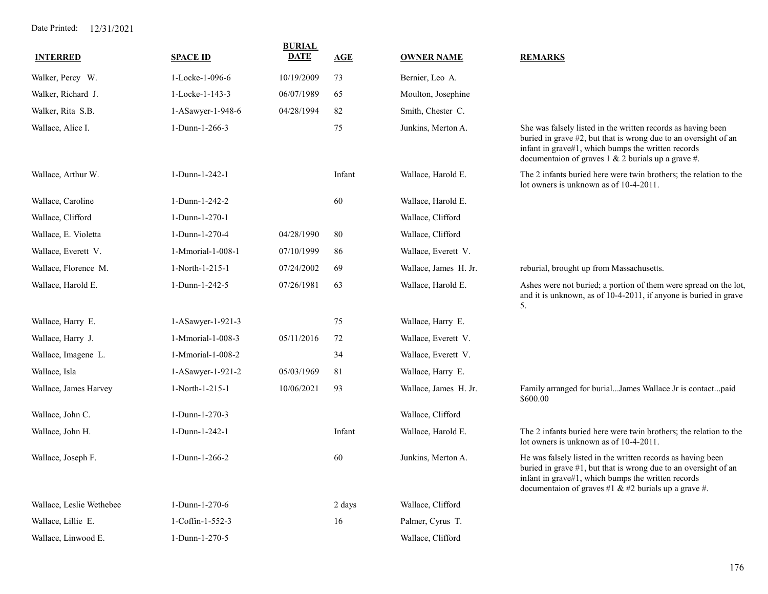Date Printed: 12/31/2021

| INTERRED | SPACE ID | BURIAL DATE | AGE | OWNER NAME | REMARKS |
|---|---|---|---|---|---|
| Walker, Percy W. | 1-Locke-1-096-6 | 10/19/2009 | 73 | Bernier, Leo A. | |
| Walker, Richard J. | 1-Locke-1-143-3 | 06/07/1989 | 65 | Moulton, Josephine | |
| Walker, Rita S.B. | 1-ASawyer-1-948-6 | 04/28/1994 | 82 | Smith, Chester C. | |
| Wallace, Alice I. | 1-Dunn-1-266-3 | | 75 | Junkins, Merton A. | She was falsely listed in the written records as having been buried in grave #2, but that is wrong due to an oversight of an infant in grave#1, which bumps the written records documentaion of graves 1 & 2 burials up a grave #. |
| Wallace, Arthur W. | 1-Dunn-1-242-1 | | Infant | Wallace, Harold E. | The 2 infants buried here were twin brothers; the relation to the lot owners is unknown as of 10-4-2011. |
| Wallace, Caroline | 1-Dunn-1-242-2 | | 60 | Wallace, Harold E. | |
| Wallace, Clifford | 1-Dunn-1-270-1 | | | Wallace, Clifford | |
| Wallace, E. Violetta | 1-Dunn-1-270-4 | 04/28/1990 | 80 | Wallace, Clifford | |
| Wallace, Everett V. | 1-Mmorial-1-008-1 | 07/10/1999 | 86 | Wallace, Everett V. | |
| Wallace, Florence M. | 1-North-1-215-1 | 07/24/2002 | 69 | Wallace, James H. Jr. | reburial, brought up from Massachusetts. |
| Wallace, Harold E. | 1-Dunn-1-242-5 | 07/26/1981 | 63 | Wallace, Harold E. | Ashes were not buried; a portion of them were spread on the lot, and it is unknown, as of 10-4-2011, if anyone is buried in grave 5. |
| Wallace, Harry E. | 1-ASawyer-1-921-3 | | 75 | Wallace, Harry E. | |
| Wallace, Harry J. | 1-Mmorial-1-008-3 | 05/11/2016 | 72 | Wallace, Everett V. | |
| Wallace, Imagene L. | 1-Mmorial-1-008-2 | | 34 | Wallace, Everett V. | |
| Wallace, Isla | 1-ASawyer-1-921-2 | 05/03/1969 | 81 | Wallace, Harry E. | |
| Wallace, James Harvey | 1-North-1-215-1 | 10/06/2021 | 93 | Wallace, James H. Jr. | Family arranged for burial...James Wallace Jr is contact...paid $600.00 |
| Wallace, John C. | 1-Dunn-1-270-3 | | | Wallace, Clifford | |
| Wallace, John H. | 1-Dunn-1-242-1 | | Infant | Wallace, Harold E. | The 2 infants buried here were twin brothers; the relation to the lot owners is unknown as of 10-4-2011. |
| Wallace, Joseph F. | 1-Dunn-1-266-2 | | 60 | Junkins, Merton A. | He was falsely listed in the written records as having been buried in grave #1, but that is wrong due to an oversight of an infant in grave#1, which bumps the written records documentaion of graves #1 & #2 burials up a grave #. |
| Wallace, Leslie Wethebee | 1-Dunn-1-270-6 | | 2 days | Wallace, Clifford | |
| Wallace, Lillie E. | 1-Coffin-1-552-3 | | 16 | Palmer, Cyrus T. | |
| Wallace, Linwood E. | 1-Dunn-1-270-5 | | | Wallace, Clifford | |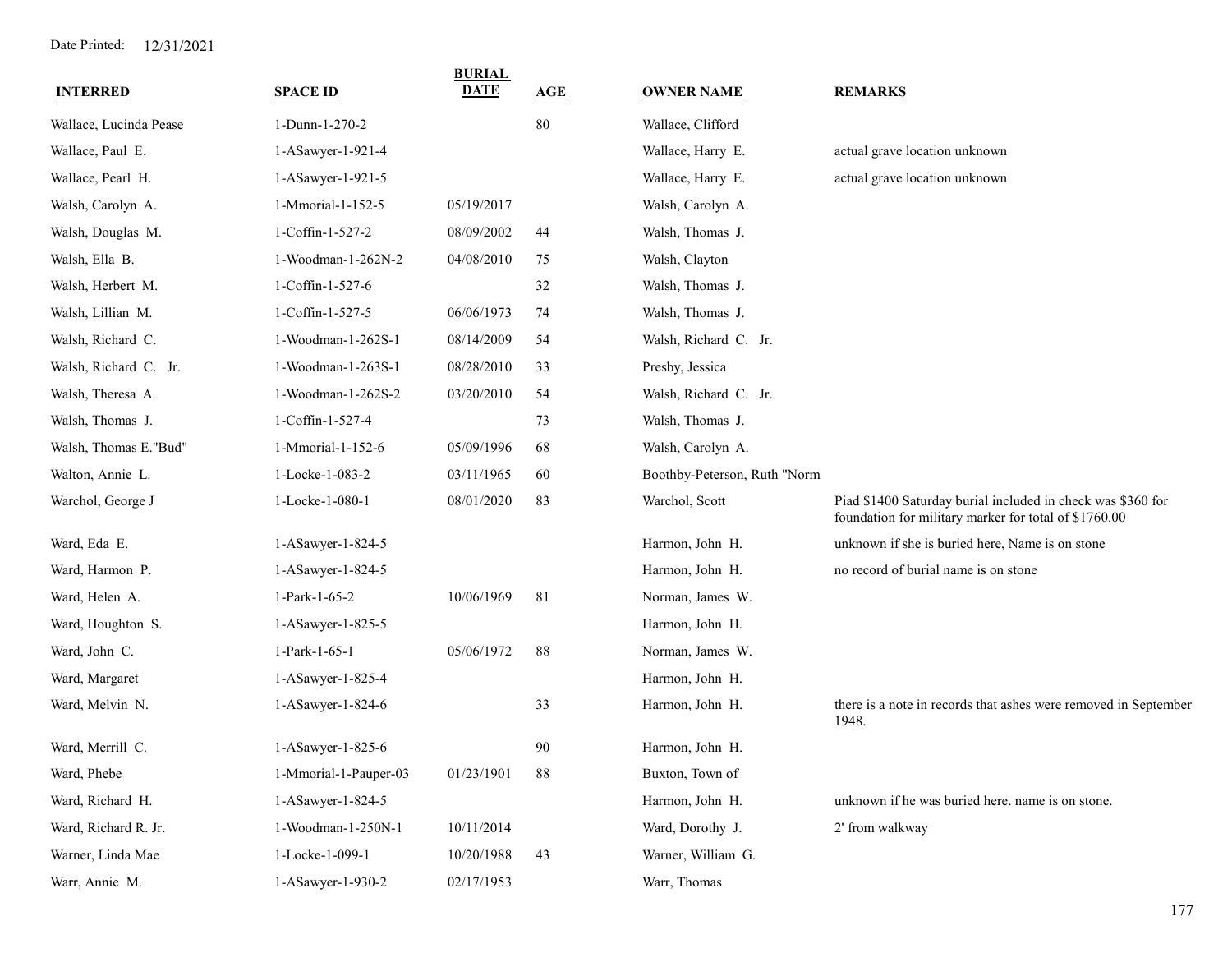Date Printed: 12/31/2021

| INTERRED | SPACE ID | BURIAL DATE | AGE | OWNER NAME | REMARKS |
|---|---|---|---|---|---|
| Wallace, Lucinda Pease | 1-Dunn-1-270-2 | | 80 | Wallace, Clifford | |
| Wallace, Paul E. | 1-ASawyer-1-921-4 | | | Wallace, Harry E. | actual grave location unknown |
| Wallace, Pearl H. | 1-ASawyer-1-921-5 | | | Wallace, Harry E. | actual grave location unknown |
| Walsh, Carolyn A. | 1-Mmorial-1-152-5 | 05/19/2017 | | Walsh, Carolyn A. | |
| Walsh, Douglas M. | 1-Coffin-1-527-2 | 08/09/2002 | 44 | Walsh, Thomas J. | |
| Walsh, Ella B. | 1-Woodman-1-262N-2 | 04/08/2010 | 75 | Walsh, Clayton | |
| Walsh, Herbert M. | 1-Coffin-1-527-6 | | 32 | Walsh, Thomas J. | |
| Walsh, Lillian M. | 1-Coffin-1-527-5 | 06/06/1973 | 74 | Walsh, Thomas J. | |
| Walsh, Richard C. | 1-Woodman-1-262S-1 | 08/14/2009 | 54 | Walsh, Richard C. Jr. | |
| Walsh, Richard C. Jr. | 1-Woodman-1-263S-1 | 08/28/2010 | 33 | Presby, Jessica | |
| Walsh, Theresa A. | 1-Woodman-1-262S-2 | 03/20/2010 | 54 | Walsh, Richard C. Jr. | |
| Walsh, Thomas J. | 1-Coffin-1-527-4 | | 73 | Walsh, Thomas J. | |
| Walsh, Thomas E."Bud" | 1-Mmorial-1-152-6 | 05/09/1996 | 68 | Walsh, Carolyn A. | |
| Walton, Annie L. | 1-Locke-1-083-2 | 03/11/1965 | 60 | Boothby-Peterson, Ruth "Norm | |
| Warchol, George J | 1-Locke-1-080-1 | 08/01/2020 | 83 | Warchol, Scott | Piad $1400 Saturday burial included in check was $360 for foundation for military marker for total of $1760.00 |
| Ward, Eda E. | 1-ASawyer-1-824-5 | | | Harmon, John H. | unknown if she is buried here, Name is on stone |
| Ward, Harmon P. | 1-ASawyer-1-824-5 | | | Harmon, John H. | no record of burial name is on stone |
| Ward, Helen A. | 1-Park-1-65-2 | 10/06/1969 | 81 | Norman, James W. | |
| Ward, Houghton S. | 1-ASawyer-1-825-5 | | | Harmon, John H. | |
| Ward, John C. | 1-Park-1-65-1 | 05/06/1972 | 88 | Norman, James W. | |
| Ward, Margaret | 1-ASawyer-1-825-4 | | | Harmon, John H. | |
| Ward, Melvin N. | 1-ASawyer-1-824-6 | | 33 | Harmon, John H. | there is a note in records that ashes were removed in September 1948. |
| Ward, Merrill C. | 1-ASawyer-1-825-6 | | 90 | Harmon, John H. | |
| Ward, Phebe | 1-Mmorial-1-Pauper-03 | 01/23/1901 | 88 | Buxton, Town of | |
| Ward, Richard H. | 1-ASawyer-1-824-5 | | | Harmon, John H. | unknown if he was buried here. name is on stone. |
| Ward, Richard R. Jr. | 1-Woodman-1-250N-1 | 10/11/2014 | | Ward, Dorothy J. | 2' from walkway |
| Warner, Linda Mae | 1-Locke-1-099-1 | 10/20/1988 | 43 | Warner, William G. | |
| Warr, Annie M. | 1-ASawyer-1-930-2 | 02/17/1953 | | Warr, Thomas | |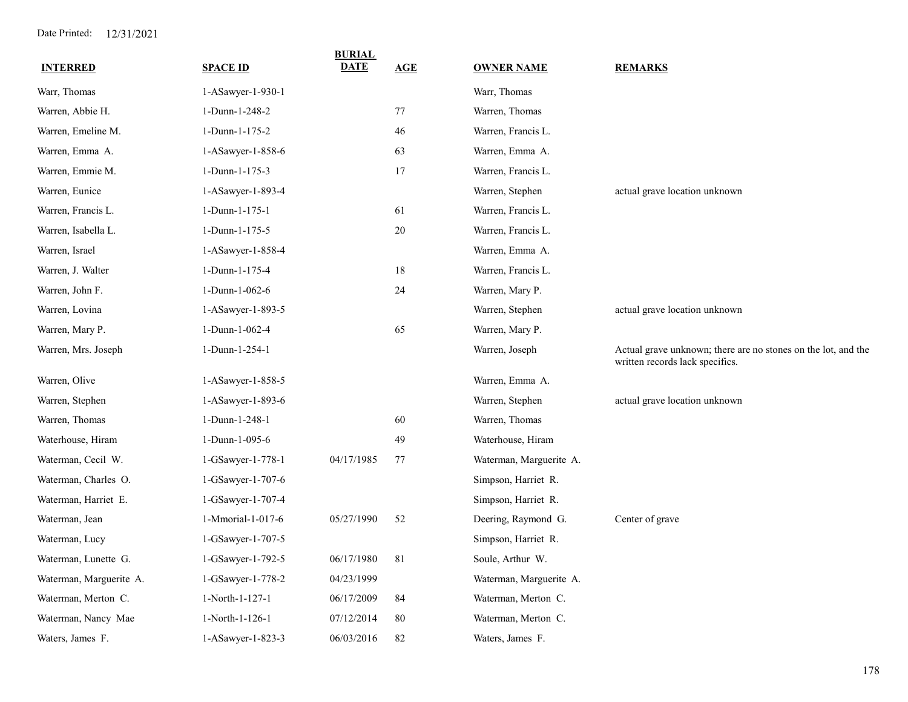Date Printed: 12/31/2021

| INTERRED | SPACE ID | BURIAL DATE | AGE | OWNER NAME | REMARKS |
|---|---|---|---|---|---|
| Warr, Thomas | 1-ASawyer-1-930-1 | | | Warr, Thomas | |
| Warren, Abbie H. | 1-Dunn-1-248-2 | | 77 | Warren, Thomas | |
| Warren, Emeline M. | 1-Dunn-1-175-2 | | 46 | Warren, Francis L. | |
| Warren, Emma A. | 1-ASawyer-1-858-6 | | 63 | Warren, Emma A. | |
| Warren, Emmie M. | 1-Dunn-1-175-3 | | 17 | Warren, Francis L. | |
| Warren, Eunice | 1-ASawyer-1-893-4 | | | Warren, Stephen | actual grave location unknown |
| Warren, Francis L. | 1-Dunn-1-175-1 | | 61 | Warren, Francis L. | |
| Warren, Isabella L. | 1-Dunn-1-175-5 | | 20 | Warren, Francis L. | |
| Warren, Israel | 1-ASawyer-1-858-4 | | | Warren, Emma A. | |
| Warren, J. Walter | 1-Dunn-1-175-4 | | 18 | Warren, Francis L. | |
| Warren, John F. | 1-Dunn-1-062-6 | | 24 | Warren, Mary P. | |
| Warren, Lovina | 1-ASawyer-1-893-5 | | | Warren, Stephen | actual grave location unknown |
| Warren, Mary P. | 1-Dunn-1-062-4 | | 65 | Warren, Mary P. | |
| Warren, Mrs. Joseph | 1-Dunn-1-254-1 | | | Warren, Joseph | Actual grave unknown; there are no stones on the lot, and the written records lack specifics. |
| Warren, Olive | 1-ASawyer-1-858-5 | | | Warren, Emma A. | |
| Warren, Stephen | 1-ASawyer-1-893-6 | | | Warren, Stephen | actual grave location unknown |
| Warren, Thomas | 1-Dunn-1-248-1 | | 60 | Warren, Thomas | |
| Waterhouse, Hiram | 1-Dunn-1-095-6 | | 49 | Waterhouse, Hiram | |
| Waterman, Cecil W. | 1-GSawyer-1-778-1 | 04/17/1985 | 77 | Waterman, Marguerite A. | |
| Waterman, Charles O. | 1-GSawyer-1-707-6 | | | Simpson, Harriet R. | |
| Waterman, Harriet E. | 1-GSawyer-1-707-4 | | | Simpson, Harriet R. | |
| Waterman, Jean | 1-Mmorial-1-017-6 | 05/27/1990 | 52 | Deering, Raymond G. | Center of grave |
| Waterman, Lucy | 1-GSawyer-1-707-5 | | | Simpson, Harriet R. | |
| Waterman, Lunette G. | 1-GSawyer-1-792-5 | 06/17/1980 | 81 | Soule, Arthur W. | |
| Waterman, Marguerite A. | 1-GSawyer-1-778-2 | 04/23/1999 | | Waterman, Marguerite A. | |
| Waterman, Merton C. | 1-North-1-127-1 | 06/17/2009 | 84 | Waterman, Merton C. | |
| Waterman, Nancy Mae | 1-North-1-126-1 | 07/12/2014 | 80 | Waterman, Merton C. | |
| Waters, James F. | 1-ASawyer-1-823-3 | 06/03/2016 | 82 | Waters, James F. | |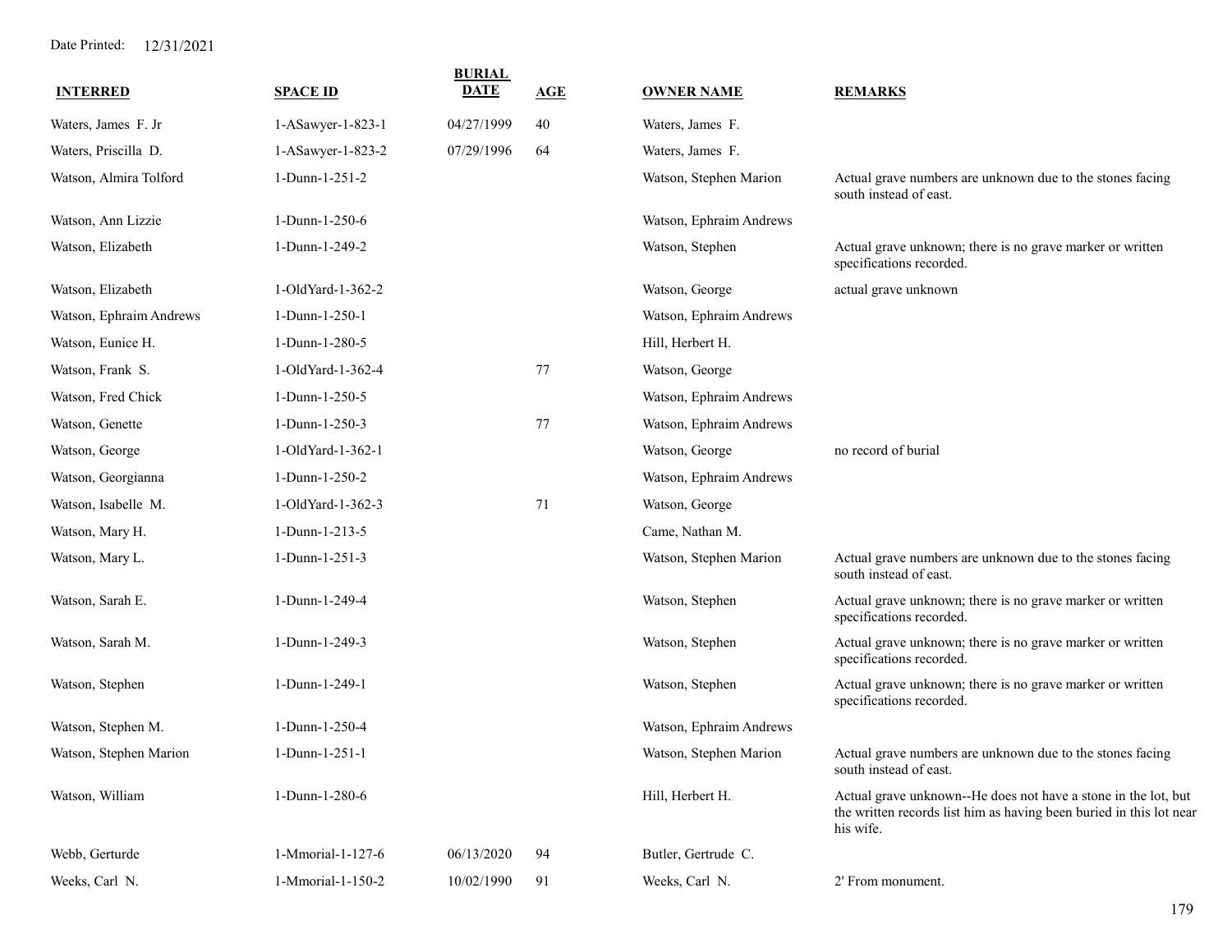Date Printed: 12/31/2021

| INTERRED | SPACE ID | BURIAL DATE | AGE | OWNER NAME | REMARKS |
|---|---|---|---|---|---|
| Waters, James F. Jr | 1-ASawyer-1-823-1 | 04/27/1999 | 40 | Waters, James F. | |
| Waters, Priscilla D. | 1-ASawyer-1-823-2 | 07/29/1996 | 64 | Waters, James F. | |
| Watson, Almira Tolford | 1-Dunn-1-251-2 | | | Watson, Stephen Marion | Actual grave numbers are unknown due to the stones facing south instead of east. |
| Watson, Ann Lizzie | 1-Dunn-1-250-6 | | | Watson, Ephraim Andrews | |
| Watson, Elizabeth | 1-Dunn-1-249-2 | | | Watson, Stephen | Actual grave unknown; there is no grave marker or written specifications recorded. |
| Watson, Elizabeth | 1-OldYard-1-362-2 | | | Watson, George | actual grave unknown |
| Watson, Ephraim Andrews | 1-Dunn-1-250-1 | | | Watson, Ephraim Andrews | |
| Watson, Eunice H. | 1-Dunn-1-280-5 | | | Hill, Herbert H. | |
| Watson, Frank S. | 1-OldYard-1-362-4 | | 77 | Watson, George | |
| Watson, Fred Chick | 1-Dunn-1-250-5 | | | Watson, Ephraim Andrews | |
| Watson, Genette | 1-Dunn-1-250-3 | | 77 | Watson, Ephraim Andrews | |
| Watson, George | 1-OldYard-1-362-1 | | | Watson, George | no record of burial |
| Watson, Georgianna | 1-Dunn-1-250-2 | | | Watson, Ephraim Andrews | |
| Watson, Isabelle M. | 1-OldYard-1-362-3 | | 71 | Watson, George | |
| Watson, Mary H. | 1-Dunn-1-213-5 | | | Came, Nathan M. | |
| Watson, Mary L. | 1-Dunn-1-251-3 | | | Watson, Stephen Marion | Actual grave numbers are unknown due to the stones facing south instead of east. |
| Watson, Sarah E. | 1-Dunn-1-249-4 | | | Watson, Stephen | Actual grave unknown; there is no grave marker or written specifications recorded. |
| Watson, Sarah M. | 1-Dunn-1-249-3 | | | Watson, Stephen | Actual grave unknown; there is no grave marker or written specifications recorded. |
| Watson, Stephen | 1-Dunn-1-249-1 | | | Watson, Stephen | Actual grave unknown; there is no grave marker or written specifications recorded. |
| Watson, Stephen M. | 1-Dunn-1-250-4 | | | Watson, Ephraim Andrews | |
| Watson, Stephen Marion | 1-Dunn-1-251-1 | | | Watson, Stephen Marion | Actual grave numbers are unknown due to the stones facing south instead of east. |
| Watson, William | 1-Dunn-1-280-6 | | | Hill, Herbert H. | Actual grave unknown--He does not have a stone in the lot, but the written records list him as having been buried in this lot near his wife. |
| Webb, Gerturde | 1-Mmorial-1-127-6 | 06/13/2020 | 94 | Butler, Gertrude C. | |
| Weeks, Carl N. | 1-Mmorial-1-150-2 | 10/02/1990 | 91 | Weeks, Carl N. | 2' From monument. |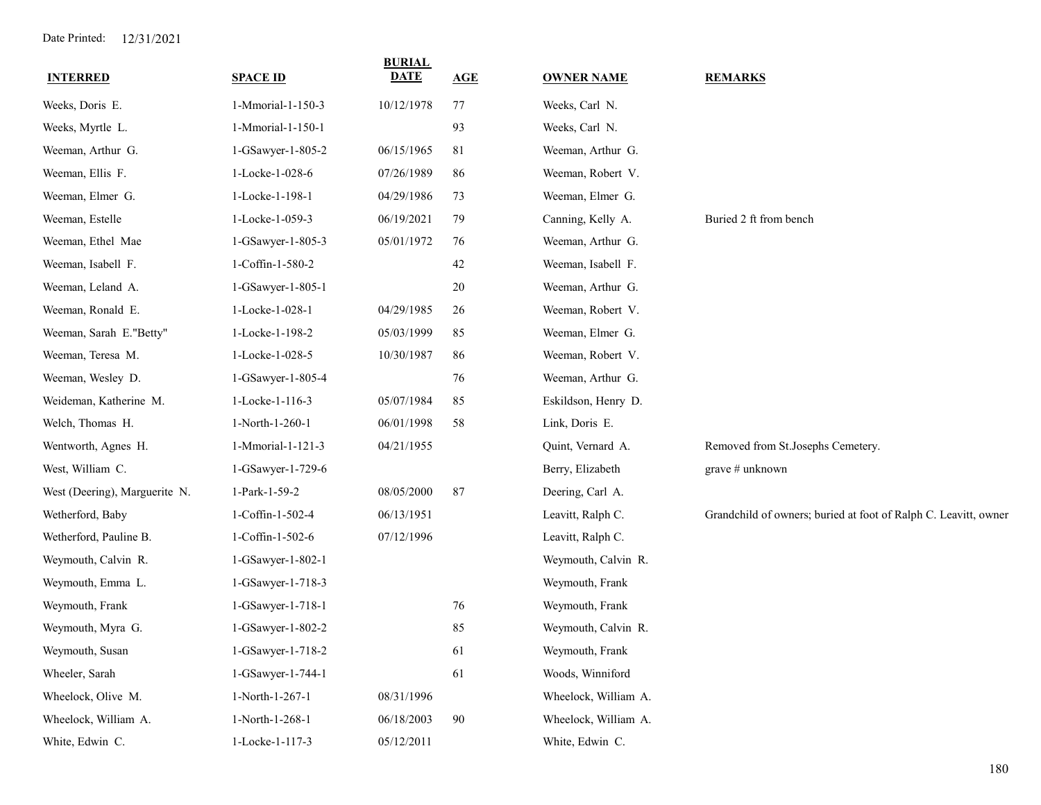Date Printed: 12/31/2021

| INTERRED | SPACE ID | BURIAL DATE | AGE | OWNER NAME | REMARKS |
|---|---|---|---|---|---|
| Weeks, Doris E. | 1-Mmorial-1-150-3 | 10/12/1978 | 77 | Weeks, Carl N. | |
| Weeks, Myrtle L. | 1-Mmorial-1-150-1 | | 93 | Weeks, Carl N. | |
| Weeman, Arthur G. | 1-GSawyer-1-805-2 | 06/15/1965 | 81 | Weeman, Arthur G. | |
| Weeman, Ellis F. | 1-Locke-1-028-6 | 07/26/1989 | 86 | Weeman, Robert V. | |
| Weeman, Elmer G. | 1-Locke-1-198-1 | 04/29/1986 | 73 | Weeman, Elmer G. | |
| Weeman, Estelle | 1-Locke-1-059-3 | 06/19/2021 | 79 | Canning, Kelly A. | Buried 2 ft from bench |
| Weeman, Ethel Mae | 1-GSawyer-1-805-3 | 05/01/1972 | 76 | Weeman, Arthur G. | |
| Weeman, Isabell F. | 1-Coffin-1-580-2 | | 42 | Weeman, Isabell F. | |
| Weeman, Leland A. | 1-GSawyer-1-805-1 | | 20 | Weeman, Arthur G. | |
| Weeman, Ronald E. | 1-Locke-1-028-1 | 04/29/1985 | 26 | Weeman, Robert V. | |
| Weeman, Sarah E."Betty" | 1-Locke-1-198-2 | 05/03/1999 | 85 | Weeman, Elmer G. | |
| Weeman, Teresa M. | 1-Locke-1-028-5 | 10/30/1987 | 86 | Weeman, Robert V. | |
| Weeman, Wesley D. | 1-GSawyer-1-805-4 | | 76 | Weeman, Arthur G. | |
| Weideman, Katherine M. | 1-Locke-1-116-3 | 05/07/1984 | 85 | Eskildson, Henry D. | |
| Welch, Thomas H. | 1-North-1-260-1 | 06/01/1998 | 58 | Link, Doris E. | |
| Wentworth, Agnes H. | 1-Mmorial-1-121-3 | 04/21/1955 | | Quint, Vernard A. | Removed from St.Josephs Cemetery. |
| West, William C. | 1-GSawyer-1-729-6 | | | Berry, Elizabeth | grave # unknown |
| West (Deering), Marguerite N. | 1-Park-1-59-2 | 08/05/2000 | 87 | Deering, Carl A. | |
| Wetherford, Baby | 1-Coffin-1-502-4 | 06/13/1951 | | Leavitt, Ralph C. | Grandchild of owners; buried at foot of Ralph C. Leavitt, owner |
| Wetherford, Pauline B. | 1-Coffin-1-502-6 | 07/12/1996 | | Leavitt, Ralph C. | |
| Weymouth, Calvin R. | 1-GSawyer-1-802-1 | | | Weymouth, Calvin R. | |
| Weymouth, Emma L. | 1-GSawyer-1-718-3 | | | Weymouth, Frank | |
| Weymouth, Frank | 1-GSawyer-1-718-1 | | 76 | Weymouth, Frank | |
| Weymouth, Myra G. | 1-GSawyer-1-802-2 | | 85 | Weymouth, Calvin R. | |
| Weymouth, Susan | 1-GSawyer-1-718-2 | | 61 | Weymouth, Frank | |
| Wheeler, Sarah | 1-GSawyer-1-744-1 | | 61 | Woods, Winniford | |
| Wheelock, Olive M. | 1-North-1-267-1 | 08/31/1996 | | Wheelock, William A. | |
| Wheelock, William A. | 1-North-1-268-1 | 06/18/2003 | 90 | Wheelock, William A. | |
| White, Edwin C. | 1-Locke-1-117-3 | 05/12/2011 | | White, Edwin C. | |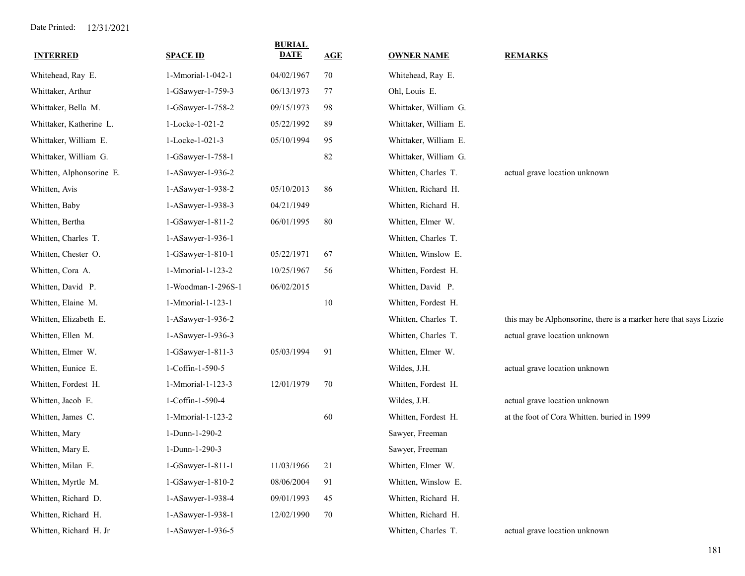Date Printed: 12/31/2021

| INTERRED | SPACE ID | BURIAL DATE | AGE | OWNER NAME | REMARKS |
|---|---|---|---|---|---|
| Whitehead, Ray E. | 1-Mmorial-1-042-1 | 04/02/1967 | 70 | Whitehead, Ray E. | |
| Whittaker, Arthur | 1-GSawyer-1-759-3 | 06/13/1973 | 77 | Ohl, Louis E. | |
| Whittaker, Bella M. | 1-GSawyer-1-758-2 | 09/15/1973 | 98 | Whittaker, William G. | |
| Whittaker, Katherine L. | 1-Locke-1-021-2 | 05/22/1992 | 89 | Whittaker, William E. | |
| Whittaker, William E. | 1-Locke-1-021-3 | 05/10/1994 | 95 | Whittaker, William E. | |
| Whittaker, William G. | 1-GSawyer-1-758-1 | | 82 | Whittaker, William G. | |
| Whitten, Alphonsorine E. | 1-ASawyer-1-936-2 | | | Whitten, Charles T. | actual grave location unknown |
| Whitten, Avis | 1-ASawyer-1-938-2 | 05/10/2013 | 86 | Whitten, Richard H. | |
| Whitten, Baby | 1-ASawyer-1-938-3 | 04/21/1949 | | Whitten, Richard H. | |
| Whitten, Bertha | 1-GSawyer-1-811-2 | 06/01/1995 | 80 | Whitten, Elmer W. | |
| Whitten, Charles T. | 1-ASawyer-1-936-1 | | | Whitten, Charles T. | |
| Whitten, Chester O. | 1-GSawyer-1-810-1 | 05/22/1971 | 67 | Whitten, Winslow E. | |
| Whitten, Cora A. | 1-Mmorial-1-123-2 | 10/25/1967 | 56 | Whitten, Fordest H. | |
| Whitten, David P. | 1-Woodman-1-296S-1 | 06/02/2015 | | Whitten, David P. | |
| Whitten, Elaine M. | 1-Mmorial-1-123-1 | | 10 | Whitten, Fordest H. | |
| Whitten, Elizabeth E. | 1-ASawyer-1-936-2 | | | Whitten, Charles T. | this may be Alphonsorine, there is a marker here that says Lizzie |
| Whitten, Ellen M. | 1-ASawyer-1-936-3 | | | Whitten, Charles T. | actual grave location unknown |
| Whitten, Elmer W. | 1-GSawyer-1-811-3 | 05/03/1994 | 91 | Whitten, Elmer W. | |
| Whitten, Eunice E. | 1-Coffin-1-590-5 | | | Wildes, J.H. | actual grave location unknown |
| Whitten, Fordest H. | 1-Mmorial-1-123-3 | 12/01/1979 | 70 | Whitten, Fordest H. | |
| Whitten, Jacob E. | 1-Coffin-1-590-4 | | | Wildes, J.H. | actual grave location unknown |
| Whitten, James C. | 1-Mmorial-1-123-2 | | 60 | Whitten, Fordest H. | at the foot of Cora Whitten. buried in 1999 |
| Whitten, Mary | 1-Dunn-1-290-2 | | | Sawyer, Freeman | |
| Whitten, Mary E. | 1-Dunn-1-290-3 | | | Sawyer, Freeman | |
| Whitten, Milan E. | 1-GSawyer-1-811-1 | 11/03/1966 | 21 | Whitten, Elmer W. | |
| Whitten, Myrtle M. | 1-GSawyer-1-810-2 | 08/06/2004 | 91 | Whitten, Winslow E. | |
| Whitten, Richard D. | 1-ASawyer-1-938-4 | 09/01/1993 | 45 | Whitten, Richard H. | |
| Whitten, Richard H. | 1-ASawyer-1-938-1 | 12/02/1990 | 70 | Whitten, Richard H. | |
| Whitten, Richard H. Jr | 1-ASawyer-1-936-5 | | | Whitten, Charles T. | actual grave location unknown |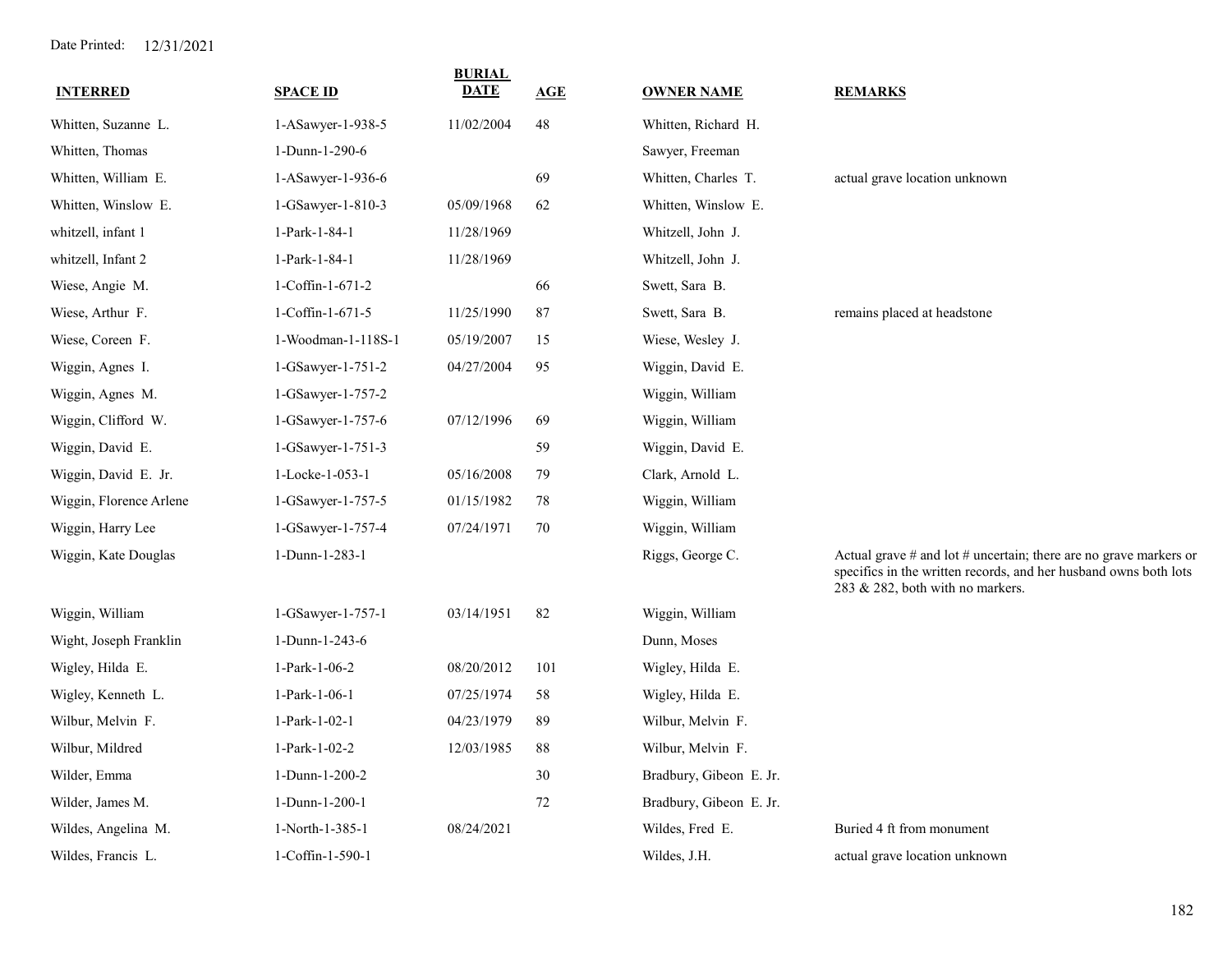Date Printed: 12/31/2021

| INTERRED | SPACE ID | BURIAL DATE | AGE | OWNER NAME | REMARKS |
|---|---|---|---|---|---|
| Whitten, Suzanne L. | 1-ASawyer-1-938-5 | 11/02/2004 | 48 | Whitten, Richard H. | |
| Whitten, Thomas | 1-Dunn-1-290-6 | | | Sawyer, Freeman | |
| Whitten, William E. | 1-ASawyer-1-936-6 | | 69 | Whitten, Charles T. | actual grave location unknown |
| Whitten, Winslow E. | 1-GSawyer-1-810-3 | 05/09/1968 | 62 | Whitten, Winslow E. | |
| whitzell, infant 1 | 1-Park-1-84-1 | 11/28/1969 | | Whitzell, John J. | |
| whitzell, Infant 2 | 1-Park-1-84-1 | 11/28/1969 | | Whitzell, John J. | |
| Wiese, Angie M. | 1-Coffin-1-671-2 | | 66 | Swett, Sara B. | |
| Wiese, Arthur F. | 1-Coffin-1-671-5 | 11/25/1990 | 87 | Swett, Sara B. | remains placed at headstone |
| Wiese, Coreen F. | 1-Woodman-1-118S-1 | 05/19/2007 | 15 | Wiese, Wesley J. | |
| Wiggin, Agnes I. | 1-GSawyer-1-751-2 | 04/27/2004 | 95 | Wiggin, David E. | |
| Wiggin, Agnes M. | 1-GSawyer-1-757-2 | | | Wiggin, William | |
| Wiggin, Clifford W. | 1-GSawyer-1-757-6 | 07/12/1996 | 69 | Wiggin, William | |
| Wiggin, David E. | 1-GSawyer-1-751-3 | | 59 | Wiggin, David E. | |
| Wiggin, David E. Jr. | 1-Locke-1-053-1 | 05/16/2008 | 79 | Clark, Arnold L. | |
| Wiggin, Florence Arlene | 1-GSawyer-1-757-5 | 01/15/1982 | 78 | Wiggin, William | |
| Wiggin, Harry Lee | 1-GSawyer-1-757-4 | 07/24/1971 | 70 | Wiggin, William | |
| Wiggin, Kate Douglas | 1-Dunn-1-283-1 | | | Riggs, George C. | Actual grave # and lot # uncertain; there are no grave markers or specifics in the written records, and her husband owns both lots 283 & 282, both with no markers. |
| Wiggin, William | 1-GSawyer-1-757-1 | 03/14/1951 | 82 | Wiggin, William | |
| Wight, Joseph Franklin | 1-Dunn-1-243-6 | | | Dunn, Moses | |
| Wigley, Hilda E. | 1-Park-1-06-2 | 08/20/2012 | 101 | Wigley, Hilda E. | |
| Wigley, Kenneth L. | 1-Park-1-06-1 | 07/25/1974 | 58 | Wigley, Hilda E. | |
| Wilbur, Melvin F. | 1-Park-1-02-1 | 04/23/1979 | 89 | Wilbur, Melvin F. | |
| Wilbur, Mildred | 1-Park-1-02-2 | 12/03/1985 | 88 | Wilbur, Melvin F. | |
| Wilder, Emma | 1-Dunn-1-200-2 | | 30 | Bradbury, Gibeon E. Jr. | |
| Wilder, James M. | 1-Dunn-1-200-1 | | 72 | Bradbury, Gibeon E. Jr. | |
| Wildes, Angelina M. | 1-North-1-385-1 | 08/24/2021 | | Wildes, Fred E. | Buried 4 ft from monument |
| Wildes, Francis L. | 1-Coffin-1-590-1 | | | Wildes, J.H. | actual grave location unknown |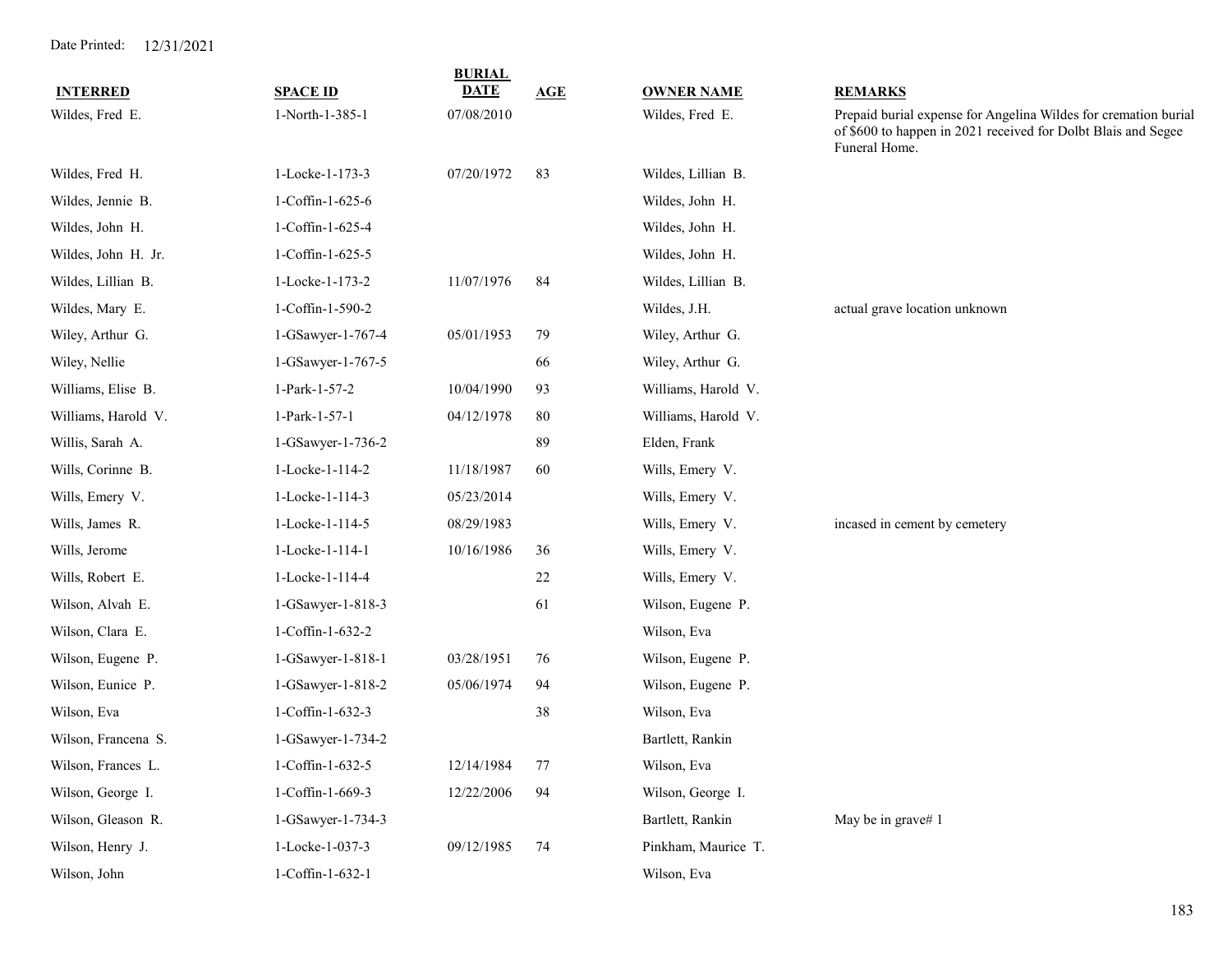Date Printed: 12/31/2021

| INTERRED | SPACE ID | BURIAL DATE | AGE | OWNER NAME | REMARKS |
|---|---|---|---|---|---|
| Wildes, Fred E. | 1-North-1-385-1 | 07/08/2010 | | Wildes, Fred E. | Prepaid burial expense for Angelina Wildes for cremation burial of $600 to happen in 2021 received for Dolbt Blais and Segee Funeral Home. |
| Wildes, Fred H. | 1-Locke-1-173-3 | 07/20/1972 | 83 | Wildes, Lillian B. | |
| Wildes, Jennie B. | 1-Coffin-1-625-6 | | | Wildes, John H. | |
| Wildes, John H. | 1-Coffin-1-625-4 | | | Wildes, John H. | |
| Wildes, John H. Jr. | 1-Coffin-1-625-5 | | | Wildes, John H. | |
| Wildes, Lillian B. | 1-Locke-1-173-2 | 11/07/1976 | 84 | Wildes, Lillian B. | |
| Wildes, Mary E. | 1-Coffin-1-590-2 | | | Wildes, J.H. | actual grave location unknown |
| Wiley, Arthur G. | 1-GSawyer-1-767-4 | 05/01/1953 | 79 | Wiley, Arthur G. | |
| Wiley, Nellie | 1-GSawyer-1-767-5 | | 66 | Wiley, Arthur G. | |
| Williams, Elise B. | 1-Park-1-57-2 | 10/04/1990 | 93 | Williams, Harold V. | |
| Williams, Harold V. | 1-Park-1-57-1 | 04/12/1978 | 80 | Williams, Harold V. | |
| Willis, Sarah A. | 1-GSawyer-1-736-2 | | 89 | Elden, Frank | |
| Wills, Corinne B. | 1-Locke-1-114-2 | 11/18/1987 | 60 | Wills, Emery V. | |
| Wills, Emery V. | 1-Locke-1-114-3 | 05/23/2014 | | Wills, Emery V. | |
| Wills, James R. | 1-Locke-1-114-5 | 08/29/1983 | | Wills, Emery V. | incased in cement by cemetery |
| Wills, Jerome | 1-Locke-1-114-1 | 10/16/1986 | 36 | Wills, Emery V. | |
| Wills, Robert E. | 1-Locke-1-114-4 | | 22 | Wills, Emery V. | |
| Wilson, Alvah E. | 1-GSawyer-1-818-3 | | 61 | Wilson, Eugene P. | |
| Wilson, Clara E. | 1-Coffin-1-632-2 | | | Wilson, Eva | |
| Wilson, Eugene P. | 1-GSawyer-1-818-1 | 03/28/1951 | 76 | Wilson, Eugene P. | |
| Wilson, Eunice P. | 1-GSawyer-1-818-2 | 05/06/1974 | 94 | Wilson, Eugene P. | |
| Wilson, Eva | 1-Coffin-1-632-3 | | 38 | Wilson, Eva | |
| Wilson, Francena S. | 1-GSawyer-1-734-2 | | | Bartlett, Rankin | |
| Wilson, Frances L. | 1-Coffin-1-632-5 | 12/14/1984 | 77 | Wilson, Eva | |
| Wilson, George I. | 1-Coffin-1-669-3 | 12/22/2006 | 94 | Wilson, George I. | |
| Wilson, Gleason R. | 1-GSawyer-1-734-3 | | | Bartlett, Rankin | May be in grave# 1 |
| Wilson, Henry J. | 1-Locke-1-037-3 | 09/12/1985 | 74 | Pinkham, Maurice T. | |
| Wilson, John | 1-Coffin-1-632-1 | | | Wilson, Eva | |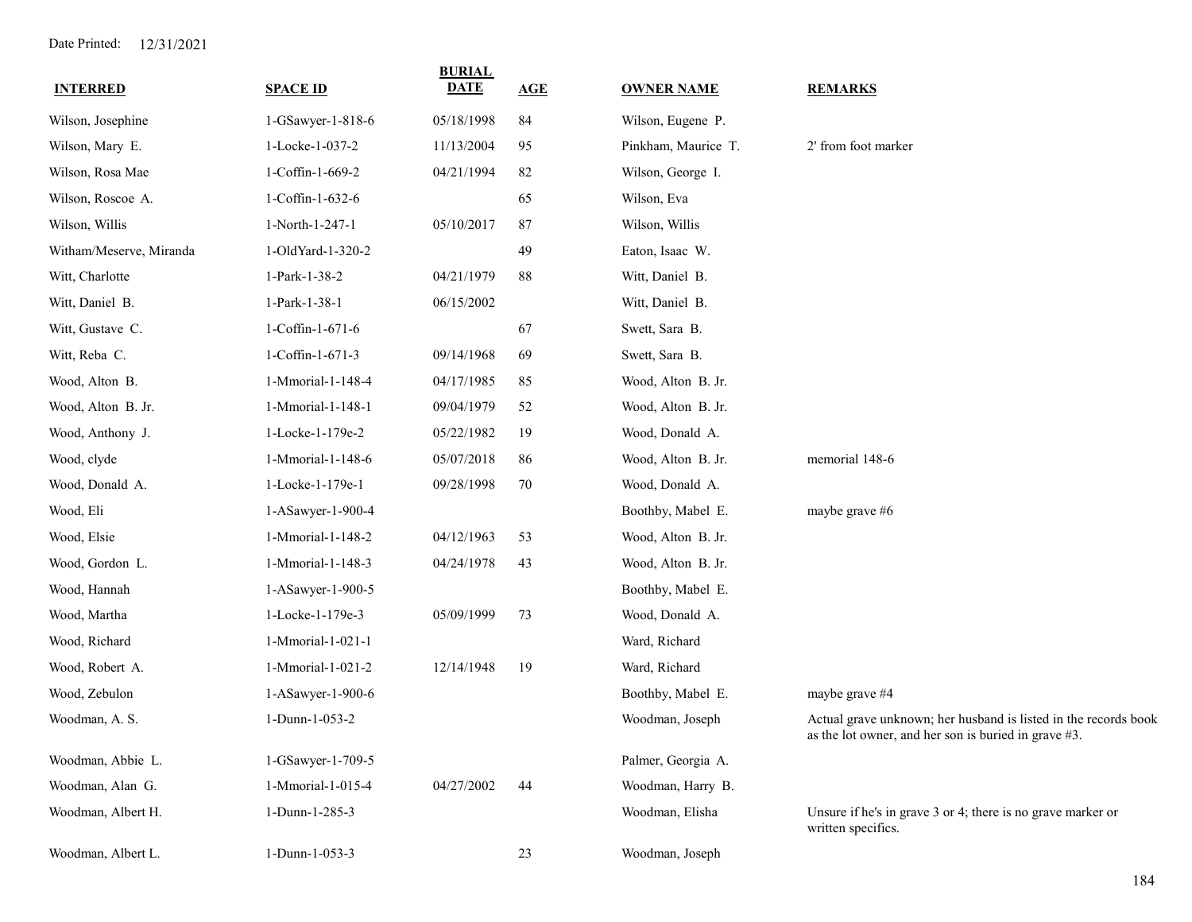Date Printed: 12/31/2021

| INTERRED | SPACE ID | BURIAL DATE | AGE | OWNER NAME | REMARKS |
|---|---|---|---|---|---|
| Wilson, Josephine | 1-GSawyer-1-818-6 | 05/18/1998 | 84 | Wilson, Eugene P. | |
| Wilson, Mary E. | 1-Locke-1-037-2 | 11/13/2004 | 95 | Pinkham, Maurice T. | 2' from foot marker |
| Wilson, Rosa Mae | 1-Coffin-1-669-2 | 04/21/1994 | 82 | Wilson, George I. | |
| Wilson, Roscoe A. | 1-Coffin-1-632-6 | | 65 | Wilson, Eva | |
| Wilson, Willis | 1-North-1-247-1 | 05/10/2017 | 87 | Wilson, Willis | |
| Witham/Meserve, Miranda | 1-OldYard-1-320-2 | | 49 | Eaton, Isaac W. | |
| Witt, Charlotte | 1-Park-1-38-2 | 04/21/1979 | 88 | Witt, Daniel B. | |
| Witt, Daniel B. | 1-Park-1-38-1 | 06/15/2002 | | Witt, Daniel B. | |
| Witt, Gustave C. | 1-Coffin-1-671-6 | | 67 | Swett, Sara B. | |
| Witt, Reba C. | 1-Coffin-1-671-3 | 09/14/1968 | 69 | Swett, Sara B. | |
| Wood, Alton B. | 1-Mmorial-1-148-4 | 04/17/1985 | 85 | Wood, Alton B. Jr. | |
| Wood, Alton B. Jr. | 1-Mmorial-1-148-1 | 09/04/1979 | 52 | Wood, Alton B. Jr. | |
| Wood, Anthony J. | 1-Locke-1-179e-2 | 05/22/1982 | 19 | Wood, Donald A. | |
| Wood, clyde | 1-Mmorial-1-148-6 | 05/07/2018 | 86 | Wood, Alton B. Jr. | memorial 148-6 |
| Wood, Donald A. | 1-Locke-1-179e-1 | 09/28/1998 | 70 | Wood, Donald A. | |
| Wood, Eli | 1-ASawyer-1-900-4 | | | Boothby, Mabel E. | maybe grave #6 |
| Wood, Elsie | 1-Mmorial-1-148-2 | 04/12/1963 | 53 | Wood, Alton B. Jr. | |
| Wood, Gordon L. | 1-Mmorial-1-148-3 | 04/24/1978 | 43 | Wood, Alton B. Jr. | |
| Wood, Hannah | 1-ASawyer-1-900-5 | | | Boothby, Mabel E. | |
| Wood, Martha | 1-Locke-1-179e-3 | 05/09/1999 | 73 | Wood, Donald A. | |
| Wood, Richard | 1-Mmorial-1-021-1 | | | Ward, Richard | |
| Wood, Robert A. | 1-Mmorial-1-021-2 | 12/14/1948 | 19 | Ward, Richard | |
| Wood, Zebulon | 1-ASawyer-1-900-6 | | | Boothby, Mabel E. | maybe grave #4 |
| Woodman, A. S. | 1-Dunn-1-053-2 | | | Woodman, Joseph | Actual grave unknown; her husband is listed in the records book as the lot owner, and her son is buried in grave #3. |
| Woodman, Abbie L. | 1-GSawyer-1-709-5 | | | Palmer, Georgia A. | |
| Woodman, Alan G. | 1-Mmorial-1-015-4 | 04/27/2002 | 44 | Woodman, Harry B. | |
| Woodman, Albert H. | 1-Dunn-1-285-3 | | | Woodman, Elisha | Unsure if he's in grave 3 or 4; there is no grave marker or written specifics. |
| Woodman, Albert L. | 1-Dunn-1-053-3 | | 23 | Woodman, Joseph | |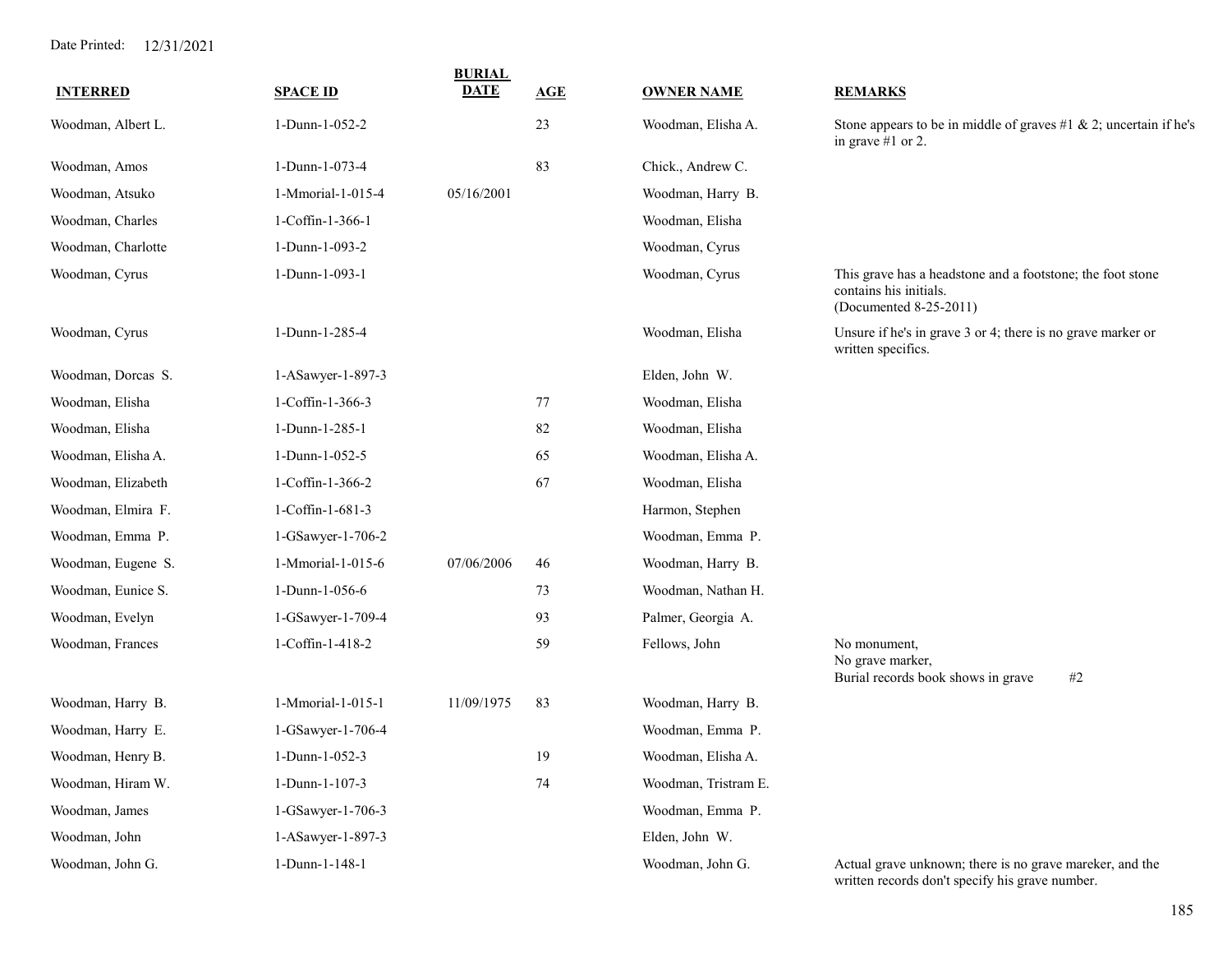Date Printed: 12/31/2021

| INTERRED | SPACE ID | BURIAL DATE | AGE | OWNER NAME | REMARKS |
|---|---|---|---|---|---|
| Woodman, Albert L. | 1-Dunn-1-052-2 | | 23 | Woodman, Elisha A. | Stone appears to be in middle of graves #1 & 2; uncertain if he's in grave #1 or 2. |
| Woodman, Amos | 1-Dunn-1-073-4 | | 83 | Chick., Andrew C. | |
| Woodman, Atsuko | 1-Mmorial-1-015-4 | 05/16/2001 | | Woodman, Harry B. | |
| Woodman, Charles | 1-Coffin-1-366-1 | | | Woodman, Elisha | |
| Woodman, Charlotte | 1-Dunn-1-093-2 | | | Woodman, Cyrus | |
| Woodman, Cyrus | 1-Dunn-1-093-1 | | | Woodman, Cyrus | This grave has a headstone and a footstone; the foot stone contains his initials. (Documented 8-25-2011) |
| Woodman, Cyrus | 1-Dunn-1-285-4 | | | Woodman, Elisha | Unsure if he's in grave 3 or 4; there is no grave marker or written specifics. |
| Woodman, Dorcas S. | 1-ASawyer-1-897-3 | | | Elden, John W. | |
| Woodman, Elisha | 1-Coffin-1-366-3 | | 77 | Woodman, Elisha | |
| Woodman, Elisha | 1-Dunn-1-285-1 | | 82 | Woodman, Elisha | |
| Woodman, Elisha A. | 1-Dunn-1-052-5 | | 65 | Woodman, Elisha A. | |
| Woodman, Elizabeth | 1-Coffin-1-366-2 | | 67 | Woodman, Elisha | |
| Woodman, Elmira F. | 1-Coffin-1-681-3 | | | Harmon, Stephen | |
| Woodman, Emma P. | 1-GSawyer-1-706-2 | | | Woodman, Emma P. | |
| Woodman, Eugene S. | 1-Mmorial-1-015-6 | 07/06/2006 | 46 | Woodman, Harry B. | |
| Woodman, Eunice S. | 1-Dunn-1-056-6 | | 73 | Woodman, Nathan H. | |
| Woodman, Evelyn | 1-GSawyer-1-709-4 | | 93 | Palmer, Georgia A. | |
| Woodman, Frances | 1-Coffin-1-418-2 | | 59 | Fellows, John | No monument, No grave marker, Burial records book shows in grave #2 |
| Woodman, Harry B. | 1-Mmorial-1-015-1 | 11/09/1975 | 83 | Woodman, Harry B. | |
| Woodman, Harry E. | 1-GSawyer-1-706-4 | | | Woodman, Emma P. | |
| Woodman, Henry B. | 1-Dunn-1-052-3 | | 19 | Woodman, Elisha A. | |
| Woodman, Hiram W. | 1-Dunn-1-107-3 | | 74 | Woodman, Tristram E. | |
| Woodman, James | 1-GSawyer-1-706-3 | | | Woodman, Emma P. | |
| Woodman, John | 1-ASawyer-1-897-3 | | | Elden, John W. | |
| Woodman, John G. | 1-Dunn-1-148-1 | | | Woodman, John G. | Actual grave unknown; there is no grave mareker, and the written records don't specify his grave number. |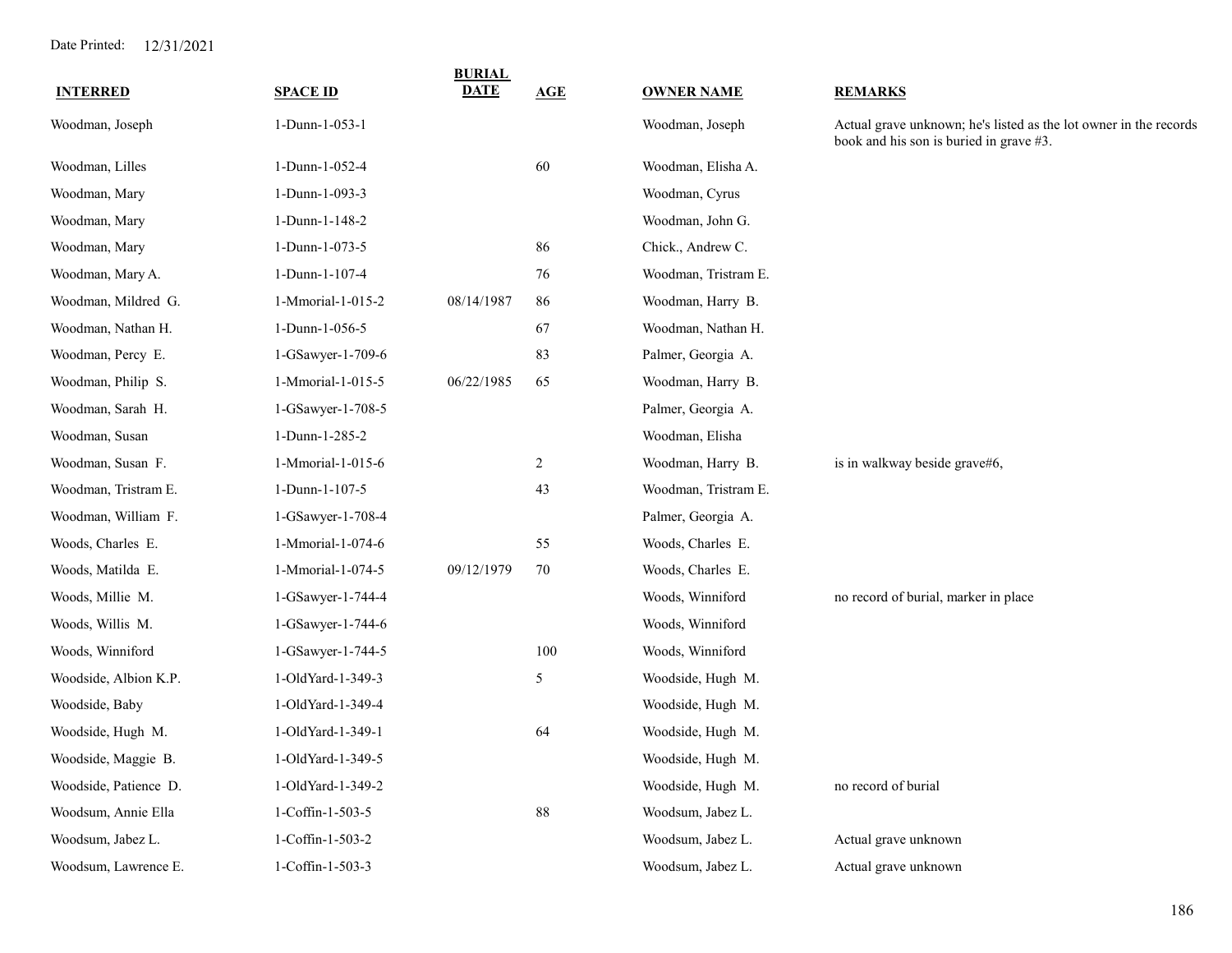Date Printed: 12/31/2021

| INTERRED | SPACE ID | BURIAL DATE | AGE | OWNER NAME | REMARKS |
|---|---|---|---|---|---|
| Woodman, Joseph | 1-Dunn-1-053-1 | | | Woodman, Joseph | Actual grave unknown; he's listed as the lot owner in the records book and his son is buried in grave #3. |
| Woodman, Lilles | 1-Dunn-1-052-4 | | 60 | Woodman, Elisha A. | |
| Woodman, Mary | 1-Dunn-1-093-3 | | | Woodman, Cyrus | |
| Woodman, Mary | 1-Dunn-1-148-2 | | | Woodman, John G. | |
| Woodman, Mary | 1-Dunn-1-073-5 | | 86 | Chick., Andrew C. | |
| Woodman, Mary A. | 1-Dunn-1-107-4 | | 76 | Woodman, Tristram E. | |
| Woodman, Mildred G. | 1-Mmorial-1-015-2 | 08/14/1987 | 86 | Woodman, Harry B. | |
| Woodman, Nathan H. | 1-Dunn-1-056-5 | | 67 | Woodman, Nathan H. | |
| Woodman, Percy E. | 1-GSawyer-1-709-6 | | 83 | Palmer, Georgia A. | |
| Woodman, Philip S. | 1-Mmorial-1-015-5 | 06/22/1985 | 65 | Woodman, Harry B. | |
| Woodman, Sarah H. | 1-GSawyer-1-708-5 | | | Palmer, Georgia A. | |
| Woodman, Susan | 1-Dunn-1-285-2 | | | Woodman, Elisha | |
| Woodman, Susan F. | 1-Mmorial-1-015-6 | | 2 | Woodman, Harry B. | is in walkway beside grave#6, |
| Woodman, Tristram E. | 1-Dunn-1-107-5 | | 43 | Woodman, Tristram E. | |
| Woodman, William F. | 1-GSawyer-1-708-4 | | | Palmer, Georgia A. | |
| Woods, Charles E. | 1-Mmorial-1-074-6 | | 55 | Woods, Charles E. | |
| Woods, Matilda E. | 1-Mmorial-1-074-5 | 09/12/1979 | 70 | Woods, Charles E. | |
| Woods, Millie M. | 1-GSawyer-1-744-4 | | | Woods, Winniford | no record of burial, marker in place |
| Woods, Willis M. | 1-GSawyer-1-744-6 | | | Woods, Winniford | |
| Woods, Winniford | 1-GSawyer-1-744-5 | | 100 | Woods, Winniford | |
| Woodside, Albion K.P. | 1-OldYard-1-349-3 | | 5 | Woodside, Hugh M. | |
| Woodside, Baby | 1-OldYard-1-349-4 | | | Woodside, Hugh M. | |
| Woodside, Hugh M. | 1-OldYard-1-349-1 | | 64 | Woodside, Hugh M. | |
| Woodside, Maggie B. | 1-OldYard-1-349-5 | | | Woodside, Hugh M. | |
| Woodside, Patience D. | 1-OldYard-1-349-2 | | | Woodside, Hugh M. | no record of burial |
| Woodsum, Annie Ella | 1-Coffin-1-503-5 | | 88 | Woodsum, Jabez L. | |
| Woodsum, Jabez L. | 1-Coffin-1-503-2 | | | Woodsum, Jabez L. | Actual grave unknown |
| Woodsum, Lawrence E. | 1-Coffin-1-503-3 | | | Woodsum, Jabez L. | Actual grave unknown |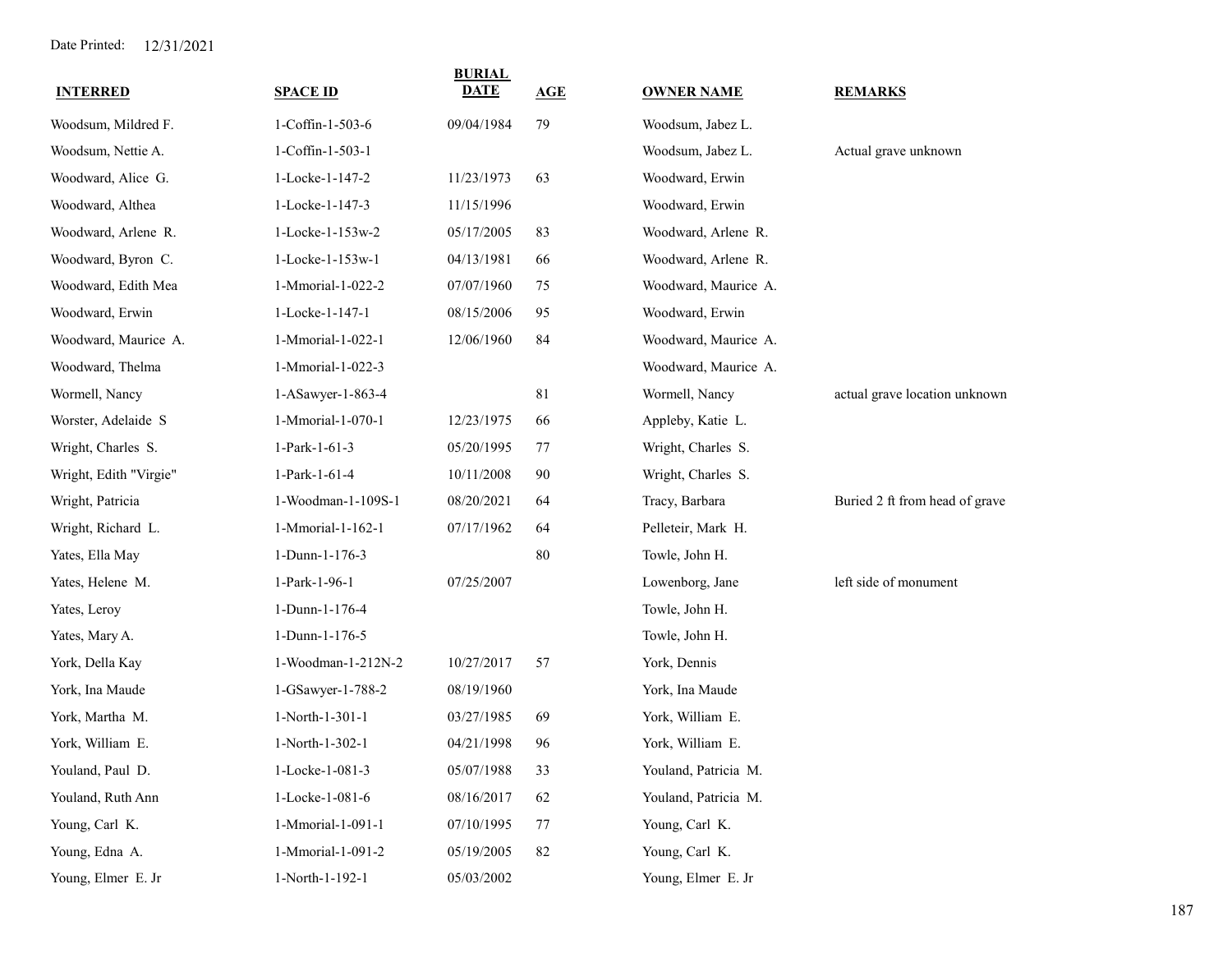Date Printed: 12/31/2021

| INTERRED | SPACE ID | BURIAL DATE | AGE | OWNER NAME | REMARKS |
|---|---|---|---|---|---|
| Woodsum, Mildred F. | 1-Coffin-1-503-6 | 09/04/1984 | 79 | Woodsum, Jabez L. | |
| Woodsum, Nettie A. | 1-Coffin-1-503-1 | | | Woodsum, Jabez L. | Actual grave unknown |
| Woodward, Alice G. | 1-Locke-1-147-2 | 11/23/1973 | 63 | Woodward, Erwin | |
| Woodward, Althea | 1-Locke-1-147-3 | 11/15/1996 | | Woodward, Erwin | |
| Woodward, Arlene R. | 1-Locke-1-153w-2 | 05/17/2005 | 83 | Woodward, Arlene R. | |
| Woodward, Byron C. | 1-Locke-1-153w-1 | 04/13/1981 | 66 | Woodward, Arlene R. | |
| Woodward, Edith Mea | 1-Mmorial-1-022-2 | 07/07/1960 | 75 | Woodward, Maurice A. | |
| Woodward, Erwin | 1-Locke-1-147-1 | 08/15/2006 | 95 | Woodward, Erwin | |
| Woodward, Maurice A. | 1-Mmorial-1-022-1 | 12/06/1960 | 84 | Woodward, Maurice A. | |
| Woodward, Thelma | 1-Mmorial-1-022-3 | | | Woodward, Maurice A. | |
| Wormell, Nancy | 1-ASawyer-1-863-4 | | 81 | Wormell, Nancy | actual grave location unknown |
| Worster, Adelaide S | 1-Mmorial-1-070-1 | 12/23/1975 | 66 | Appleby, Katie L. | |
| Wright, Charles S. | 1-Park-1-61-3 | 05/20/1995 | 77 | Wright, Charles S. | |
| Wright, Edith "Virgie" | 1-Park-1-61-4 | 10/11/2008 | 90 | Wright, Charles S. | |
| Wright, Patricia | 1-Woodman-1-109S-1 | 08/20/2021 | 64 | Tracy, Barbara | Buried 2 ft from head of grave |
| Wright, Richard L. | 1-Mmorial-1-162-1 | 07/17/1962 | 64 | Pelleteir, Mark H. | |
| Yates, Ella May | 1-Dunn-1-176-3 | | 80 | Towle, John H. | |
| Yates, Helene M. | 1-Park-1-96-1 | 07/25/2007 | | Lowenborg, Jane | left side of monument |
| Yates, Leroy | 1-Dunn-1-176-4 | | | Towle, John H. | |
| Yates, Mary A. | 1-Dunn-1-176-5 | | | Towle, John H. | |
| York, Della Kay | 1-Woodman-1-212N-2 | 10/27/2017 | 57 | York, Dennis | |
| York, Ina Maude | 1-GSawyer-1-788-2 | 08/19/1960 | | York, Ina Maude | |
| York, Martha M. | 1-North-1-301-1 | 03/27/1985 | 69 | York, William E. | |
| York, William E. | 1-North-1-302-1 | 04/21/1998 | 96 | York, William E. | |
| Youland, Paul D. | 1-Locke-1-081-3 | 05/07/1988 | 33 | Youland, Patricia M. | |
| Youland, Ruth Ann | 1-Locke-1-081-6 | 08/16/2017 | 62 | Youland, Patricia M. | |
| Young, Carl K. | 1-Mmorial-1-091-1 | 07/10/1995 | 77 | Young, Carl K. | |
| Young, Edna A. | 1-Mmorial-1-091-2 | 05/19/2005 | 82 | Young, Carl K. | |
| Young, Elmer E. Jr | 1-North-1-192-1 | 05/03/2002 | | Young, Elmer E. Jr | |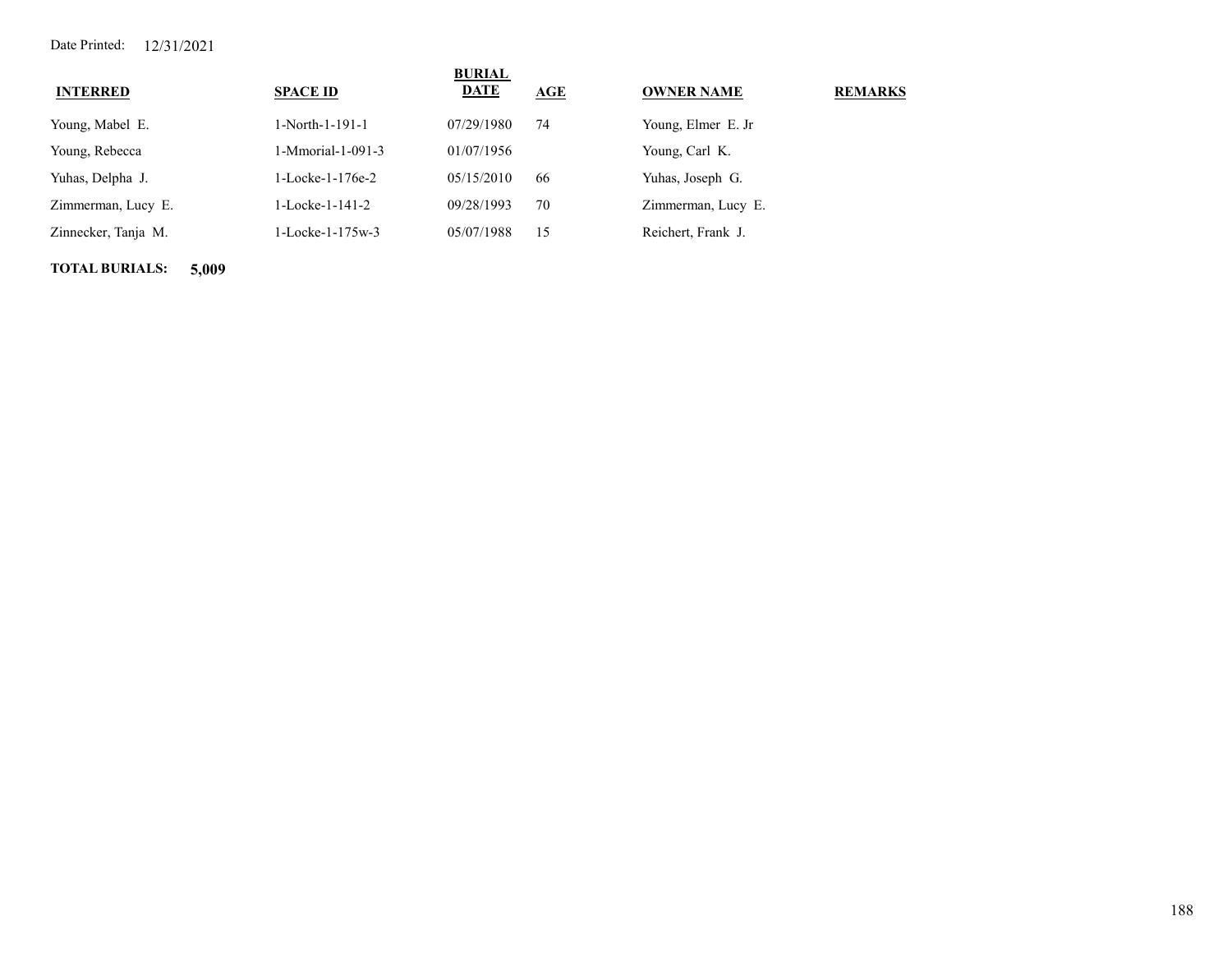Date Printed: 12/31/2021

| INTERRED | SPACE ID | BURIAL DATE | AGE | OWNER NAME | REMARKS |
|---|---|---|---|---|---|
| Young, Mabel E. | 1-North-1-191-1 | 07/29/1980 | 74 | Young, Elmer E. Jr | |
| Young, Rebecca | 1-Mmorial-1-091-3 | 01/07/1956 | | Young, Carl K. | |
| Yuhas, Delpha J. | 1-Locke-1-176e-2 | 05/15/2010 | 66 | Yuhas, Joseph G. | |
| Zimmerman, Lucy E. | 1-Locke-1-141-2 | 09/28/1993 | 70 | Zimmerman, Lucy E. | |
| Zinnecker, Tanja M. | 1-Locke-1-175w-3 | 05/07/1988 | 15 | Reichert, Frank J. | |

**TOTAL BURIALS: 5,009**